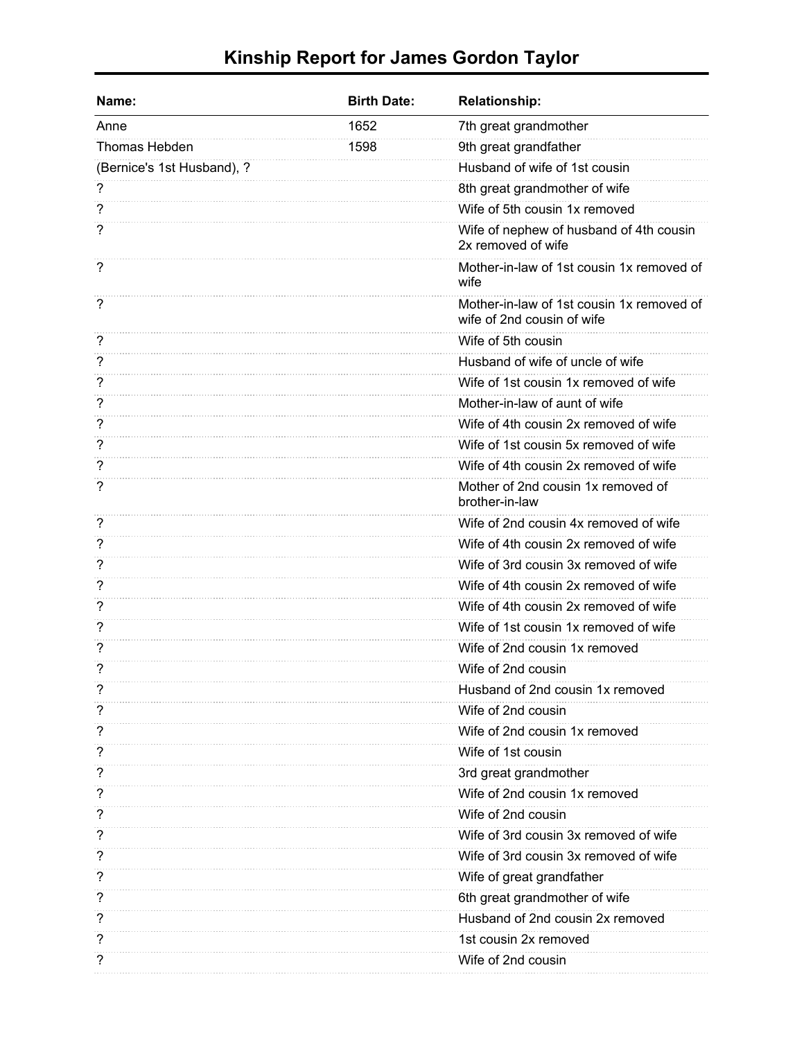# Kinship Report for James Gordon Taylor

| Name: | Birth Date: | Relationship: |
|---|---|---|
| Anne | 1652 | 7th great grandmother |
| Thomas Hebden | 1598 | 9th great grandfather |
| (Bernice's 1st Husband), ? | | Husband of wife of 1st cousin |
| ? | | 8th great grandmother of wife |
| ? | | Wife of 5th cousin 1x removed |
| ? | | Wife of nephew of husband of 4th cousin 2x removed of wife |
| ? | | Mother-in-law of 1st cousin 1x removed of wife |
| ? | | Mother-in-law of 1st cousin 1x removed of wife of 2nd cousin of wife |
| ? | | Wife of 5th cousin |
| ? | | Husband of wife of uncle of wife |
| ? | | Wife of 1st cousin 1x removed of wife |
| ? | | Mother-in-law of aunt of wife |
| ? | | Wife of 4th cousin 2x removed of wife |
| ? | | Wife of 1st cousin 5x removed of wife |
| ? | | Wife of 4th cousin 2x removed of wife |
| ? | | Mother of 2nd cousin 1x removed of brother-in-law |
| ? | | Wife of 2nd cousin 4x removed of wife |
| ? | | Wife of 4th cousin 2x removed of wife |
| ? | | Wife of 3rd cousin 3x removed of wife |
| ? | | Wife of 4th cousin 2x removed of wife |
| ? | | Wife of 4th cousin 2x removed of wife |
| ? | | Wife of 1st cousin 1x removed of wife |
| ? | | Wife of 2nd cousin 1x removed |
| ? | | Wife of 2nd cousin |
| ? | | Husband of 2nd cousin 1x removed |
| ? | | Wife of 2nd cousin |
| ? | | Wife of 2nd cousin 1x removed |
| ? | | Wife of 1st cousin |
| ? | | 3rd great grandmother |
| ? | | Wife of 2nd cousin 1x removed |
| ? | | Wife of 2nd cousin |
| ? | | Wife of 3rd cousin 3x removed of wife |
| ? | | Wife of 3rd cousin 3x removed of wife |
| ? | | Wife of great grandfather |
| ? | | 6th great grandmother of wife |
| ? | | Husband of 2nd cousin 2x removed |
| ? | | 1st cousin 2x removed |
| ? | | Wife of 2nd cousin |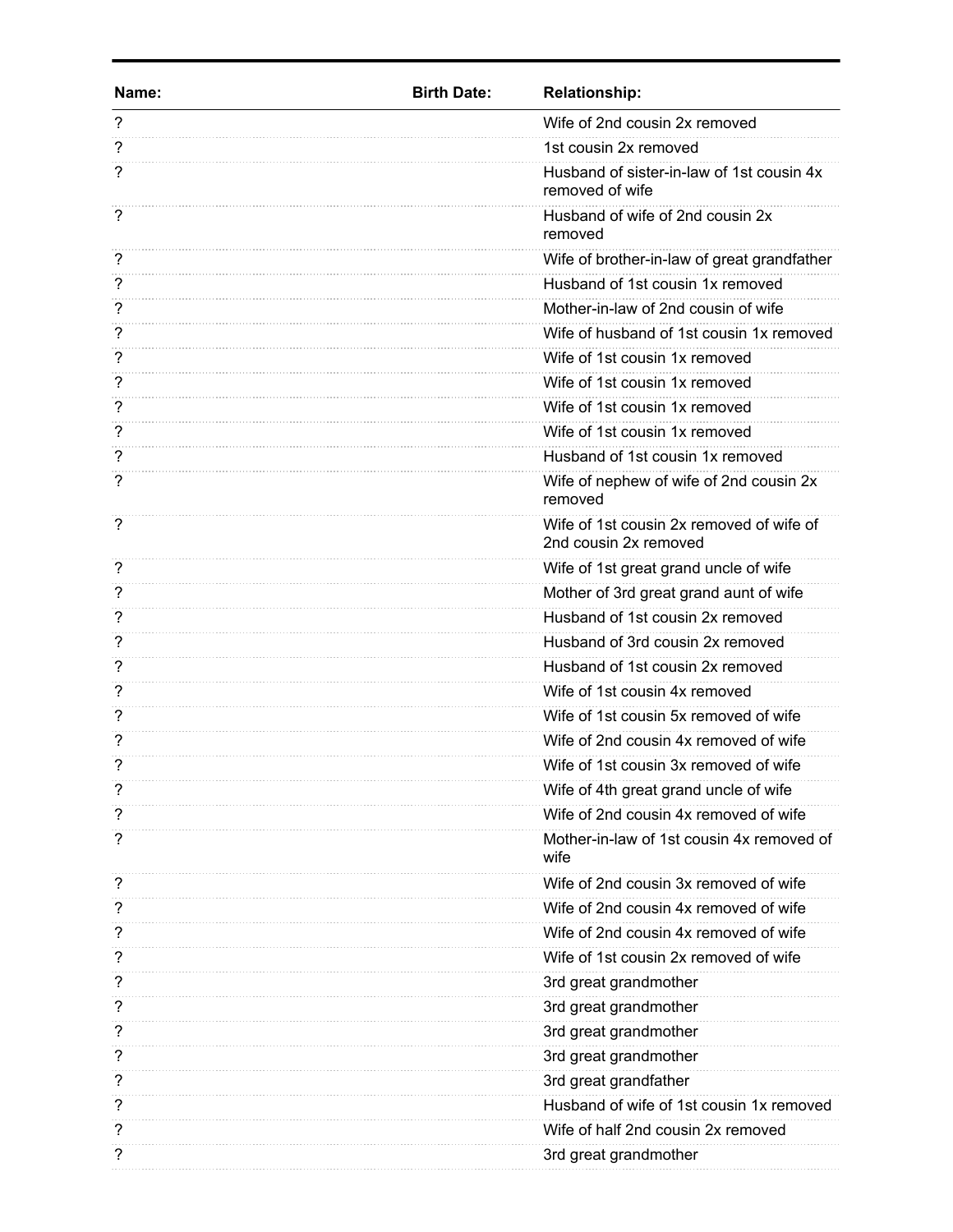| Name: | Birth Date: | Relationship: |
|---|---|---|
| ? | | Wife of 2nd cousin 2x removed |
| ? | | 1st cousin 2x removed |
| ? | | Husband of sister-in-law of 1st cousin 4x removed of wife |
| ? | | Husband of wife of 2nd cousin 2x removed |
| ? | | Wife of brother-in-law of great grandfather |
| ? | | Husband of 1st cousin 1x removed |
| ? | | Mother-in-law of 2nd cousin of wife |
| ? | | Wife of husband of 1st cousin 1x removed |
| ? | | Wife of 1st cousin 1x removed |
| ? | | Wife of 1st cousin 1x removed |
| ? | | Wife of 1st cousin 1x removed |
| ? | | Wife of 1st cousin 1x removed |
| ? | | Husband of 1st cousin 1x removed |
| ? | | Wife of nephew of wife of 2nd cousin 2x removed |
| ? | | Wife of 1st cousin 2x removed of wife of 2nd cousin 2x removed |
| ? | | Wife of 1st great grand uncle of wife |
| ? | | Mother of 3rd great grand aunt of wife |
| ? | | Husband of 1st cousin 2x removed |
| ? | | Husband of 3rd cousin 2x removed |
| ? | | Husband of 1st cousin 2x removed |
| ? | | Wife of 1st cousin 4x removed |
| ? | | Wife of 1st cousin 5x removed of wife |
| ? | | Wife of 2nd cousin 4x removed of wife |
| ? | | Wife of 1st cousin 3x removed of wife |
| ? | | Wife of 4th great grand uncle of wife |
| ? | | Wife of 2nd cousin 4x removed of wife |
| ? | | Mother-in-law of 1st cousin 4x removed of wife |
| ? | | Wife of 2nd cousin 3x removed of wife |
| ? | | Wife of 2nd cousin 4x removed of wife |
| ? | | Wife of 2nd cousin 4x removed of wife |
| ? | | Wife of 1st cousin 2x removed of wife |
| ? | | 3rd great grandmother |
| ? | | 3rd great grandmother |
| ? | | 3rd great grandmother |
| ? | | 3rd great grandmother |
| ? | | 3rd great grandfather |
| ? | | Husband of wife of 1st cousin 1x removed |
| ? | | Wife of half 2nd cousin 2x removed |
| ? | | 3rd great grandmother |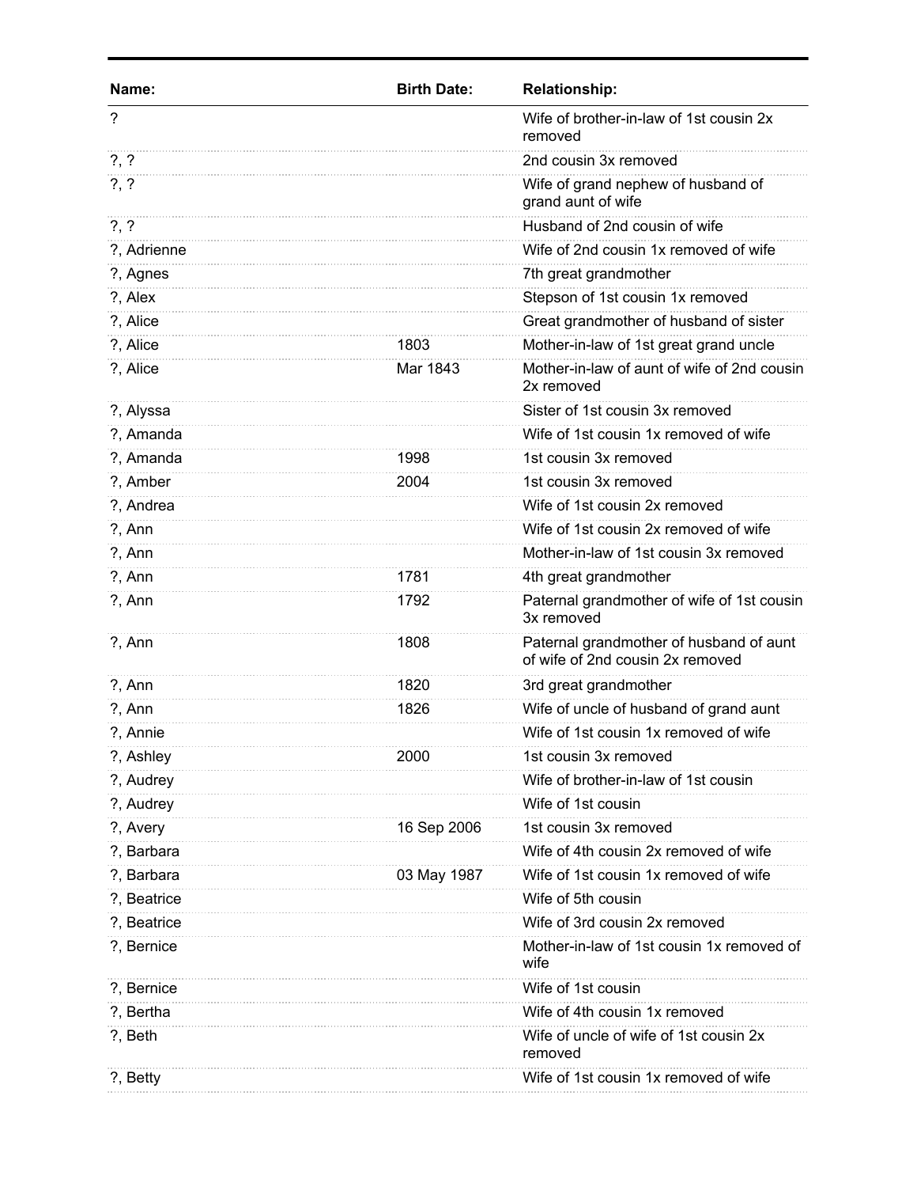| Name: | Birth Date: | Relationship: |
|---|---|---|
| ? | | Wife of brother-in-law of 1st cousin 2x removed |
| ?, ? | | 2nd cousin 3x removed |
| ?, ? | | Wife of grand nephew of husband of grand aunt of wife |
| ?, ? | | Husband of 2nd cousin of wife |
| ?, Adrienne | | Wife of 2nd cousin 1x removed of wife |
| ?, Agnes | | 7th great grandmother |
| ?, Alex | | Stepson of 1st cousin 1x removed |
| ?, Alice | | Great grandmother of husband of sister |
| ?, Alice | 1803 | Mother-in-law of 1st great grand uncle |
| ?, Alice | Mar 1843 | Mother-in-law of aunt of wife of 2nd cousin 2x removed |
| ?, Alyssa | | Sister of 1st cousin 3x removed |
| ?, Amanda | | Wife of 1st cousin 1x removed of wife |
| ?, Amanda | 1998 | 1st cousin 3x removed |
| ?, Amber | 2004 | 1st cousin 3x removed |
| ?, Andrea | | Wife of 1st cousin 2x removed |
| ?, Ann | | Wife of 1st cousin 2x removed of wife |
| ?, Ann | | Mother-in-law of 1st cousin 3x removed |
| ?, Ann | 1781 | 4th great grandmother |
| ?, Ann | 1792 | Paternal grandmother of wife of 1st cousin 3x removed |
| ?, Ann | 1808 | Paternal grandmother of husband of aunt of wife of 2nd cousin 2x removed |
| ?, Ann | 1820 | 3rd great grandmother |
| ?, Ann | 1826 | Wife of uncle of husband of grand aunt |
| ?, Annie | | Wife of 1st cousin 1x removed of wife |
| ?, Ashley | 2000 | 1st cousin 3x removed |
| ?, Audrey | | Wife of brother-in-law of 1st cousin |
| ?, Audrey | | Wife of 1st cousin |
| ?, Avery | 16 Sep 2006 | 1st cousin 3x removed |
| ?, Barbara | | Wife of 4th cousin 2x removed of wife |
| ?, Barbara | 03 May 1987 | Wife of 1st cousin 1x removed of wife |
| ?, Beatrice | | Wife of 5th cousin |
| ?, Beatrice | | Wife of 3rd cousin 2x removed |
| ?, Bernice | | Mother-in-law of 1st cousin 1x removed of wife |
| ?, Bernice | | Wife of 1st cousin |
| ?, Bertha | | Wife of 4th cousin 1x removed |
| ?, Beth | | Wife of uncle of wife of 1st cousin 2x removed |
| ?, Betty | | Wife of 1st cousin 1x removed of wife |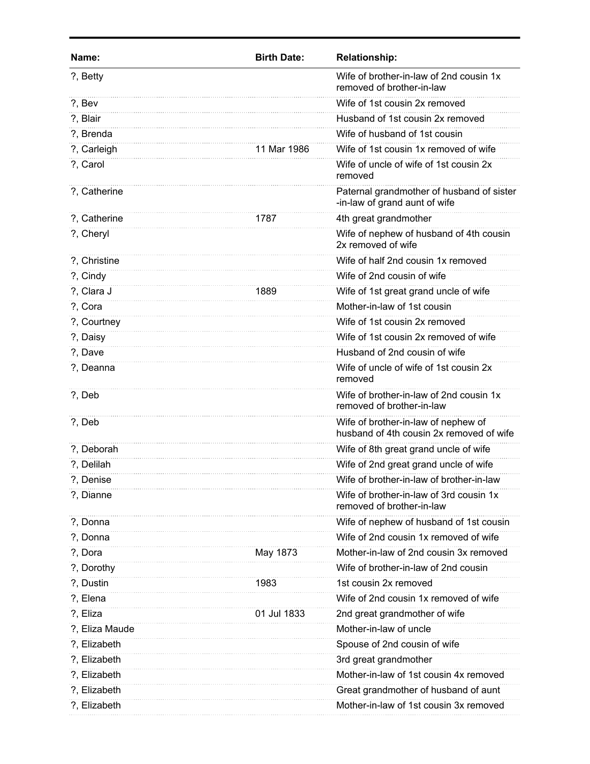| Name: | Birth Date: | Relationship: |
|---|---|---|
| ?, Betty | | Wife of brother-in-law of 2nd cousin 1x removed of brother-in-law |
| ?, Bev | | Wife of 1st cousin 2x removed |
| ?, Blair | | Husband of 1st cousin 2x removed |
| ?, Brenda | | Wife of husband of 1st cousin |
| ?, Carleigh | 11 Mar 1986 | Wife of 1st cousin 1x removed of wife |
| ?, Carol | | Wife of uncle of wife of 1st cousin 2x removed |
| ?, Catherine | | Paternal grandmother of husband of sister-in-law of grand aunt of wife |
| ?, Catherine | 1787 | 4th great grandmother |
| ?, Cheryl | | Wife of nephew of husband of 4th cousin 2x removed of wife |
| ?, Christine | | Wife of half 2nd cousin 1x removed |
| ?, Cindy | | Wife of 2nd cousin of wife |
| ?, Clara J | 1889 | Wife of 1st great grand uncle of wife |
| ?, Cora | | Mother-in-law of 1st cousin |
| ?, Courtney | | Wife of 1st cousin 2x removed |
| ?, Daisy | | Wife of 1st cousin 2x removed of wife |
| ?, Dave | | Husband of 2nd cousin of wife |
| ?, Deanna | | Wife of uncle of wife of 1st cousin 2x removed |
| ?, Deb | | Wife of brother-in-law of 2nd cousin 1x removed of brother-in-law |
| ?, Deb | | Wife of brother-in-law of nephew of husband of 4th cousin 2x removed of wife |
| ?, Deborah | | Wife of 8th great grand uncle of wife |
| ?, Delilah | | Wife of 2nd great grand uncle of wife |
| ?, Denise | | Wife of brother-in-law of brother-in-law |
| ?, Dianne | | Wife of brother-in-law of 3rd cousin 1x removed of brother-in-law |
| ?, Donna | | Wife of nephew of husband of 1st cousin |
| ?, Donna | | Wife of 2nd cousin 1x removed of wife |
| ?, Dora | May 1873 | Mother-in-law of 2nd cousin 3x removed |
| ?, Dorothy | | Wife of brother-in-law of 2nd cousin |
| ?, Dustin | 1983 | 1st cousin 2x removed |
| ?, Elena | | Wife of 2nd cousin 1x removed of wife |
| ?, Eliza | 01 Jul 1833 | 2nd great grandmother of wife |
| ?, Eliza Maude | | Mother-in-law of uncle |
| ?, Elizabeth | | Spouse of 2nd cousin of wife |
| ?, Elizabeth | | 3rd great grandmother |
| ?, Elizabeth | | Mother-in-law of 1st cousin 4x removed |
| ?, Elizabeth | | Great grandmother of husband of aunt |
| ?, Elizabeth | | Mother-in-law of 1st cousin 3x removed |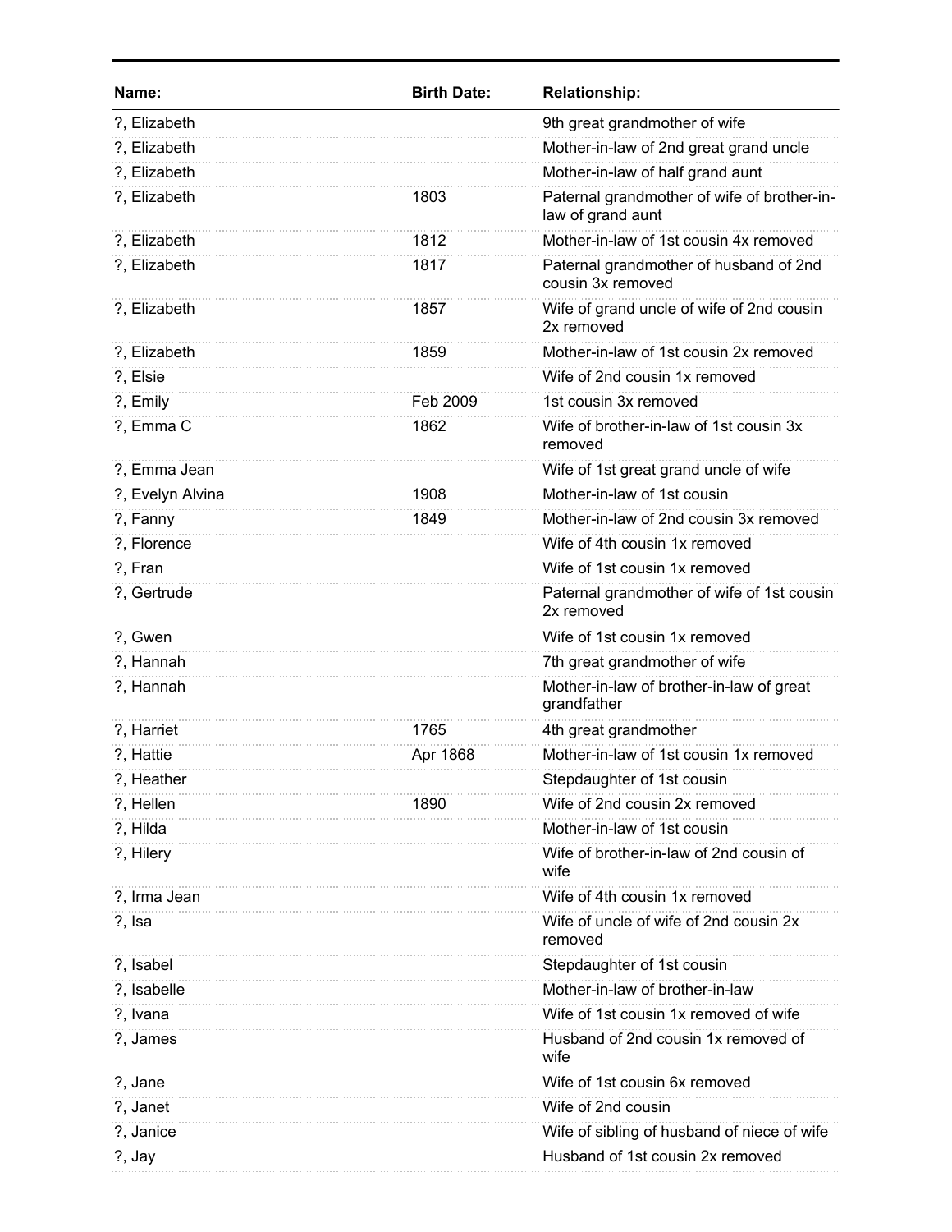| Name: | Birth Date: | Relationship: |
| --- | --- | --- |
| ?, Elizabeth | | 9th great grandmother of wife |
| ?, Elizabeth | | Mother-in-law of 2nd great grand uncle |
| ?, Elizabeth | | Mother-in-law of half grand aunt |
| ?, Elizabeth | 1803 | Paternal grandmother of wife of brother-in-law of grand aunt |
| ?, Elizabeth | 1812 | Mother-in-law of 1st cousin 4x removed |
| ?, Elizabeth | 1817 | Paternal grandmother of husband of 2nd cousin 3x removed |
| ?, Elizabeth | 1857 | Wife of grand uncle of wife of 2nd cousin 2x removed |
| ?, Elizabeth | 1859 | Mother-in-law of 1st cousin 2x removed |
| ?, Elsie | | Wife of 2nd cousin 1x removed |
| ?, Emily | Feb 2009 | 1st cousin 3x removed |
| ?, Emma C | 1862 | Wife of brother-in-law of 1st cousin 3x removed |
| ?, Emma Jean | | Wife of 1st great grand uncle of wife |
| ?, Evelyn Alvina | 1908 | Mother-in-law of 1st cousin |
| ?, Fanny | 1849 | Mother-in-law of 2nd cousin 3x removed |
| ?, Florence | | Wife of 4th cousin 1x removed |
| ?, Fran | | Wife of 1st cousin 1x removed |
| ?, Gertrude | | Paternal grandmother of wife of 1st cousin 2x removed |
| ?, Gwen | | Wife of 1st cousin 1x removed |
| ?, Hannah | | 7th great grandmother of wife |
| ?, Hannah | | Mother-in-law of brother-in-law of great grandfather |
| ?, Harriet | 1765 | 4th great grandmother |
| ?, Hattie | Apr 1868 | Mother-in-law of 1st cousin 1x removed |
| ?, Heather | | Stepdaughter of 1st cousin |
| ?, Hellen | 1890 | Wife of 2nd cousin 2x removed |
| ?, Hilda | | Mother-in-law of 1st cousin |
| ?, Hilery | | Wife of brother-in-law of 2nd cousin of wife |
| ?, Irma Jean | | Wife of 4th cousin 1x removed |
| ?, Isa | | Wife of uncle of wife of 2nd cousin 2x removed |
| ?, Isabel | | Stepdaughter of 1st cousin |
| ?, Isabelle | | Mother-in-law of brother-in-law |
| ?, Ivana | | Wife of 1st cousin 1x removed of wife |
| ?, James | | Husband of 2nd cousin 1x removed of wife |
| ?, Jane | | Wife of 1st cousin 6x removed |
| ?, Janet | | Wife of 2nd cousin |
| ?, Janice | | Wife of sibling of husband of niece of wife |
| ?, Jay | | Husband of 1st cousin 2x removed |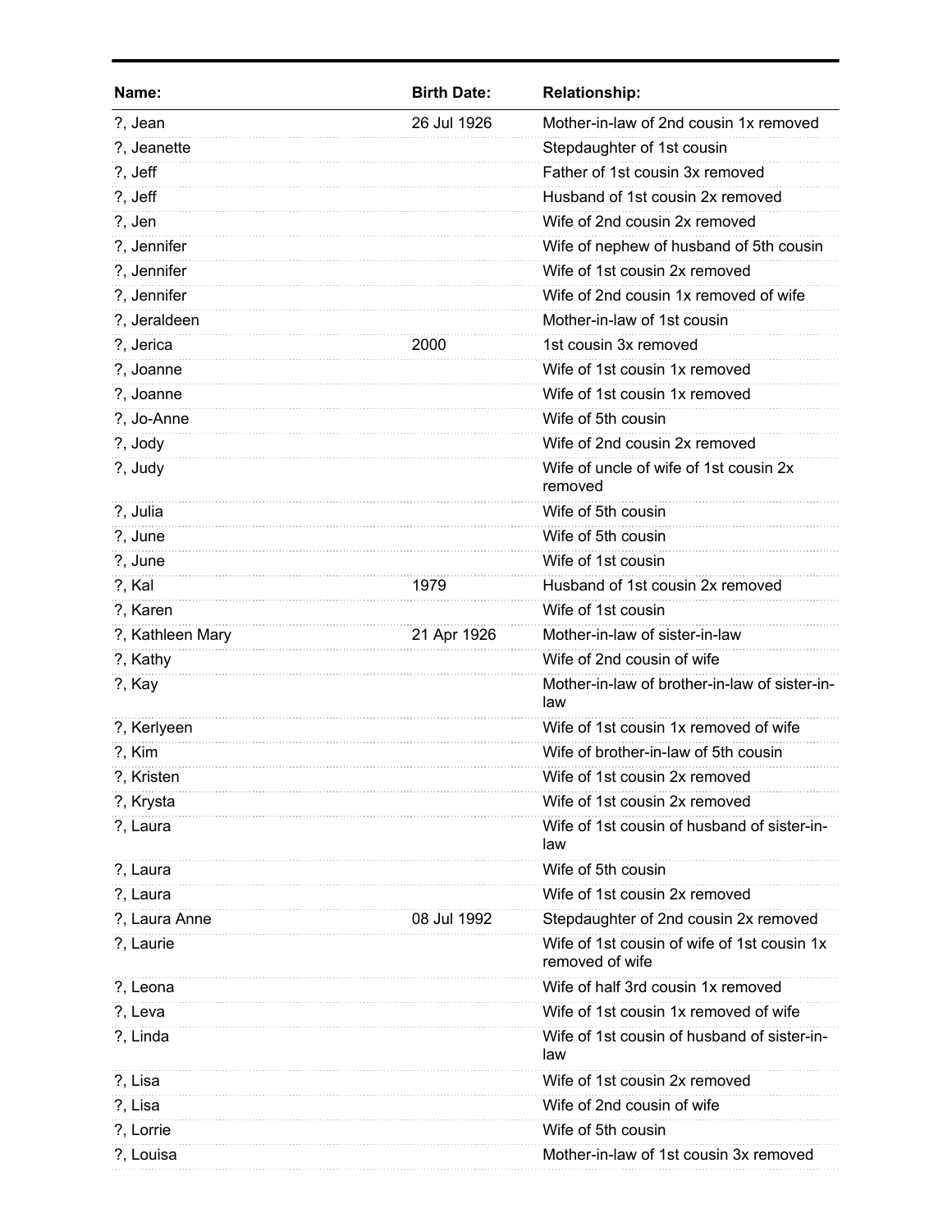| Name: | Birth Date: | Relationship: |
|---|---|---|
| ?, Jean | 26 Jul 1926 | Mother-in-law of 2nd cousin 1x removed |
| ?, Jeanette | | Stepdaughter of 1st cousin |
| ?, Jeff | | Father of 1st cousin 3x removed |
| ?, Jeff | | Husband of 1st cousin 2x removed |
| ?, Jen | | Wife of 2nd cousin 2x removed |
| ?, Jennifer | | Wife of nephew of husband of 5th cousin |
| ?, Jennifer | | Wife of 1st cousin 2x removed |
| ?, Jennifer | | Wife of 2nd cousin 1x removed of wife |
| ?, Jeraldeen | | Mother-in-law of 1st cousin |
| ?, Jerica | 2000 | 1st cousin 3x removed |
| ?, Joanne | | Wife of 1st cousin 1x removed |
| ?, Joanne | | Wife of 1st cousin 1x removed |
| ?, Jo-Anne | | Wife of 5th cousin |
| ?, Jody | | Wife of 2nd cousin 2x removed |
| ?, Judy | | Wife of uncle of wife of 1st cousin 2x removed |
| ?, Julia | | Wife of 5th cousin |
| ?, June | | Wife of 5th cousin |
| ?, June | | Wife of 1st cousin |
| ?, Kal | 1979 | Husband of 1st cousin 2x removed |
| ?, Karen | | Wife of 1st cousin |
| ?, Kathleen Mary | 21 Apr 1926 | Mother-in-law of sister-in-law |
| ?, Kathy | | Wife of 2nd cousin of wife |
| ?, Kay | | Mother-in-law of brother-in-law of sister-in-law |
| ?, Kerlyeen | | Wife of 1st cousin 1x removed of wife |
| ?, Kim | | Wife of brother-in-law of 5th cousin |
| ?, Kristen | | Wife of 1st cousin 2x removed |
| ?, Krysta | | Wife of 1st cousin 2x removed |
| ?, Laura | | Wife of 1st cousin of husband of sister-in-law |
| ?, Laura | | Wife of 5th cousin |
| ?, Laura | | Wife of 1st cousin 2x removed |
| ?, Laura Anne | 08 Jul 1992 | Stepdaughter of 2nd cousin 2x removed |
| ?, Laurie | | Wife of 1st cousin of wife of 1st cousin 1x removed of wife |
| ?, Leona | | Wife of half 3rd cousin 1x removed |
| ?, Leva | | Wife of 1st cousin 1x removed of wife |
| ?, Linda | | Wife of 1st cousin of husband of sister-in-law |
| ?, Lisa | | Wife of 1st cousin 2x removed |
| ?, Lisa | | Wife of 2nd cousin of wife |
| ?, Lorrie | | Wife of 5th cousin |
| ?, Louisa | | Mother-in-law of 1st cousin 3x removed |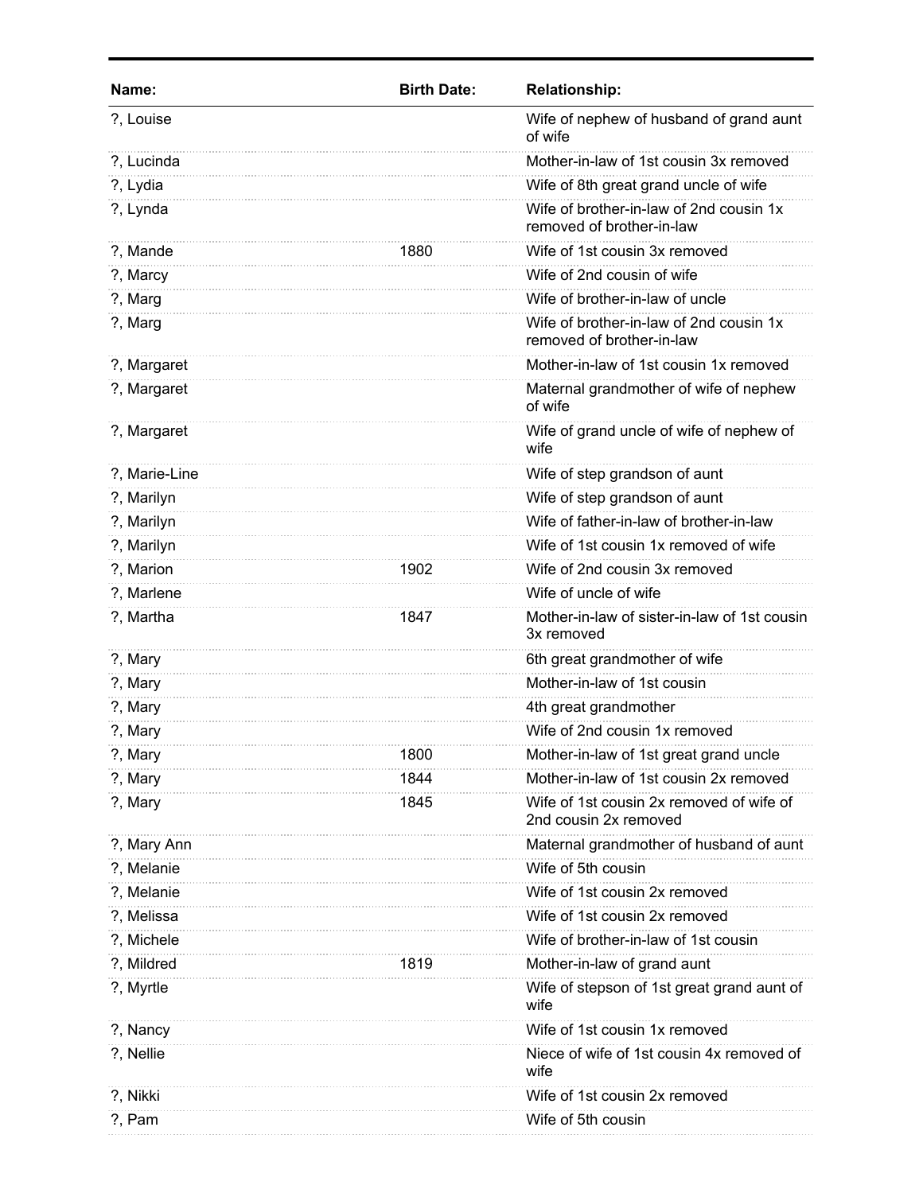| Name: | Birth Date: | Relationship: |
|---|---|---|
| ?, Louise | | Wife of nephew of husband of grand aunt of wife |
| ?, Lucinda | | Mother-in-law of 1st cousin 3x removed |
| ?, Lydia | | Wife of 8th great grand uncle of wife |
| ?, Lynda | | Wife of brother-in-law of 2nd cousin 1x removed of brother-in-law |
| ?, Mande | 1880 | Wife of 1st cousin 3x removed |
| ?, Marcy | | Wife of 2nd cousin of wife |
| ?, Marg | | Wife of brother-in-law of uncle |
| ?, Marg | | Wife of brother-in-law of 2nd cousin 1x removed of brother-in-law |
| ?, Margaret | | Mother-in-law of 1st cousin 1x removed |
| ?, Margaret | | Maternal grandmother of wife of nephew of wife |
| ?, Margaret | | Wife of grand uncle of wife of nephew of wife |
| ?, Marie-Line | | Wife of step grandson of aunt |
| ?, Marilyn | | Wife of step grandson of aunt |
| ?, Marilyn | | Wife of father-in-law of brother-in-law |
| ?, Marilyn | | Wife of 1st cousin 1x removed of wife |
| ?, Marion | 1902 | Wife of 2nd cousin 3x removed |
| ?, Marlene | | Wife of uncle of wife |
| ?, Martha | 1847 | Mother-in-law of sister-in-law of 1st cousin 3x removed |
| ?, Mary | | 6th great grandmother of wife |
| ?, Mary | | Mother-in-law of 1st cousin |
| ?, Mary | | 4th great grandmother |
| ?, Mary | | Wife of 2nd cousin 1x removed |
| ?, Mary | 1800 | Mother-in-law of 1st great grand uncle |
| ?, Mary | 1844 | Mother-in-law of 1st cousin 2x removed |
| ?, Mary | 1845 | Wife of 1st cousin 2x removed of wife of 2nd cousin 2x removed |
| ?, Mary Ann | | Maternal grandmother of husband of aunt |
| ?, Melanie | | Wife of 5th cousin |
| ?, Melanie | | Wife of 1st cousin 2x removed |
| ?, Melissa | | Wife of 1st cousin 2x removed |
| ?, Michele | | Wife of brother-in-law of 1st cousin |
| ?, Mildred | 1819 | Mother-in-law of grand aunt |
| ?, Myrtle | | Wife of stepson of 1st great grand aunt of wife |
| ?, Nancy | | Wife of 1st cousin 1x removed |
| ?, Nellie | | Niece of wife of 1st cousin 4x removed of wife |
| ?, Nikki | | Wife of 1st cousin 2x removed |
| ?, Pam | | Wife of 5th cousin |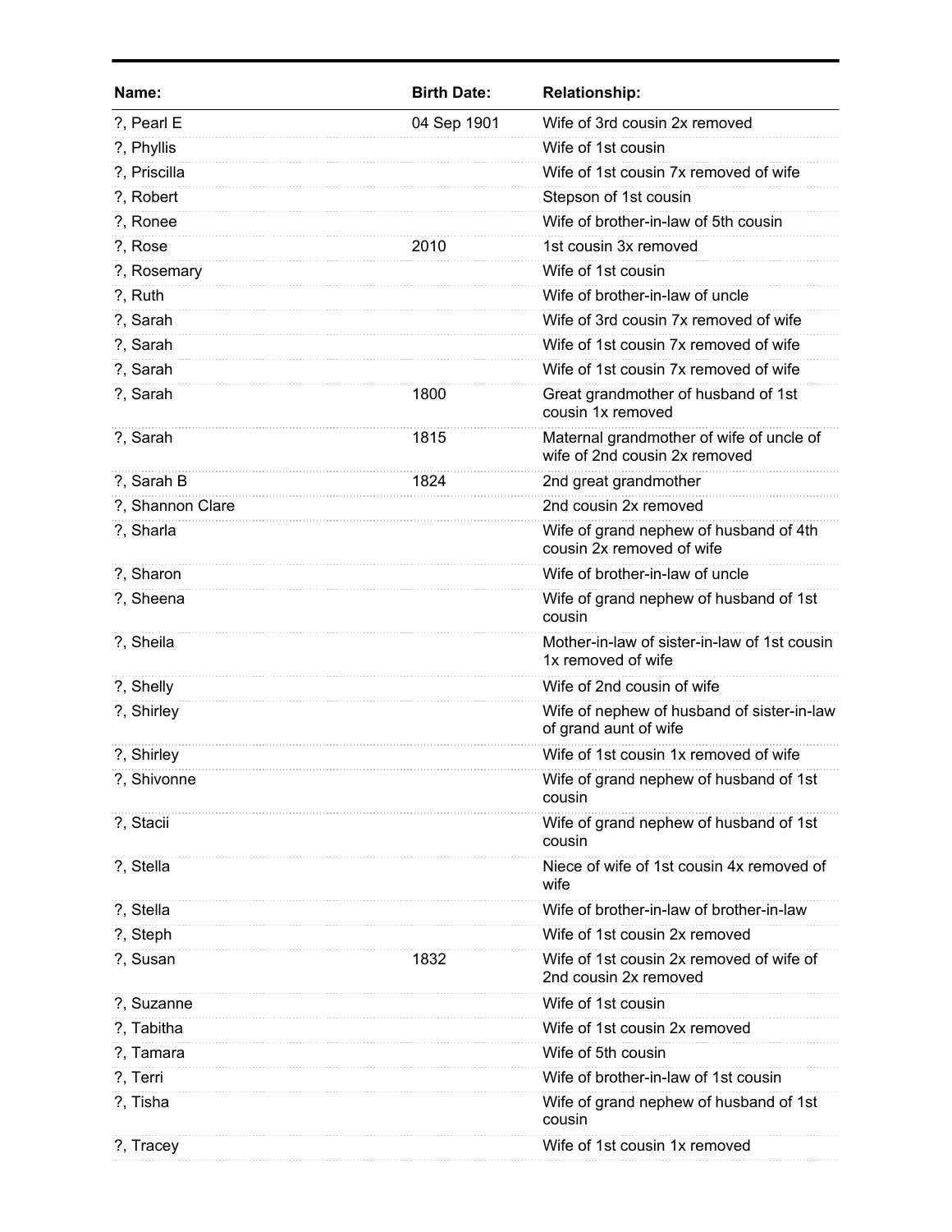| Name: | Birth Date: | Relationship: |
| --- | --- | --- |
| ?, Pearl E | 04 Sep 1901 | Wife of 3rd cousin 2x removed |
| ?, Phyllis | | Wife of 1st cousin |
| ?, Priscilla | | Wife of 1st cousin 7x removed of wife |
| ?, Robert | | Stepson of 1st cousin |
| ?, Ronee | | Wife of brother-in-law of 5th cousin |
| ?, Rose | 2010 | 1st cousin 3x removed |
| ?, Rosemary | | Wife of 1st cousin |
| ?, Ruth | | Wife of brother-in-law of uncle |
| ?, Sarah | | Wife of 3rd cousin 7x removed of wife |
| ?, Sarah | | Wife of 1st cousin 7x removed of wife |
| ?, Sarah | | Wife of 1st cousin 7x removed of wife |
| ?, Sarah | 1800 | Great grandmother of husband of 1st cousin 1x removed |
| ?, Sarah | 1815 | Maternal grandmother of wife of uncle of wife of 2nd cousin 2x removed |
| ?, Sarah B | 1824 | 2nd great grandmother |
| ?, Shannon Clare | | 2nd cousin 2x removed |
| ?, Sharla | | Wife of grand nephew of husband of 4th cousin 2x removed of wife |
| ?, Sharon | | Wife of brother-in-law of uncle |
| ?, Sheena | | Wife of grand nephew of husband of 1st cousin |
| ?, Sheila | | Mother-in-law of sister-in-law of 1st cousin 1x removed of wife |
| ?, Shelly | | Wife of 2nd cousin of wife |
| ?, Shirley | | Wife of nephew of husband of sister-in-law of grand aunt of wife |
| ?, Shirley | | Wife of 1st cousin 1x removed of wife |
| ?, Shivonne | | Wife of grand nephew of husband of 1st cousin |
| ?, Stacii | | Wife of grand nephew of husband of 1st cousin |
| ?, Stella | | Niece of wife of 1st cousin 4x removed of wife |
| ?, Stella | | Wife of brother-in-law of brother-in-law |
| ?, Steph | | Wife of 1st cousin 2x removed |
| ?, Susan | 1832 | Wife of 1st cousin 2x removed of wife of 2nd cousin 2x removed |
| ?, Suzanne | | Wife of 1st cousin |
| ?, Tabitha | | Wife of 1st cousin 2x removed |
| ?, Tamara | | Wife of 5th cousin |
| ?, Terri | | Wife of brother-in-law of 1st cousin |
| ?, Tisha | | Wife of grand nephew of husband of 1st cousin |
| ?, Tracey | | Wife of 1st cousin 1x removed |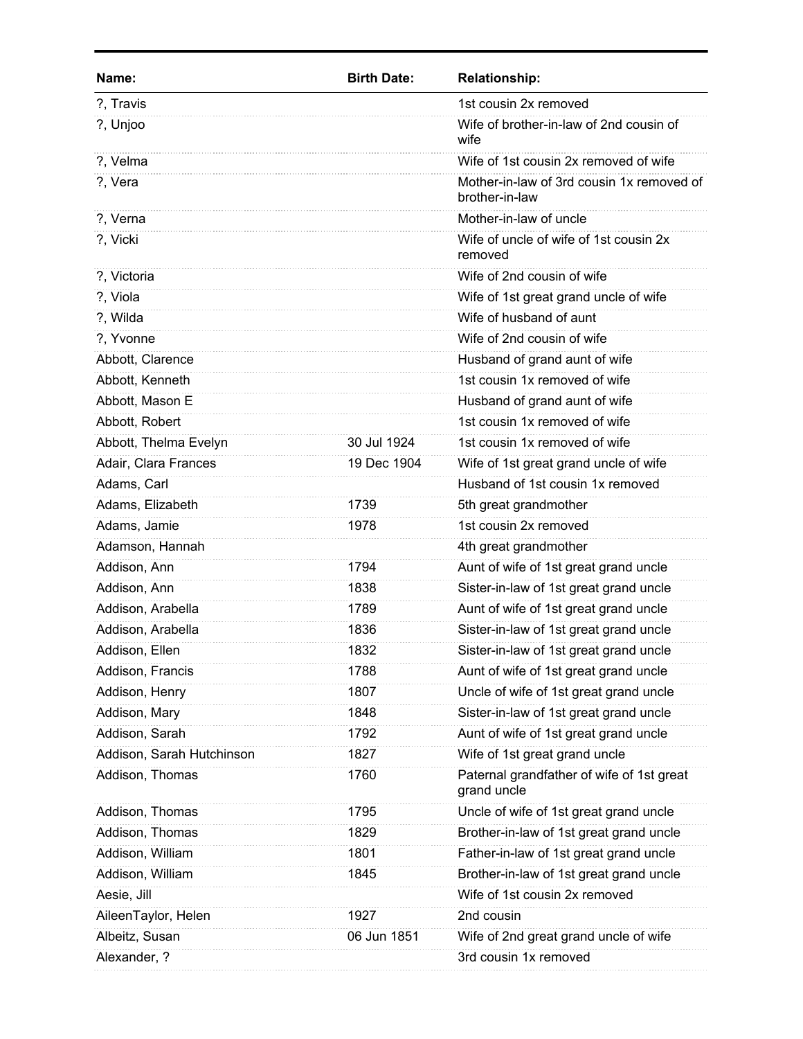| Name: | Birth Date: | Relationship: |
|---|---|---|
| ?, Travis | | 1st cousin 2x removed |
| ?, Unjoo | | Wife of brother-in-law of 2nd cousin of wife |
| ?, Velma | | Wife of 1st cousin 2x removed of wife |
| ?, Vera | | Mother-in-law of 3rd cousin 1x removed of brother-in-law |
| ?, Verna | | Mother-in-law of uncle |
| ?, Vicki | | Wife of uncle of wife of 1st cousin 2x removed |
| ?, Victoria | | Wife of 2nd cousin of wife |
| ?, Viola | | Wife of 1st great grand uncle of wife |
| ?, Wilda | | Wife of husband of aunt |
| ?, Yvonne | | Wife of 2nd cousin of wife |
| Abbott, Clarence | | Husband of grand aunt of wife |
| Abbott, Kenneth | | 1st cousin 1x removed of wife |
| Abbott, Mason E | | Husband of grand aunt of wife |
| Abbott, Robert | | 1st cousin 1x removed of wife |
| Abbott, Thelma Evelyn | 30 Jul 1924 | 1st cousin 1x removed of wife |
| Adair, Clara Frances | 19 Dec 1904 | Wife of 1st great grand uncle of wife |
| Adams, Carl | | Husband of 1st cousin 1x removed |
| Adams, Elizabeth | 1739 | 5th great grandmother |
| Adams, Jamie | 1978 | 1st cousin 2x removed |
| Adamson, Hannah | | 4th great grandmother |
| Addison, Ann | 1794 | Aunt of wife of 1st great grand uncle |
| Addison, Ann | 1838 | Sister-in-law of 1st great grand uncle |
| Addison, Arabella | 1789 | Aunt of wife of 1st great grand uncle |
| Addison, Arabella | 1836 | Sister-in-law of 1st great grand uncle |
| Addison, Ellen | 1832 | Sister-in-law of 1st great grand uncle |
| Addison, Francis | 1788 | Aunt of wife of 1st great grand uncle |
| Addison, Henry | 1807 | Uncle of wife of 1st great grand uncle |
| Addison, Mary | 1848 | Sister-in-law of 1st great grand uncle |
| Addison, Sarah | 1792 | Aunt of wife of 1st great grand uncle |
| Addison, Sarah Hutchinson | 1827 | Wife of 1st great grand uncle |
| Addison, Thomas | 1760 | Paternal grandfather of wife of 1st great grand uncle |
| Addison, Thomas | 1795 | Uncle of wife of 1st great grand uncle |
| Addison, Thomas | 1829 | Brother-in-law of 1st great grand uncle |
| Addison, William | 1801 | Father-in-law of 1st great grand uncle |
| Addison, William | 1845 | Brother-in-law of 1st great grand uncle |
| Aesie, Jill | | Wife of 1st cousin 2x removed |
| AileenTaylor, Helen | 1927 | 2nd cousin |
| Albeitz, Susan | 06 Jun 1851 | Wife of 2nd great grand uncle of wife |
| Alexander, ? | | 3rd cousin 1x removed |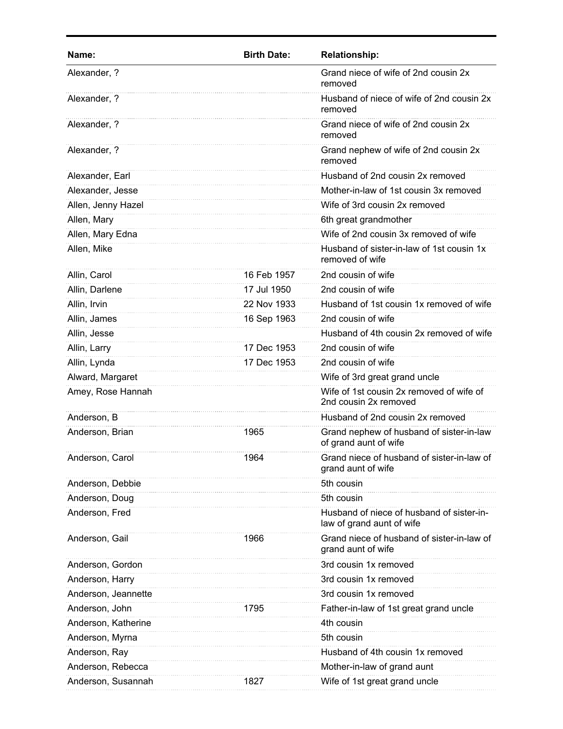| Name: | Birth Date: | Relationship: |
|---|---|---|
| Alexander, ? | | Grand niece of wife of 2nd cousin 2x removed |
| Alexander, ? | | Husband of niece of wife of 2nd cousin 2x removed |
| Alexander, ? | | Grand niece of wife of 2nd cousin 2x removed |
| Alexander, ? | | Grand nephew of wife of 2nd cousin 2x removed |
| Alexander, Earl | | Husband of 2nd cousin 2x removed |
| Alexander, Jesse | | Mother-in-law of 1st cousin 3x removed |
| Allen, Jenny Hazel | | Wife of 3rd cousin 2x removed |
| Allen, Mary | | 6th great grandmother |
| Allen, Mary Edna | | Wife of 2nd cousin 3x removed of wife |
| Allen, Mike | | Husband of sister-in-law of 1st cousin 1x removed of wife |
| Allin, Carol | 16 Feb 1957 | 2nd cousin of wife |
| Allin, Darlene | 17 Jul 1950 | 2nd cousin of wife |
| Allin, Irvin | 22 Nov 1933 | Husband of 1st cousin 1x removed of wife |
| Allin, James | 16 Sep 1963 | 2nd cousin of wife |
| Allin, Jesse | | Husband of 4th cousin 2x removed of wife |
| Allin, Larry | 17 Dec 1953 | 2nd cousin of wife |
| Allin, Lynda | 17 Dec 1953 | 2nd cousin of wife |
| Alward, Margaret | | Wife of 3rd great grand uncle |
| Amey, Rose Hannah | | Wife of 1st cousin 2x removed of wife of 2nd cousin 2x removed |
| Anderson, B | | Husband of 2nd cousin 2x removed |
| Anderson, Brian | 1965 | Grand nephew of husband of sister-in-law of grand aunt of wife |
| Anderson, Carol | 1964 | Grand niece of husband of sister-in-law of grand aunt of wife |
| Anderson, Debbie | | 5th cousin |
| Anderson, Doug | | 5th cousin |
| Anderson, Fred | | Husband of niece of husband of sister-in-law of grand aunt of wife |
| Anderson, Gail | 1966 | Grand niece of husband of sister-in-law of grand aunt of wife |
| Anderson, Gordon | | 3rd cousin 1x removed |
| Anderson, Harry | | 3rd cousin 1x removed |
| Anderson, Jeannette | | 3rd cousin 1x removed |
| Anderson, John | 1795 | Father-in-law of 1st great grand uncle |
| Anderson, Katherine | | 4th cousin |
| Anderson, Myrna | | 5th cousin |
| Anderson, Ray | | Husband of 4th cousin 1x removed |
| Anderson, Rebecca | | Mother-in-law of grand aunt |
| Anderson, Susannah | 1827 | Wife of 1st great grand uncle |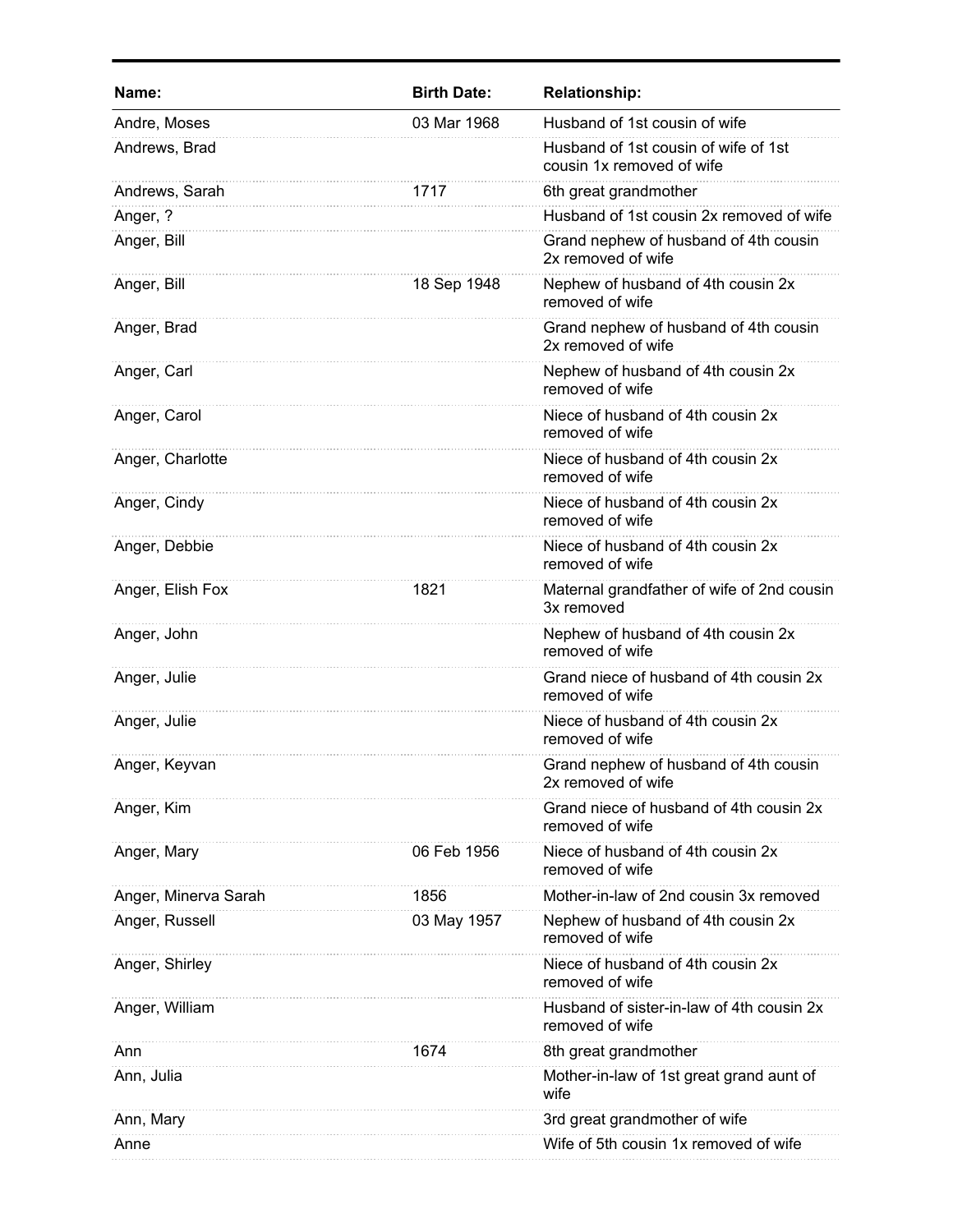| Name: | Birth Date: | Relationship: |
|---|---|---|
| Andre, Moses | 03 Mar 1968 | Husband of 1st cousin of wife |
| Andrews, Brad | | Husband of 1st cousin of wife of 1st cousin 1x removed of wife |
| Andrews, Sarah | 1717 | 6th great grandmother |
| Anger, ? | | Husband of 1st cousin 2x removed of wife |
| Anger, Bill | | Grand nephew of husband of 4th cousin 2x removed of wife |
| Anger, Bill | 18 Sep 1948 | Nephew of husband of 4th cousin 2x removed of wife |
| Anger, Brad | | Grand nephew of husband of 4th cousin 2x removed of wife |
| Anger, Carl | | Nephew of husband of 4th cousin 2x removed of wife |
| Anger, Carol | | Niece of husband of 4th cousin 2x removed of wife |
| Anger, Charlotte | | Niece of husband of 4th cousin 2x removed of wife |
| Anger, Cindy | | Niece of husband of 4th cousin 2x removed of wife |
| Anger, Debbie | | Niece of husband of 4th cousin 2x removed of wife |
| Anger, Elish Fox | 1821 | Maternal grandfather of wife of 2nd cousin 3x removed |
| Anger, John | | Nephew of husband of 4th cousin 2x removed of wife |
| Anger, Julie | | Grand niece of husband of 4th cousin 2x removed of wife |
| Anger, Julie | | Niece of husband of 4th cousin 2x removed of wife |
| Anger, Keyvan | | Grand nephew of husband of 4th cousin 2x removed of wife |
| Anger, Kim | | Grand niece of husband of 4th cousin 2x removed of wife |
| Anger, Mary | 06 Feb 1956 | Niece of husband of 4th cousin 2x removed of wife |
| Anger, Minerva Sarah | 1856 | Mother-in-law of 2nd cousin 3x removed |
| Anger, Russell | 03 May 1957 | Nephew of husband of 4th cousin 2x removed of wife |
| Anger, Shirley | | Niece of husband of 4th cousin 2x removed of wife |
| Anger, William | | Husband of sister-in-law of 4th cousin 2x removed of wife |
| Ann | 1674 | 8th great grandmother |
| Ann, Julia | | Mother-in-law of 1st great grand aunt of wife |
| Ann, Mary | | 3rd great grandmother of wife |
| Anne | | Wife of 5th cousin 1x removed of wife |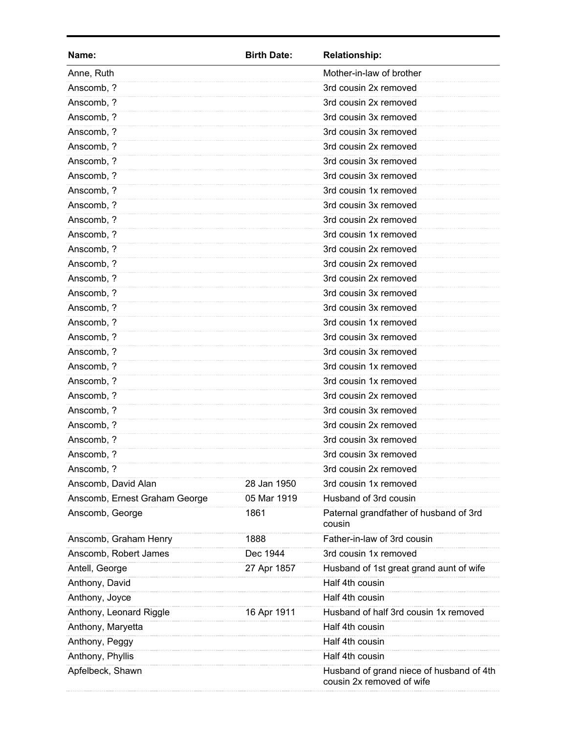| Name: | Birth Date: | Relationship: |
|---|---|---|
| Anne, Ruth | | Mother-in-law of brother |
| Anscomb, ? | | 3rd cousin 2x removed |
| Anscomb, ? | | 3rd cousin 2x removed |
| Anscomb, ? | | 3rd cousin 3x removed |
| Anscomb, ? | | 3rd cousin 3x removed |
| Anscomb, ? | | 3rd cousin 2x removed |
| Anscomb, ? | | 3rd cousin 3x removed |
| Anscomb, ? | | 3rd cousin 3x removed |
| Anscomb, ? | | 3rd cousin 1x removed |
| Anscomb, ? | | 3rd cousin 3x removed |
| Anscomb, ? | | 3rd cousin 2x removed |
| Anscomb, ? | | 3rd cousin 1x removed |
| Anscomb, ? | | 3rd cousin 2x removed |
| Anscomb, ? | | 3rd cousin 2x removed |
| Anscomb, ? | | 3rd cousin 2x removed |
| Anscomb, ? | | 3rd cousin 3x removed |
| Anscomb, ? | | 3rd cousin 3x removed |
| Anscomb, ? | | 3rd cousin 1x removed |
| Anscomb, ? | | 3rd cousin 3x removed |
| Anscomb, ? | | 3rd cousin 3x removed |
| Anscomb, ? | | 3rd cousin 1x removed |
| Anscomb, ? | | 3rd cousin 1x removed |
| Anscomb, ? | | 3rd cousin 2x removed |
| Anscomb, ? | | 3rd cousin 3x removed |
| Anscomb, ? | | 3rd cousin 2x removed |
| Anscomb, ? | | 3rd cousin 3x removed |
| Anscomb, ? | | 3rd cousin 3x removed |
| Anscomb, ? | | 3rd cousin 2x removed |
| Anscomb, David Alan | 28 Jan 1950 | 3rd cousin 1x removed |
| Anscomb, Ernest Graham George | 05 Mar 1919 | Husband of 3rd cousin |
| Anscomb, George | 1861 | Paternal grandfather of husband of 3rd cousin |
| Anscomb, Graham Henry | 1888 | Father-in-law of 3rd cousin |
| Anscomb, Robert James | Dec 1944 | 3rd cousin 1x removed |
| Antell, George | 27 Apr 1857 | Husband of 1st great grand aunt of wife |
| Anthony, David | | Half 4th cousin |
| Anthony, Joyce | | Half 4th cousin |
| Anthony, Leonard Riggle | 16 Apr 1911 | Husband of half 3rd cousin 1x removed |
| Anthony, Maryetta | | Half 4th cousin |
| Anthony, Peggy | | Half 4th cousin |
| Anthony, Phyllis | | Half 4th cousin |
| Apfelbeck, Shawn | | Husband of grand niece of husband of 4th cousin 2x removed of wife |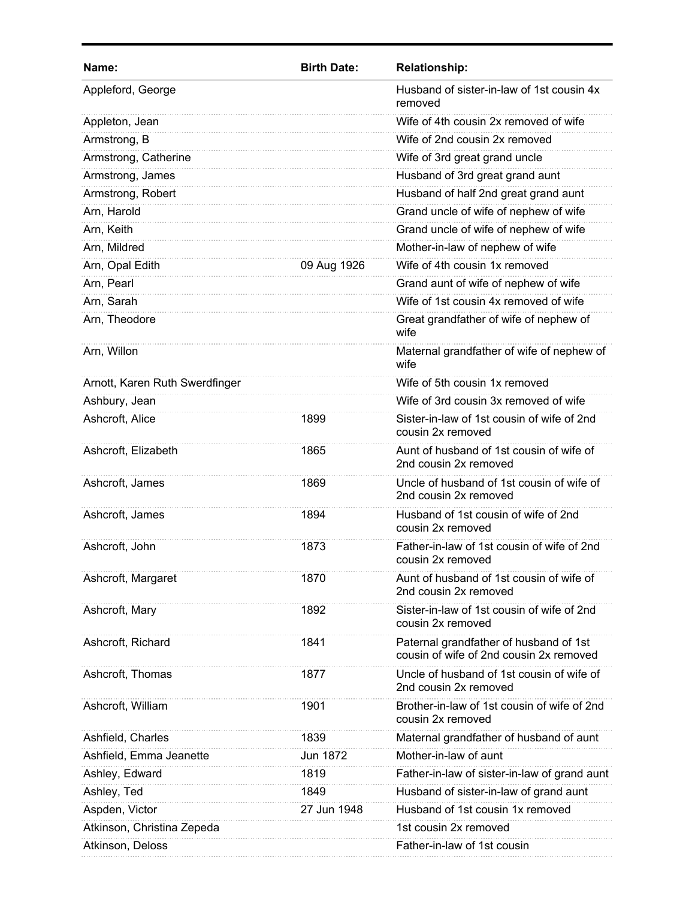| Name: | Birth Date: | Relationship: |
|---|---|---|
| Appleford, George | | Husband of sister-in-law of 1st cousin 4x removed |
| Appleton, Jean | | Wife of 4th cousin 2x removed of wife |
| Armstrong, B | | Wife of 2nd cousin 2x removed |
| Armstrong, Catherine | | Wife of 3rd great grand uncle |
| Armstrong, James | | Husband of 3rd great grand aunt |
| Armstrong, Robert | | Husband of half 2nd great grand aunt |
| Arn, Harold | | Grand uncle of wife of nephew of wife |
| Arn, Keith | | Grand uncle of wife of nephew of wife |
| Arn, Mildred | | Mother-in-law of nephew of wife |
| Arn, Opal Edith | 09 Aug 1926 | Wife of 4th cousin 1x removed |
| Arn, Pearl | | Grand aunt of wife of nephew of wife |
| Arn, Sarah | | Wife of 1st cousin 4x removed of wife |
| Arn, Theodore | | Great grandfather of wife of nephew of wife |
| Arn, Willon | | Maternal grandfather of wife of nephew of wife |
| Arnott, Karen Ruth Swerdfinger | | Wife of 5th cousin 1x removed |
| Ashbury, Jean | | Wife of 3rd cousin 3x removed of wife |
| Ashcroft, Alice | 1899 | Sister-in-law of 1st cousin of wife of 2nd cousin 2x removed |
| Ashcroft, Elizabeth | 1865 | Aunt of husband of 1st cousin of wife of 2nd cousin 2x removed |
| Ashcroft, James | 1869 | Uncle of husband of 1st cousin of wife of 2nd cousin 2x removed |
| Ashcroft, James | 1894 | Husband of 1st cousin of wife of 2nd cousin 2x removed |
| Ashcroft, John | 1873 | Father-in-law of 1st cousin of wife of 2nd cousin 2x removed |
| Ashcroft, Margaret | 1870 | Aunt of husband of 1st cousin of wife of 2nd cousin 2x removed |
| Ashcroft, Mary | 1892 | Sister-in-law of 1st cousin of wife of 2nd cousin 2x removed |
| Ashcroft, Richard | 1841 | Paternal grandfather of husband of 1st cousin of wife of 2nd cousin 2x removed |
| Ashcroft, Thomas | 1877 | Uncle of husband of 1st cousin of wife of 2nd cousin 2x removed |
| Ashcroft, William | 1901 | Brother-in-law of 1st cousin of wife of 2nd cousin 2x removed |
| Ashfield, Charles | 1839 | Maternal grandfather of husband of aunt |
| Ashfield, Emma Jeanette | Jun 1872 | Mother-in-law of aunt |
| Ashley, Edward | 1819 | Father-in-law of sister-in-law of grand aunt |
| Ashley, Ted | 1849 | Husband of sister-in-law of grand aunt |
| Aspden, Victor | 27 Jun 1948 | Husband of 1st cousin 1x removed |
| Atkinson, Christina Zepeda | | 1st cousin 2x removed |
| Atkinson, Deloss | | Father-in-law of 1st cousin |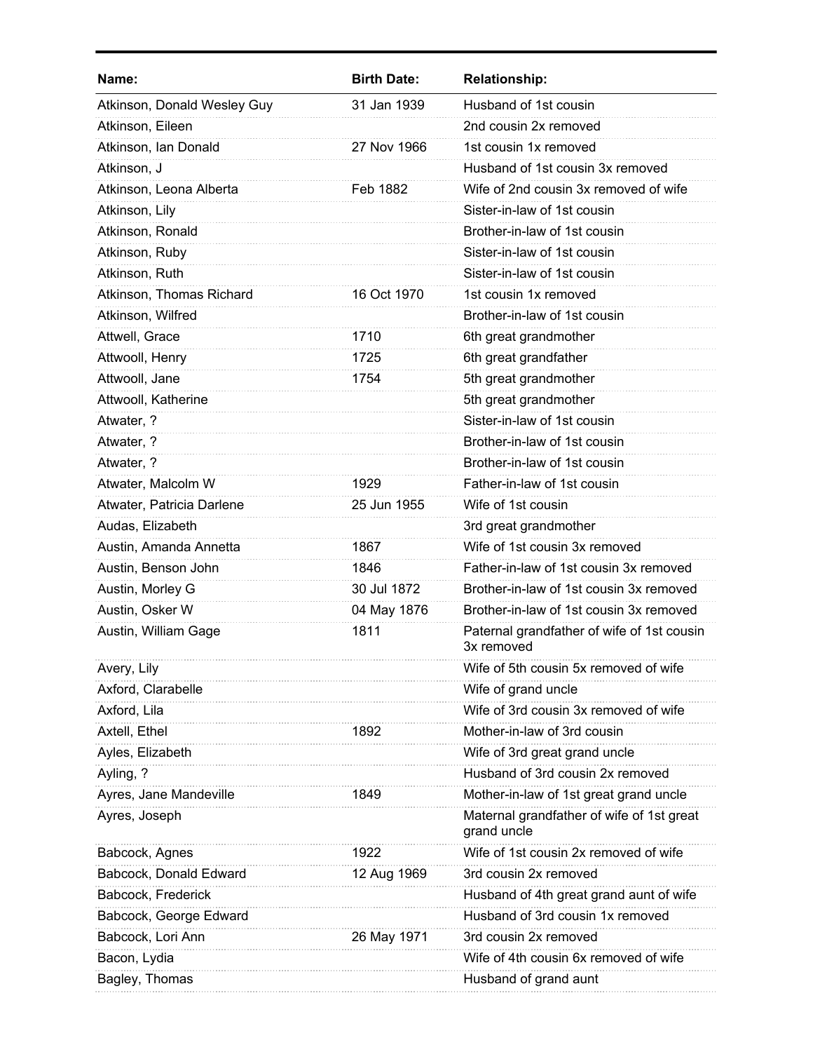| Name: | Birth Date: | Relationship: |
|---|---|---|
| Atkinson, Donald Wesley Guy | 31 Jan 1939 | Husband of 1st cousin |
| Atkinson, Eileen | | 2nd cousin 2x removed |
| Atkinson, Ian Donald | 27 Nov 1966 | 1st cousin 1x removed |
| Atkinson, J | | Husband of 1st cousin 3x removed |
| Atkinson, Leona Alberta | Feb 1882 | Wife of 2nd cousin 3x removed of wife |
| Atkinson, Lily | | Sister-in-law of 1st cousin |
| Atkinson, Ronald | | Brother-in-law of 1st cousin |
| Atkinson, Ruby | | Sister-in-law of 1st cousin |
| Atkinson, Ruth | | Sister-in-law of 1st cousin |
| Atkinson, Thomas Richard | 16 Oct 1970 | 1st cousin 1x removed |
| Atkinson, Wilfred | | Brother-in-law of 1st cousin |
| Attwell, Grace | 1710 | 6th great grandmother |
| Attwooll, Henry | 1725 | 6th great grandfather |
| Attwooll, Jane | 1754 | 5th great grandmother |
| Attwooll, Katherine | | 5th great grandmother |
| Atwater, ? | | Sister-in-law of 1st cousin |
| Atwater, ? | | Brother-in-law of 1st cousin |
| Atwater, ? | | Brother-in-law of 1st cousin |
| Atwater, Malcolm W | 1929 | Father-in-law of 1st cousin |
| Atwater, Patricia Darlene | 25 Jun 1955 | Wife of 1st cousin |
| Audas, Elizabeth | | 3rd great grandmother |
| Austin, Amanda Annetta | 1867 | Wife of 1st cousin 3x removed |
| Austin, Benson John | 1846 | Father-in-law of 1st cousin 3x removed |
| Austin, Morley G | 30 Jul 1872 | Brother-in-law of 1st cousin 3x removed |
| Austin, Osker W | 04 May 1876 | Brother-in-law of 1st cousin 3x removed |
| Austin, William Gage | 1811 | Paternal grandfather of wife of 1st cousin 3x removed |
| Avery, Lily | | Wife of 5th cousin 5x removed of wife |
| Axford, Clarabelle | | Wife of grand uncle |
| Axford, Lila | | Wife of 3rd cousin 3x removed of wife |
| Axtell, Ethel | 1892 | Mother-in-law of 3rd cousin |
| Ayles, Elizabeth | | Wife of 3rd great grand uncle |
| Ayling, ? | | Husband of 3rd cousin 2x removed |
| Ayres, Jane Mandeville | 1849 | Mother-in-law of 1st great grand uncle |
| Ayres, Joseph | | Maternal grandfather of wife of 1st great grand uncle |
| Babcock, Agnes | 1922 | Wife of 1st cousin 2x removed of wife |
| Babcock, Donald Edward | 12 Aug 1969 | 3rd cousin 2x removed |
| Babcock, Frederick | | Husband of 4th great grand aunt of wife |
| Babcock, George Edward | | Husband of 3rd cousin 1x removed |
| Babcock, Lori Ann | 26 May 1971 | 3rd cousin 2x removed |
| Bacon, Lydia | | Wife of 4th cousin 6x removed of wife |
| Bagley, Thomas | | Husband of grand aunt |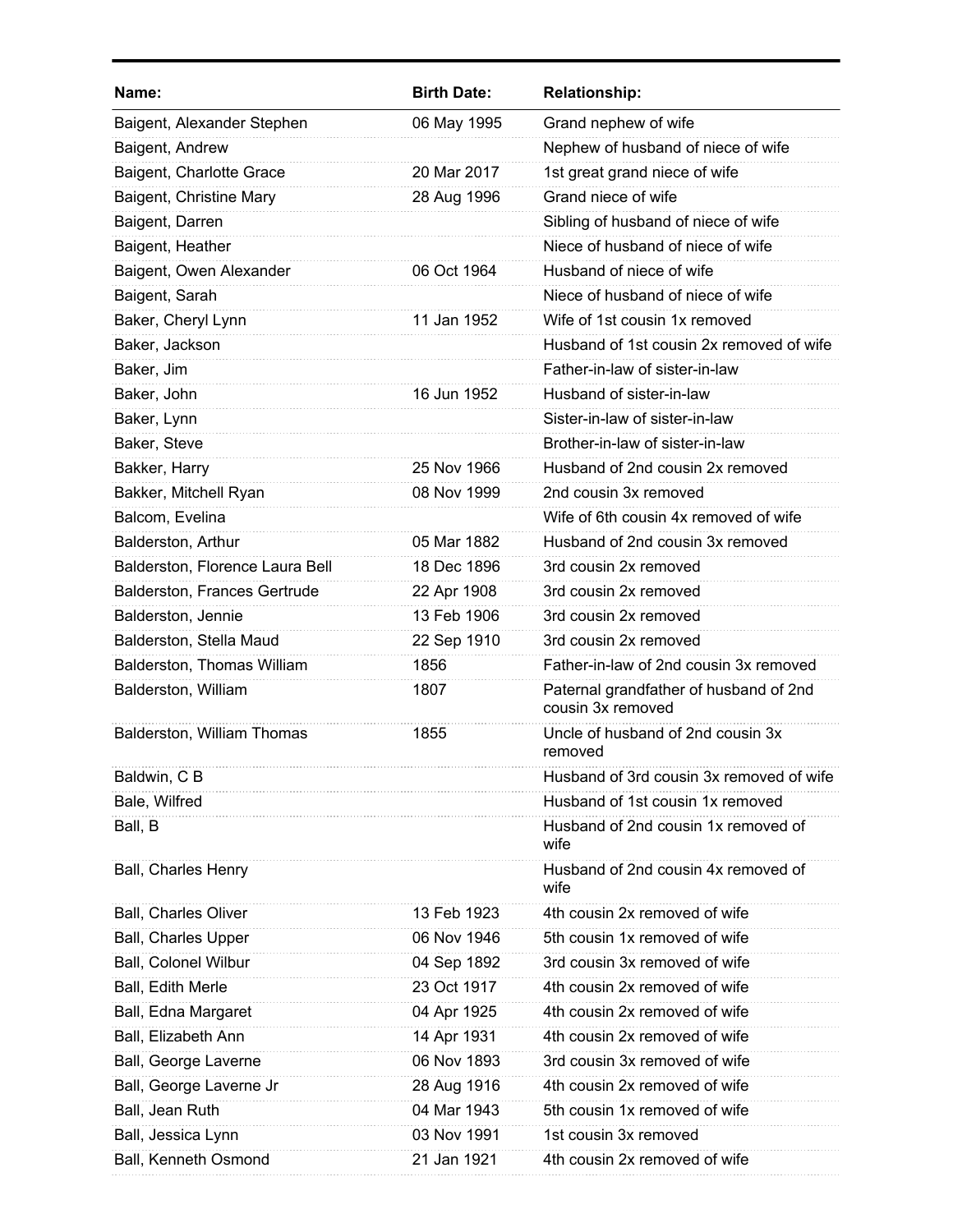| Name: | Birth Date: | Relationship: |
| --- | --- | --- |
| Baigent, Alexander Stephen | 06 May 1995 | Grand nephew of wife |
| Baigent, Andrew | | Nephew of husband of niece of wife |
| Baigent, Charlotte Grace | 20 Mar 2017 | 1st great grand niece of wife |
| Baigent, Christine Mary | 28 Aug 1996 | Grand niece of wife |
| Baigent, Darren | | Sibling of husband of niece of wife |
| Baigent, Heather | | Niece of husband of niece of wife |
| Baigent, Owen Alexander | 06 Oct 1964 | Husband of niece of wife |
| Baigent, Sarah | | Niece of husband of niece of wife |
| Baker, Cheryl Lynn | 11 Jan 1952 | Wife of 1st cousin 1x removed |
| Baker, Jackson | | Husband of 1st cousin 2x removed of wife |
| Baker, Jim | | Father-in-law of sister-in-law |
| Baker, John | 16 Jun 1952 | Husband of sister-in-law |
| Baker, Lynn | | Sister-in-law of sister-in-law |
| Baker, Steve | | Brother-in-law of sister-in-law |
| Bakker, Harry | 25 Nov 1966 | Husband of 2nd cousin 2x removed |
| Bakker, Mitchell Ryan | 08 Nov 1999 | 2nd cousin 3x removed |
| Balcom, Evelina | | Wife of 6th cousin 4x removed of wife |
| Balderston, Arthur | 05 Mar 1882 | Husband of 2nd cousin 3x removed |
| Balderston, Florence Laura Bell | 18 Dec 1896 | 3rd cousin 2x removed |
| Balderston, Frances Gertrude | 22 Apr 1908 | 3rd cousin 2x removed |
| Balderston, Jennie | 13 Feb 1906 | 3rd cousin 2x removed |
| Balderston, Stella Maud | 22 Sep 1910 | 3rd cousin 2x removed |
| Balderston, Thomas William | 1856 | Father-in-law of 2nd cousin 3x removed |
| Balderston, William | 1807 | Paternal grandfather of husband of 2nd cousin 3x removed |
| Balderston, William Thomas | 1855 | Uncle of husband of 2nd cousin 3x removed |
| Baldwin, C B | | Husband of 3rd cousin 3x removed of wife |
| Bale, Wilfred | | Husband of 1st cousin 1x removed |
| Ball, B | | Husband of 2nd cousin 1x removed of wife |
| Ball, Charles Henry | | Husband of 2nd cousin 4x removed of wife |
| Ball, Charles Oliver | 13 Feb 1923 | 4th cousin 2x removed of wife |
| Ball, Charles Upper | 06 Nov 1946 | 5th cousin 1x removed of wife |
| Ball, Colonel Wilbur | 04 Sep 1892 | 3rd cousin 3x removed of wife |
| Ball, Edith Merle | 23 Oct 1917 | 4th cousin 2x removed of wife |
| Ball, Edna Margaret | 04 Apr 1925 | 4th cousin 2x removed of wife |
| Ball, Elizabeth Ann | 14 Apr 1931 | 4th cousin 2x removed of wife |
| Ball, George Laverne | 06 Nov 1893 | 3rd cousin 3x removed of wife |
| Ball, George Laverne Jr | 28 Aug 1916 | 4th cousin 2x removed of wife |
| Ball, Jean Ruth | 04 Mar 1943 | 5th cousin 1x removed of wife |
| Ball, Jessica Lynn | 03 Nov 1991 | 1st cousin 3x removed |
| Ball, Kenneth Osmond | 21 Jan 1921 | 4th cousin 2x removed of wife |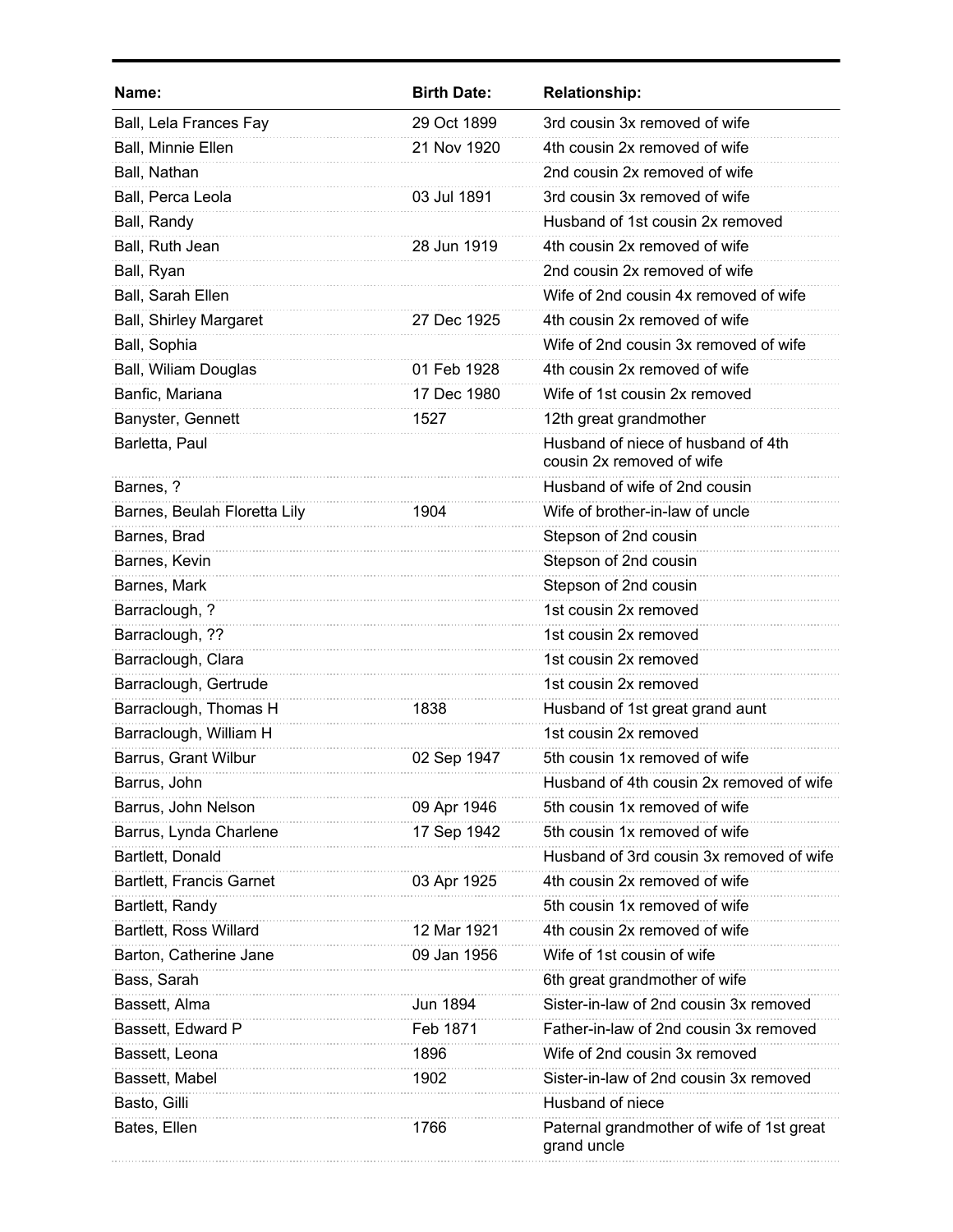| Name: | Birth Date: | Relationship: |
| --- | --- | --- |
| Ball, Lela Frances Fay | 29 Oct 1899 | 3rd cousin 3x removed of wife |
| Ball, Minnie Ellen | 21 Nov 1920 | 4th cousin 2x removed of wife |
| Ball, Nathan | | 2nd cousin 2x removed of wife |
| Ball, Perca Leola | 03 Jul 1891 | 3rd cousin 3x removed of wife |
| Ball, Randy | | Husband of 1st cousin 2x removed |
| Ball, Ruth Jean | 28 Jun 1919 | 4th cousin 2x removed of wife |
| Ball, Ryan | | 2nd cousin 2x removed of wife |
| Ball, Sarah Ellen | | Wife of 2nd cousin 4x removed of wife |
| Ball, Shirley Margaret | 27 Dec 1925 | 4th cousin 2x removed of wife |
| Ball, Sophia | | Wife of 2nd cousin 3x removed of wife |
| Ball, Wiliam Douglas | 01 Feb 1928 | 4th cousin 2x removed of wife |
| Banfic, Mariana | 17 Dec 1980 | Wife of 1st cousin 2x removed |
| Banyster, Gennett | 1527 | 12th great grandmother |
| Barletta, Paul | | Husband of niece of husband of 4th cousin 2x removed of wife |
| Barnes, ? | | Husband of wife of 2nd cousin |
| Barnes, Beulah Floretta Lily | 1904 | Wife of brother-in-law of uncle |
| Barnes, Brad | | Stepson of 2nd cousin |
| Barnes, Kevin | | Stepson of 2nd cousin |
| Barnes, Mark | | Stepson of 2nd cousin |
| Barraclough, ? | | 1st cousin 2x removed |
| Barraclough, ?? | | 1st cousin 2x removed |
| Barraclough, Clara | | 1st cousin 2x removed |
| Barraclough, Gertrude | | 1st cousin 2x removed |
| Barraclough, Thomas H | 1838 | Husband of 1st great grand aunt |
| Barraclough, William H | | 1st cousin 2x removed |
| Barrus, Grant Wilbur | 02 Sep 1947 | 5th cousin 1x removed of wife |
| Barrus, John | | Husband of 4th cousin 2x removed of wife |
| Barrus, John Nelson | 09 Apr 1946 | 5th cousin 1x removed of wife |
| Barrus, Lynda Charlene | 17 Sep 1942 | 5th cousin 1x removed of wife |
| Bartlett, Donald | | Husband of 3rd cousin 3x removed of wife |
| Bartlett, Francis Garnet | 03 Apr 1925 | 4th cousin 2x removed of wife |
| Bartlett, Randy | | 5th cousin 1x removed of wife |
| Bartlett, Ross Willard | 12 Mar 1921 | 4th cousin 2x removed of wife |
| Barton, Catherine Jane | 09 Jan 1956 | Wife of 1st cousin of wife |
| Bass, Sarah | | 6th great grandmother of wife |
| Bassett, Alma | Jun 1894 | Sister-in-law of 2nd cousin 3x removed |
| Bassett, Edward P | Feb 1871 | Father-in-law of 2nd cousin 3x removed |
| Bassett, Leona | 1896 | Wife of 2nd cousin 3x removed |
| Bassett, Mabel | 1902 | Sister-in-law of 2nd cousin 3x removed |
| Basto, Gilli | | Husband of niece |
| Bates, Ellen | 1766 | Paternal grandmother of wife of 1st great grand uncle |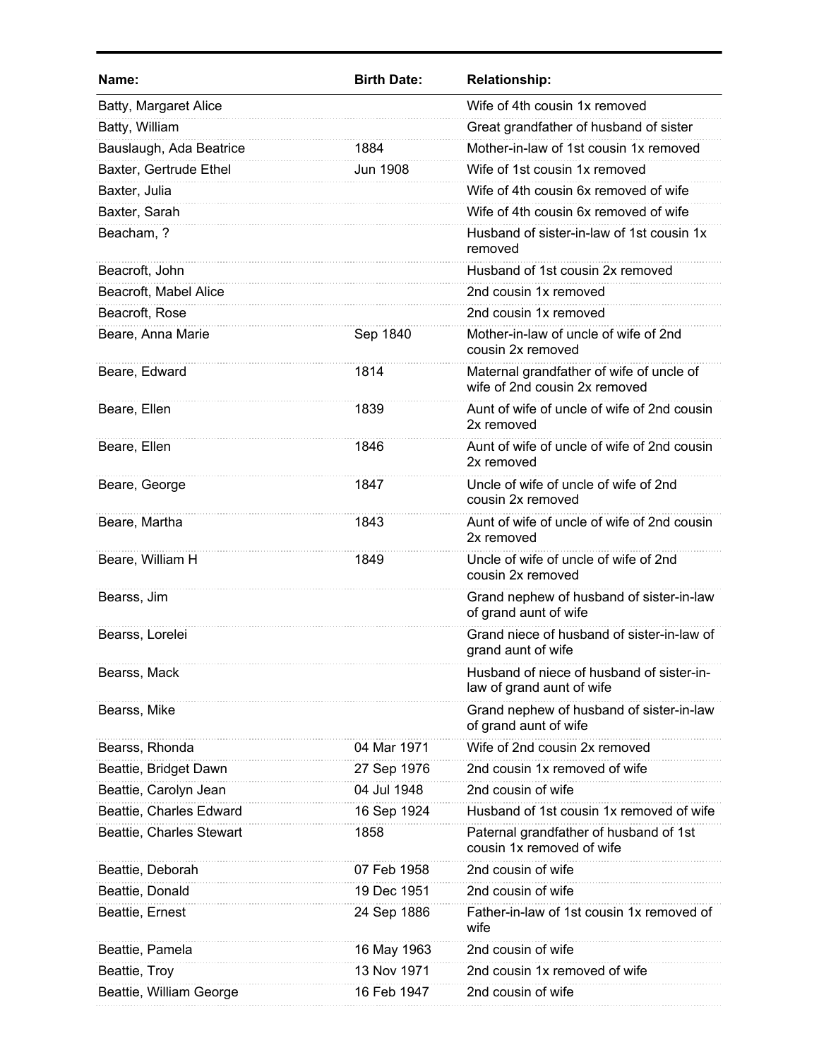| Name: | Birth Date: | Relationship: |
|---|---|---|
| Batty, Margaret Alice | | Wife of 4th cousin 1x removed |
| Batty, William | | Great grandfather of husband of sister |
| Bauslaugh, Ada Beatrice | 1884 | Mother-in-law of 1st cousin 1x removed |
| Baxter, Gertrude Ethel | Jun 1908 | Wife of 1st cousin 1x removed |
| Baxter, Julia | | Wife of 4th cousin 6x removed of wife |
| Baxter, Sarah | | Wife of 4th cousin 6x removed of wife |
| Beacham, ? | | Husband of sister-in-law of 1st cousin 1x removed |
| Beacroft, John | | Husband of 1st cousin 2x removed |
| Beacroft, Mabel Alice | | 2nd cousin 1x removed |
| Beacroft, Rose | | 2nd cousin 1x removed |
| Beare, Anna Marie | Sep 1840 | Mother-in-law of uncle of wife of 2nd cousin 2x removed |
| Beare, Edward | 1814 | Maternal grandfather of wife of uncle of wife of 2nd cousin 2x removed |
| Beare, Ellen | 1839 | Aunt of wife of uncle of wife of 2nd cousin 2x removed |
| Beare, Ellen | 1846 | Aunt of wife of uncle of wife of 2nd cousin 2x removed |
| Beare, George | 1847 | Uncle of wife of uncle of wife of 2nd cousin 2x removed |
| Beare, Martha | 1843 | Aunt of wife of uncle of wife of 2nd cousin 2x removed |
| Beare, William H | 1849 | Uncle of wife of uncle of wife of 2nd cousin 2x removed |
| Bearss, Jim | | Grand nephew of husband of sister-in-law of grand aunt of wife |
| Bearss, Lorelei | | Grand niece of husband of sister-in-law of grand aunt of wife |
| Bearss, Mack | | Husband of niece of husband of sister-in-law of grand aunt of wife |
| Bearss, Mike | | Grand nephew of husband of sister-in-law of grand aunt of wife |
| Bearss, Rhonda | 04 Mar 1971 | Wife of 2nd cousin 2x removed |
| Beattie, Bridget Dawn | 27 Sep 1976 | 2nd cousin 1x removed of wife |
| Beattie, Carolyn Jean | 04 Jul 1948 | 2nd cousin of wife |
| Beattie, Charles Edward | 16 Sep 1924 | Husband of 1st cousin 1x removed of wife |
| Beattie, Charles Stewart | 1858 | Paternal grandfather of husband of 1st cousin 1x removed of wife |
| Beattie, Deborah | 07 Feb 1958 | 2nd cousin of wife |
| Beattie, Donald | 19 Dec 1951 | 2nd cousin of wife |
| Beattie, Ernest | 24 Sep 1886 | Father-in-law of 1st cousin 1x removed of wife |
| Beattie, Pamela | 16 May 1963 | 2nd cousin of wife |
| Beattie, Troy | 13 Nov 1971 | 2nd cousin 1x removed of wife |
| Beattie, William George | 16 Feb 1947 | 2nd cousin of wife |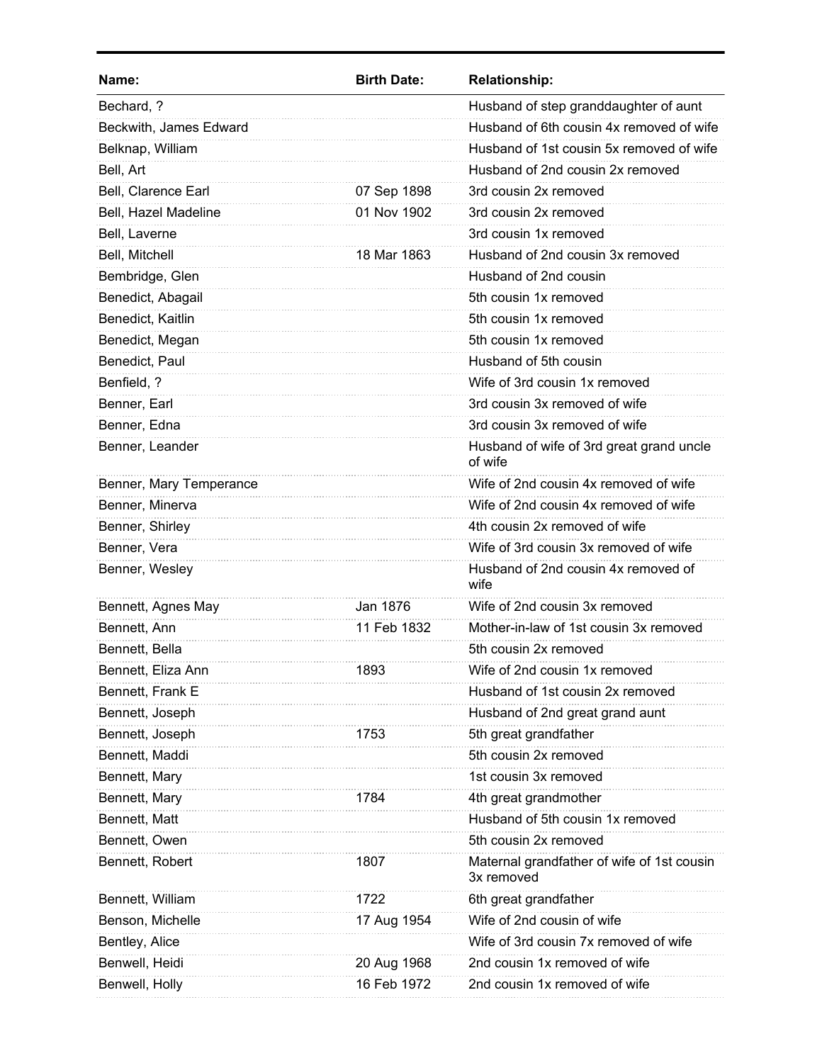| Name: | Birth Date: | Relationship: |
|---|---|---|
| Bechard, ? | | Husband of step granddaughter of aunt |
| Beckwith, James Edward | | Husband of 6th cousin 4x removed of wife |
| Belknap, William | | Husband of 1st cousin 5x removed of wife |
| Bell, Art | | Husband of 2nd cousin 2x removed |
| Bell, Clarence Earl | 07 Sep 1898 | 3rd cousin 2x removed |
| Bell, Hazel Madeline | 01 Nov 1902 | 3rd cousin 2x removed |
| Bell, Laverne | | 3rd cousin 1x removed |
| Bell, Mitchell | 18 Mar 1863 | Husband of 2nd cousin 3x removed |
| Bembridge, Glen | | Husband of 2nd cousin |
| Benedict, Abagail | | 5th cousin 1x removed |
| Benedict, Kaitlin | | 5th cousin 1x removed |
| Benedict, Megan | | 5th cousin 1x removed |
| Benedict, Paul | | Husband of 5th cousin |
| Benfield, ? | | Wife of 3rd cousin 1x removed |
| Benner, Earl | | 3rd cousin 3x removed of wife |
| Benner, Edna | | 3rd cousin 3x removed of wife |
| Benner, Leander | | Husband of wife of 3rd great grand uncle of wife |
| Benner, Mary Temperance | | Wife of 2nd cousin 4x removed of wife |
| Benner, Minerva | | Wife of 2nd cousin 4x removed of wife |
| Benner, Shirley | | 4th cousin 2x removed of wife |
| Benner, Vera | | Wife of 3rd cousin 3x removed of wife |
| Benner, Wesley | | Husband of 2nd cousin 4x removed of wife |
| Bennett, Agnes May | Jan 1876 | Wife of 2nd cousin 3x removed |
| Bennett, Ann | 11 Feb 1832 | Mother-in-law of 1st cousin 3x removed |
| Bennett, Bella | | 5th cousin 2x removed |
| Bennett, Eliza Ann | 1893 | Wife of 2nd cousin 1x removed |
| Bennett, Frank E | | Husband of 1st cousin 2x removed |
| Bennett, Joseph | | Husband of 2nd great grand aunt |
| Bennett, Joseph | 1753 | 5th great grandfather |
| Bennett, Maddi | | 5th cousin 2x removed |
| Bennett, Mary | | 1st cousin 3x removed |
| Bennett, Mary | 1784 | 4th great grandmother |
| Bennett, Matt | | Husband of 5th cousin 1x removed |
| Bennett, Owen | | 5th cousin 2x removed |
| Bennett, Robert | 1807 | Maternal grandfather of wife of 1st cousin 3x removed |
| Bennett, William | 1722 | 6th great grandfather |
| Benson, Michelle | 17 Aug 1954 | Wife of 2nd cousin of wife |
| Bentley, Alice | | Wife of 3rd cousin 7x removed of wife |
| Benwell, Heidi | 20 Aug 1968 | 2nd cousin 1x removed of wife |
| Benwell, Holly | 16 Feb 1972 | 2nd cousin 1x removed of wife |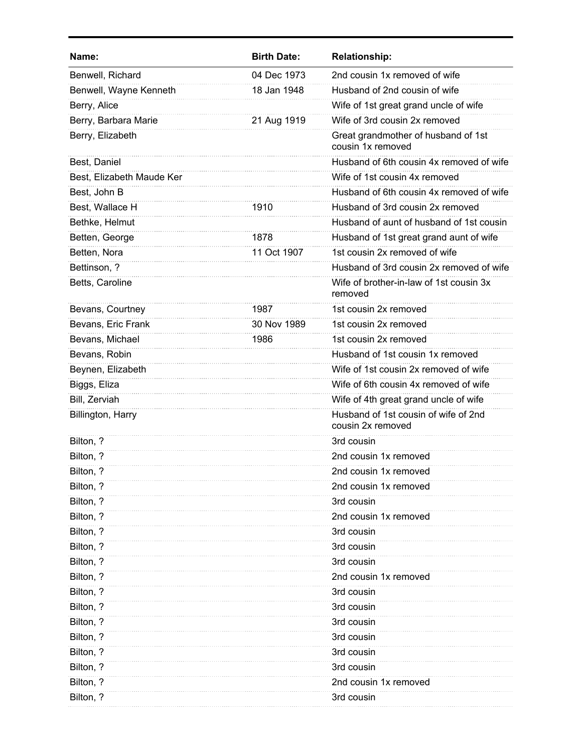| Name: | Birth Date: | Relationship: |
|---|---|---|
| Benwell, Richard | 04 Dec 1973 | 2nd cousin 1x removed of wife |
| Benwell, Wayne Kenneth | 18 Jan 1948 | Husband of 2nd cousin of wife |
| Berry, Alice | | Wife of 1st great grand uncle of wife |
| Berry, Barbara Marie | 21 Aug 1919 | Wife of 3rd cousin 2x removed |
| Berry, Elizabeth | | Great grandmother of husband of 1st cousin 1x removed |
| Best, Daniel | | Husband of 6th cousin 4x removed of wife |
| Best, Elizabeth Maude Ker | | Wife of 1st cousin 4x removed |
| Best, John B | | Husband of 6th cousin 4x removed of wife |
| Best, Wallace H | 1910 | Husband of 3rd cousin 2x removed |
| Bethke, Helmut | | Husband of aunt of husband of 1st cousin |
| Betten, George | 1878 | Husband of 1st great grand aunt of wife |
| Betten, Nora | 11 Oct 1907 | 1st cousin 2x removed of wife |
| Bettinson, ? | | Husband of 3rd cousin 2x removed of wife |
| Betts, Caroline | | Wife of brother-in-law of 1st cousin 3x removed |
| Bevans, Courtney | 1987 | 1st cousin 2x removed |
| Bevans, Eric Frank | 30 Nov 1989 | 1st cousin 2x removed |
| Bevans, Michael | 1986 | 1st cousin 2x removed |
| Bevans, Robin | | Husband of 1st cousin 1x removed |
| Beynen, Elizabeth | | Wife of 1st cousin 2x removed of wife |
| Biggs, Eliza | | Wife of 6th cousin 4x removed of wife |
| Bill, Zerviah | | Wife of 4th great grand uncle of wife |
| Billington, Harry | | Husband of 1st cousin of wife of 2nd cousin 2x removed |
| Bilton, ? | | 3rd cousin |
| Bilton, ? | | 2nd cousin 1x removed |
| Bilton, ? | | 2nd cousin 1x removed |
| Bilton, ? | | 2nd cousin 1x removed |
| Bilton, ? | | 3rd cousin |
| Bilton, ? | | 2nd cousin 1x removed |
| Bilton, ? | | 3rd cousin |
| Bilton, ? | | 3rd cousin |
| Bilton, ? | | 3rd cousin |
| Bilton, ? | | 2nd cousin 1x removed |
| Bilton, ? | | 3rd cousin |
| Bilton, ? | | 3rd cousin |
| Bilton, ? | | 3rd cousin |
| Bilton, ? | | 3rd cousin |
| Bilton, ? | | 3rd cousin |
| Bilton, ? | | 3rd cousin |
| Bilton, ? | | 2nd cousin 1x removed |
| Bilton, ? | | 3rd cousin |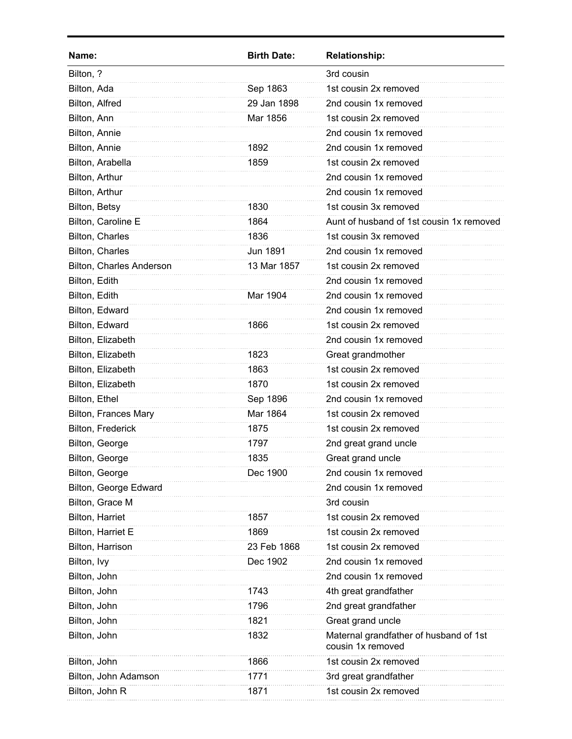| Name: | Birth Date: | Relationship: |
|---|---|---|
| Bilton, ? | | 3rd cousin |
| Bilton, Ada | Sep 1863 | 1st cousin 2x removed |
| Bilton, Alfred | 29 Jan 1898 | 2nd cousin 1x removed |
| Bilton, Ann | Mar 1856 | 1st cousin 2x removed |
| Bilton, Annie | | 2nd cousin 1x removed |
| Bilton, Annie | 1892 | 2nd cousin 1x removed |
| Bilton, Arabella | 1859 | 1st cousin 2x removed |
| Bilton, Arthur | | 2nd cousin 1x removed |
| Bilton, Arthur | | 2nd cousin 1x removed |
| Bilton, Betsy | 1830 | 1st cousin 3x removed |
| Bilton, Caroline E | 1864 | Aunt of husband of 1st cousin 1x removed |
| Bilton, Charles | 1836 | 1st cousin 3x removed |
| Bilton, Charles | Jun 1891 | 2nd cousin 1x removed |
| Bilton, Charles Anderson | 13 Mar 1857 | 1st cousin 2x removed |
| Bilton, Edith | | 2nd cousin 1x removed |
| Bilton, Edith | Mar 1904 | 2nd cousin 1x removed |
| Bilton, Edward | | 2nd cousin 1x removed |
| Bilton, Edward | 1866 | 1st cousin 2x removed |
| Bilton, Elizabeth | | 2nd cousin 1x removed |
| Bilton, Elizabeth | 1823 | Great grandmother |
| Bilton, Elizabeth | 1863 | 1st cousin 2x removed |
| Bilton, Elizabeth | 1870 | 1st cousin 2x removed |
| Bilton, Ethel | Sep 1896 | 2nd cousin 1x removed |
| Bilton, Frances Mary | Mar 1864 | 1st cousin 2x removed |
| Bilton, Frederick | 1875 | 1st cousin 2x removed |
| Bilton, George | 1797 | 2nd great grand uncle |
| Bilton, George | 1835 | Great grand uncle |
| Bilton, George | Dec 1900 | 2nd cousin 1x removed |
| Bilton, George Edward | | 2nd cousin 1x removed |
| Bilton, Grace M | | 3rd cousin |
| Bilton, Harriet | 1857 | 1st cousin 2x removed |
| Bilton, Harriet E | 1869 | 1st cousin 2x removed |
| Bilton, Harrison | 23 Feb 1868 | 1st cousin 2x removed |
| Bilton, Ivy | Dec 1902 | 2nd cousin 1x removed |
| Bilton, John | | 2nd cousin 1x removed |
| Bilton, John | 1743 | 4th great grandfather |
| Bilton, John | 1796 | 2nd great grandfather |
| Bilton, John | 1821 | Great grand uncle |
| Bilton, John | 1832 | Maternal grandfather of husband of 1st cousin 1x removed |
| Bilton, John | 1866 | 1st cousin 2x removed |
| Bilton, John Adamson | 1771 | 3rd great grandfather |
| Bilton, John R | 1871 | 1st cousin 2x removed |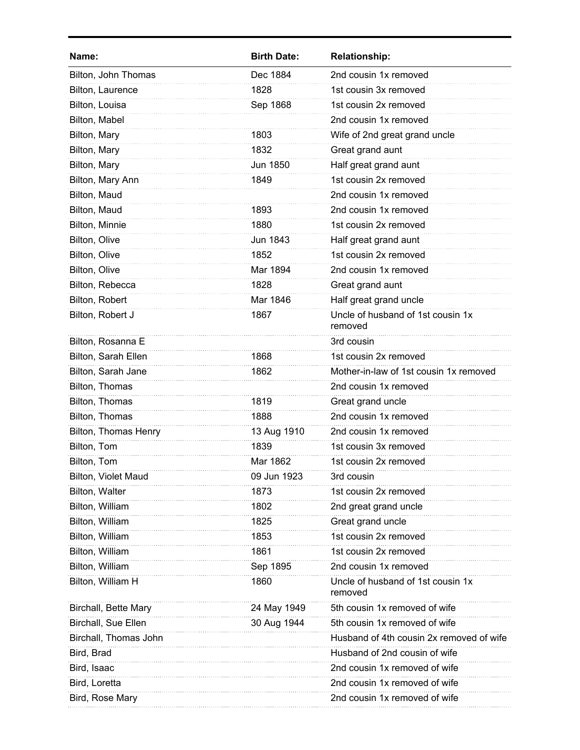| Name: | Birth Date: | Relationship: |
|---|---|---|
| Bilton, John Thomas | Dec 1884 | 2nd cousin 1x removed |
| Bilton, Laurence | 1828 | 1st cousin 3x removed |
| Bilton, Louisa | Sep 1868 | 1st cousin 2x removed |
| Bilton, Mabel | | 2nd cousin 1x removed |
| Bilton, Mary | 1803 | Wife of 2nd great grand uncle |
| Bilton, Mary | 1832 | Great grand aunt |
| Bilton, Mary | Jun 1850 | Half great grand aunt |
| Bilton, Mary Ann | 1849 | 1st cousin 2x removed |
| Bilton, Maud | | 2nd cousin 1x removed |
| Bilton, Maud | 1893 | 2nd cousin 1x removed |
| Bilton, Minnie | 1880 | 1st cousin 2x removed |
| Bilton, Olive | Jun 1843 | Half great grand aunt |
| Bilton, Olive | 1852 | 1st cousin 2x removed |
| Bilton, Olive | Mar 1894 | 2nd cousin 1x removed |
| Bilton, Rebecca | 1828 | Great grand aunt |
| Bilton, Robert | Mar 1846 | Half great grand uncle |
| Bilton, Robert J | 1867 | Uncle of husband of 1st cousin 1x removed |
| Bilton, Rosanna E | | 3rd cousin |
| Bilton, Sarah Ellen | 1868 | 1st cousin 2x removed |
| Bilton, Sarah Jane | 1862 | Mother-in-law of 1st cousin 1x removed |
| Bilton, Thomas | | 2nd cousin 1x removed |
| Bilton, Thomas | 1819 | Great grand uncle |
| Bilton, Thomas | 1888 | 2nd cousin 1x removed |
| Bilton, Thomas Henry | 13 Aug 1910 | 2nd cousin 1x removed |
| Bilton, Tom | 1839 | 1st cousin 3x removed |
| Bilton, Tom | Mar 1862 | 1st cousin 2x removed |
| Bilton, Violet Maud | 09 Jun 1923 | 3rd cousin |
| Bilton, Walter | 1873 | 1st cousin 2x removed |
| Bilton, William | 1802 | 2nd great grand uncle |
| Bilton, William | 1825 | Great grand uncle |
| Bilton, William | 1853 | 1st cousin 2x removed |
| Bilton, William | 1861 | 1st cousin 2x removed |
| Bilton, William | Sep 1895 | 2nd cousin 1x removed |
| Bilton, William H | 1860 | Uncle of husband of 1st cousin 1x removed |
| Birchall, Bette Mary | 24 May 1949 | 5th cousin 1x removed of wife |
| Birchall, Sue Ellen | 30 Aug 1944 | 5th cousin 1x removed of wife |
| Birchall, Thomas John | | Husband of 4th cousin 2x removed of wife |
| Bird, Brad | | Husband of 2nd cousin of wife |
| Bird, Isaac | | 2nd cousin 1x removed of wife |
| Bird, Loretta | | 2nd cousin 1x removed of wife |
| Bird, Rose Mary | | 2nd cousin 1x removed of wife |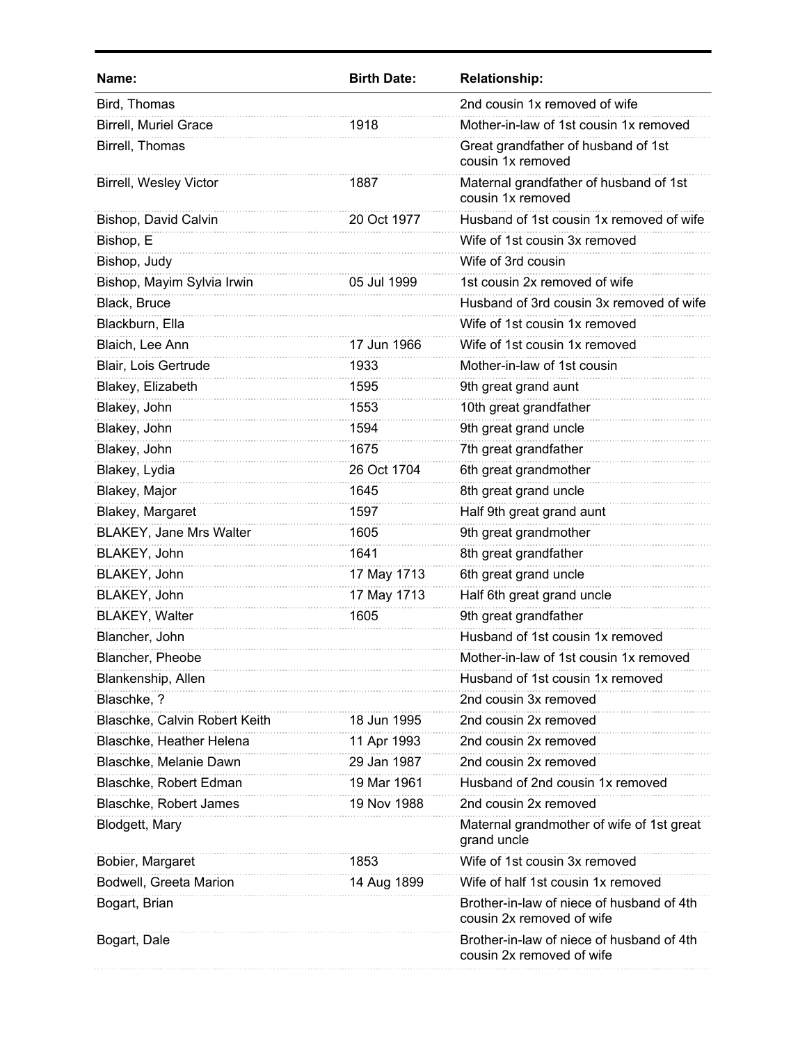| Name: | Birth Date: | Relationship: |
|---|---|---|
| Bird, Thomas | | 2nd cousin 1x removed of wife |
| Birrell, Muriel Grace | 1918 | Mother-in-law of 1st cousin 1x removed |
| Birrell, Thomas | | Great grandfather of husband of 1st cousin 1x removed |
| Birrell, Wesley Victor | 1887 | Maternal grandfather of husband of 1st cousin 1x removed |
| Bishop, David Calvin | 20 Oct 1977 | Husband of 1st cousin 1x removed of wife |
| Bishop, E | | Wife of 1st cousin 3x removed |
| Bishop, Judy | | Wife of 3rd cousin |
| Bishop, Mayim Sylvia Irwin | 05 Jul 1999 | 1st cousin 2x removed of wife |
| Black, Bruce | | Husband of 3rd cousin 3x removed of wife |
| Blackburn, Ella | | Wife of 1st cousin 1x removed |
| Blaich, Lee Ann | 17 Jun 1966 | Wife of 1st cousin 1x removed |
| Blair, Lois Gertrude | 1933 | Mother-in-law of 1st cousin |
| Blakey, Elizabeth | 1595 | 9th great grand aunt |
| Blakey, John | 1553 | 10th great grandfather |
| Blakey, John | 1594 | 9th great grand uncle |
| Blakey, John | 1675 | 7th great grandfather |
| Blakey, Lydia | 26 Oct 1704 | 6th great grandmother |
| Blakey, Major | 1645 | 8th great grand uncle |
| Blakey, Margaret | 1597 | Half 9th great grand aunt |
| BLAKEY, Jane Mrs Walter | 1605 | 9th great grandmother |
| BLAKEY, John | 1641 | 8th great grandfather |
| BLAKEY, John | 17 May 1713 | 6th great grand uncle |
| BLAKEY, John | 17 May 1713 | Half 6th great grand uncle |
| BLAKEY, Walter | 1605 | 9th great grandfather |
| Blancher, John | | Husband of 1st cousin 1x removed |
| Blancher, Pheobe | | Mother-in-law of 1st cousin 1x removed |
| Blankenship, Allen | | Husband of 1st cousin 1x removed |
| Blaschke, ? | | 2nd cousin 3x removed |
| Blaschke, Calvin Robert Keith | 18 Jun 1995 | 2nd cousin 2x removed |
| Blaschke, Heather Helena | 11 Apr 1993 | 2nd cousin 2x removed |
| Blaschke, Melanie Dawn | 29 Jan 1987 | 2nd cousin 2x removed |
| Blaschke, Robert Edman | 19 Mar 1961 | Husband of 2nd cousin 1x removed |
| Blaschke, Robert James | 19 Nov 1988 | 2nd cousin 2x removed |
| Blodgett, Mary | | Maternal grandmother of wife of 1st great grand uncle |
| Bobier, Margaret | 1853 | Wife of 1st cousin 3x removed |
| Bodwell, Greeta Marion | 14 Aug 1899 | Wife of half 1st cousin 1x removed |
| Bogart, Brian | | Brother-in-law of niece of husband of 4th cousin 2x removed of wife |
| Bogart, Dale | | Brother-in-law of niece of husband of 4th cousin 2x removed of wife |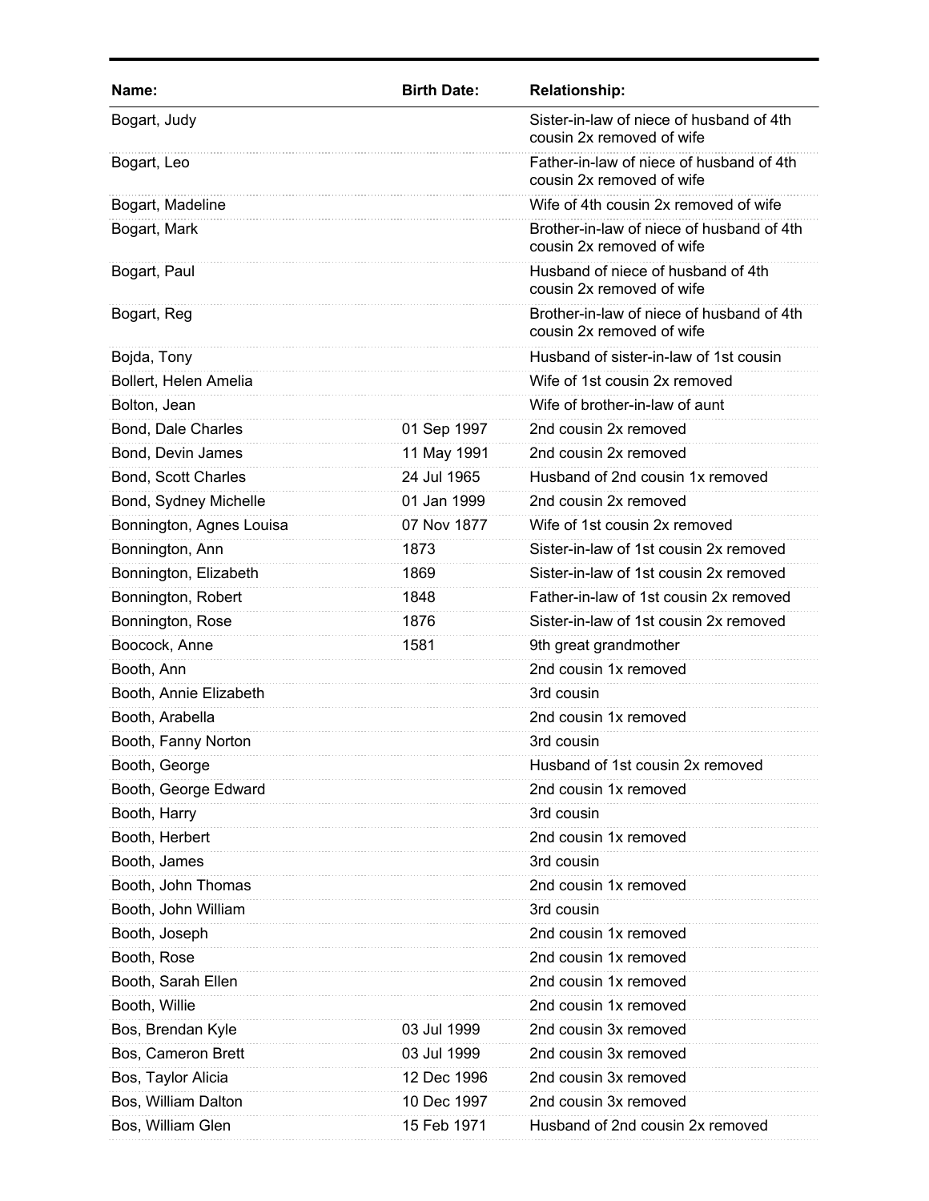| Name: | Birth Date: | Relationship: |
|---|---|---|
| Bogart, Judy | | Sister-in-law of niece of husband of 4th cousin 2x removed of wife |
| Bogart, Leo | | Father-in-law of niece of husband of 4th cousin 2x removed of wife |
| Bogart, Madeline | | Wife of 4th cousin 2x removed of wife |
| Bogart, Mark | | Brother-in-law of niece of husband of 4th cousin 2x removed of wife |
| Bogart, Paul | | Husband of niece of husband of 4th cousin 2x removed of wife |
| Bogart, Reg | | Brother-in-law of niece of husband of 4th cousin 2x removed of wife |
| Bojda, Tony | | Husband of sister-in-law of 1st cousin |
| Bollert, Helen Amelia | | Wife of 1st cousin 2x removed |
| Bolton, Jean | | Wife of brother-in-law of aunt |
| Bond, Dale Charles | 01 Sep 1997 | 2nd cousin 2x removed |
| Bond, Devin James | 11 May 1991 | 2nd cousin 2x removed |
| Bond, Scott Charles | 24 Jul 1965 | Husband of 2nd cousin 1x removed |
| Bond, Sydney Michelle | 01 Jan 1999 | 2nd cousin 2x removed |
| Bonnington, Agnes Louisa | 07 Nov 1877 | Wife of 1st cousin 2x removed |
| Bonnington, Ann | 1873 | Sister-in-law of 1st cousin 2x removed |
| Bonnington, Elizabeth | 1869 | Sister-in-law of 1st cousin 2x removed |
| Bonnington, Robert | 1848 | Father-in-law of 1st cousin 2x removed |
| Bonnington, Rose | 1876 | Sister-in-law of 1st cousin 2x removed |
| Boocock, Anne | 1581 | 9th great grandmother |
| Booth, Ann | | 2nd cousin 1x removed |
| Booth, Annie Elizabeth | | 3rd cousin |
| Booth, Arabella | | 2nd cousin 1x removed |
| Booth, Fanny Norton | | 3rd cousin |
| Booth, George | | Husband of 1st cousin 2x removed |
| Booth, George Edward | | 2nd cousin 1x removed |
| Booth, Harry | | 3rd cousin |
| Booth, Herbert | | 2nd cousin 1x removed |
| Booth, James | | 3rd cousin |
| Booth, John Thomas | | 2nd cousin 1x removed |
| Booth, John William | | 3rd cousin |
| Booth, Joseph | | 2nd cousin 1x removed |
| Booth, Rose | | 2nd cousin 1x removed |
| Booth, Sarah Ellen | | 2nd cousin 1x removed |
| Booth, Willie | | 2nd cousin 1x removed |
| Bos, Brendan Kyle | 03 Jul 1999 | 2nd cousin 3x removed |
| Bos, Cameron Brett | 03 Jul 1999 | 2nd cousin 3x removed |
| Bos, Taylor Alicia | 12 Dec 1996 | 2nd cousin 3x removed |
| Bos, William Dalton | 10 Dec 1997 | 2nd cousin 3x removed |
| Bos, William Glen | 15 Feb 1971 | Husband of 2nd cousin 2x removed |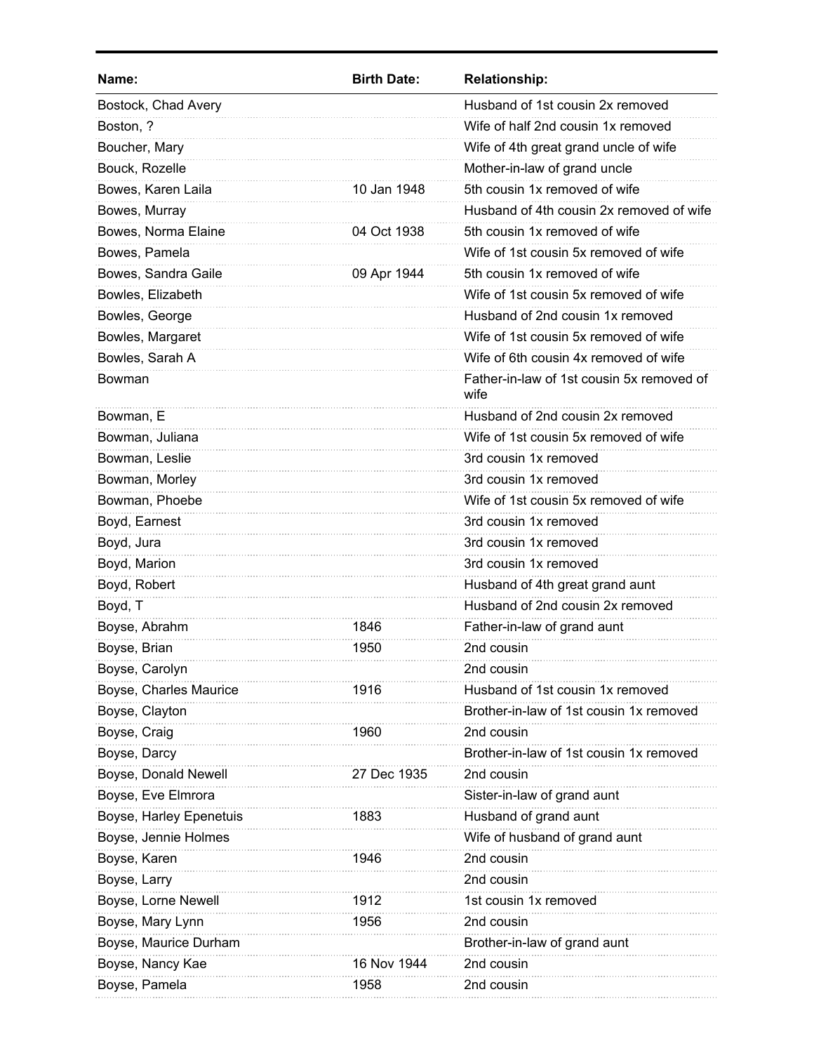| Name: | Birth Date: | Relationship: |
|---|---|---|
| Bostock, Chad Avery | | Husband of 1st cousin 2x removed |
| Boston, ? | | Wife of half 2nd cousin 1x removed |
| Boucher, Mary | | Wife of 4th great grand uncle of wife |
| Bouck, Rozelle | | Mother-in-law of grand uncle |
| Bowes, Karen Laila | 10 Jan 1948 | 5th cousin 1x removed of wife |
| Bowes, Murray | | Husband of 4th cousin 2x removed of wife |
| Bowes, Norma Elaine | 04 Oct 1938 | 5th cousin 1x removed of wife |
| Bowes, Pamela | | Wife of 1st cousin 5x removed of wife |
| Bowes, Sandra Gaile | 09 Apr 1944 | 5th cousin 1x removed of wife |
| Bowles, Elizabeth | | Wife of 1st cousin 5x removed of wife |
| Bowles, George | | Husband of 2nd cousin 1x removed |
| Bowles, Margaret | | Wife of 1st cousin 5x removed of wife |
| Bowles, Sarah A | | Wife of 6th cousin 4x removed of wife |
| Bowman | | Father-in-law of 1st cousin 5x removed of wife |
| Bowman, E | | Husband of 2nd cousin 2x removed |
| Bowman, Juliana | | Wife of 1st cousin 5x removed of wife |
| Bowman, Leslie | | 3rd cousin 1x removed |
| Bowman, Morley | | 3rd cousin 1x removed |
| Bowman, Phoebe | | Wife of 1st cousin 5x removed of wife |
| Boyd, Earnest | | 3rd cousin 1x removed |
| Boyd, Jura | | 3rd cousin 1x removed |
| Boyd, Marion | | 3rd cousin 1x removed |
| Boyd, Robert | | Husband of 4th great grand aunt |
| Boyd, T | | Husband of 2nd cousin 2x removed |
| Boyse, Abrahm | 1846 | Father-in-law of grand aunt |
| Boyse, Brian | 1950 | 2nd cousin |
| Boyse, Carolyn | | 2nd cousin |
| Boyse, Charles Maurice | 1916 | Husband of 1st cousin 1x removed |
| Boyse, Clayton | | Brother-in-law of 1st cousin 1x removed |
| Boyse, Craig | 1960 | 2nd cousin |
| Boyse, Darcy | | Brother-in-law of 1st cousin 1x removed |
| Boyse, Donald Newell | 27 Dec 1935 | 2nd cousin |
| Boyse, Eve Elmrora | | Sister-in-law of grand aunt |
| Boyse, Harley Epenetuis | 1883 | Husband of grand aunt |
| Boyse, Jennie Holmes | | Wife of husband of grand aunt |
| Boyse, Karen | 1946 | 2nd cousin |
| Boyse, Larry | | 2nd cousin |
| Boyse, Lorne Newell | 1912 | 1st cousin 1x removed |
| Boyse, Mary Lynn | 1956 | 2nd cousin |
| Boyse, Maurice Durham | | Brother-in-law of grand aunt |
| Boyse, Nancy Kae | 16 Nov 1944 | 2nd cousin |
| Boyse, Pamela | 1958 | 2nd cousin |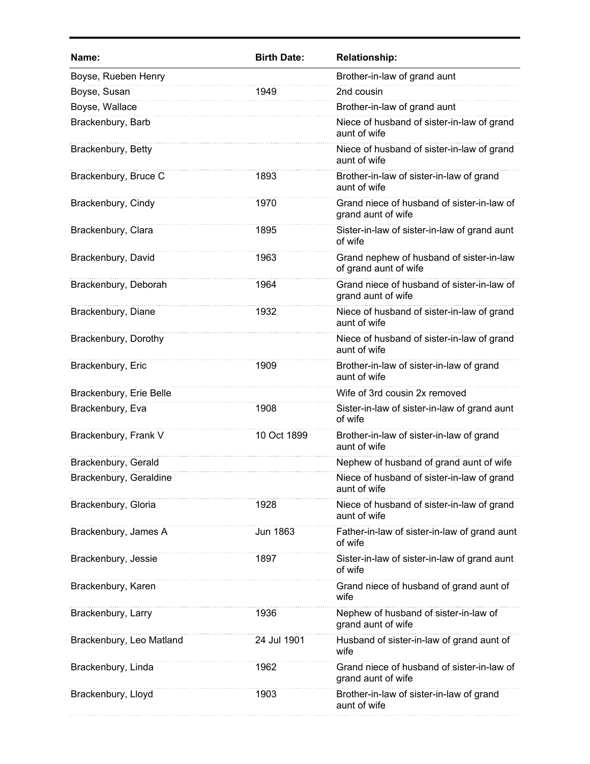| Name: | Birth Date: | Relationship: |
|---|---|---|
| Boyse, Rueben Henry | | Brother-in-law of grand aunt |
| Boyse, Susan | 1949 | 2nd cousin |
| Boyse, Wallace | | Brother-in-law of grand aunt |
| Brackenbury, Barb | | Niece of husband of sister-in-law of grand aunt of wife |
| Brackenbury, Betty | | Niece of husband of sister-in-law of grand aunt of wife |
| Brackenbury, Bruce C | 1893 | Brother-in-law of sister-in-law of grand aunt of wife |
| Brackenbury, Cindy | 1970 | Grand niece of husband of sister-in-law of grand aunt of wife |
| Brackenbury, Clara | 1895 | Sister-in-law of sister-in-law of grand aunt of wife |
| Brackenbury, David | 1963 | Grand nephew of husband of sister-in-law of grand aunt of wife |
| Brackenbury, Deborah | 1964 | Grand niece of husband of sister-in-law of grand aunt of wife |
| Brackenbury, Diane | 1932 | Niece of husband of sister-in-law of grand aunt of wife |
| Brackenbury, Dorothy | | Niece of husband of sister-in-law of grand aunt of wife |
| Brackenbury, Eric | 1909 | Brother-in-law of sister-in-law of grand aunt of wife |
| Brackenbury, Erie Belle | | Wife of 3rd cousin 2x removed |
| Brackenbury, Eva | 1908 | Sister-in-law of sister-in-law of grand aunt of wife |
| Brackenbury, Frank V | 10 Oct 1899 | Brother-in-law of sister-in-law of grand aunt of wife |
| Brackenbury, Gerald | | Nephew of husband of grand aunt of wife |
| Brackenbury, Geraldine | | Niece of husband of sister-in-law of grand aunt of wife |
| Brackenbury, Gloria | 1928 | Niece of husband of sister-in-law of grand aunt of wife |
| Brackenbury, James A | Jun 1863 | Father-in-law of sister-in-law of grand aunt of wife |
| Brackenbury, Jessie | 1897 | Sister-in-law of sister-in-law of grand aunt of wife |
| Brackenbury, Karen | | Grand niece of husband of grand aunt of wife |
| Brackenbury, Larry | 1936 | Nephew of husband of sister-in-law of grand aunt of wife |
| Brackenbury, Leo Matland | 24 Jul 1901 | Husband of sister-in-law of grand aunt of wife |
| Brackenbury, Linda | 1962 | Grand niece of husband of sister-in-law of grand aunt of wife |
| Brackenbury, Lloyd | 1903 | Brother-in-law of sister-in-law of grand aunt of wife |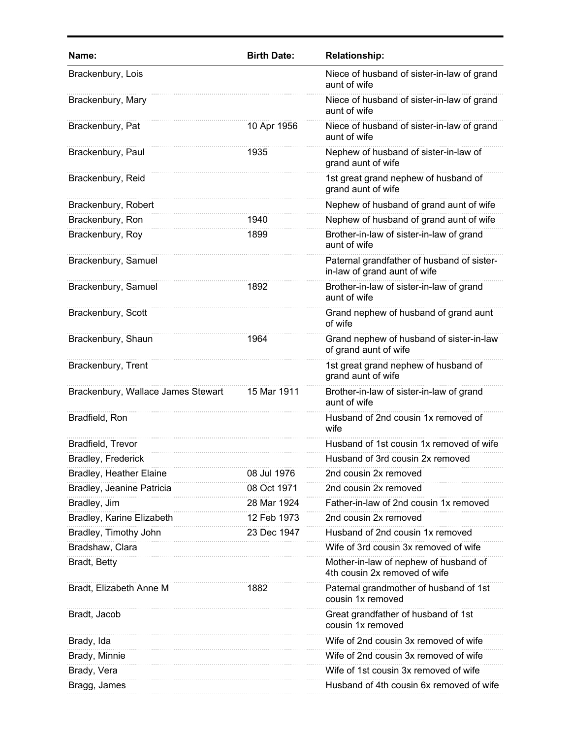| Name: | Birth Date: | Relationship: |
|---|---|---|
| Brackenbury, Lois | | Niece of husband of sister-in-law of grand aunt of wife |
| Brackenbury, Mary | | Niece of husband of sister-in-law of grand aunt of wife |
| Brackenbury, Pat | 10 Apr 1956 | Niece of husband of sister-in-law of grand aunt of wife |
| Brackenbury, Paul | 1935 | Nephew of husband of sister-in-law of grand aunt of wife |
| Brackenbury, Reid | | 1st great grand nephew of husband of grand aunt of wife |
| Brackenbury, Robert | | Nephew of husband of grand aunt of wife |
| Brackenbury, Ron | 1940 | Nephew of husband of grand aunt of wife |
| Brackenbury, Roy | 1899 | Brother-in-law of sister-in-law of grand aunt of wife |
| Brackenbury, Samuel | | Paternal grandfather of husband of sister-in-law of grand aunt of wife |
| Brackenbury, Samuel | 1892 | Brother-in-law of sister-in-law of grand aunt of wife |
| Brackenbury, Scott | | Grand nephew of husband of grand aunt of wife |
| Brackenbury, Shaun | 1964 | Grand nephew of husband of sister-in-law of grand aunt of wife |
| Brackenbury, Trent | | 1st great grand nephew of husband of grand aunt of wife |
| Brackenbury, Wallace James Stewart | 15 Mar 1911 | Brother-in-law of sister-in-law of grand aunt of wife |
| Bradfield, Ron | | Husband of 2nd cousin 1x removed of wife |
| Bradfield, Trevor | | Husband of 1st cousin 1x removed of wife |
| Bradley, Frederick | | Husband of 3rd cousin 2x removed |
| Bradley, Heather Elaine | 08 Jul 1976 | 2nd cousin 2x removed |
| Bradley, Jeanine Patricia | 08 Oct 1971 | 2nd cousin 2x removed |
| Bradley, Jim | 28 Mar 1924 | Father-in-law of 2nd cousin 1x removed |
| Bradley, Karine Elizabeth | 12 Feb 1973 | 2nd cousin 2x removed |
| Bradley, Timothy John | 23 Dec 1947 | Husband of 2nd cousin 1x removed |
| Bradshaw, Clara | | Wife of 3rd cousin 3x removed of wife |
| Bradt, Betty | | Mother-in-law of nephew of husband of 4th cousin 2x removed of wife |
| Bradt, Elizabeth Anne M | 1882 | Paternal grandmother of husband of 1st cousin 1x removed |
| Bradt, Jacob | | Great grandfather of husband of 1st cousin 1x removed |
| Brady, Ida | | Wife of 2nd cousin 3x removed of wife |
| Brady, Minnie | | Wife of 2nd cousin 3x removed of wife |
| Brady, Vera | | Wife of 1st cousin 3x removed of wife |
| Bragg, James | | Husband of 4th cousin 6x removed of wife |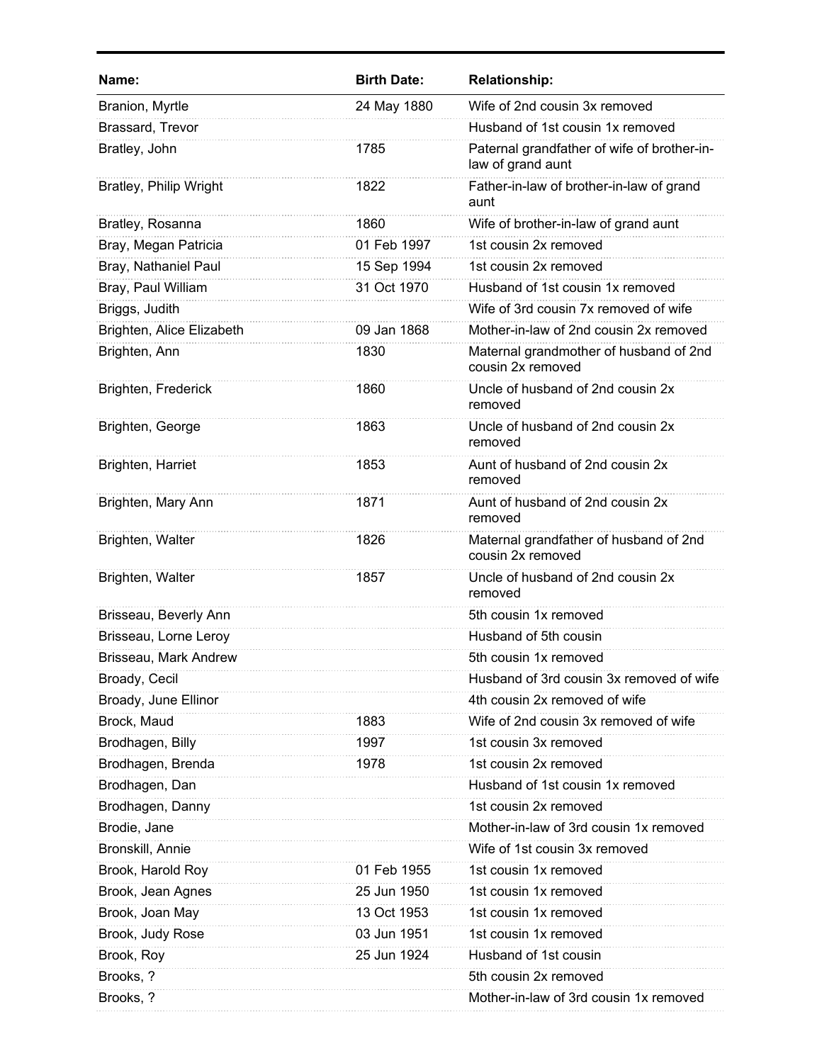| Name: | Birth Date: | Relationship: |
|---|---|---|
| Branion, Myrtle | 24 May 1880 | Wife of 2nd cousin 3x removed |
| Brassard, Trevor | | Husband of 1st cousin 1x removed |
| Bratley, John | 1785 | Paternal grandfather of wife of brother-in-law of grand aunt |
| Bratley, Philip Wright | 1822 | Father-in-law of brother-in-law of grand aunt |
| Bratley, Rosanna | 1860 | Wife of brother-in-law of grand aunt |
| Bray, Megan Patricia | 01 Feb 1997 | 1st cousin 2x removed |
| Bray, Nathaniel Paul | 15 Sep 1994 | 1st cousin 2x removed |
| Bray, Paul William | 31 Oct 1970 | Husband of 1st cousin 1x removed |
| Briggs, Judith | | Wife of 3rd cousin 7x removed of wife |
| Brighten, Alice Elizabeth | 09 Jan 1868 | Mother-in-law of 2nd cousin 2x removed |
| Brighten, Ann | 1830 | Maternal grandmother of husband of 2nd cousin 2x removed |
| Brighten, Frederick | 1860 | Uncle of husband of 2nd cousin 2x removed |
| Brighten, George | 1863 | Uncle of husband of 2nd cousin 2x removed |
| Brighten, Harriet | 1853 | Aunt of husband of 2nd cousin 2x removed |
| Brighten, Mary Ann | 1871 | Aunt of husband of 2nd cousin 2x removed |
| Brighten, Walter | 1826 | Maternal grandfather of husband of 2nd cousin 2x removed |
| Brighten, Walter | 1857 | Uncle of husband of 2nd cousin 2x removed |
| Brisseau, Beverly Ann | | 5th cousin 1x removed |
| Brisseau, Lorne Leroy | | Husband of 5th cousin |
| Brisseau, Mark Andrew | | 5th cousin 1x removed |
| Broady, Cecil | | Husband of 3rd cousin 3x removed of wife |
| Broady, June Ellinor | | 4th cousin 2x removed of wife |
| Brock, Maud | 1883 | Wife of 2nd cousin 3x removed of wife |
| Brodhagen, Billy | 1997 | 1st cousin 3x removed |
| Brodhagen, Brenda | 1978 | 1st cousin 2x removed |
| Brodhagen, Dan | | Husband of 1st cousin 1x removed |
| Brodhagen, Danny | | 1st cousin 2x removed |
| Brodie, Jane | | Mother-in-law of 3rd cousin 1x removed |
| Bronskill, Annie | | Wife of 1st cousin 3x removed |
| Brook, Harold Roy | 01 Feb 1955 | 1st cousin 1x removed |
| Brook, Jean Agnes | 25 Jun 1950 | 1st cousin 1x removed |
| Brook, Joan May | 13 Oct 1953 | 1st cousin 1x removed |
| Brook, Judy Rose | 03 Jun 1951 | 1st cousin 1x removed |
| Brook, Roy | 25 Jun 1924 | Husband of 1st cousin |
| Brooks, ? | | 5th cousin 2x removed |
| Brooks, ? | | Mother-in-law of 3rd cousin 1x removed |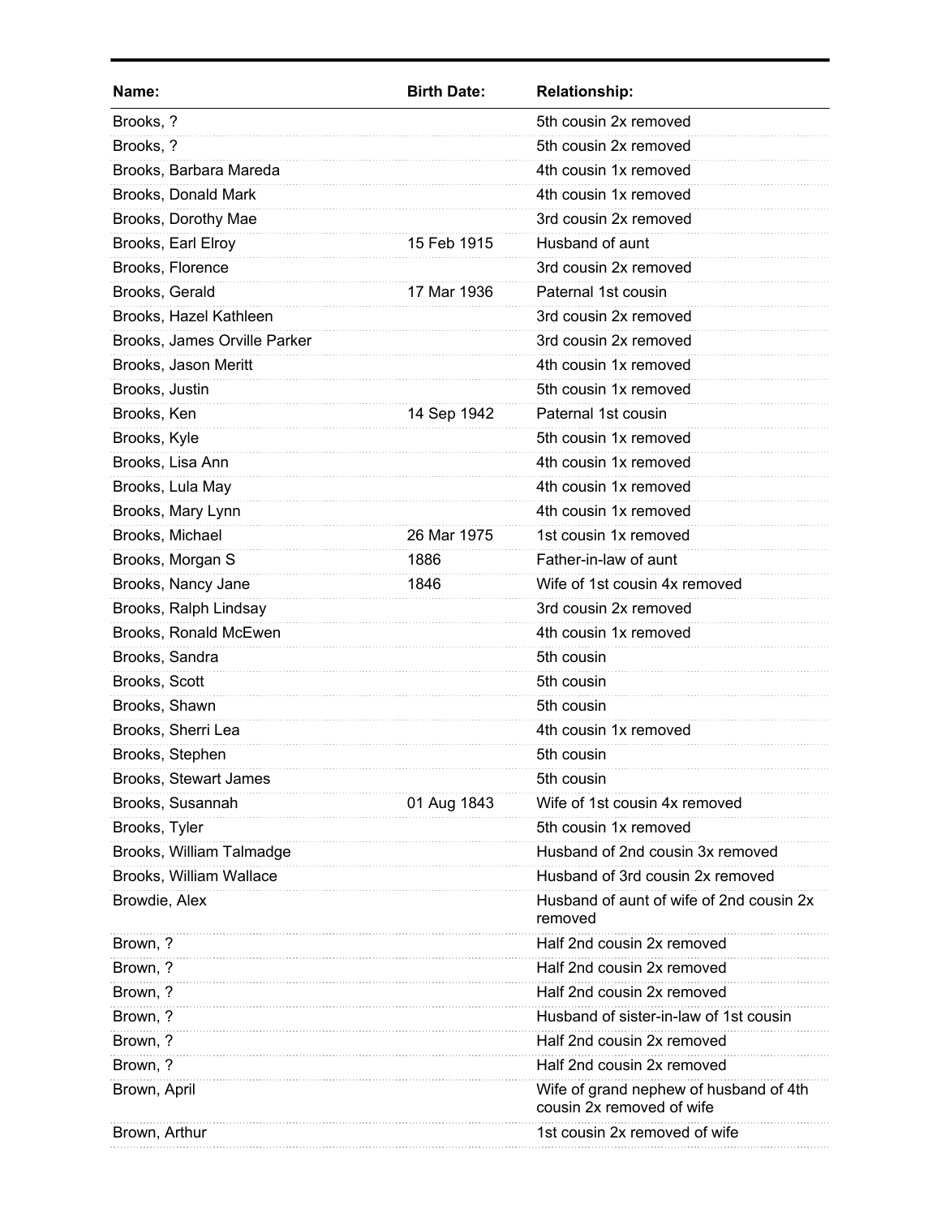| Name: | Birth Date: | Relationship: |
|---|---|---|
| Brooks, ? | | 5th cousin 2x removed |
| Brooks, ? | | 5th cousin 2x removed |
| Brooks, Barbara Mareda | | 4th cousin 1x removed |
| Brooks, Donald Mark | | 4th cousin 1x removed |
| Brooks, Dorothy Mae | | 3rd cousin 2x removed |
| Brooks, Earl Elroy | 15 Feb 1915 | Husband of aunt |
| Brooks, Florence | | 3rd cousin 2x removed |
| Brooks, Gerald | 17 Mar 1936 | Paternal 1st cousin |
| Brooks, Hazel Kathleen | | 3rd cousin 2x removed |
| Brooks, James Orville Parker | | 3rd cousin 2x removed |
| Brooks, Jason Meritt | | 4th cousin 1x removed |
| Brooks, Justin | | 5th cousin 1x removed |
| Brooks, Ken | 14 Sep 1942 | Paternal 1st cousin |
| Brooks, Kyle | | 5th cousin 1x removed |
| Brooks, Lisa Ann | | 4th cousin 1x removed |
| Brooks, Lula May | | 4th cousin 1x removed |
| Brooks, Mary Lynn | | 4th cousin 1x removed |
| Brooks, Michael | 26 Mar 1975 | 1st cousin 1x removed |
| Brooks, Morgan S | 1886 | Father-in-law of aunt |
| Brooks, Nancy Jane | 1846 | Wife of 1st cousin 4x removed |
| Brooks, Ralph Lindsay | | 3rd cousin 2x removed |
| Brooks, Ronald McEwen | | 4th cousin 1x removed |
| Brooks, Sandra | | 5th cousin |
| Brooks, Scott | | 5th cousin |
| Brooks, Shawn | | 5th cousin |
| Brooks, Sherri Lea | | 4th cousin 1x removed |
| Brooks, Stephen | | 5th cousin |
| Brooks, Stewart James | | 5th cousin |
| Brooks, Susannah | 01 Aug 1843 | Wife of 1st cousin 4x removed |
| Brooks, Tyler | | 5th cousin 1x removed |
| Brooks, William Talmadge | | Husband of 2nd cousin 3x removed |
| Brooks, William Wallace | | Husband of 3rd cousin 2x removed |
| Browdie, Alex | | Husband of aunt of wife of 2nd cousin 2x removed |
| Brown, ? | | Half 2nd cousin 2x removed |
| Brown, ? | | Half 2nd cousin 2x removed |
| Brown, ? | | Half 2nd cousin 2x removed |
| Brown, ? | | Husband of sister-in-law of 1st cousin |
| Brown, ? | | Half 2nd cousin 2x removed |
| Brown, ? | | Half 2nd cousin 2x removed |
| Brown, April | | Wife of grand nephew of husband of 4th cousin 2x removed of wife |
| Brown, Arthur | | 1st cousin 2x removed of wife |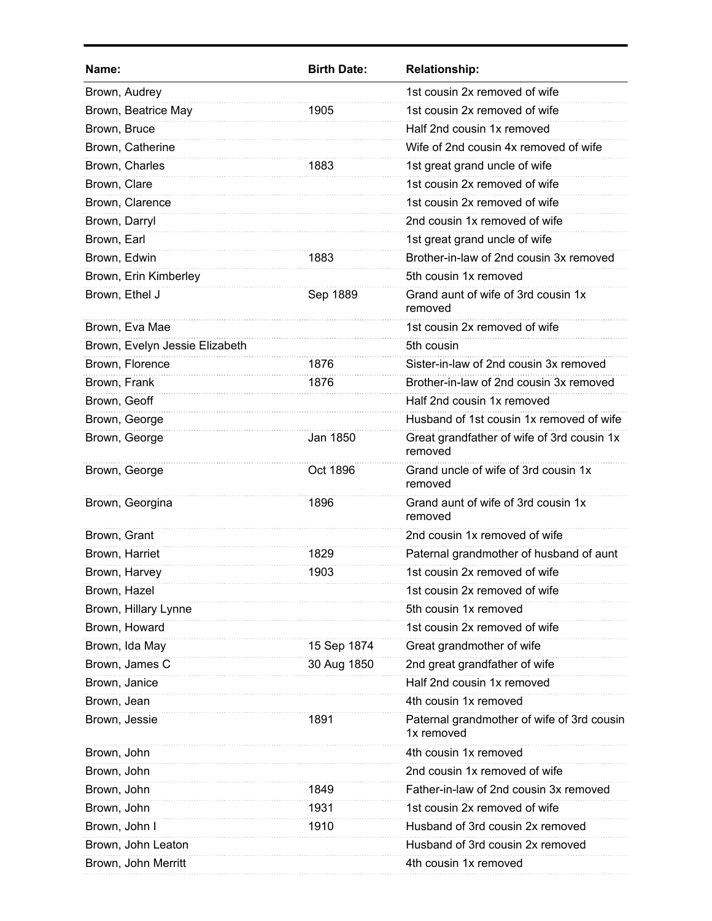| Name: | Birth Date: | Relationship: |
| --- | --- | --- |
| Brown, Audrey | | 1st cousin 2x removed of wife |
| Brown, Beatrice May | 1905 | 1st cousin 2x removed of wife |
| Brown, Bruce | | Half 2nd cousin 1x removed |
| Brown, Catherine | | Wife of 2nd cousin 4x removed of wife |
| Brown, Charles | 1883 | 1st great grand uncle of wife |
| Brown, Clare | | 1st cousin 2x removed of wife |
| Brown, Clarence | | 1st cousin 2x removed of wife |
| Brown, Darryl | | 2nd cousin 1x removed of wife |
| Brown, Earl | | 1st great grand uncle of wife |
| Brown, Edwin | 1883 | Brother-in-law of 2nd cousin 3x removed |
| Brown, Erin Kimberley | | 5th cousin 1x removed |
| Brown, Ethel J | Sep 1889 | Grand aunt of wife of 3rd cousin 1x removed |
| Brown, Eva Mae | | 1st cousin 2x removed of wife |
| Brown, Evelyn Jessie Elizabeth | | 5th cousin |
| Brown, Florence | 1876 | Sister-in-law of 2nd cousin 3x removed |
| Brown, Frank | 1876 | Brother-in-law of 2nd cousin 3x removed |
| Brown, Geoff | | Half 2nd cousin 1x removed |
| Brown, George | | Husband of 1st cousin 1x removed of wife |
| Brown, George | Jan 1850 | Great grandfather of wife of 3rd cousin 1x removed |
| Brown, George | Oct 1896 | Grand uncle of wife of 3rd cousin 1x removed |
| Brown, Georgina | 1896 | Grand aunt of wife of 3rd cousin 1x removed |
| Brown, Grant | | 2nd cousin 1x removed of wife |
| Brown, Harriet | 1829 | Paternal grandmother of husband of aunt |
| Brown, Harvey | 1903 | 1st cousin 2x removed of wife |
| Brown, Hazel | | 1st cousin 2x removed of wife |
| Brown, Hillary Lynne | | 5th cousin 1x removed |
| Brown, Howard | | 1st cousin 2x removed of wife |
| Brown, Ida May | 15 Sep 1874 | Great grandmother of wife |
| Brown, James C | 30 Aug 1850 | 2nd great grandfather of wife |
| Brown, Janice | | Half 2nd cousin 1x removed |
| Brown, Jean | | 4th cousin 1x removed |
| Brown, Jessie | 1891 | Paternal grandmother of wife of 3rd cousin 1x removed |
| Brown, John | | 4th cousin 1x removed |
| Brown, John | | 2nd cousin 1x removed of wife |
| Brown, John | 1849 | Father-in-law of 2nd cousin 3x removed |
| Brown, John | 1931 | 1st cousin 2x removed of wife |
| Brown, John I | 1910 | Husband of 3rd cousin 2x removed |
| Brown, John Leaton | | Husband of 3rd cousin 2x removed |
| Brown, John Merritt | | 4th cousin 1x removed |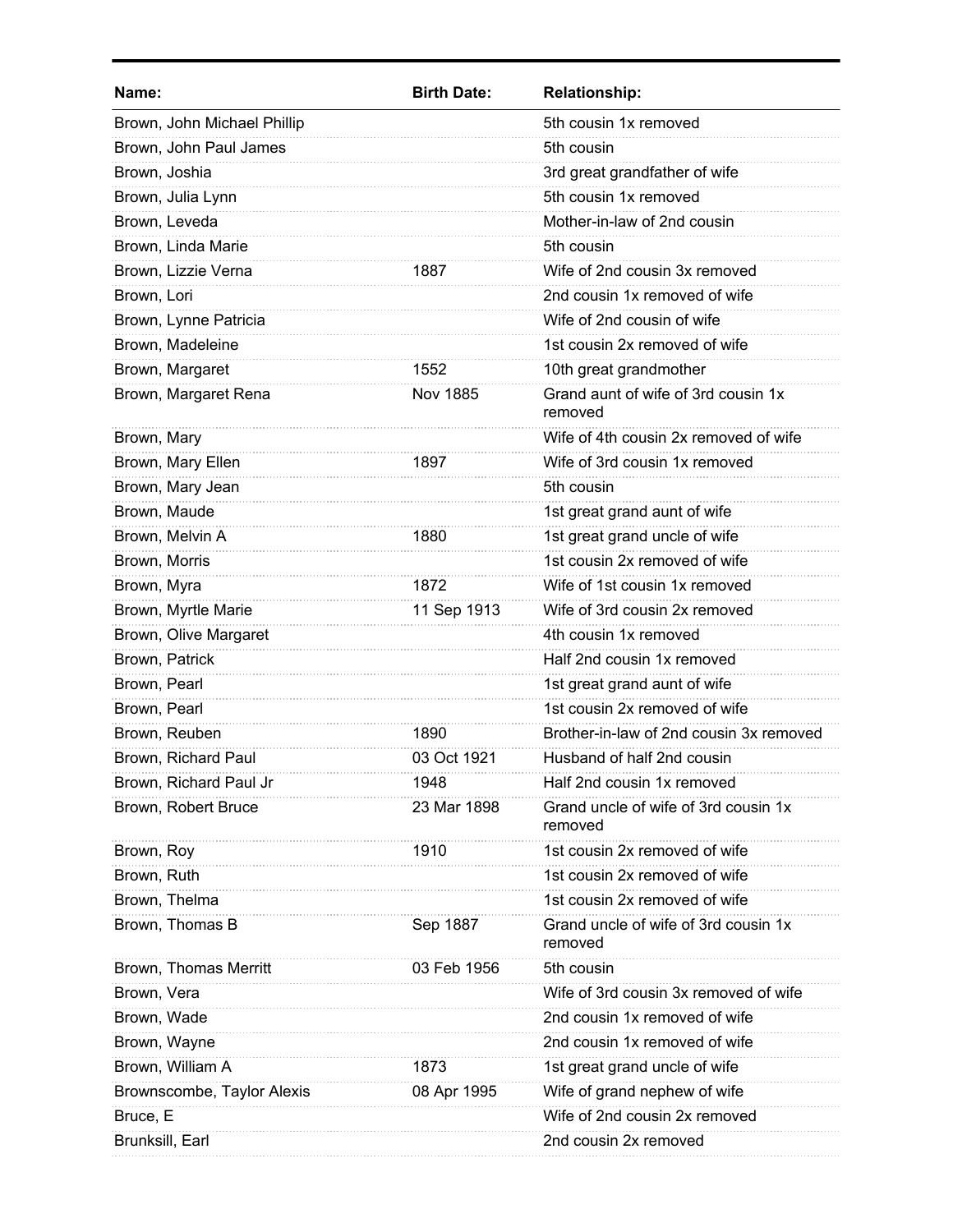| Name: | Birth Date: | Relationship: |
|---|---|---|
| Brown, John Michael Phillip | | 5th cousin 1x removed |
| Brown, John Paul James | | 5th cousin |
| Brown, Joshia | | 3rd great grandfather of wife |
| Brown, Julia Lynn | | 5th cousin 1x removed |
| Brown, Leveda | | Mother-in-law of 2nd cousin |
| Brown, Linda Marie | | 5th cousin |
| Brown, Lizzie Verna | 1887 | Wife of 2nd cousin 3x removed |
| Brown, Lori | | 2nd cousin 1x removed of wife |
| Brown, Lynne Patricia | | Wife of 2nd cousin of wife |
| Brown, Madeleine | | 1st cousin 2x removed of wife |
| Brown, Margaret | 1552 | 10th great grandmother |
| Brown, Margaret Rena | Nov 1885 | Grand aunt of wife of 3rd cousin 1x removed |
| Brown, Mary | | Wife of 4th cousin 2x removed of wife |
| Brown, Mary Ellen | 1897 | Wife of 3rd cousin 1x removed |
| Brown, Mary Jean | | 5th cousin |
| Brown, Maude | | 1st great grand aunt of wife |
| Brown, Melvin A | 1880 | 1st great grand uncle of wife |
| Brown, Morris | | 1st cousin 2x removed of wife |
| Brown, Myra | 1872 | Wife of 1st cousin 1x removed |
| Brown, Myrtle Marie | 11 Sep 1913 | Wife of 3rd cousin 2x removed |
| Brown, Olive Margaret | | 4th cousin 1x removed |
| Brown, Patrick | | Half 2nd cousin 1x removed |
| Brown, Pearl | | 1st great grand aunt of wife |
| Brown, Pearl | | 1st cousin 2x removed of wife |
| Brown, Reuben | 1890 | Brother-in-law of 2nd cousin 3x removed |
| Brown, Richard Paul | 03 Oct 1921 | Husband of half 2nd cousin |
| Brown, Richard Paul Jr | 1948 | Half 2nd cousin 1x removed |
| Brown, Robert Bruce | 23 Mar 1898 | Grand uncle of wife of 3rd cousin 1x removed |
| Brown, Roy | 1910 | 1st cousin 2x removed of wife |
| Brown, Ruth | | 1st cousin 2x removed of wife |
| Brown, Thelma | | 1st cousin 2x removed of wife |
| Brown, Thomas B | Sep 1887 | Grand uncle of wife of 3rd cousin 1x removed |
| Brown, Thomas Merritt | 03 Feb 1956 | 5th cousin |
| Brown, Vera | | Wife of 3rd cousin 3x removed of wife |
| Brown, Wade | | 2nd cousin 1x removed of wife |
| Brown, Wayne | | 2nd cousin 1x removed of wife |
| Brown, William A | 1873 | 1st great grand uncle of wife |
| Brownscombe, Taylor Alexis | 08 Apr 1995 | Wife of grand nephew of wife |
| Bruce, E | | Wife of 2nd cousin 2x removed |
| Brunksill, Earl | | 2nd cousin 2x removed |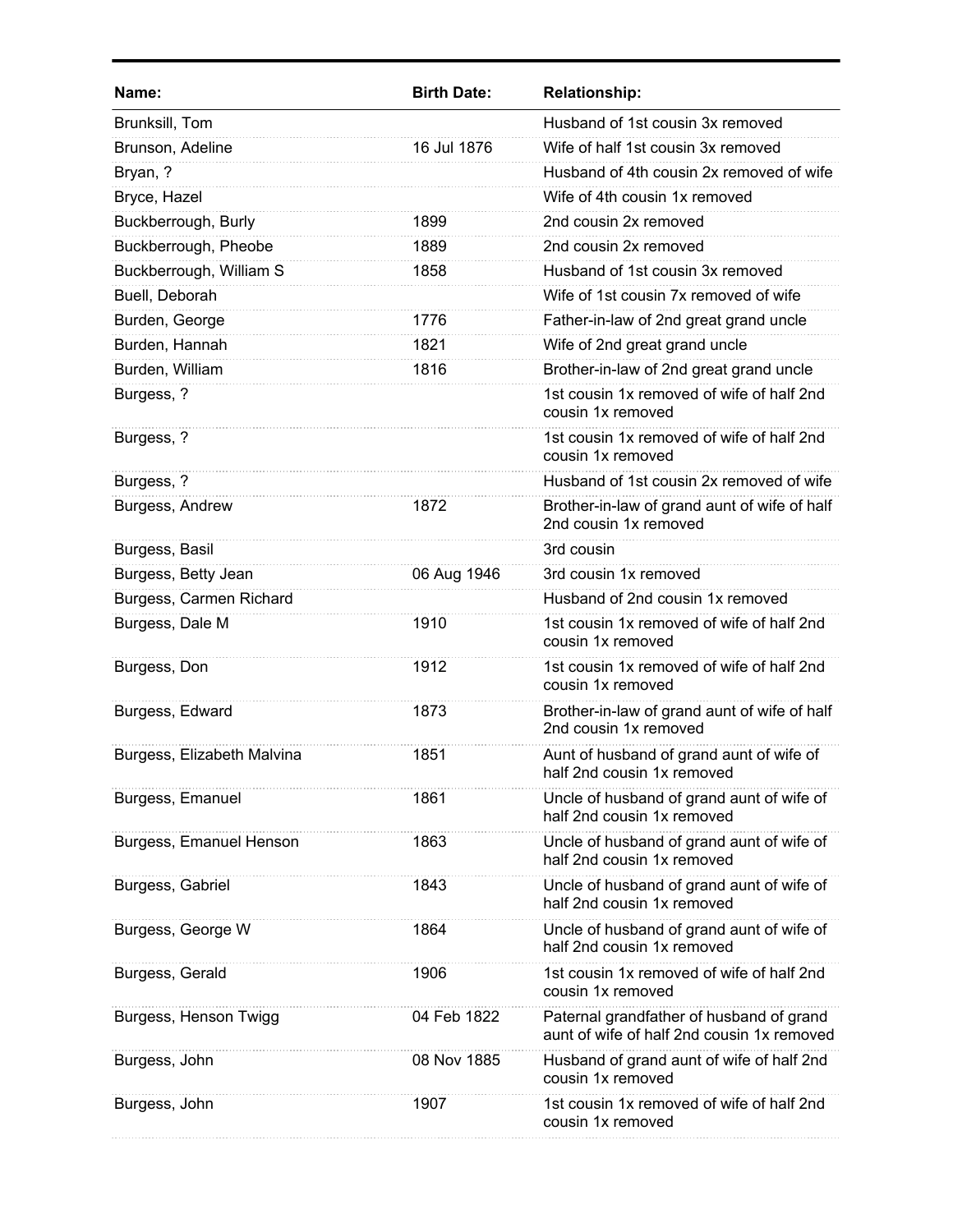| Name: | Birth Date: | Relationship: |
| --- | --- | --- |
| Brunksill, Tom | | Husband of 1st cousin 3x removed |
| Brunson, Adeline | 16 Jul 1876 | Wife of half 1st cousin 3x removed |
| Bryan, ? | | Husband of 4th cousin 2x removed of wife |
| Bryce, Hazel | | Wife of 4th cousin 1x removed |
| Buckberrough, Burly | 1899 | 2nd cousin 2x removed |
| Buckberrough, Pheobe | 1889 | 2nd cousin 2x removed |
| Buckberrough, William S | 1858 | Husband of 1st cousin 3x removed |
| Buell, Deborah | | Wife of 1st cousin 7x removed of wife |
| Burden, George | 1776 | Father-in-law of 2nd great grand uncle |
| Burden, Hannah | 1821 | Wife of 2nd great grand uncle |
| Burden, William | 1816 | Brother-in-law of 2nd great grand uncle |
| Burgess, ? | | 1st cousin 1x removed of wife of half 2nd cousin 1x removed |
| Burgess, ? | | 1st cousin 1x removed of wife of half 2nd cousin 1x removed |
| Burgess, ? | | Husband of 1st cousin 2x removed of wife |
| Burgess, Andrew | 1872 | Brother-in-law of grand aunt of wife of half 2nd cousin 1x removed |
| Burgess, Basil | | 3rd cousin |
| Burgess, Betty Jean | 06 Aug 1946 | 3rd cousin 1x removed |
| Burgess, Carmen Richard | | Husband of 2nd cousin 1x removed |
| Burgess, Dale M | 1910 | 1st cousin 1x removed of wife of half 2nd cousin 1x removed |
| Burgess, Don | 1912 | 1st cousin 1x removed of wife of half 2nd cousin 1x removed |
| Burgess, Edward | 1873 | Brother-in-law of grand aunt of wife of half 2nd cousin 1x removed |
| Burgess, Elizabeth Malvina | 1851 | Aunt of husband of grand aunt of wife of half 2nd cousin 1x removed |
| Burgess, Emanuel | 1861 | Uncle of husband of grand aunt of wife of half 2nd cousin 1x removed |
| Burgess, Emanuel Henson | 1863 | Uncle of husband of grand aunt of wife of half 2nd cousin 1x removed |
| Burgess, Gabriel | 1843 | Uncle of husband of grand aunt of wife of half 2nd cousin 1x removed |
| Burgess, George W | 1864 | Uncle of husband of grand aunt of wife of half 2nd cousin 1x removed |
| Burgess, Gerald | 1906 | 1st cousin 1x removed of wife of half 2nd cousin 1x removed |
| Burgess, Henson Twigg | 04 Feb 1822 | Paternal grandfather of husband of grand aunt of wife of half 2nd cousin 1x removed |
| Burgess, John | 08 Nov 1885 | Husband of grand aunt of wife of half 2nd cousin 1x removed |
| Burgess, John | 1907 | 1st cousin 1x removed of wife of half 2nd cousin 1x removed |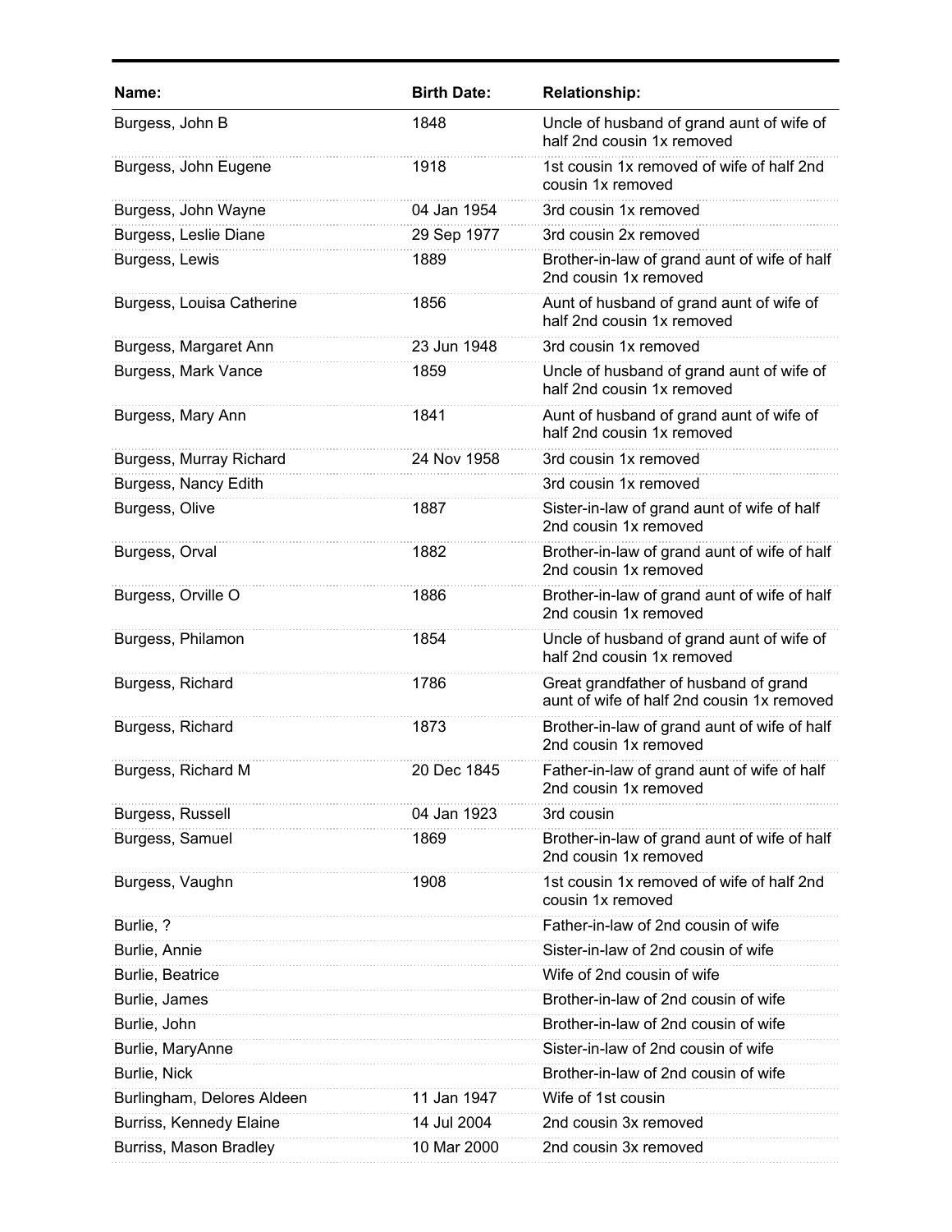| Name: | Birth Date: | Relationship: |
|---|---|---|
| Burgess, John B | 1848 | Uncle of husband of grand aunt of wife of half 2nd cousin 1x removed |
| Burgess, John Eugene | 1918 | 1st cousin 1x removed of wife of half 2nd cousin 1x removed |
| Burgess, John Wayne | 04 Jan 1954 | 3rd cousin 1x removed |
| Burgess, Leslie Diane | 29 Sep 1977 | 3rd cousin 2x removed |
| Burgess, Lewis | 1889 | Brother-in-law of grand aunt of wife of half 2nd cousin 1x removed |
| Burgess, Louisa Catherine | 1856 | Aunt of husband of grand aunt of wife of half 2nd cousin 1x removed |
| Burgess, Margaret Ann | 23 Jun 1948 | 3rd cousin 1x removed |
| Burgess, Mark Vance | 1859 | Uncle of husband of grand aunt of wife of half 2nd cousin 1x removed |
| Burgess, Mary Ann | 1841 | Aunt of husband of grand aunt of wife of half 2nd cousin 1x removed |
| Burgess, Murray Richard | 24 Nov 1958 | 3rd cousin 1x removed |
| Burgess, Nancy Edith | | 3rd cousin 1x removed |
| Burgess, Olive | 1887 | Sister-in-law of grand aunt of wife of half 2nd cousin 1x removed |
| Burgess, Orval | 1882 | Brother-in-law of grand aunt of wife of half 2nd cousin 1x removed |
| Burgess, Orville O | 1886 | Brother-in-law of grand aunt of wife of half 2nd cousin 1x removed |
| Burgess, Philamon | 1854 | Uncle of husband of grand aunt of wife of half 2nd cousin 1x removed |
| Burgess, Richard | 1786 | Great grandfather of husband of grand aunt of wife of half 2nd cousin 1x removed |
| Burgess, Richard | 1873 | Brother-in-law of grand aunt of wife of half 2nd cousin 1x removed |
| Burgess, Richard M | 20 Dec 1845 | Father-in-law of grand aunt of wife of half 2nd cousin 1x removed |
| Burgess, Russell | 04 Jan 1923 | 3rd cousin |
| Burgess, Samuel | 1869 | Brother-in-law of grand aunt of wife of half 2nd cousin 1x removed |
| Burgess, Vaughn | 1908 | 1st cousin 1x removed of wife of half 2nd cousin 1x removed |
| Burlie, ? | | Father-in-law of 2nd cousin of wife |
| Burlie, Annie | | Sister-in-law of 2nd cousin of wife |
| Burlie, Beatrice | | Wife of 2nd cousin of wife |
| Burlie, James | | Brother-in-law of 2nd cousin of wife |
| Burlie, John | | Brother-in-law of 2nd cousin of wife |
| Burlie, MaryAnne | | Sister-in-law of 2nd cousin of wife |
| Burlie, Nick | | Brother-in-law of 2nd cousin of wife |
| Burlingham, Delores Aldeen | 11 Jan 1947 | Wife of 1st cousin |
| Burriss, Kennedy Elaine | 14 Jul 2004 | 2nd cousin 3x removed |
| Burriss, Mason Bradley | 10 Mar 2000 | 2nd cousin 3x removed |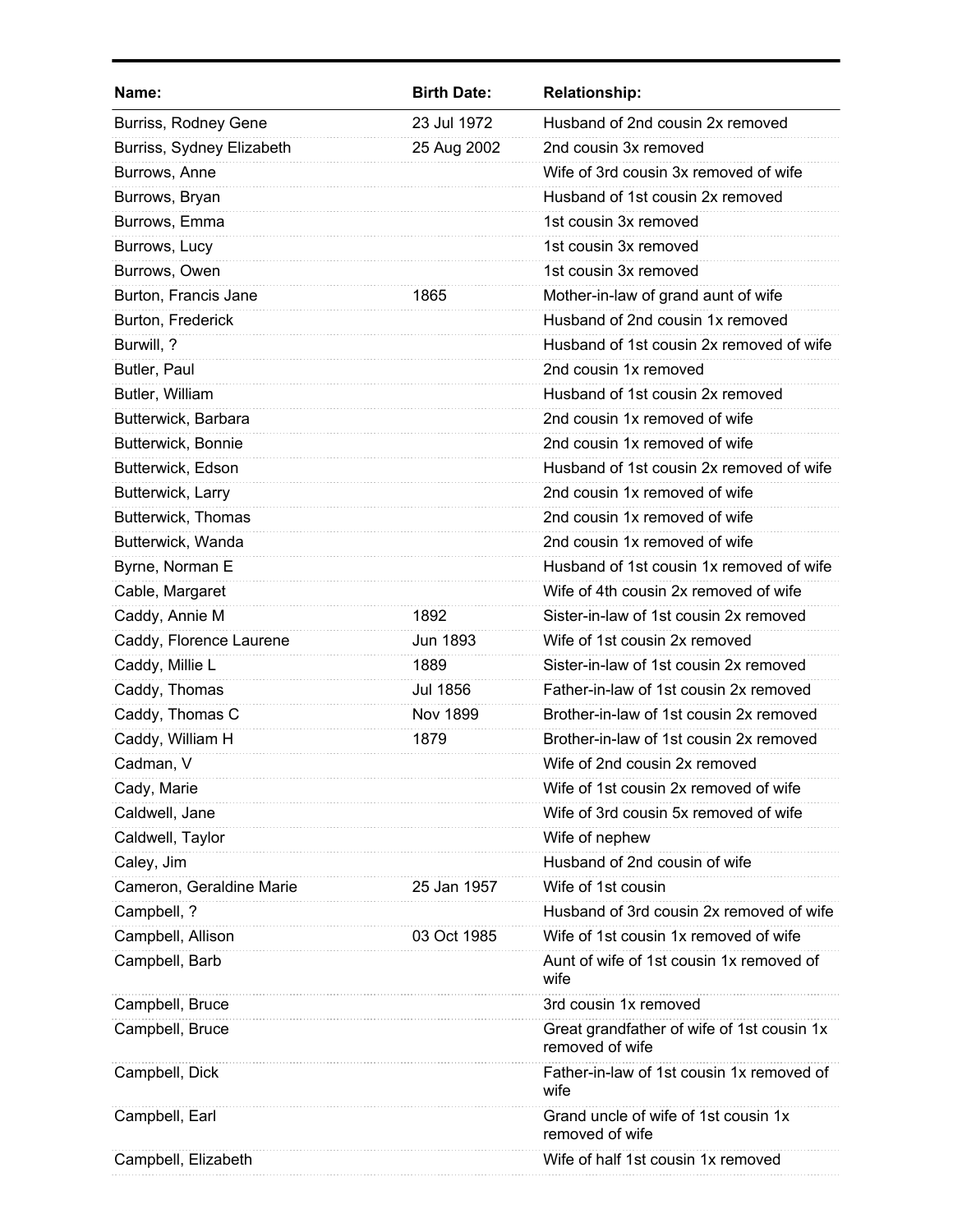| Name: | Birth Date: | Relationship: |
|---|---|---|
| Burriss, Rodney Gene | 23 Jul 1972 | Husband of 2nd cousin 2x removed |
| Burriss, Sydney Elizabeth | 25 Aug 2002 | 2nd cousin 3x removed |
| Burrows, Anne | | Wife of 3rd cousin 3x removed of wife |
| Burrows, Bryan | | Husband of 1st cousin 2x removed |
| Burrows, Emma | | 1st cousin 3x removed |
| Burrows, Lucy | | 1st cousin 3x removed |
| Burrows, Owen | | 1st cousin 3x removed |
| Burton, Francis Jane | 1865 | Mother-in-law of grand aunt of wife |
| Burton, Frederick | | Husband of 2nd cousin 1x removed |
| Burwill, ? | | Husband of 1st cousin 2x removed of wife |
| Butler, Paul | | 2nd cousin 1x removed |
| Butler, William | | Husband of 1st cousin 2x removed |
| Butterwick, Barbara | | 2nd cousin 1x removed of wife |
| Butterwick, Bonnie | | 2nd cousin 1x removed of wife |
| Butterwick, Edson | | Husband of 1st cousin 2x removed of wife |
| Butterwick, Larry | | 2nd cousin 1x removed of wife |
| Butterwick, Thomas | | 2nd cousin 1x removed of wife |
| Butterwick, Wanda | | 2nd cousin 1x removed of wife |
| Byrne, Norman E | | Husband of 1st cousin 1x removed of wife |
| Cable, Margaret | | Wife of 4th cousin 2x removed of wife |
| Caddy, Annie M | 1892 | Sister-in-law of 1st cousin 2x removed |
| Caddy, Florence Laurene | Jun 1893 | Wife of 1st cousin 2x removed |
| Caddy, Millie L | 1889 | Sister-in-law of 1st cousin 2x removed |
| Caddy, Thomas | Jul 1856 | Father-in-law of 1st cousin 2x removed |
| Caddy, Thomas C | Nov 1899 | Brother-in-law of 1st cousin 2x removed |
| Caddy, William H | 1879 | Brother-in-law of 1st cousin 2x removed |
| Cadman, V | | Wife of 2nd cousin 2x removed |
| Cady, Marie | | Wife of 1st cousin 2x removed of wife |
| Caldwell, Jane | | Wife of 3rd cousin 5x removed of wife |
| Caldwell, Taylor | | Wife of nephew |
| Caley, Jim | | Husband of 2nd cousin of wife |
| Cameron, Geraldine Marie | 25 Jan 1957 | Wife of 1st cousin |
| Campbell, ? | | Husband of 3rd cousin 2x removed of wife |
| Campbell, Allison | 03 Oct 1985 | Wife of 1st cousin 1x removed of wife |
| Campbell, Barb | | Aunt of wife of 1st cousin 1x removed of wife |
| Campbell, Bruce | | 3rd cousin 1x removed |
| Campbell, Bruce | | Great grandfather of wife of 1st cousin 1x removed of wife |
| Campbell, Dick | | Father-in-law of 1st cousin 1x removed of wife |
| Campbell, Earl | | Grand uncle of wife of 1st cousin 1x removed of wife |
| Campbell, Elizabeth | | Wife of half 1st cousin 1x removed |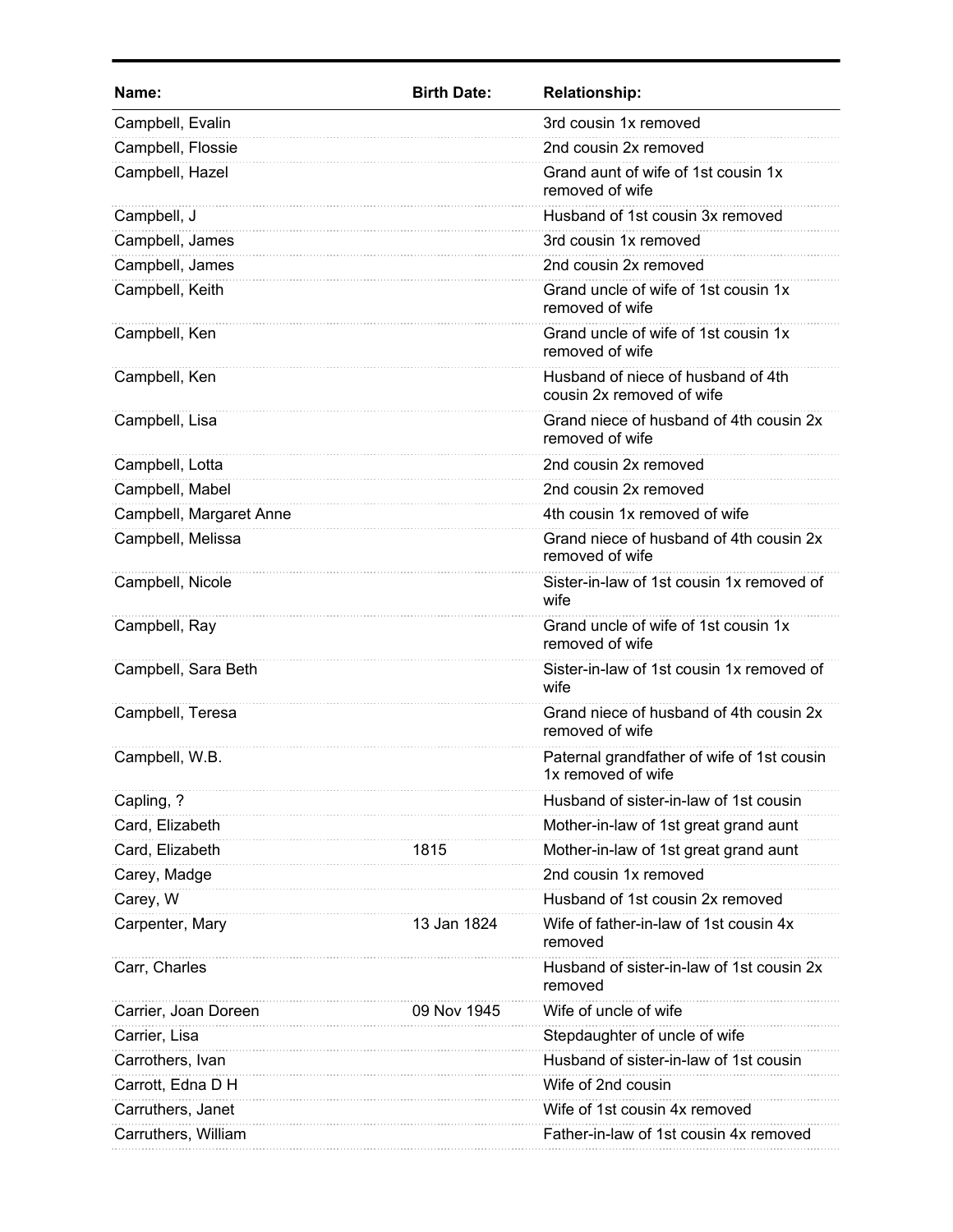| Name: | Birth Date: | Relationship: |
|---|---|---|
| Campbell, Evalin | | 3rd cousin 1x removed |
| Campbell, Flossie | | 2nd cousin 2x removed |
| Campbell, Hazel | | Grand aunt of wife of 1st cousin 1x removed of wife |
| Campbell, J | | Husband of 1st cousin 3x removed |
| Campbell, James | | 3rd cousin 1x removed |
| Campbell, James | | 2nd cousin 2x removed |
| Campbell, Keith | | Grand uncle of wife of 1st cousin 1x removed of wife |
| Campbell, Ken | | Grand uncle of wife of 1st cousin 1x removed of wife |
| Campbell, Ken | | Husband of niece of husband of 4th cousin 2x removed of wife |
| Campbell, Lisa | | Grand niece of husband of 4th cousin 2x removed of wife |
| Campbell, Lotta | | 2nd cousin 2x removed |
| Campbell, Mabel | | 2nd cousin 2x removed |
| Campbell, Margaret Anne | | 4th cousin 1x removed of wife |
| Campbell, Melissa | | Grand niece of husband of 4th cousin 2x removed of wife |
| Campbell, Nicole | | Sister-in-law of 1st cousin 1x removed of wife |
| Campbell, Ray | | Grand uncle of wife of 1st cousin 1x removed of wife |
| Campbell, Sara Beth | | Sister-in-law of 1st cousin 1x removed of wife |
| Campbell, Teresa | | Grand niece of husband of 4th cousin 2x removed of wife |
| Campbell, W.B. | | Paternal grandfather of wife of 1st cousin 1x removed of wife |
| Capling, ? | | Husband of sister-in-law of 1st cousin |
| Card, Elizabeth | | Mother-in-law of 1st great grand aunt |
| Card, Elizabeth | 1815 | Mother-in-law of 1st great grand aunt |
| Carey, Madge | | 2nd cousin 1x removed |
| Carey, W | | Husband of 1st cousin 2x removed |
| Carpenter, Mary | 13 Jan 1824 | Wife of father-in-law of 1st cousin 4x removed |
| Carr, Charles | | Husband of sister-in-law of 1st cousin 2x removed |
| Carrier, Joan Doreen | 09 Nov 1945 | Wife of uncle of wife |
| Carrier, Lisa | | Stepdaughter of uncle of wife |
| Carrothers, Ivan | | Husband of sister-in-law of 1st cousin |
| Carrott, Edna D H | | Wife of 2nd cousin |
| Carruthers, Janet | | Wife of 1st cousin 4x removed |
| Carruthers, William | | Father-in-law of 1st cousin 4x removed |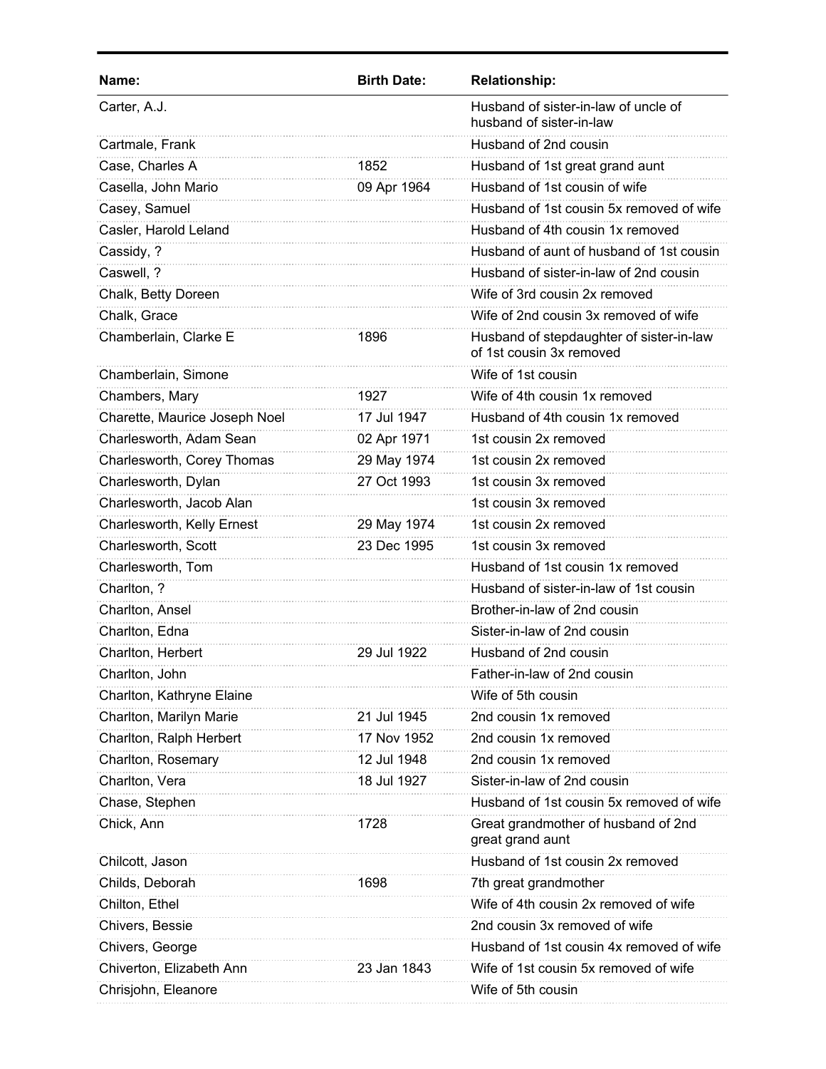| Name: | Birth Date: | Relationship: |
|---|---|---|
| Carter, A.J. | | Husband of sister-in-law of uncle of husband of sister-in-law |
| Cartmale, Frank | | Husband of 2nd cousin |
| Case, Charles A | 1852 | Husband of 1st great grand aunt |
| Casella, John Mario | 09 Apr 1964 | Husband of 1st cousin of wife |
| Casey, Samuel | | Husband of 1st cousin 5x removed of wife |
| Casler, Harold Leland | | Husband of 4th cousin 1x removed |
| Cassidy, ? | | Husband of aunt of husband of 1st cousin |
| Caswell, ? | | Husband of sister-in-law of 2nd cousin |
| Chalk, Betty Doreen | | Wife of 3rd cousin 2x removed |
| Chalk, Grace | | Wife of 2nd cousin 3x removed of wife |
| Chamberlain, Clarke E | 1896 | Husband of stepdaughter of sister-in-law of 1st cousin 3x removed |
| Chamberlain, Simone | | Wife of 1st cousin |
| Chambers, Mary | 1927 | Wife of 4th cousin 1x removed |
| Charette, Maurice Joseph Noel | 17 Jul 1947 | Husband of 4th cousin 1x removed |
| Charlesworth, Adam Sean | 02 Apr 1971 | 1st cousin 2x removed |
| Charlesworth, Corey Thomas | 29 May 1974 | 1st cousin 2x removed |
| Charlesworth, Dylan | 27 Oct 1993 | 1st cousin 3x removed |
| Charlesworth, Jacob Alan | | 1st cousin 3x removed |
| Charlesworth, Kelly Ernest | 29 May 1974 | 1st cousin 2x removed |
| Charlesworth, Scott | 23 Dec 1995 | 1st cousin 3x removed |
| Charlesworth, Tom | | Husband of 1st cousin 1x removed |
| Charlton, ? | | Husband of sister-in-law of 1st cousin |
| Charlton, Ansel | | Brother-in-law of 2nd cousin |
| Charlton, Edna | | Sister-in-law of 2nd cousin |
| Charlton, Herbert | 29 Jul 1922 | Husband of 2nd cousin |
| Charlton, John | | Father-in-law of 2nd cousin |
| Charlton, Kathryne Elaine | | Wife of 5th cousin |
| Charlton, Marilyn Marie | 21 Jul 1945 | 2nd cousin 1x removed |
| Charlton, Ralph Herbert | 17 Nov 1952 | 2nd cousin 1x removed |
| Charlton, Rosemary | 12 Jul 1948 | 2nd cousin 1x removed |
| Charlton, Vera | 18 Jul 1927 | Sister-in-law of 2nd cousin |
| Chase, Stephen | | Husband of 1st cousin 5x removed of wife |
| Chick, Ann | 1728 | Great grandmother of husband of 2nd great grand aunt |
| Chilcott, Jason | | Husband of 1st cousin 2x removed |
| Childs, Deborah | 1698 | 7th great grandmother |
| Chilton, Ethel | | Wife of 4th cousin 2x removed of wife |
| Chivers, Bessie | | 2nd cousin 3x removed of wife |
| Chivers, George | | Husband of 1st cousin 4x removed of wife |
| Chiverton, Elizabeth Ann | 23 Jan 1843 | Wife of 1st cousin 5x removed of wife |
| Chrisjohn, Eleanore | | Wife of 5th cousin |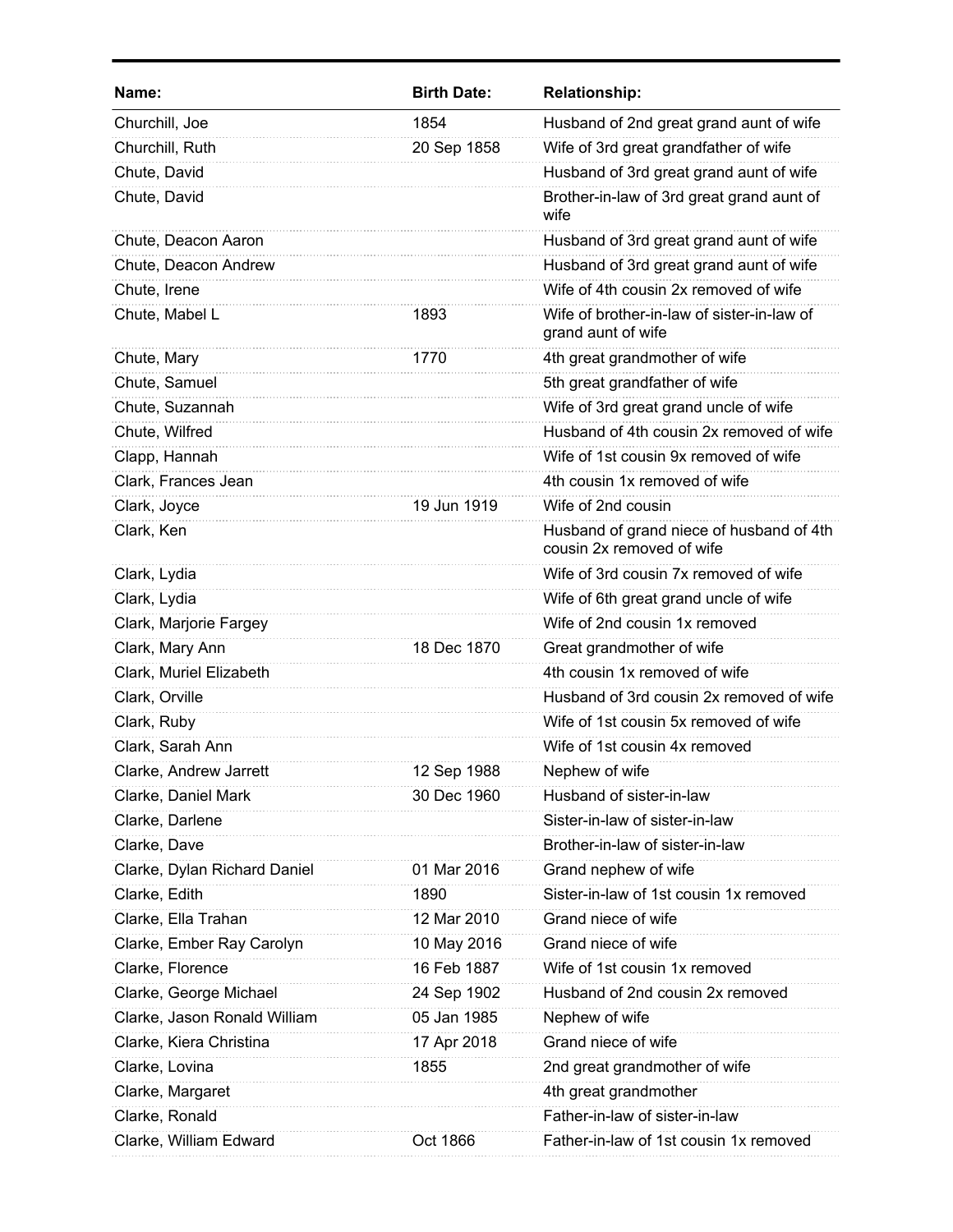| Name: | Birth Date: | Relationship: |
|---|---|---|
| Churchill, Joe | 1854 | Husband of 2nd great grand aunt of wife |
| Churchill, Ruth | 20 Sep 1858 | Wife of 3rd great grandfather of wife |
| Chute, David | | Husband of 3rd great grand aunt of wife |
| Chute, David | | Brother-in-law of 3rd great grand aunt of wife |
| Chute, Deacon Aaron | | Husband of 3rd great grand aunt of wife |
| Chute, Deacon Andrew | | Husband of 3rd great grand aunt of wife |
| Chute, Irene | | Wife of 4th cousin 2x removed of wife |
| Chute, Mabel L | 1893 | Wife of brother-in-law of sister-in-law of grand aunt of wife |
| Chute, Mary | 1770 | 4th great grandmother of wife |
| Chute, Samuel | | 5th great grandfather of wife |
| Chute, Suzannah | | Wife of 3rd great grand uncle of wife |
| Chute, Wilfred | | Husband of 4th cousin 2x removed of wife |
| Clapp, Hannah | | Wife of 1st cousin 9x removed of wife |
| Clark, Frances Jean | | 4th cousin 1x removed of wife |
| Clark, Joyce | 19 Jun 1919 | Wife of 2nd cousin |
| Clark, Ken | | Husband of grand niece of husband of 4th cousin 2x removed of wife |
| Clark, Lydia | | Wife of 3rd cousin 7x removed of wife |
| Clark, Lydia | | Wife of 6th great grand uncle of wife |
| Clark, Marjorie Fargey | | Wife of 2nd cousin 1x removed |
| Clark, Mary Ann | 18 Dec 1870 | Great grandmother of wife |
| Clark, Muriel Elizabeth | | 4th cousin 1x removed of wife |
| Clark, Orville | | Husband of 3rd cousin 2x removed of wife |
| Clark, Ruby | | Wife of 1st cousin 5x removed of wife |
| Clark, Sarah Ann | | Wife of 1st cousin 4x removed |
| Clarke, Andrew Jarrett | 12 Sep 1988 | Nephew of wife |
| Clarke, Daniel Mark | 30 Dec 1960 | Husband of sister-in-law |
| Clarke, Darlene | | Sister-in-law of sister-in-law |
| Clarke, Dave | | Brother-in-law of sister-in-law |
| Clarke, Dylan Richard Daniel | 01 Mar 2016 | Grand nephew of wife |
| Clarke, Edith | 1890 | Sister-in-law of 1st cousin 1x removed |
| Clarke, Ella Trahan | 12 Mar 2010 | Grand niece of wife |
| Clarke, Ember Ray Carolyn | 10 May 2016 | Grand niece of wife |
| Clarke, Florence | 16 Feb 1887 | Wife of 1st cousin 1x removed |
| Clarke, George Michael | 24 Sep 1902 | Husband of 2nd cousin 2x removed |
| Clarke, Jason Ronald William | 05 Jan 1985 | Nephew of wife |
| Clarke, Kiera Christina | 17 Apr 2018 | Grand niece of wife |
| Clarke, Lovina | 1855 | 2nd great grandmother of wife |
| Clarke, Margaret | | 4th great grandmother |
| Clarke, Ronald | | Father-in-law of sister-in-law |
| Clarke, William Edward | Oct 1866 | Father-in-law of 1st cousin 1x removed |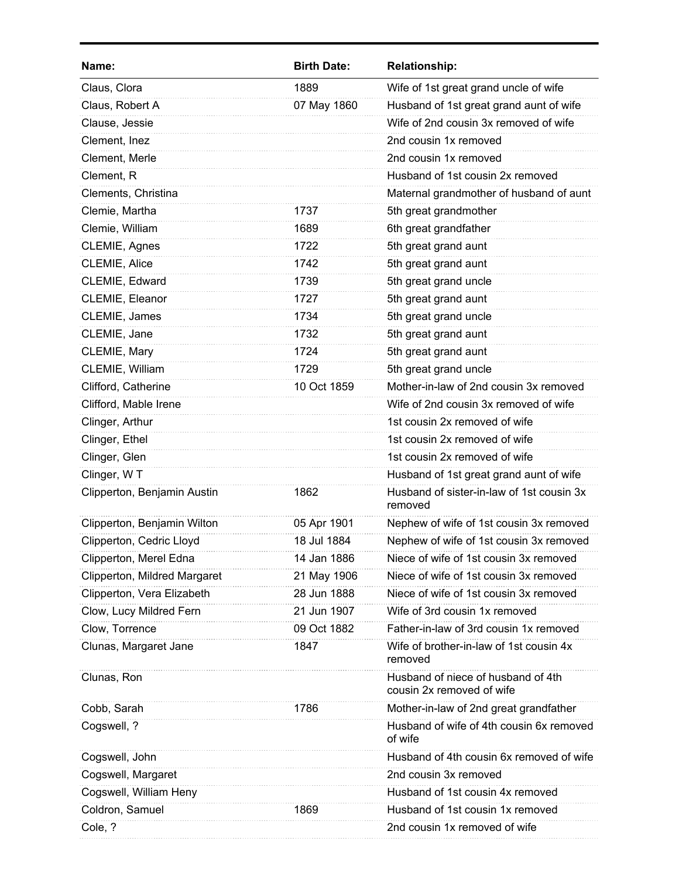| Name: | Birth Date: | Relationship: |
|---|---|---|
| Claus, Clora | 1889 | Wife of 1st great grand uncle of wife |
| Claus, Robert A | 07 May 1860 | Husband of 1st great grand aunt of wife |
| Clause, Jessie | | Wife of 2nd cousin 3x removed of wife |
| Clement, Inez | | 2nd cousin 1x removed |
| Clement, Merle | | 2nd cousin 1x removed |
| Clement, R | | Husband of 1st cousin 2x removed |
| Clements, Christina | | Maternal grandmother of husband of aunt |
| Clemie, Martha | 1737 | 5th great grandmother |
| Clemie, William | 1689 | 6th great grandfather |
| CLEMIE, Agnes | 1722 | 5th great grand aunt |
| CLEMIE, Alice | 1742 | 5th great grand aunt |
| CLEMIE, Edward | 1739 | 5th great grand uncle |
| CLEMIE, Eleanor | 1727 | 5th great grand aunt |
| CLEMIE, James | 1734 | 5th great grand uncle |
| CLEMIE, Jane | 1732 | 5th great grand aunt |
| CLEMIE, Mary | 1724 | 5th great grand aunt |
| CLEMIE, William | 1729 | 5th great grand uncle |
| Clifford, Catherine | 10 Oct 1859 | Mother-in-law of 2nd cousin 3x removed |
| Clifford, Mable Irene | | Wife of 2nd cousin 3x removed of wife |
| Clinger, Arthur | | 1st cousin 2x removed of wife |
| Clinger, Ethel | | 1st cousin 2x removed of wife |
| Clinger, Glen | | 1st cousin 2x removed of wife |
| Clinger, W T | | Husband of 1st great grand aunt of wife |
| Clipperton, Benjamin Austin | 1862 | Husband of sister-in-law of 1st cousin 3x removed |
| Clipperton, Benjamin Wilton | 05 Apr 1901 | Nephew of wife of 1st cousin 3x removed |
| Clipperton, Cedric Lloyd | 18 Jul 1884 | Nephew of wife of 1st cousin 3x removed |
| Clipperton, Merel Edna | 14 Jan 1886 | Niece of wife of 1st cousin 3x removed |
| Clipperton, Mildred Margaret | 21 May 1906 | Niece of wife of 1st cousin 3x removed |
| Clipperton, Vera Elizabeth | 28 Jun 1888 | Niece of wife of 1st cousin 3x removed |
| Clow, Lucy Mildred Fern | 21 Jun 1907 | Wife of 3rd cousin 1x removed |
| Clow, Torrence | 09 Oct 1882 | Father-in-law of 3rd cousin 1x removed |
| Clunas, Margaret Jane | 1847 | Wife of brother-in-law of 1st cousin 4x removed |
| Clunas, Ron | | Husband of niece of husband of 4th cousin 2x removed of wife |
| Cobb, Sarah | 1786 | Mother-in-law of 2nd great grandfather |
| Cogswell, ? | | Husband of wife of 4th cousin 6x removed of wife |
| Cogswell, John | | Husband of 4th cousin 6x removed of wife |
| Cogswell, Margaret | | 2nd cousin 3x removed |
| Cogswell, William Heny | | Husband of 1st cousin 4x removed |
| Coldron, Samuel | 1869 | Husband of 1st cousin 1x removed |
| Cole, ? | | 2nd cousin 1x removed of wife |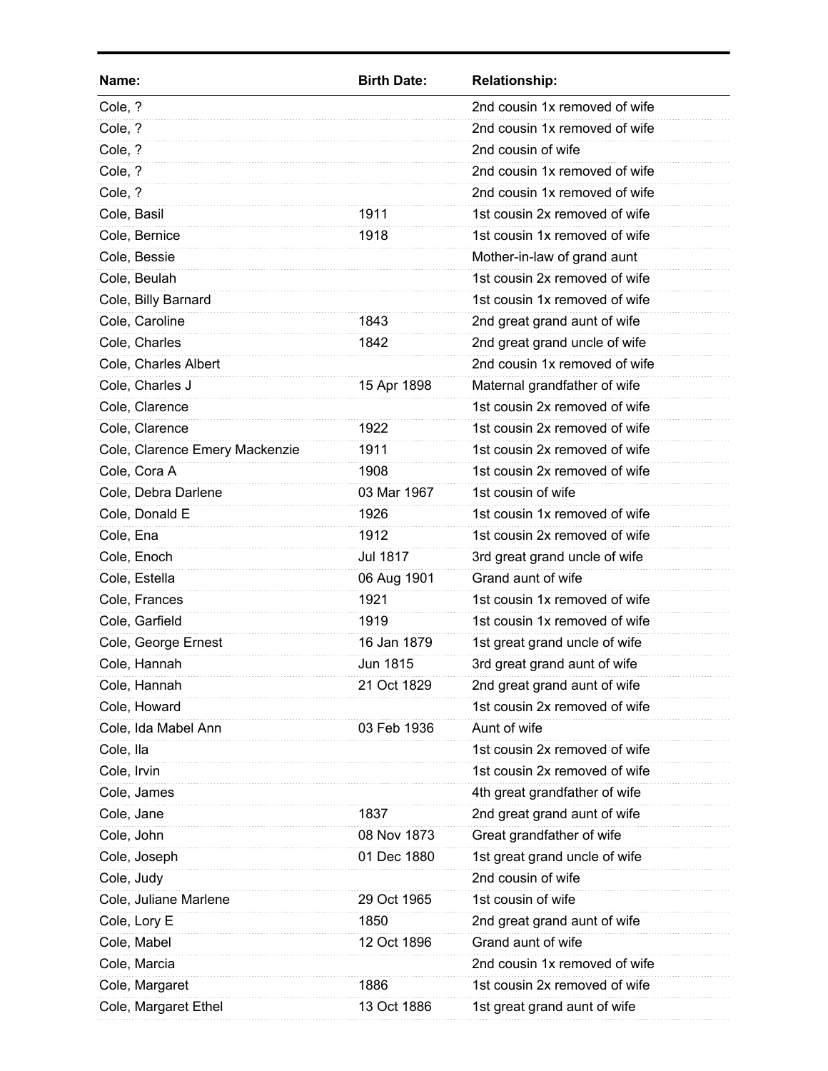| Name: | Birth Date: | Relationship: |
|---|---|---|
| Cole, ? | | 2nd cousin 1x removed of wife |
| Cole, ? | | 2nd cousin 1x removed of wife |
| Cole, ? | | 2nd cousin of wife |
| Cole, ? | | 2nd cousin 1x removed of wife |
| Cole, ? | | 2nd cousin 1x removed of wife |
| Cole, Basil | 1911 | 1st cousin 2x removed of wife |
| Cole, Bernice | 1918 | 1st cousin 1x removed of wife |
| Cole, Bessie | | Mother-in-law of grand aunt |
| Cole, Beulah | | 1st cousin 2x removed of wife |
| Cole, Billy Barnard | | 1st cousin 1x removed of wife |
| Cole, Caroline | 1843 | 2nd great grand aunt of wife |
| Cole, Charles | 1842 | 2nd great grand uncle of wife |
| Cole, Charles Albert | | 2nd cousin 1x removed of wife |
| Cole, Charles J | 15 Apr 1898 | Maternal grandfather of wife |
| Cole, Clarence | | 1st cousin 2x removed of wife |
| Cole, Clarence | 1922 | 1st cousin 2x removed of wife |
| Cole, Clarence Emery Mackenzie | 1911 | 1st cousin 2x removed of wife |
| Cole, Cora A | 1908 | 1st cousin 2x removed of wife |
| Cole, Debra Darlene | 03 Mar 1967 | 1st cousin of wife |
| Cole, Donald E | 1926 | 1st cousin 1x removed of wife |
| Cole, Ena | 1912 | 1st cousin 2x removed of wife |
| Cole, Enoch | Jul 1817 | 3rd great grand uncle of wife |
| Cole, Estella | 06 Aug 1901 | Grand aunt of wife |
| Cole, Frances | 1921 | 1st cousin 1x removed of wife |
| Cole, Garfield | 1919 | 1st cousin 1x removed of wife |
| Cole, George Ernest | 16 Jan 1879 | 1st great grand uncle of wife |
| Cole, Hannah | Jun 1815 | 3rd great grand aunt of wife |
| Cole, Hannah | 21 Oct 1829 | 2nd great grand aunt of wife |
| Cole, Howard | | 1st cousin 2x removed of wife |
| Cole, Ida Mabel Ann | 03 Feb 1936 | Aunt of wife |
| Cole, Ila | | 1st cousin 2x removed of wife |
| Cole, Irvin | | 1st cousin 2x removed of wife |
| Cole, James | | 4th great grandfather of wife |
| Cole, Jane | 1837 | 2nd great grand aunt of wife |
| Cole, John | 08 Nov 1873 | Great grandfather of wife |
| Cole, Joseph | 01 Dec 1880 | 1st great grand uncle of wife |
| Cole, Judy | | 2nd cousin of wife |
| Cole, Juliane Marlene | 29 Oct 1965 | 1st cousin of wife |
| Cole, Lory E | 1850 | 2nd great grand aunt of wife |
| Cole, Mabel | 12 Oct 1896 | Grand aunt of wife |
| Cole, Marcia | | 2nd cousin 1x removed of wife |
| Cole, Margaret | 1886 | 1st cousin 2x removed of wife |
| Cole, Margaret Ethel | 13 Oct 1886 | 1st great grand aunt of wife |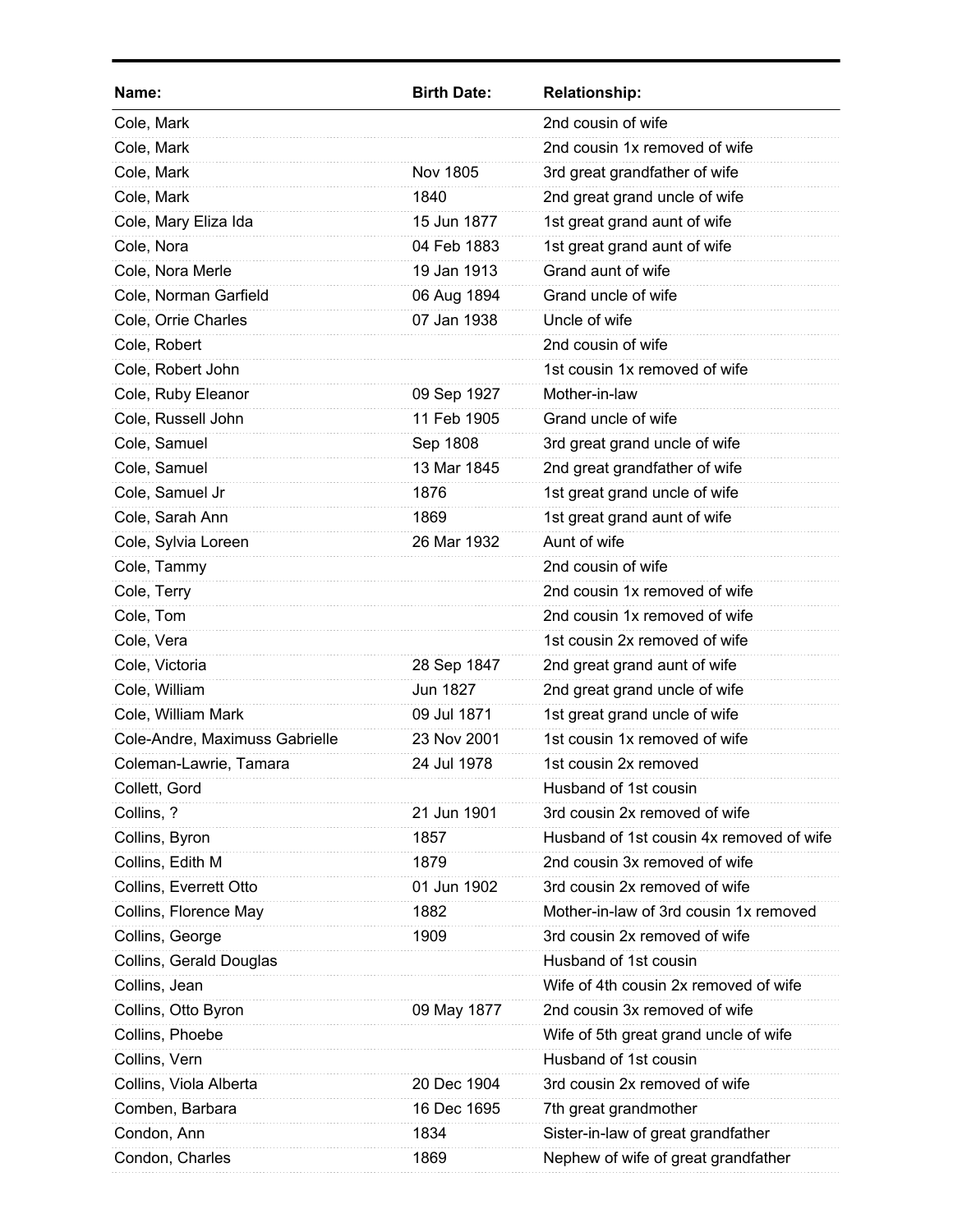| Name: | Birth Date: | Relationship: |
| --- | --- | --- |
| Cole, Mark | | 2nd cousin of wife |
| Cole, Mark | | 2nd cousin 1x removed of wife |
| Cole, Mark | Nov 1805 | 3rd great grandfather of wife |
| Cole, Mark | 1840 | 2nd great grand uncle of wife |
| Cole, Mary Eliza Ida | 15 Jun 1877 | 1st great grand aunt of wife |
| Cole, Nora | 04 Feb 1883 | 1st great grand aunt of wife |
| Cole, Nora Merle | 19 Jan 1913 | Grand aunt of wife |
| Cole, Norman Garfield | 06 Aug 1894 | Grand uncle of wife |
| Cole, Orrie Charles | 07 Jan 1938 | Uncle of wife |
| Cole, Robert | | 2nd cousin of wife |
| Cole, Robert John | | 1st cousin 1x removed of wife |
| Cole, Ruby Eleanor | 09 Sep 1927 | Mother-in-law |
| Cole, Russell John | 11 Feb 1905 | Grand uncle of wife |
| Cole, Samuel | Sep 1808 | 3rd great grand uncle of wife |
| Cole, Samuel | 13 Mar 1845 | 2nd great grandfather of wife |
| Cole, Samuel Jr | 1876 | 1st great grand uncle of wife |
| Cole, Sarah Ann | 1869 | 1st great grand aunt of wife |
| Cole, Sylvia Loreen | 26 Mar 1932 | Aunt of wife |
| Cole, Tammy | | 2nd cousin of wife |
| Cole, Terry | | 2nd cousin 1x removed of wife |
| Cole, Tom | | 2nd cousin 1x removed of wife |
| Cole, Vera | | 1st cousin 2x removed of wife |
| Cole, Victoria | 28 Sep 1847 | 2nd great grand aunt of wife |
| Cole, William | Jun 1827 | 2nd great grand uncle of wife |
| Cole, William Mark | 09 Jul 1871 | 1st great grand uncle of wife |
| Cole-Andre, Maximuss Gabrielle | 23 Nov 2001 | 1st cousin 1x removed of wife |
| Coleman-Lawrie, Tamara | 24 Jul 1978 | 1st cousin 2x removed |
| Collett, Gord | | Husband of 1st cousin |
| Collins, ? | 21 Jun 1901 | 3rd cousin 2x removed of wife |
| Collins, Byron | 1857 | Husband of 1st cousin 4x removed of wife |
| Collins, Edith M | 1879 | 2nd cousin 3x removed of wife |
| Collins, Everrett Otto | 01 Jun 1902 | 3rd cousin 2x removed of wife |
| Collins, Florence May | 1882 | Mother-in-law of 3rd cousin 1x removed |
| Collins, George | 1909 | 3rd cousin 2x removed of wife |
| Collins, Gerald Douglas | | Husband of 1st cousin |
| Collins, Jean | | Wife of 4th cousin 2x removed of wife |
| Collins, Otto Byron | 09 May 1877 | 2nd cousin 3x removed of wife |
| Collins, Phoebe | | Wife of 5th great grand uncle of wife |
| Collins, Vern | | Husband of 1st cousin |
| Collins, Viola Alberta | 20 Dec 1904 | 3rd cousin 2x removed of wife |
| Comben, Barbara | 16 Dec 1695 | 7th great grandmother |
| Condon, Ann | 1834 | Sister-in-law of great grandfather |
| Condon, Charles | 1869 | Nephew of wife of great grandfather |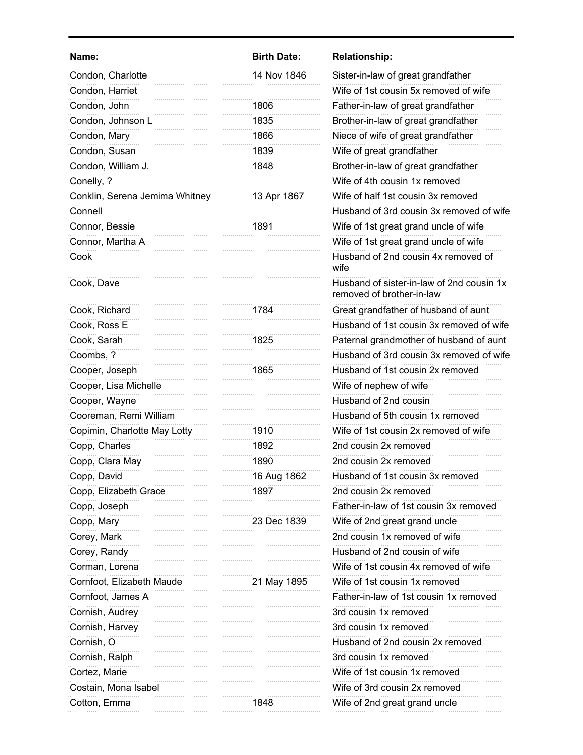| Name: | Birth Date: | Relationship: |
|---|---|---|
| Condon, Charlotte | 14 Nov 1846 | Sister-in-law of great grandfather |
| Condon, Harriet | | Wife of 1st cousin 5x removed of wife |
| Condon, John | 1806 | Father-in-law of great grandfather |
| Condon, Johnson L | 1835 | Brother-in-law of great grandfather |
| Condon, Mary | 1866 | Niece of wife of great grandfather |
| Condon, Susan | 1839 | Wife of great grandfather |
| Condon, William J. | 1848 | Brother-in-law of great grandfather |
| Conelly, ? | | Wife of 4th cousin 1x removed |
| Conklin, Serena Jemima Whitney | 13 Apr 1867 | Wife of half 1st cousin 3x removed |
| Connell | | Husband of 3rd cousin 3x removed of wife |
| Connor, Bessie | 1891 | Wife of 1st great grand uncle of wife |
| Connor, Martha A | | Wife of 1st great grand uncle of wife |
| Cook | | Husband of 2nd cousin 4x removed of wife |
| Cook, Dave | | Husband of sister-in-law of 2nd cousin 1x removed of brother-in-law |
| Cook, Richard | 1784 | Great grandfather of husband of aunt |
| Cook, Ross E | | Husband of 1st cousin 3x removed of wife |
| Cook, Sarah | 1825 | Paternal grandmother of husband of aunt |
| Coombs, ? | | Husband of 3rd cousin 3x removed of wife |
| Cooper, Joseph | 1865 | Husband of 1st cousin 2x removed |
| Cooper, Lisa Michelle | | Wife of nephew of wife |
| Cooper, Wayne | | Husband of 2nd cousin |
| Cooreman, Remi William | | Husband of 5th cousin 1x removed |
| Copimin, Charlotte May Lotty | 1910 | Wife of 1st cousin 2x removed of wife |
| Copp, Charles | 1892 | 2nd cousin 2x removed |
| Copp, Clara May | 1890 | 2nd cousin 2x removed |
| Copp, David | 16 Aug 1862 | Husband of 1st cousin 3x removed |
| Copp, Elizabeth Grace | 1897 | 2nd cousin 2x removed |
| Copp, Joseph | | Father-in-law of 1st cousin 3x removed |
| Copp, Mary | 23 Dec 1839 | Wife of 2nd great grand uncle |
| Corey, Mark | | 2nd cousin 1x removed of wife |
| Corey, Randy | | Husband of 2nd cousin of wife |
| Corman, Lorena | | Wife of 1st cousin 4x removed of wife |
| Cornfoot, Elizabeth Maude | 21 May 1895 | Wife of 1st cousin 1x removed |
| Cornfoot, James A | | Father-in-law of 1st cousin 1x removed |
| Cornish, Audrey | | 3rd cousin 1x removed |
| Cornish, Harvey | | 3rd cousin 1x removed |
| Cornish, O | | Husband of 2nd cousin 2x removed |
| Cornish, Ralph | | 3rd cousin 1x removed |
| Cortez, Marie | | Wife of 1st cousin 1x removed |
| Costain, Mona Isabel | | Wife of 3rd cousin 2x removed |
| Cotton, Emma | 1848 | Wife of 2nd great grand uncle |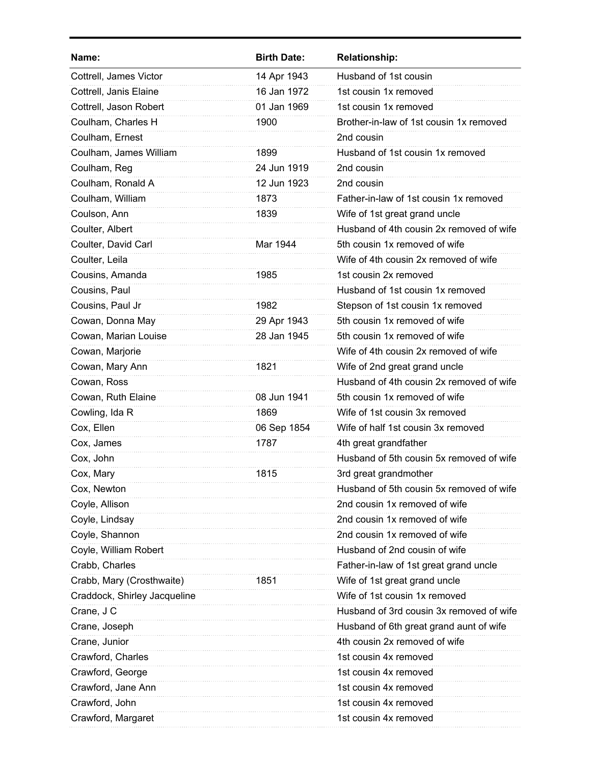| Name: | Birth Date: | Relationship: |
| --- | --- | --- |
| Cottrell, James Victor | 14 Apr 1943 | Husband of 1st cousin |
| Cottrell, Janis Elaine | 16 Jan 1972 | 1st cousin 1x removed |
| Cottrell, Jason Robert | 01 Jan 1969 | 1st cousin 1x removed |
| Coulham, Charles H | 1900 | Brother-in-law of 1st cousin 1x removed |
| Coulham, Ernest | | 2nd cousin |
| Coulham, James William | 1899 | Husband of 1st cousin 1x removed |
| Coulham, Reg | 24 Jun 1919 | 2nd cousin |
| Coulham, Ronald A | 12 Jun 1923 | 2nd cousin |
| Coulham, William | 1873 | Father-in-law of 1st cousin 1x removed |
| Coulson, Ann | 1839 | Wife of 1st great grand uncle |
| Coulter, Albert | | Husband of 4th cousin 2x removed of wife |
| Coulter, David Carl | Mar 1944 | 5th cousin 1x removed of wife |
| Coulter, Leila | | Wife of 4th cousin 2x removed of wife |
| Cousins, Amanda | 1985 | 1st cousin 2x removed |
| Cousins, Paul | | Husband of 1st cousin 1x removed |
| Cousins, Paul Jr | 1982 | Stepson of 1st cousin 1x removed |
| Cowan, Donna May | 29 Apr 1943 | 5th cousin 1x removed of wife |
| Cowan, Marian Louise | 28 Jan 1945 | 5th cousin 1x removed of wife |
| Cowan, Marjorie | | Wife of 4th cousin 2x removed of wife |
| Cowan, Mary Ann | 1821 | Wife of 2nd great grand uncle |
| Cowan, Ross | | Husband of 4th cousin 2x removed of wife |
| Cowan, Ruth Elaine | 08 Jun 1941 | 5th cousin 1x removed of wife |
| Cowling, Ida R | 1869 | Wife of 1st cousin 3x removed |
| Cox, Ellen | 06 Sep 1854 | Wife of half 1st cousin 3x removed |
| Cox, James | 1787 | 4th great grandfather |
| Cox, John | | Husband of 5th cousin 5x removed of wife |
| Cox, Mary | 1815 | 3rd great grandmother |
| Cox, Newton | | Husband of 5th cousin 5x removed of wife |
| Coyle, Allison | | 2nd cousin 1x removed of wife |
| Coyle, Lindsay | | 2nd cousin 1x removed of wife |
| Coyle, Shannon | | 2nd cousin 1x removed of wife |
| Coyle, William Robert | | Husband of 2nd cousin of wife |
| Crabb, Charles | | Father-in-law of 1st great grand uncle |
| Crabb, Mary (Crosthwaite) | 1851 | Wife of 1st great grand uncle |
| Craddock, Shirley Jacqueline | | Wife of 1st cousin 1x removed |
| Crane, J C | | Husband of 3rd cousin 3x removed of wife |
| Crane, Joseph | | Husband of 6th great grand aunt of wife |
| Crane, Junior | | 4th cousin 2x removed of wife |
| Crawford, Charles | | 1st cousin 4x removed |
| Crawford, George | | 1st cousin 4x removed |
| Crawford, Jane Ann | | 1st cousin 4x removed |
| Crawford, John | | 1st cousin 4x removed |
| Crawford, Margaret | | 1st cousin 4x removed |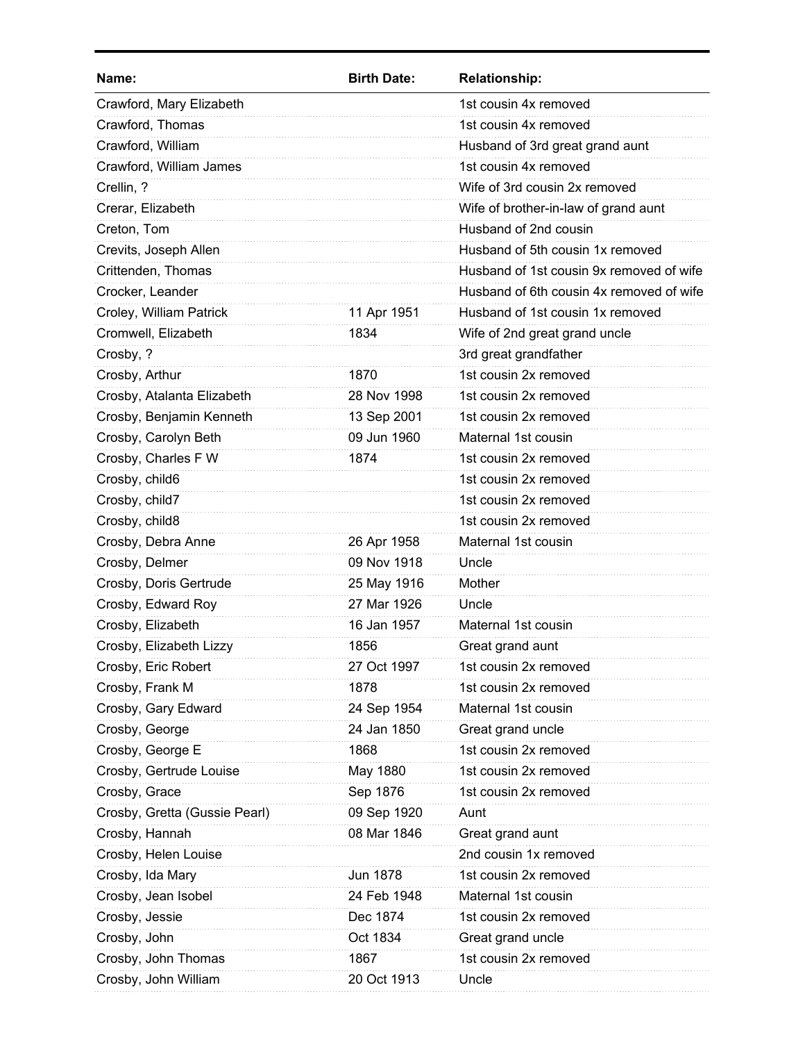| Name: | Birth Date: | Relationship: |
| --- | --- | --- |
| Crawford, Mary Elizabeth | | 1st cousin 4x removed |
| Crawford, Thomas | | 1st cousin 4x removed |
| Crawford, William | | Husband of 3rd great grand aunt |
| Crawford, William James | | 1st cousin 4x removed |
| Crellin, ? | | Wife of 3rd cousin 2x removed |
| Crerar, Elizabeth | | Wife of brother-in-law of grand aunt |
| Creton, Tom | | Husband of 2nd cousin |
| Crevits, Joseph Allen | | Husband of 5th cousin 1x removed |
| Crittenden, Thomas | | Husband of 1st cousin 9x removed of wife |
| Crocker, Leander | | Husband of 6th cousin 4x removed of wife |
| Croley, William Patrick | 11 Apr 1951 | Husband of 1st cousin 1x removed |
| Cromwell, Elizabeth | 1834 | Wife of 2nd great grand uncle |
| Crosby, ? | | 3rd great grandfather |
| Crosby, Arthur | 1870 | 1st cousin 2x removed |
| Crosby, Atalanta Elizabeth | 28 Nov 1998 | 1st cousin 2x removed |
| Crosby, Benjamin Kenneth | 13 Sep 2001 | 1st cousin 2x removed |
| Crosby, Carolyn Beth | 09 Jun 1960 | Maternal 1st cousin |
| Crosby, Charles F W | 1874 | 1st cousin 2x removed |
| Crosby, child6 | | 1st cousin 2x removed |
| Crosby, child7 | | 1st cousin 2x removed |
| Crosby, child8 | | 1st cousin 2x removed |
| Crosby, Debra Anne | 26 Apr 1958 | Maternal 1st cousin |
| Crosby, Delmer | 09 Nov 1918 | Uncle |
| Crosby, Doris Gertrude | 25 May 1916 | Mother |
| Crosby, Edward Roy | 27 Mar 1926 | Uncle |
| Crosby, Elizabeth | 16 Jan 1957 | Maternal 1st cousin |
| Crosby, Elizabeth Lizzy | 1856 | Great grand aunt |
| Crosby, Eric Robert | 27 Oct 1997 | 1st cousin 2x removed |
| Crosby, Frank M | 1878 | 1st cousin 2x removed |
| Crosby, Gary Edward | 24 Sep 1954 | Maternal 1st cousin |
| Crosby, George | 24 Jan 1850 | Great grand uncle |
| Crosby, George E | 1868 | 1st cousin 2x removed |
| Crosby, Gertrude Louise | May 1880 | 1st cousin 2x removed |
| Crosby, Grace | Sep 1876 | 1st cousin 2x removed |
| Crosby, Gretta (Gussie Pearl) | 09 Sep 1920 | Aunt |
| Crosby, Hannah | 08 Mar 1846 | Great grand aunt |
| Crosby, Helen Louise | | 2nd cousin 1x removed |
| Crosby, Ida Mary | Jun 1878 | 1st cousin 2x removed |
| Crosby, Jean Isobel | 24 Feb 1948 | Maternal 1st cousin |
| Crosby, Jessie | Dec 1874 | 1st cousin 2x removed |
| Crosby, John | Oct 1834 | Great grand uncle |
| Crosby, John Thomas | 1867 | 1st cousin 2x removed |
| Crosby, John William | 20 Oct 1913 | Uncle |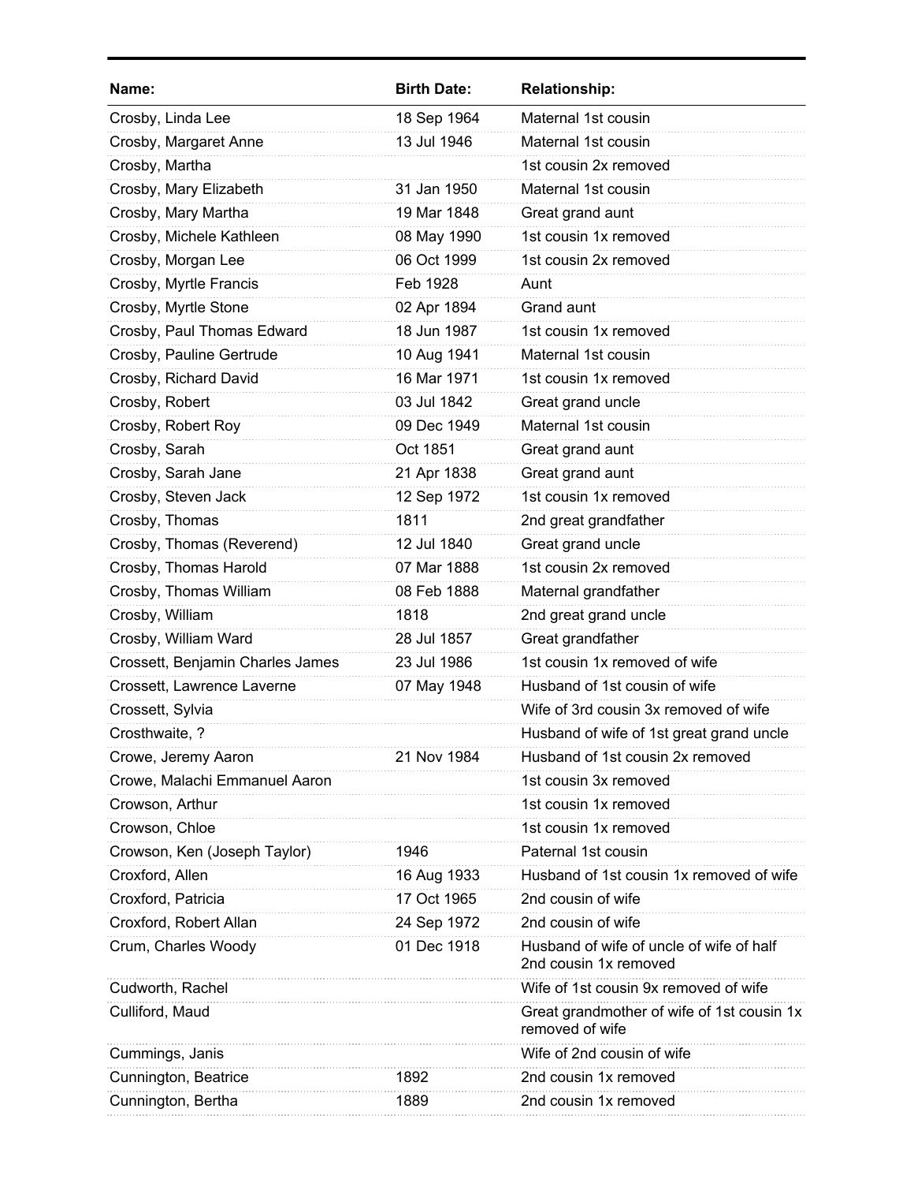| Name: | Birth Date: | Relationship: |
|---|---|---|
| Crosby, Linda Lee | 18 Sep 1964 | Maternal 1st cousin |
| Crosby, Margaret Anne | 13 Jul 1946 | Maternal 1st cousin |
| Crosby, Martha | | 1st cousin 2x removed |
| Crosby, Mary Elizabeth | 31 Jan 1950 | Maternal 1st cousin |
| Crosby, Mary Martha | 19 Mar 1848 | Great grand aunt |
| Crosby, Michele Kathleen | 08 May 1990 | 1st cousin 1x removed |
| Crosby, Morgan Lee | 06 Oct 1999 | 1st cousin 2x removed |
| Crosby, Myrtle Francis | Feb 1928 | Aunt |
| Crosby, Myrtle Stone | 02 Apr 1894 | Grand aunt |
| Crosby, Paul Thomas Edward | 18 Jun 1987 | 1st cousin 1x removed |
| Crosby, Pauline Gertrude | 10 Aug 1941 | Maternal 1st cousin |
| Crosby, Richard David | 16 Mar 1971 | 1st cousin 1x removed |
| Crosby, Robert | 03 Jul 1842 | Great grand uncle |
| Crosby, Robert Roy | 09 Dec 1949 | Maternal 1st cousin |
| Crosby, Sarah | Oct 1851 | Great grand aunt |
| Crosby, Sarah Jane | 21 Apr 1838 | Great grand aunt |
| Crosby, Steven Jack | 12 Sep 1972 | 1st cousin 1x removed |
| Crosby, Thomas | 1811 | 2nd great grandfather |
| Crosby, Thomas (Reverend) | 12 Jul 1840 | Great grand uncle |
| Crosby, Thomas Harold | 07 Mar 1888 | 1st cousin 2x removed |
| Crosby, Thomas William | 08 Feb 1888 | Maternal grandfather |
| Crosby, William | 1818 | 2nd great grand uncle |
| Crosby, William Ward | 28 Jul 1857 | Great grandfather |
| Crossett, Benjamin Charles James | 23 Jul 1986 | 1st cousin 1x removed of wife |
| Crossett, Lawrence Laverne | 07 May 1948 | Husband of 1st cousin of wife |
| Crossett, Sylvia | | Wife of 3rd cousin 3x removed of wife |
| Crosthwaite, ? | | Husband of wife of 1st great grand uncle |
| Crowe, Jeremy Aaron | 21 Nov 1984 | Husband of 1st cousin 2x removed |
| Crowe, Malachi Emmanuel Aaron | | 1st cousin 3x removed |
| Crowson, Arthur | | 1st cousin 1x removed |
| Crowson, Chloe | | 1st cousin 1x removed |
| Crowson, Ken (Joseph Taylor) | 1946 | Paternal 1st cousin |
| Croxford, Allen | 16 Aug 1933 | Husband of 1st cousin 1x removed of wife |
| Croxford, Patricia | 17 Oct 1965 | 2nd cousin of wife |
| Croxford, Robert Allan | 24 Sep 1972 | 2nd cousin of wife |
| Crum, Charles Woody | 01 Dec 1918 | Husband of wife of uncle of wife of half 2nd cousin 1x removed |
| Cudworth, Rachel | | Wife of 1st cousin 9x removed of wife |
| Culliford, Maud | | Great grandmother of wife of 1st cousin 1x removed of wife |
| Cummings, Janis | | Wife of 2nd cousin of wife |
| Cunnington, Beatrice | 1892 | 2nd cousin 1x removed |
| Cunnington, Bertha | 1889 | 2nd cousin 1x removed |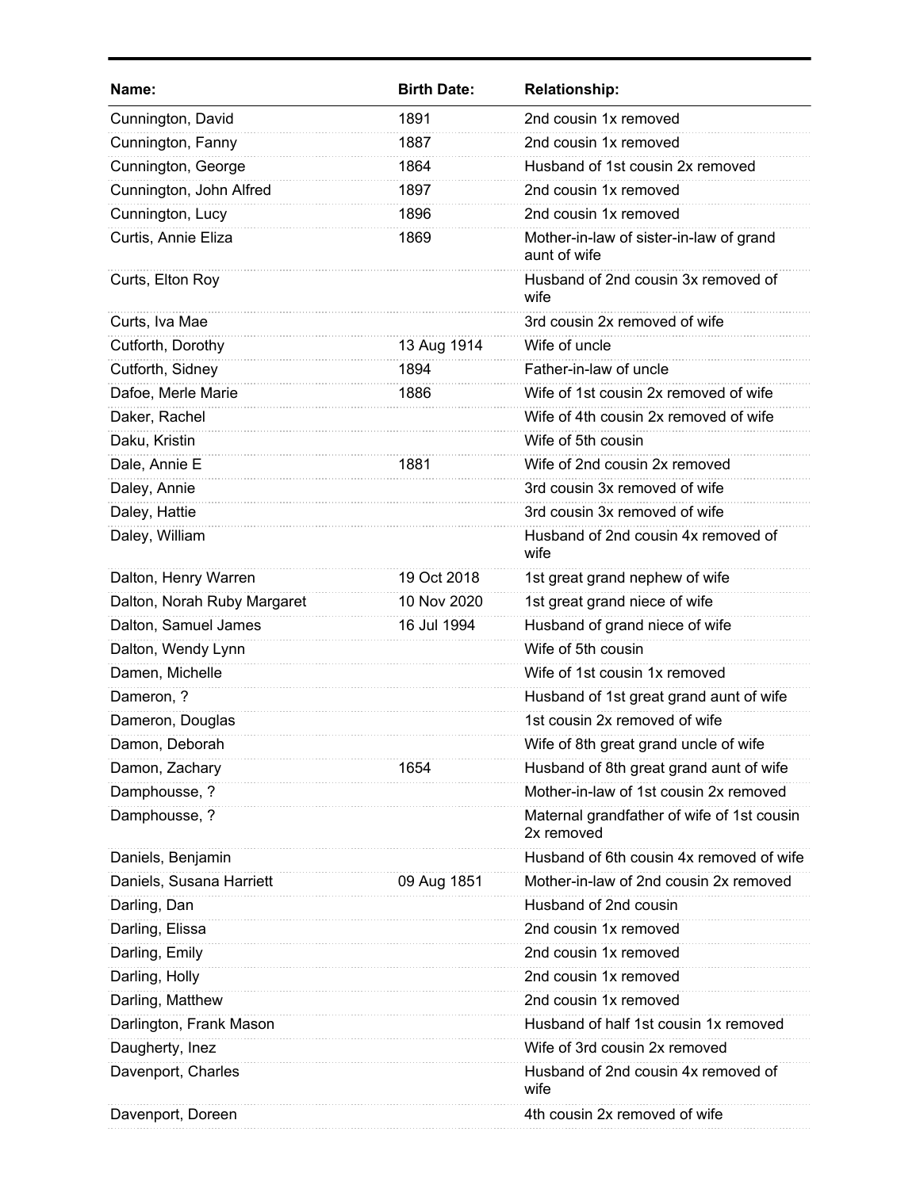| Name: | Birth Date: | Relationship: |
| --- | --- | --- |
| Cunnington, David | 1891 | 2nd cousin 1x removed |
| Cunnington, Fanny | 1887 | 2nd cousin 1x removed |
| Cunnington, George | 1864 | Husband of 1st cousin 2x removed |
| Cunnington, John Alfred | 1897 | 2nd cousin 1x removed |
| Cunnington, Lucy | 1896 | 2nd cousin 1x removed |
| Curtis, Annie Eliza | 1869 | Mother-in-law of sister-in-law of grand aunt of wife |
| Curts, Elton Roy | | Husband of 2nd cousin 3x removed of wife |
| Curts, Iva Mae | | 3rd cousin 2x removed of wife |
| Cutforth, Dorothy | 13 Aug 1914 | Wife of uncle |
| Cutforth, Sidney | 1894 | Father-in-law of uncle |
| Dafoe, Merle Marie | 1886 | Wife of 1st cousin 2x removed of wife |
| Daker, Rachel | | Wife of 4th cousin 2x removed of wife |
| Daku, Kristin | | Wife of 5th cousin |
| Dale, Annie E | 1881 | Wife of 2nd cousin 2x removed |
| Daley, Annie | | 3rd cousin 3x removed of wife |
| Daley, Hattie | | 3rd cousin 3x removed of wife |
| Daley, William | | Husband of 2nd cousin 4x removed of wife |
| Dalton, Henry Warren | 19 Oct 2018 | 1st great grand nephew of wife |
| Dalton, Norah Ruby Margaret | 10 Nov 2020 | 1st great grand niece of wife |
| Dalton, Samuel James | 16 Jul 1994 | Husband of grand niece of wife |
| Dalton, Wendy Lynn | | Wife of 5th cousin |
| Damen, Michelle | | Wife of 1st cousin 1x removed |
| Dameron, ? | | Husband of 1st great grand aunt of wife |
| Dameron, Douglas | | 1st cousin 2x removed of wife |
| Damon, Deborah | | Wife of 8th great grand uncle of wife |
| Damon, Zachary | 1654 | Husband of 8th great grand aunt of wife |
| Damphousse, ? | | Mother-in-law of 1st cousin 2x removed |
| Damphousse, ? | | Maternal grandfather of wife of 1st cousin 2x removed |
| Daniels, Benjamin | | Husband of 6th cousin 4x removed of wife |
| Daniels, Susana Harriett | 09 Aug 1851 | Mother-in-law of 2nd cousin 2x removed |
| Darling, Dan | | Husband of 2nd cousin |
| Darling, Elissa | | 2nd cousin 1x removed |
| Darling, Emily | | 2nd cousin 1x removed |
| Darling, Holly | | 2nd cousin 1x removed |
| Darling, Matthew | | 2nd cousin 1x removed |
| Darlington, Frank Mason | | Husband of half 1st cousin 1x removed |
| Daugherty, Inez | | Wife of 3rd cousin 2x removed |
| Davenport, Charles | | Husband of 2nd cousin 4x removed of wife |
| Davenport, Doreen | | 4th cousin 2x removed of wife |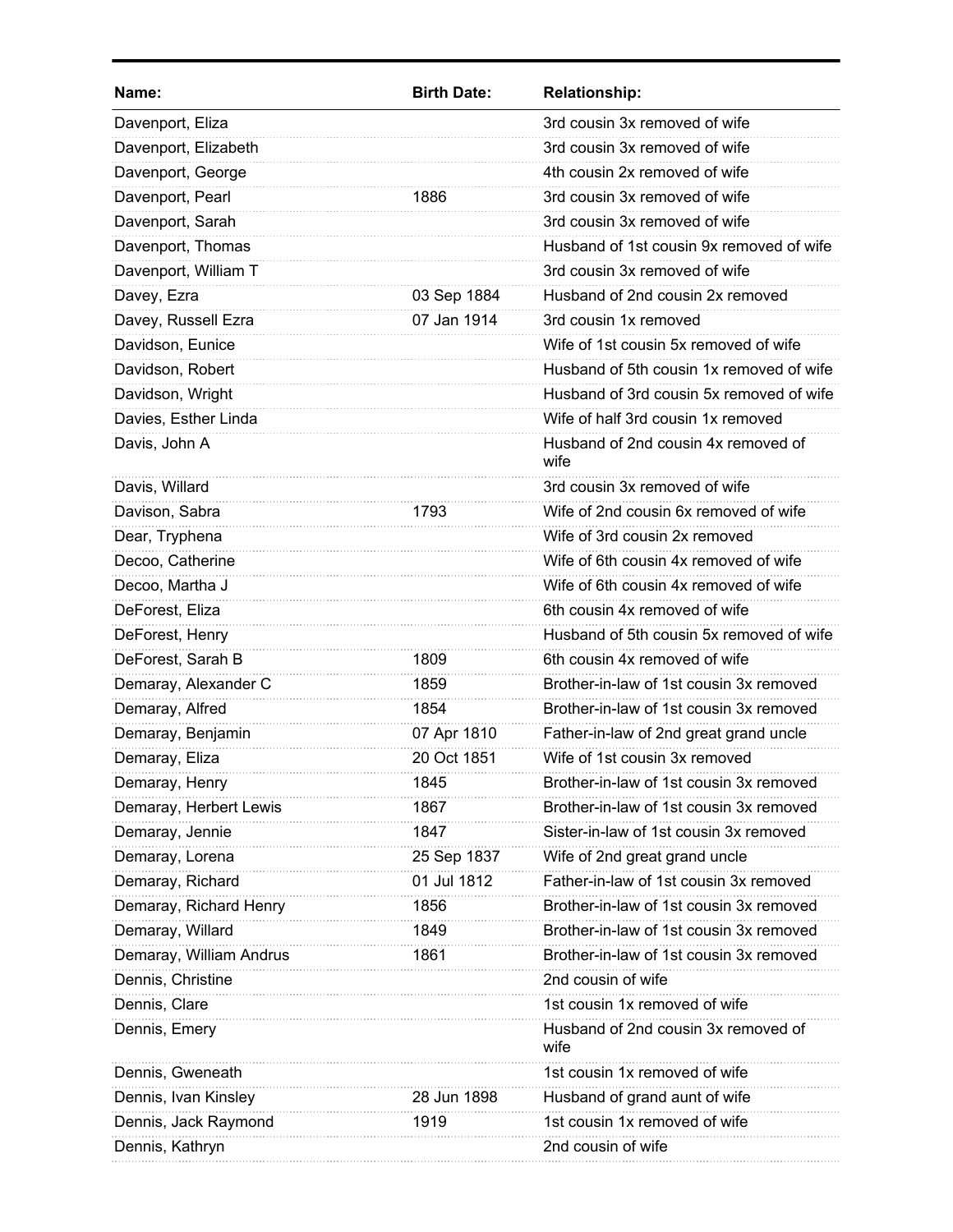| Name: | Birth Date: | Relationship: |
| --- | --- | --- |
| Davenport, Eliza | | 3rd cousin 3x removed of wife |
| Davenport, Elizabeth | | 3rd cousin 3x removed of wife |
| Davenport, George | | 4th cousin 2x removed of wife |
| Davenport, Pearl | 1886 | 3rd cousin 3x removed of wife |
| Davenport, Sarah | | 3rd cousin 3x removed of wife |
| Davenport, Thomas | | Husband of 1st cousin 9x removed of wife |
| Davenport, William T | | 3rd cousin 3x removed of wife |
| Davey, Ezra | 03 Sep 1884 | Husband of 2nd cousin 2x removed |
| Davey, Russell Ezra | 07 Jan 1914 | 3rd cousin 1x removed |
| Davidson, Eunice | | Wife of 1st cousin 5x removed of wife |
| Davidson, Robert | | Husband of 5th cousin 1x removed of wife |
| Davidson, Wright | | Husband of 3rd cousin 5x removed of wife |
| Davies, Esther Linda | | Wife of half 3rd cousin 1x removed |
| Davis, John A | | Husband of 2nd cousin 4x removed of wife |
| Davis, Willard | | 3rd cousin 3x removed of wife |
| Davison, Sabra | 1793 | Wife of 2nd cousin 6x removed of wife |
| Dear, Tryphena | | Wife of 3rd cousin 2x removed |
| Decoo, Catherine | | Wife of 6th cousin 4x removed of wife |
| Decoo, Martha J | | Wife of 6th cousin 4x removed of wife |
| DeForest, Eliza | | 6th cousin 4x removed of wife |
| DeForest, Henry | | Husband of 5th cousin 5x removed of wife |
| DeForest, Sarah B | 1809 | 6th cousin 4x removed of wife |
| Demaray, Alexander C | 1859 | Brother-in-law of 1st cousin 3x removed |
| Demaray, Alfred | 1854 | Brother-in-law of 1st cousin 3x removed |
| Demaray, Benjamin | 07 Apr 1810 | Father-in-law of 2nd great grand uncle |
| Demaray, Eliza | 20 Oct 1851 | Wife of 1st cousin 3x removed |
| Demaray, Henry | 1845 | Brother-in-law of 1st cousin 3x removed |
| Demaray, Herbert Lewis | 1867 | Brother-in-law of 1st cousin 3x removed |
| Demaray, Jennie | 1847 | Sister-in-law of 1st cousin 3x removed |
| Demaray, Lorena | 25 Sep 1837 | Wife of 2nd great grand uncle |
| Demaray, Richard | 01 Jul 1812 | Father-in-law of 1st cousin 3x removed |
| Demaray, Richard Henry | 1856 | Brother-in-law of 1st cousin 3x removed |
| Demaray, Willard | 1849 | Brother-in-law of 1st cousin 3x removed |
| Demaray, William Andrus | 1861 | Brother-in-law of 1st cousin 3x removed |
| Dennis, Christine | | 2nd cousin of wife |
| Dennis, Clare | | 1st cousin 1x removed of wife |
| Dennis, Emery | | Husband of 2nd cousin 3x removed of wife |
| Dennis, Gweneath | | 1st cousin 1x removed of wife |
| Dennis, Ivan Kinsley | 28 Jun 1898 | Husband of grand aunt of wife |
| Dennis, Jack Raymond | 1919 | 1st cousin 1x removed of wife |
| Dennis, Kathryn | | 2nd cousin of wife |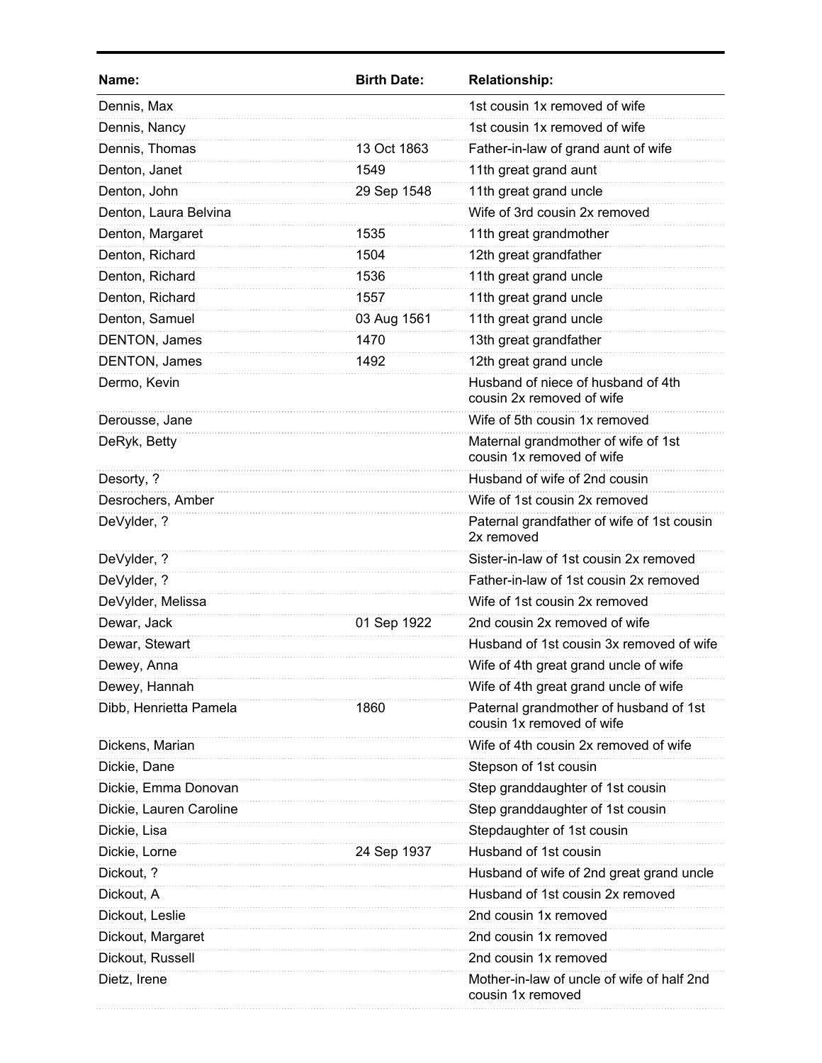| Name: | Birth Date: | Relationship: |
|---|---|---|
| Dennis, Max | | 1st cousin 1x removed of wife |
| Dennis, Nancy | | 1st cousin 1x removed of wife |
| Dennis, Thomas | 13 Oct 1863 | Father-in-law of grand aunt of wife |
| Denton, Janet | 1549 | 11th great grand aunt |
| Denton, John | 29 Sep 1548 | 11th great grand uncle |
| Denton, Laura Belvina | | Wife of 3rd cousin 2x removed |
| Denton, Margaret | 1535 | 11th great grandmother |
| Denton, Richard | 1504 | 12th great grandfather |
| Denton, Richard | 1536 | 11th great grand uncle |
| Denton, Richard | 1557 | 11th great grand uncle |
| Denton, Samuel | 03 Aug 1561 | 11th great grand uncle |
| DENTON, James | 1470 | 13th great grandfather |
| DENTON, James | 1492 | 12th great grand uncle |
| Dermo, Kevin | | Husband of niece of husband of 4th cousin 2x removed of wife |
| Derousse, Jane | | Wife of 5th cousin 1x removed |
| DeRyk, Betty | | Maternal grandmother of wife of 1st cousin 1x removed of wife |
| Desorty, ? | | Husband of wife of 2nd cousin |
| Desrochers, Amber | | Wife of 1st cousin 2x removed |
| DeVylder, ? | | Paternal grandfather of wife of 1st cousin 2x removed |
| DeVylder, ? | | Sister-in-law of 1st cousin 2x removed |
| DeVylder, ? | | Father-in-law of 1st cousin 2x removed |
| DeVylder, Melissa | | Wife of 1st cousin 2x removed |
| Dewar, Jack | 01 Sep 1922 | 2nd cousin 2x removed of wife |
| Dewar, Stewart | | Husband of 1st cousin 3x removed of wife |
| Dewey, Anna | | Wife of 4th great grand uncle of wife |
| Dewey, Hannah | | Wife of 4th great grand uncle of wife |
| Dibb, Henrietta Pamela | 1860 | Paternal grandmother of husband of 1st cousin 1x removed of wife |
| Dickens, Marian | | Wife of 4th cousin 2x removed of wife |
| Dickie, Dane | | Stepson of 1st cousin |
| Dickie, Emma Donovan | | Step granddaughter of 1st cousin |
| Dickie, Lauren Caroline | | Step granddaughter of 1st cousin |
| Dickie, Lisa | | Stepdaughter of 1st cousin |
| Dickie, Lorne | 24 Sep 1937 | Husband of 1st cousin |
| Dickout, ? | | Husband of wife of 2nd great grand uncle |
| Dickout, A | | Husband of 1st cousin 2x removed |
| Dickout, Leslie | | 2nd cousin 1x removed |
| Dickout, Margaret | | 2nd cousin 1x removed |
| Dickout, Russell | | 2nd cousin 1x removed |
| Dietz, Irene | | Mother-in-law of uncle of wife of half 2nd cousin 1x removed |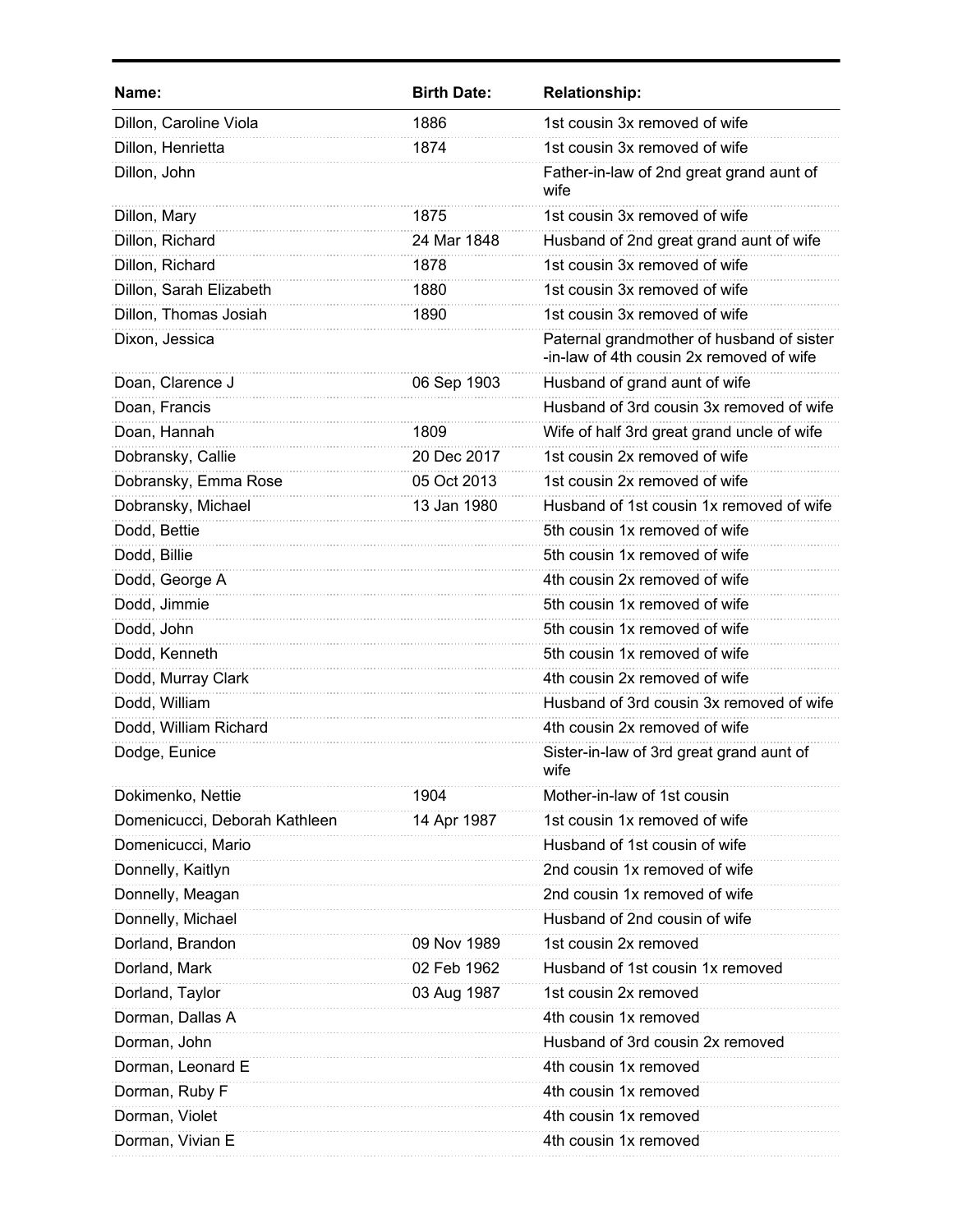| Name: | Birth Date: | Relationship: |
| --- | --- | --- |
| Dillon, Caroline Viola | 1886 | 1st cousin 3x removed of wife |
| Dillon, Henrietta | 1874 | 1st cousin 3x removed of wife |
| Dillon, John | | Father-in-law of 2nd great grand aunt of wife |
| Dillon, Mary | 1875 | 1st cousin 3x removed of wife |
| Dillon, Richard | 24 Mar 1848 | Husband of 2nd great grand aunt of wife |
| Dillon, Richard | 1878 | 1st cousin 3x removed of wife |
| Dillon, Sarah Elizabeth | 1880 | 1st cousin 3x removed of wife |
| Dillon, Thomas Josiah | 1890 | 1st cousin 3x removed of wife |
| Dixon, Jessica | | Paternal grandmother of husband of sister-in-law of 4th cousin 2x removed of wife |
| Doan, Clarence J | 06 Sep 1903 | Husband of grand aunt of wife |
| Doan, Francis | | Husband of 3rd cousin 3x removed of wife |
| Doan, Hannah | 1809 | Wife of half 3rd great grand uncle of wife |
| Dobransky, Callie | 20 Dec 2017 | 1st cousin 2x removed of wife |
| Dobransky, Emma Rose | 05 Oct 2013 | 1st cousin 2x removed of wife |
| Dobransky, Michael | 13 Jan 1980 | Husband of 1st cousin 1x removed of wife |
| Dodd, Bettie | | 5th cousin 1x removed of wife |
| Dodd, Billie | | 5th cousin 1x removed of wife |
| Dodd, George A | | 4th cousin 2x removed of wife |
| Dodd, Jimmie | | 5th cousin 1x removed of wife |
| Dodd, John | | 5th cousin 1x removed of wife |
| Dodd, Kenneth | | 5th cousin 1x removed of wife |
| Dodd, Murray Clark | | 4th cousin 2x removed of wife |
| Dodd, William | | Husband of 3rd cousin 3x removed of wife |
| Dodd, William Richard | | 4th cousin 2x removed of wife |
| Dodge, Eunice | | Sister-in-law of 3rd great grand aunt of wife |
| Dokimenko, Nettie | 1904 | Mother-in-law of 1st cousin |
| Domenicucci, Deborah Kathleen | 14 Apr 1987 | 1st cousin 1x removed of wife |
| Domenicucci, Mario | | Husband of 1st cousin of wife |
| Donnelly, Kaitlyn | | 2nd cousin 1x removed of wife |
| Donnelly, Meagan | | 2nd cousin 1x removed of wife |
| Donnelly, Michael | | Husband of 2nd cousin of wife |
| Dorland, Brandon | 09 Nov 1989 | 1st cousin 2x removed |
| Dorland, Mark | 02 Feb 1962 | Husband of 1st cousin 1x removed |
| Dorland, Taylor | 03 Aug 1987 | 1st cousin 2x removed |
| Dorman, Dallas A | | 4th cousin 1x removed |
| Dorman, John | | Husband of 3rd cousin 2x removed |
| Dorman, Leonard E | | 4th cousin 1x removed |
| Dorman, Ruby F | | 4th cousin 1x removed |
| Dorman, Violet | | 4th cousin 1x removed |
| Dorman, Vivian E | | 4th cousin 1x removed |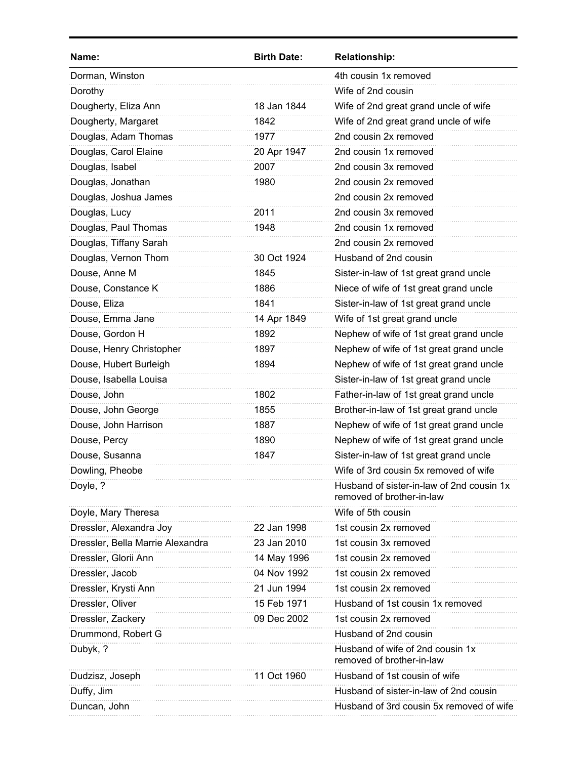| Name: | Birth Date: | Relationship: |
| --- | --- | --- |
| Dorman, Winston | | 4th cousin 1x removed |
| Dorothy | | Wife of 2nd cousin |
| Dougherty, Eliza Ann | 18 Jan 1844 | Wife of 2nd great grand uncle of wife |
| Dougherty, Margaret | 1842 | Wife of 2nd great grand uncle of wife |
| Douglas, Adam Thomas | 1977 | 2nd cousin 2x removed |
| Douglas, Carol Elaine | 20 Apr 1947 | 2nd cousin 1x removed |
| Douglas, Isabel | 2007 | 2nd cousin 3x removed |
| Douglas, Jonathan | 1980 | 2nd cousin 2x removed |
| Douglas, Joshua James | | 2nd cousin 2x removed |
| Douglas, Lucy | 2011 | 2nd cousin 3x removed |
| Douglas, Paul Thomas | 1948 | 2nd cousin 1x removed |
| Douglas, Tiffany Sarah | | 2nd cousin 2x removed |
| Douglas, Vernon Thom | 30 Oct 1924 | Husband of 2nd cousin |
| Douse, Anne M | 1845 | Sister-in-law of 1st great grand uncle |
| Douse, Constance K | 1886 | Niece of wife of 1st great grand uncle |
| Douse, Eliza | 1841 | Sister-in-law of 1st great grand uncle |
| Douse, Emma Jane | 14 Apr 1849 | Wife of 1st great grand uncle |
| Douse, Gordon H | 1892 | Nephew of wife of 1st great grand uncle |
| Douse, Henry Christopher | 1897 | Nephew of wife of 1st great grand uncle |
| Douse, Hubert Burleigh | 1894 | Nephew of wife of 1st great grand uncle |
| Douse, Isabella Louisa | | Sister-in-law of 1st great grand uncle |
| Douse, John | 1802 | Father-in-law of 1st great grand uncle |
| Douse, John George | 1855 | Brother-in-law of 1st great grand uncle |
| Douse, John Harrison | 1887 | Nephew of wife of 1st great grand uncle |
| Douse, Percy | 1890 | Nephew of wife of 1st great grand uncle |
| Douse, Susanna | 1847 | Sister-in-law of 1st great grand uncle |
| Dowling, Pheobe | | Wife of 3rd cousin 5x removed of wife |
| Doyle, ? | | Husband of sister-in-law of 2nd cousin 1x removed of brother-in-law |
| Doyle, Mary Theresa | | Wife of 5th cousin |
| Dressler, Alexandra Joy | 22 Jan 1998 | 1st cousin 2x removed |
| Dressler, Bella Marrie Alexandra | 23 Jan 2010 | 1st cousin 3x removed |
| Dressler, Glorii Ann | 14 May 1996 | 1st cousin 2x removed |
| Dressler, Jacob | 04 Nov 1992 | 1st cousin 2x removed |
| Dressler, Krysti Ann | 21 Jun 1994 | 1st cousin 2x removed |
| Dressler, Oliver | 15 Feb 1971 | Husband of 1st cousin 1x removed |
| Dressler, Zackery | 09 Dec 2002 | 1st cousin 2x removed |
| Drummond, Robert G | | Husband of 2nd cousin |
| Dubyk, ? | | Husband of wife of 2nd cousin 1x removed of brother-in-law |
| Dudzisz, Joseph | 11 Oct 1960 | Husband of 1st cousin of wife |
| Duffy, Jim | | Husband of sister-in-law of 2nd cousin |
| Duncan, John | | Husband of 3rd cousin 5x removed of wife |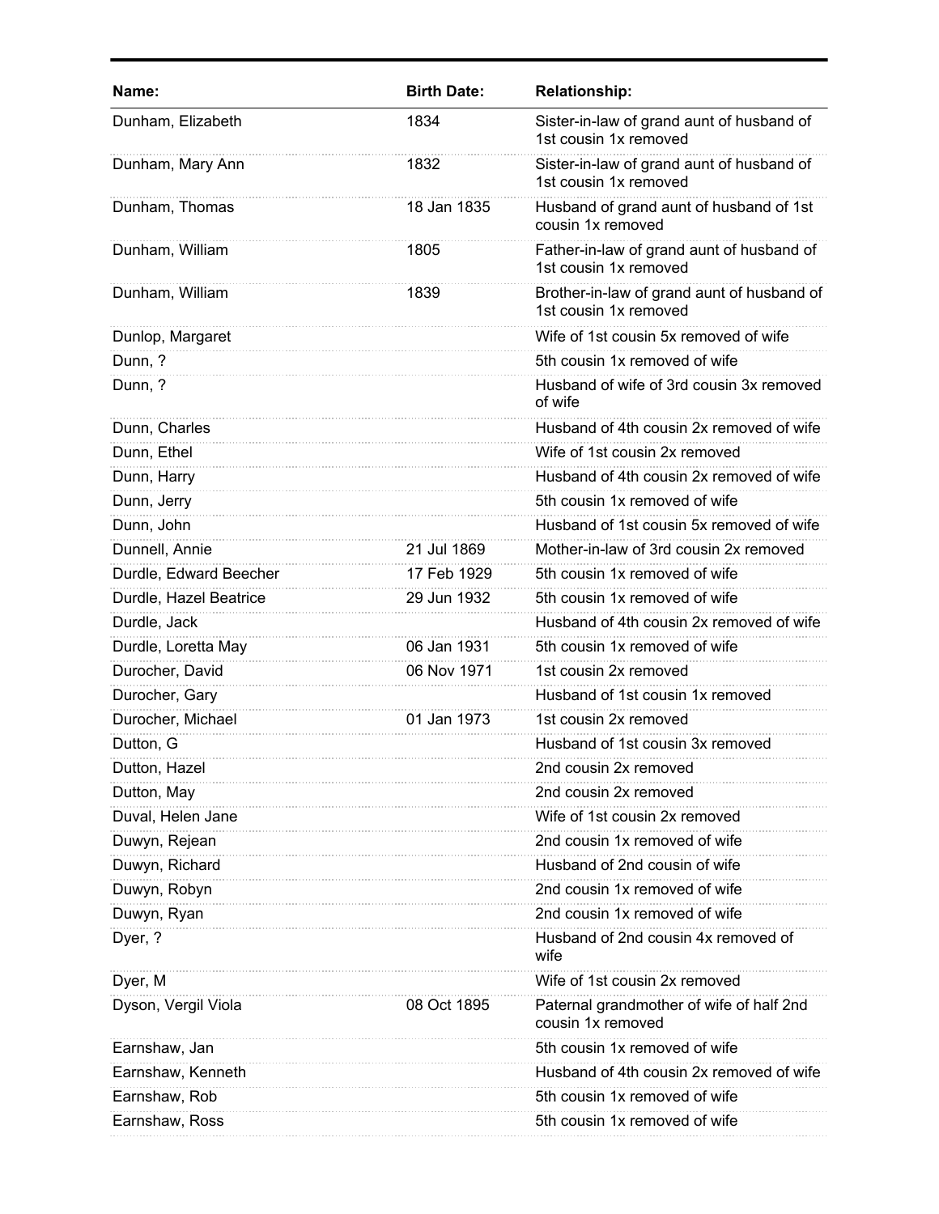| Name: | Birth Date: | Relationship: |
|---|---|---|
| Dunham, Elizabeth | 1834 | Sister-in-law of grand aunt of husband of 1st cousin 1x removed |
| Dunham, Mary Ann | 1832 | Sister-in-law of grand aunt of husband of 1st cousin 1x removed |
| Dunham, Thomas | 18 Jan 1835 | Husband of grand aunt of husband of 1st cousin 1x removed |
| Dunham, William | 1805 | Father-in-law of grand aunt of husband of 1st cousin 1x removed |
| Dunham, William | 1839 | Brother-in-law of grand aunt of husband of 1st cousin 1x removed |
| Dunlop, Margaret | | Wife of 1st cousin 5x removed of wife |
| Dunn, ? | | 5th cousin 1x removed of wife |
| Dunn, ? | | Husband of wife of 3rd cousin 3x removed of wife |
| Dunn, Charles | | Husband of 4th cousin 2x removed of wife |
| Dunn, Ethel | | Wife of 1st cousin 2x removed |
| Dunn, Harry | | Husband of 4th cousin 2x removed of wife |
| Dunn, Jerry | | 5th cousin 1x removed of wife |
| Dunn, John | | Husband of 1st cousin 5x removed of wife |
| Dunnell, Annie | 21 Jul 1869 | Mother-in-law of 3rd cousin 2x removed |
| Durdle, Edward Beecher | 17 Feb 1929 | 5th cousin 1x removed of wife |
| Durdle, Hazel Beatrice | 29 Jun 1932 | 5th cousin 1x removed of wife |
| Durdle, Jack | | Husband of 4th cousin 2x removed of wife |
| Durdle, Loretta May | 06 Jan 1931 | 5th cousin 1x removed of wife |
| Durocher, David | 06 Nov 1971 | 1st cousin 2x removed |
| Durocher, Gary | | Husband of 1st cousin 1x removed |
| Durocher, Michael | 01 Jan 1973 | 1st cousin 2x removed |
| Dutton, G | | Husband of 1st cousin 3x removed |
| Dutton, Hazel | | 2nd cousin 2x removed |
| Dutton, May | | 2nd cousin 2x removed |
| Duval, Helen Jane | | Wife of 1st cousin 2x removed |
| Duwyn, Rejean | | 2nd cousin 1x removed of wife |
| Duwyn, Richard | | Husband of 2nd cousin of wife |
| Duwyn, Robyn | | 2nd cousin 1x removed of wife |
| Duwyn, Ryan | | 2nd cousin 1x removed of wife |
| Dyer, ? | | Husband of 2nd cousin 4x removed of wife |
| Dyer, M | | Wife of 1st cousin 2x removed |
| Dyson, Vergil Viola | 08 Oct 1895 | Paternal grandmother of wife of half 2nd cousin 1x removed |
| Earnshaw, Jan | | 5th cousin 1x removed of wife |
| Earnshaw, Kenneth | | Husband of 4th cousin 2x removed of wife |
| Earnshaw, Rob | | 5th cousin 1x removed of wife |
| Earnshaw, Ross | | 5th cousin 1x removed of wife |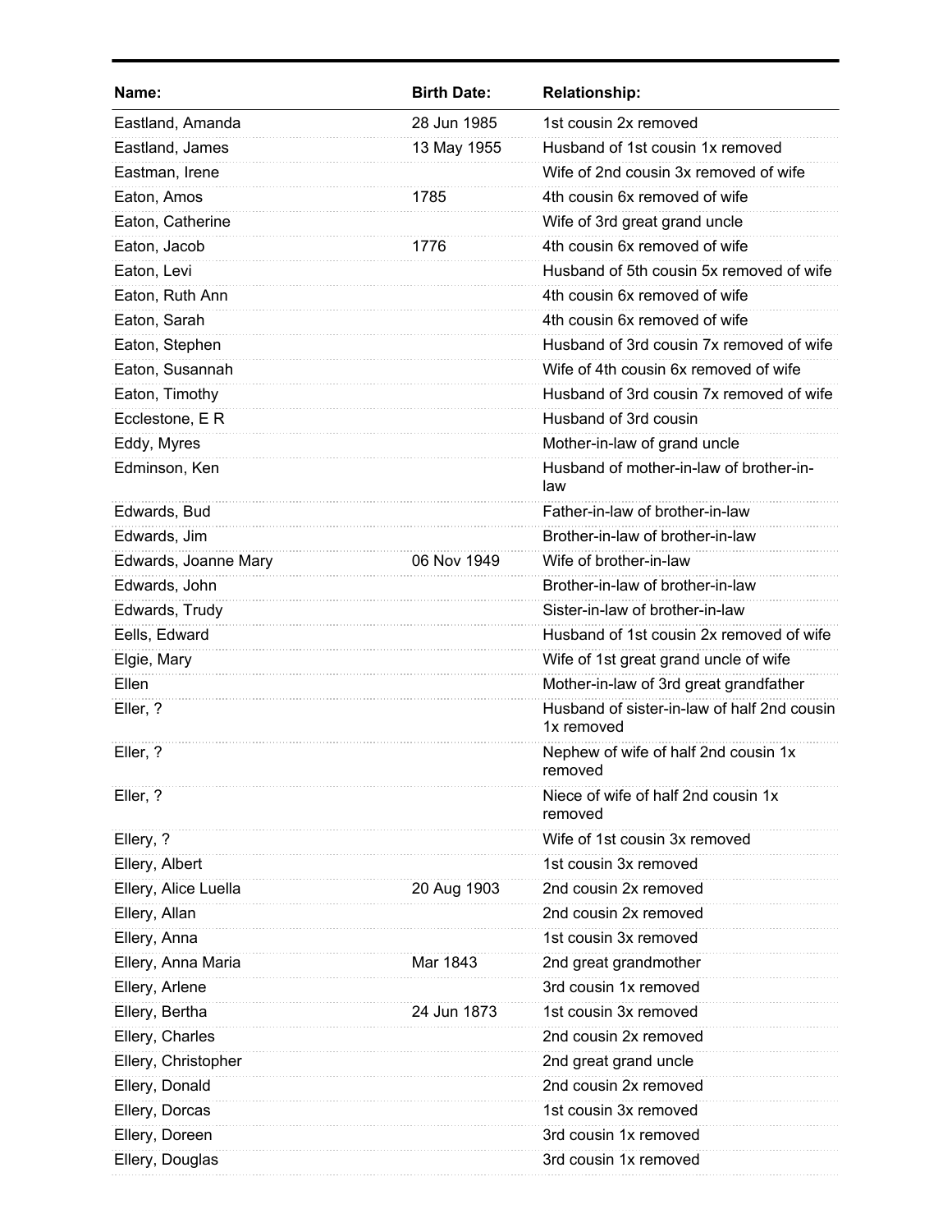| Name: | Birth Date: | Relationship: |
|---|---|---|
| Eastland, Amanda | 28 Jun 1985 | 1st cousin 2x removed |
| Eastland, James | 13 May 1955 | Husband of 1st cousin 1x removed |
| Eastman, Irene | | Wife of 2nd cousin 3x removed of wife |
| Eaton, Amos | 1785 | 4th cousin 6x removed of wife |
| Eaton, Catherine | | Wife of 3rd great grand uncle |
| Eaton, Jacob | 1776 | 4th cousin 6x removed of wife |
| Eaton, Levi | | Husband of 5th cousin 5x removed of wife |
| Eaton, Ruth Ann | | 4th cousin 6x removed of wife |
| Eaton, Sarah | | 4th cousin 6x removed of wife |
| Eaton, Stephen | | Husband of 3rd cousin 7x removed of wife |
| Eaton, Susannah | | Wife of 4th cousin 6x removed of wife |
| Eaton, Timothy | | Husband of 3rd cousin 7x removed of wife |
| Ecclestone, E R | | Husband of 3rd cousin |
| Eddy, Myres | | Mother-in-law of grand uncle |
| Edminson, Ken | | Husband of mother-in-law of brother-in-law |
| Edwards, Bud | | Father-in-law of brother-in-law |
| Edwards, Jim | | Brother-in-law of brother-in-law |
| Edwards, Joanne Mary | 06 Nov 1949 | Wife of brother-in-law |
| Edwards, John | | Brother-in-law of brother-in-law |
| Edwards, Trudy | | Sister-in-law of brother-in-law |
| Eells, Edward | | Husband of 1st cousin 2x removed of wife |
| Elgie, Mary | | Wife of 1st great grand uncle of wife |
| Ellen | | Mother-in-law of 3rd great grandfather |
| Eller, ? | | Husband of sister-in-law of half 2nd cousin 1x removed |
| Eller, ? | | Nephew of wife of half 2nd cousin 1x removed |
| Eller, ? | | Niece of wife of half 2nd cousin 1x removed |
| Ellery, ? | | Wife of 1st cousin 3x removed |
| Ellery, Albert | | 1st cousin 3x removed |
| Ellery, Alice Luella | 20 Aug 1903 | 2nd cousin 2x removed |
| Ellery, Allan | | 2nd cousin 2x removed |
| Ellery, Anna | | 1st cousin 3x removed |
| Ellery, Anna Maria | Mar 1843 | 2nd great grandmother |
| Ellery, Arlene | | 3rd cousin 1x removed |
| Ellery, Bertha | 24 Jun 1873 | 1st cousin 3x removed |
| Ellery, Charles | | 2nd cousin 2x removed |
| Ellery, Christopher | | 2nd great grand uncle |
| Ellery, Donald | | 2nd cousin 2x removed |
| Ellery, Dorcas | | 1st cousin 3x removed |
| Ellery, Doreen | | 3rd cousin 1x removed |
| Ellery, Douglas | | 3rd cousin 1x removed |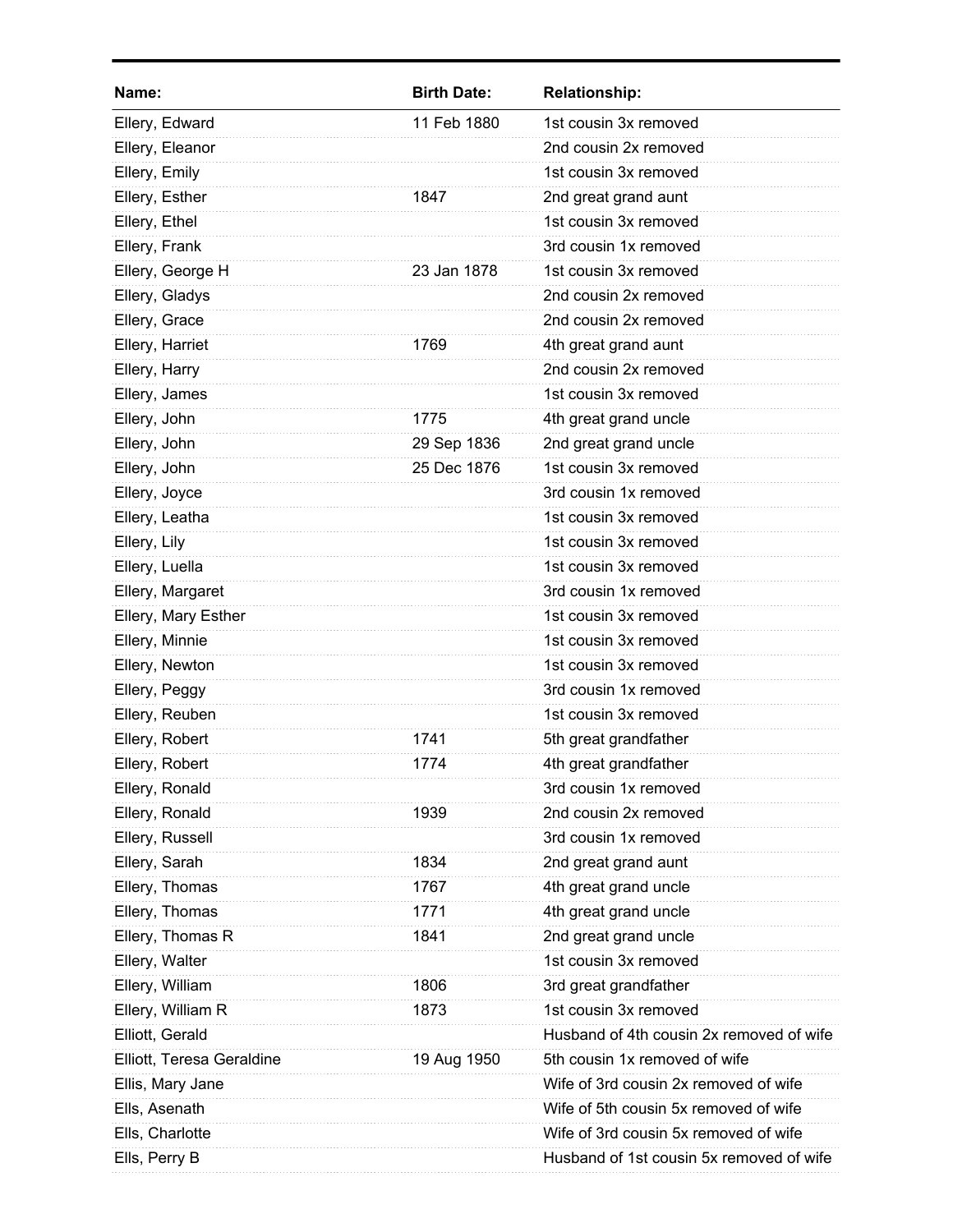| Name: | Birth Date: | Relationship: |
|---|---|---|
| Ellery, Edward | 11 Feb 1880 | 1st cousin 3x removed |
| Ellery, Eleanor | | 2nd cousin 2x removed |
| Ellery, Emily | | 1st cousin 3x removed |
| Ellery, Esther | 1847 | 2nd great grand aunt |
| Ellery, Ethel | | 1st cousin 3x removed |
| Ellery, Frank | | 3rd cousin 1x removed |
| Ellery, George H | 23 Jan 1878 | 1st cousin 3x removed |
| Ellery, Gladys | | 2nd cousin 2x removed |
| Ellery, Grace | | 2nd cousin 2x removed |
| Ellery, Harriet | 1769 | 4th great grand aunt |
| Ellery, Harry | | 2nd cousin 2x removed |
| Ellery, James | | 1st cousin 3x removed |
| Ellery, John | 1775 | 4th great grand uncle |
| Ellery, John | 29 Sep 1836 | 2nd great grand uncle |
| Ellery, John | 25 Dec 1876 | 1st cousin 3x removed |
| Ellery, Joyce | | 3rd cousin 1x removed |
| Ellery, Leatha | | 1st cousin 3x removed |
| Ellery, Lily | | 1st cousin 3x removed |
| Ellery, Luella | | 1st cousin 3x removed |
| Ellery, Margaret | | 3rd cousin 1x removed |
| Ellery, Mary Esther | | 1st cousin 3x removed |
| Ellery, Minnie | | 1st cousin 3x removed |
| Ellery, Newton | | 1st cousin 3x removed |
| Ellery, Peggy | | 3rd cousin 1x removed |
| Ellery, Reuben | | 1st cousin 3x removed |
| Ellery, Robert | 1741 | 5th great grandfather |
| Ellery, Robert | 1774 | 4th great grandfather |
| Ellery, Ronald | | 3rd cousin 1x removed |
| Ellery, Ronald | 1939 | 2nd cousin 2x removed |
| Ellery, Russell | | 3rd cousin 1x removed |
| Ellery, Sarah | 1834 | 2nd great grand aunt |
| Ellery, Thomas | 1767 | 4th great grand uncle |
| Ellery, Thomas | 1771 | 4th great grand uncle |
| Ellery, Thomas R | 1841 | 2nd great grand uncle |
| Ellery, Walter | | 1st cousin 3x removed |
| Ellery, William | 1806 | 3rd great grandfather |
| Ellery, William R | 1873 | 1st cousin 3x removed |
| Elliott, Gerald | | Husband of 4th cousin 2x removed of wife |
| Elliott, Teresa Geraldine | 19 Aug 1950 | 5th cousin 1x removed of wife |
| Ellis, Mary Jane | | Wife of 3rd cousin 2x removed of wife |
| Ells, Asenath | | Wife of 5th cousin 5x removed of wife |
| Ells, Charlotte | | Wife of 3rd cousin 5x removed of wife |
| Ells, Perry B | | Husband of 1st cousin 5x removed of wife |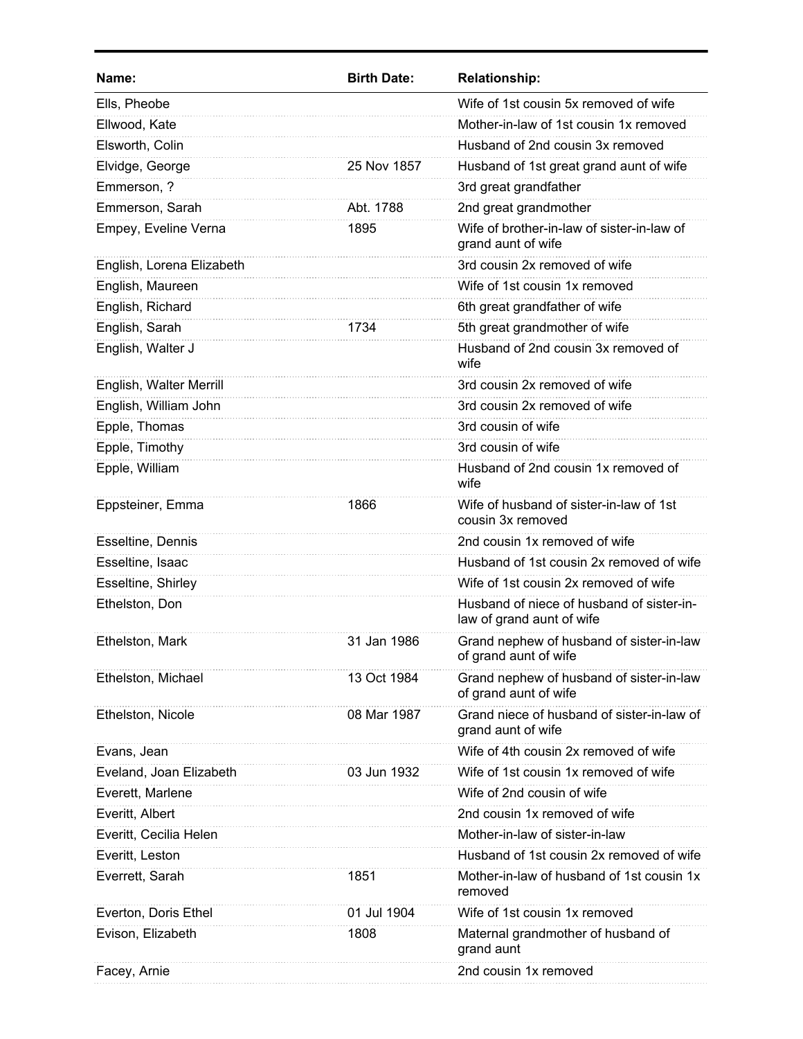| Name: | Birth Date: | Relationship: |
| --- | --- | --- |
| Ells, Pheobe | | Wife of 1st cousin 5x removed of wife |
| Ellwood, Kate | | Mother-in-law of 1st cousin 1x removed |
| Elsworth, Colin | | Husband of 2nd cousin 3x removed |
| Elvidge, George | 25 Nov 1857 | Husband of 1st great grand aunt of wife |
| Emmerson, ? | | 3rd great grandfather |
| Emmerson, Sarah | Abt. 1788 | 2nd great grandmother |
| Empey, Eveline Verna | 1895 | Wife of brother-in-law of sister-in-law of grand aunt of wife |
| English, Lorena Elizabeth | | 3rd cousin 2x removed of wife |
| English, Maureen | | Wife of 1st cousin 1x removed |
| English, Richard | | 6th great grandfather of wife |
| English, Sarah | 1734 | 5th great grandmother of wife |
| English, Walter J | | Husband of 2nd cousin 3x removed of wife |
| English, Walter Merrill | | 3rd cousin 2x removed of wife |
| English, William John | | 3rd cousin 2x removed of wife |
| Epple, Thomas | | 3rd cousin of wife |
| Epple, Timothy | | 3rd cousin of wife |
| Epple, William | | Husband of 2nd cousin 1x removed of wife |
| Eppsteiner, Emma | 1866 | Wife of husband of sister-in-law of 1st cousin 3x removed |
| Esseltine, Dennis | | 2nd cousin 1x removed of wife |
| Esseltine, Isaac | | Husband of 1st cousin 2x removed of wife |
| Esseltine, Shirley | | Wife of 1st cousin 2x removed of wife |
| Ethelston, Don | | Husband of niece of husband of sister-in-law of grand aunt of wife |
| Ethelston, Mark | 31 Jan 1986 | Grand nephew of husband of sister-in-law of grand aunt of wife |
| Ethelston, Michael | 13 Oct 1984 | Grand nephew of husband of sister-in-law of grand aunt of wife |
| Ethelston, Nicole | 08 Mar 1987 | Grand niece of husband of sister-in-law of grand aunt of wife |
| Evans, Jean | | Wife of 4th cousin 2x removed of wife |
| Eveland, Joan Elizabeth | 03 Jun 1932 | Wife of 1st cousin 1x removed of wife |
| Everett, Marlene | | Wife of 2nd cousin of wife |
| Everitt, Albert | | 2nd cousin 1x removed of wife |
| Everitt, Cecilia Helen | | Mother-in-law of sister-in-law |
| Everitt, Leston | | Husband of 1st cousin 2x removed of wife |
| Everrett, Sarah | 1851 | Mother-in-law of husband of 1st cousin 1x removed |
| Everton, Doris Ethel | 01 Jul 1904 | Wife of 1st cousin 1x removed |
| Evison, Elizabeth | 1808 | Maternal grandmother of husband of grand aunt |
| Facey, Arnie | | 2nd cousin 1x removed |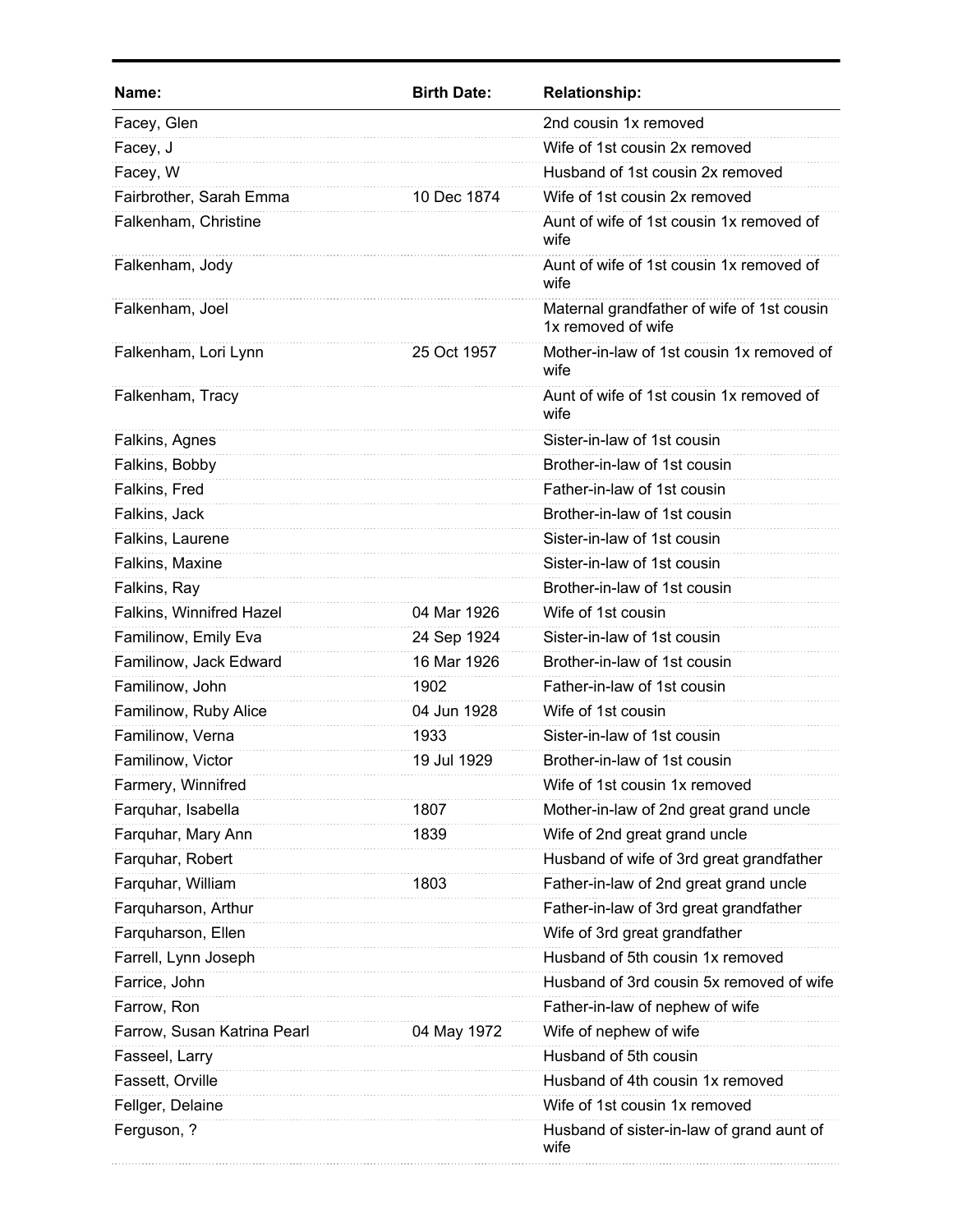| Name: | Birth Date: | Relationship: |
|---|---|---|
| Facey, Glen | | 2nd cousin 1x removed |
| Facey, J | | Wife of 1st cousin 2x removed |
| Facey, W | | Husband of 1st cousin 2x removed |
| Fairbrother, Sarah Emma | 10 Dec 1874 | Wife of 1st cousin 2x removed |
| Falkenham, Christine | | Aunt of wife of 1st cousin 1x removed of wife |
| Falkenham, Jody | | Aunt of wife of 1st cousin 1x removed of wife |
| Falkenham, Joel | | Maternal grandfather of wife of 1st cousin 1x removed of wife |
| Falkenham, Lori Lynn | 25 Oct 1957 | Mother-in-law of 1st cousin 1x removed of wife |
| Falkenham, Tracy | | Aunt of wife of 1st cousin 1x removed of wife |
| Falkins, Agnes | | Sister-in-law of 1st cousin |
| Falkins, Bobby | | Brother-in-law of 1st cousin |
| Falkins, Fred | | Father-in-law of 1st cousin |
| Falkins, Jack | | Brother-in-law of 1st cousin |
| Falkins, Laurene | | Sister-in-law of 1st cousin |
| Falkins, Maxine | | Sister-in-law of 1st cousin |
| Falkins, Ray | | Brother-in-law of 1st cousin |
| Falkins, Winnifred Hazel | 04 Mar 1926 | Wife of 1st cousin |
| Familinow, Emily Eva | 24 Sep 1924 | Sister-in-law of 1st cousin |
| Familinow, Jack Edward | 16 Mar 1926 | Brother-in-law of 1st cousin |
| Familinow, John | 1902 | Father-in-law of 1st cousin |
| Familinow, Ruby Alice | 04 Jun 1928 | Wife of 1st cousin |
| Familinow, Verna | 1933 | Sister-in-law of 1st cousin |
| Familinow, Victor | 19 Jul 1929 | Brother-in-law of 1st cousin |
| Farmery, Winnifred | | Wife of 1st cousin 1x removed |
| Farquhar, Isabella | 1807 | Mother-in-law of 2nd great grand uncle |
| Farquhar, Mary Ann | 1839 | Wife of 2nd great grand uncle |
| Farquhar, Robert | | Husband of wife of 3rd great grandfather |
| Farquhar, William | 1803 | Father-in-law of 2nd great grand uncle |
| Farquharson, Arthur | | Father-in-law of 3rd great grandfather |
| Farquharson, Ellen | | Wife of 3rd great grandfather |
| Farrell, Lynn Joseph | | Husband of 5th cousin 1x removed |
| Farrice, John | | Husband of 3rd cousin 5x removed of wife |
| Farrow, Ron | | Father-in-law of nephew of wife |
| Farrow, Susan Katrina Pearl | 04 May 1972 | Wife of nephew of wife |
| Fasseel, Larry | | Husband of 5th cousin |
| Fassett, Orville | | Husband of 4th cousin 1x removed |
| Fellger, Delaine | | Wife of 1st cousin 1x removed |
| Ferguson, ? | | Husband of sister-in-law of grand aunt of wife |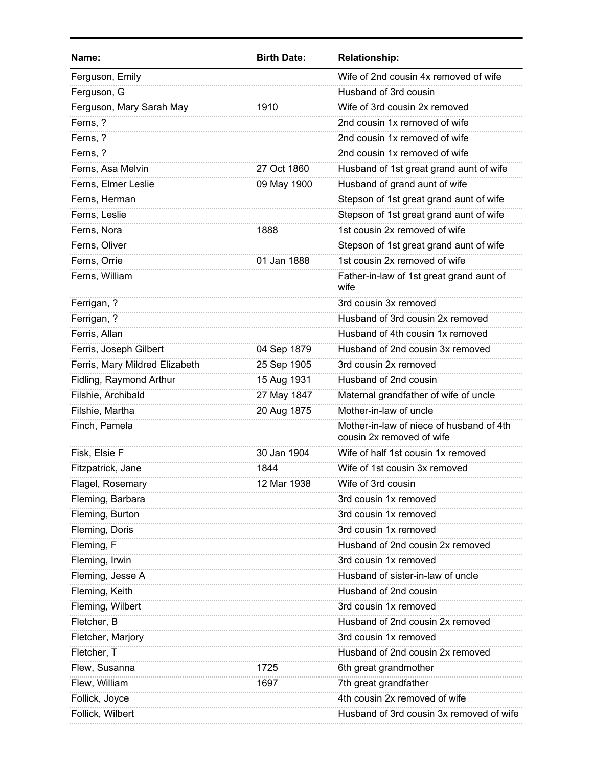| Name: | Birth Date: | Relationship: |
| --- | --- | --- |
| Ferguson, Emily | | Wife of 2nd cousin 4x removed of wife |
| Ferguson, G | | Husband of 3rd cousin |
| Ferguson, Mary Sarah May | 1910 | Wife of 3rd cousin 2x removed |
| Ferns, ? | | 2nd cousin 1x removed of wife |
| Ferns, ? | | 2nd cousin 1x removed of wife |
| Ferns, ? | | 2nd cousin 1x removed of wife |
| Ferns, Asa Melvin | 27 Oct 1860 | Husband of 1st great grand aunt of wife |
| Ferns, Elmer Leslie | 09 May 1900 | Husband of grand aunt of wife |
| Ferns, Herman | | Stepson of 1st great grand aunt of wife |
| Ferns, Leslie | | Stepson of 1st great grand aunt of wife |
| Ferns, Nora | 1888 | 1st cousin 2x removed of wife |
| Ferns, Oliver | | Stepson of 1st great grand aunt of wife |
| Ferns, Orrie | 01 Jan 1888 | 1st cousin 2x removed of wife |
| Ferns, William | | Father-in-law of 1st great grand aunt of wife |
| Ferrigan, ? | | 3rd cousin 3x removed |
| Ferrigan, ? | | Husband of 3rd cousin 2x removed |
| Ferris, Allan | | Husband of 4th cousin 1x removed |
| Ferris, Joseph Gilbert | 04 Sep 1879 | Husband of 2nd cousin 3x removed |
| Ferris, Mary Mildred Elizabeth | 25 Sep 1905 | 3rd cousin 2x removed |
| Fidling, Raymond Arthur | 15 Aug 1931 | Husband of 2nd cousin |
| Filshie, Archibald | 27 May 1847 | Maternal grandfather of wife of uncle |
| Filshie, Martha | 20 Aug 1875 | Mother-in-law of uncle |
| Finch, Pamela | | Mother-in-law of niece of husband of 4th cousin 2x removed of wife |
| Fisk, Elsie F | 30 Jan 1904 | Wife of half 1st cousin 1x removed |
| Fitzpatrick, Jane | 1844 | Wife of 1st cousin 3x removed |
| Flagel, Rosemary | 12 Mar 1938 | Wife of 3rd cousin |
| Fleming, Barbara | | 3rd cousin 1x removed |
| Fleming, Burton | | 3rd cousin 1x removed |
| Fleming, Doris | | 3rd cousin 1x removed |
| Fleming, F | | Husband of 2nd cousin 2x removed |
| Fleming, Irwin | | 3rd cousin 1x removed |
| Fleming, Jesse A | | Husband of sister-in-law of uncle |
| Fleming, Keith | | Husband of 2nd cousin |
| Fleming, Wilbert | | 3rd cousin 1x removed |
| Fletcher, B | | Husband of 2nd cousin 2x removed |
| Fletcher, Marjory | | 3rd cousin 1x removed |
| Fletcher, T | | Husband of 2nd cousin 2x removed |
| Flew, Susanna | 1725 | 6th great grandmother |
| Flew, William | 1697 | 7th great grandfather |
| Follick, Joyce | | 4th cousin 2x removed of wife |
| Follick, Wilbert | | Husband of 3rd cousin 3x removed of wife |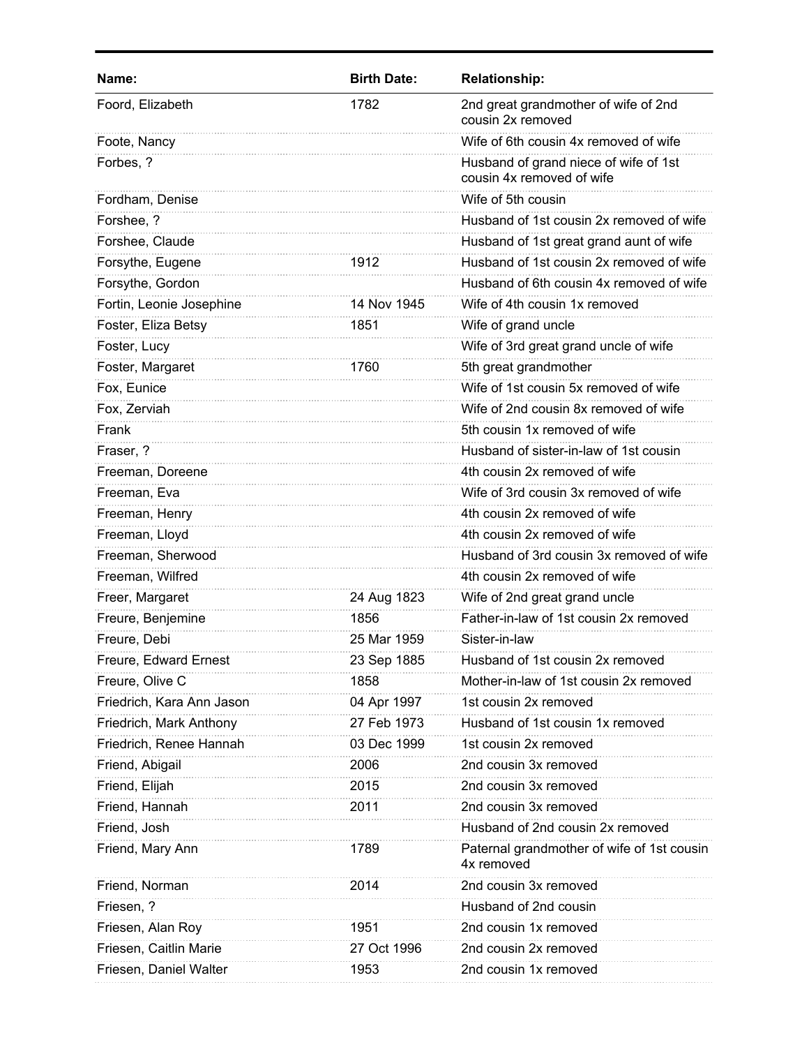| Name: | Birth Date: | Relationship: |
|---|---|---|
| Foord, Elizabeth | 1782 | 2nd great grandmother of wife of 2nd cousin 2x removed |
| Foote, Nancy | | Wife of 6th cousin 4x removed of wife |
| Forbes, ? | | Husband of grand niece of wife of 1st cousin 4x removed of wife |
| Fordham, Denise | | Wife of 5th cousin |
| Forshee, ? | | Husband of 1st cousin 2x removed of wife |
| Forshee, Claude | | Husband of 1st great grand aunt of wife |
| Forsythe, Eugene | 1912 | Husband of 1st cousin 2x removed of wife |
| Forsythe, Gordon | | Husband of 6th cousin 4x removed of wife |
| Fortin, Leonie Josephine | 14 Nov 1945 | Wife of 4th cousin 1x removed |
| Foster, Eliza Betsy | 1851 | Wife of grand uncle |
| Foster, Lucy | | Wife of 3rd great grand uncle of wife |
| Foster, Margaret | 1760 | 5th great grandmother |
| Fox, Eunice | | Wife of 1st cousin 5x removed of wife |
| Fox, Zerviah | | Wife of 2nd cousin 8x removed of wife |
| Frank | | 5th cousin 1x removed of wife |
| Fraser, ? | | Husband of sister-in-law of 1st cousin |
| Freeman, Doreene | | 4th cousin 2x removed of wife |
| Freeman, Eva | | Wife of 3rd cousin 3x removed of wife |
| Freeman, Henry | | 4th cousin 2x removed of wife |
| Freeman, Lloyd | | 4th cousin 2x removed of wife |
| Freeman, Sherwood | | Husband of 3rd cousin 3x removed of wife |
| Freeman, Wilfred | | 4th cousin 2x removed of wife |
| Freer, Margaret | 24 Aug 1823 | Wife of 2nd great grand uncle |
| Freure, Benjemine | 1856 | Father-in-law of 1st cousin 2x removed |
| Freure, Debi | 25 Mar 1959 | Sister-in-law |
| Freure, Edward Ernest | 23 Sep 1885 | Husband of 1st cousin 2x removed |
| Freure, Olive C | 1858 | Mother-in-law of 1st cousin 2x removed |
| Friedrich, Kara Ann Jason | 04 Apr 1997 | 1st cousin 2x removed |
| Friedrich, Mark Anthony | 27 Feb 1973 | Husband of 1st cousin 1x removed |
| Friedrich, Renee Hannah | 03 Dec 1999 | 1st cousin 2x removed |
| Friend, Abigail | 2006 | 2nd cousin 3x removed |
| Friend, Elijah | 2015 | 2nd cousin 3x removed |
| Friend, Hannah | 2011 | 2nd cousin 3x removed |
| Friend, Josh | | Husband of 2nd cousin 2x removed |
| Friend, Mary Ann | 1789 | Paternal grandmother of wife of 1st cousin 4x removed |
| Friend, Norman | 2014 | 2nd cousin 3x removed |
| Friesen, ? | | Husband of 2nd cousin |
| Friesen, Alan Roy | 1951 | 2nd cousin 1x removed |
| Friesen, Caitlin Marie | 27 Oct 1996 | 2nd cousin 2x removed |
| Friesen, Daniel Walter | 1953 | 2nd cousin 1x removed |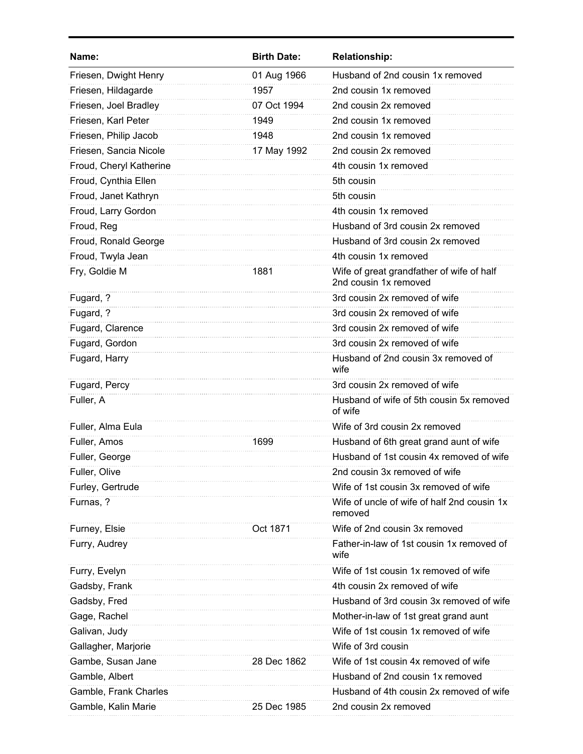| Name: | Birth Date: | Relationship: |
|---|---|---|
| Friesen, Dwight Henry | 01 Aug 1966 | Husband of 2nd cousin 1x removed |
| Friesen, Hildagarde | 1957 | 2nd cousin 1x removed |
| Friesen, Joel Bradley | 07 Oct 1994 | 2nd cousin 2x removed |
| Friesen, Karl Peter | 1949 | 2nd cousin 1x removed |
| Friesen, Philip Jacob | 1948 | 2nd cousin 1x removed |
| Friesen, Sancia Nicole | 17 May 1992 | 2nd cousin 2x removed |
| Froud, Cheryl Katherine | | 4th cousin 1x removed |
| Froud, Cynthia Ellen | | 5th cousin |
| Froud, Janet Kathryn | | 5th cousin |
| Froud, Larry Gordon | | 4th cousin 1x removed |
| Froud, Reg | | Husband of 3rd cousin 2x removed |
| Froud, Ronald George | | Husband of 3rd cousin 2x removed |
| Froud, Twyla Jean | | 4th cousin 1x removed |
| Fry, Goldie M | 1881 | Wife of great grandfather of wife of half 2nd cousin 1x removed |
| Fugard, ? | | 3rd cousin 2x removed of wife |
| Fugard, ? | | 3rd cousin 2x removed of wife |
| Fugard, Clarence | | 3rd cousin 2x removed of wife |
| Fugard, Gordon | | 3rd cousin 2x removed of wife |
| Fugard, Harry | | Husband of 2nd cousin 3x removed of wife |
| Fugard, Percy | | 3rd cousin 2x removed of wife |
| Fuller, A | | Husband of wife of 5th cousin 5x removed of wife |
| Fuller, Alma Eula | | Wife of 3rd cousin 2x removed |
| Fuller, Amos | 1699 | Husband of 6th great grand aunt of wife |
| Fuller, George | | Husband of 1st cousin 4x removed of wife |
| Fuller, Olive | | 2nd cousin 3x removed of wife |
| Furley, Gertrude | | Wife of 1st cousin 3x removed of wife |
| Furnas, ? | | Wife of uncle of wife of half 2nd cousin 1x removed |
| Furney, Elsie | Oct 1871 | Wife of 2nd cousin 3x removed |
| Furry, Audrey | | Father-in-law of 1st cousin 1x removed of wife |
| Furry, Evelyn | | Wife of 1st cousin 1x removed of wife |
| Gadsby, Frank | | 4th cousin 2x removed of wife |
| Gadsby, Fred | | Husband of 3rd cousin 3x removed of wife |
| Gage, Rachel | | Mother-in-law of 1st great grand aunt |
| Galivan, Judy | | Wife of 1st cousin 1x removed of wife |
| Gallagher, Marjorie | | Wife of 3rd cousin |
| Gambe, Susan Jane | 28 Dec 1862 | Wife of 1st cousin 4x removed of wife |
| Gamble, Albert | | Husband of 2nd cousin 1x removed |
| Gamble, Frank Charles | | Husband of 4th cousin 2x removed of wife |
| Gamble, Kalin Marie | 25 Dec 1985 | 2nd cousin 2x removed |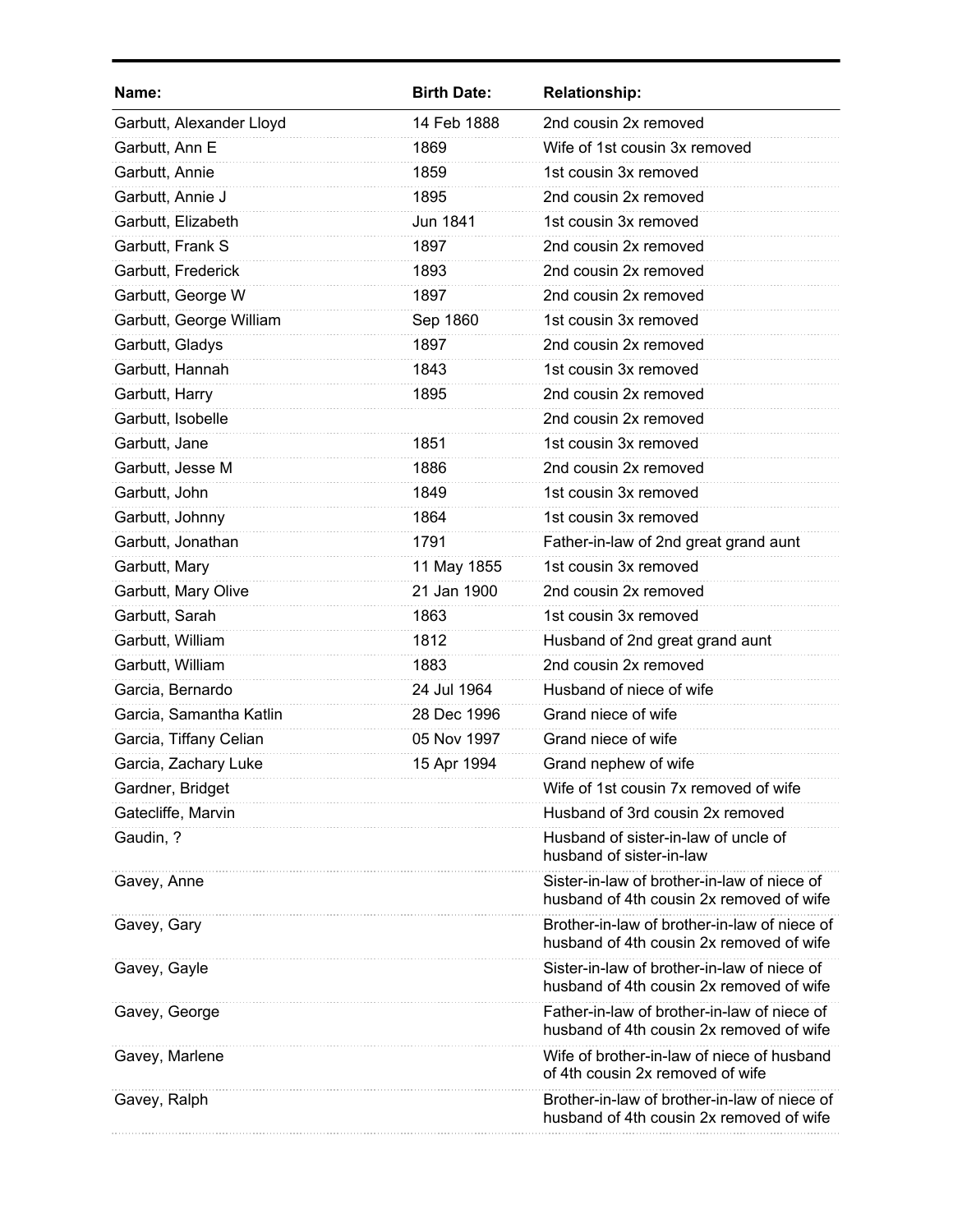| Name: | Birth Date: | Relationship: |
|---|---|---|
| Garbutt, Alexander Lloyd | 14 Feb 1888 | 2nd cousin 2x removed |
| Garbutt, Ann E | 1869 | Wife of 1st cousin 3x removed |
| Garbutt, Annie | 1859 | 1st cousin 3x removed |
| Garbutt, Annie J | 1895 | 2nd cousin 2x removed |
| Garbutt, Elizabeth | Jun 1841 | 1st cousin 3x removed |
| Garbutt, Frank S | 1897 | 2nd cousin 2x removed |
| Garbutt, Frederick | 1893 | 2nd cousin 2x removed |
| Garbutt, George W | 1897 | 2nd cousin 2x removed |
| Garbutt, George William | Sep 1860 | 1st cousin 3x removed |
| Garbutt, Gladys | 1897 | 2nd cousin 2x removed |
| Garbutt, Hannah | 1843 | 1st cousin 3x removed |
| Garbutt, Harry | 1895 | 2nd cousin 2x removed |
| Garbutt, Isobelle | | 2nd cousin 2x removed |
| Garbutt, Jane | 1851 | 1st cousin 3x removed |
| Garbutt, Jesse M | 1886 | 2nd cousin 2x removed |
| Garbutt, John | 1849 | 1st cousin 3x removed |
| Garbutt, Johnny | 1864 | 1st cousin 3x removed |
| Garbutt, Jonathan | 1791 | Father-in-law of 2nd great grand aunt |
| Garbutt, Mary | 11 May 1855 | 1st cousin 3x removed |
| Garbutt, Mary Olive | 21 Jan 1900 | 2nd cousin 2x removed |
| Garbutt, Sarah | 1863 | 1st cousin 3x removed |
| Garbutt, William | 1812 | Husband of 2nd great grand aunt |
| Garbutt, William | 1883 | 2nd cousin 2x removed |
| Garcia, Bernardo | 24 Jul 1964 | Husband of niece of wife |
| Garcia, Samantha Katlin | 28 Dec 1996 | Grand niece of wife |
| Garcia, Tiffany Celian | 05 Nov 1997 | Grand niece of wife |
| Garcia, Zachary Luke | 15 Apr 1994 | Grand nephew of wife |
| Gardner, Bridget | | Wife of 1st cousin 7x removed of wife |
| Gatecliffe, Marvin | | Husband of 3rd cousin 2x removed |
| Gaudin, ? | | Husband of sister-in-law of uncle of husband of sister-in-law |
| Gavey, Anne | | Sister-in-law of brother-in-law of niece of husband of 4th cousin 2x removed of wife |
| Gavey, Gary | | Brother-in-law of brother-in-law of niece of husband of 4th cousin 2x removed of wife |
| Gavey, Gayle | | Sister-in-law of brother-in-law of niece of husband of 4th cousin 2x removed of wife |
| Gavey, George | | Father-in-law of brother-in-law of niece of husband of 4th cousin 2x removed of wife |
| Gavey, Marlene | | Wife of brother-in-law of niece of husband of 4th cousin 2x removed of wife |
| Gavey, Ralph | | Brother-in-law of brother-in-law of niece of husband of 4th cousin 2x removed of wife |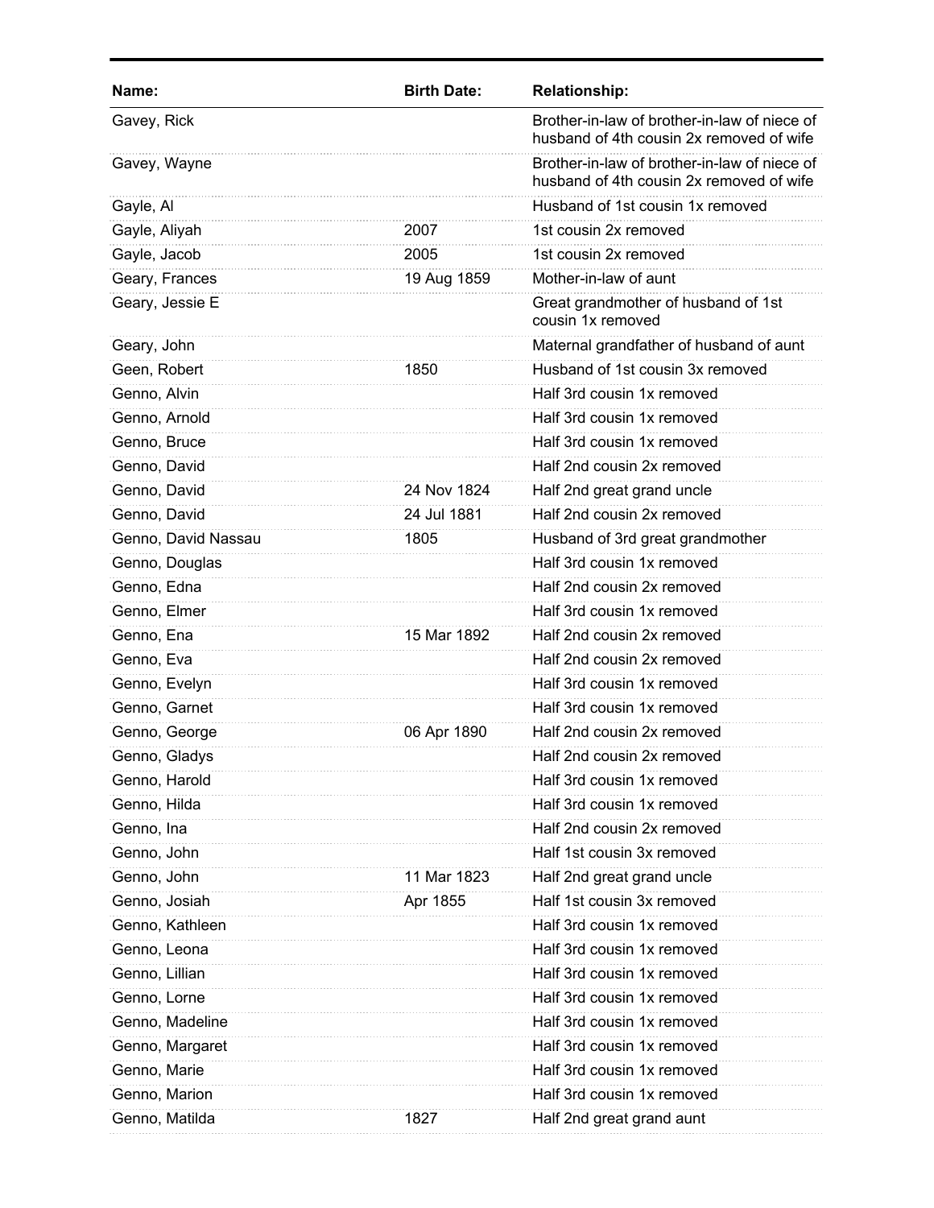| Name: | Birth Date: | Relationship: |
|---|---|---|
| Gavey, Rick | | Brother-in-law of brother-in-law of niece of husband of 4th cousin 2x removed of wife |
| Gavey, Wayne | | Brother-in-law of brother-in-law of niece of husband of 4th cousin 2x removed of wife |
| Gayle, Al | | Husband of 1st cousin 1x removed |
| Gayle, Aliyah | 2007 | 1st cousin 2x removed |
| Gayle, Jacob | 2005 | 1st cousin 2x removed |
| Geary, Frances | 19 Aug 1859 | Mother-in-law of aunt |
| Geary, Jessie E | | Great grandmother of husband of 1st cousin 1x removed |
| Geary, John | | Maternal grandfather of husband of aunt |
| Geen, Robert | 1850 | Husband of 1st cousin 3x removed |
| Genno, Alvin | | Half 3rd cousin 1x removed |
| Genno, Arnold | | Half 3rd cousin 1x removed |
| Genno, Bruce | | Half 3rd cousin 1x removed |
| Genno, David | | Half 2nd cousin 2x removed |
| Genno, David | 24 Nov 1824 | Half 2nd great grand uncle |
| Genno, David | 24 Jul 1881 | Half 2nd cousin 2x removed |
| Genno, David Nassau | 1805 | Husband of 3rd great grandmother |
| Genno, Douglas | | Half 3rd cousin 1x removed |
| Genno, Edna | | Half 2nd cousin 2x removed |
| Genno, Elmer | | Half 3rd cousin 1x removed |
| Genno, Ena | 15 Mar 1892 | Half 2nd cousin 2x removed |
| Genno, Eva | | Half 2nd cousin 2x removed |
| Genno, Evelyn | | Half 3rd cousin 1x removed |
| Genno, Garnet | | Half 3rd cousin 1x removed |
| Genno, George | 06 Apr 1890 | Half 2nd cousin 2x removed |
| Genno, Gladys | | Half 2nd cousin 2x removed |
| Genno, Harold | | Half 3rd cousin 1x removed |
| Genno, Hilda | | Half 3rd cousin 1x removed |
| Genno, Ina | | Half 2nd cousin 2x removed |
| Genno, John | | Half 1st cousin 3x removed |
| Genno, John | 11 Mar 1823 | Half 2nd great grand uncle |
| Genno, Josiah | Apr 1855 | Half 1st cousin 3x removed |
| Genno, Kathleen | | Half 3rd cousin 1x removed |
| Genno, Leona | | Half 3rd cousin 1x removed |
| Genno, Lillian | | Half 3rd cousin 1x removed |
| Genno, Lorne | | Half 3rd cousin 1x removed |
| Genno, Madeline | | Half 3rd cousin 1x removed |
| Genno, Margaret | | Half 3rd cousin 1x removed |
| Genno, Marie | | Half 3rd cousin 1x removed |
| Genno, Marion | | Half 3rd cousin 1x removed |
| Genno, Matilda | 1827 | Half 2nd great grand aunt |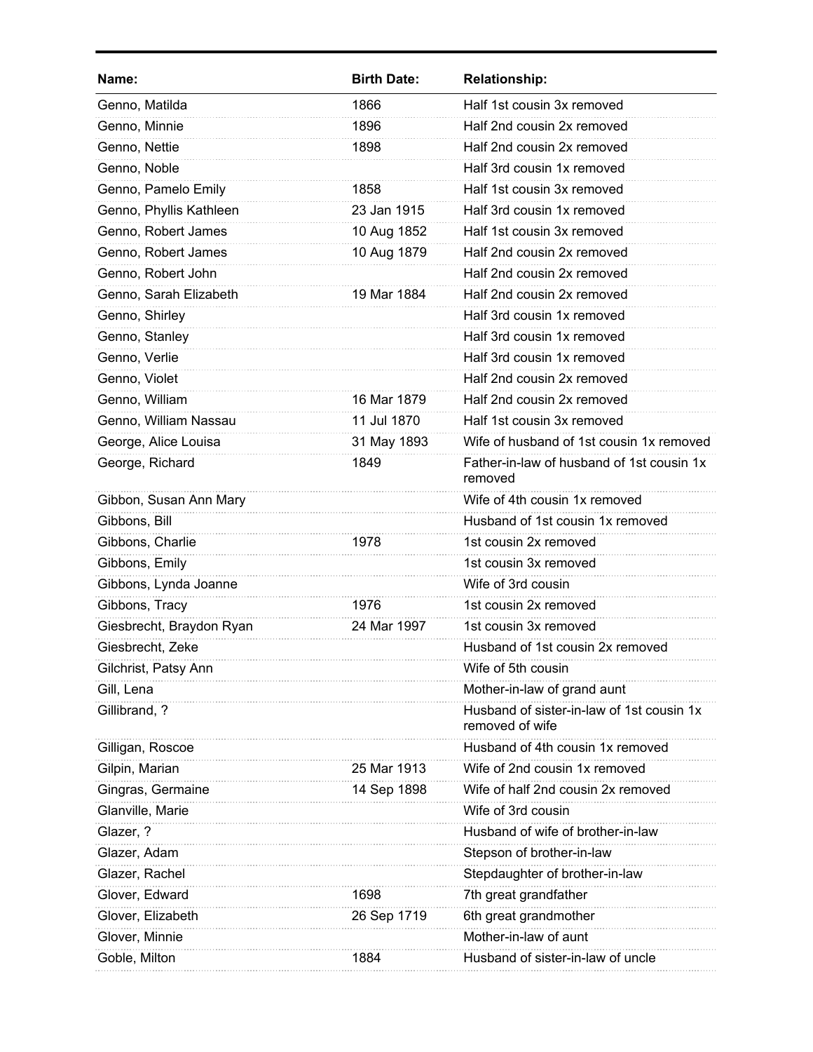| Name: | Birth Date: | Relationship: |
|---|---|---|
| Genno, Matilda | 1866 | Half 1st cousin 3x removed |
| Genno, Minnie | 1896 | Half 2nd cousin 2x removed |
| Genno, Nettie | 1898 | Half 2nd cousin 2x removed |
| Genno, Noble | | Half 3rd cousin 1x removed |
| Genno, Pamelo Emily | 1858 | Half 1st cousin 3x removed |
| Genno, Phyllis Kathleen | 23 Jan 1915 | Half 3rd cousin 1x removed |
| Genno, Robert James | 10 Aug 1852 | Half 1st cousin 3x removed |
| Genno, Robert James | 10 Aug 1879 | Half 2nd cousin 2x removed |
| Genno, Robert John | | Half 2nd cousin 2x removed |
| Genno, Sarah Elizabeth | 19 Mar 1884 | Half 2nd cousin 2x removed |
| Genno, Shirley | | Half 3rd cousin 1x removed |
| Genno, Stanley | | Half 3rd cousin 1x removed |
| Genno, Verlie | | Half 3rd cousin 1x removed |
| Genno, Violet | | Half 2nd cousin 2x removed |
| Genno, William | 16 Mar 1879 | Half 2nd cousin 2x removed |
| Genno, William Nassau | 11 Jul 1870 | Half 1st cousin 3x removed |
| George, Alice Louisa | 31 May 1893 | Wife of husband of 1st cousin 1x removed |
| George, Richard | 1849 | Father-in-law of husband of 1st cousin 1x removed |
| Gibbon, Susan Ann Mary | | Wife of 4th cousin 1x removed |
| Gibbons, Bill | | Husband of 1st cousin 1x removed |
| Gibbons, Charlie | 1978 | 1st cousin 2x removed |
| Gibbons, Emily | | 1st cousin 3x removed |
| Gibbons, Lynda Joanne | | Wife of 3rd cousin |
| Gibbons, Tracy | 1976 | 1st cousin 2x removed |
| Giesbrecht, Braydon Ryan | 24 Mar 1997 | 1st cousin 3x removed |
| Giesbrecht, Zeke | | Husband of 1st cousin 2x removed |
| Gilchrist, Patsy Ann | | Wife of 5th cousin |
| Gill, Lena | | Mother-in-law of grand aunt |
| Gillibrand, ? | | Husband of sister-in-law of 1st cousin 1x removed of wife |
| Gilligan, Roscoe | | Husband of 4th cousin 1x removed |
| Gilpin, Marian | 25 Mar 1913 | Wife of 2nd cousin 1x removed |
| Gingras, Germaine | 14 Sep 1898 | Wife of half 2nd cousin 2x removed |
| Glanville, Marie | | Wife of 3rd cousin |
| Glazer, ? | | Husband of wife of brother-in-law |
| Glazer, Adam | | Stepson of brother-in-law |
| Glazer, Rachel | | Stepdaughter of brother-in-law |
| Glover, Edward | 1698 | 7th great grandfather |
| Glover, Elizabeth | 26 Sep 1719 | 6th great grandmother |
| Glover, Minnie | | Mother-in-law of aunt |
| Goble, Milton | 1884 | Husband of sister-in-law of uncle |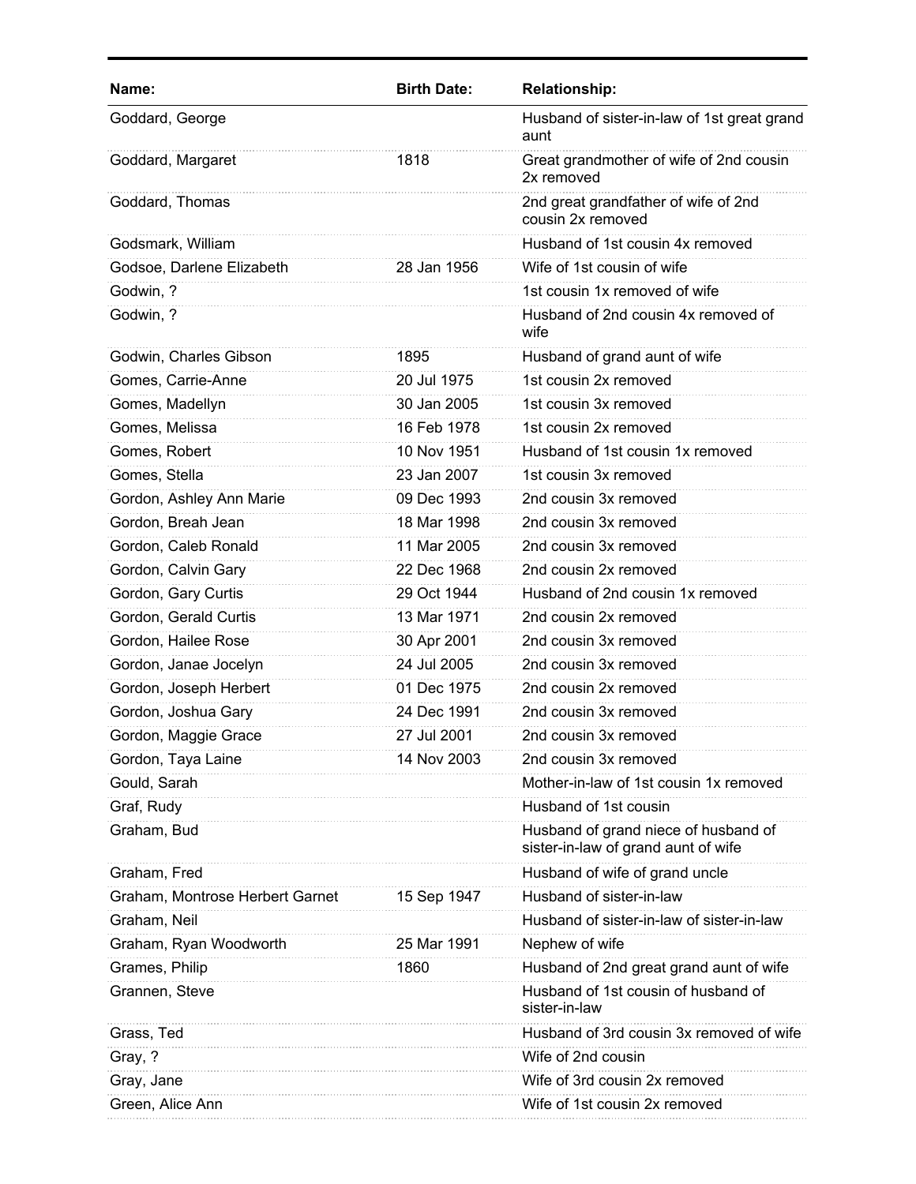| Name: | Birth Date: | Relationship: |
| --- | --- | --- |
| Goddard, George | | Husband of sister-in-law of 1st great grand aunt |
| Goddard, Margaret | 1818 | Great grandmother of wife of 2nd cousin 2x removed |
| Goddard, Thomas | | 2nd great grandfather of wife of 2nd cousin 2x removed |
| Godsmark, William | | Husband of 1st cousin 4x removed |
| Godsoe, Darlene Elizabeth | 28 Jan 1956 | Wife of 1st cousin of wife |
| Godwin, ? | | 1st cousin 1x removed of wife |
| Godwin, ? | | Husband of 2nd cousin 4x removed of wife |
| Godwin, Charles Gibson | 1895 | Husband of grand aunt of wife |
| Gomes, Carrie-Anne | 20 Jul 1975 | 1st cousin 2x removed |
| Gomes, Madellyn | 30 Jan 2005 | 1st cousin 3x removed |
| Gomes, Melissa | 16 Feb 1978 | 1st cousin 2x removed |
| Gomes, Robert | 10 Nov 1951 | Husband of 1st cousin 1x removed |
| Gomes, Stella | 23 Jan 2007 | 1st cousin 3x removed |
| Gordon, Ashley Ann Marie | 09 Dec 1993 | 2nd cousin 3x removed |
| Gordon, Breah Jean | 18 Mar 1998 | 2nd cousin 3x removed |
| Gordon, Caleb Ronald | 11 Mar 2005 | 2nd cousin 3x removed |
| Gordon, Calvin Gary | 22 Dec 1968 | 2nd cousin 2x removed |
| Gordon, Gary Curtis | 29 Oct 1944 | Husband of 2nd cousin 1x removed |
| Gordon, Gerald Curtis | 13 Mar 1971 | 2nd cousin 2x removed |
| Gordon, Hailee Rose | 30 Apr 2001 | 2nd cousin 3x removed |
| Gordon, Janae Jocelyn | 24 Jul 2005 | 2nd cousin 3x removed |
| Gordon, Joseph Herbert | 01 Dec 1975 | 2nd cousin 2x removed |
| Gordon, Joshua Gary | 24 Dec 1991 | 2nd cousin 3x removed |
| Gordon, Maggie Grace | 27 Jul 2001 | 2nd cousin 3x removed |
| Gordon, Taya Laine | 14 Nov 2003 | 2nd cousin 3x removed |
| Gould, Sarah | | Mother-in-law of 1st cousin 1x removed |
| Graf, Rudy | | Husband of 1st cousin |
| Graham, Bud | | Husband of grand niece of husband of sister-in-law of grand aunt of wife |
| Graham, Fred | | Husband of wife of grand uncle |
| Graham, Montrose Herbert Garnet | 15 Sep 1947 | Husband of sister-in-law |
| Graham, Neil | | Husband of sister-in-law of sister-in-law |
| Graham, Ryan Woodworth | 25 Mar 1991 | Nephew of wife |
| Grames, Philip | 1860 | Husband of 2nd great grand aunt of wife |
| Grannen, Steve | | Husband of 1st cousin of husband of sister-in-law |
| Grass, Ted | | Husband of 3rd cousin 3x removed of wife |
| Gray, ? | | Wife of 2nd cousin |
| Gray, Jane | | Wife of 3rd cousin 2x removed |
| Green, Alice Ann | | Wife of 1st cousin 2x removed |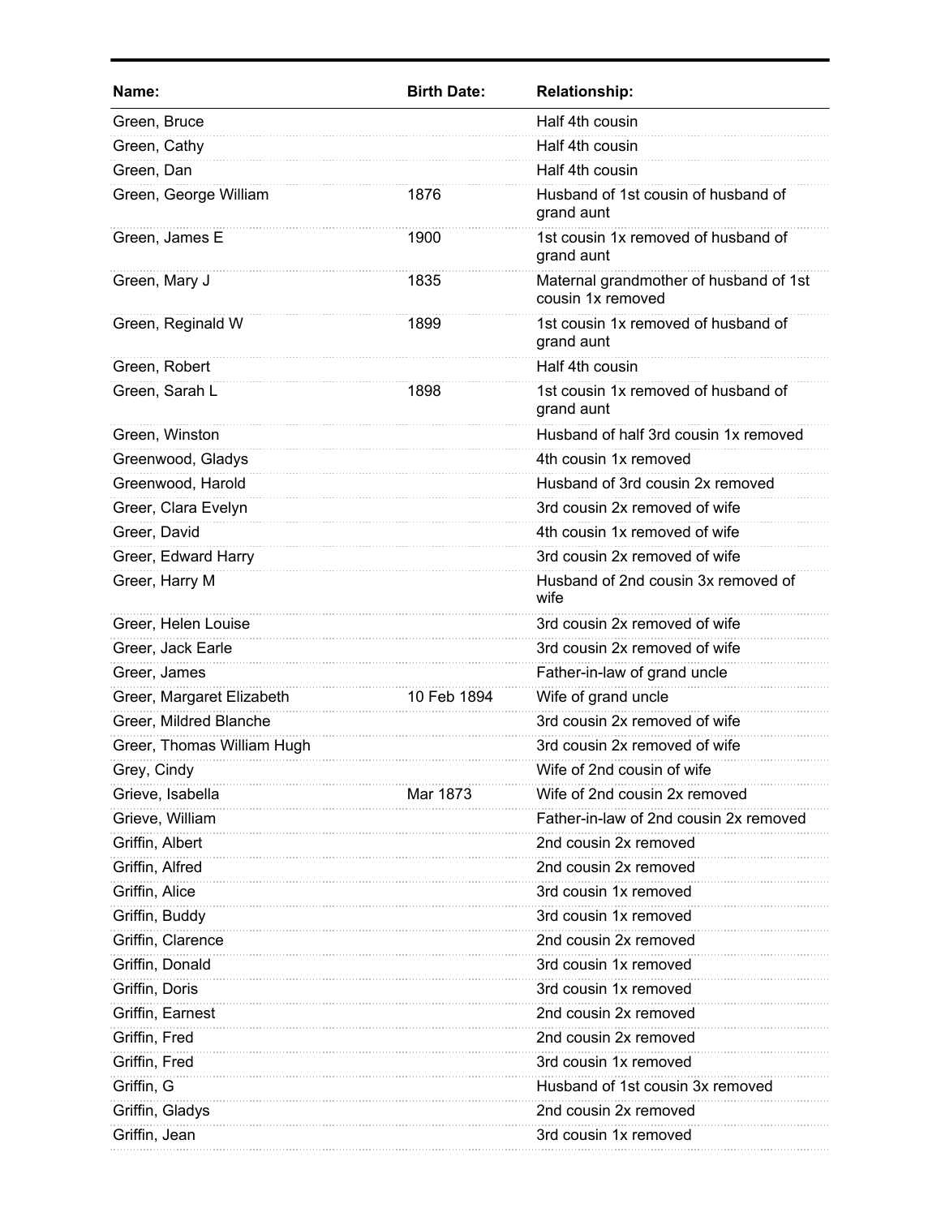| Name: | Birth Date: | Relationship: |
| --- | --- | --- |
| Green, Bruce | | Half 4th cousin |
| Green, Cathy | | Half 4th cousin |
| Green, Dan | | Half 4th cousin |
| Green, George William | 1876 | Husband of 1st cousin of husband of grand aunt |
| Green, James E | 1900 | 1st cousin 1x removed of husband of grand aunt |
| Green, Mary J | 1835 | Maternal grandmother of husband of 1st cousin 1x removed |
| Green, Reginald W | 1899 | 1st cousin 1x removed of husband of grand aunt |
| Green, Robert | | Half 4th cousin |
| Green, Sarah L | 1898 | 1st cousin 1x removed of husband of grand aunt |
| Green, Winston | | Husband of half 3rd cousin 1x removed |
| Greenwood, Gladys | | 4th cousin 1x removed |
| Greenwood, Harold | | Husband of 3rd cousin 2x removed |
| Greer, Clara Evelyn | | 3rd cousin 2x removed of wife |
| Greer, David | | 4th cousin 1x removed of wife |
| Greer, Edward Harry | | 3rd cousin 2x removed of wife |
| Greer, Harry M | | Husband of 2nd cousin 3x removed of wife |
| Greer, Helen Louise | | 3rd cousin 2x removed of wife |
| Greer, Jack Earle | | 3rd cousin 2x removed of wife |
| Greer, James | | Father-in-law of grand uncle |
| Greer, Margaret Elizabeth | 10 Feb 1894 | Wife of grand uncle |
| Greer, Mildred Blanche | | 3rd cousin 2x removed of wife |
| Greer, Thomas William Hugh | | 3rd cousin 2x removed of wife |
| Grey, Cindy | | Wife of 2nd cousin of wife |
| Grieve, Isabella | Mar 1873 | Wife of 2nd cousin 2x removed |
| Grieve, William | | Father-in-law of 2nd cousin 2x removed |
| Griffin, Albert | | 2nd cousin 2x removed |
| Griffin, Alfred | | 2nd cousin 2x removed |
| Griffin, Alice | | 3rd cousin 1x removed |
| Griffin, Buddy | | 3rd cousin 1x removed |
| Griffin, Clarence | | 2nd cousin 2x removed |
| Griffin, Donald | | 3rd cousin 1x removed |
| Griffin, Doris | | 3rd cousin 1x removed |
| Griffin, Earnest | | 2nd cousin 2x removed |
| Griffin, Fred | | 2nd cousin 2x removed |
| Griffin, Fred | | 3rd cousin 1x removed |
| Griffin, G | | Husband of 1st cousin 3x removed |
| Griffin, Gladys | | 2nd cousin 2x removed |
| Griffin, Jean | | 3rd cousin 1x removed |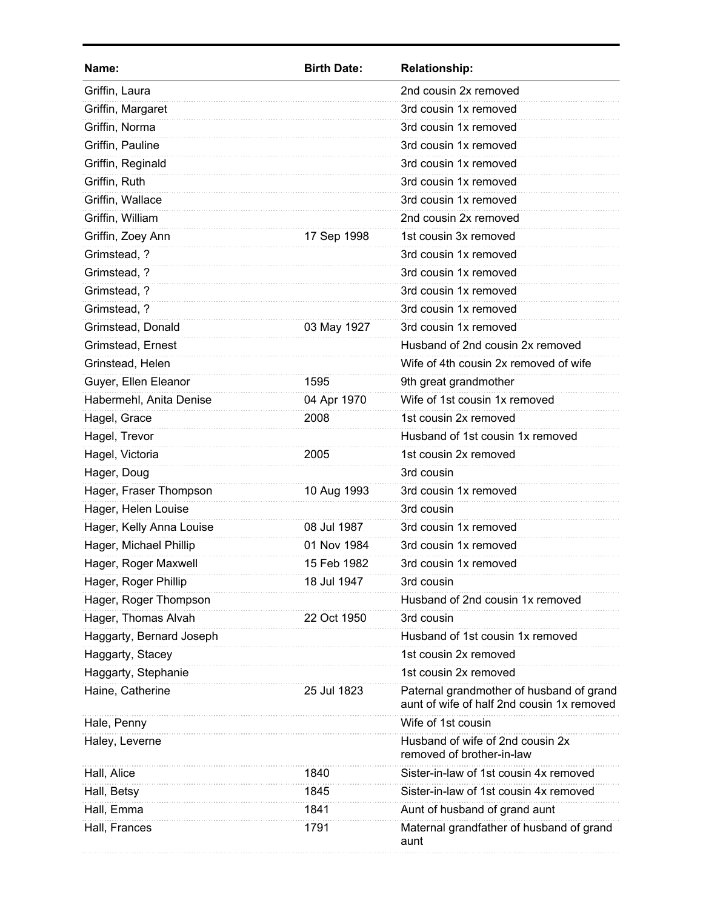| Name: | Birth Date: | Relationship: |
| --- | --- | --- |
| Griffin, Laura | | 2nd cousin 2x removed |
| Griffin, Margaret | | 3rd cousin 1x removed |
| Griffin, Norma | | 3rd cousin 1x removed |
| Griffin, Pauline | | 3rd cousin 1x removed |
| Griffin, Reginald | | 3rd cousin 1x removed |
| Griffin, Ruth | | 3rd cousin 1x removed |
| Griffin, Wallace | | 3rd cousin 1x removed |
| Griffin, William | | 2nd cousin 2x removed |
| Griffin, Zoey Ann | 17 Sep 1998 | 1st cousin 3x removed |
| Grimstead, ? | | 3rd cousin 1x removed |
| Grimstead, ? | | 3rd cousin 1x removed |
| Grimstead, ? | | 3rd cousin 1x removed |
| Grimstead, ? | | 3rd cousin 1x removed |
| Grimstead, Donald | 03 May 1927 | 3rd cousin 1x removed |
| Grimstead, Ernest | | Husband of 2nd cousin 2x removed |
| Grinstead, Helen | | Wife of 4th cousin 2x removed of wife |
| Guyer, Ellen Eleanor | 1595 | 9th great grandmother |
| Habermehl, Anita Denise | 04 Apr 1970 | Wife of 1st cousin 1x removed |
| Hagel, Grace | 2008 | 1st cousin 2x removed |
| Hagel, Trevor | | Husband of 1st cousin 1x removed |
| Hagel, Victoria | 2005 | 1st cousin 2x removed |
| Hager, Doug | | 3rd cousin |
| Hager, Fraser Thompson | 10 Aug 1993 | 3rd cousin 1x removed |
| Hager, Helen Louise | | 3rd cousin |
| Hager, Kelly Anna Louise | 08 Jul 1987 | 3rd cousin 1x removed |
| Hager, Michael Phillip | 01 Nov 1984 | 3rd cousin 1x removed |
| Hager, Roger Maxwell | 15 Feb 1982 | 3rd cousin 1x removed |
| Hager, Roger Phillip | 18 Jul 1947 | 3rd cousin |
| Hager, Roger Thompson | | Husband of 2nd cousin 1x removed |
| Hager, Thomas Alvah | 22 Oct 1950 | 3rd cousin |
| Haggarty, Bernard Joseph | | Husband of 1st cousin 1x removed |
| Haggarty, Stacey | | 1st cousin 2x removed |
| Haggarty, Stephanie | | 1st cousin 2x removed |
| Haine, Catherine | 25 Jul 1823 | Paternal grandmother of husband of grand aunt of wife of half 2nd cousin 1x removed |
| Hale, Penny | | Wife of 1st cousin |
| Haley, Leverne | | Husband of wife of 2nd cousin 2x removed of brother-in-law |
| Hall, Alice | 1840 | Sister-in-law of 1st cousin 4x removed |
| Hall, Betsy | 1845 | Sister-in-law of 1st cousin 4x removed |
| Hall, Emma | 1841 | Aunt of husband of grand aunt |
| Hall, Frances | 1791 | Maternal grandfather of husband of grand aunt |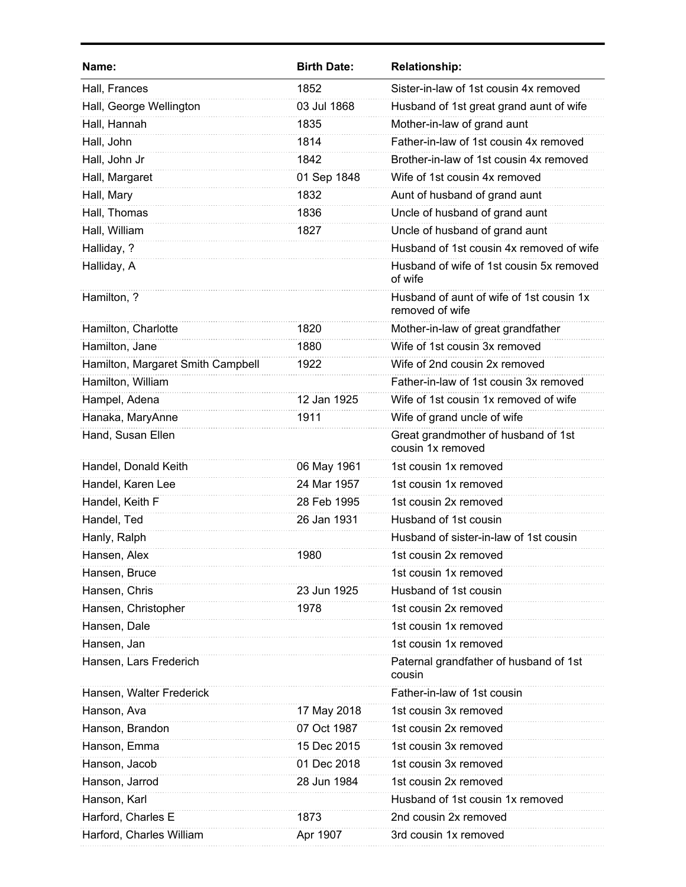| Name: | Birth Date: | Relationship: |
|---|---|---|
| Hall, Frances | 1852 | Sister-in-law of 1st cousin 4x removed |
| Hall, George Wellington | 03 Jul 1868 | Husband of 1st great grand aunt of wife |
| Hall, Hannah | 1835 | Mother-in-law of grand aunt |
| Hall, John | 1814 | Father-in-law of 1st cousin 4x removed |
| Hall, John Jr | 1842 | Brother-in-law of 1st cousin 4x removed |
| Hall, Margaret | 01 Sep 1848 | Wife of 1st cousin 4x removed |
| Hall, Mary | 1832 | Aunt of husband of grand aunt |
| Hall, Thomas | 1836 | Uncle of husband of grand aunt |
| Hall, William | 1827 | Uncle of husband of grand aunt |
| Halliday, ? | | Husband of 1st cousin 4x removed of wife |
| Halliday, A | | Husband of wife of 1st cousin 5x removed of wife |
| Hamilton, ? | | Husband of aunt of wife of 1st cousin 1x removed of wife |
| Hamilton, Charlotte | 1820 | Mother-in-law of great grandfather |
| Hamilton, Jane | 1880 | Wife of 1st cousin 3x removed |
| Hamilton, Margaret Smith Campbell | 1922 | Wife of 2nd cousin 2x removed |
| Hamilton, William | | Father-in-law of 1st cousin 3x removed |
| Hampel, Adena | 12 Jan 1925 | Wife of 1st cousin 1x removed of wife |
| Hanaka, MaryAnne | 1911 | Wife of grand uncle of wife |
| Hand, Susan Ellen | | Great grandmother of husband of 1st cousin 1x removed |
| Handel, Donald Keith | 06 May 1961 | 1st cousin 1x removed |
| Handel, Karen Lee | 24 Mar 1957 | 1st cousin 1x removed |
| Handel, Keith F | 28 Feb 1995 | 1st cousin 2x removed |
| Handel, Ted | 26 Jan 1931 | Husband of 1st cousin |
| Hanly, Ralph | | Husband of sister-in-law of 1st cousin |
| Hansen, Alex | 1980 | 1st cousin 2x removed |
| Hansen, Bruce | | 1st cousin 1x removed |
| Hansen, Chris | 23 Jun 1925 | Husband of 1st cousin |
| Hansen, Christopher | 1978 | 1st cousin 2x removed |
| Hansen, Dale | | 1st cousin 1x removed |
| Hansen, Jan | | 1st cousin 1x removed |
| Hansen, Lars Frederich | | Paternal grandfather of husband of 1st cousin |
| Hansen, Walter Frederick | | Father-in-law of 1st cousin |
| Hanson, Ava | 17 May 2018 | 1st cousin 3x removed |
| Hanson, Brandon | 07 Oct 1987 | 1st cousin 2x removed |
| Hanson, Emma | 15 Dec 2015 | 1st cousin 3x removed |
| Hanson, Jacob | 01 Dec 2018 | 1st cousin 3x removed |
| Hanson, Jarrod | 28 Jun 1984 | 1st cousin 2x removed |
| Hanson, Karl | | Husband of 1st cousin 1x removed |
| Harford, Charles E | 1873 | 2nd cousin 2x removed |
| Harford, Charles William | Apr 1907 | 3rd cousin 1x removed |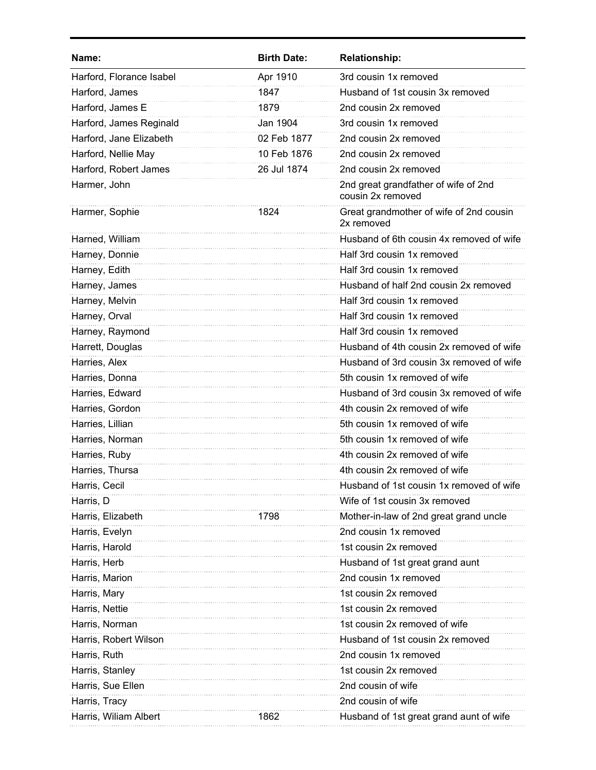| Name: | Birth Date: | Relationship: |
| --- | --- | --- |
| Harford, Florance Isabel | Apr 1910 | 3rd cousin 1x removed |
| Harford, James | 1847 | Husband of 1st cousin 3x removed |
| Harford, James E | 1879 | 2nd cousin 2x removed |
| Harford, James Reginald | Jan 1904 | 3rd cousin 1x removed |
| Harford, Jane Elizabeth | 02 Feb 1877 | 2nd cousin 2x removed |
| Harford, Nellie May | 10 Feb 1876 | 2nd cousin 2x removed |
| Harford, Robert James | 26 Jul 1874 | 2nd cousin 2x removed |
| Harmer, John | | 2nd great grandfather of wife of 2nd cousin 2x removed |
| Harmer, Sophie | 1824 | Great grandmother of wife of 2nd cousin 2x removed |
| Harned, William | | Husband of 6th cousin 4x removed of wife |
| Harney, Donnie | | Half 3rd cousin 1x removed |
| Harney, Edith | | Half 3rd cousin 1x removed |
| Harney, James | | Husband of half 2nd cousin 2x removed |
| Harney, Melvin | | Half 3rd cousin 1x removed |
| Harney, Orval | | Half 3rd cousin 1x removed |
| Harney, Raymond | | Half 3rd cousin 1x removed |
| Harrett, Douglas | | Husband of 4th cousin 2x removed of wife |
| Harries, Alex | | Husband of 3rd cousin 3x removed of wife |
| Harries, Donna | | 5th cousin 1x removed of wife |
| Harries, Edward | | Husband of 3rd cousin 3x removed of wife |
| Harries, Gordon | | 4th cousin 2x removed of wife |
| Harries, Lillian | | 5th cousin 1x removed of wife |
| Harries, Norman | | 5th cousin 1x removed of wife |
| Harries, Ruby | | 4th cousin 2x removed of wife |
| Harries, Thursa | | 4th cousin 2x removed of wife |
| Harris, Cecil | | Husband of 1st cousin 1x removed of wife |
| Harris, D | | Wife of 1st cousin 3x removed |
| Harris, Elizabeth | 1798 | Mother-in-law of 2nd great grand uncle |
| Harris, Evelyn | | 2nd cousin 1x removed |
| Harris, Harold | | 1st cousin 2x removed |
| Harris, Herb | | Husband of 1st great grand aunt |
| Harris, Marion | | 2nd cousin 1x removed |
| Harris, Mary | | 1st cousin 2x removed |
| Harris, Nettie | | 1st cousin 2x removed |
| Harris, Norman | | 1st cousin 2x removed of wife |
| Harris, Robert Wilson | | Husband of 1st cousin 2x removed |
| Harris, Ruth | | 2nd cousin 1x removed |
| Harris, Stanley | | 1st cousin 2x removed |
| Harris, Sue Ellen | | 2nd cousin of wife |
| Harris, Tracy | | 2nd cousin of wife |
| Harris, Wiliam Albert | 1862 | Husband of 1st great grand aunt of wife |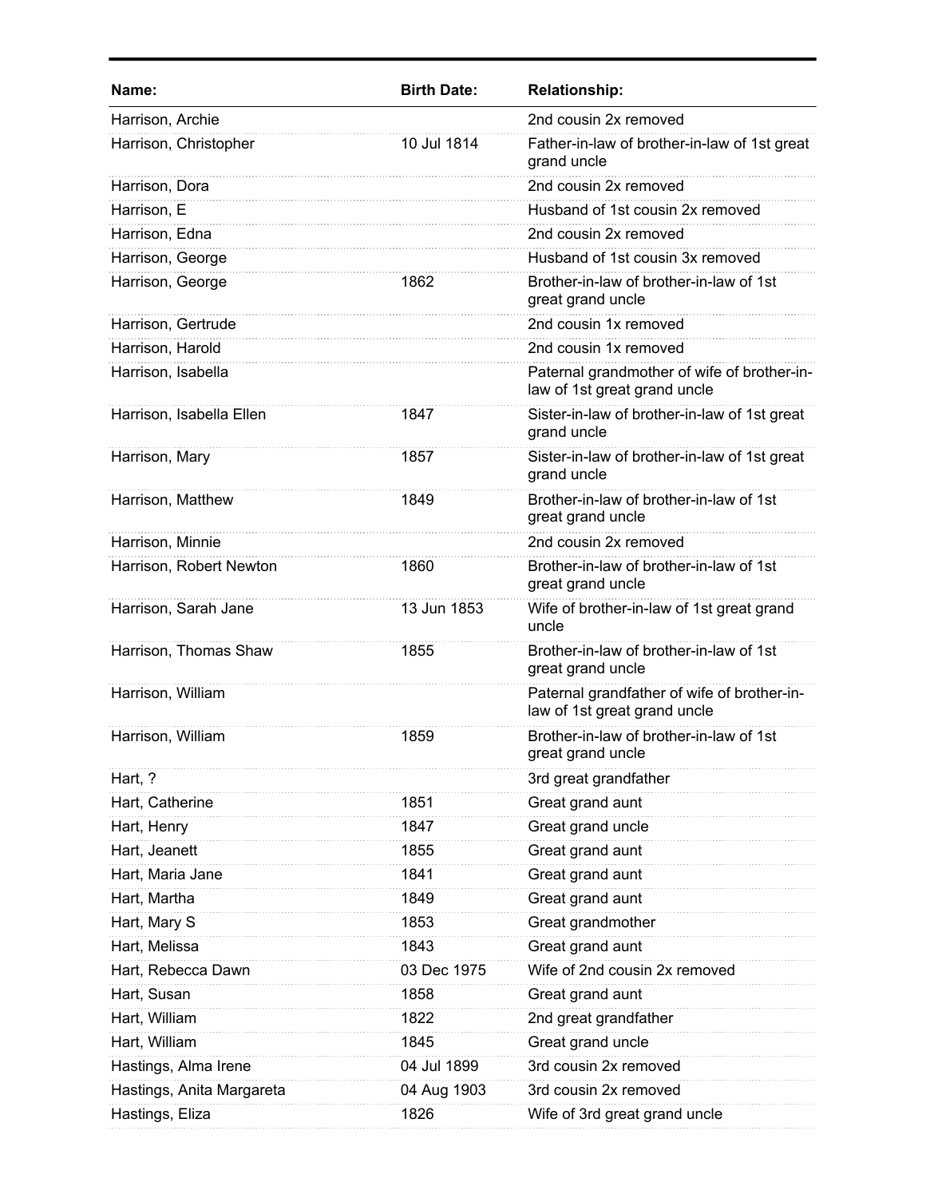| Name: | Birth Date: | Relationship: |
| --- | --- | --- |
| Harrison, Archie | | 2nd cousin 2x removed |
| Harrison, Christopher | 10 Jul 1814 | Father-in-law of brother-in-law of 1st great grand uncle |
| Harrison, Dora | | 2nd cousin 2x removed |
| Harrison, E | | Husband of 1st cousin 2x removed |
| Harrison, Edna | | 2nd cousin 2x removed |
| Harrison, George | | Husband of 1st cousin 3x removed |
| Harrison, George | 1862 | Brother-in-law of brother-in-law of 1st great grand uncle |
| Harrison, Gertrude | | 2nd cousin 1x removed |
| Harrison, Harold | | 2nd cousin 1x removed |
| Harrison, Isabella | | Paternal grandmother of wife of brother-in-law of 1st great grand uncle |
| Harrison, Isabella Ellen | 1847 | Sister-in-law of brother-in-law of 1st great grand uncle |
| Harrison, Mary | 1857 | Sister-in-law of brother-in-law of 1st great grand uncle |
| Harrison, Matthew | 1849 | Brother-in-law of brother-in-law of 1st great grand uncle |
| Harrison, Minnie | | 2nd cousin 2x removed |
| Harrison, Robert Newton | 1860 | Brother-in-law of brother-in-law of 1st great grand uncle |
| Harrison, Sarah Jane | 13 Jun 1853 | Wife of brother-in-law of 1st great grand uncle |
| Harrison, Thomas Shaw | 1855 | Brother-in-law of brother-in-law of 1st great grand uncle |
| Harrison, William | | Paternal grandfather of wife of brother-in-law of 1st great grand uncle |
| Harrison, William | 1859 | Brother-in-law of brother-in-law of 1st great grand uncle |
| Hart, ? | | 3rd great grandfather |
| Hart, Catherine | 1851 | Great grand aunt |
| Hart, Henry | 1847 | Great grand uncle |
| Hart, Jeanett | 1855 | Great grand aunt |
| Hart, Maria Jane | 1841 | Great grand aunt |
| Hart, Martha | 1849 | Great grand aunt |
| Hart, Mary S | 1853 | Great grandmother |
| Hart, Melissa | 1843 | Great grand aunt |
| Hart, Rebecca Dawn | 03 Dec 1975 | Wife of 2nd cousin 2x removed |
| Hart, Susan | 1858 | Great grand aunt |
| Hart, William | 1822 | 2nd great grandfather |
| Hart, William | 1845 | Great grand uncle |
| Hastings, Alma Irene | 04 Jul 1899 | 3rd cousin 2x removed |
| Hastings, Anita Margareta | 04 Aug 1903 | 3rd cousin 2x removed |
| Hastings, Eliza | 1826 | Wife of 3rd great grand uncle |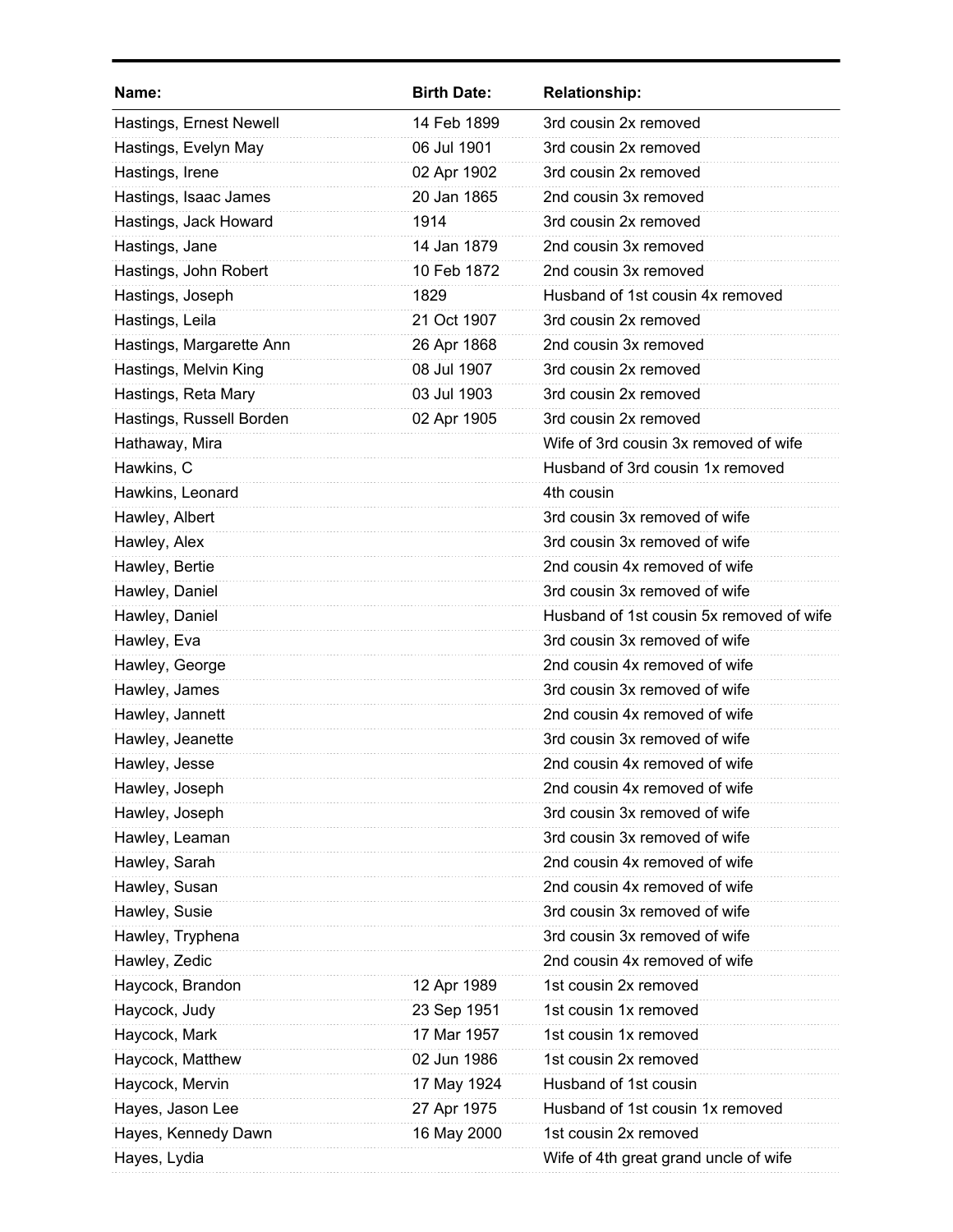| Name: | Birth Date: | Relationship: |
|---|---|---|
| Hastings, Ernest Newell | 14 Feb 1899 | 3rd cousin 2x removed |
| Hastings, Evelyn May | 06 Jul 1901 | 3rd cousin 2x removed |
| Hastings, Irene | 02 Apr 1902 | 3rd cousin 2x removed |
| Hastings, Isaac James | 20 Jan 1865 | 2nd cousin 3x removed |
| Hastings, Jack Howard | 1914 | 3rd cousin 2x removed |
| Hastings, Jane | 14 Jan 1879 | 2nd cousin 3x removed |
| Hastings, John Robert | 10 Feb 1872 | 2nd cousin 3x removed |
| Hastings, Joseph | 1829 | Husband of 1st cousin 4x removed |
| Hastings, Leila | 21 Oct 1907 | 3rd cousin 2x removed |
| Hastings, Margarette Ann | 26 Apr 1868 | 2nd cousin 3x removed |
| Hastings, Melvin King | 08 Jul 1907 | 3rd cousin 2x removed |
| Hastings, Reta Mary | 03 Jul 1903 | 3rd cousin 2x removed |
| Hastings, Russell Borden | 02 Apr 1905 | 3rd cousin 2x removed |
| Hathaway, Mira | | Wife of 3rd cousin 3x removed of wife |
| Hawkins, C | | Husband of 3rd cousin 1x removed |
| Hawkins, Leonard | | 4th cousin |
| Hawley, Albert | | 3rd cousin 3x removed of wife |
| Hawley, Alex | | 3rd cousin 3x removed of wife |
| Hawley, Bertie | | 2nd cousin 4x removed of wife |
| Hawley, Daniel | | 3rd cousin 3x removed of wife |
| Hawley, Daniel | | Husband of 1st cousin 5x removed of wife |
| Hawley, Eva | | 3rd cousin 3x removed of wife |
| Hawley, George | | 2nd cousin 4x removed of wife |
| Hawley, James | | 3rd cousin 3x removed of wife |
| Hawley, Jannett | | 2nd cousin 4x removed of wife |
| Hawley, Jeanette | | 3rd cousin 3x removed of wife |
| Hawley, Jesse | | 2nd cousin 4x removed of wife |
| Hawley, Joseph | | 2nd cousin 4x removed of wife |
| Hawley, Joseph | | 3rd cousin 3x removed of wife |
| Hawley, Leaman | | 3rd cousin 3x removed of wife |
| Hawley, Sarah | | 2nd cousin 4x removed of wife |
| Hawley, Susan | | 2nd cousin 4x removed of wife |
| Hawley, Susie | | 3rd cousin 3x removed of wife |
| Hawley, Tryphena | | 3rd cousin 3x removed of wife |
| Hawley, Zedic | | 2nd cousin 4x removed of wife |
| Haycock, Brandon | 12 Apr 1989 | 1st cousin 2x removed |
| Haycock, Judy | 23 Sep 1951 | 1st cousin 1x removed |
| Haycock, Mark | 17 Mar 1957 | 1st cousin 1x removed |
| Haycock, Matthew | 02 Jun 1986 | 1st cousin 2x removed |
| Haycock, Mervin | 17 May 1924 | Husband of 1st cousin |
| Hayes, Jason Lee | 27 Apr 1975 | Husband of 1st cousin 1x removed |
| Hayes, Kennedy Dawn | 16 May 2000 | 1st cousin 2x removed |
| Hayes, Lydia | | Wife of 4th great grand uncle of wife |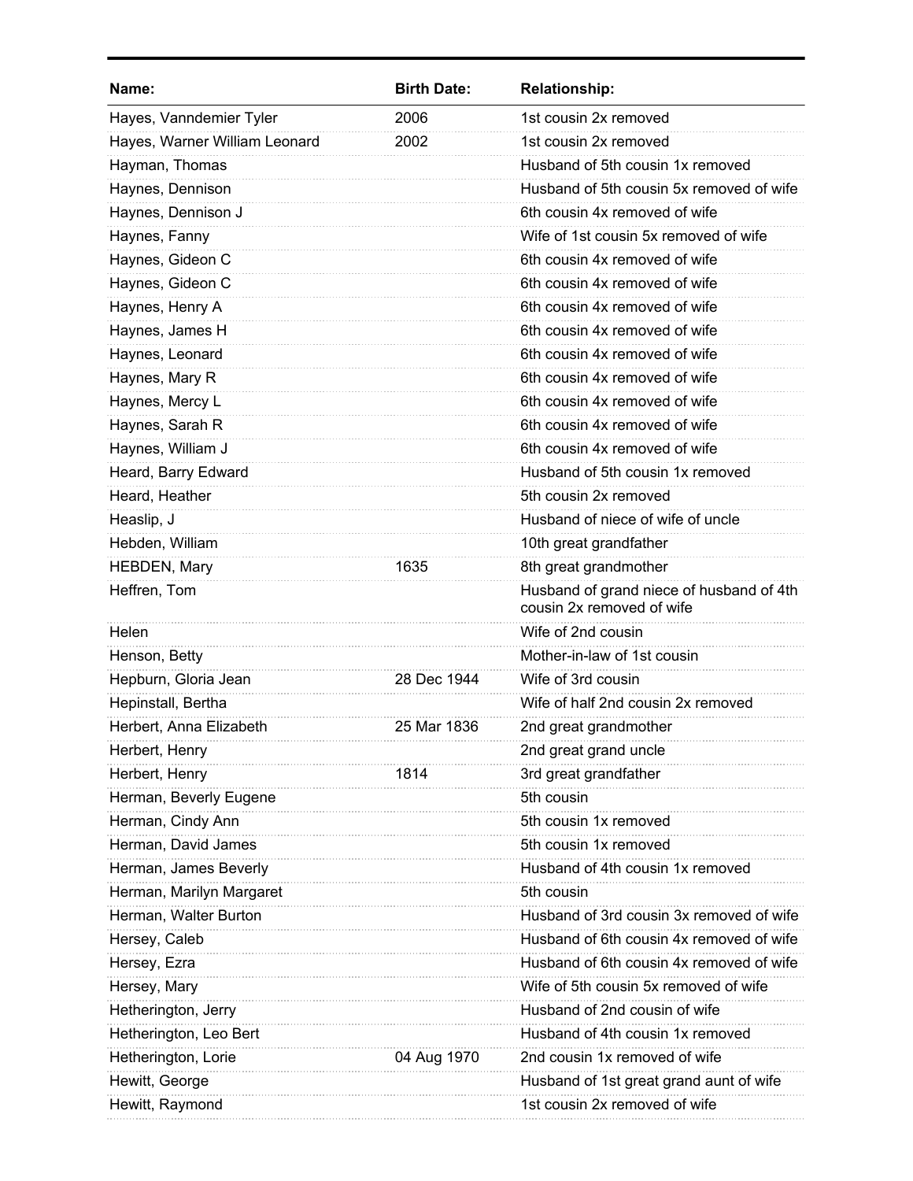| Name: | Birth Date: | Relationship: |
|---|---|---|
| Hayes, Vanndemier Tyler | 2006 | 1st cousin 2x removed |
| Hayes, Warner William Leonard | 2002 | 1st cousin 2x removed |
| Hayman, Thomas | | Husband of 5th cousin 1x removed |
| Haynes, Dennison | | Husband of 5th cousin 5x removed of wife |
| Haynes, Dennison J | | 6th cousin 4x removed of wife |
| Haynes, Fanny | | Wife of 1st cousin 5x removed of wife |
| Haynes, Gideon C | | 6th cousin 4x removed of wife |
| Haynes, Gideon C | | 6th cousin 4x removed of wife |
| Haynes, Henry A | | 6th cousin 4x removed of wife |
| Haynes, James H | | 6th cousin 4x removed of wife |
| Haynes, Leonard | | 6th cousin 4x removed of wife |
| Haynes, Mary R | | 6th cousin 4x removed of wife |
| Haynes, Mercy L | | 6th cousin 4x removed of wife |
| Haynes, Sarah R | | 6th cousin 4x removed of wife |
| Haynes, William J | | 6th cousin 4x removed of wife |
| Heard, Barry Edward | | Husband of 5th cousin 1x removed |
| Heard, Heather | | 5th cousin 2x removed |
| Heaslip, J | | Husband of niece of wife of uncle |
| Hebden, William | | 10th great grandfather |
| HEBDEN, Mary | 1635 | 8th great grandmother |
| Heffren, Tom | | Husband of grand niece of husband of 4th cousin 2x removed of wife |
| Helen | | Wife of 2nd cousin |
| Henson, Betty | | Mother-in-law of 1st cousin |
| Hepburn, Gloria Jean | 28 Dec 1944 | Wife of 3rd cousin |
| Hepinstall, Bertha | | Wife of half 2nd cousin 2x removed |
| Herbert, Anna Elizabeth | 25 Mar 1836 | 2nd great grandmother |
| Herbert, Henry | | 2nd great grand uncle |
| Herbert, Henry | 1814 | 3rd great grandfather |
| Herman, Beverly Eugene | | 5th cousin |
| Herman, Cindy Ann | | 5th cousin 1x removed |
| Herman, David James | | 5th cousin 1x removed |
| Herman, James Beverly | | Husband of 4th cousin 1x removed |
| Herman, Marilyn Margaret | | 5th cousin |
| Herman, Walter Burton | | Husband of 3rd cousin 3x removed of wife |
| Hersey, Caleb | | Husband of 6th cousin 4x removed of wife |
| Hersey, Ezra | | Husband of 6th cousin 4x removed of wife |
| Hersey, Mary | | Wife of 5th cousin 5x removed of wife |
| Hetherington, Jerry | | Husband of 2nd cousin of wife |
| Hetherington, Leo Bert | | Husband of 4th cousin 1x removed |
| Hetherington, Lorie | 04 Aug 1970 | 2nd cousin 1x removed of wife |
| Hewitt, George | | Husband of 1st great grand aunt of wife |
| Hewitt, Raymond | | 1st cousin 2x removed of wife |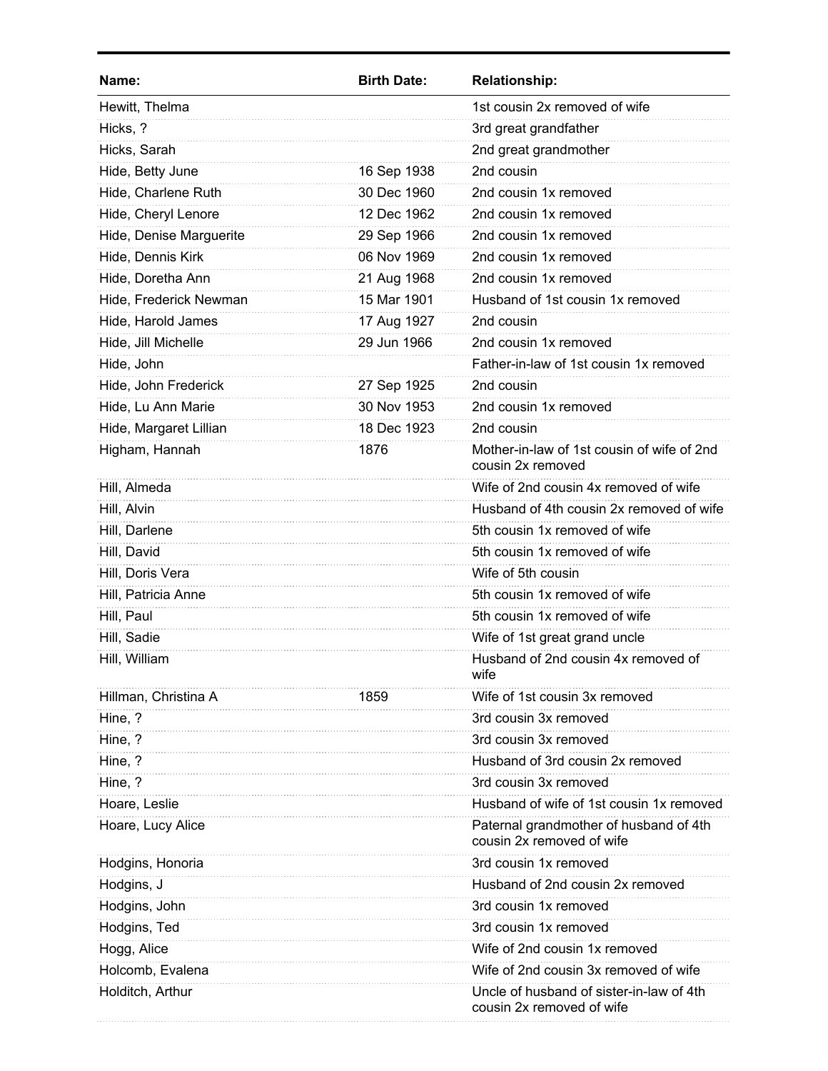| Name: | Birth Date: | Relationship: |
| --- | --- | --- |
| Hewitt, Thelma | | 1st cousin 2x removed of wife |
| Hicks, ? | | 3rd great grandfather |
| Hicks, Sarah | | 2nd great grandmother |
| Hide, Betty June | 16 Sep 1938 | 2nd cousin |
| Hide, Charlene Ruth | 30 Dec 1960 | 2nd cousin 1x removed |
| Hide, Cheryl Lenore | 12 Dec 1962 | 2nd cousin 1x removed |
| Hide, Denise Marguerite | 29 Sep 1966 | 2nd cousin 1x removed |
| Hide, Dennis Kirk | 06 Nov 1969 | 2nd cousin 1x removed |
| Hide, Doretha Ann | 21 Aug 1968 | 2nd cousin 1x removed |
| Hide, Frederick Newman | 15 Mar 1901 | Husband of 1st cousin 1x removed |
| Hide, Harold James | 17 Aug 1927 | 2nd cousin |
| Hide, Jill Michelle | 29 Jun 1966 | 2nd cousin 1x removed |
| Hide, John | | Father-in-law of 1st cousin 1x removed |
| Hide, John Frederick | 27 Sep 1925 | 2nd cousin |
| Hide, Lu Ann Marie | 30 Nov 1953 | 2nd cousin 1x removed |
| Hide, Margaret Lillian | 18 Dec 1923 | 2nd cousin |
| Higham, Hannah | 1876 | Mother-in-law of 1st cousin of wife of 2nd cousin 2x removed |
| Hill, Almeda | | Wife of 2nd cousin 4x removed of wife |
| Hill, Alvin | | Husband of 4th cousin 2x removed of wife |
| Hill, Darlene | | 5th cousin 1x removed of wife |
| Hill, David | | 5th cousin 1x removed of wife |
| Hill, Doris Vera | | Wife of 5th cousin |
| Hill, Patricia Anne | | 5th cousin 1x removed of wife |
| Hill, Paul | | 5th cousin 1x removed of wife |
| Hill, Sadie | | Wife of 1st great grand uncle |
| Hill, William | | Husband of 2nd cousin 4x removed of wife |
| Hillman, Christina A | 1859 | Wife of 1st cousin 3x removed |
| Hine, ? | | 3rd cousin 3x removed |
| Hine, ? | | 3rd cousin 3x removed |
| Hine, ? | | Husband of 3rd cousin 2x removed |
| Hine, ? | | 3rd cousin 3x removed |
| Hoare, Leslie | | Husband of wife of 1st cousin 1x removed |
| Hoare, Lucy Alice | | Paternal grandmother of husband of 4th cousin 2x removed of wife |
| Hodgins, Honoria | | 3rd cousin 1x removed |
| Hodgins, J | | Husband of 2nd cousin 2x removed |
| Hodgins, John | | 3rd cousin 1x removed |
| Hodgins, Ted | | 3rd cousin 1x removed |
| Hogg, Alice | | Wife of 2nd cousin 1x removed |
| Holcomb, Evalena | | Wife of 2nd cousin 3x removed of wife |
| Holditch, Arthur | | Uncle of husband of sister-in-law of 4th cousin 2x removed of wife |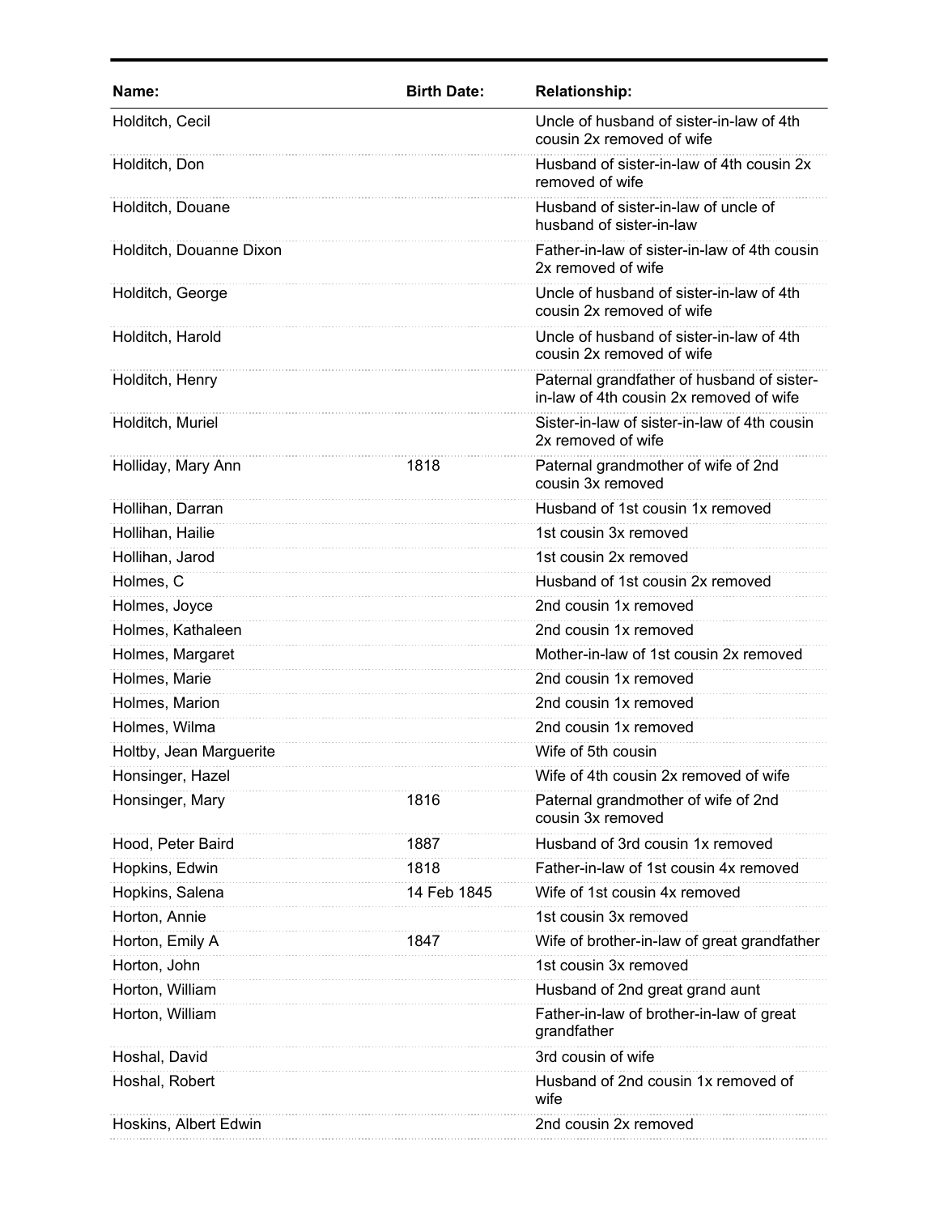| Name: | Birth Date: | Relationship: |
|---|---|---|
| Holditch, Cecil | | Uncle of husband of sister-in-law of 4th cousin 2x removed of wife |
| Holditch, Don | | Husband of sister-in-law of 4th cousin 2x removed of wife |
| Holditch, Douane | | Husband of sister-in-law of uncle of husband of sister-in-law |
| Holditch, Douanne Dixon | | Father-in-law of sister-in-law of 4th cousin 2x removed of wife |
| Holditch, George | | Uncle of husband of sister-in-law of 4th cousin 2x removed of wife |
| Holditch, Harold | | Uncle of husband of sister-in-law of 4th cousin 2x removed of wife |
| Holditch, Henry | | Paternal grandfather of husband of sister-in-law of 4th cousin 2x removed of wife |
| Holditch, Muriel | | Sister-in-law of sister-in-law of 4th cousin 2x removed of wife |
| Holliday, Mary Ann | 1818 | Paternal grandmother of wife of 2nd cousin 3x removed |
| Hollihan, Darran | | Husband of 1st cousin 1x removed |
| Hollihan, Hailie | | 1st cousin 3x removed |
| Hollihan, Jarod | | 1st cousin 2x removed |
| Holmes, C | | Husband of 1st cousin 2x removed |
| Holmes, Joyce | | 2nd cousin 1x removed |
| Holmes, Kathaleen | | 2nd cousin 1x removed |
| Holmes, Margaret | | Mother-in-law of 1st cousin 2x removed |
| Holmes, Marie | | 2nd cousin 1x removed |
| Holmes, Marion | | 2nd cousin 1x removed |
| Holmes, Wilma | | 2nd cousin 1x removed |
| Holtby, Jean Marguerite | | Wife of 5th cousin |
| Honsinger, Hazel | | Wife of 4th cousin 2x removed of wife |
| Honsinger, Mary | 1816 | Paternal grandmother of wife of 2nd cousin 3x removed |
| Hood, Peter Baird | 1887 | Husband of 3rd cousin 1x removed |
| Hopkins, Edwin | 1818 | Father-in-law of 1st cousin 4x removed |
| Hopkins, Salena | 14 Feb 1845 | Wife of 1st cousin 4x removed |
| Horton, Annie | | 1st cousin 3x removed |
| Horton, Emily A | 1847 | Wife of brother-in-law of great grandfather |
| Horton, John | | 1st cousin 3x removed |
| Horton, William | | Husband of 2nd great grand aunt |
| Horton, William | | Father-in-law of brother-in-law of great grandfather |
| Hoshal, David | | 3rd cousin of wife |
| Hoshal, Robert | | Husband of 2nd cousin 1x removed of wife |
| Hoskins, Albert Edwin | | 2nd cousin 2x removed |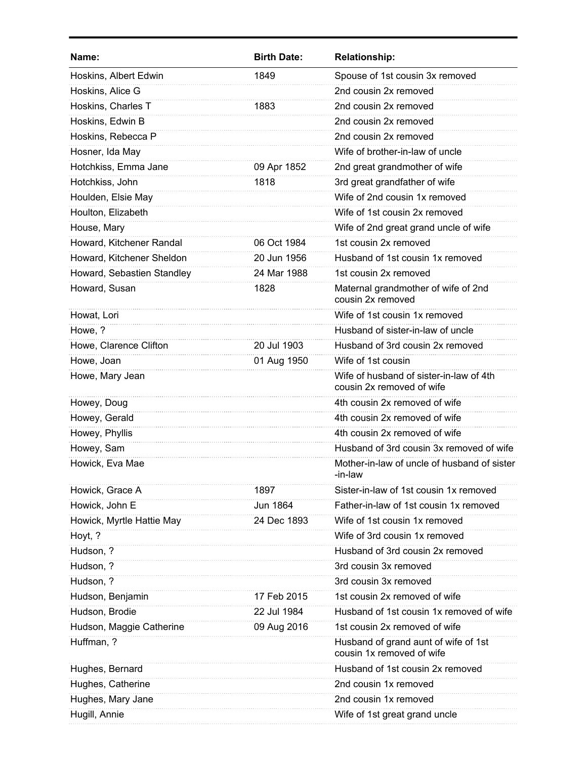| Name: | Birth Date: | Relationship: |
|---|---|---|
| Hoskins, Albert Edwin | 1849 | Spouse of 1st cousin 3x removed |
| Hoskins, Alice G | | 2nd cousin 2x removed |
| Hoskins, Charles T | 1883 | 2nd cousin 2x removed |
| Hoskins, Edwin B | | 2nd cousin 2x removed |
| Hoskins, Rebecca P | | 2nd cousin 2x removed |
| Hosner, Ida May | | Wife of brother-in-law of uncle |
| Hotchkiss, Emma Jane | 09 Apr 1852 | 2nd great grandmother of wife |
| Hotchkiss, John | 1818 | 3rd great grandfather of wife |
| Houlden, Elsie May | | Wife of 2nd cousin 1x removed |
| Houlton, Elizabeth | | Wife of 1st cousin 2x removed |
| House, Mary | | Wife of 2nd great grand uncle of wife |
| Howard, Kitchener Randal | 06 Oct 1984 | 1st cousin 2x removed |
| Howard, Kitchener Sheldon | 20 Jun 1956 | Husband of 1st cousin 1x removed |
| Howard, Sebastien Standley | 24 Mar 1988 | 1st cousin 2x removed |
| Howard, Susan | 1828 | Maternal grandmother of wife of 2nd cousin 2x removed |
| Howat, Lori | | Wife of 1st cousin 1x removed |
| Howe, ? | | Husband of sister-in-law of uncle |
| Howe, Clarence Clifton | 20 Jul 1903 | Husband of 3rd cousin 2x removed |
| Howe, Joan | 01 Aug 1950 | Wife of 1st cousin |
| Howe, Mary Jean | | Wife of husband of sister-in-law of 4th cousin 2x removed of wife |
| Howey, Doug | | 4th cousin 2x removed of wife |
| Howey, Gerald | | 4th cousin 2x removed of wife |
| Howey, Phyllis | | 4th cousin 2x removed of wife |
| Howey, Sam | | Husband of 3rd cousin 3x removed of wife |
| Howick, Eva Mae | | Mother-in-law of uncle of husband of sister-in-law |
| Howick, Grace A | 1897 | Sister-in-law of 1st cousin 1x removed |
| Howick, John E | Jun 1864 | Father-in-law of 1st cousin 1x removed |
| Howick, Myrtle Hattie May | 24 Dec 1893 | Wife of 1st cousin 1x removed |
| Hoyt, ? | | Wife of 3rd cousin 1x removed |
| Hudson, ? | | Husband of 3rd cousin 2x removed |
| Hudson, ? | | 3rd cousin 3x removed |
| Hudson, ? | | 3rd cousin 3x removed |
| Hudson, Benjamin | 17 Feb 2015 | 1st cousin 2x removed of wife |
| Hudson, Brodie | 22 Jul 1984 | Husband of 1st cousin 1x removed of wife |
| Hudson, Maggie Catherine | 09 Aug 2016 | 1st cousin 2x removed of wife |
| Huffman, ? | | Husband of grand aunt of wife of 1st cousin 1x removed of wife |
| Hughes, Bernard | | Husband of 1st cousin 2x removed |
| Hughes, Catherine | | 2nd cousin 1x removed |
| Hughes, Mary Jane | | 2nd cousin 1x removed |
| Hugill, Annie | | Wife of 1st great grand uncle |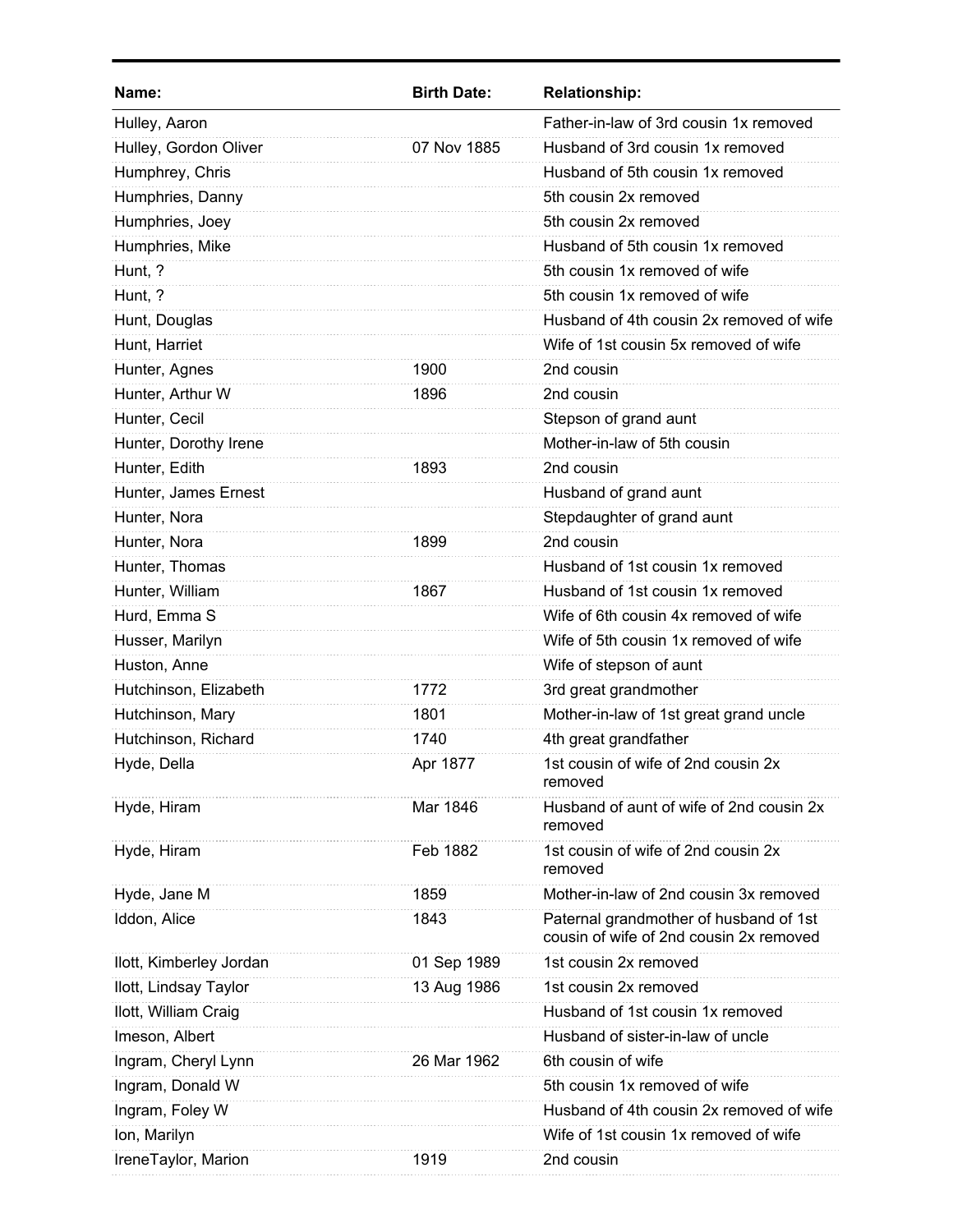| Name: | Birth Date: | Relationship: |
|---|---|---|
| Hulley, Aaron | | Father-in-law of 3rd cousin 1x removed |
| Hulley, Gordon Oliver | 07 Nov 1885 | Husband of 3rd cousin 1x removed |
| Humphrey, Chris | | Husband of 5th cousin 1x removed |
| Humphries, Danny | | 5th cousin 2x removed |
| Humphries, Joey | | 5th cousin 2x removed |
| Humphries, Mike | | Husband of 5th cousin 1x removed |
| Hunt, ? | | 5th cousin 1x removed of wife |
| Hunt, ? | | 5th cousin 1x removed of wife |
| Hunt, Douglas | | Husband of 4th cousin 2x removed of wife |
| Hunt, Harriet | | Wife of 1st cousin 5x removed of wife |
| Hunter, Agnes | 1900 | 2nd cousin |
| Hunter, Arthur W | 1896 | 2nd cousin |
| Hunter, Cecil | | Stepson of grand aunt |
| Hunter, Dorothy Irene | | Mother-in-law of 5th cousin |
| Hunter, Edith | 1893 | 2nd cousin |
| Hunter, James Ernest | | Husband of grand aunt |
| Hunter, Nora | | Stepdaughter of grand aunt |
| Hunter, Nora | 1899 | 2nd cousin |
| Hunter, Thomas | | Husband of 1st cousin 1x removed |
| Hunter, William | 1867 | Husband of 1st cousin 1x removed |
| Hurd, Emma S | | Wife of 6th cousin 4x removed of wife |
| Husser, Marilyn | | Wife of 5th cousin 1x removed of wife |
| Huston, Anne | | Wife of stepson of aunt |
| Hutchinson, Elizabeth | 1772 | 3rd great grandmother |
| Hutchinson, Mary | 1801 | Mother-in-law of 1st great grand uncle |
| Hutchinson, Richard | 1740 | 4th great grandfather |
| Hyde, Della | Apr 1877 | 1st cousin of wife of 2nd cousin 2x removed |
| Hyde, Hiram | Mar 1846 | Husband of aunt of wife of 2nd cousin 2x removed |
| Hyde, Hiram | Feb 1882 | 1st cousin of wife of 2nd cousin 2x removed |
| Hyde, Jane M | 1859 | Mother-in-law of 2nd cousin 3x removed |
| Iddon, Alice | 1843 | Paternal grandmother of husband of 1st cousin of wife of 2nd cousin 2x removed |
| Ilott, Kimberley Jordan | 01 Sep 1989 | 1st cousin 2x removed |
| Ilott, Lindsay Taylor | 13 Aug 1986 | 1st cousin 2x removed |
| Ilott, William Craig | | Husband of 1st cousin 1x removed |
| Imeson, Albert | | Husband of sister-in-law of uncle |
| Ingram, Cheryl Lynn | 26 Mar 1962 | 6th cousin of wife |
| Ingram, Donald W | | 5th cousin 1x removed of wife |
| Ingram, Foley W | | Husband of 4th cousin 2x removed of wife |
| Ion, Marilyn | | Wife of 1st cousin 1x removed of wife |
| IreneTaylor, Marion | 1919 | 2nd cousin |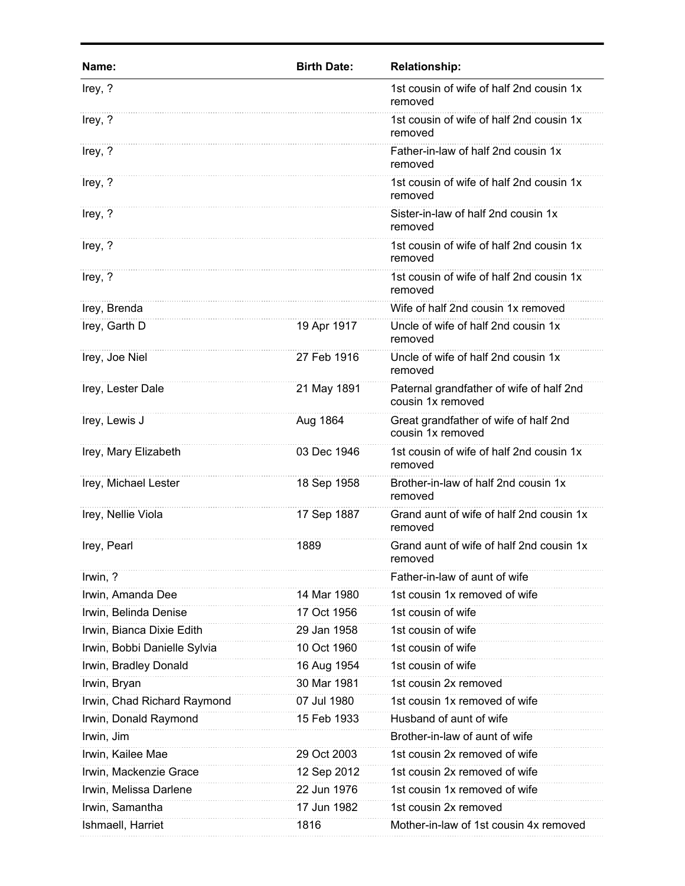| Name: | Birth Date: | Relationship: |
|---|---|---|
| Irey, ? | | 1st cousin of wife of half 2nd cousin 1x removed |
| Irey, ? | | 1st cousin of wife of half 2nd cousin 1x removed |
| Irey, ? | | Father-in-law of half 2nd cousin 1x removed |
| Irey, ? | | 1st cousin of wife of half 2nd cousin 1x removed |
| Irey, ? | | Sister-in-law of half 2nd cousin 1x removed |
| Irey, ? | | 1st cousin of wife of half 2nd cousin 1x removed |
| Irey, ? | | 1st cousin of wife of half 2nd cousin 1x removed |
| Irey, Brenda | | Wife of half 2nd cousin 1x removed |
| Irey, Garth D | 19 Apr 1917 | Uncle of wife of half 2nd cousin 1x removed |
| Irey, Joe Niel | 27 Feb 1916 | Uncle of wife of half 2nd cousin 1x removed |
| Irey, Lester Dale | 21 May 1891 | Paternal grandfather of wife of half 2nd cousin 1x removed |
| Irey, Lewis J | Aug 1864 | Great grandfather of wife of half 2nd cousin 1x removed |
| Irey, Mary Elizabeth | 03 Dec 1946 | 1st cousin of wife of half 2nd cousin 1x removed |
| Irey, Michael Lester | 18 Sep 1958 | Brother-in-law of half 2nd cousin 1x removed |
| Irey, Nellie Viola | 17 Sep 1887 | Grand aunt of wife of half 2nd cousin 1x removed |
| Irey, Pearl | 1889 | Grand aunt of wife of half 2nd cousin 1x removed |
| Irwin, ? | | Father-in-law of aunt of wife |
| Irwin, Amanda Dee | 14 Mar 1980 | 1st cousin 1x removed of wife |
| Irwin, Belinda Denise | 17 Oct 1956 | 1st cousin of wife |
| Irwin, Bianca Dixie Edith | 29 Jan 1958 | 1st cousin of wife |
| Irwin, Bobbi Danielle Sylvia | 10 Oct 1960 | 1st cousin of wife |
| Irwin, Bradley Donald | 16 Aug 1954 | 1st cousin of wife |
| Irwin, Bryan | 30 Mar 1981 | 1st cousin 2x removed |
| Irwin, Chad Richard Raymond | 07 Jul 1980 | 1st cousin 1x removed of wife |
| Irwin, Donald Raymond | 15 Feb 1933 | Husband of aunt of wife |
| Irwin, Jim | | Brother-in-law of aunt of wife |
| Irwin, Kailee Mae | 29 Oct 2003 | 1st cousin 2x removed of wife |
| Irwin, Mackenzie Grace | 12 Sep 2012 | 1st cousin 2x removed of wife |
| Irwin, Melissa Darlene | 22 Jun 1976 | 1st cousin 1x removed of wife |
| Irwin, Samantha | 17 Jun 1982 | 1st cousin 2x removed |
| Ishmaell, Harriet | 1816 | Mother-in-law of 1st cousin 4x removed |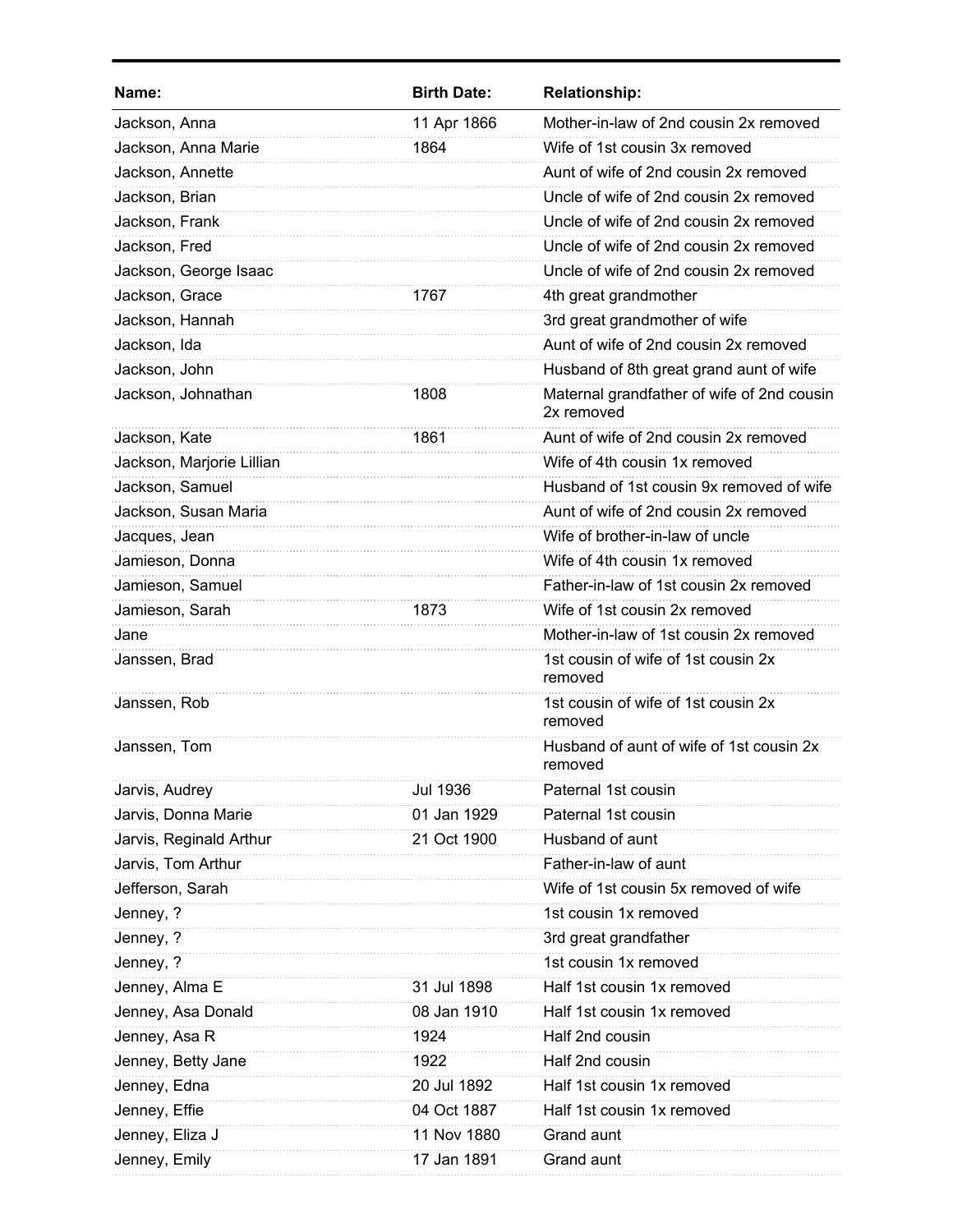| Name: | Birth Date: | Relationship: |
| --- | --- | --- |
| Jackson, Anna | 11 Apr 1866 | Mother-in-law of 2nd cousin 2x removed |
| Jackson, Anna Marie | 1864 | Wife of 1st cousin 3x removed |
| Jackson, Annette | | Aunt of wife of 2nd cousin 2x removed |
| Jackson, Brian | | Uncle of wife of 2nd cousin 2x removed |
| Jackson, Frank | | Uncle of wife of 2nd cousin 2x removed |
| Jackson, Fred | | Uncle of wife of 2nd cousin 2x removed |
| Jackson, George Isaac | | Uncle of wife of 2nd cousin 2x removed |
| Jackson, Grace | 1767 | 4th great grandmother |
| Jackson, Hannah | | 3rd great grandmother of wife |
| Jackson, Ida | | Aunt of wife of 2nd cousin 2x removed |
| Jackson, John | | Husband of 8th great grand aunt of wife |
| Jackson, Johnathan | 1808 | Maternal grandfather of wife of 2nd cousin 2x removed |
| Jackson, Kate | 1861 | Aunt of wife of 2nd cousin 2x removed |
| Jackson, Marjorie Lillian | | Wife of 4th cousin 1x removed |
| Jackson, Samuel | | Husband of 1st cousin 9x removed of wife |
| Jackson, Susan Maria | | Aunt of wife of 2nd cousin 2x removed |
| Jacques, Jean | | Wife of brother-in-law of uncle |
| Jamieson, Donna | | Wife of 4th cousin 1x removed |
| Jamieson, Samuel | | Father-in-law of 1st cousin 2x removed |
| Jamieson, Sarah | 1873 | Wife of 1st cousin 2x removed |
| Jane | | Mother-in-law of 1st cousin 2x removed |
| Janssen, Brad | | 1st cousin of wife of 1st cousin 2x removed |
| Janssen, Rob | | 1st cousin of wife of 1st cousin 2x removed |
| Janssen, Tom | | Husband of aunt of wife of 1st cousin 2x removed |
| Jarvis, Audrey | Jul 1936 | Paternal 1st cousin |
| Jarvis, Donna Marie | 01 Jan 1929 | Paternal 1st cousin |
| Jarvis, Reginald Arthur | 21 Oct 1900 | Husband of aunt |
| Jarvis, Tom Arthur | | Father-in-law of aunt |
| Jefferson, Sarah | | Wife of 1st cousin 5x removed of wife |
| Jenney, ? | | 1st cousin 1x removed |
| Jenney, ? | | 3rd great grandfather |
| Jenney, ? | | 1st cousin 1x removed |
| Jenney, Alma E | 31 Jul 1898 | Half 1st cousin 1x removed |
| Jenney, Asa Donald | 08 Jan 1910 | Half 1st cousin 1x removed |
| Jenney, Asa R | 1924 | Half 2nd cousin |
| Jenney, Betty Jane | 1922 | Half 2nd cousin |
| Jenney, Edna | 20 Jul 1892 | Half 1st cousin 1x removed |
| Jenney, Effie | 04 Oct 1887 | Half 1st cousin 1x removed |
| Jenney, Eliza J | 11 Nov 1880 | Grand aunt |
| Jenney, Emily | 17 Jan 1891 | Grand aunt |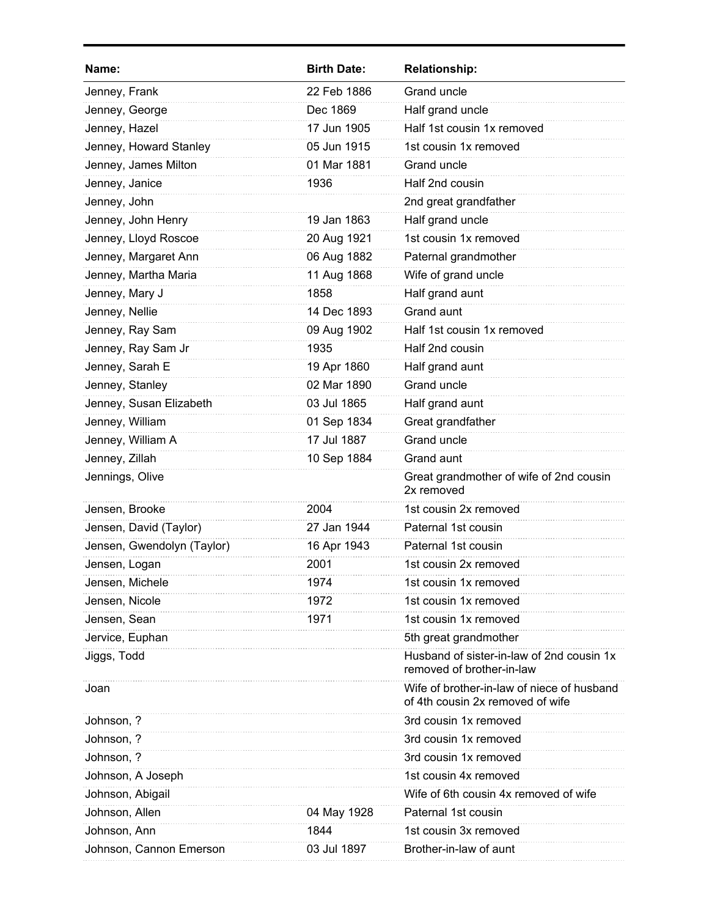| Name: | Birth Date: | Relationship: |
|---|---|---|
| Jenney, Frank | 22 Feb 1886 | Grand uncle |
| Jenney, George | Dec 1869 | Half grand uncle |
| Jenney, Hazel | 17 Jun 1905 | Half 1st cousin 1x removed |
| Jenney, Howard Stanley | 05 Jun 1915 | 1st cousin 1x removed |
| Jenney, James Milton | 01 Mar 1881 | Grand uncle |
| Jenney, Janice | 1936 | Half 2nd cousin |
| Jenney, John | | 2nd great grandfather |
| Jenney, John Henry | 19 Jan 1863 | Half grand uncle |
| Jenney, Lloyd Roscoe | 20 Aug 1921 | 1st cousin 1x removed |
| Jenney, Margaret Ann | 06 Aug 1882 | Paternal grandmother |
| Jenney, Martha Maria | 11 Aug 1868 | Wife of grand uncle |
| Jenney, Mary J | 1858 | Half grand aunt |
| Jenney, Nellie | 14 Dec 1893 | Grand aunt |
| Jenney, Ray Sam | 09 Aug 1902 | Half 1st cousin 1x removed |
| Jenney, Ray Sam Jr | 1935 | Half 2nd cousin |
| Jenney, Sarah E | 19 Apr 1860 | Half grand aunt |
| Jenney, Stanley | 02 Mar 1890 | Grand uncle |
| Jenney, Susan Elizabeth | 03 Jul 1865 | Half grand aunt |
| Jenney, William | 01 Sep 1834 | Great grandfather |
| Jenney, William A | 17 Jul 1887 | Grand uncle |
| Jenney, Zillah | 10 Sep 1884 | Grand aunt |
| Jennings, Olive | | Great grandmother of wife of 2nd cousin 2x removed |
| Jensen, Brooke | 2004 | 1st cousin 2x removed |
| Jensen, David (Taylor) | 27 Jan 1944 | Paternal 1st cousin |
| Jensen, Gwendolyn (Taylor) | 16 Apr 1943 | Paternal 1st cousin |
| Jensen, Logan | 2001 | 1st cousin 2x removed |
| Jensen, Michele | 1974 | 1st cousin 1x removed |
| Jensen, Nicole | 1972 | 1st cousin 1x removed |
| Jensen, Sean | 1971 | 1st cousin 1x removed |
| Jervice, Euphan | | 5th great grandmother |
| Jiggs, Todd | | Husband of sister-in-law of 2nd cousin 1x removed of brother-in-law |
| Joan | | Wife of brother-in-law of niece of husband of 4th cousin 2x removed of wife |
| Johnson, ? | | 3rd cousin 1x removed |
| Johnson, ? | | 3rd cousin 1x removed |
| Johnson, ? | | 3rd cousin 1x removed |
| Johnson, A Joseph | | 1st cousin 4x removed |
| Johnson, Abigail | | Wife of 6th cousin 4x removed of wife |
| Johnson, Allen | 04 May 1928 | Paternal 1st cousin |
| Johnson, Ann | 1844 | 1st cousin 3x removed |
| Johnson, Cannon Emerson | 03 Jul 1897 | Brother-in-law of aunt |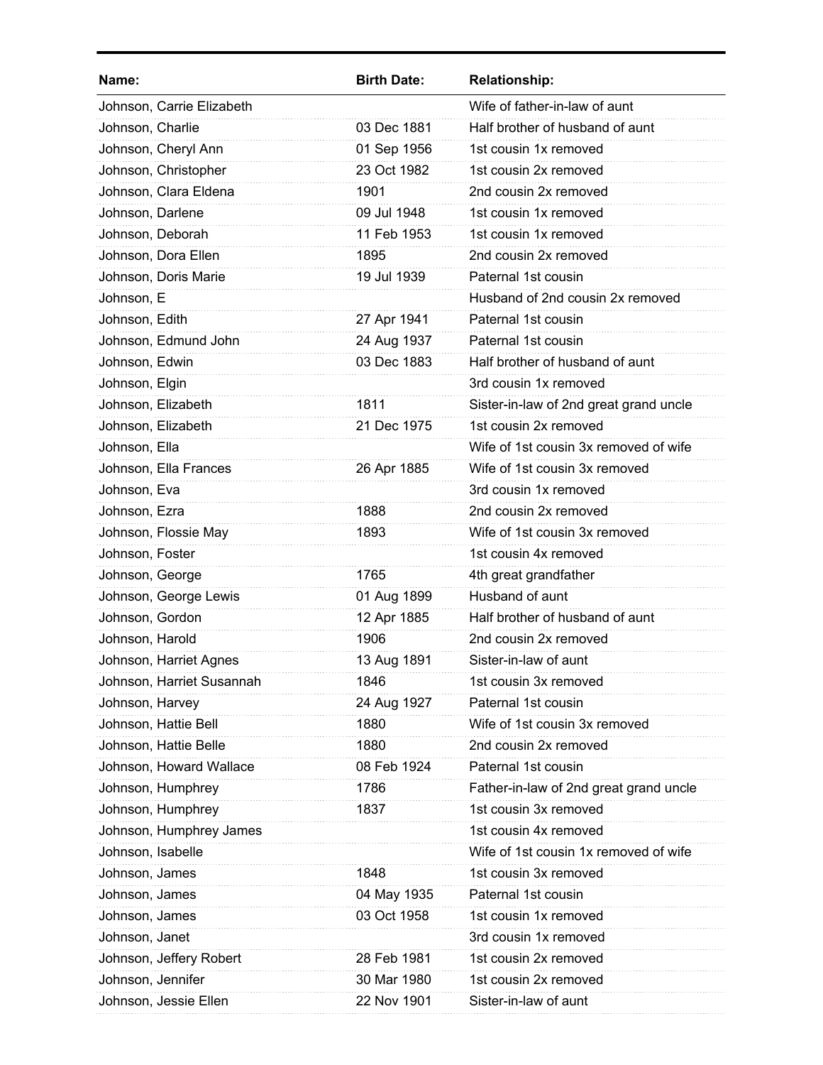| Name: | Birth Date: | Relationship: |
|---|---|---|
| Johnson, Carrie Elizabeth | | Wife of father-in-law of aunt |
| Johnson, Charlie | 03 Dec 1881 | Half brother of husband of aunt |
| Johnson, Cheryl Ann | 01 Sep 1956 | 1st cousin 1x removed |
| Johnson, Christopher | 23 Oct 1982 | 1st cousin 2x removed |
| Johnson, Clara Eldena | 1901 | 2nd cousin 2x removed |
| Johnson, Darlene | 09 Jul 1948 | 1st cousin 1x removed |
| Johnson, Deborah | 11 Feb 1953 | 1st cousin 1x removed |
| Johnson, Dora Ellen | 1895 | 2nd cousin 2x removed |
| Johnson, Doris Marie | 19 Jul 1939 | Paternal 1st cousin |
| Johnson, E | | Husband of 2nd cousin 2x removed |
| Johnson, Edith | 27 Apr 1941 | Paternal 1st cousin |
| Johnson, Edmund John | 24 Aug 1937 | Paternal 1st cousin |
| Johnson, Edwin | 03 Dec 1883 | Half brother of husband of aunt |
| Johnson, Elgin | | 3rd cousin 1x removed |
| Johnson, Elizabeth | 1811 | Sister-in-law of 2nd great grand uncle |
| Johnson, Elizabeth | 21 Dec 1975 | 1st cousin 2x removed |
| Johnson, Ella | | Wife of 1st cousin 3x removed of wife |
| Johnson, Ella Frances | 26 Apr 1885 | Wife of 1st cousin 3x removed |
| Johnson, Eva | | 3rd cousin 1x removed |
| Johnson, Ezra | 1888 | 2nd cousin 2x removed |
| Johnson, Flossie May | 1893 | Wife of 1st cousin 3x removed |
| Johnson, Foster | | 1st cousin 4x removed |
| Johnson, George | 1765 | 4th great grandfather |
| Johnson, George Lewis | 01 Aug 1899 | Husband of aunt |
| Johnson, Gordon | 12 Apr 1885 | Half brother of husband of aunt |
| Johnson, Harold | 1906 | 2nd cousin 2x removed |
| Johnson, Harriet Agnes | 13 Aug 1891 | Sister-in-law of aunt |
| Johnson, Harriet Susannah | 1846 | 1st cousin 3x removed |
| Johnson, Harvey | 24 Aug 1927 | Paternal 1st cousin |
| Johnson, Hattie Bell | 1880 | Wife of 1st cousin 3x removed |
| Johnson, Hattie Belle | 1880 | 2nd cousin 2x removed |
| Johnson, Howard Wallace | 08 Feb 1924 | Paternal 1st cousin |
| Johnson, Humphrey | 1786 | Father-in-law of 2nd great grand uncle |
| Johnson, Humphrey | 1837 | 1st cousin 3x removed |
| Johnson, Humphrey James | | 1st cousin 4x removed |
| Johnson, Isabelle | | Wife of 1st cousin 1x removed of wife |
| Johnson, James | 1848 | 1st cousin 3x removed |
| Johnson, James | 04 May 1935 | Paternal 1st cousin |
| Johnson, James | 03 Oct 1958 | 1st cousin 1x removed |
| Johnson, Janet | | 3rd cousin 1x removed |
| Johnson, Jeffery Robert | 28 Feb 1981 | 1st cousin 2x removed |
| Johnson, Jennifer | 30 Mar 1980 | 1st cousin 2x removed |
| Johnson, Jessie Ellen | 22 Nov 1901 | Sister-in-law of aunt |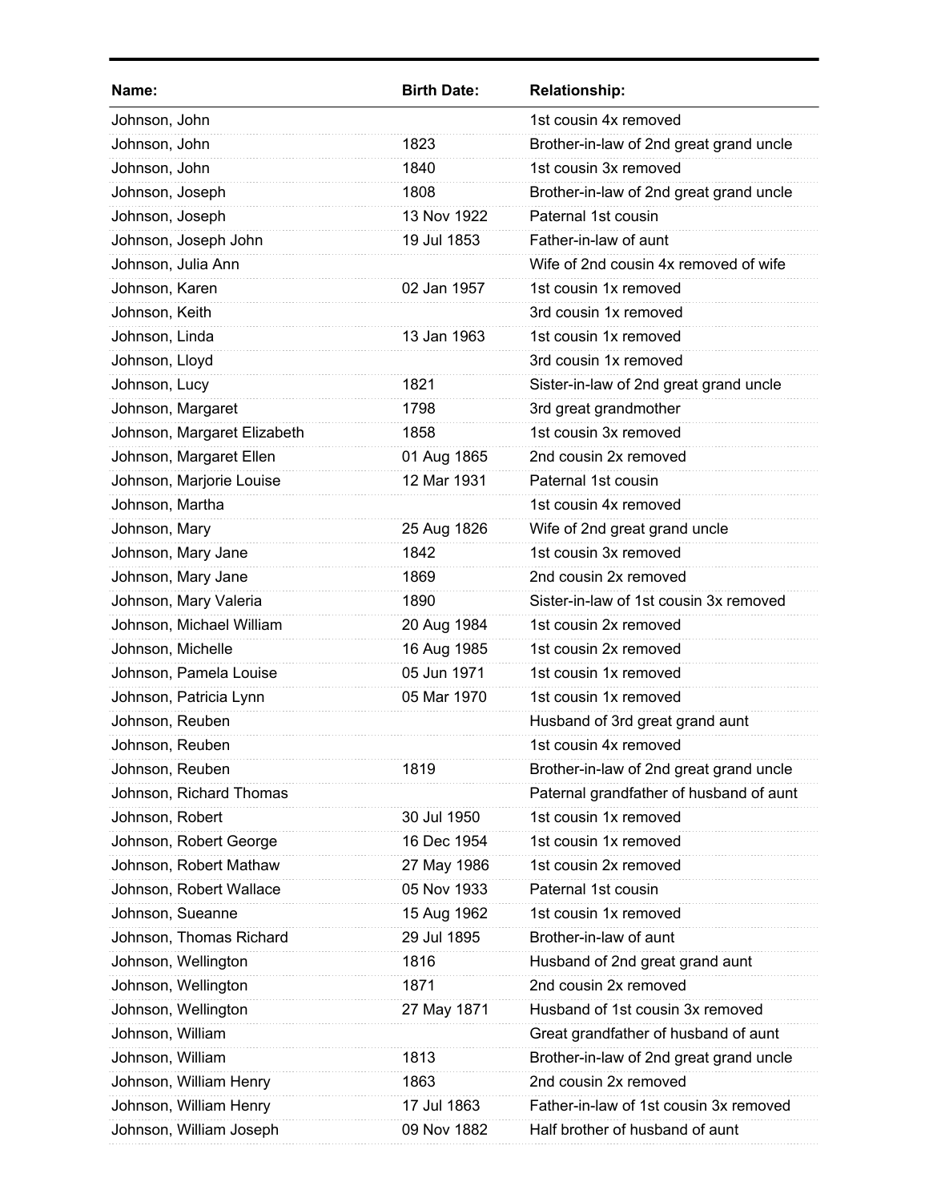| Name: | Birth Date: | Relationship: |
|---|---|---|
| Johnson, John | | 1st cousin 4x removed |
| Johnson, John | 1823 | Brother-in-law of 2nd great grand uncle |
| Johnson, John | 1840 | 1st cousin 3x removed |
| Johnson, Joseph | 1808 | Brother-in-law of 2nd great grand uncle |
| Johnson, Joseph | 13 Nov 1922 | Paternal 1st cousin |
| Johnson, Joseph John | 19 Jul 1853 | Father-in-law of aunt |
| Johnson, Julia Ann | | Wife of 2nd cousin 4x removed of wife |
| Johnson, Karen | 02 Jan 1957 | 1st cousin 1x removed |
| Johnson, Keith | | 3rd cousin 1x removed |
| Johnson, Linda | 13 Jan 1963 | 1st cousin 1x removed |
| Johnson, Lloyd | | 3rd cousin 1x removed |
| Johnson, Lucy | 1821 | Sister-in-law of 2nd great grand uncle |
| Johnson, Margaret | 1798 | 3rd great grandmother |
| Johnson, Margaret Elizabeth | 1858 | 1st cousin 3x removed |
| Johnson, Margaret Ellen | 01 Aug 1865 | 2nd cousin 2x removed |
| Johnson, Marjorie Louise | 12 Mar 1931 | Paternal 1st cousin |
| Johnson, Martha | | 1st cousin 4x removed |
| Johnson, Mary | 25 Aug 1826 | Wife of 2nd great grand uncle |
| Johnson, Mary Jane | 1842 | 1st cousin 3x removed |
| Johnson, Mary Jane | 1869 | 2nd cousin 2x removed |
| Johnson, Mary Valeria | 1890 | Sister-in-law of 1st cousin 3x removed |
| Johnson, Michael William | 20 Aug 1984 | 1st cousin 2x removed |
| Johnson, Michelle | 16 Aug 1985 | 1st cousin 2x removed |
| Johnson, Pamela Louise | 05 Jun 1971 | 1st cousin 1x removed |
| Johnson, Patricia Lynn | 05 Mar 1970 | 1st cousin 1x removed |
| Johnson, Reuben | | Husband of 3rd great grand aunt |
| Johnson, Reuben | | 1st cousin 4x removed |
| Johnson, Reuben | 1819 | Brother-in-law of 2nd great grand uncle |
| Johnson, Richard Thomas | | Paternal grandfather of husband of aunt |
| Johnson, Robert | 30 Jul 1950 | 1st cousin 1x removed |
| Johnson, Robert George | 16 Dec 1954 | 1st cousin 1x removed |
| Johnson, Robert Mathaw | 27 May 1986 | 1st cousin 2x removed |
| Johnson, Robert Wallace | 05 Nov 1933 | Paternal 1st cousin |
| Johnson, Sueanne | 15 Aug 1962 | 1st cousin 1x removed |
| Johnson, Thomas Richard | 29 Jul 1895 | Brother-in-law of aunt |
| Johnson, Wellington | 1816 | Husband of 2nd great grand aunt |
| Johnson, Wellington | 1871 | 2nd cousin 2x removed |
| Johnson, Wellington | 27 May 1871 | Husband of 1st cousin 3x removed |
| Johnson, William | | Great grandfather of husband of aunt |
| Johnson, William | 1813 | Brother-in-law of 2nd great grand uncle |
| Johnson, William Henry | 1863 | 2nd cousin 2x removed |
| Johnson, William Henry | 17 Jul 1863 | Father-in-law of 1st cousin 3x removed |
| Johnson, William Joseph | 09 Nov 1882 | Half brother of husband of aunt |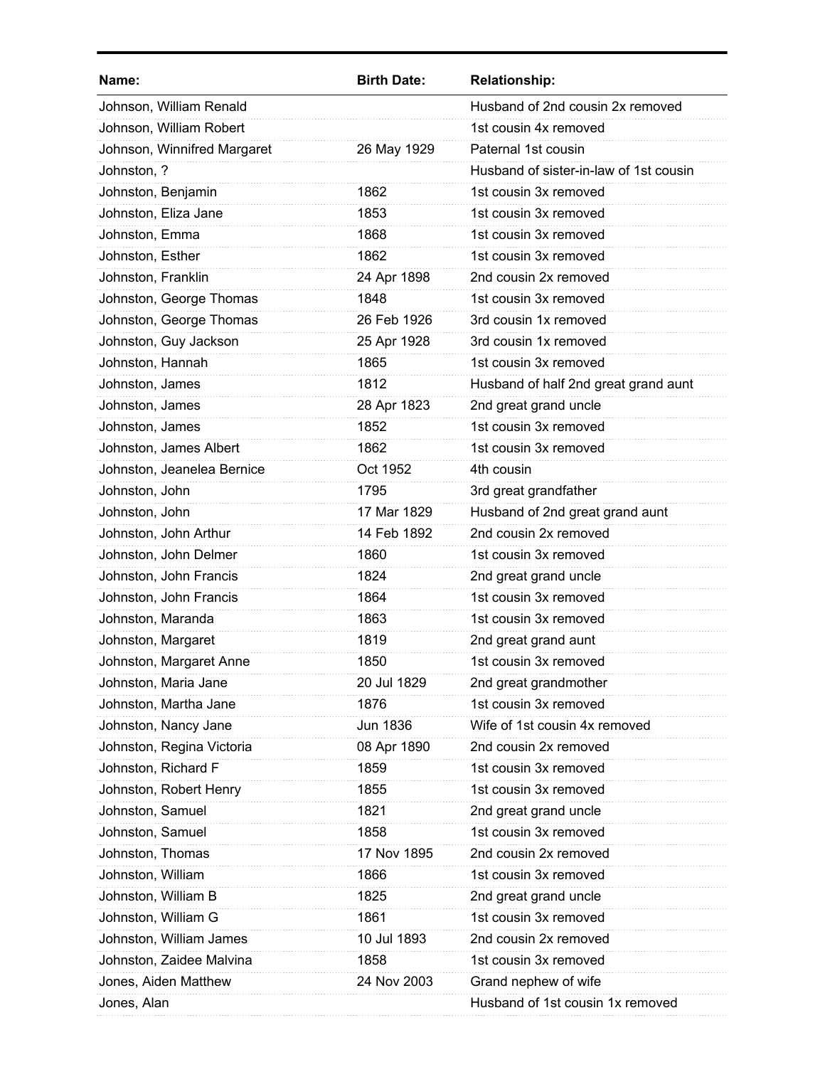| Name: | Birth Date: | Relationship: |
|---|---|---|
| Johnson, William Renald | | Husband of 2nd cousin 2x removed |
| Johnson, William Robert | | 1st cousin 4x removed |
| Johnson, Winnifred Margaret | 26 May 1929 | Paternal 1st cousin |
| Johnston, ? | | Husband of sister-in-law of 1st cousin |
| Johnston, Benjamin | 1862 | 1st cousin 3x removed |
| Johnston, Eliza Jane | 1853 | 1st cousin 3x removed |
| Johnston, Emma | 1868 | 1st cousin 3x removed |
| Johnston, Esther | 1862 | 1st cousin 3x removed |
| Johnston, Franklin | 24 Apr 1898 | 2nd cousin 2x removed |
| Johnston, George Thomas | 1848 | 1st cousin 3x removed |
| Johnston, George Thomas | 26 Feb 1926 | 3rd cousin 1x removed |
| Johnston, Guy Jackson | 25 Apr 1928 | 3rd cousin 1x removed |
| Johnston, Hannah | 1865 | 1st cousin 3x removed |
| Johnston, James | 1812 | Husband of half 2nd great grand aunt |
| Johnston, James | 28 Apr 1823 | 2nd great grand uncle |
| Johnston, James | 1852 | 1st cousin 3x removed |
| Johnston, James Albert | 1862 | 1st cousin 3x removed |
| Johnston, Jeanelea Bernice | Oct 1952 | 4th cousin |
| Johnston, John | 1795 | 3rd great grandfather |
| Johnston, John | 17 Mar 1829 | Husband of 2nd great grand aunt |
| Johnston, John Arthur | 14 Feb 1892 | 2nd cousin 2x removed |
| Johnston, John Delmer | 1860 | 1st cousin 3x removed |
| Johnston, John Francis | 1824 | 2nd great grand uncle |
| Johnston, John Francis | 1864 | 1st cousin 3x removed |
| Johnston, Maranda | 1863 | 1st cousin 3x removed |
| Johnston, Margaret | 1819 | 2nd great grand aunt |
| Johnston, Margaret Anne | 1850 | 1st cousin 3x removed |
| Johnston, Maria Jane | 20 Jul 1829 | 2nd great grandmother |
| Johnston, Martha Jane | 1876 | 1st cousin 3x removed |
| Johnston, Nancy Jane | Jun 1836 | Wife of 1st cousin 4x removed |
| Johnston, Regina Victoria | 08 Apr 1890 | 2nd cousin 2x removed |
| Johnston, Richard F | 1859 | 1st cousin 3x removed |
| Johnston, Robert Henry | 1855 | 1st cousin 3x removed |
| Johnston, Samuel | 1821 | 2nd great grand uncle |
| Johnston, Samuel | 1858 | 1st cousin 3x removed |
| Johnston, Thomas | 17 Nov 1895 | 2nd cousin 2x removed |
| Johnston, William | 1866 | 1st cousin 3x removed |
| Johnston, William B | 1825 | 2nd great grand uncle |
| Johnston, William G | 1861 | 1st cousin 3x removed |
| Johnston, William James | 10 Jul 1893 | 2nd cousin 2x removed |
| Johnston, Zaidee Malvina | 1858 | 1st cousin 3x removed |
| Jones, Aiden Matthew | 24 Nov 2003 | Grand nephew of wife |
| Jones, Alan | | Husband of 1st cousin 1x removed |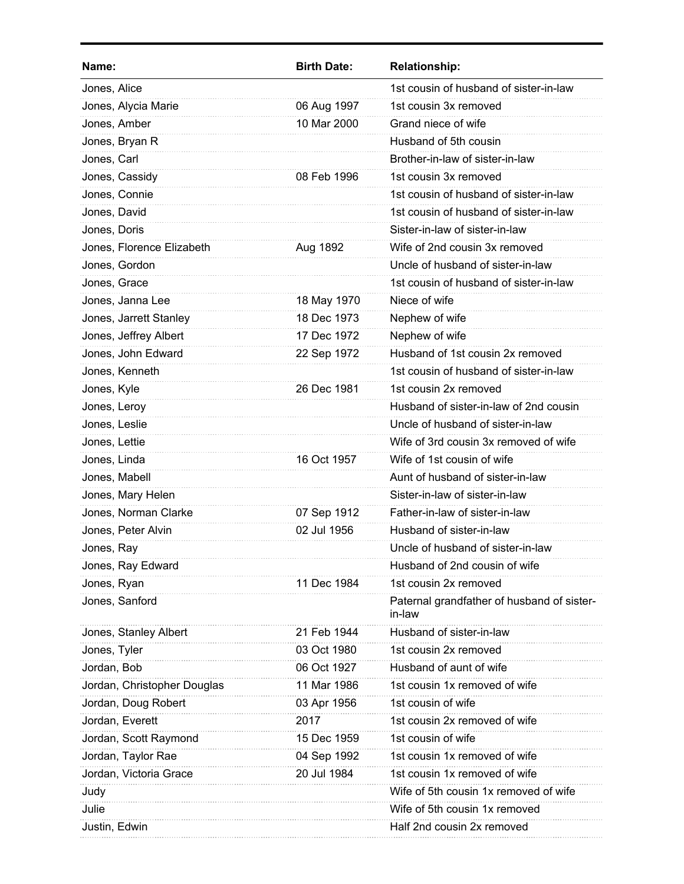| Name: | Birth Date: | Relationship: |
| --- | --- | --- |
| Jones, Alice | | 1st cousin of husband of sister-in-law |
| Jones, Alycia Marie | 06 Aug 1997 | 1st cousin 3x removed |
| Jones, Amber | 10 Mar 2000 | Grand niece of wife |
| Jones, Bryan R | | Husband of 5th cousin |
| Jones, Carl | | Brother-in-law of sister-in-law |
| Jones, Cassidy | 08 Feb 1996 | 1st cousin 3x removed |
| Jones, Connie | | 1st cousin of husband of sister-in-law |
| Jones, David | | 1st cousin of husband of sister-in-law |
| Jones, Doris | | Sister-in-law of sister-in-law |
| Jones, Florence Elizabeth | Aug 1892 | Wife of 2nd cousin 3x removed |
| Jones, Gordon | | Uncle of husband of sister-in-law |
| Jones, Grace | | 1st cousin of husband of sister-in-law |
| Jones, Janna Lee | 18 May 1970 | Niece of wife |
| Jones, Jarrett Stanley | 18 Dec 1973 | Nephew of wife |
| Jones, Jeffrey Albert | 17 Dec 1972 | Nephew of wife |
| Jones, John Edward | 22 Sep 1972 | Husband of 1st cousin 2x removed |
| Jones, Kenneth | | 1st cousin of husband of sister-in-law |
| Jones, Kyle | 26 Dec 1981 | 1st cousin 2x removed |
| Jones, Leroy | | Husband of sister-in-law of 2nd cousin |
| Jones, Leslie | | Uncle of husband of sister-in-law |
| Jones, Lettie | | Wife of 3rd cousin 3x removed of wife |
| Jones, Linda | 16 Oct 1957 | Wife of 1st cousin of wife |
| Jones, Mabell | | Aunt of husband of sister-in-law |
| Jones, Mary Helen | | Sister-in-law of sister-in-law |
| Jones, Norman Clarke | 07 Sep 1912 | Father-in-law of sister-in-law |
| Jones, Peter Alvin | 02 Jul 1956 | Husband of sister-in-law |
| Jones, Ray | | Uncle of husband of sister-in-law |
| Jones, Ray Edward | | Husband of 2nd cousin of wife |
| Jones, Ryan | 11 Dec 1984 | 1st cousin 2x removed |
| Jones, Sanford | | Paternal grandfather of husband of sister-in-law |
| Jones, Stanley Albert | 21 Feb 1944 | Husband of sister-in-law |
| Jones, Tyler | 03 Oct 1980 | 1st cousin 2x removed |
| Jordan, Bob | 06 Oct 1927 | Husband of aunt of wife |
| Jordan, Christopher Douglas | 11 Mar 1986 | 1st cousin 1x removed of wife |
| Jordan, Doug Robert | 03 Apr 1956 | 1st cousin of wife |
| Jordan, Everett | 2017 | 1st cousin 2x removed of wife |
| Jordan, Scott Raymond | 15 Dec 1959 | 1st cousin of wife |
| Jordan, Taylor Rae | 04 Sep 1992 | 1st cousin 1x removed of wife |
| Jordan, Victoria Grace | 20 Jul 1984 | 1st cousin 1x removed of wife |
| Judy | | Wife of 5th cousin 1x removed of wife |
| Julie | | Wife of 5th cousin 1x removed |
| Justin, Edwin | | Half 2nd cousin 2x removed |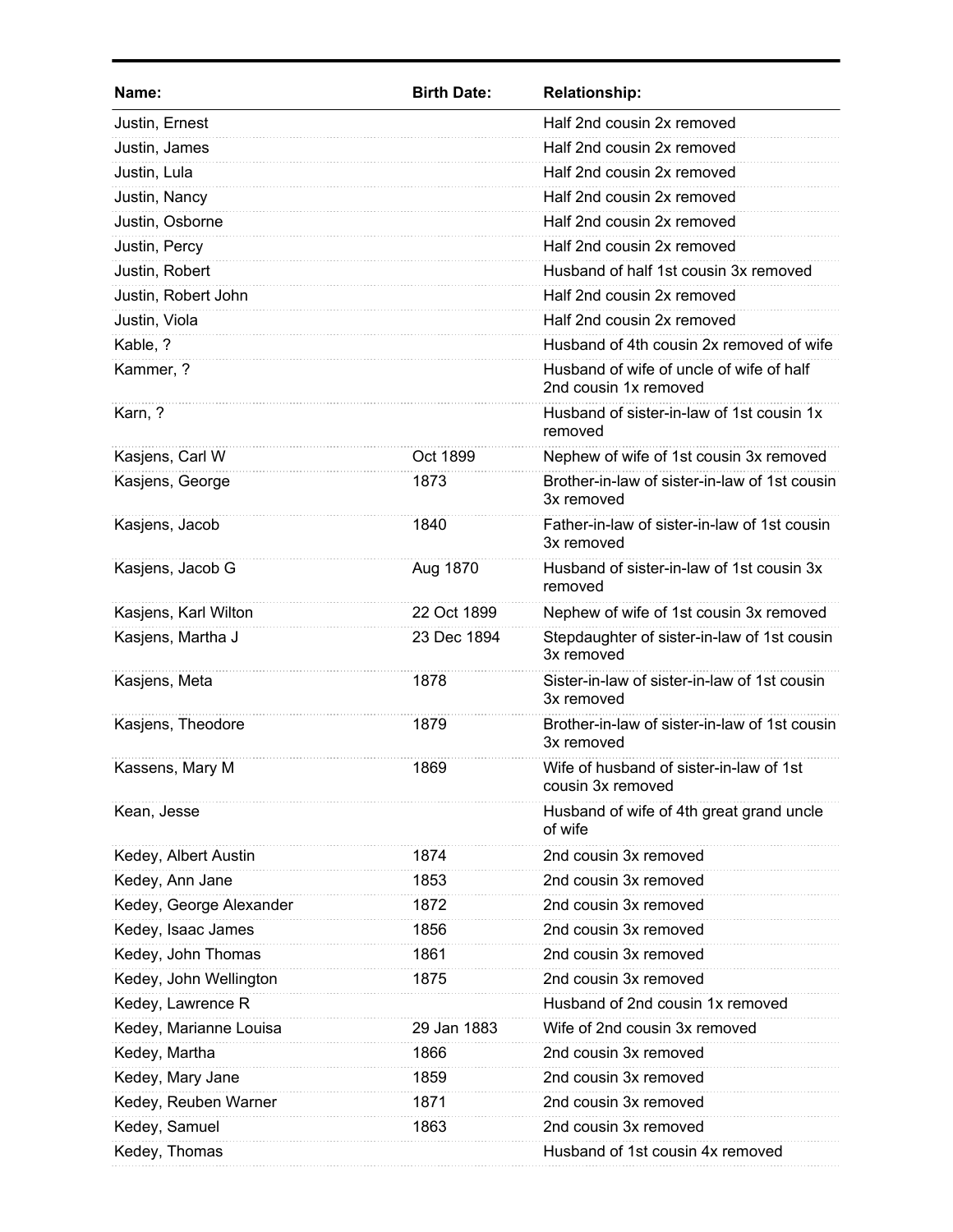| Name: | Birth Date: | Relationship: |
|---|---|---|
| Justin, Ernest | | Half 2nd cousin 2x removed |
| Justin, James | | Half 2nd cousin 2x removed |
| Justin, Lula | | Half 2nd cousin 2x removed |
| Justin, Nancy | | Half 2nd cousin 2x removed |
| Justin, Osborne | | Half 2nd cousin 2x removed |
| Justin, Percy | | Half 2nd cousin 2x removed |
| Justin, Robert | | Husband of half 1st cousin 3x removed |
| Justin, Robert John | | Half 2nd cousin 2x removed |
| Justin, Viola | | Half 2nd cousin 2x removed |
| Kable, ? | | Husband of 4th cousin 2x removed of wife |
| Kammer, ? | | Husband of wife of uncle of wife of half 2nd cousin 1x removed |
| Karn, ? | | Husband of sister-in-law of 1st cousin 1x removed |
| Kasjens, Carl W | Oct 1899 | Nephew of wife of 1st cousin 3x removed |
| Kasjens, George | 1873 | Brother-in-law of sister-in-law of 1st cousin 3x removed |
| Kasjens, Jacob | 1840 | Father-in-law of sister-in-law of 1st cousin 3x removed |
| Kasjens, Jacob G | Aug 1870 | Husband of sister-in-law of 1st cousin 3x removed |
| Kasjens, Karl Wilton | 22 Oct 1899 | Nephew of wife of 1st cousin 3x removed |
| Kasjens, Martha J | 23 Dec 1894 | Stepdaughter of sister-in-law of 1st cousin 3x removed |
| Kasjens, Meta | 1878 | Sister-in-law of sister-in-law of 1st cousin 3x removed |
| Kasjens, Theodore | 1879 | Brother-in-law of sister-in-law of 1st cousin 3x removed |
| Kassens, Mary M | 1869 | Wife of husband of sister-in-law of 1st cousin 3x removed |
| Kean, Jesse | | Husband of wife of 4th great grand uncle of wife |
| Kedey, Albert Austin | 1874 | 2nd cousin 3x removed |
| Kedey, Ann Jane | 1853 | 2nd cousin 3x removed |
| Kedey, George Alexander | 1872 | 2nd cousin 3x removed |
| Kedey, Isaac James | 1856 | 2nd cousin 3x removed |
| Kedey, John Thomas | 1861 | 2nd cousin 3x removed |
| Kedey, John Wellington | 1875 | 2nd cousin 3x removed |
| Kedey, Lawrence R | | Husband of 2nd cousin 1x removed |
| Kedey, Marianne Louisa | 29 Jan 1883 | Wife of 2nd cousin 3x removed |
| Kedey, Martha | 1866 | 2nd cousin 3x removed |
| Kedey, Mary Jane | 1859 | 2nd cousin 3x removed |
| Kedey, Reuben Warner | 1871 | 2nd cousin 3x removed |
| Kedey, Samuel | 1863 | 2nd cousin 3x removed |
| Kedey, Thomas | | Husband of 1st cousin 4x removed |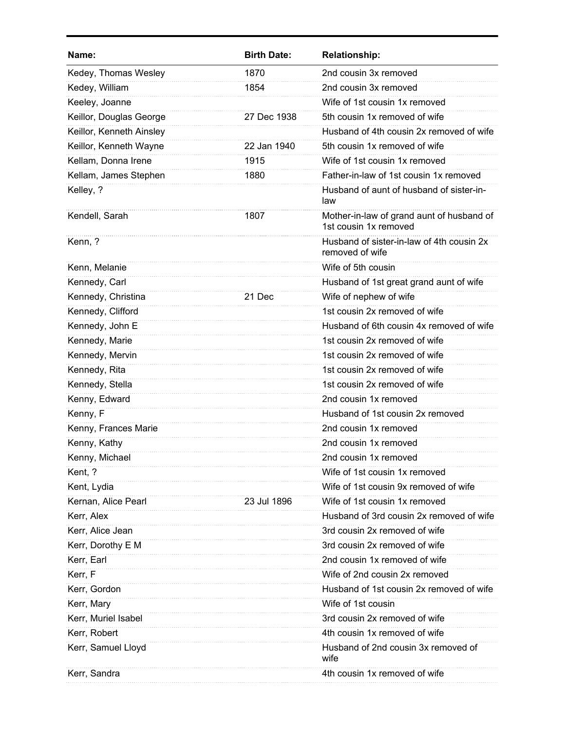| Name: | Birth Date: | Relationship: |
|---|---|---|
| Kedey, Thomas Wesley | 1870 | 2nd cousin 3x removed |
| Kedey, William | 1854 | 2nd cousin 3x removed |
| Keeley, Joanne | | Wife of 1st cousin 1x removed |
| Keillor, Douglas George | 27 Dec 1938 | 5th cousin 1x removed of wife |
| Keillor, Kenneth Ainsley | | Husband of 4th cousin 2x removed of wife |
| Keillor, Kenneth Wayne | 22 Jan 1940 | 5th cousin 1x removed of wife |
| Kellam, Donna Irene | 1915 | Wife of 1st cousin 1x removed |
| Kellam, James Stephen | 1880 | Father-in-law of 1st cousin 1x removed |
| Kelley, ? | | Husband of aunt of husband of sister-in-law |
| Kendell, Sarah | 1807 | Mother-in-law of grand aunt of husband of 1st cousin 1x removed |
| Kenn, ? | | Husband of sister-in-law of 4th cousin 2x removed of wife |
| Kenn, Melanie | | Wife of 5th cousin |
| Kennedy, Carl | | Husband of 1st great grand aunt of wife |
| Kennedy, Christina | 21 Dec | Wife of nephew of wife |
| Kennedy, Clifford | | 1st cousin 2x removed of wife |
| Kennedy, John E | | Husband of 6th cousin 4x removed of wife |
| Kennedy, Marie | | 1st cousin 2x removed of wife |
| Kennedy, Mervin | | 1st cousin 2x removed of wife |
| Kennedy, Rita | | 1st cousin 2x removed of wife |
| Kennedy, Stella | | 1st cousin 2x removed of wife |
| Kenny, Edward | | 2nd cousin 1x removed |
| Kenny, F | | Husband of 1st cousin 2x removed |
| Kenny, Frances Marie | | 2nd cousin 1x removed |
| Kenny, Kathy | | 2nd cousin 1x removed |
| Kenny, Michael | | 2nd cousin 1x removed |
| Kent, ? | | Wife of 1st cousin 1x removed |
| Kent, Lydia | | Wife of 1st cousin 9x removed of wife |
| Kernan, Alice Pearl | 23 Jul 1896 | Wife of 1st cousin 1x removed |
| Kerr, Alex | | Husband of 3rd cousin 2x removed of wife |
| Kerr, Alice Jean | | 3rd cousin 2x removed of wife |
| Kerr, Dorothy E M | | 3rd cousin 2x removed of wife |
| Kerr, Earl | | 2nd cousin 1x removed of wife |
| Kerr, F | | Wife of 2nd cousin 2x removed |
| Kerr, Gordon | | Husband of 1st cousin 2x removed of wife |
| Kerr, Mary | | Wife of 1st cousin |
| Kerr, Muriel Isabel | | 3rd cousin 2x removed of wife |
| Kerr, Robert | | 4th cousin 1x removed of wife |
| Kerr, Samuel Lloyd | | Husband of 2nd cousin 3x removed of wife |
| Kerr, Sandra | | 4th cousin 1x removed of wife |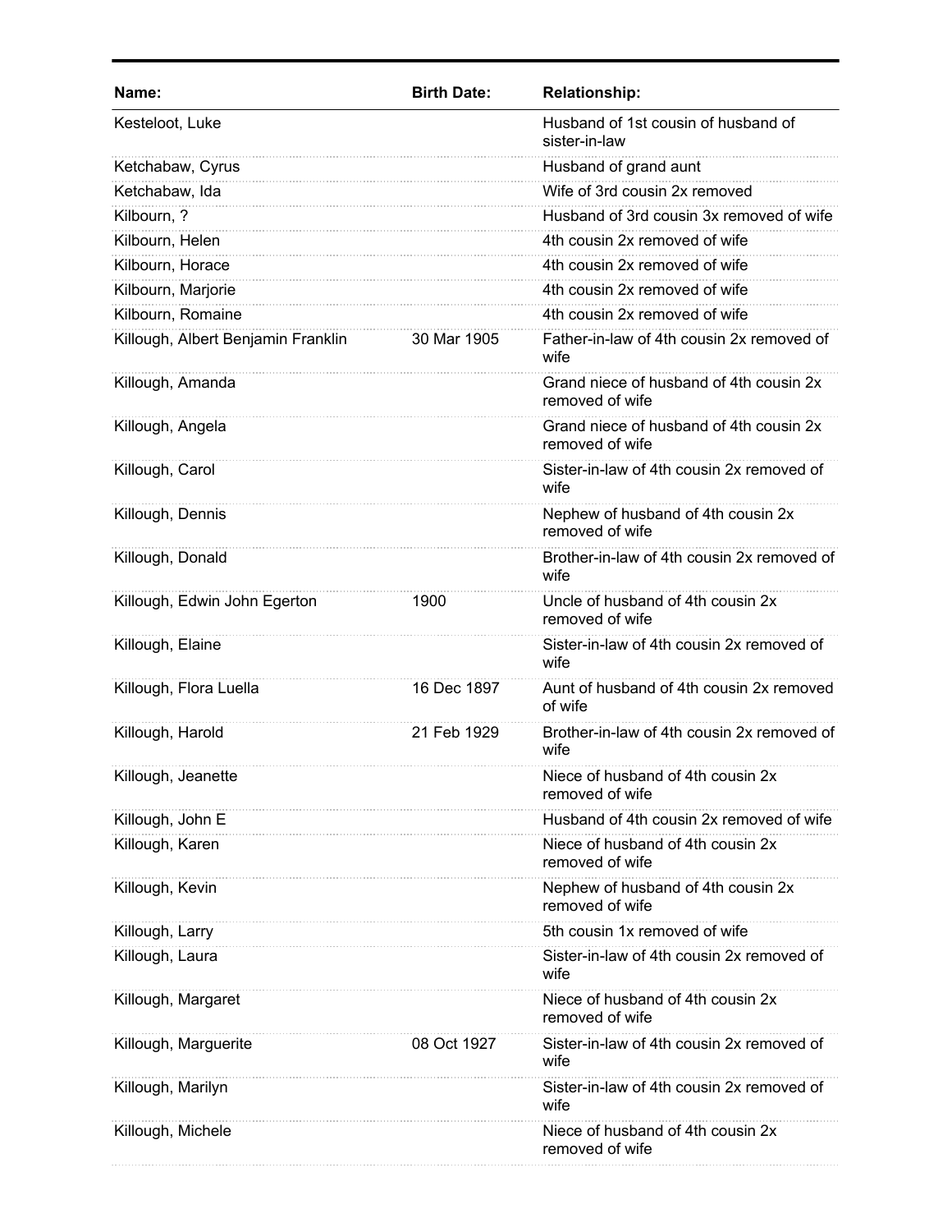| Name: | Birth Date: | Relationship: |
|---|---|---|
| Kesteloot, Luke | | Husband of 1st cousin of husband of sister-in-law |
| Ketchabaw, Cyrus | | Husband of grand aunt |
| Ketchabaw, Ida | | Wife of 3rd cousin 2x removed |
| Kilbourn, ? | | Husband of 3rd cousin 3x removed of wife |
| Kilbourn, Helen | | 4th cousin 2x removed of wife |
| Kilbourn, Horace | | 4th cousin 2x removed of wife |
| Kilbourn, Marjorie | | 4th cousin 2x removed of wife |
| Kilbourn, Romaine | | 4th cousin 2x removed of wife |
| Killough, Albert Benjamin Franklin | 30 Mar 1905 | Father-in-law of 4th cousin 2x removed of wife |
| Killough, Amanda | | Grand niece of husband of 4th cousin 2x removed of wife |
| Killough, Angela | | Grand niece of husband of 4th cousin 2x removed of wife |
| Killough, Carol | | Sister-in-law of 4th cousin 2x removed of wife |
| Killough, Dennis | | Nephew of husband of 4th cousin 2x removed of wife |
| Killough, Donald | | Brother-in-law of 4th cousin 2x removed of wife |
| Killough, Edwin John Egerton | 1900 | Uncle of husband of 4th cousin 2x removed of wife |
| Killough, Elaine | | Sister-in-law of 4th cousin 2x removed of wife |
| Killough, Flora Luella | 16 Dec 1897 | Aunt of husband of 4th cousin 2x removed of wife |
| Killough, Harold | 21 Feb 1929 | Brother-in-law of 4th cousin 2x removed of wife |
| Killough, Jeanette | | Niece of husband of 4th cousin 2x removed of wife |
| Killough, John E | | Husband of 4th cousin 2x removed of wife |
| Killough, Karen | | Niece of husband of 4th cousin 2x removed of wife |
| Killough, Kevin | | Nephew of husband of 4th cousin 2x removed of wife |
| Killough, Larry | | 5th cousin 1x removed of wife |
| Killough, Laura | | Sister-in-law of 4th cousin 2x removed of wife |
| Killough, Margaret | | Niece of husband of 4th cousin 2x removed of wife |
| Killough, Marguerite | 08 Oct 1927 | Sister-in-law of 4th cousin 2x removed of wife |
| Killough, Marilyn | | Sister-in-law of 4th cousin 2x removed of wife |
| Killough, Michele | | Niece of husband of 4th cousin 2x removed of wife |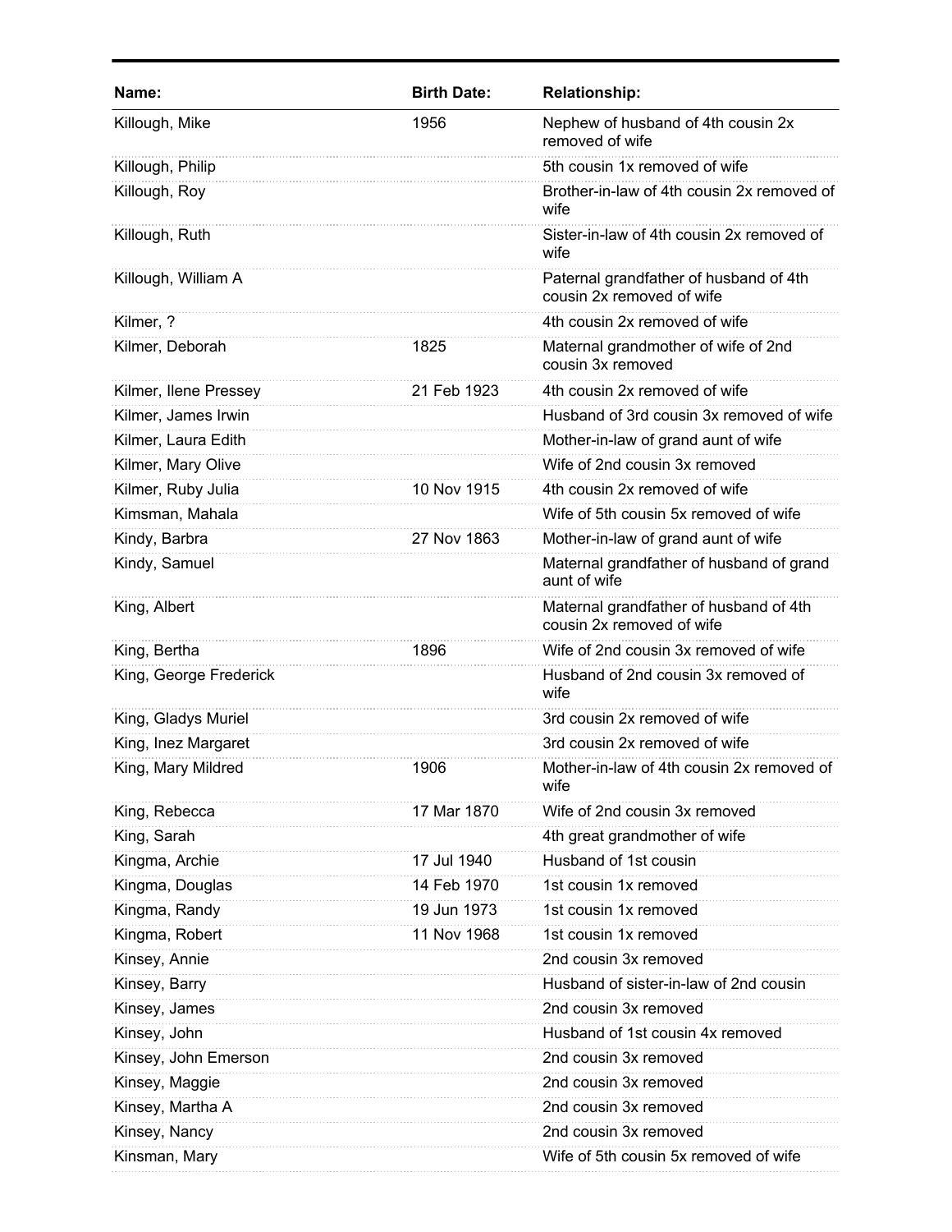| Name: | Birth Date: | Relationship: |
| --- | --- | --- |
| Killough, Mike | 1956 | Nephew of husband of 4th cousin 2x removed of wife |
| Killough, Philip | | 5th cousin 1x removed of wife |
| Killough, Roy | | Brother-in-law of 4th cousin 2x removed of wife |
| Killough, Ruth | | Sister-in-law of 4th cousin 2x removed of wife |
| Killough, William A | | Paternal grandfather of husband of 4th cousin 2x removed of wife |
| Kilmer, ? | | 4th cousin 2x removed of wife |
| Kilmer, Deborah | 1825 | Maternal grandmother of wife of 2nd cousin 3x removed |
| Kilmer, Ilene Pressey | 21 Feb 1923 | 4th cousin 2x removed of wife |
| Kilmer, James Irwin | | Husband of 3rd cousin 3x removed of wife |
| Kilmer, Laura Edith | | Mother-in-law of grand aunt of wife |
| Kilmer, Mary Olive | | Wife of 2nd cousin 3x removed |
| Kilmer, Ruby Julia | 10 Nov 1915 | 4th cousin 2x removed of wife |
| Kimsman, Mahala | | Wife of 5th cousin 5x removed of wife |
| Kindy, Barbra | 27 Nov 1863 | Mother-in-law of grand aunt of wife |
| Kindy, Samuel | | Maternal grandfather of husband of grand aunt of wife |
| King, Albert | | Maternal grandfather of husband of 4th cousin 2x removed of wife |
| King, Bertha | 1896 | Wife of 2nd cousin 3x removed of wife |
| King, George Frederick | | Husband of 2nd cousin 3x removed of wife |
| King, Gladys Muriel | | 3rd cousin 2x removed of wife |
| King, Inez Margaret | | 3rd cousin 2x removed of wife |
| King, Mary Mildred | 1906 | Mother-in-law of 4th cousin 2x removed of wife |
| King, Rebecca | 17 Mar 1870 | Wife of 2nd cousin 3x removed |
| King, Sarah | | 4th great grandmother of wife |
| Kingma, Archie | 17 Jul 1940 | Husband of 1st cousin |
| Kingma, Douglas | 14 Feb 1970 | 1st cousin 1x removed |
| Kingma, Randy | 19 Jun 1973 | 1st cousin 1x removed |
| Kingma, Robert | 11 Nov 1968 | 1st cousin 1x removed |
| Kinsey, Annie | | 2nd cousin 3x removed |
| Kinsey, Barry | | Husband of sister-in-law of 2nd cousin |
| Kinsey, James | | 2nd cousin 3x removed |
| Kinsey, John | | Husband of 1st cousin 4x removed |
| Kinsey, John Emerson | | 2nd cousin 3x removed |
| Kinsey, Maggie | | 2nd cousin 3x removed |
| Kinsey, Martha A | | 2nd cousin 3x removed |
| Kinsey, Nancy | | 2nd cousin 3x removed |
| Kinsman, Mary | | Wife of 5th cousin 5x removed of wife |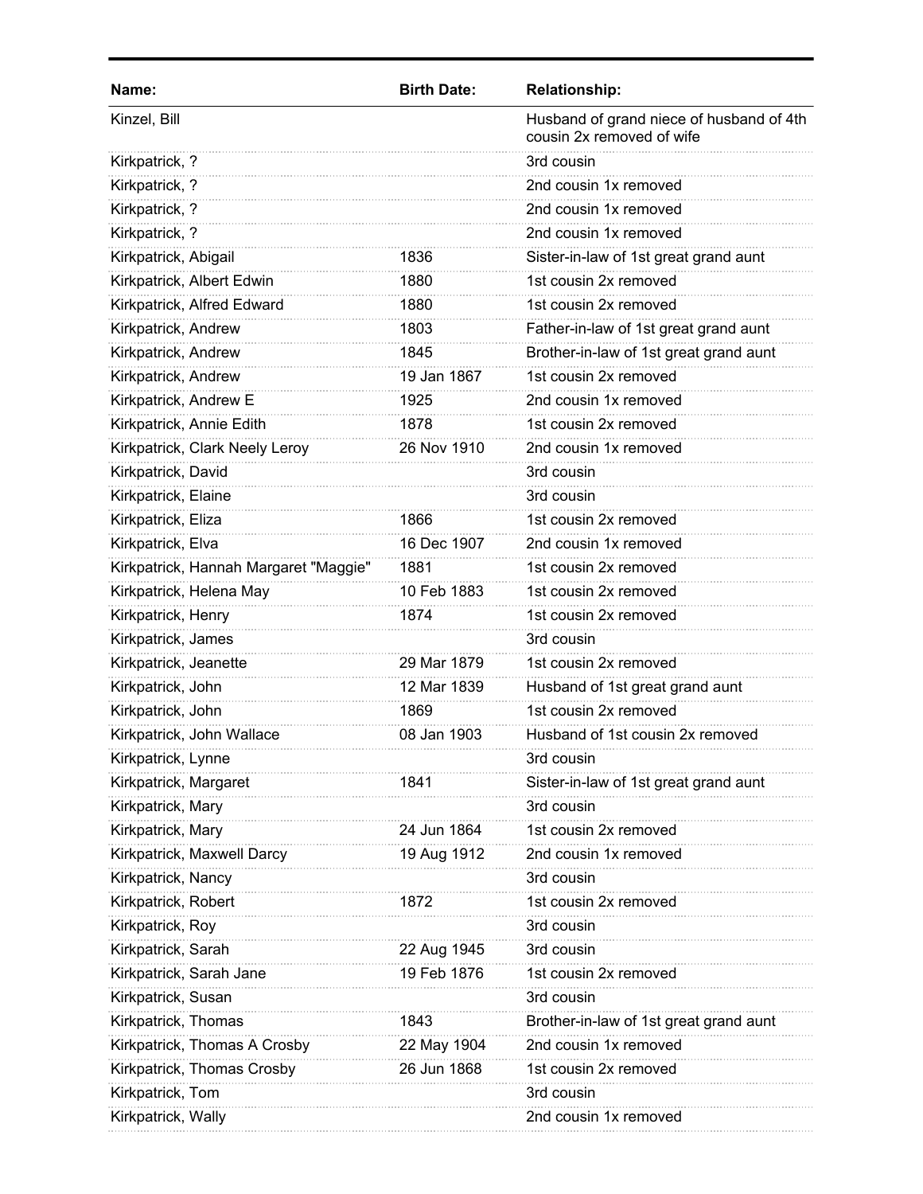| Name: | Birth Date: | Relationship: |
|---|---|---|
| Kinzel, Bill | | Husband of grand niece of husband of 4th cousin 2x removed of wife |
| Kirkpatrick, ? | | 3rd cousin |
| Kirkpatrick, ? | | 2nd cousin 1x removed |
| Kirkpatrick, ? | | 2nd cousin 1x removed |
| Kirkpatrick, ? | | 2nd cousin 1x removed |
| Kirkpatrick, Abigail | 1836 | Sister-in-law of 1st great grand aunt |
| Kirkpatrick, Albert Edwin | 1880 | 1st cousin 2x removed |
| Kirkpatrick, Alfred Edward | 1880 | 1st cousin 2x removed |
| Kirkpatrick, Andrew | 1803 | Father-in-law of 1st great grand aunt |
| Kirkpatrick, Andrew | 1845 | Brother-in-law of 1st great grand aunt |
| Kirkpatrick, Andrew | 19 Jan 1867 | 1st cousin 2x removed |
| Kirkpatrick, Andrew E | 1925 | 2nd cousin 1x removed |
| Kirkpatrick, Annie Edith | 1878 | 1st cousin 2x removed |
| Kirkpatrick, Clark Neely Leroy | 26 Nov 1910 | 2nd cousin 1x removed |
| Kirkpatrick, David | | 3rd cousin |
| Kirkpatrick, Elaine | | 3rd cousin |
| Kirkpatrick, Eliza | 1866 | 1st cousin 2x removed |
| Kirkpatrick, Elva | 16 Dec 1907 | 2nd cousin 1x removed |
| Kirkpatrick, Hannah Margaret "Maggie" | 1881 | 1st cousin 2x removed |
| Kirkpatrick, Helena May | 10 Feb 1883 | 1st cousin 2x removed |
| Kirkpatrick, Henry | 1874 | 1st cousin 2x removed |
| Kirkpatrick, James | | 3rd cousin |
| Kirkpatrick, Jeanette | 29 Mar 1879 | 1st cousin 2x removed |
| Kirkpatrick, John | 12 Mar 1839 | Husband of 1st great grand aunt |
| Kirkpatrick, John | 1869 | 1st cousin 2x removed |
| Kirkpatrick, John Wallace | 08 Jan 1903 | Husband of 1st cousin 2x removed |
| Kirkpatrick, Lynne | | 3rd cousin |
| Kirkpatrick, Margaret | 1841 | Sister-in-law of 1st great grand aunt |
| Kirkpatrick, Mary | | 3rd cousin |
| Kirkpatrick, Mary | 24 Jun 1864 | 1st cousin 2x removed |
| Kirkpatrick, Maxwell Darcy | 19 Aug 1912 | 2nd cousin 1x removed |
| Kirkpatrick, Nancy | | 3rd cousin |
| Kirkpatrick, Robert | 1872 | 1st cousin 2x removed |
| Kirkpatrick, Roy | | 3rd cousin |
| Kirkpatrick, Sarah | 22 Aug 1945 | 3rd cousin |
| Kirkpatrick, Sarah Jane | 19 Feb 1876 | 1st cousin 2x removed |
| Kirkpatrick, Susan | | 3rd cousin |
| Kirkpatrick, Thomas | 1843 | Brother-in-law of 1st great grand aunt |
| Kirkpatrick, Thomas A Crosby | 22 May 1904 | 2nd cousin 1x removed |
| Kirkpatrick, Thomas Crosby | 26 Jun 1868 | 1st cousin 2x removed |
| Kirkpatrick, Tom | | 3rd cousin |
| Kirkpatrick, Wally | | 2nd cousin 1x removed |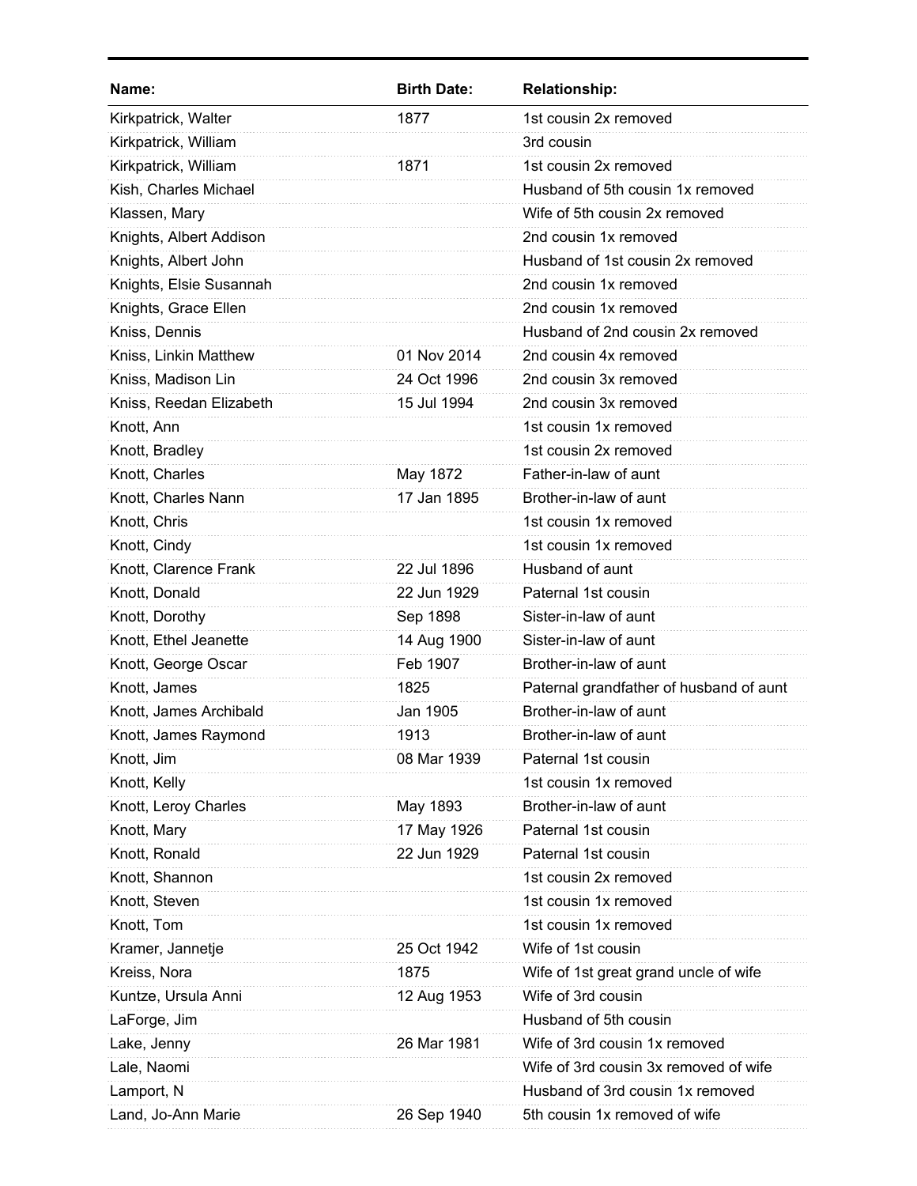| Name: | Birth Date: | Relationship: |
|---|---|---|
| Kirkpatrick, Walter | 1877 | 1st cousin 2x removed |
| Kirkpatrick, William | | 3rd cousin |
| Kirkpatrick, William | 1871 | 1st cousin 2x removed |
| Kish, Charles Michael | | Husband of 5th cousin 1x removed |
| Klassen, Mary | | Wife of 5th cousin 2x removed |
| Knights, Albert Addison | | 2nd cousin 1x removed |
| Knights, Albert John | | Husband of 1st cousin 2x removed |
| Knights, Elsie Susannah | | 2nd cousin 1x removed |
| Knights, Grace Ellen | | 2nd cousin 1x removed |
| Kniss, Dennis | | Husband of 2nd cousin 2x removed |
| Kniss, Linkin Matthew | 01 Nov 2014 | 2nd cousin 4x removed |
| Kniss, Madison Lin | 24 Oct 1996 | 2nd cousin 3x removed |
| Kniss, Reedan Elizabeth | 15 Jul 1994 | 2nd cousin 3x removed |
| Knott, Ann | | 1st cousin 1x removed |
| Knott, Bradley | | 1st cousin 2x removed |
| Knott, Charles | May 1872 | Father-in-law of aunt |
| Knott, Charles Nann | 17 Jan 1895 | Brother-in-law of aunt |
| Knott, Chris | | 1st cousin 1x removed |
| Knott, Cindy | | 1st cousin 1x removed |
| Knott, Clarence Frank | 22 Jul 1896 | Husband of aunt |
| Knott, Donald | 22 Jun 1929 | Paternal 1st cousin |
| Knott, Dorothy | Sep 1898 | Sister-in-law of aunt |
| Knott, Ethel Jeanette | 14 Aug 1900 | Sister-in-law of aunt |
| Knott, George Oscar | Feb 1907 | Brother-in-law of aunt |
| Knott, James | 1825 | Paternal grandfather of husband of aunt |
| Knott, James Archibald | Jan 1905 | Brother-in-law of aunt |
| Knott, James Raymond | 1913 | Brother-in-law of aunt |
| Knott, Jim | 08 Mar 1939 | Paternal 1st cousin |
| Knott, Kelly | | 1st cousin 1x removed |
| Knott, Leroy Charles | May 1893 | Brother-in-law of aunt |
| Knott, Mary | 17 May 1926 | Paternal 1st cousin |
| Knott, Ronald | 22 Jun 1929 | Paternal 1st cousin |
| Knott, Shannon | | 1st cousin 2x removed |
| Knott, Steven | | 1st cousin 1x removed |
| Knott, Tom | | 1st cousin 1x removed |
| Kramer, Jannetje | 25 Oct 1942 | Wife of 1st cousin |
| Kreiss, Nora | 1875 | Wife of 1st great grand uncle of wife |
| Kuntze, Ursula Anni | 12 Aug 1953 | Wife of 3rd cousin |
| LaForge, Jim | | Husband of 5th cousin |
| Lake, Jenny | 26 Mar 1981 | Wife of 3rd cousin 1x removed |
| Lale, Naomi | | Wife of 3rd cousin 3x removed of wife |
| Lamport, N | | Husband of 3rd cousin 1x removed |
| Land, Jo-Ann Marie | 26 Sep 1940 | 5th cousin 1x removed of wife |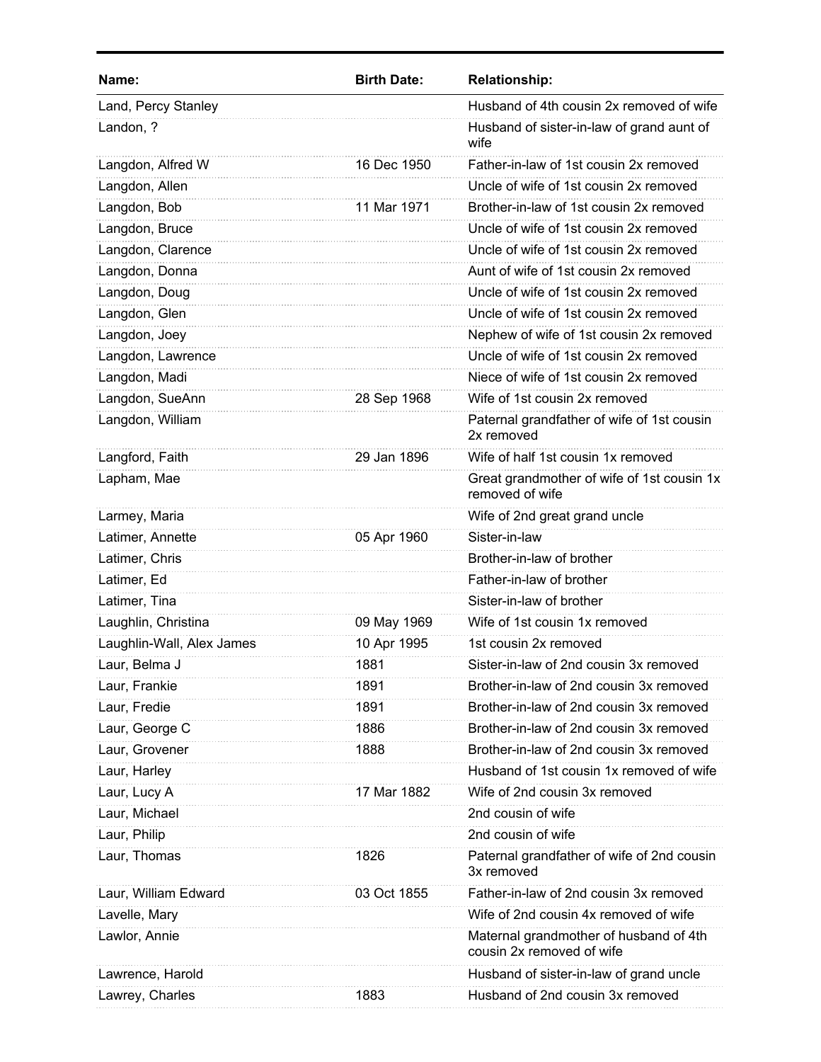| Name: | Birth Date: | Relationship: |
|---|---|---|
| Land, Percy Stanley | | Husband of 4th cousin 2x removed of wife |
| Landon, ? | | Husband of sister-in-law of grand aunt of wife |
| Langdon, Alfred W | 16 Dec 1950 | Father-in-law of 1st cousin 2x removed |
| Langdon, Allen | | Uncle of wife of 1st cousin 2x removed |
| Langdon, Bob | 11 Mar 1971 | Brother-in-law of 1st cousin 2x removed |
| Langdon, Bruce | | Uncle of wife of 1st cousin 2x removed |
| Langdon, Clarence | | Uncle of wife of 1st cousin 2x removed |
| Langdon, Donna | | Aunt of wife of 1st cousin 2x removed |
| Langdon, Doug | | Uncle of wife of 1st cousin 2x removed |
| Langdon, Glen | | Uncle of wife of 1st cousin 2x removed |
| Langdon, Joey | | Nephew of wife of 1st cousin 2x removed |
| Langdon, Lawrence | | Uncle of wife of 1st cousin 2x removed |
| Langdon, Madi | | Niece of wife of 1st cousin 2x removed |
| Langdon, SueAnn | 28 Sep 1968 | Wife of 1st cousin 2x removed |
| Langdon, William | | Paternal grandfather of wife of 1st cousin 2x removed |
| Langford, Faith | 29 Jan 1896 | Wife of half 1st cousin 1x removed |
| Lapham, Mae | | Great grandmother of wife of 1st cousin 1x removed of wife |
| Larmey, Maria | | Wife of 2nd great grand uncle |
| Latimer, Annette | 05 Apr 1960 | Sister-in-law |
| Latimer, Chris | | Brother-in-law of brother |
| Latimer, Ed | | Father-in-law of brother |
| Latimer, Tina | | Sister-in-law of brother |
| Laughlin, Christina | 09 May 1969 | Wife of 1st cousin 1x removed |
| Laughlin-Wall, Alex James | 10 Apr 1995 | 1st cousin 2x removed |
| Laur, Belma J | 1881 | Sister-in-law of 2nd cousin 3x removed |
| Laur, Frankie | 1891 | Brother-in-law of 2nd cousin 3x removed |
| Laur, Fredie | 1891 | Brother-in-law of 2nd cousin 3x removed |
| Laur, George C | 1886 | Brother-in-law of 2nd cousin 3x removed |
| Laur, Grovener | 1888 | Brother-in-law of 2nd cousin 3x removed |
| Laur, Harley | | Husband of 1st cousin 1x removed of wife |
| Laur, Lucy A | 17 Mar 1882 | Wife of 2nd cousin 3x removed |
| Laur, Michael | | 2nd cousin of wife |
| Laur, Philip | | 2nd cousin of wife |
| Laur, Thomas | 1826 | Paternal grandfather of wife of 2nd cousin 3x removed |
| Laur, William Edward | 03 Oct 1855 | Father-in-law of 2nd cousin 3x removed |
| Lavelle, Mary | | Wife of 2nd cousin 4x removed of wife |
| Lawlor, Annie | | Maternal grandmother of husband of 4th cousin 2x removed of wife |
| Lawrence, Harold | | Husband of sister-in-law of grand uncle |
| Lawrey, Charles | 1883 | Husband of 2nd cousin 3x removed |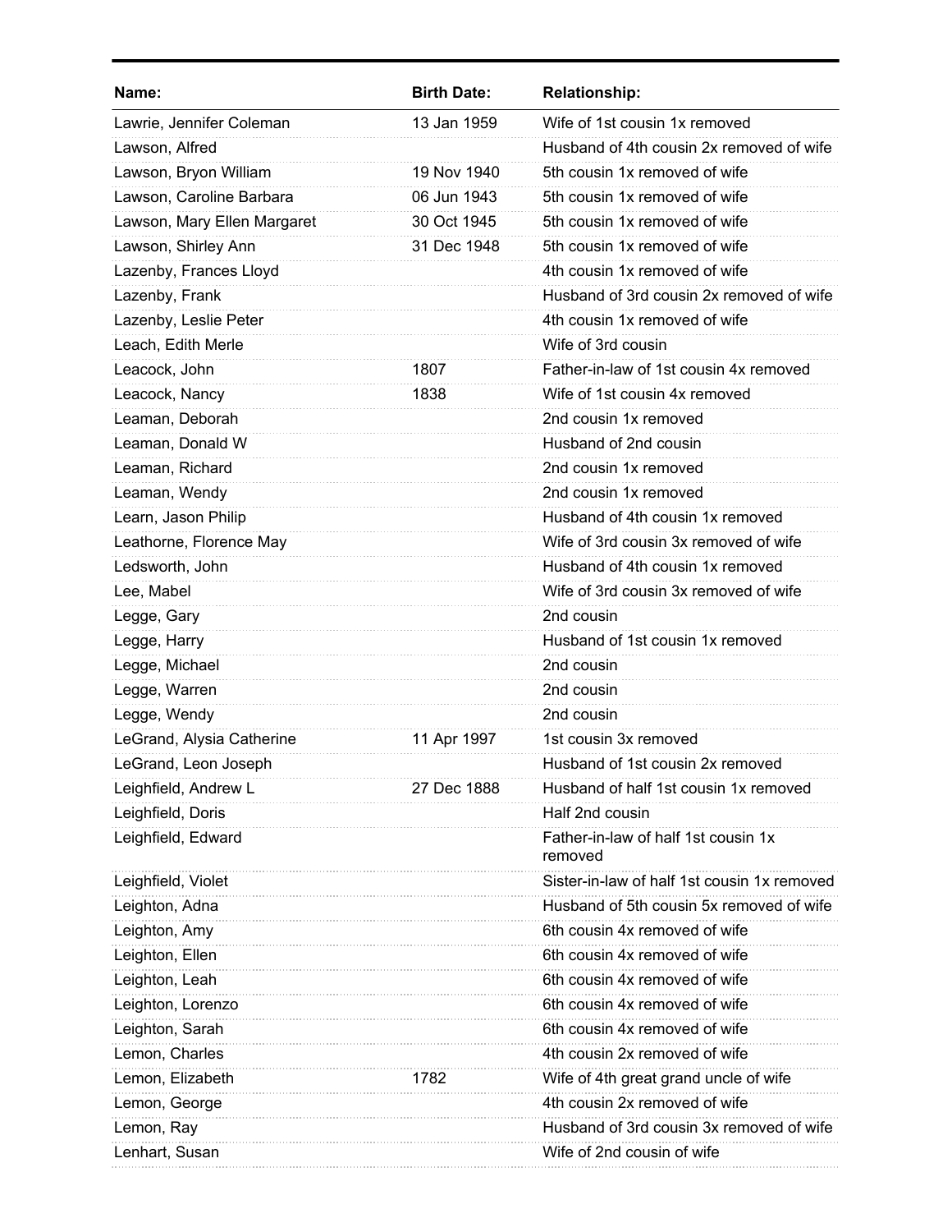| Name: | Birth Date: | Relationship: |
|---|---|---|
| Lawrie, Jennifer Coleman | 13 Jan 1959 | Wife of 1st cousin 1x removed |
| Lawson, Alfred | | Husband of 4th cousin 2x removed of wife |
| Lawson, Bryon William | 19 Nov 1940 | 5th cousin 1x removed of wife |
| Lawson, Caroline Barbara | 06 Jun 1943 | 5th cousin 1x removed of wife |
| Lawson, Mary Ellen Margaret | 30 Oct 1945 | 5th cousin 1x removed of wife |
| Lawson, Shirley Ann | 31 Dec 1948 | 5th cousin 1x removed of wife |
| Lazenby, Frances Lloyd | | 4th cousin 1x removed of wife |
| Lazenby, Frank | | Husband of 3rd cousin 2x removed of wife |
| Lazenby, Leslie Peter | | 4th cousin 1x removed of wife |
| Leach, Edith Merle | | Wife of 3rd cousin |
| Leacock, John | 1807 | Father-in-law of 1st cousin 4x removed |
| Leacock, Nancy | 1838 | Wife of 1st cousin 4x removed |
| Leaman, Deborah | | 2nd cousin 1x removed |
| Leaman, Donald W | | Husband of 2nd cousin |
| Leaman, Richard | | 2nd cousin 1x removed |
| Leaman, Wendy | | 2nd cousin 1x removed |
| Learn, Jason Philip | | Husband of 4th cousin 1x removed |
| Leathorne, Florence May | | Wife of 3rd cousin 3x removed of wife |
| Ledsworth, John | | Husband of 4th cousin 1x removed |
| Lee, Mabel | | Wife of 3rd cousin 3x removed of wife |
| Legge, Gary | | 2nd cousin |
| Legge, Harry | | Husband of 1st cousin 1x removed |
| Legge, Michael | | 2nd cousin |
| Legge, Warren | | 2nd cousin |
| Legge, Wendy | | 2nd cousin |
| LeGrand, Alysia Catherine | 11 Apr 1997 | 1st cousin 3x removed |
| LeGrand, Leon Joseph | | Husband of 1st cousin 2x removed |
| Leighfield, Andrew L | 27 Dec 1888 | Husband of half 1st cousin 1x removed |
| Leighfield, Doris | | Half 2nd cousin |
| Leighfield, Edward | | Father-in-law of half 1st cousin 1x removed |
| Leighfield, Violet | | Sister-in-law of half 1st cousin 1x removed |
| Leighton, Adna | | Husband of 5th cousin 5x removed of wife |
| Leighton, Amy | | 6th cousin 4x removed of wife |
| Leighton, Ellen | | 6th cousin 4x removed of wife |
| Leighton, Leah | | 6th cousin 4x removed of wife |
| Leighton, Lorenzo | | 6th cousin 4x removed of wife |
| Leighton, Sarah | | 6th cousin 4x removed of wife |
| Lemon, Charles | | 4th cousin 2x removed of wife |
| Lemon, Elizabeth | 1782 | Wife of 4th great grand uncle of wife |
| Lemon, George | | 4th cousin 2x removed of wife |
| Lemon, Ray | | Husband of 3rd cousin 3x removed of wife |
| Lenhart, Susan | | Wife of 2nd cousin of wife |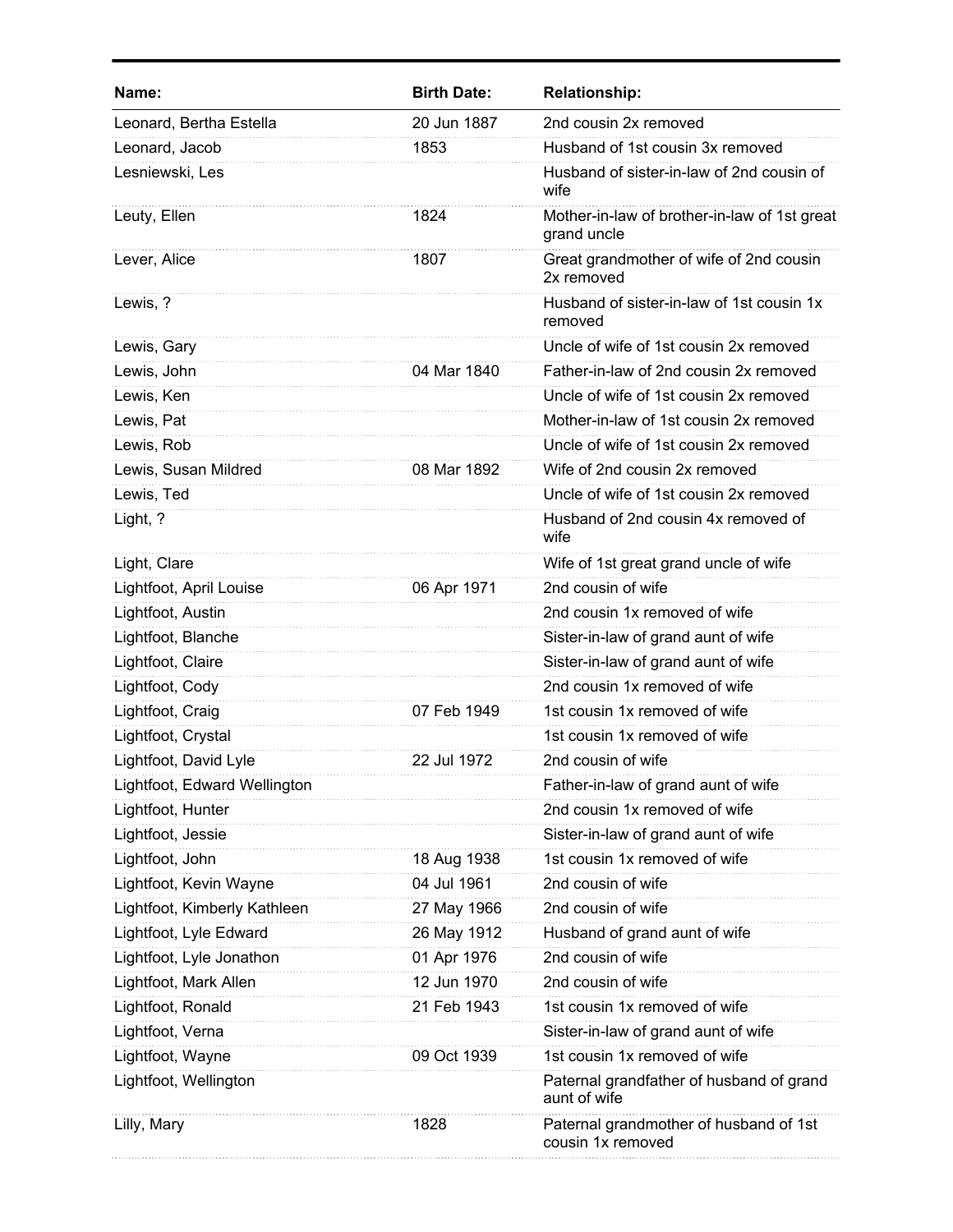| Name: | Birth Date: | Relationship: |
|---|---|---|
| Leonard, Bertha Estella | 20 Jun 1887 | 2nd cousin 2x removed |
| Leonard, Jacob | 1853 | Husband of 1st cousin 3x removed |
| Lesniewski, Les | | Husband of sister-in-law of 2nd cousin of wife |
| Leuty, Ellen | 1824 | Mother-in-law of brother-in-law of 1st great grand uncle |
| Lever, Alice | 1807 | Great grandmother of wife of 2nd cousin 2x removed |
| Lewis, ? | | Husband of sister-in-law of 1st cousin 1x removed |
| Lewis, Gary | | Uncle of wife of 1st cousin 2x removed |
| Lewis, John | 04 Mar 1840 | Father-in-law of 2nd cousin 2x removed |
| Lewis, Ken | | Uncle of wife of 1st cousin 2x removed |
| Lewis, Pat | | Mother-in-law of 1st cousin 2x removed |
| Lewis, Rob | | Uncle of wife of 1st cousin 2x removed |
| Lewis, Susan Mildred | 08 Mar 1892 | Wife of 2nd cousin 2x removed |
| Lewis, Ted | | Uncle of wife of 1st cousin 2x removed |
| Light, ? | | Husband of 2nd cousin 4x removed of wife |
| Light, Clare | | Wife of 1st great grand uncle of wife |
| Lightfoot, April Louise | 06 Apr 1971 | 2nd cousin of wife |
| Lightfoot, Austin | | 2nd cousin 1x removed of wife |
| Lightfoot, Blanche | | Sister-in-law of grand aunt of wife |
| Lightfoot, Claire | | Sister-in-law of grand aunt of wife |
| Lightfoot, Cody | | 2nd cousin 1x removed of wife |
| Lightfoot, Craig | 07 Feb 1949 | 1st cousin 1x removed of wife |
| Lightfoot, Crystal | | 1st cousin 1x removed of wife |
| Lightfoot, David Lyle | 22 Jul 1972 | 2nd cousin of wife |
| Lightfoot, Edward Wellington | | Father-in-law of grand aunt of wife |
| Lightfoot, Hunter | | 2nd cousin 1x removed of wife |
| Lightfoot, Jessie | | Sister-in-law of grand aunt of wife |
| Lightfoot, John | 18 Aug 1938 | 1st cousin 1x removed of wife |
| Lightfoot, Kevin Wayne | 04 Jul 1961 | 2nd cousin of wife |
| Lightfoot, Kimberly Kathleen | 27 May 1966 | 2nd cousin of wife |
| Lightfoot, Lyle Edward | 26 May 1912 | Husband of grand aunt of wife |
| Lightfoot, Lyle Jonathon | 01 Apr 1976 | 2nd cousin of wife |
| Lightfoot, Mark Allen | 12 Jun 1970 | 2nd cousin of wife |
| Lightfoot, Ronald | 21 Feb 1943 | 1st cousin 1x removed of wife |
| Lightfoot, Verna | | Sister-in-law of grand aunt of wife |
| Lightfoot, Wayne | 09 Oct 1939 | 1st cousin 1x removed of wife |
| Lightfoot, Wellington | | Paternal grandfather of husband of grand aunt of wife |
| Lilly, Mary | 1828 | Paternal grandmother of husband of 1st cousin 1x removed |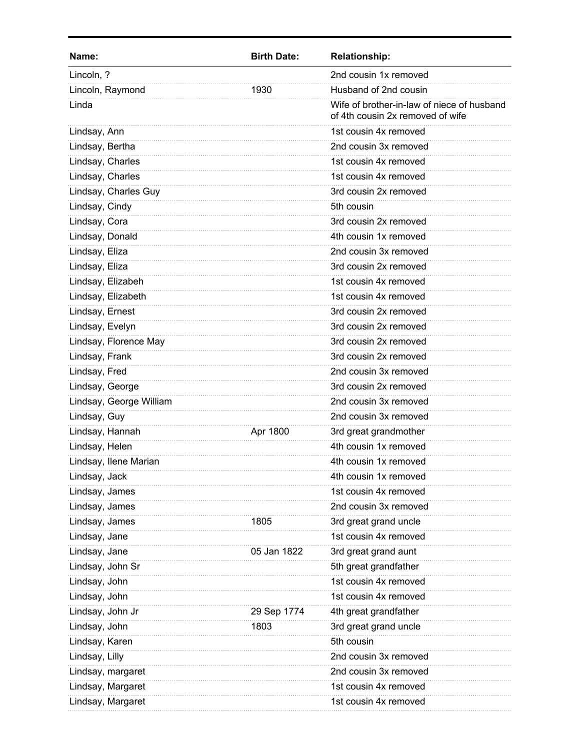| Name: | Birth Date: | Relationship: |
|---|---|---|
| Lincoln, ? | | 2nd cousin 1x removed |
| Lincoln, Raymond | 1930 | Husband of 2nd cousin |
| Linda | | Wife of brother-in-law of niece of husband of 4th cousin 2x removed of wife |
| Lindsay, Ann | | 1st cousin 4x removed |
| Lindsay, Bertha | | 2nd cousin 3x removed |
| Lindsay, Charles | | 1st cousin 4x removed |
| Lindsay, Charles | | 1st cousin 4x removed |
| Lindsay, Charles Guy | | 3rd cousin 2x removed |
| Lindsay, Cindy | | 5th cousin |
| Lindsay, Cora | | 3rd cousin 2x removed |
| Lindsay, Donald | | 4th cousin 1x removed |
| Lindsay, Eliza | | 2nd cousin 3x removed |
| Lindsay, Eliza | | 3rd cousin 2x removed |
| Lindsay, Elizabeh | | 1st cousin 4x removed |
| Lindsay, Elizabeth | | 1st cousin 4x removed |
| Lindsay, Ernest | | 3rd cousin 2x removed |
| Lindsay, Evelyn | | 3rd cousin 2x removed |
| Lindsay, Florence May | | 3rd cousin 2x removed |
| Lindsay, Frank | | 3rd cousin 2x removed |
| Lindsay, Fred | | 2nd cousin 3x removed |
| Lindsay, George | | 3rd cousin 2x removed |
| Lindsay, George William | | 2nd cousin 3x removed |
| Lindsay, Guy | | 2nd cousin 3x removed |
| Lindsay, Hannah | Apr 1800 | 3rd great grandmother |
| Lindsay, Helen | | 4th cousin 1x removed |
| Lindsay, Ilene Marian | | 4th cousin 1x removed |
| Lindsay, Jack | | 4th cousin 1x removed |
| Lindsay, James | | 1st cousin 4x removed |
| Lindsay, James | | 2nd cousin 3x removed |
| Lindsay, James | 1805 | 3rd great grand uncle |
| Lindsay, Jane | | 1st cousin 4x removed |
| Lindsay, Jane | 05 Jan 1822 | 3rd great grand aunt |
| Lindsay, John Sr | | 5th great grandfather |
| Lindsay, John | | 1st cousin 4x removed |
| Lindsay, John | | 1st cousin 4x removed |
| Lindsay, John Jr | 29 Sep 1774 | 4th great grandfather |
| Lindsay, John | 1803 | 3rd great grand uncle |
| Lindsay, Karen | | 5th cousin |
| Lindsay, Lilly | | 2nd cousin 3x removed |
| Lindsay, margaret | | 2nd cousin 3x removed |
| Lindsay, Margaret | | 1st cousin 4x removed |
| Lindsay, Margaret | | 1st cousin 4x removed |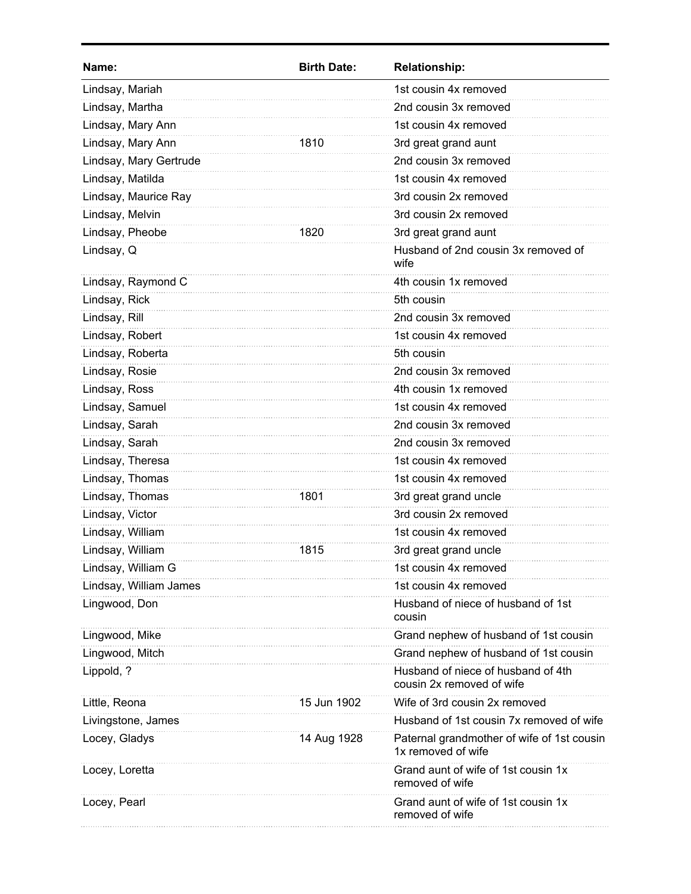| Name: | Birth Date: | Relationship: |
| --- | --- | --- |
| Lindsay, Mariah | | 1st cousin 4x removed |
| Lindsay, Martha | | 2nd cousin 3x removed |
| Lindsay, Mary Ann | | 1st cousin 4x removed |
| Lindsay, Mary Ann | 1810 | 3rd great grand aunt |
| Lindsay, Mary Gertrude | | 2nd cousin 3x removed |
| Lindsay, Matilda | | 1st cousin 4x removed |
| Lindsay, Maurice Ray | | 3rd cousin 2x removed |
| Lindsay, Melvin | | 3rd cousin 2x removed |
| Lindsay, Pheobe | 1820 | 3rd great grand aunt |
| Lindsay, Q | | Husband of 2nd cousin 3x removed of wife |
| Lindsay, Raymond C | | 4th cousin 1x removed |
| Lindsay, Rick | | 5th cousin |
| Lindsay, Rill | | 2nd cousin 3x removed |
| Lindsay, Robert | | 1st cousin 4x removed |
| Lindsay, Roberta | | 5th cousin |
| Lindsay, Rosie | | 2nd cousin 3x removed |
| Lindsay, Ross | | 4th cousin 1x removed |
| Lindsay, Samuel | | 1st cousin 4x removed |
| Lindsay, Sarah | | 2nd cousin 3x removed |
| Lindsay, Sarah | | 2nd cousin 3x removed |
| Lindsay, Theresa | | 1st cousin 4x removed |
| Lindsay, Thomas | | 1st cousin 4x removed |
| Lindsay, Thomas | 1801 | 3rd great grand uncle |
| Lindsay, Victor | | 3rd cousin 2x removed |
| Lindsay, William | | 1st cousin 4x removed |
| Lindsay, William | 1815 | 3rd great grand uncle |
| Lindsay, William G | | 1st cousin 4x removed |
| Lindsay, William James | | 1st cousin 4x removed |
| Lingwood, Don | | Husband of niece of husband of 1st cousin |
| Lingwood, Mike | | Grand nephew of husband of 1st cousin |
| Lingwood, Mitch | | Grand nephew of husband of 1st cousin |
| Lippold, ? | | Husband of niece of husband of 4th cousin 2x removed of wife |
| Little, Reona | 15 Jun 1902 | Wife of 3rd cousin 2x removed |
| Livingstone, James | | Husband of 1st cousin 7x removed of wife |
| Locey, Gladys | 14 Aug 1928 | Paternal grandmother of wife of 1st cousin 1x removed of wife |
| Locey, Loretta | | Grand aunt of wife of 1st cousin 1x removed of wife |
| Locey, Pearl | | Grand aunt of wife of 1st cousin 1x removed of wife |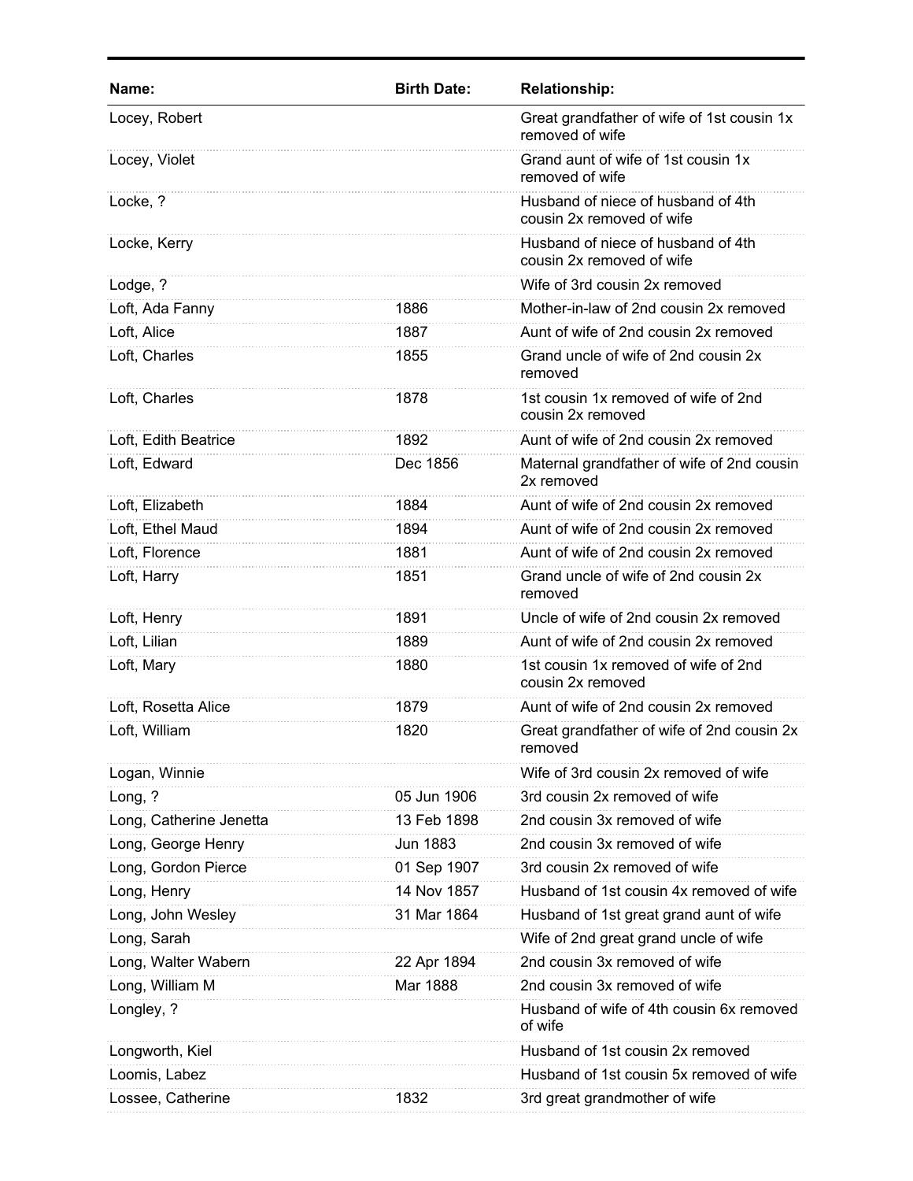| Name: | Birth Date: | Relationship: |
|---|---|---|
| Locey, Robert | | Great grandfather of wife of 1st cousin 1x removed of wife |
| Locey, Violet | | Grand aunt of wife of 1st cousin 1x removed of wife |
| Locke, ? | | Husband of niece of husband of 4th cousin 2x removed of wife |
| Locke, Kerry | | Husband of niece of husband of 4th cousin 2x removed of wife |
| Lodge, ? | | Wife of 3rd cousin 2x removed |
| Loft, Ada Fanny | 1886 | Mother-in-law of 2nd cousin 2x removed |
| Loft, Alice | 1887 | Aunt of wife of 2nd cousin 2x removed |
| Loft, Charles | 1855 | Grand uncle of wife of 2nd cousin 2x removed |
| Loft, Charles | 1878 | 1st cousin 1x removed of wife of 2nd cousin 2x removed |
| Loft, Edith Beatrice | 1892 | Aunt of wife of 2nd cousin 2x removed |
| Loft, Edward | Dec 1856 | Maternal grandfather of wife of 2nd cousin 2x removed |
| Loft, Elizabeth | 1884 | Aunt of wife of 2nd cousin 2x removed |
| Loft, Ethel Maud | 1894 | Aunt of wife of 2nd cousin 2x removed |
| Loft, Florence | 1881 | Aunt of wife of 2nd cousin 2x removed |
| Loft, Harry | 1851 | Grand uncle of wife of 2nd cousin 2x removed |
| Loft, Henry | 1891 | Uncle of wife of 2nd cousin 2x removed |
| Loft, Lilian | 1889 | Aunt of wife of 2nd cousin 2x removed |
| Loft, Mary | 1880 | 1st cousin 1x removed of wife of 2nd cousin 2x removed |
| Loft, Rosetta Alice | 1879 | Aunt of wife of 2nd cousin 2x removed |
| Loft, William | 1820 | Great grandfather of wife of 2nd cousin 2x removed |
| Logan, Winnie | | Wife of 3rd cousin 2x removed of wife |
| Long, ? | 05 Jun 1906 | 3rd cousin 2x removed of wife |
| Long, Catherine Jenetta | 13 Feb 1898 | 2nd cousin 3x removed of wife |
| Long, George Henry | Jun 1883 | 2nd cousin 3x removed of wife |
| Long, Gordon Pierce | 01 Sep 1907 | 3rd cousin 2x removed of wife |
| Long, Henry | 14 Nov 1857 | Husband of 1st cousin 4x removed of wife |
| Long, John Wesley | 31 Mar 1864 | Husband of 1st great grand aunt of wife |
| Long, Sarah | | Wife of 2nd great grand uncle of wife |
| Long, Walter Wabern | 22 Apr 1894 | 2nd cousin 3x removed of wife |
| Long, William M | Mar 1888 | 2nd cousin 3x removed of wife |
| Longley, ? | | Husband of wife of 4th cousin 6x removed of wife |
| Longworth, Kiel | | Husband of 1st cousin 2x removed |
| Loomis, Labez | | Husband of 1st cousin 5x removed of wife |
| Lossee, Catherine | 1832 | 3rd great grandmother of wife |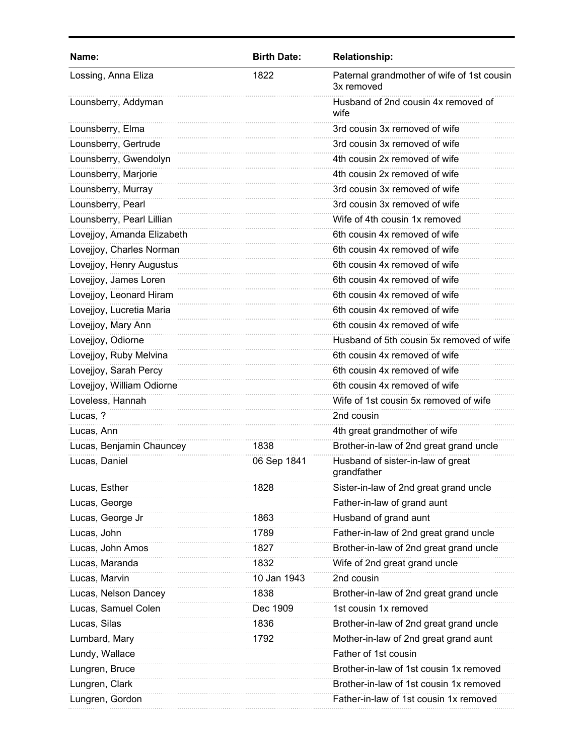| Name: | Birth Date: | Relationship: |
| --- | --- | --- |
| Lossing, Anna Eliza | 1822 | Paternal grandmother of wife of 1st cousin 3x removed |
| Lounsberry, Addyman | | Husband of 2nd cousin 4x removed of wife |
| Lounsberry, Elma | | 3rd cousin 3x removed of wife |
| Lounsberry, Gertrude | | 3rd cousin 3x removed of wife |
| Lounsberry, Gwendolyn | | 4th cousin 2x removed of wife |
| Lounsberry, Marjorie | | 4th cousin 2x removed of wife |
| Lounsberry, Murray | | 3rd cousin 3x removed of wife |
| Lounsberry, Pearl | | 3rd cousin 3x removed of wife |
| Lounsberry, Pearl Lillian | | Wife of 4th cousin 1x removed |
| Lovejjoy, Amanda Elizabeth | | 6th cousin 4x removed of wife |
| Lovejjoy, Charles Norman | | 6th cousin 4x removed of wife |
| Lovejjoy, Henry Augustus | | 6th cousin 4x removed of wife |
| Lovejjoy, James Loren | | 6th cousin 4x removed of wife |
| Lovejjoy, Leonard Hiram | | 6th cousin 4x removed of wife |
| Lovejjoy, Lucretia Maria | | 6th cousin 4x removed of wife |
| Lovejjoy, Mary Ann | | 6th cousin 4x removed of wife |
| Lovejjoy, Odiorne | | Husband of 5th cousin 5x removed of wife |
| Lovejjoy, Ruby Melvina | | 6th cousin 4x removed of wife |
| Lovejjoy, Sarah Percy | | 6th cousin 4x removed of wife |
| Lovejjoy, William Odiorne | | 6th cousin 4x removed of wife |
| Loveless, Hannah | | Wife of 1st cousin 5x removed of wife |
| Lucas, ? | | 2nd cousin |
| Lucas, Ann | | 4th great grandmother of wife |
| Lucas, Benjamin Chauncey | 1838 | Brother-in-law of 2nd great grand uncle |
| Lucas, Daniel | 06 Sep 1841 | Husband of sister-in-law of great grandfather |
| Lucas, Esther | 1828 | Sister-in-law of 2nd great grand uncle |
| Lucas, George | | Father-in-law of grand aunt |
| Lucas, George Jr | 1863 | Husband of grand aunt |
| Lucas, John | 1789 | Father-in-law of 2nd great grand uncle |
| Lucas, John Amos | 1827 | Brother-in-law of 2nd great grand uncle |
| Lucas, Maranda | 1832 | Wife of 2nd great grand uncle |
| Lucas, Marvin | 10 Jan 1943 | 2nd cousin |
| Lucas, Nelson Dancey | 1838 | Brother-in-law of 2nd great grand uncle |
| Lucas, Samuel Colen | Dec 1909 | 1st cousin 1x removed |
| Lucas, Silas | 1836 | Brother-in-law of 2nd great grand uncle |
| Lumbard, Mary | 1792 | Mother-in-law of 2nd great grand aunt |
| Lundy, Wallace | | Father of 1st cousin |
| Lungren, Bruce | | Brother-in-law of 1st cousin 1x removed |
| Lungren, Clark | | Brother-in-law of 1st cousin 1x removed |
| Lungren, Gordon | | Father-in-law of 1st cousin 1x removed |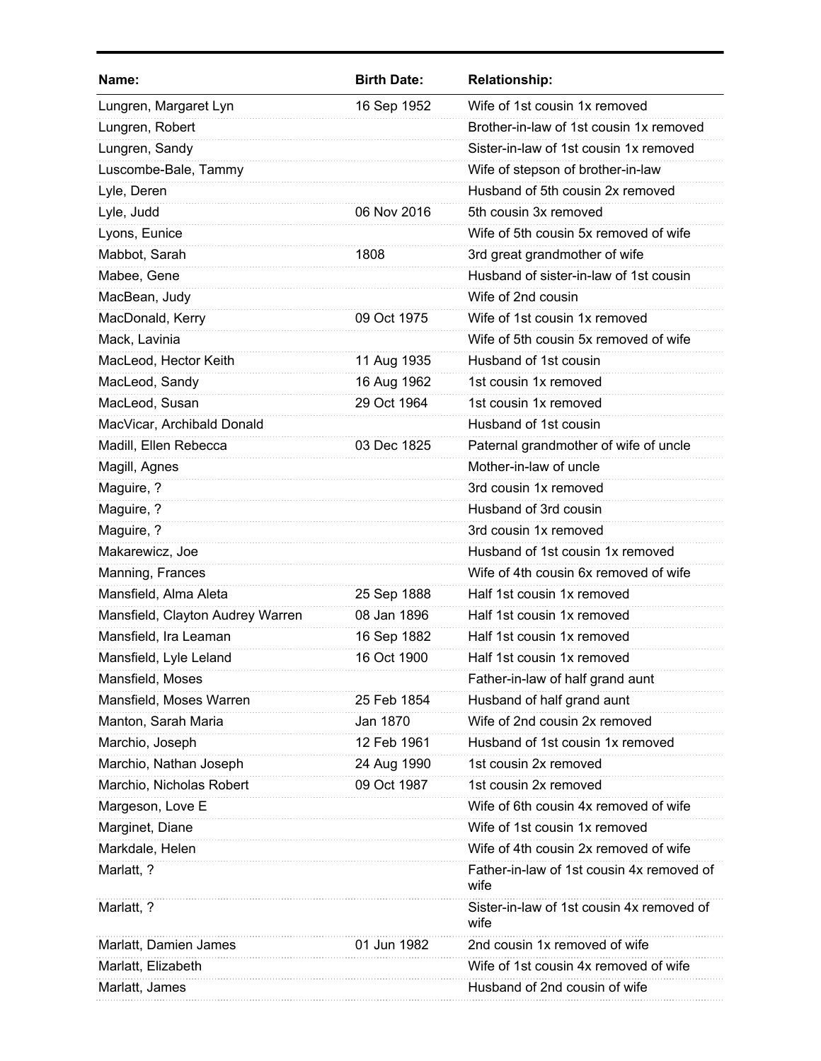| Name: | Birth Date: | Relationship: |
| --- | --- | --- |
| Lungren, Margaret Lyn | 16 Sep 1952 | Wife of 1st cousin 1x removed |
| Lungren, Robert | | Brother-in-law of 1st cousin 1x removed |
| Lungren, Sandy | | Sister-in-law of 1st cousin 1x removed |
| Luscombe-Bale, Tammy | | Wife of stepson of brother-in-law |
| Lyle, Deren | | Husband of 5th cousin 2x removed |
| Lyle, Judd | 06 Nov 2016 | 5th cousin 3x removed |
| Lyons, Eunice | | Wife of 5th cousin 5x removed of wife |
| Mabbot, Sarah | 1808 | 3rd great grandmother of wife |
| Mabee, Gene | | Husband of sister-in-law of 1st cousin |
| MacBean, Judy | | Wife of 2nd cousin |
| MacDonald, Kerry | 09 Oct 1975 | Wife of 1st cousin 1x removed |
| Mack, Lavinia | | Wife of 5th cousin 5x removed of wife |
| MacLeod, Hector Keith | 11 Aug 1935 | Husband of 1st cousin |
| MacLeod, Sandy | 16 Aug 1962 | 1st cousin 1x removed |
| MacLeod, Susan | 29 Oct 1964 | 1st cousin 1x removed |
| MacVicar, Archibald Donald | | Husband of 1st cousin |
| Madill, Ellen Rebecca | 03 Dec 1825 | Paternal grandmother of wife of uncle |
| Magill, Agnes | | Mother-in-law of uncle |
| Maguire, ? | | 3rd cousin 1x removed |
| Maguire, ? | | Husband of 3rd cousin |
| Maguire, ? | | 3rd cousin 1x removed |
| Makarewicz, Joe | | Husband of 1st cousin 1x removed |
| Manning, Frances | | Wife of 4th cousin 6x removed of wife |
| Mansfield, Alma Aleta | 25 Sep 1888 | Half 1st cousin 1x removed |
| Mansfield, Clayton Audrey Warren | 08 Jan 1896 | Half 1st cousin 1x removed |
| Mansfield, Ira Leaman | 16 Sep 1882 | Half 1st cousin 1x removed |
| Mansfield, Lyle Leland | 16 Oct 1900 | Half 1st cousin 1x removed |
| Mansfield, Moses | | Father-in-law of half grand aunt |
| Mansfield, Moses Warren | 25 Feb 1854 | Husband of half grand aunt |
| Manton, Sarah Maria | Jan 1870 | Wife of 2nd cousin 2x removed |
| Marchio, Joseph | 12 Feb 1961 | Husband of 1st cousin 1x removed |
| Marchio, Nathan Joseph | 24 Aug 1990 | 1st cousin 2x removed |
| Marchio, Nicholas Robert | 09 Oct 1987 | 1st cousin 2x removed |
| Margeson, Love E | | Wife of 6th cousin 4x removed of wife |
| Marginet, Diane | | Wife of 1st cousin 1x removed |
| Markdale, Helen | | Wife of 4th cousin 2x removed of wife |
| Marlatt, ? | | Father-in-law of 1st cousin 4x removed of wife |
| Marlatt, ? | | Sister-in-law of 1st cousin 4x removed of wife |
| Marlatt, Damien James | 01 Jun 1982 | 2nd cousin 1x removed of wife |
| Marlatt, Elizabeth | | Wife of 1st cousin 4x removed of wife |
| Marlatt, James | | Husband of 2nd cousin of wife |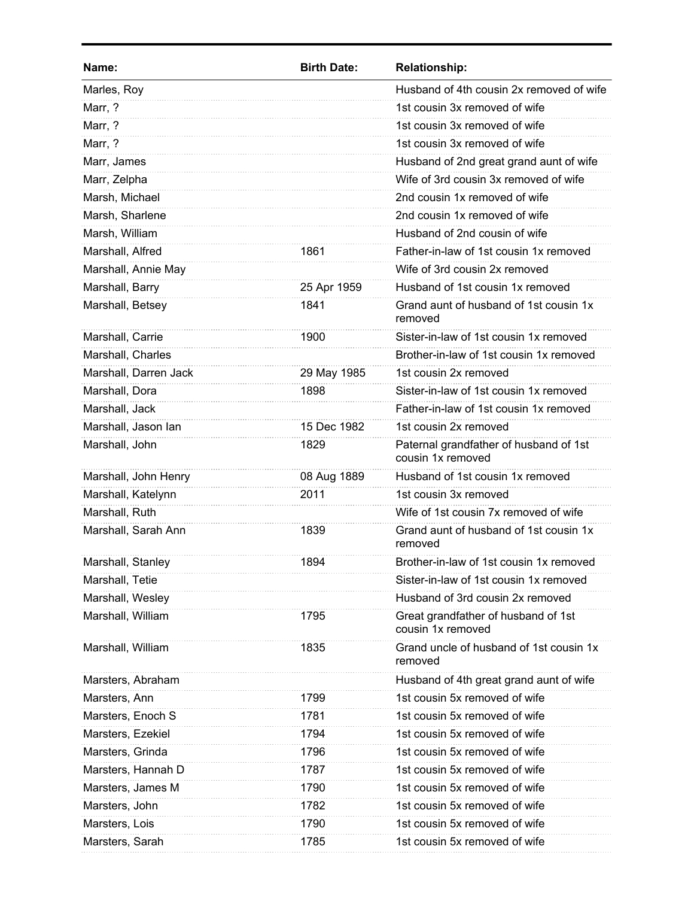| Name: | Birth Date: | Relationship: |
| --- | --- | --- |
| Marles, Roy | | Husband of 4th cousin 2x removed of wife |
| Marr, ? | | 1st cousin 3x removed of wife |
| Marr, ? | | 1st cousin 3x removed of wife |
| Marr, ? | | 1st cousin 3x removed of wife |
| Marr, James | | Husband of 2nd great grand aunt of wife |
| Marr, Zelpha | | Wife of 3rd cousin 3x removed of wife |
| Marsh, Michael | | 2nd cousin 1x removed of wife |
| Marsh, Sharlene | | 2nd cousin 1x removed of wife |
| Marsh, William | | Husband of 2nd cousin of wife |
| Marshall, Alfred | 1861 | Father-in-law of 1st cousin 1x removed |
| Marshall, Annie May | | Wife of 3rd cousin 2x removed |
| Marshall, Barry | 25 Apr 1959 | Husband of 1st cousin 1x removed |
| Marshall, Betsey | 1841 | Grand aunt of husband of 1st cousin 1x removed |
| Marshall, Carrie | 1900 | Sister-in-law of 1st cousin 1x removed |
| Marshall, Charles | | Brother-in-law of 1st cousin 1x removed |
| Marshall, Darren Jack | 29 May 1985 | 1st cousin 2x removed |
| Marshall, Dora | 1898 | Sister-in-law of 1st cousin 1x removed |
| Marshall, Jack | | Father-in-law of 1st cousin 1x removed |
| Marshall, Jason Ian | 15 Dec 1982 | 1st cousin 2x removed |
| Marshall, John | 1829 | Paternal grandfather of husband of 1st cousin 1x removed |
| Marshall, John Henry | 08 Aug 1889 | Husband of 1st cousin 1x removed |
| Marshall, Katelynn | 2011 | 1st cousin 3x removed |
| Marshall, Ruth | | Wife of 1st cousin 7x removed of wife |
| Marshall, Sarah Ann | 1839 | Grand aunt of husband of 1st cousin 1x removed |
| Marshall, Stanley | 1894 | Brother-in-law of 1st cousin 1x removed |
| Marshall, Tetie | | Sister-in-law of 1st cousin 1x removed |
| Marshall, Wesley | | Husband of 3rd cousin 2x removed |
| Marshall, William | 1795 | Great grandfather of husband of 1st cousin 1x removed |
| Marshall, William | 1835 | Grand uncle of husband of 1st cousin 1x removed |
| Marsters, Abraham | | Husband of 4th great grand aunt of wife |
| Marsters, Ann | 1799 | 1st cousin 5x removed of wife |
| Marsters, Enoch S | 1781 | 1st cousin 5x removed of wife |
| Marsters, Ezekiel | 1794 | 1st cousin 5x removed of wife |
| Marsters, Grinda | 1796 | 1st cousin 5x removed of wife |
| Marsters, Hannah D | 1787 | 1st cousin 5x removed of wife |
| Marsters, James M | 1790 | 1st cousin 5x removed of wife |
| Marsters, John | 1782 | 1st cousin 5x removed of wife |
| Marsters, Lois | 1790 | 1st cousin 5x removed of wife |
| Marsters, Sarah | 1785 | 1st cousin 5x removed of wife |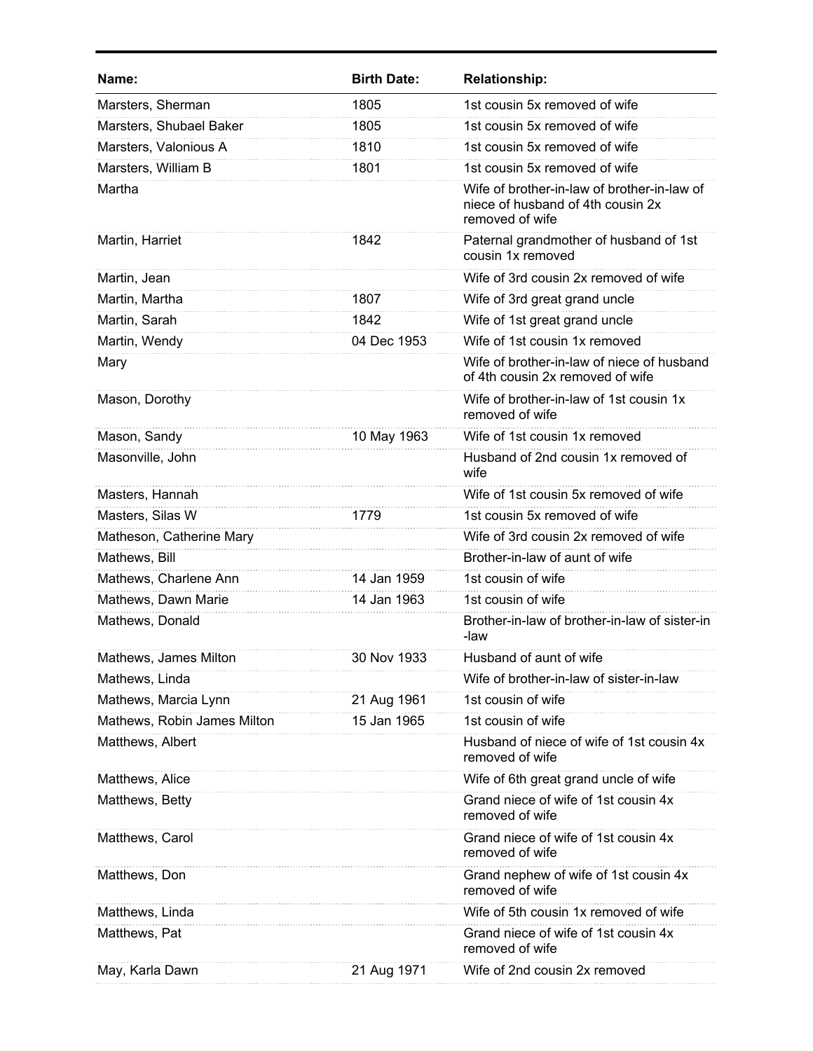| Name: | Birth Date: | Relationship: |
|---|---|---|
| Marsters, Sherman | 1805 | 1st cousin 5x removed of wife |
| Marsters, Shubael Baker | 1805 | 1st cousin 5x removed of wife |
| Marsters, Valonious A | 1810 | 1st cousin 5x removed of wife |
| Marsters, William B | 1801 | 1st cousin 5x removed of wife |
| Martha | | Wife of brother-in-law of brother-in-law of niece of husband of 4th cousin 2x removed of wife |
| Martin, Harriet | 1842 | Paternal grandmother of husband of 1st cousin 1x removed |
| Martin, Jean | | Wife of 3rd cousin 2x removed of wife |
| Martin, Martha | 1807 | Wife of 3rd great grand uncle |
| Martin, Sarah | 1842 | Wife of 1st great grand uncle |
| Martin, Wendy | 04 Dec 1953 | Wife of 1st cousin 1x removed |
| Mary | | Wife of brother-in-law of niece of husband of 4th cousin 2x removed of wife |
| Mason, Dorothy | | Wife of brother-in-law of 1st cousin 1x removed of wife |
| Mason, Sandy | 10 May 1963 | Wife of 1st cousin 1x removed |
| Masonville, John | | Husband of 2nd cousin 1x removed of wife |
| Masters, Hannah | | Wife of 1st cousin 5x removed of wife |
| Masters, Silas W | 1779 | 1st cousin 5x removed of wife |
| Matheson, Catherine Mary | | Wife of 3rd cousin 2x removed of wife |
| Mathews, Bill | | Brother-in-law of aunt of wife |
| Mathews, Charlene Ann | 14 Jan 1959 | 1st cousin of wife |
| Mathews, Dawn Marie | 14 Jan 1963 | 1st cousin of wife |
| Mathews, Donald | | Brother-in-law of brother-in-law of sister-in-law |
| Mathews, James Milton | 30 Nov 1933 | Husband of aunt of wife |
| Mathews, Linda | | Wife of brother-in-law of sister-in-law |
| Mathews, Marcia Lynn | 21 Aug 1961 | 1st cousin of wife |
| Mathews, Robin James Milton | 15 Jan 1965 | 1st cousin of wife |
| Matthews, Albert | | Husband of niece of wife of 1st cousin 4x removed of wife |
| Matthews, Alice | | Wife of 6th great grand uncle of wife |
| Matthews, Betty | | Grand niece of wife of 1st cousin 4x removed of wife |
| Matthews, Carol | | Grand niece of wife of 1st cousin 4x removed of wife |
| Matthews, Don | | Grand nephew of wife of 1st cousin 4x removed of wife |
| Matthews, Linda | | Wife of 5th cousin 1x removed of wife |
| Matthews, Pat | | Grand niece of wife of 1st cousin 4x removed of wife |
| May, Karla Dawn | 21 Aug 1971 | Wife of 2nd cousin 2x removed |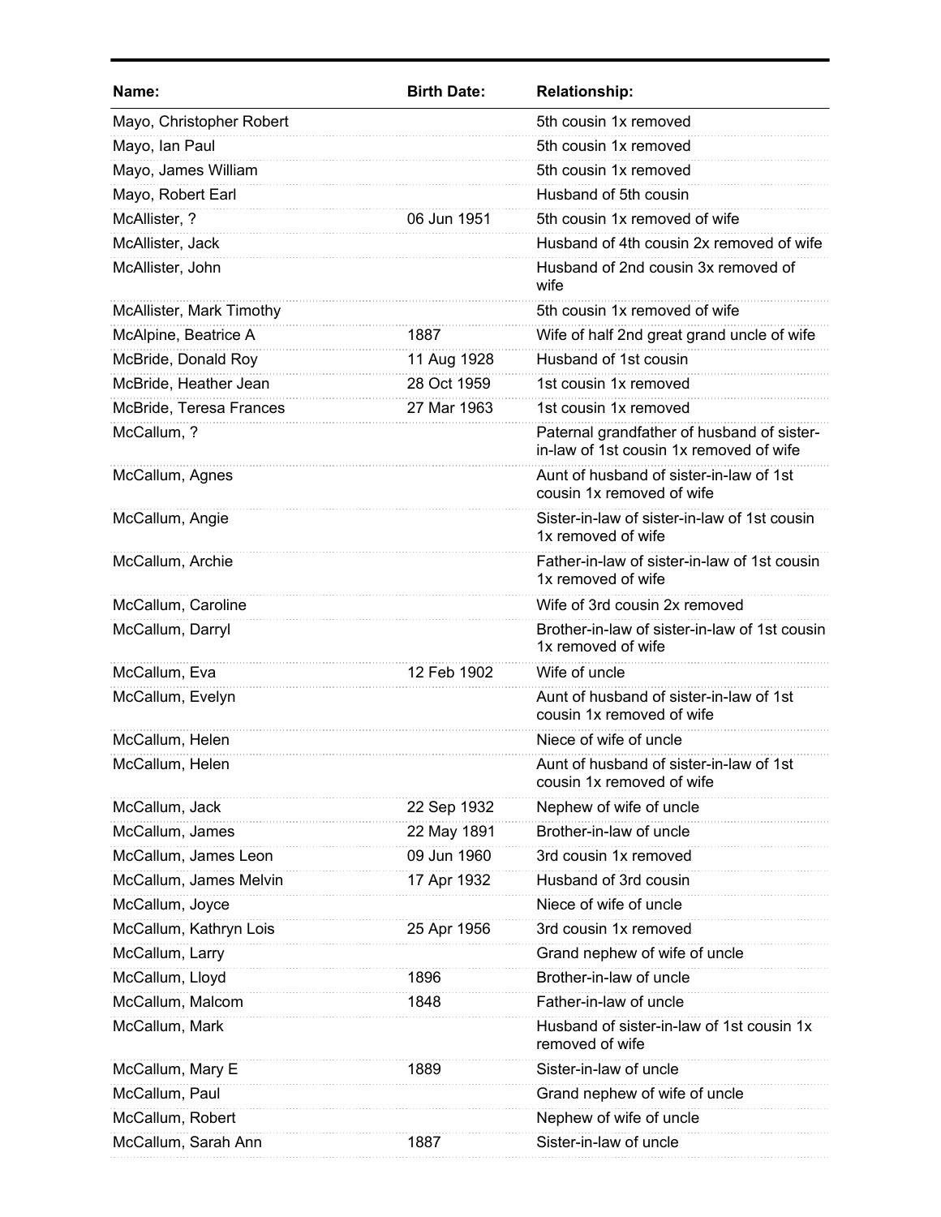| Name: | Birth Date: | Relationship: |
|---|---|---|
| Mayo, Christopher Robert | | 5th cousin 1x removed |
| Mayo, Ian Paul | | 5th cousin 1x removed |
| Mayo, James William | | 5th cousin 1x removed |
| Mayo, Robert Earl | | Husband of 5th cousin |
| McAllister, ? | 06 Jun 1951 | 5th cousin 1x removed of wife |
| McAllister, Jack | | Husband of 4th cousin 2x removed of wife |
| McAllister, John | | Husband of 2nd cousin 3x removed of wife |
| McAllister, Mark Timothy | | 5th cousin 1x removed of wife |
| McAlpine, Beatrice A | 1887 | Wife of half 2nd great grand uncle of wife |
| McBride, Donald Roy | 11 Aug 1928 | Husband of 1st cousin |
| McBride, Heather Jean | 28 Oct 1959 | 1st cousin 1x removed |
| McBride, Teresa Frances | 27 Mar 1963 | 1st cousin 1x removed |
| McCallum, ? | | Paternal grandfather of husband of sister-in-law of 1st cousin 1x removed of wife |
| McCallum, Agnes | | Aunt of husband of sister-in-law of 1st cousin 1x removed of wife |
| McCallum, Angie | | Sister-in-law of sister-in-law of 1st cousin 1x removed of wife |
| McCallum, Archie | | Father-in-law of sister-in-law of 1st cousin 1x removed of wife |
| McCallum, Caroline | | Wife of 3rd cousin 2x removed |
| McCallum, Darryl | | Brother-in-law of sister-in-law of 1st cousin 1x removed of wife |
| McCallum, Eva | 12 Feb 1902 | Wife of uncle |
| McCallum, Evelyn | | Aunt of husband of sister-in-law of 1st cousin 1x removed of wife |
| McCallum, Helen | | Niece of wife of uncle |
| McCallum, Helen | | Aunt of husband of sister-in-law of 1st cousin 1x removed of wife |
| McCallum, Jack | 22 Sep 1932 | Nephew of wife of uncle |
| McCallum, James | 22 May 1891 | Brother-in-law of uncle |
| McCallum, James Leon | 09 Jun 1960 | 3rd cousin 1x removed |
| McCallum, James Melvin | 17 Apr 1932 | Husband of 3rd cousin |
| McCallum, Joyce | | Niece of wife of uncle |
| McCallum, Kathryn Lois | 25 Apr 1956 | 3rd cousin 1x removed |
| McCallum, Larry | | Grand nephew of wife of uncle |
| McCallum, Lloyd | 1896 | Brother-in-law of uncle |
| McCallum, Malcom | 1848 | Father-in-law of uncle |
| McCallum, Mark | | Husband of sister-in-law of 1st cousin 1x removed of wife |
| McCallum, Mary E | 1889 | Sister-in-law of uncle |
| McCallum, Paul | | Grand nephew of wife of uncle |
| McCallum, Robert | | Nephew of wife of uncle |
| McCallum, Sarah Ann | 1887 | Sister-in-law of uncle |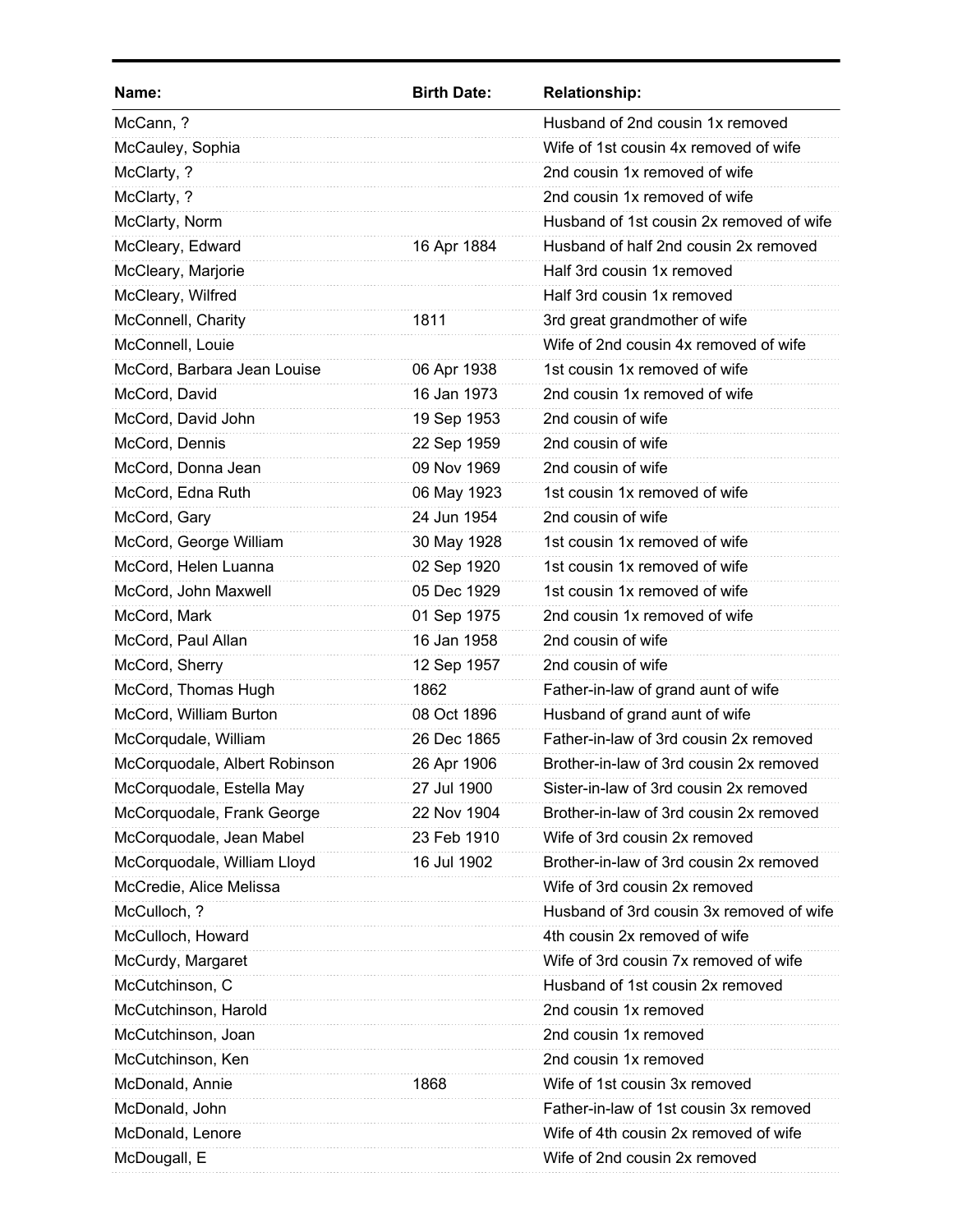| Name: | Birth Date: | Relationship: |
|---|---|---|
| McCann, ? | | Husband of 2nd cousin 1x removed |
| McCauley, Sophia | | Wife of 1st cousin 4x removed of wife |
| McClarty, ? | | 2nd cousin 1x removed of wife |
| McClarty, ? | | 2nd cousin 1x removed of wife |
| McClarty, Norm | | Husband of 1st cousin 2x removed of wife |
| McCleary, Edward | 16 Apr 1884 | Husband of half 2nd cousin 2x removed |
| McCleary, Marjorie | | Half 3rd cousin 1x removed |
| McCleary, Wilfred | | Half 3rd cousin 1x removed |
| McConnell, Charity | 1811 | 3rd great grandmother of wife |
| McConnell, Louie | | Wife of 2nd cousin 4x removed of wife |
| McCord, Barbara Jean Louise | 06 Apr 1938 | 1st cousin 1x removed of wife |
| McCord, David | 16 Jan 1973 | 2nd cousin 1x removed of wife |
| McCord, David John | 19 Sep 1953 | 2nd cousin of wife |
| McCord, Dennis | 22 Sep 1959 | 2nd cousin of wife |
| McCord, Donna Jean | 09 Nov 1969 | 2nd cousin of wife |
| McCord, Edna Ruth | 06 May 1923 | 1st cousin 1x removed of wife |
| McCord, Gary | 24 Jun 1954 | 2nd cousin of wife |
| McCord, George William | 30 May 1928 | 1st cousin 1x removed of wife |
| McCord, Helen Luanna | 02 Sep 1920 | 1st cousin 1x removed of wife |
| McCord, John Maxwell | 05 Dec 1929 | 1st cousin 1x removed of wife |
| McCord, Mark | 01 Sep 1975 | 2nd cousin 1x removed of wife |
| McCord, Paul Allan | 16 Jan 1958 | 2nd cousin of wife |
| McCord, Sherry | 12 Sep 1957 | 2nd cousin of wife |
| McCord, Thomas Hugh | 1862 | Father-in-law of grand aunt of wife |
| McCord, William Burton | 08 Oct 1896 | Husband of grand aunt of wife |
| McCorqudale, William | 26 Dec 1865 | Father-in-law of 3rd cousin 2x removed |
| McCorquodale, Albert Robinson | 26 Apr 1906 | Brother-in-law of 3rd cousin 2x removed |
| McCorquodale, Estella May | 27 Jul 1900 | Sister-in-law of 3rd cousin 2x removed |
| McCorquodale, Frank George | 22 Nov 1904 | Brother-in-law of 3rd cousin 2x removed |
| McCorquodale, Jean Mabel | 23 Feb 1910 | Wife of 3rd cousin 2x removed |
| McCorquodale, William Lloyd | 16 Jul 1902 | Brother-in-law of 3rd cousin 2x removed |
| McCredie, Alice Melissa | | Wife of 3rd cousin 2x removed |
| McCulloch, ? | | Husband of 3rd cousin 3x removed of wife |
| McCulloch, Howard | | 4th cousin 2x removed of wife |
| McCurdy, Margaret | | Wife of 3rd cousin 7x removed of wife |
| McCutchinson, C | | Husband of 1st cousin 2x removed |
| McCutchinson, Harold | | 2nd cousin 1x removed |
| McCutchinson, Joan | | 2nd cousin 1x removed |
| McCutchinson, Ken | | 2nd cousin 1x removed |
| McDonald, Annie | 1868 | Wife of 1st cousin 3x removed |
| McDonald, John | | Father-in-law of 1st cousin 3x removed |
| McDonald, Lenore | | Wife of 4th cousin 2x removed of wife |
| McDougall, E | | Wife of 2nd cousin 2x removed |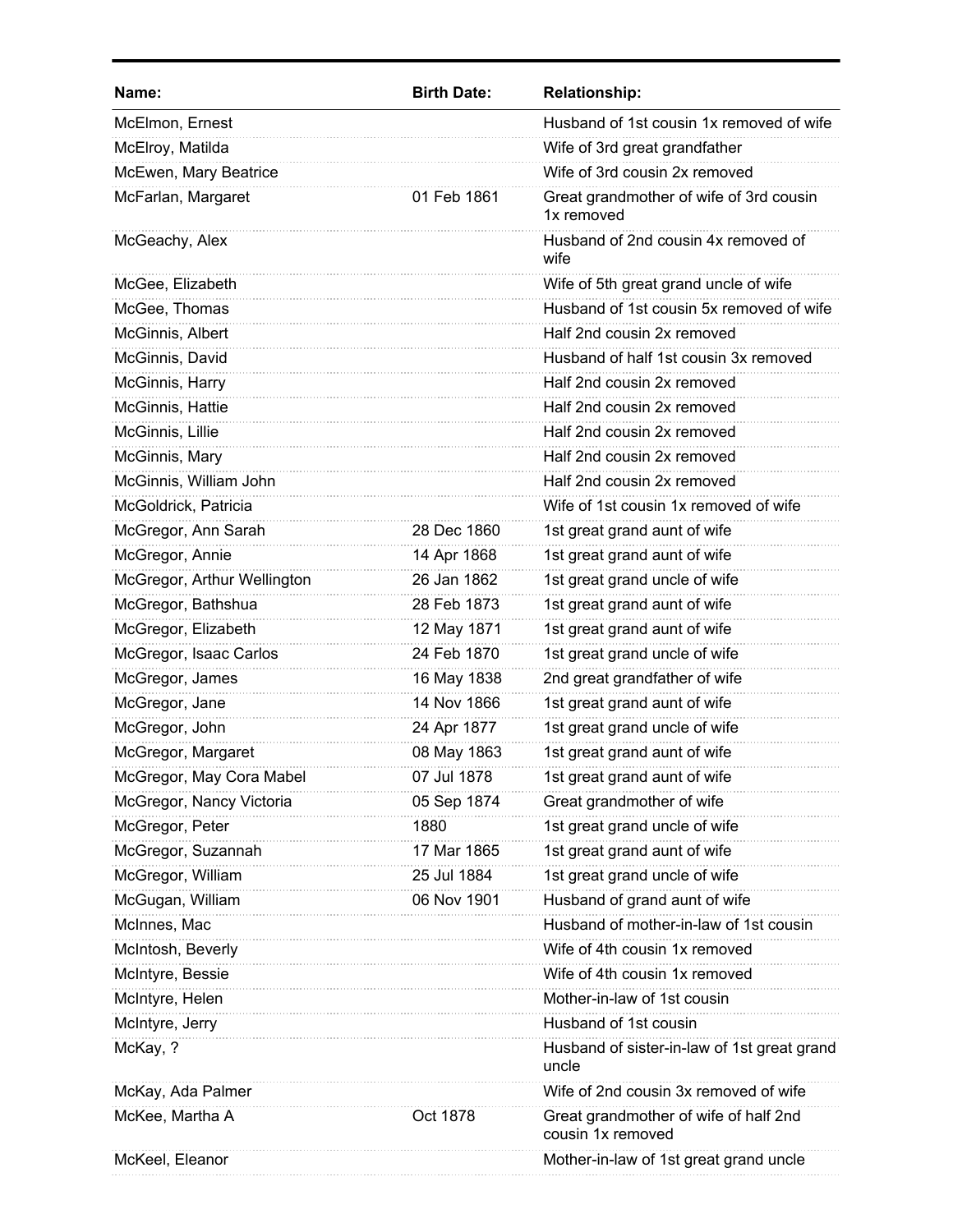| Name: | Birth Date: | Relationship: |
|---|---|---|
| McElmon, Ernest | | Husband of 1st cousin 1x removed of wife |
| McElroy, Matilda | | Wife of 3rd great grandfather |
| McEwen, Mary Beatrice | | Wife of 3rd cousin 2x removed |
| McFarlan, Margaret | 01 Feb 1861 | Great grandmother of wife of 3rd cousin 1x removed |
| McGeachy, Alex | | Husband of 2nd cousin 4x removed of wife |
| McGee, Elizabeth | | Wife of 5th great grand uncle of wife |
| McGee, Thomas | | Husband of 1st cousin 5x removed of wife |
| McGinnis, Albert | | Half 2nd cousin 2x removed |
| McGinnis, David | | Husband of half 1st cousin 3x removed |
| McGinnis, Harry | | Half 2nd cousin 2x removed |
| McGinnis, Hattie | | Half 2nd cousin 2x removed |
| McGinnis, Lillie | | Half 2nd cousin 2x removed |
| McGinnis, Mary | | Half 2nd cousin 2x removed |
| McGinnis, William John | | Half 2nd cousin 2x removed |
| McGoldrick, Patricia | | Wife of 1st cousin 1x removed of wife |
| McGregor, Ann Sarah | 28 Dec 1860 | 1st great grand aunt of wife |
| McGregor, Annie | 14 Apr 1868 | 1st great grand aunt of wife |
| McGregor, Arthur Wellington | 26 Jan 1862 | 1st great grand uncle of wife |
| McGregor, Bathshua | 28 Feb 1873 | 1st great grand aunt of wife |
| McGregor, Elizabeth | 12 May 1871 | 1st great grand aunt of wife |
| McGregor, Isaac Carlos | 24 Feb 1870 | 1st great grand uncle of wife |
| McGregor, James | 16 May 1838 | 2nd great grandfather of wife |
| McGregor, Jane | 14 Nov 1866 | 1st great grand aunt of wife |
| McGregor, John | 24 Apr 1877 | 1st great grand uncle of wife |
| McGregor, Margaret | 08 May 1863 | 1st great grand aunt of wife |
| McGregor, May Cora Mabel | 07 Jul 1878 | 1st great grand aunt of wife |
| McGregor, Nancy Victoria | 05 Sep 1874 | Great grandmother of wife |
| McGregor, Peter | 1880 | 1st great grand uncle of wife |
| McGregor, Suzannah | 17 Mar 1865 | 1st great grand aunt of wife |
| McGregor, William | 25 Jul 1884 | 1st great grand uncle of wife |
| McGugan, William | 06 Nov 1901 | Husband of grand aunt of wife |
| McInnes, Mac | | Husband of mother-in-law of 1st cousin |
| McIntosh, Beverly | | Wife of 4th cousin 1x removed |
| McIntyre, Bessie | | Wife of 4th cousin 1x removed |
| McIntyre, Helen | | Mother-in-law of 1st cousin |
| McIntyre, Jerry | | Husband of 1st cousin |
| McKay, ? | | Husband of sister-in-law of 1st great grand uncle |
| McKay, Ada Palmer | | Wife of 2nd cousin 3x removed of wife |
| McKee, Martha A | Oct 1878 | Great grandmother of wife of half 2nd cousin 1x removed |
| McKeel, Eleanor | | Mother-in-law of 1st great grand uncle |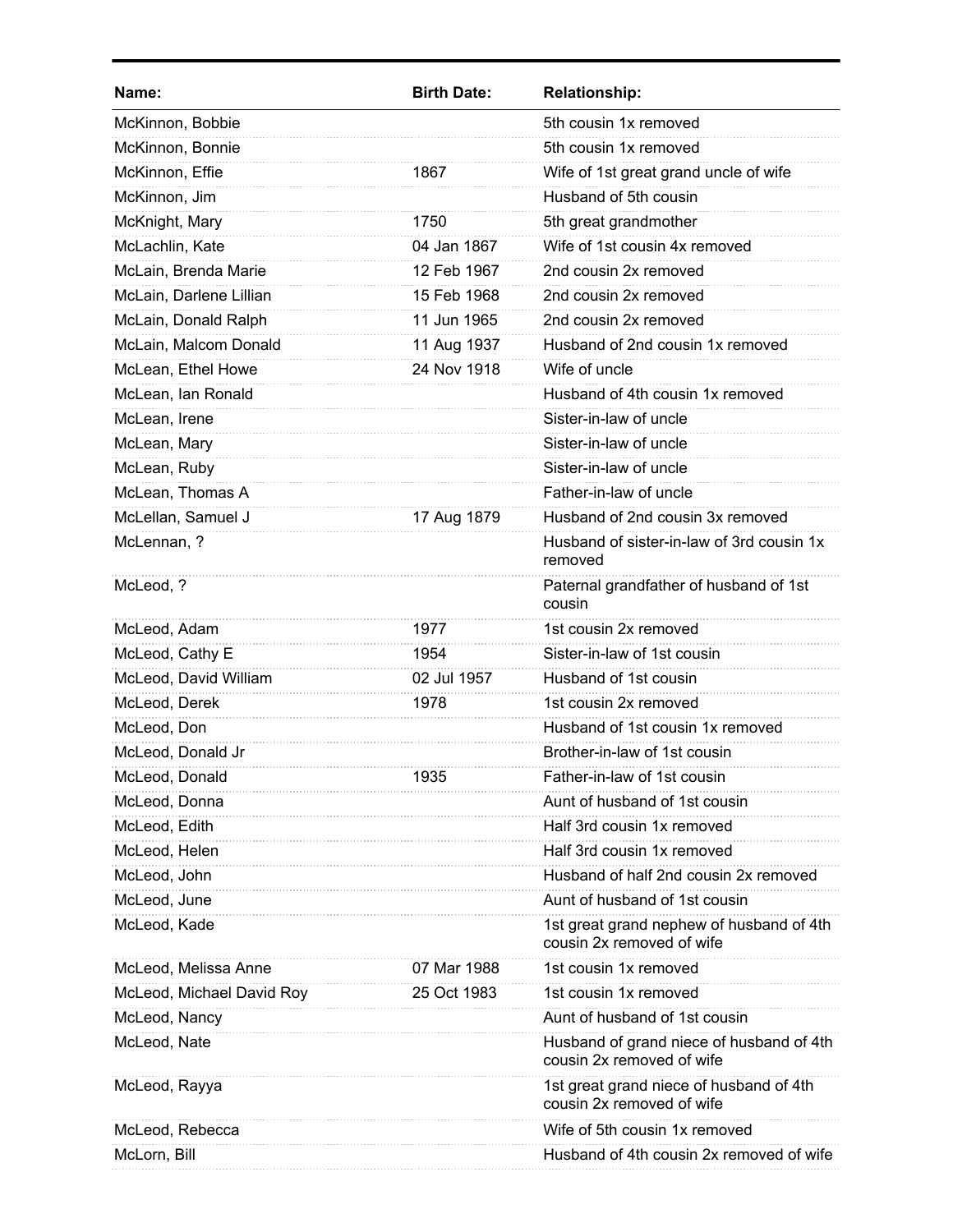| Name: | Birth Date: | Relationship: |
|---|---|---|
| McKinnon, Bobbie | | 5th cousin 1x removed |
| McKinnon, Bonnie | | 5th cousin 1x removed |
| McKinnon, Effie | 1867 | Wife of 1st great grand uncle of wife |
| McKinnon, Jim | | Husband of 5th cousin |
| McKnight, Mary | 1750 | 5th great grandmother |
| McLachlin, Kate | 04 Jan 1867 | Wife of 1st cousin 4x removed |
| McLain, Brenda Marie | 12 Feb 1967 | 2nd cousin 2x removed |
| McLain, Darlene Lillian | 15 Feb 1968 | 2nd cousin 2x removed |
| McLain, Donald Ralph | 11 Jun 1965 | 2nd cousin 2x removed |
| McLain, Malcom Donald | 11 Aug 1937 | Husband of 2nd cousin 1x removed |
| McLean, Ethel Howe | 24 Nov 1918 | Wife of uncle |
| McLean, Ian Ronald | | Husband of 4th cousin 1x removed |
| McLean, Irene | | Sister-in-law of uncle |
| McLean, Mary | | Sister-in-law of uncle |
| McLean, Ruby | | Sister-in-law of uncle |
| McLean, Thomas A | | Father-in-law of uncle |
| McLellan, Samuel J | 17 Aug 1879 | Husband of 2nd cousin 3x removed |
| McLennan, ? | | Husband of sister-in-law of 3rd cousin 1x removed |
| McLeod, ? | | Paternal grandfather of husband of 1st cousin |
| McLeod, Adam | 1977 | 1st cousin 2x removed |
| McLeod, Cathy E | 1954 | Sister-in-law of 1st cousin |
| McLeod, David William | 02 Jul 1957 | Husband of 1st cousin |
| McLeod, Derek | 1978 | 1st cousin 2x removed |
| McLeod, Don | | Husband of 1st cousin 1x removed |
| McLeod, Donald Jr | | Brother-in-law of 1st cousin |
| McLeod, Donald | 1935 | Father-in-law of 1st cousin |
| McLeod, Donna | | Aunt of husband of 1st cousin |
| McLeod, Edith | | Half 3rd cousin 1x removed |
| McLeod, Helen | | Half 3rd cousin 1x removed |
| McLeod, John | | Husband of half 2nd cousin 2x removed |
| McLeod, June | | Aunt of husband of 1st cousin |
| McLeod, Kade | | 1st great grand nephew of husband of 4th cousin 2x removed of wife |
| McLeod, Melissa Anne | 07 Mar 1988 | 1st cousin 1x removed |
| McLeod, Michael David Roy | 25 Oct 1983 | 1st cousin 1x removed |
| McLeod, Nancy | | Aunt of husband of 1st cousin |
| McLeod, Nate | | Husband of grand niece of husband of 4th cousin 2x removed of wife |
| McLeod, Rayya | | 1st great grand niece of husband of 4th cousin 2x removed of wife |
| McLeod, Rebecca | | Wife of 5th cousin 1x removed |
| McLorn, Bill | | Husband of 4th cousin 2x removed of wife |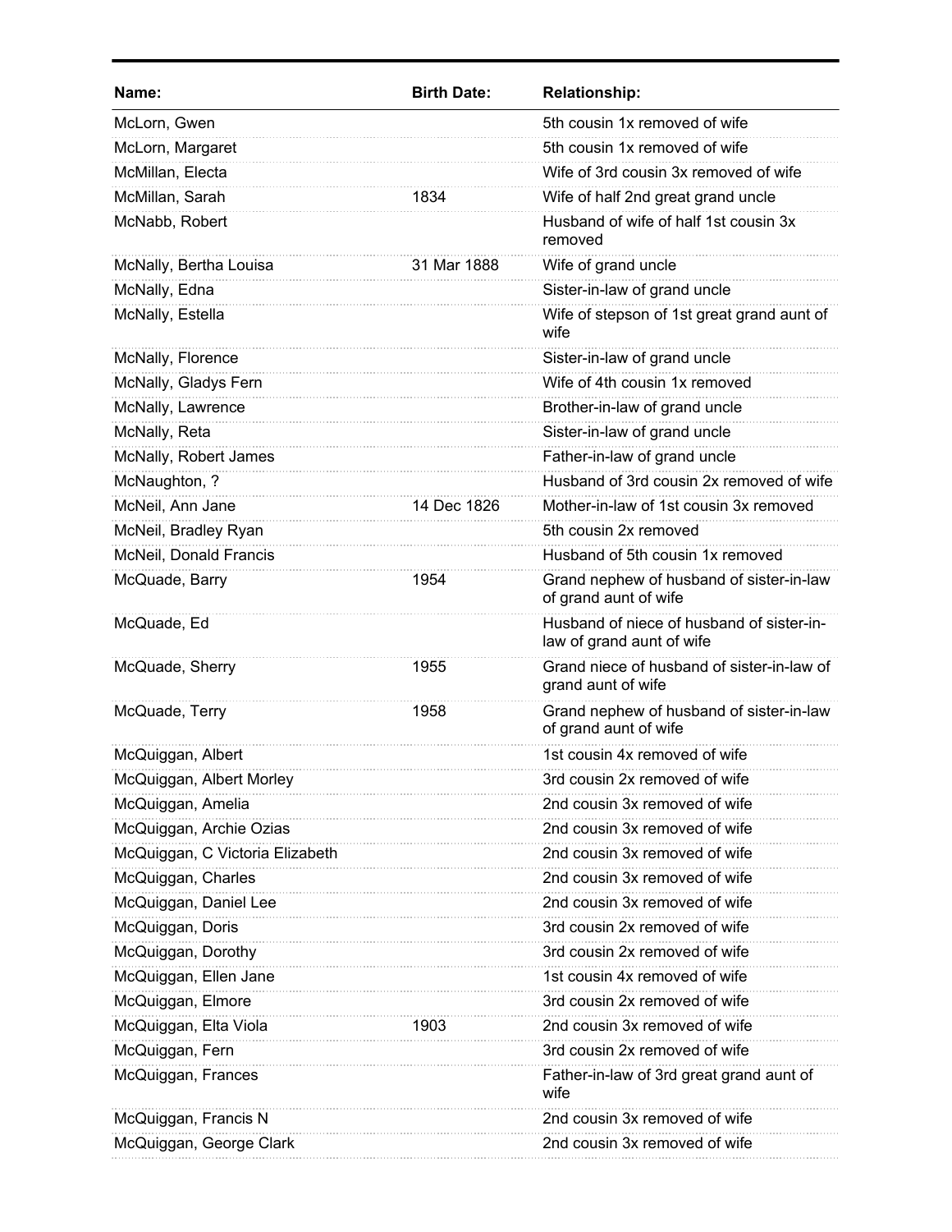| Name: | Birth Date: | Relationship: |
|---|---|---|
| McLorn, Gwen | | 5th cousin 1x removed of wife |
| McLorn, Margaret | | 5th cousin 1x removed of wife |
| McMillan, Electa | | Wife of 3rd cousin 3x removed of wife |
| McMillan, Sarah | 1834 | Wife of half 2nd great grand uncle |
| McNabb, Robert | | Husband of wife of half 1st cousin 3x removed |
| McNally, Bertha Louisa | 31 Mar 1888 | Wife of grand uncle |
| McNally, Edna | | Sister-in-law of grand uncle |
| McNally, Estella | | Wife of stepson of 1st great grand aunt of wife |
| McNally, Florence | | Sister-in-law of grand uncle |
| McNally, Gladys Fern | | Wife of 4th cousin 1x removed |
| McNally, Lawrence | | Brother-in-law of grand uncle |
| McNally, Reta | | Sister-in-law of grand uncle |
| McNally, Robert James | | Father-in-law of grand uncle |
| McNaughton, ? | | Husband of 3rd cousin 2x removed of wife |
| McNeil, Ann Jane | 14 Dec 1826 | Mother-in-law of 1st cousin 3x removed |
| McNeil, Bradley Ryan | | 5th cousin 2x removed |
| McNeil, Donald Francis | | Husband of 5th cousin 1x removed |
| McQuade, Barry | 1954 | Grand nephew of husband of sister-in-law of grand aunt of wife |
| McQuade, Ed | | Husband of niece of husband of sister-in-law of grand aunt of wife |
| McQuade, Sherry | 1955 | Grand niece of husband of sister-in-law of grand aunt of wife |
| McQuade, Terry | 1958 | Grand nephew of husband of sister-in-law of grand aunt of wife |
| McQuiggan, Albert | | 1st cousin 4x removed of wife |
| McQuiggan, Albert Morley | | 3rd cousin 2x removed of wife |
| McQuiggan, Amelia | | 2nd cousin 3x removed of wife |
| McQuiggan, Archie Ozias | | 2nd cousin 3x removed of wife |
| McQuiggan, C Victoria Elizabeth | | 2nd cousin 3x removed of wife |
| McQuiggan, Charles | | 2nd cousin 3x removed of wife |
| McQuiggan, Daniel Lee | | 2nd cousin 3x removed of wife |
| McQuiggan, Doris | | 3rd cousin 2x removed of wife |
| McQuiggan, Dorothy | | 3rd cousin 2x removed of wife |
| McQuiggan, Ellen Jane | | 1st cousin 4x removed of wife |
| McQuiggan, Elmore | | 3rd cousin 2x removed of wife |
| McQuiggan, Elta Viola | 1903 | 2nd cousin 3x removed of wife |
| McQuiggan, Fern | | 3rd cousin 2x removed of wife |
| McQuiggan, Frances | | Father-in-law of 3rd great grand aunt of wife |
| McQuiggan, Francis N | | 2nd cousin 3x removed of wife |
| McQuiggan, George Clark | | 2nd cousin 3x removed of wife |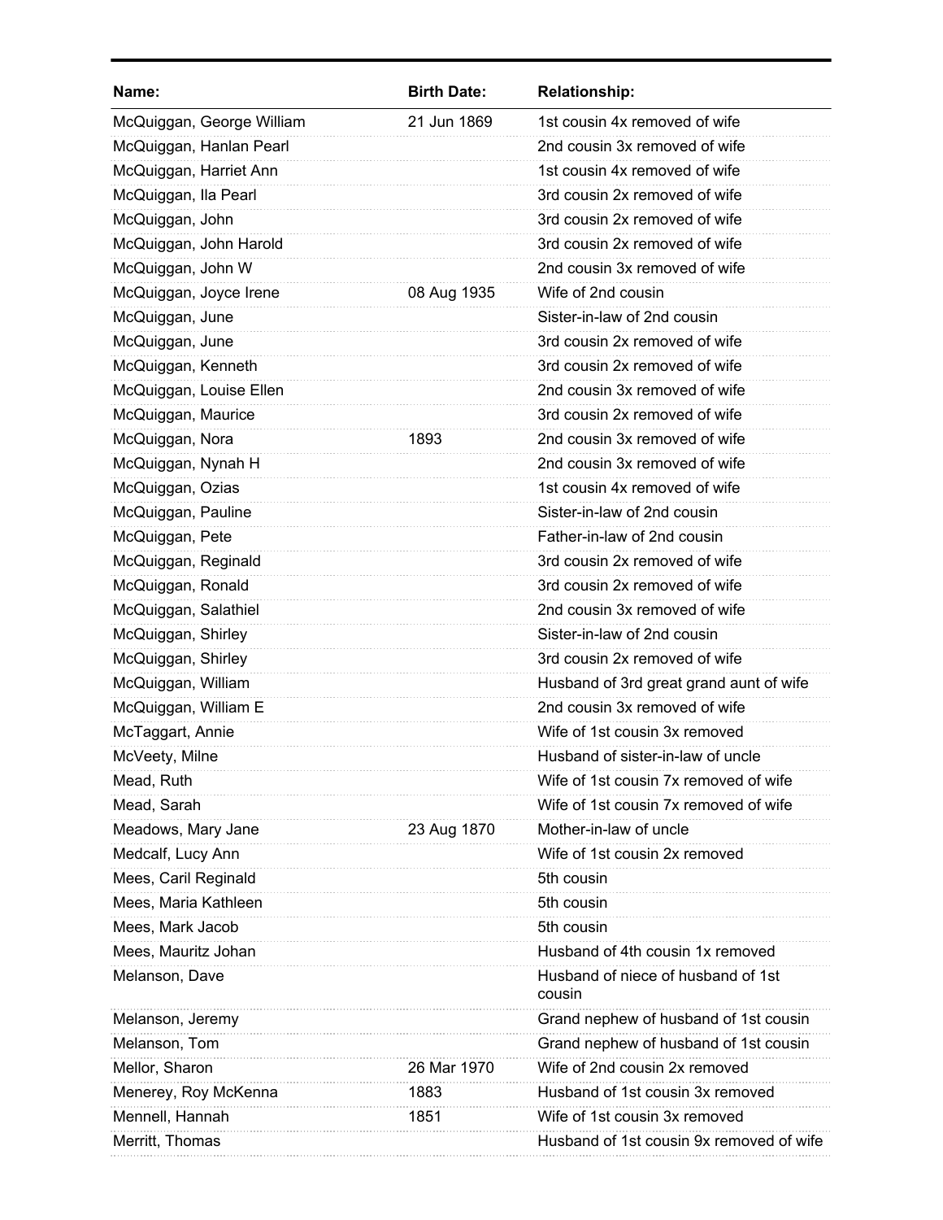| Name: | Birth Date: | Relationship: |
|---|---|---|
| McQuiggan, George William | 21 Jun 1869 | 1st cousin 4x removed of wife |
| McQuiggan, Hanlan Pearl | | 2nd cousin 3x removed of wife |
| McQuiggan, Harriet Ann | | 1st cousin 4x removed of wife |
| McQuiggan, Ila Pearl | | 3rd cousin 2x removed of wife |
| McQuiggan, John | | 3rd cousin 2x removed of wife |
| McQuiggan, John Harold | | 3rd cousin 2x removed of wife |
| McQuiggan, John W | | 2nd cousin 3x removed of wife |
| McQuiggan, Joyce Irene | 08 Aug 1935 | Wife of 2nd cousin |
| McQuiggan, June | | Sister-in-law of 2nd cousin |
| McQuiggan, June | | 3rd cousin 2x removed of wife |
| McQuiggan, Kenneth | | 3rd cousin 2x removed of wife |
| McQuiggan, Louise Ellen | | 2nd cousin 3x removed of wife |
| McQuiggan, Maurice | | 3rd cousin 2x removed of wife |
| McQuiggan, Nora | 1893 | 2nd cousin 3x removed of wife |
| McQuiggan, Nynah H | | 2nd cousin 3x removed of wife |
| McQuiggan, Ozias | | 1st cousin 4x removed of wife |
| McQuiggan, Pauline | | Sister-in-law of 2nd cousin |
| McQuiggan, Pete | | Father-in-law of 2nd cousin |
| McQuiggan, Reginald | | 3rd cousin 2x removed of wife |
| McQuiggan, Ronald | | 3rd cousin 2x removed of wife |
| McQuiggan, Salathiel | | 2nd cousin 3x removed of wife |
| McQuiggan, Shirley | | Sister-in-law of 2nd cousin |
| McQuiggan, Shirley | | 3rd cousin 2x removed of wife |
| McQuiggan, William | | Husband of 3rd great grand aunt of wife |
| McQuiggan, William E | | 2nd cousin 3x removed of wife |
| McTaggart, Annie | | Wife of 1st cousin 3x removed |
| McVeety, Milne | | Husband of sister-in-law of uncle |
| Mead, Ruth | | Wife of 1st cousin 7x removed of wife |
| Mead, Sarah | | Wife of 1st cousin 7x removed of wife |
| Meadows, Mary Jane | 23 Aug 1870 | Mother-in-law of uncle |
| Medcalf, Lucy Ann | | Wife of 1st cousin 2x removed |
| Mees, Caril Reginald | | 5th cousin |
| Mees, Maria Kathleen | | 5th cousin |
| Mees, Mark Jacob | | 5th cousin |
| Mees, Mauritz Johan | | Husband of 4th cousin 1x removed |
| Melanson, Dave | | Husband of niece of husband of 1st cousin |
| Melanson, Jeremy | | Grand nephew of husband of 1st cousin |
| Melanson, Tom | | Grand nephew of husband of 1st cousin |
| Mellor, Sharon | 26 Mar 1970 | Wife of 2nd cousin 2x removed |
| Menerey, Roy McKenna | 1883 | Husband of 1st cousin 3x removed |
| Mennell, Hannah | 1851 | Wife of 1st cousin 3x removed |
| Merritt, Thomas | | Husband of 1st cousin 9x removed of wife |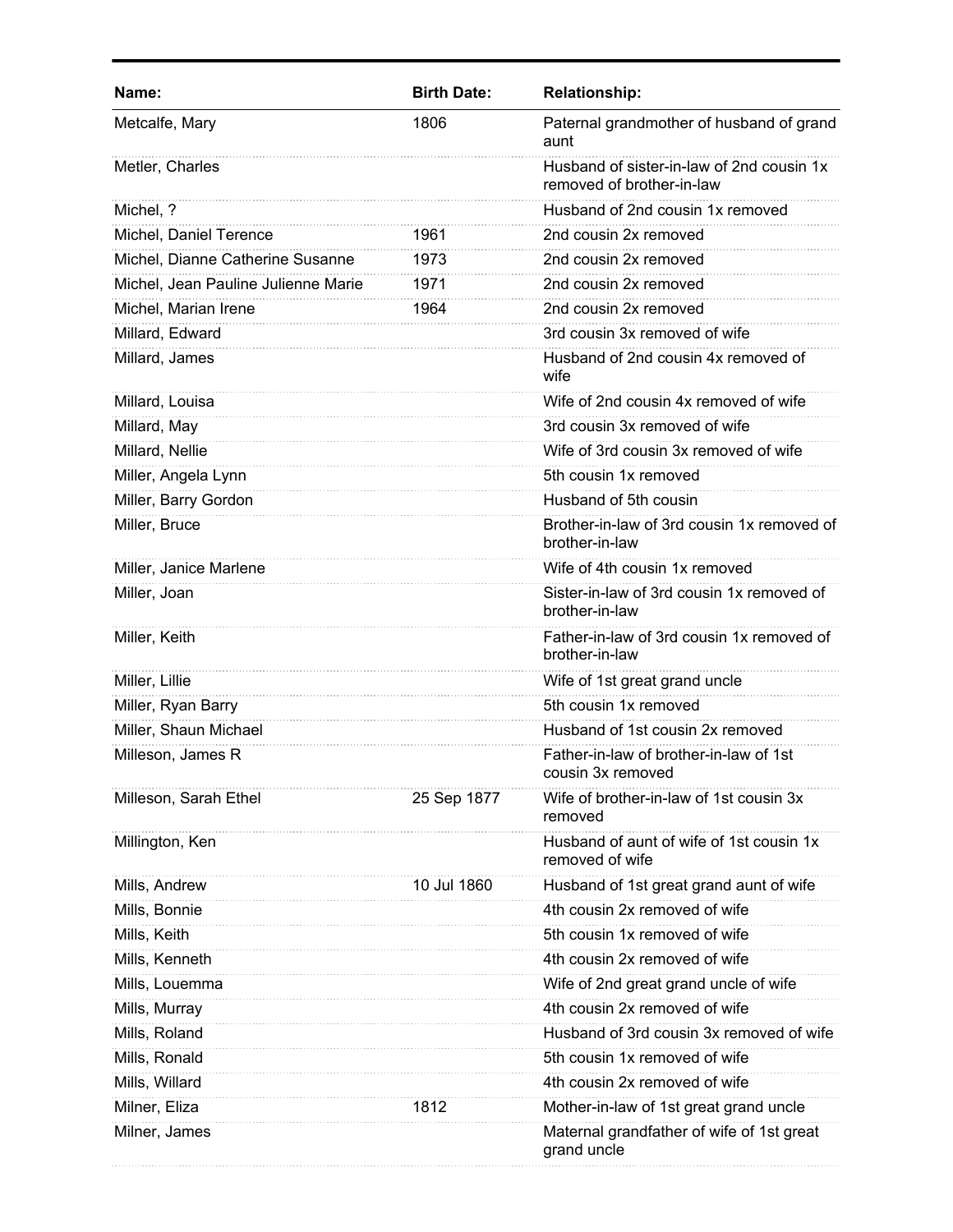| Name: | Birth Date: | Relationship: |
|---|---|---|
| Metcalfe, Mary | 1806 | Paternal grandmother of husband of grand aunt |
| Metler, Charles | | Husband of sister-in-law of 2nd cousin 1x removed of brother-in-law |
| Michel, ? | | Husband of 2nd cousin 1x removed |
| Michel, Daniel Terence | 1961 | 2nd cousin 2x removed |
| Michel, Dianne Catherine Susanne | 1973 | 2nd cousin 2x removed |
| Michel, Jean Pauline Julienne Marie | 1971 | 2nd cousin 2x removed |
| Michel, Marian Irene | 1964 | 2nd cousin 2x removed |
| Millard, Edward | | 3rd cousin 3x removed of wife |
| Millard, James | | Husband of 2nd cousin 4x removed of wife |
| Millard, Louisa | | Wife of 2nd cousin 4x removed of wife |
| Millard, May | | 3rd cousin 3x removed of wife |
| Millard, Nellie | | Wife of 3rd cousin 3x removed of wife |
| Miller, Angela Lynn | | 5th cousin 1x removed |
| Miller, Barry Gordon | | Husband of 5th cousin |
| Miller, Bruce | | Brother-in-law of 3rd cousin 1x removed of brother-in-law |
| Miller, Janice Marlene | | Wife of 4th cousin 1x removed |
| Miller, Joan | | Sister-in-law of 3rd cousin 1x removed of brother-in-law |
| Miller, Keith | | Father-in-law of 3rd cousin 1x removed of brother-in-law |
| Miller, Lillie | | Wife of 1st great grand uncle |
| Miller, Ryan Barry | | 5th cousin 1x removed |
| Miller, Shaun Michael | | Husband of 1st cousin 2x removed |
| Milleson, James R | | Father-in-law of brother-in-law of 1st cousin 3x removed |
| Milleson, Sarah Ethel | 25 Sep 1877 | Wife of brother-in-law of 1st cousin 3x removed |
| Millington, Ken | | Husband of aunt of wife of 1st cousin 1x removed of wife |
| Mills, Andrew | 10 Jul 1860 | Husband of 1st great grand aunt of wife |
| Mills, Bonnie | | 4th cousin 2x removed of wife |
| Mills, Keith | | 5th cousin 1x removed of wife |
| Mills, Kenneth | | 4th cousin 2x removed of wife |
| Mills, Louemma | | Wife of 2nd great grand uncle of wife |
| Mills, Murray | | 4th cousin 2x removed of wife |
| Mills, Roland | | Husband of 3rd cousin 3x removed of wife |
| Mills, Ronald | | 5th cousin 1x removed of wife |
| Mills, Willard | | 4th cousin 2x removed of wife |
| Milner, Eliza | 1812 | Mother-in-law of 1st great grand uncle |
| Milner, James | | Maternal grandfather of wife of 1st great grand uncle |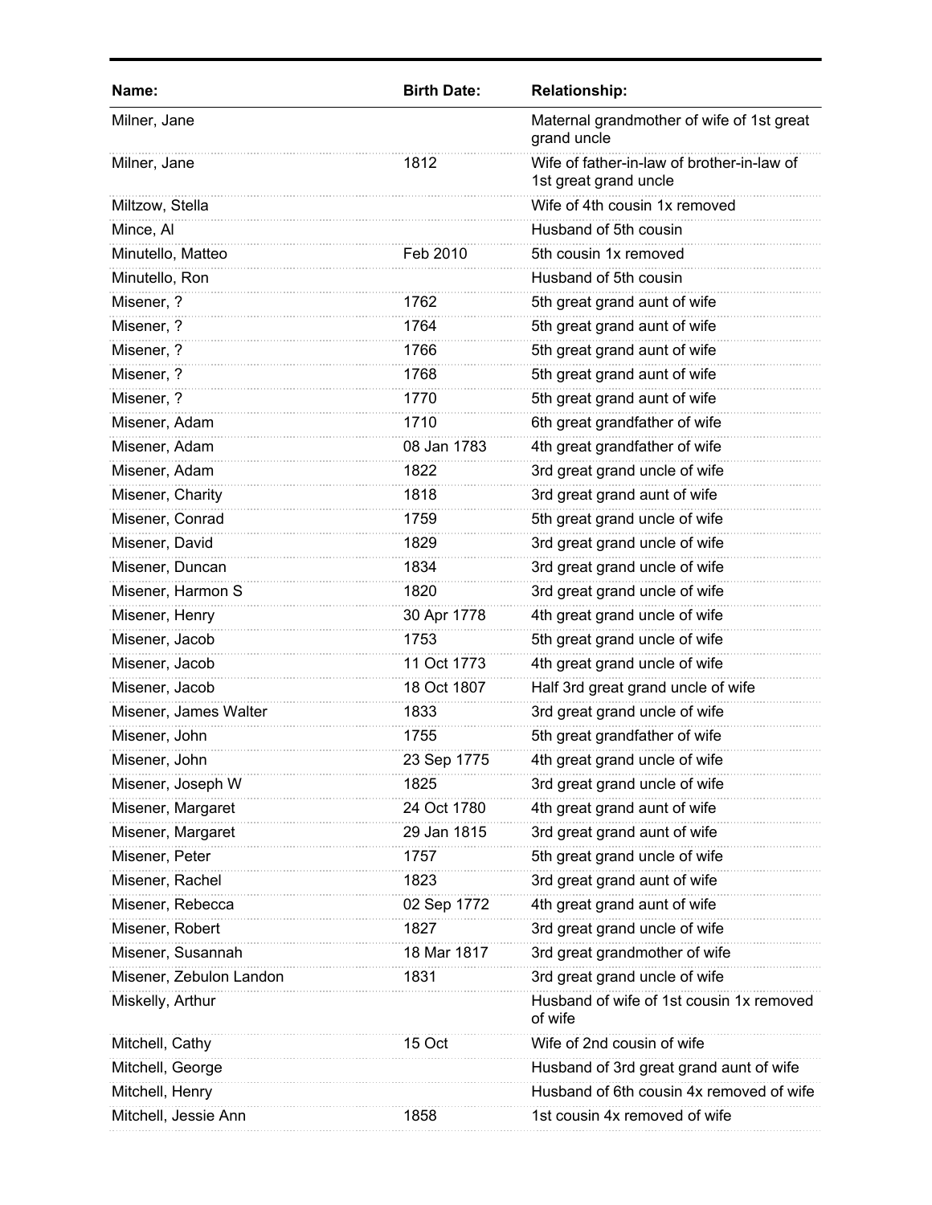| Name: | Birth Date: | Relationship: |
|---|---|---|
| Milner, Jane | | Maternal grandmother of wife of 1st great grand uncle |
| Milner, Jane | 1812 | Wife of father-in-law of brother-in-law of 1st great grand uncle |
| Miltzow, Stella | | Wife of 4th cousin 1x removed |
| Mince, Al | | Husband of 5th cousin |
| Minutello, Matteo | Feb 2010 | 5th cousin 1x removed |
| Minutello, Ron | | Husband of 5th cousin |
| Misener, ? | 1762 | 5th great grand aunt of wife |
| Misener, ? | 1764 | 5th great grand aunt of wife |
| Misener, ? | 1766 | 5th great grand aunt of wife |
| Misener, ? | 1768 | 5th great grand aunt of wife |
| Misener, ? | 1770 | 5th great grand aunt of wife |
| Misener, Adam | 1710 | 6th great grandfather of wife |
| Misener, Adam | 08 Jan 1783 | 4th great grandfather of wife |
| Misener, Adam | 1822 | 3rd great grand uncle of wife |
| Misener, Charity | 1818 | 3rd great grand aunt of wife |
| Misener, Conrad | 1759 | 5th great grand uncle of wife |
| Misener, David | 1829 | 3rd great grand uncle of wife |
| Misener, Duncan | 1834 | 3rd great grand uncle of wife |
| Misener, Harmon S | 1820 | 3rd great grand uncle of wife |
| Misener, Henry | 30 Apr 1778 | 4th great grand uncle of wife |
| Misener, Jacob | 1753 | 5th great grand uncle of wife |
| Misener, Jacob | 11 Oct 1773 | 4th great grand uncle of wife |
| Misener, Jacob | 18 Oct 1807 | Half 3rd great grand uncle of wife |
| Misener, James Walter | 1833 | 3rd great grand uncle of wife |
| Misener, John | 1755 | 5th great grandfather of wife |
| Misener, John | 23 Sep 1775 | 4th great grand uncle of wife |
| Misener, Joseph W | 1825 | 3rd great grand uncle of wife |
| Misener, Margaret | 24 Oct 1780 | 4th great grand aunt of wife |
| Misener, Margaret | 29 Jan 1815 | 3rd great grand aunt of wife |
| Misener, Peter | 1757 | 5th great grand uncle of wife |
| Misener, Rachel | 1823 | 3rd great grand aunt of wife |
| Misener, Rebecca | 02 Sep 1772 | 4th great grand aunt of wife |
| Misener, Robert | 1827 | 3rd great grand uncle of wife |
| Misener, Susannah | 18 Mar 1817 | 3rd great grandmother of wife |
| Misener, Zebulon Landon | 1831 | 3rd great grand uncle of wife |
| Miskelly, Arthur | | Husband of wife of 1st cousin 1x removed of wife |
| Mitchell, Cathy | 15 Oct | Wife of 2nd cousin of wife |
| Mitchell, George | | Husband of 3rd great grand aunt of wife |
| Mitchell, Henry | | Husband of 6th cousin 4x removed of wife |
| Mitchell, Jessie Ann | 1858 | 1st cousin 4x removed of wife |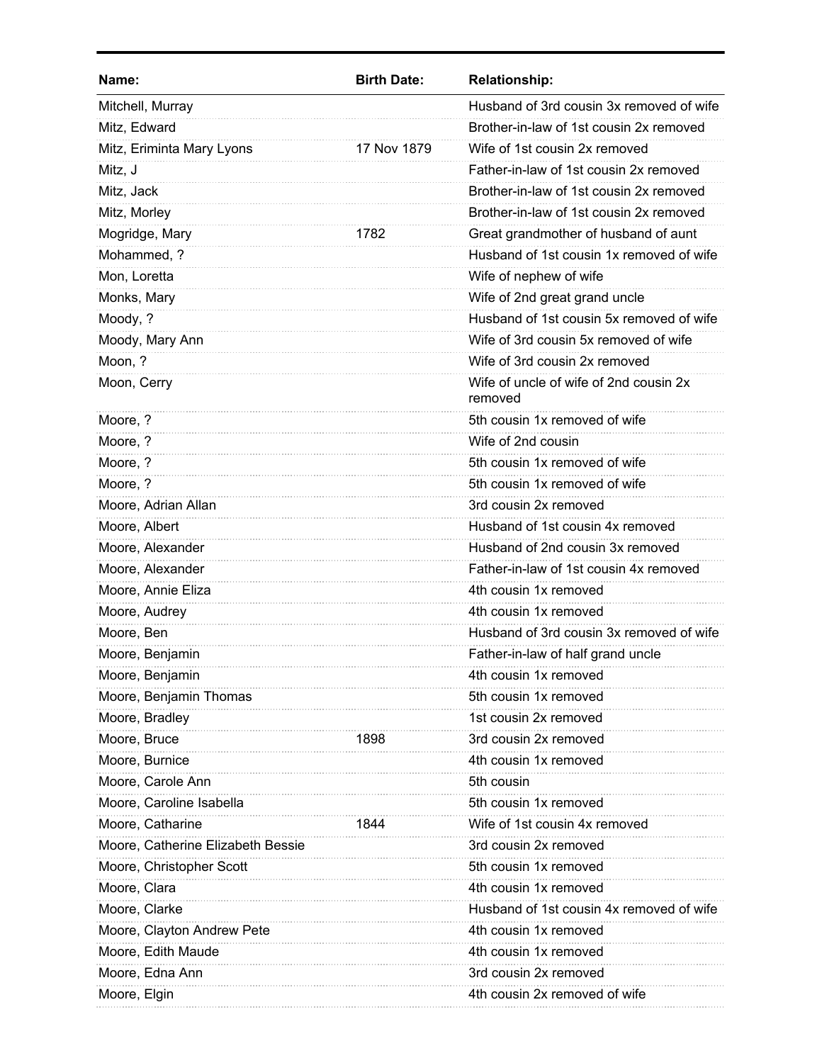| Name: | Birth Date: | Relationship: |
|---|---|---|
| Mitchell, Murray | | Husband of 3rd cousin 3x removed of wife |
| Mitz, Edward | | Brother-in-law of 1st cousin 2x removed |
| Mitz, Eriminta Mary Lyons | 17 Nov 1879 | Wife of 1st cousin 2x removed |
| Mitz, J | | Father-in-law of 1st cousin 2x removed |
| Mitz, Jack | | Brother-in-law of 1st cousin 2x removed |
| Mitz, Morley | | Brother-in-law of 1st cousin 2x removed |
| Mogridge, Mary | 1782 | Great grandmother of husband of aunt |
| Mohammed, ? | | Husband of 1st cousin 1x removed of wife |
| Mon, Loretta | | Wife of nephew of wife |
| Monks, Mary | | Wife of 2nd great grand uncle |
| Moody, ? | | Husband of 1st cousin 5x removed of wife |
| Moody, Mary Ann | | Wife of 3rd cousin 5x removed of wife |
| Moon, ? | | Wife of 3rd cousin 2x removed |
| Moon, Cerry | | Wife of uncle of wife of 2nd cousin 2x removed |
| Moore, ? | | 5th cousin 1x removed of wife |
| Moore, ? | | Wife of 2nd cousin |
| Moore, ? | | 5th cousin 1x removed of wife |
| Moore, ? | | 5th cousin 1x removed of wife |
| Moore, Adrian Allan | | 3rd cousin 2x removed |
| Moore, Albert | | Husband of 1st cousin 4x removed |
| Moore, Alexander | | Husband of 2nd cousin 3x removed |
| Moore, Alexander | | Father-in-law of 1st cousin 4x removed |
| Moore, Annie Eliza | | 4th cousin 1x removed |
| Moore, Audrey | | 4th cousin 1x removed |
| Moore, Ben | | Husband of 3rd cousin 3x removed of wife |
| Moore, Benjamin | | Father-in-law of half grand uncle |
| Moore, Benjamin | | 4th cousin 1x removed |
| Moore, Benjamin Thomas | | 5th cousin 1x removed |
| Moore, Bradley | | 1st cousin 2x removed |
| Moore, Bruce | 1898 | 3rd cousin 2x removed |
| Moore, Burnice | | 4th cousin 1x removed |
| Moore, Carole Ann | | 5th cousin |
| Moore, Caroline Isabella | | 5th cousin 1x removed |
| Moore, Catharine | 1844 | Wife of 1st cousin 4x removed |
| Moore, Catherine Elizabeth Bessie | | 3rd cousin 2x removed |
| Moore, Christopher Scott | | 5th cousin 1x removed |
| Moore, Clara | | 4th cousin 1x removed |
| Moore, Clarke | | Husband of 1st cousin 4x removed of wife |
| Moore, Clayton Andrew Pete | | 4th cousin 1x removed |
| Moore, Edith Maude | | 4th cousin 1x removed |
| Moore, Edna Ann | | 3rd cousin 2x removed |
| Moore, Elgin | | 4th cousin 2x removed of wife |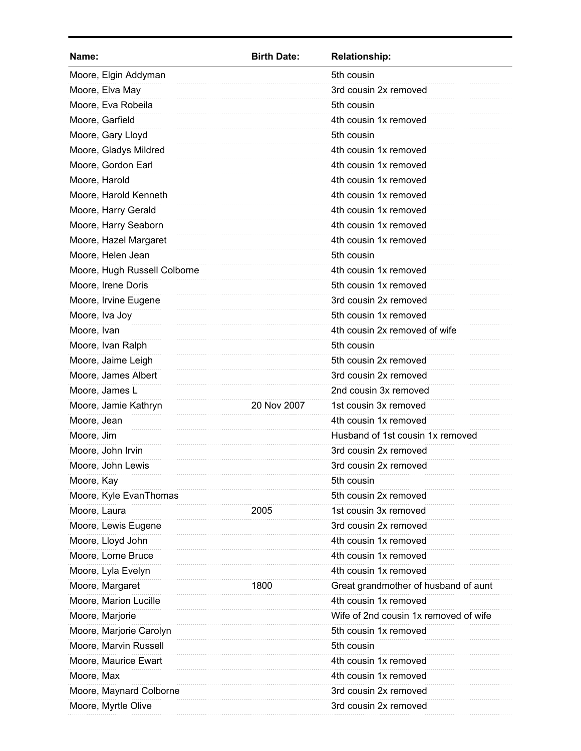| Name: | Birth Date: | Relationship: |
|---|---|---|
| Moore, Elgin Addyman | | 5th cousin |
| Moore, Elva May | | 3rd cousin 2x removed |
| Moore, Eva Robeila | | 5th cousin |
| Moore, Garfield | | 4th cousin 1x removed |
| Moore, Gary Lloyd | | 5th cousin |
| Moore, Gladys Mildred | | 4th cousin 1x removed |
| Moore, Gordon Earl | | 4th cousin 1x removed |
| Moore, Harold | | 4th cousin 1x removed |
| Moore, Harold Kenneth | | 4th cousin 1x removed |
| Moore, Harry Gerald | | 4th cousin 1x removed |
| Moore, Harry Seaborn | | 4th cousin 1x removed |
| Moore, Hazel Margaret | | 4th cousin 1x removed |
| Moore, Helen Jean | | 5th cousin |
| Moore, Hugh Russell Colborne | | 4th cousin 1x removed |
| Moore, Irene Doris | | 5th cousin 1x removed |
| Moore, Irvine Eugene | | 3rd cousin 2x removed |
| Moore, Iva Joy | | 5th cousin 1x removed |
| Moore, Ivan | | 4th cousin 2x removed of wife |
| Moore, Ivan Ralph | | 5th cousin |
| Moore, Jaime Leigh | | 5th cousin 2x removed |
| Moore, James Albert | | 3rd cousin 2x removed |
| Moore, James L | | 2nd cousin 3x removed |
| Moore, Jamie Kathryn | 20 Nov 2007 | 1st cousin 3x removed |
| Moore, Jean | | 4th cousin 1x removed |
| Moore, Jim | | Husband of 1st cousin 1x removed |
| Moore, John Irvin | | 3rd cousin 2x removed |
| Moore, John Lewis | | 3rd cousin 2x removed |
| Moore, Kay | | 5th cousin |
| Moore, Kyle EvanThomas | | 5th cousin 2x removed |
| Moore, Laura | 2005 | 1st cousin 3x removed |
| Moore, Lewis Eugene | | 3rd cousin 2x removed |
| Moore, Lloyd John | | 4th cousin 1x removed |
| Moore, Lorne Bruce | | 4th cousin 1x removed |
| Moore, Lyla Evelyn | | 4th cousin 1x removed |
| Moore, Margaret | 1800 | Great grandmother of husband of aunt |
| Moore, Marion Lucille | | 4th cousin 1x removed |
| Moore, Marjorie | | Wife of 2nd cousin 1x removed of wife |
| Moore, Marjorie Carolyn | | 5th cousin 1x removed |
| Moore, Marvin Russell | | 5th cousin |
| Moore, Maurice Ewart | | 4th cousin 1x removed |
| Moore, Max | | 4th cousin 1x removed |
| Moore, Maynard Colborne | | 3rd cousin 2x removed |
| Moore, Myrtle Olive | | 3rd cousin 2x removed |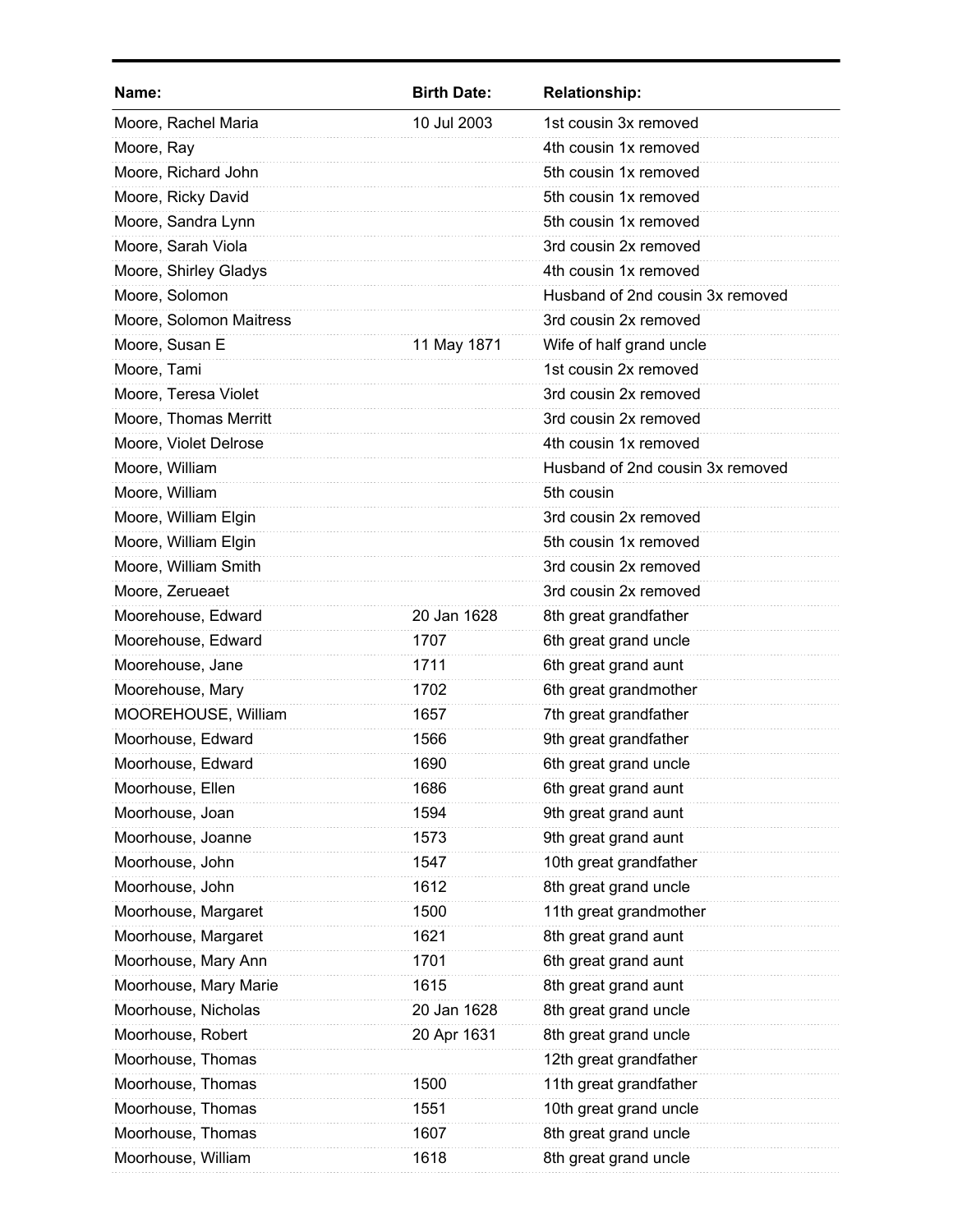| Name: | Birth Date: | Relationship: |
| --- | --- | --- |
| Moore, Rachel Maria | 10 Jul 2003 | 1st cousin 3x removed |
| Moore, Ray | | 4th cousin 1x removed |
| Moore, Richard John | | 5th cousin 1x removed |
| Moore, Ricky David | | 5th cousin 1x removed |
| Moore, Sandra Lynn | | 5th cousin 1x removed |
| Moore, Sarah Viola | | 3rd cousin 2x removed |
| Moore, Shirley Gladys | | 4th cousin 1x removed |
| Moore, Solomon | | Husband of 2nd cousin 3x removed |
| Moore, Solomon Maitress | | 3rd cousin 2x removed |
| Moore, Susan E | 11 May 1871 | Wife of half grand uncle |
| Moore, Tami | | 1st cousin 2x removed |
| Moore, Teresa Violet | | 3rd cousin 2x removed |
| Moore, Thomas Merritt | | 3rd cousin 2x removed |
| Moore, Violet Delrose | | 4th cousin 1x removed |
| Moore, William | | Husband of 2nd cousin 3x removed |
| Moore, William | | 5th cousin |
| Moore, William Elgin | | 3rd cousin 2x removed |
| Moore, William Elgin | | 5th cousin 1x removed |
| Moore, William Smith | | 3rd cousin 2x removed |
| Moore, Zerueaet | | 3rd cousin 2x removed |
| Moorehouse, Edward | 20 Jan 1628 | 8th great grandfather |
| Moorehouse, Edward | 1707 | 6th great grand uncle |
| Moorehouse, Jane | 1711 | 6th great grand aunt |
| Moorehouse, Mary | 1702 | 6th great grandmother |
| MOOREHOUSE, William | 1657 | 7th great grandfather |
| Moorhouse, Edward | 1566 | 9th great grandfather |
| Moorhouse, Edward | 1690 | 6th great grand uncle |
| Moorhouse, Ellen | 1686 | 6th great grand aunt |
| Moorhouse, Joan | 1594 | 9th great grand aunt |
| Moorhouse, Joanne | 1573 | 9th great grand aunt |
| Moorhouse, John | 1547 | 10th great grandfather |
| Moorhouse, John | 1612 | 8th great grand uncle |
| Moorhouse, Margaret | 1500 | 11th great grandmother |
| Moorhouse, Margaret | 1621 | 8th great grand aunt |
| Moorhouse, Mary Ann | 1701 | 6th great grand aunt |
| Moorhouse, Mary Marie | 1615 | 8th great grand aunt |
| Moorhouse, Nicholas | 20 Jan 1628 | 8th great grand uncle |
| Moorhouse, Robert | 20 Apr 1631 | 8th great grand uncle |
| Moorhouse, Thomas | | 12th great grandfather |
| Moorhouse, Thomas | 1500 | 11th great grandfather |
| Moorhouse, Thomas | 1551 | 10th great grand uncle |
| Moorhouse, Thomas | 1607 | 8th great grand uncle |
| Moorhouse, William | 1618 | 8th great grand uncle |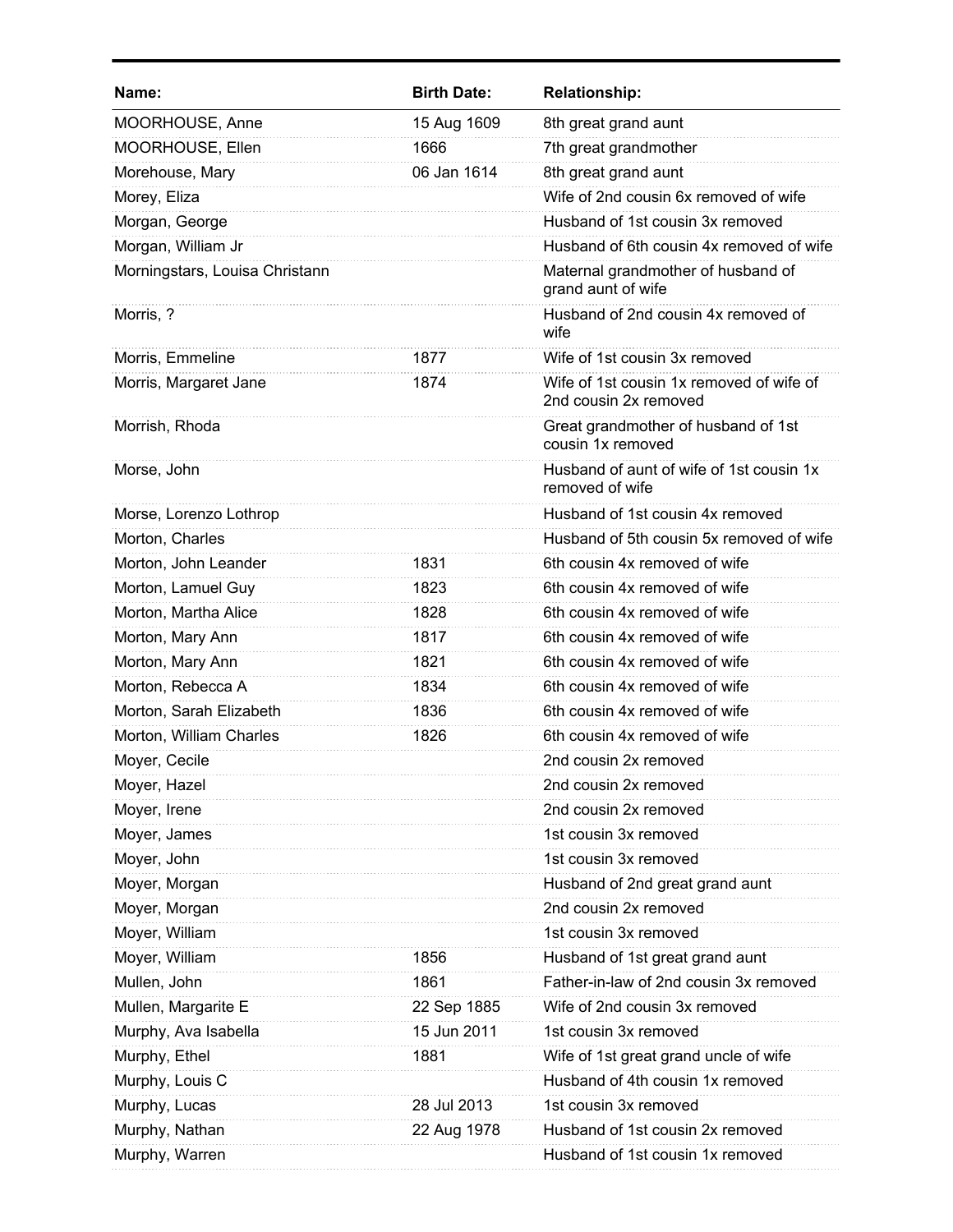| Name: | Birth Date: | Relationship: |
|---|---|---|
| MOORHOUSE, Anne | 15 Aug 1609 | 8th great grand aunt |
| MOORHOUSE, Ellen | 1666 | 7th great grandmother |
| Morehouse, Mary | 06 Jan 1614 | 8th great grand aunt |
| Morey, Eliza | | Wife of 2nd cousin 6x removed of wife |
| Morgan, George | | Husband of 1st cousin 3x removed |
| Morgan, William Jr | | Husband of 6th cousin 4x removed of wife |
| Morningstars, Louisa Christann | | Maternal grandmother of husband of grand aunt of wife |
| Morris, ? | | Husband of 2nd cousin 4x removed of wife |
| Morris, Emmeline | 1877 | Wife of 1st cousin 3x removed |
| Morris, Margaret Jane | 1874 | Wife of 1st cousin 1x removed of wife of 2nd cousin 2x removed |
| Morrish, Rhoda | | Great grandmother of husband of 1st cousin 1x removed |
| Morse, John | | Husband of aunt of wife of 1st cousin 1x removed of wife |
| Morse, Lorenzo Lothrop | | Husband of 1st cousin 4x removed |
| Morton, Charles | | Husband of 5th cousin 5x removed of wife |
| Morton, John Leander | 1831 | 6th cousin 4x removed of wife |
| Morton, Lamuel Guy | 1823 | 6th cousin 4x removed of wife |
| Morton, Martha Alice | 1828 | 6th cousin 4x removed of wife |
| Morton, Mary Ann | 1817 | 6th cousin 4x removed of wife |
| Morton, Mary Ann | 1821 | 6th cousin 4x removed of wife |
| Morton, Rebecca A | 1834 | 6th cousin 4x removed of wife |
| Morton, Sarah Elizabeth | 1836 | 6th cousin 4x removed of wife |
| Morton, William Charles | 1826 | 6th cousin 4x removed of wife |
| Moyer, Cecile | | 2nd cousin 2x removed |
| Moyer, Hazel | | 2nd cousin 2x removed |
| Moyer, Irene | | 2nd cousin 2x removed |
| Moyer, James | | 1st cousin 3x removed |
| Moyer, John | | 1st cousin 3x removed |
| Moyer, Morgan | | Husband of 2nd great grand aunt |
| Moyer, Morgan | | 2nd cousin 2x removed |
| Moyer, William | | 1st cousin 3x removed |
| Moyer, William | 1856 | Husband of 1st great grand aunt |
| Mullen, John | 1861 | Father-in-law of 2nd cousin 3x removed |
| Mullen, Margarite E | 22 Sep 1885 | Wife of 2nd cousin 3x removed |
| Murphy, Ava Isabella | 15 Jun 2011 | 1st cousin 3x removed |
| Murphy, Ethel | 1881 | Wife of 1st great grand uncle of wife |
| Murphy, Louis C | | Husband of 4th cousin 1x removed |
| Murphy, Lucas | 28 Jul 2013 | 1st cousin 3x removed |
| Murphy, Nathan | 22 Aug 1978 | Husband of 1st cousin 2x removed |
| Murphy, Warren | | Husband of 1st cousin 1x removed |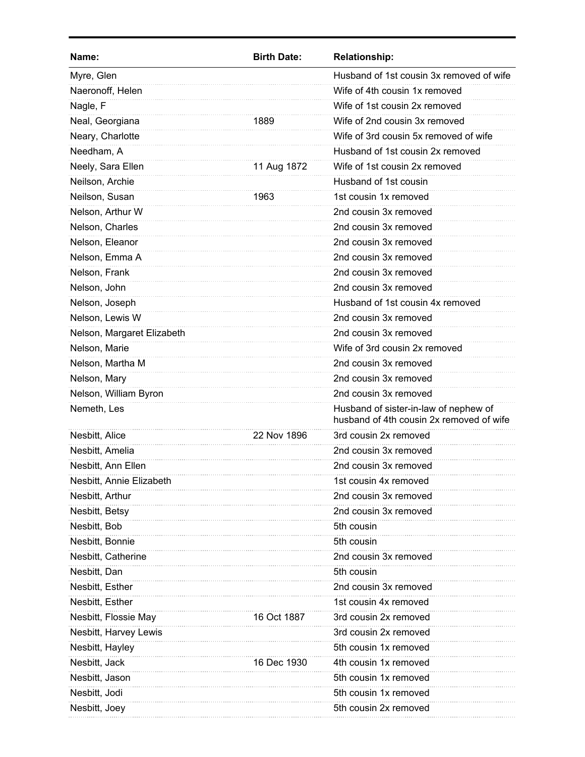| Name: | Birth Date: | Relationship: |
|---|---|---|
| Myre, Glen | | Husband of 1st cousin 3x removed of wife |
| Naeronoff, Helen | | Wife of 4th cousin 1x removed |
| Nagle, F | | Wife of 1st cousin 2x removed |
| Neal, Georgiana | 1889 | Wife of 2nd cousin 3x removed |
| Neary, Charlotte | | Wife of 3rd cousin 5x removed of wife |
| Needham, A | | Husband of 1st cousin 2x removed |
| Neely, Sara Ellen | 11 Aug 1872 | Wife of 1st cousin 2x removed |
| Neilson, Archie | | Husband of 1st cousin |
| Neilson, Susan | 1963 | 1st cousin 1x removed |
| Nelson, Arthur W | | 2nd cousin 3x removed |
| Nelson, Charles | | 2nd cousin 3x removed |
| Nelson, Eleanor | | 2nd cousin 3x removed |
| Nelson, Emma A | | 2nd cousin 3x removed |
| Nelson, Frank | | 2nd cousin 3x removed |
| Nelson, John | | 2nd cousin 3x removed |
| Nelson, Joseph | | Husband of 1st cousin 4x removed |
| Nelson, Lewis W | | 2nd cousin 3x removed |
| Nelson, Margaret Elizabeth | | 2nd cousin 3x removed |
| Nelson, Marie | | Wife of 3rd cousin 2x removed |
| Nelson, Martha M | | 2nd cousin 3x removed |
| Nelson, Mary | | 2nd cousin 3x removed |
| Nelson, William Byron | | 2nd cousin 3x removed |
| Nemeth, Les | | Husband of sister-in-law of nephew of husband of 4th cousin 2x removed of wife |
| Nesbitt, Alice | 22 Nov 1896 | 3rd cousin 2x removed |
| Nesbitt, Amelia | | 2nd cousin 3x removed |
| Nesbitt, Ann Ellen | | 2nd cousin 3x removed |
| Nesbitt, Annie Elizabeth | | 1st cousin 4x removed |
| Nesbitt, Arthur | | 2nd cousin 3x removed |
| Nesbitt, Betsy | | 2nd cousin 3x removed |
| Nesbitt, Bob | | 5th cousin |
| Nesbitt, Bonnie | | 5th cousin |
| Nesbitt, Catherine | | 2nd cousin 3x removed |
| Nesbitt, Dan | | 5th cousin |
| Nesbitt, Esther | | 2nd cousin 3x removed |
| Nesbitt, Esther | | 1st cousin 4x removed |
| Nesbitt, Flossie May | 16 Oct 1887 | 3rd cousin 2x removed |
| Nesbitt, Harvey Lewis | | 3rd cousin 2x removed |
| Nesbitt, Hayley | | 5th cousin 1x removed |
| Nesbitt, Jack | 16 Dec 1930 | 4th cousin 1x removed |
| Nesbitt, Jason | | 5th cousin 1x removed |
| Nesbitt, Jodi | | 5th cousin 1x removed |
| Nesbitt, Joey | | 5th cousin 2x removed |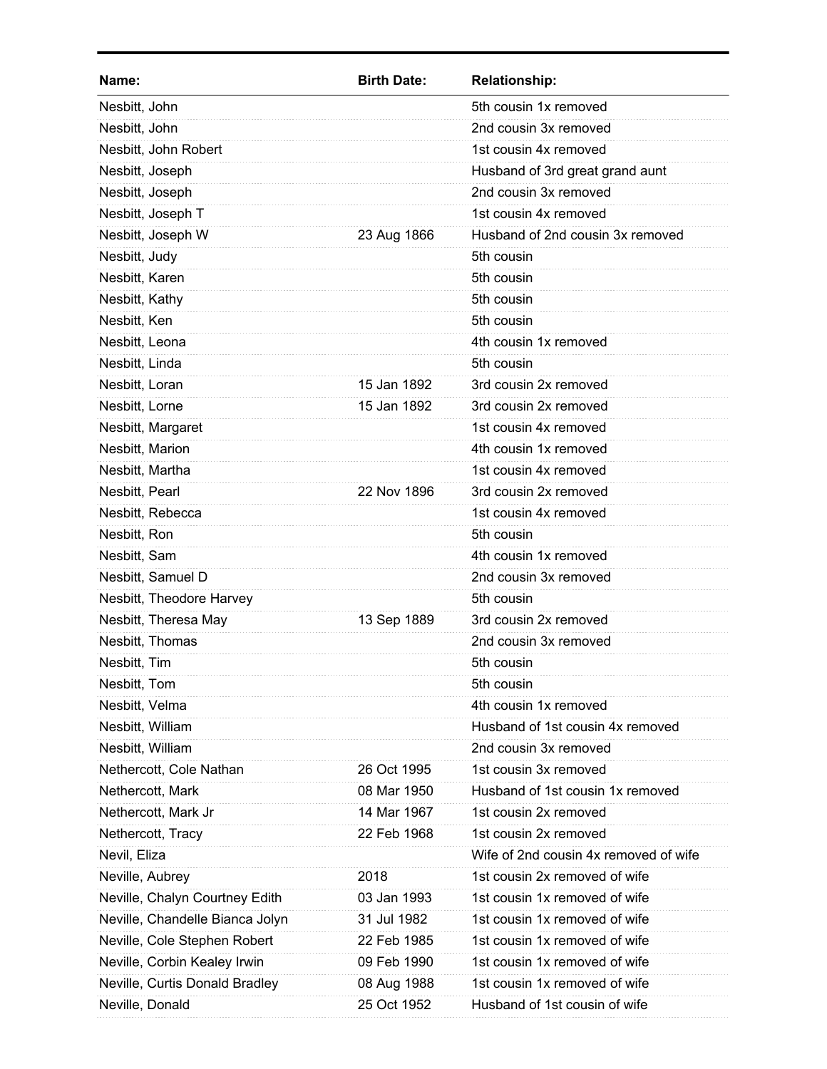| Name: | Birth Date: | Relationship: |
|---|---|---|
| Nesbitt, John | | 5th cousin 1x removed |
| Nesbitt, John | | 2nd cousin 3x removed |
| Nesbitt, John Robert | | 1st cousin 4x removed |
| Nesbitt, Joseph | | Husband of 3rd great grand aunt |
| Nesbitt, Joseph | | 2nd cousin 3x removed |
| Nesbitt, Joseph T | | 1st cousin 4x removed |
| Nesbitt, Joseph W | 23 Aug 1866 | Husband of 2nd cousin 3x removed |
| Nesbitt, Judy | | 5th cousin |
| Nesbitt, Karen | | 5th cousin |
| Nesbitt, Kathy | | 5th cousin |
| Nesbitt, Ken | | 5th cousin |
| Nesbitt, Leona | | 4th cousin 1x removed |
| Nesbitt, Linda | | 5th cousin |
| Nesbitt, Loran | 15 Jan 1892 | 3rd cousin 2x removed |
| Nesbitt, Lorne | 15 Jan 1892 | 3rd cousin 2x removed |
| Nesbitt, Margaret | | 1st cousin 4x removed |
| Nesbitt, Marion | | 4th cousin 1x removed |
| Nesbitt, Martha | | 1st cousin 4x removed |
| Nesbitt, Pearl | 22 Nov 1896 | 3rd cousin 2x removed |
| Nesbitt, Rebecca | | 1st cousin 4x removed |
| Nesbitt, Ron | | 5th cousin |
| Nesbitt, Sam | | 4th cousin 1x removed |
| Nesbitt, Samuel D | | 2nd cousin 3x removed |
| Nesbitt, Theodore Harvey | | 5th cousin |
| Nesbitt, Theresa May | 13 Sep 1889 | 3rd cousin 2x removed |
| Nesbitt, Thomas | | 2nd cousin 3x removed |
| Nesbitt, Tim | | 5th cousin |
| Nesbitt, Tom | | 5th cousin |
| Nesbitt, Velma | | 4th cousin 1x removed |
| Nesbitt, William | | Husband of 1st cousin 4x removed |
| Nesbitt, William | | 2nd cousin 3x removed |
| Nethercott, Cole Nathan | 26 Oct 1995 | 1st cousin 3x removed |
| Nethercott, Mark | 08 Mar 1950 | Husband of 1st cousin 1x removed |
| Nethercott, Mark Jr | 14 Mar 1967 | 1st cousin 2x removed |
| Nethercott, Tracy | 22 Feb 1968 | 1st cousin 2x removed |
| Nevil, Eliza | | Wife of 2nd cousin 4x removed of wife |
| Neville, Aubrey | 2018 | 1st cousin 2x removed of wife |
| Neville, Chalyn Courtney Edith | 03 Jan 1993 | 1st cousin 1x removed of wife |
| Neville, Chandelle Bianca Jolyn | 31 Jul 1982 | 1st cousin 1x removed of wife |
| Neville, Cole Stephen Robert | 22 Feb 1985 | 1st cousin 1x removed of wife |
| Neville, Corbin Kealey Irwin | 09 Feb 1990 | 1st cousin 1x removed of wife |
| Neville, Curtis Donald Bradley | 08 Aug 1988 | 1st cousin 1x removed of wife |
| Neville, Donald | 25 Oct 1952 | Husband of 1st cousin of wife |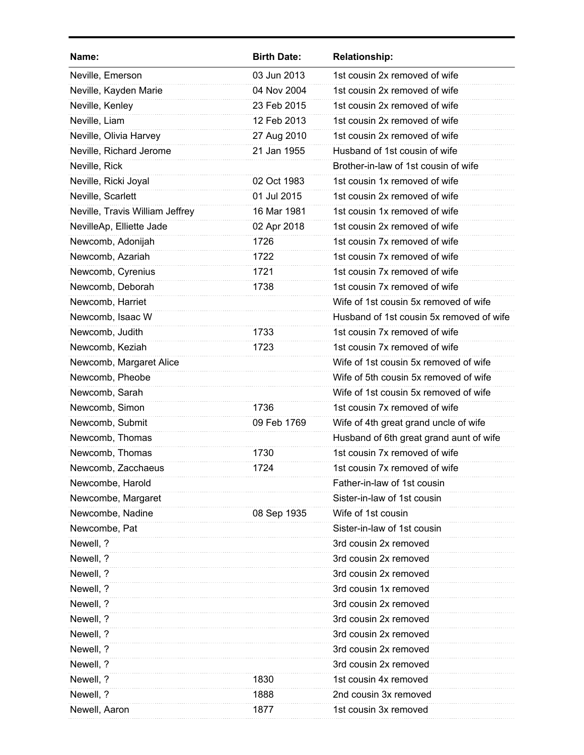| Name: | Birth Date: | Relationship: |
|---|---|---|
| Neville, Emerson | 03 Jun 2013 | 1st cousin 2x removed of wife |
| Neville, Kayden Marie | 04 Nov 2004 | 1st cousin 2x removed of wife |
| Neville, Kenley | 23 Feb 2015 | 1st cousin 2x removed of wife |
| Neville, Liam | 12 Feb 2013 | 1st cousin 2x removed of wife |
| Neville, Olivia Harvey | 27 Aug 2010 | 1st cousin 2x removed of wife |
| Neville, Richard Jerome | 21 Jan 1955 | Husband of 1st cousin of wife |
| Neville, Rick | | Brother-in-law of 1st cousin of wife |
| Neville, Ricki Joyal | 02 Oct 1983 | 1st cousin 1x removed of wife |
| Neville, Scarlett | 01 Jul 2015 | 1st cousin 2x removed of wife |
| Neville, Travis William Jeffrey | 16 Mar 1981 | 1st cousin 1x removed of wife |
| NevilleAp, Elliette Jade | 02 Apr 2018 | 1st cousin 2x removed of wife |
| Newcomb, Adonijah | 1726 | 1st cousin 7x removed of wife |
| Newcomb, Azariah | 1722 | 1st cousin 7x removed of wife |
| Newcomb, Cyrenius | 1721 | 1st cousin 7x removed of wife |
| Newcomb, Deborah | 1738 | 1st cousin 7x removed of wife |
| Newcomb, Harriet | | Wife of 1st cousin 5x removed of wife |
| Newcomb, Isaac W | | Husband of 1st cousin 5x removed of wife |
| Newcomb, Judith | 1733 | 1st cousin 7x removed of wife |
| Newcomb, Keziah | 1723 | 1st cousin 7x removed of wife |
| Newcomb, Margaret Alice | | Wife of 1st cousin 5x removed of wife |
| Newcomb, Pheobe | | Wife of 5th cousin 5x removed of wife |
| Newcomb, Sarah | | Wife of 1st cousin 5x removed of wife |
| Newcomb, Simon | 1736 | 1st cousin 7x removed of wife |
| Newcomb, Submit | 09 Feb 1769 | Wife of 4th great grand uncle of wife |
| Newcomb, Thomas | | Husband of 6th great grand aunt of wife |
| Newcomb, Thomas | 1730 | 1st cousin 7x removed of wife |
| Newcomb, Zacchaeus | 1724 | 1st cousin 7x removed of wife |
| Newcombe, Harold | | Father-in-law of 1st cousin |
| Newcombe, Margaret | | Sister-in-law of 1st cousin |
| Newcombe, Nadine | 08 Sep 1935 | Wife of 1st cousin |
| Newcombe, Pat | | Sister-in-law of 1st cousin |
| Newell, ? | | 3rd cousin 2x removed |
| Newell, ? | | 3rd cousin 2x removed |
| Newell, ? | | 3rd cousin 2x removed |
| Newell, ? | | 3rd cousin 1x removed |
| Newell, ? | | 3rd cousin 2x removed |
| Newell, ? | | 3rd cousin 2x removed |
| Newell, ? | | 3rd cousin 2x removed |
| Newell, ? | | 3rd cousin 2x removed |
| Newell, ? | | 3rd cousin 2x removed |
| Newell, ? | 1830 | 1st cousin 4x removed |
| Newell, ? | 1888 | 2nd cousin 3x removed |
| Newell, Aaron | 1877 | 1st cousin 3x removed |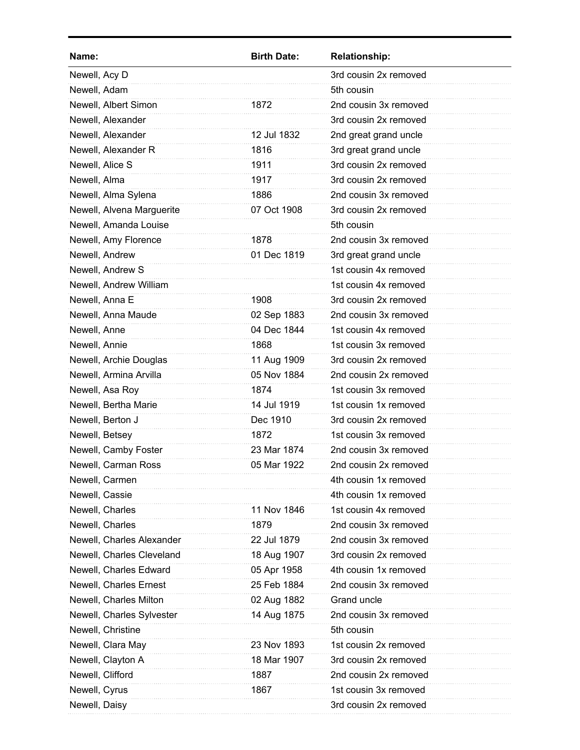| Name: | Birth Date: | Relationship: |
|---|---|---|
| Newell, Acy D | | 3rd cousin 2x removed |
| Newell, Adam | | 5th cousin |
| Newell, Albert Simon | 1872 | 2nd cousin 3x removed |
| Newell, Alexander | | 3rd cousin 2x removed |
| Newell, Alexander | 12 Jul 1832 | 2nd great grand uncle |
| Newell, Alexander R | 1816 | 3rd great grand uncle |
| Newell, Alice S | 1911 | 3rd cousin 2x removed |
| Newell, Alma | 1917 | 3rd cousin 2x removed |
| Newell, Alma Sylena | 1886 | 2nd cousin 3x removed |
| Newell, Alvena Marguerite | 07 Oct 1908 | 3rd cousin 2x removed |
| Newell, Amanda Louise | | 5th cousin |
| Newell, Amy Florence | 1878 | 2nd cousin 3x removed |
| Newell, Andrew | 01 Dec 1819 | 3rd great grand uncle |
| Newell, Andrew S | | 1st cousin 4x removed |
| Newell, Andrew William | | 1st cousin 4x removed |
| Newell, Anna E | 1908 | 3rd cousin 2x removed |
| Newell, Anna Maude | 02 Sep 1883 | 2nd cousin 3x removed |
| Newell, Anne | 04 Dec 1844 | 1st cousin 4x removed |
| Newell, Annie | 1868 | 1st cousin 3x removed |
| Newell, Archie Douglas | 11 Aug 1909 | 3rd cousin 2x removed |
| Newell, Armina Arvilla | 05 Nov 1884 | 2nd cousin 2x removed |
| Newell, Asa Roy | 1874 | 1st cousin 3x removed |
| Newell, Bertha Marie | 14 Jul 1919 | 1st cousin 1x removed |
| Newell, Berton J | Dec 1910 | 3rd cousin 2x removed |
| Newell, Betsey | 1872 | 1st cousin 3x removed |
| Newell, Camby Foster | 23 Mar 1874 | 2nd cousin 3x removed |
| Newell, Carman Ross | 05 Mar 1922 | 2nd cousin 2x removed |
| Newell, Carmen | | 4th cousin 1x removed |
| Newell, Cassie | | 4th cousin 1x removed |
| Newell, Charles | 11 Nov 1846 | 1st cousin 4x removed |
| Newell, Charles | 1879 | 2nd cousin 3x removed |
| Newell, Charles Alexander | 22 Jul 1879 | 2nd cousin 3x removed |
| Newell, Charles Cleveland | 18 Aug 1907 | 3rd cousin 2x removed |
| Newell, Charles Edward | 05 Apr 1958 | 4th cousin 1x removed |
| Newell, Charles Ernest | 25 Feb 1884 | 2nd cousin 3x removed |
| Newell, Charles Milton | 02 Aug 1882 | Grand uncle |
| Newell, Charles Sylvester | 14 Aug 1875 | 2nd cousin 3x removed |
| Newell, Christine | | 5th cousin |
| Newell, Clara May | 23 Nov 1893 | 1st cousin 2x removed |
| Newell, Clayton A | 18 Mar 1907 | 3rd cousin 2x removed |
| Newell, Clifford | 1887 | 2nd cousin 2x removed |
| Newell, Cyrus | 1867 | 1st cousin 3x removed |
| Newell, Daisy | | 3rd cousin 2x removed |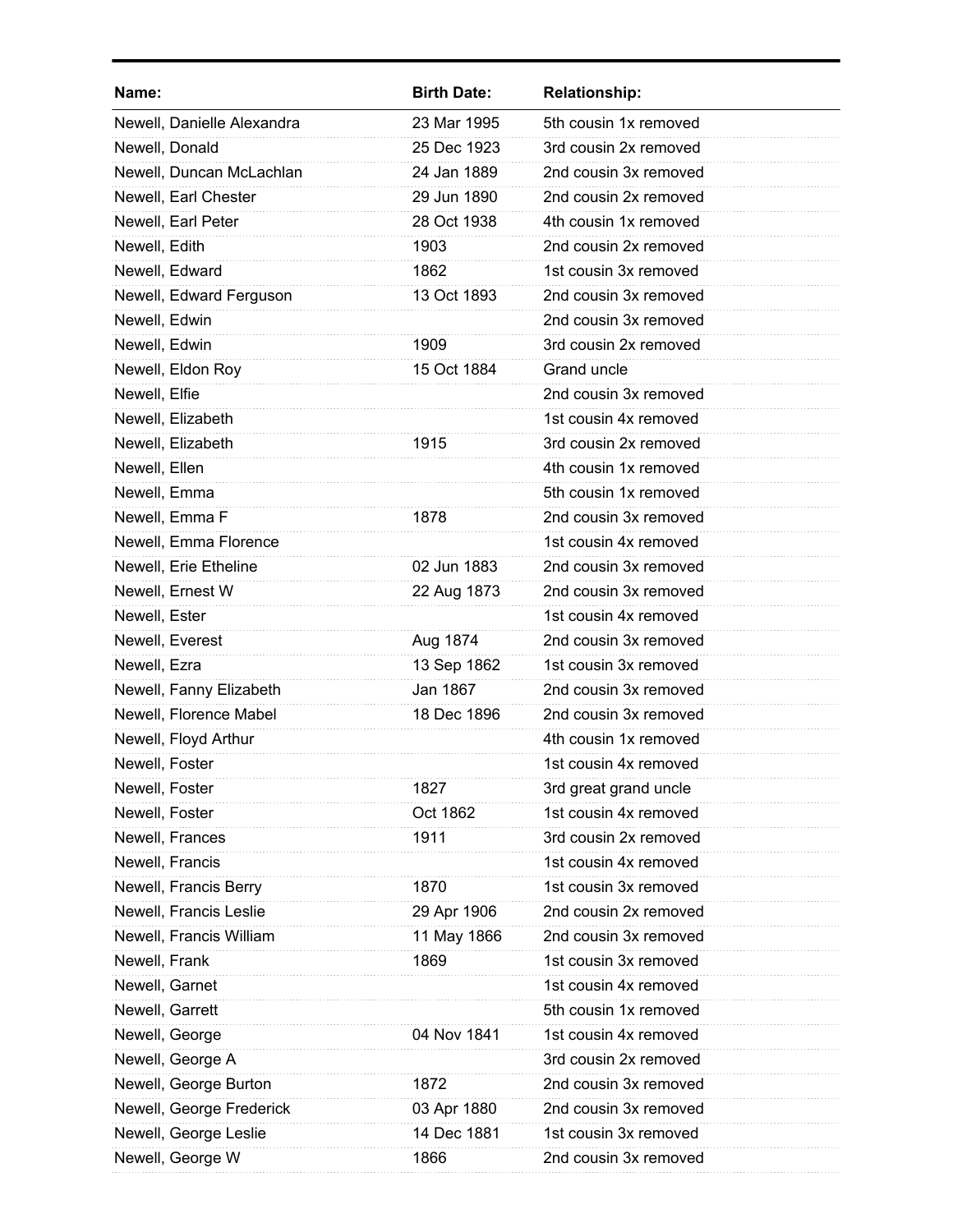| Name: | Birth Date: | Relationship: |
|---|---|---|
| Newell, Danielle Alexandra | 23 Mar 1995 | 5th cousin 1x removed |
| Newell, Donald | 25 Dec 1923 | 3rd cousin 2x removed |
| Newell, Duncan McLachlan | 24 Jan 1889 | 2nd cousin 3x removed |
| Newell, Earl Chester | 29 Jun 1890 | 2nd cousin 2x removed |
| Newell, Earl Peter | 28 Oct 1938 | 4th cousin 1x removed |
| Newell, Edith | 1903 | 2nd cousin 2x removed |
| Newell, Edward | 1862 | 1st cousin 3x removed |
| Newell, Edward Ferguson | 13 Oct 1893 | 2nd cousin 3x removed |
| Newell, Edwin | | 2nd cousin 3x removed |
| Newell, Edwin | 1909 | 3rd cousin 2x removed |
| Newell, Eldon Roy | 15 Oct 1884 | Grand uncle |
| Newell, Elfie | | 2nd cousin 3x removed |
| Newell, Elizabeth | | 1st cousin 4x removed |
| Newell, Elizabeth | 1915 | 3rd cousin 2x removed |
| Newell, Ellen | | 4th cousin 1x removed |
| Newell, Emma | | 5th cousin 1x removed |
| Newell, Emma F | 1878 | 2nd cousin 3x removed |
| Newell, Emma Florence | | 1st cousin 4x removed |
| Newell, Erie Etheline | 02 Jun 1883 | 2nd cousin 3x removed |
| Newell, Ernest W | 22 Aug 1873 | 2nd cousin 3x removed |
| Newell, Ester | | 1st cousin 4x removed |
| Newell, Everest | Aug 1874 | 2nd cousin 3x removed |
| Newell, Ezra | 13 Sep 1862 | 1st cousin 3x removed |
| Newell, Fanny Elizabeth | Jan 1867 | 2nd cousin 3x removed |
| Newell, Florence Mabel | 18 Dec 1896 | 2nd cousin 3x removed |
| Newell, Floyd Arthur | | 4th cousin 1x removed |
| Newell, Foster | | 1st cousin 4x removed |
| Newell, Foster | 1827 | 3rd great grand uncle |
| Newell, Foster | Oct 1862 | 1st cousin 4x removed |
| Newell, Frances | 1911 | 3rd cousin 2x removed |
| Newell, Francis | | 1st cousin 4x removed |
| Newell, Francis Berry | 1870 | 1st cousin 3x removed |
| Newell, Francis Leslie | 29 Apr 1906 | 2nd cousin 2x removed |
| Newell, Francis William | 11 May 1866 | 2nd cousin 3x removed |
| Newell, Frank | 1869 | 1st cousin 3x removed |
| Newell, Garnet | | 1st cousin 4x removed |
| Newell, Garrett | | 5th cousin 1x removed |
| Newell, George | 04 Nov 1841 | 1st cousin 4x removed |
| Newell, George A | | 3rd cousin 2x removed |
| Newell, George Burton | 1872 | 2nd cousin 3x removed |
| Newell, George Frederick | 03 Apr 1880 | 2nd cousin 3x removed |
| Newell, George Leslie | 14 Dec 1881 | 1st cousin 3x removed |
| Newell, George W | 1866 | 2nd cousin 3x removed |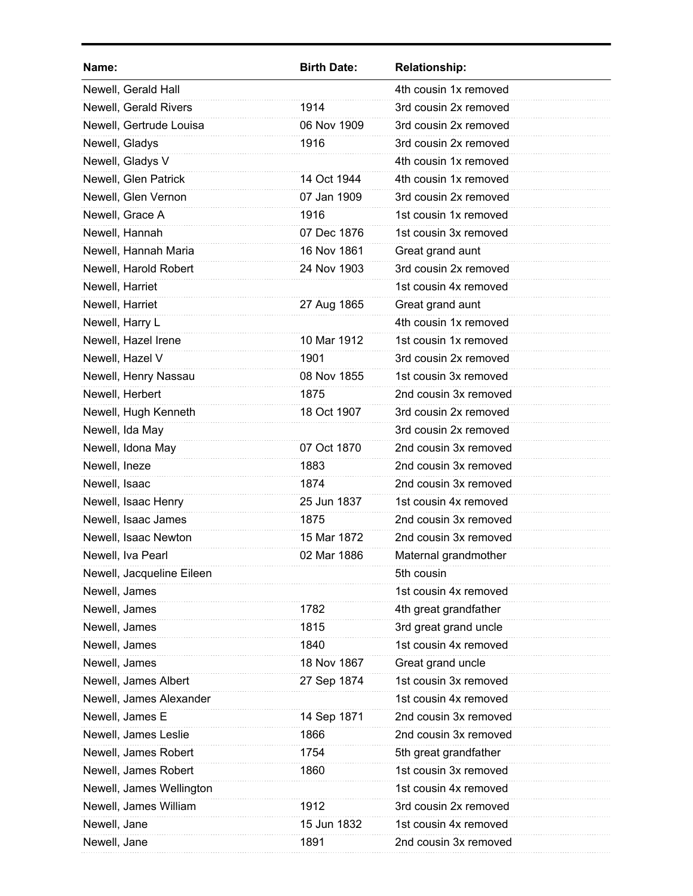| Name: | Birth Date: | Relationship: |
|---|---|---|
| Newell, Gerald Hall | | 4th cousin 1x removed |
| Newell, Gerald Rivers | 1914 | 3rd cousin 2x removed |
| Newell, Gertrude Louisa | 06 Nov 1909 | 3rd cousin 2x removed |
| Newell, Gladys | 1916 | 3rd cousin 2x removed |
| Newell, Gladys V | | 4th cousin 1x removed |
| Newell, Glen Patrick | 14 Oct 1944 | 4th cousin 1x removed |
| Newell, Glen Vernon | 07 Jan 1909 | 3rd cousin 2x removed |
| Newell, Grace A | 1916 | 1st cousin 1x removed |
| Newell, Hannah | 07 Dec 1876 | 1st cousin 3x removed |
| Newell, Hannah Maria | 16 Nov 1861 | Great grand aunt |
| Newell, Harold Robert | 24 Nov 1903 | 3rd cousin 2x removed |
| Newell, Harriet | | 1st cousin 4x removed |
| Newell, Harriet | 27 Aug 1865 | Great grand aunt |
| Newell, Harry L | | 4th cousin 1x removed |
| Newell, Hazel Irene | 10 Mar 1912 | 1st cousin 1x removed |
| Newell, Hazel V | 1901 | 3rd cousin 2x removed |
| Newell, Henry Nassau | 08 Nov 1855 | 1st cousin 3x removed |
| Newell, Herbert | 1875 | 2nd cousin 3x removed |
| Newell, Hugh Kenneth | 18 Oct 1907 | 3rd cousin 2x removed |
| Newell, Ida May | | 3rd cousin 2x removed |
| Newell, Idona May | 07 Oct 1870 | 2nd cousin 3x removed |
| Newell, Ineze | 1883 | 2nd cousin 3x removed |
| Newell, Isaac | 1874 | 2nd cousin 3x removed |
| Newell, Isaac Henry | 25 Jun 1837 | 1st cousin 4x removed |
| Newell, Isaac James | 1875 | 2nd cousin 3x removed |
| Newell, Isaac Newton | 15 Mar 1872 | 2nd cousin 3x removed |
| Newell, Iva Pearl | 02 Mar 1886 | Maternal grandmother |
| Newell, Jacqueline Eileen | | 5th cousin |
| Newell, James | | 1st cousin 4x removed |
| Newell, James | 1782 | 4th great grandfather |
| Newell, James | 1815 | 3rd great grand uncle |
| Newell, James | 1840 | 1st cousin 4x removed |
| Newell, James | 18 Nov 1867 | Great grand uncle |
| Newell, James Albert | 27 Sep 1874 | 1st cousin 3x removed |
| Newell, James Alexander | | 1st cousin 4x removed |
| Newell, James E | 14 Sep 1871 | 2nd cousin 3x removed |
| Newell, James Leslie | 1866 | 2nd cousin 3x removed |
| Newell, James Robert | 1754 | 5th great grandfather |
| Newell, James Robert | 1860 | 1st cousin 3x removed |
| Newell, James Wellington | | 1st cousin 4x removed |
| Newell, James William | 1912 | 3rd cousin 2x removed |
| Newell, Jane | 15 Jun 1832 | 1st cousin 4x removed |
| Newell, Jane | 1891 | 2nd cousin 3x removed |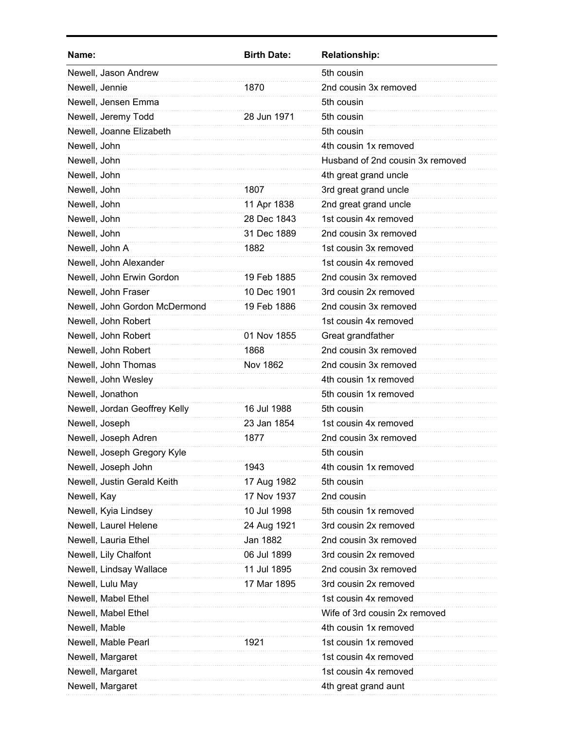| Name: | Birth Date: | Relationship: |
|---|---|---|
| Newell, Jason Andrew | | 5th cousin |
| Newell, Jennie | 1870 | 2nd cousin 3x removed |
| Newell, Jensen Emma | | 5th cousin |
| Newell, Jeremy Todd | 28 Jun 1971 | 5th cousin |
| Newell, Joanne Elizabeth | | 5th cousin |
| Newell, John | | 4th cousin 1x removed |
| Newell, John | | Husband of 2nd cousin 3x removed |
| Newell, John | | 4th great grand uncle |
| Newell, John | 1807 | 3rd great grand uncle |
| Newell, John | 11 Apr 1838 | 2nd great grand uncle |
| Newell, John | 28 Dec 1843 | 1st cousin 4x removed |
| Newell, John | 31 Dec 1889 | 2nd cousin 3x removed |
| Newell, John A | 1882 | 1st cousin 3x removed |
| Newell, John Alexander | | 1st cousin 4x removed |
| Newell, John Erwin Gordon | 19 Feb 1885 | 2nd cousin 3x removed |
| Newell, John Fraser | 10 Dec 1901 | 3rd cousin 2x removed |
| Newell, John Gordon McDermond | 19 Feb 1886 | 2nd cousin 3x removed |
| Newell, John Robert | | 1st cousin 4x removed |
| Newell, John Robert | 01 Nov 1855 | Great grandfather |
| Newell, John Robert | 1868 | 2nd cousin 3x removed |
| Newell, John Thomas | Nov 1862 | 2nd cousin 3x removed |
| Newell, John Wesley | | 4th cousin 1x removed |
| Newell, Jonathon | | 5th cousin 1x removed |
| Newell, Jordan Geoffrey Kelly | 16 Jul 1988 | 5th cousin |
| Newell, Joseph | 23 Jan 1854 | 1st cousin 4x removed |
| Newell, Joseph Adren | 1877 | 2nd cousin 3x removed |
| Newell, Joseph Gregory Kyle | | 5th cousin |
| Newell, Joseph John | 1943 | 4th cousin 1x removed |
| Newell, Justin Gerald Keith | 17 Aug 1982 | 5th cousin |
| Newell, Kay | 17 Nov 1937 | 2nd cousin |
| Newell, Kyia Lindsey | 10 Jul 1998 | 5th cousin 1x removed |
| Newell, Laurel Helene | 24 Aug 1921 | 3rd cousin 2x removed |
| Newell, Lauria Ethel | Jan 1882 | 2nd cousin 3x removed |
| Newell, Lily Chalfont | 06 Jul 1899 | 3rd cousin 2x removed |
| Newell, Lindsay Wallace | 11 Jul 1895 | 2nd cousin 3x removed |
| Newell, Lulu May | 17 Mar 1895 | 3rd cousin 2x removed |
| Newell, Mabel Ethel | | 1st cousin 4x removed |
| Newell, Mabel Ethel | | Wife of 3rd cousin 2x removed |
| Newell, Mable | | 4th cousin 1x removed |
| Newell, Mable Pearl | 1921 | 1st cousin 1x removed |
| Newell, Margaret | | 1st cousin 4x removed |
| Newell, Margaret | | 1st cousin 4x removed |
| Newell, Margaret | | 4th great grand aunt |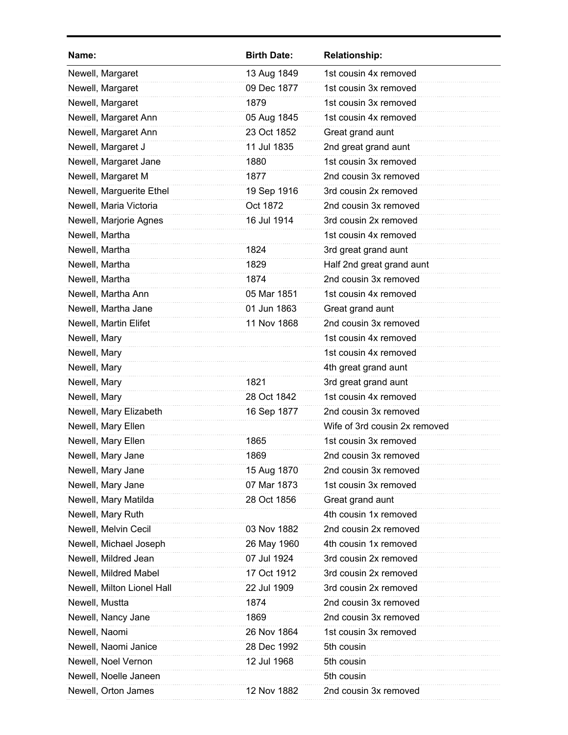| Name: | Birth Date: | Relationship: |
|---|---|---|
| Newell, Margaret | 13 Aug 1849 | 1st cousin 4x removed |
| Newell, Margaret | 09 Dec 1877 | 1st cousin 3x removed |
| Newell, Margaret | 1879 | 1st cousin 3x removed |
| Newell, Margaret Ann | 05 Aug 1845 | 1st cousin 4x removed |
| Newell, Margaret Ann | 23 Oct 1852 | Great grand aunt |
| Newell, Margaret J | 11 Jul 1835 | 2nd great grand aunt |
| Newell, Margaret Jane | 1880 | 1st cousin 3x removed |
| Newell, Margaret M | 1877 | 2nd cousin 3x removed |
| Newell, Marguerite Ethel | 19 Sep 1916 | 3rd cousin 2x removed |
| Newell, Maria Victoria | Oct 1872 | 2nd cousin 3x removed |
| Newell, Marjorie Agnes | 16 Jul 1914 | 3rd cousin 2x removed |
| Newell, Martha | | 1st cousin 4x removed |
| Newell, Martha | 1824 | 3rd great grand aunt |
| Newell, Martha | 1829 | Half 2nd great grand aunt |
| Newell, Martha | 1874 | 2nd cousin 3x removed |
| Newell, Martha Ann | 05 Mar 1851 | 1st cousin 4x removed |
| Newell, Martha Jane | 01 Jun 1863 | Great grand aunt |
| Newell, Martin Elifet | 11 Nov 1868 | 2nd cousin 3x removed |
| Newell, Mary | | 1st cousin 4x removed |
| Newell, Mary | | 1st cousin 4x removed |
| Newell, Mary | | 4th great grand aunt |
| Newell, Mary | 1821 | 3rd great grand aunt |
| Newell, Mary | 28 Oct 1842 | 1st cousin 4x removed |
| Newell, Mary Elizabeth | 16 Sep 1877 | 2nd cousin 3x removed |
| Newell, Mary Ellen | | Wife of 3rd cousin 2x removed |
| Newell, Mary Ellen | 1865 | 1st cousin 3x removed |
| Newell, Mary Jane | 1869 | 2nd cousin 3x removed |
| Newell, Mary Jane | 15 Aug 1870 | 2nd cousin 3x removed |
| Newell, Mary Jane | 07 Mar 1873 | 1st cousin 3x removed |
| Newell, Mary Matilda | 28 Oct 1856 | Great grand aunt |
| Newell, Mary Ruth | | 4th cousin 1x removed |
| Newell, Melvin Cecil | 03 Nov 1882 | 2nd cousin 2x removed |
| Newell, Michael Joseph | 26 May 1960 | 4th cousin 1x removed |
| Newell, Mildred Jean | 07 Jul 1924 | 3rd cousin 2x removed |
| Newell, Mildred Mabel | 17 Oct 1912 | 3rd cousin 2x removed |
| Newell, Milton Lionel Hall | 22 Jul 1909 | 3rd cousin 2x removed |
| Newell, Mustta | 1874 | 2nd cousin 3x removed |
| Newell, Nancy Jane | 1869 | 2nd cousin 3x removed |
| Newell, Naomi | 26 Nov 1864 | 1st cousin 3x removed |
| Newell, Naomi Janice | 28 Dec 1992 | 5th cousin |
| Newell, Noel Vernon | 12 Jul 1968 | 5th cousin |
| Newell, Noelle Janeen | | 5th cousin |
| Newell, Orton James | 12 Nov 1882 | 2nd cousin 3x removed |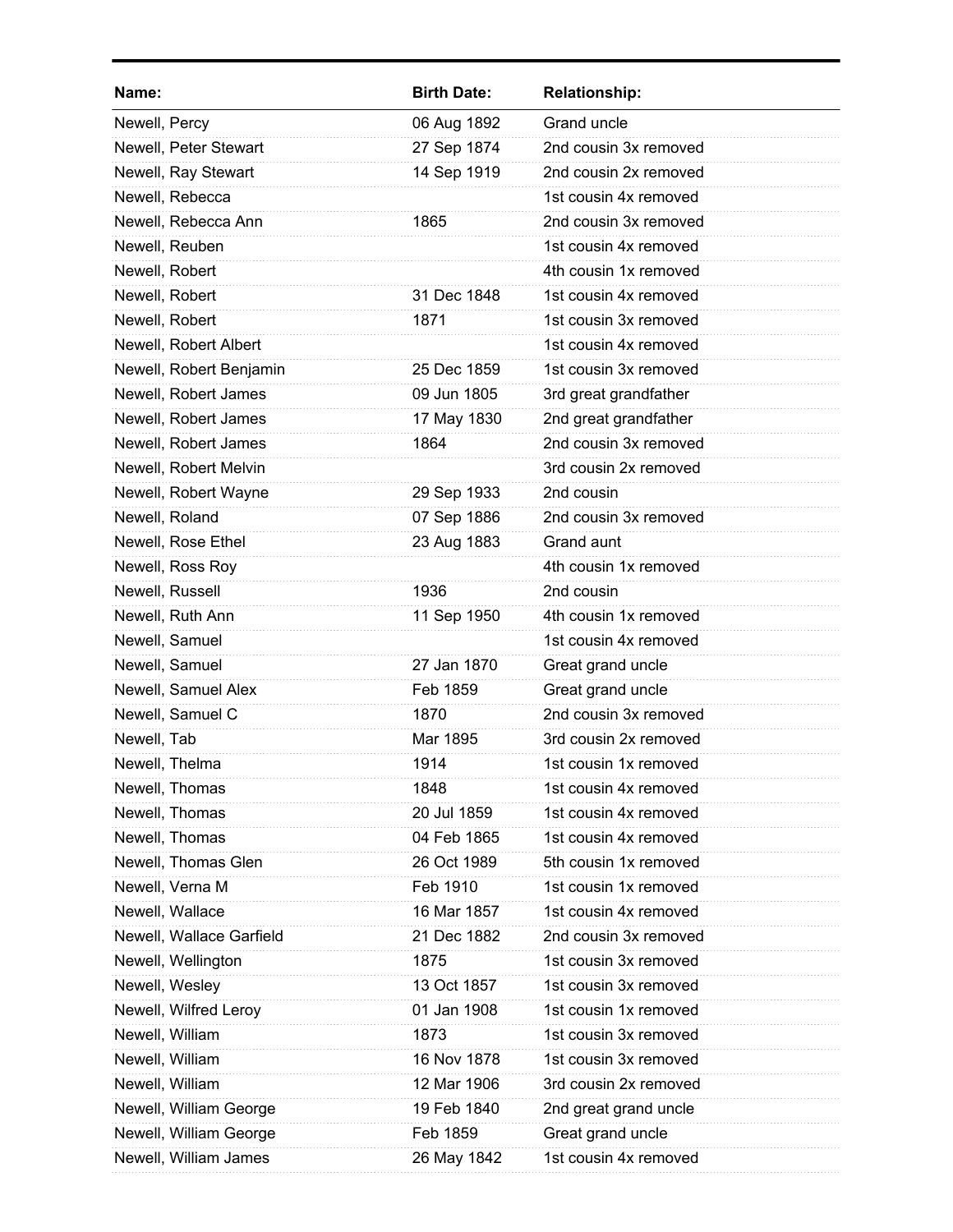| Name: | Birth Date: | Relationship: |
|---|---|---|
| Newell, Percy | 06 Aug 1892 | Grand uncle |
| Newell, Peter Stewart | 27 Sep 1874 | 2nd cousin 3x removed |
| Newell, Ray Stewart | 14 Sep 1919 | 2nd cousin 2x removed |
| Newell, Rebecca | | 1st cousin 4x removed |
| Newell, Rebecca Ann | 1865 | 2nd cousin 3x removed |
| Newell, Reuben | | 1st cousin 4x removed |
| Newell, Robert | | 4th cousin 1x removed |
| Newell, Robert | 31 Dec 1848 | 1st cousin 4x removed |
| Newell, Robert | 1871 | 1st cousin 3x removed |
| Newell, Robert Albert | | 1st cousin 4x removed |
| Newell, Robert Benjamin | 25 Dec 1859 | 1st cousin 3x removed |
| Newell, Robert James | 09 Jun 1805 | 3rd great grandfather |
| Newell, Robert James | 17 May 1830 | 2nd great grandfather |
| Newell, Robert James | 1864 | 2nd cousin 3x removed |
| Newell, Robert Melvin | | 3rd cousin 2x removed |
| Newell, Robert Wayne | 29 Sep 1933 | 2nd cousin |
| Newell, Roland | 07 Sep 1886 | 2nd cousin 3x removed |
| Newell, Rose Ethel | 23 Aug 1883 | Grand aunt |
| Newell, Ross Roy | | 4th cousin 1x removed |
| Newell, Russell | 1936 | 2nd cousin |
| Newell, Ruth Ann | 11 Sep 1950 | 4th cousin 1x removed |
| Newell, Samuel | | 1st cousin 4x removed |
| Newell, Samuel | 27 Jan 1870 | Great grand uncle |
| Newell, Samuel Alex | Feb 1859 | Great grand uncle |
| Newell, Samuel C | 1870 | 2nd cousin 3x removed |
| Newell, Tab | Mar 1895 | 3rd cousin 2x removed |
| Newell, Thelma | 1914 | 1st cousin 1x removed |
| Newell, Thomas | 1848 | 1st cousin 4x removed |
| Newell, Thomas | 20 Jul 1859 | 1st cousin 4x removed |
| Newell, Thomas | 04 Feb 1865 | 1st cousin 4x removed |
| Newell, Thomas Glen | 26 Oct 1989 | 5th cousin 1x removed |
| Newell, Verna M | Feb 1910 | 1st cousin 1x removed |
| Newell, Wallace | 16 Mar 1857 | 1st cousin 4x removed |
| Newell, Wallace Garfield | 21 Dec 1882 | 2nd cousin 3x removed |
| Newell, Wellington | 1875 | 1st cousin 3x removed |
| Newell, Wesley | 13 Oct 1857 | 1st cousin 3x removed |
| Newell, Wilfred Leroy | 01 Jan 1908 | 1st cousin 1x removed |
| Newell, William | 1873 | 1st cousin 3x removed |
| Newell, William | 16 Nov 1878 | 1st cousin 3x removed |
| Newell, William | 12 Mar 1906 | 3rd cousin 2x removed |
| Newell, William George | 19 Feb 1840 | 2nd great grand uncle |
| Newell, William George | Feb 1859 | Great grand uncle |
| Newell, William James | 26 May 1842 | 1st cousin 4x removed |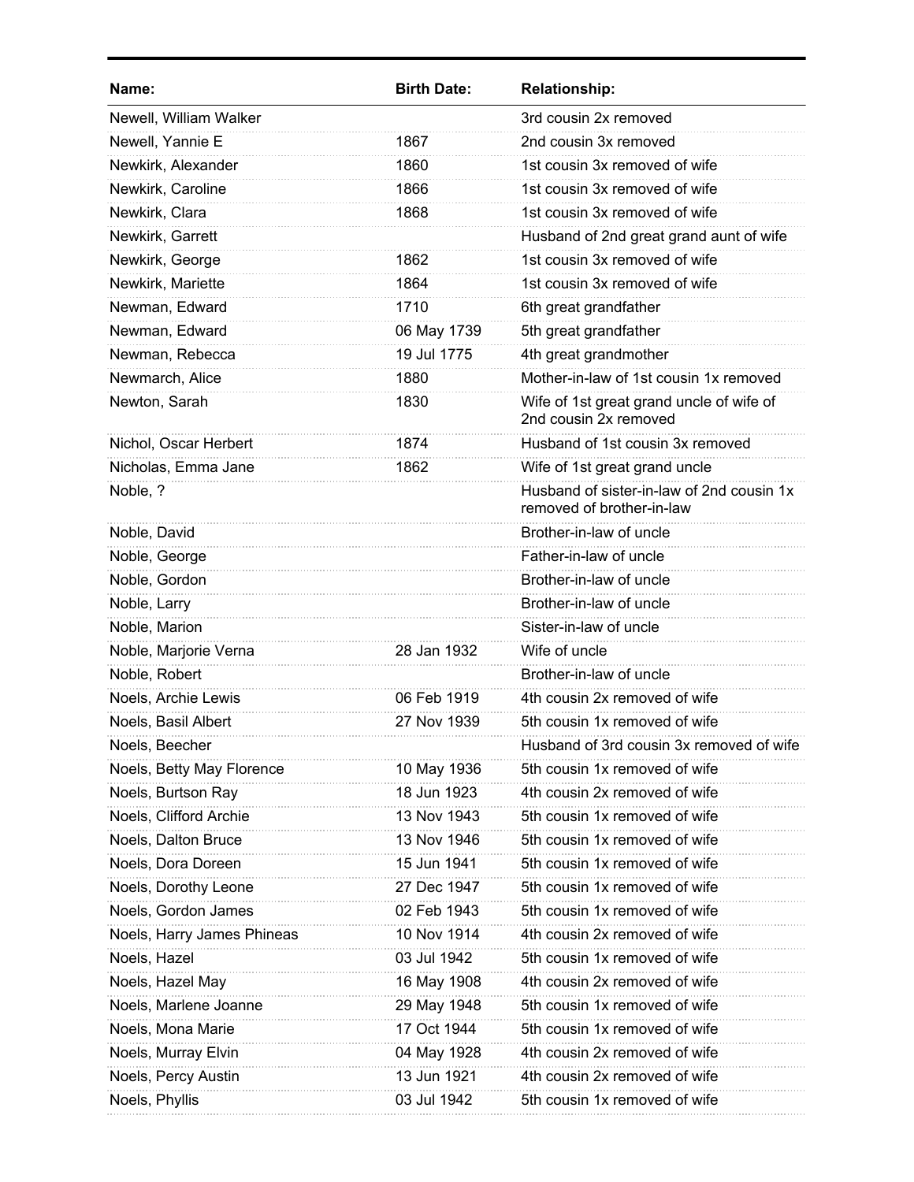| Name: | Birth Date: | Relationship: |
|---|---|---|
| Newell, William Walker | | 3rd cousin 2x removed |
| Newell, Yannie E | 1867 | 2nd cousin 3x removed |
| Newkirk, Alexander | 1860 | 1st cousin 3x removed of wife |
| Newkirk, Caroline | 1866 | 1st cousin 3x removed of wife |
| Newkirk, Clara | 1868 | 1st cousin 3x removed of wife |
| Newkirk, Garrett | | Husband of 2nd great grand aunt of wife |
| Newkirk, George | 1862 | 1st cousin 3x removed of wife |
| Newkirk, Mariette | 1864 | 1st cousin 3x removed of wife |
| Newman, Edward | 1710 | 6th great grandfather |
| Newman, Edward | 06 May 1739 | 5th great grandfather |
| Newman, Rebecca | 19 Jul 1775 | 4th great grandmother |
| Newmarch, Alice | 1880 | Mother-in-law of 1st cousin 1x removed |
| Newton, Sarah | 1830 | Wife of 1st great grand uncle of wife of 2nd cousin 2x removed |
| Nichol, Oscar Herbert | 1874 | Husband of 1st cousin 3x removed |
| Nicholas, Emma Jane | 1862 | Wife of 1st great grand uncle |
| Noble, ? | | Husband of sister-in-law of 2nd cousin 1x removed of brother-in-law |
| Noble, David | | Brother-in-law of uncle |
| Noble, George | | Father-in-law of uncle |
| Noble, Gordon | | Brother-in-law of uncle |
| Noble, Larry | | Brother-in-law of uncle |
| Noble, Marion | | Sister-in-law of uncle |
| Noble, Marjorie Verna | 28 Jan 1932 | Wife of uncle |
| Noble, Robert | | Brother-in-law of uncle |
| Noels, Archie Lewis | 06 Feb 1919 | 4th cousin 2x removed of wife |
| Noels, Basil Albert | 27 Nov 1939 | 5th cousin 1x removed of wife |
| Noels, Beecher | | Husband of 3rd cousin 3x removed of wife |
| Noels, Betty May Florence | 10 May 1936 | 5th cousin 1x removed of wife |
| Noels, Burtson Ray | 18 Jun 1923 | 4th cousin 2x removed of wife |
| Noels, Clifford Archie | 13 Nov 1943 | 5th cousin 1x removed of wife |
| Noels, Dalton Bruce | 13 Nov 1946 | 5th cousin 1x removed of wife |
| Noels, Dora Doreen | 15 Jun 1941 | 5th cousin 1x removed of wife |
| Noels, Dorothy Leone | 27 Dec 1947 | 5th cousin 1x removed of wife |
| Noels, Gordon James | 02 Feb 1943 | 5th cousin 1x removed of wife |
| Noels, Harry James Phineas | 10 Nov 1914 | 4th cousin 2x removed of wife |
| Noels, Hazel | 03 Jul 1942 | 5th cousin 1x removed of wife |
| Noels, Hazel May | 16 May 1908 | 4th cousin 2x removed of wife |
| Noels, Marlene Joanne | 29 May 1948 | 5th cousin 1x removed of wife |
| Noels, Mona Marie | 17 Oct 1944 | 5th cousin 1x removed of wife |
| Noels, Murray Elvin | 04 May 1928 | 4th cousin 2x removed of wife |
| Noels, Percy Austin | 13 Jun 1921 | 4th cousin 2x removed of wife |
| Noels, Phyllis | 03 Jul 1942 | 5th cousin 1x removed of wife |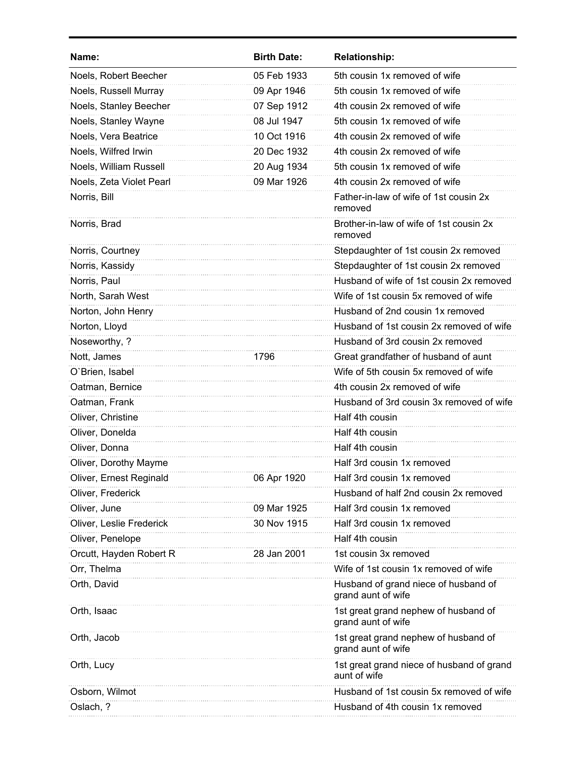| Name: | Birth Date: | Relationship: |
| --- | --- | --- |
| Noels, Robert Beecher | 05 Feb 1933 | 5th cousin 1x removed of wife |
| Noels, Russell Murray | 09 Apr 1946 | 5th cousin 1x removed of wife |
| Noels, Stanley Beecher | 07 Sep 1912 | 4th cousin 2x removed of wife |
| Noels, Stanley Wayne | 08 Jul 1947 | 5th cousin 1x removed of wife |
| Noels, Vera Beatrice | 10 Oct 1916 | 4th cousin 2x removed of wife |
| Noels, Wilfred Irwin | 20 Dec 1932 | 4th cousin 2x removed of wife |
| Noels, William Russell | 20 Aug 1934 | 5th cousin 1x removed of wife |
| Noels, Zeta Violet Pearl | 09 Mar 1926 | 4th cousin 2x removed of wife |
| Norris, Bill | | Father-in-law of wife of 1st cousin 2x removed |
| Norris, Brad | | Brother-in-law of wife of 1st cousin 2x removed |
| Norris, Courtney | | Stepdaughter of 1st cousin 2x removed |
| Norris, Kassidy | | Stepdaughter of 1st cousin 2x removed |
| Norris, Paul | | Husband of wife of 1st cousin 2x removed |
| North, Sarah West | | Wife of 1st cousin 5x removed of wife |
| Norton, John Henry | | Husband of 2nd cousin 1x removed |
| Norton, Lloyd | | Husband of 1st cousin 2x removed of wife |
| Noseworthy, ? | | Husband of 3rd cousin 2x removed |
| Nott, James | 1796 | Great grandfather of husband of aunt |
| O`Brien, Isabel | | Wife of 5th cousin 5x removed of wife |
| Oatman, Bernice | | 4th cousin 2x removed of wife |
| Oatman, Frank | | Husband of 3rd cousin 3x removed of wife |
| Oliver, Christine | | Half 4th cousin |
| Oliver, Donelda | | Half 4th cousin |
| Oliver, Donna | | Half 4th cousin |
| Oliver, Dorothy Mayme | | Half 3rd cousin 1x removed |
| Oliver, Ernest Reginald | 06 Apr 1920 | Half 3rd cousin 1x removed |
| Oliver, Frederick | | Husband of half 2nd cousin 2x removed |
| Oliver, June | 09 Mar 1925 | Half 3rd cousin 1x removed |
| Oliver, Leslie Frederick | 30 Nov 1915 | Half 3rd cousin 1x removed |
| Oliver, Penelope | | Half 4th cousin |
| Orcutt, Hayden Robert R | 28 Jan 2001 | 1st cousin 3x removed |
| Orr, Thelma | | Wife of 1st cousin 1x removed of wife |
| Orth, David | | Husband of grand niece of husband of grand aunt of wife |
| Orth, Isaac | | 1st great grand nephew of husband of grand aunt of wife |
| Orth, Jacob | | 1st great grand nephew of husband of grand aunt of wife |
| Orth, Lucy | | 1st great grand niece of husband of grand aunt of wife |
| Osborn, Wilmot | | Husband of 1st cousin 5x removed of wife |
| Oslach, ? | | Husband of 4th cousin 1x removed |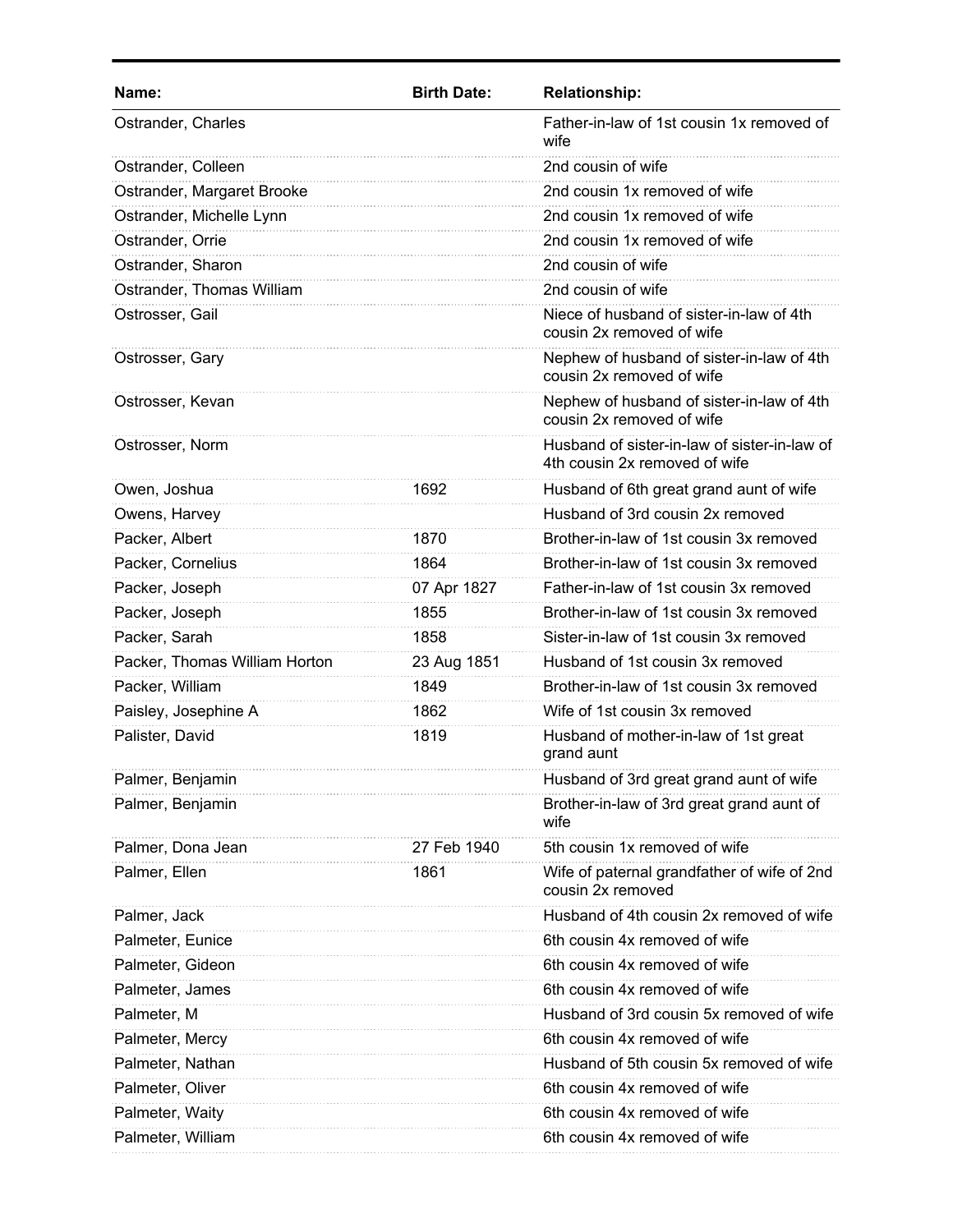| Name: | Birth Date: | Relationship: |
|---|---|---|
| Ostrander, Charles | | Father-in-law of 1st cousin 1x removed of wife |
| Ostrander, Colleen | | 2nd cousin of wife |
| Ostrander, Margaret Brooke | | 2nd cousin 1x removed of wife |
| Ostrander, Michelle Lynn | | 2nd cousin 1x removed of wife |
| Ostrander, Orrie | | 2nd cousin 1x removed of wife |
| Ostrander, Sharon | | 2nd cousin of wife |
| Ostrander, Thomas William | | 2nd cousin of wife |
| Ostrosser, Gail | | Niece of husband of sister-in-law of 4th cousin 2x removed of wife |
| Ostrosser, Gary | | Nephew of husband of sister-in-law of 4th cousin 2x removed of wife |
| Ostrosser, Kevan | | Nephew of husband of sister-in-law of 4th cousin 2x removed of wife |
| Ostrosser, Norm | | Husband of sister-in-law of sister-in-law of 4th cousin 2x removed of wife |
| Owen, Joshua | 1692 | Husband of 6th great grand aunt of wife |
| Owens, Harvey | | Husband of 3rd cousin 2x removed |
| Packer, Albert | 1870 | Brother-in-law of 1st cousin 3x removed |
| Packer, Cornelius | 1864 | Brother-in-law of 1st cousin 3x removed |
| Packer, Joseph | 07 Apr 1827 | Father-in-law of 1st cousin 3x removed |
| Packer, Joseph | 1855 | Brother-in-law of 1st cousin 3x removed |
| Packer, Sarah | 1858 | Sister-in-law of 1st cousin 3x removed |
| Packer, Thomas William Horton | 23 Aug 1851 | Husband of 1st cousin 3x removed |
| Packer, William | 1849 | Brother-in-law of 1st cousin 3x removed |
| Paisley, Josephine A | 1862 | Wife of 1st cousin 3x removed |
| Palister, David | 1819 | Husband of mother-in-law of 1st great grand aunt |
| Palmer, Benjamin | | Husband of 3rd great grand aunt of wife |
| Palmer, Benjamin | | Brother-in-law of 3rd great grand aunt of wife |
| Palmer, Dona Jean | 27 Feb 1940 | 5th cousin 1x removed of wife |
| Palmer, Ellen | 1861 | Wife of paternal grandfather of wife of 2nd cousin 2x removed |
| Palmer, Jack | | Husband of 4th cousin 2x removed of wife |
| Palmeter, Eunice | | 6th cousin 4x removed of wife |
| Palmeter, Gideon | | 6th cousin 4x removed of wife |
| Palmeter, James | | 6th cousin 4x removed of wife |
| Palmeter, M | | Husband of 3rd cousin 5x removed of wife |
| Palmeter, Mercy | | 6th cousin 4x removed of wife |
| Palmeter, Nathan | | Husband of 5th cousin 5x removed of wife |
| Palmeter, Oliver | | 6th cousin 4x removed of wife |
| Palmeter, Waity | | 6th cousin 4x removed of wife |
| Palmeter, William | | 6th cousin 4x removed of wife |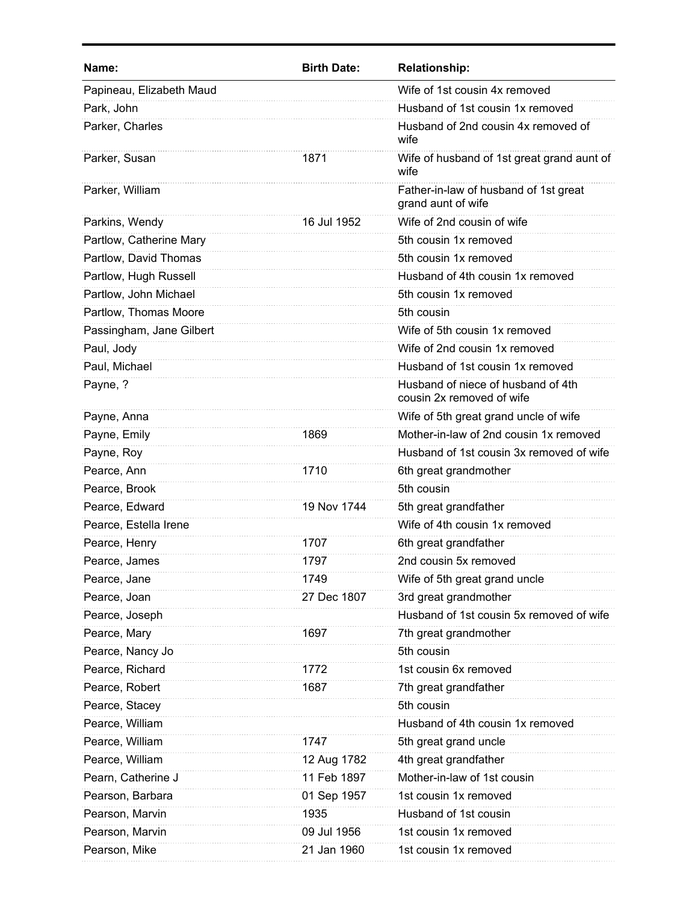| Name: | Birth Date: | Relationship: |
|---|---|---|
| Papineau, Elizabeth Maud | | Wife of 1st cousin 4x removed |
| Park, John | | Husband of 1st cousin 1x removed |
| Parker, Charles | | Husband of 2nd cousin 4x removed of wife |
| Parker, Susan | 1871 | Wife of husband of 1st great grand aunt of wife |
| Parker, William | | Father-in-law of husband of 1st great grand aunt of wife |
| Parkins, Wendy | 16 Jul 1952 | Wife of 2nd cousin of wife |
| Partlow, Catherine Mary | | 5th cousin 1x removed |
| Partlow, David Thomas | | 5th cousin 1x removed |
| Partlow, Hugh Russell | | Husband of 4th cousin 1x removed |
| Partlow, John Michael | | 5th cousin 1x removed |
| Partlow, Thomas Moore | | 5th cousin |
| Passingham, Jane Gilbert | | Wife of 5th cousin 1x removed |
| Paul, Jody | | Wife of 2nd cousin 1x removed |
| Paul, Michael | | Husband of 1st cousin 1x removed |
| Payne, ? | | Husband of niece of husband of 4th cousin 2x removed of wife |
| Payne, Anna | | Wife of 5th great grand uncle of wife |
| Payne, Emily | 1869 | Mother-in-law of 2nd cousin 1x removed |
| Payne, Roy | | Husband of 1st cousin 3x removed of wife |
| Pearce, Ann | 1710 | 6th great grandmother |
| Pearce, Brook | | 5th cousin |
| Pearce, Edward | 19 Nov 1744 | 5th great grandfather |
| Pearce, Estella Irene | | Wife of 4th cousin 1x removed |
| Pearce, Henry | 1707 | 6th great grandfather |
| Pearce, James | 1797 | 2nd cousin 5x removed |
| Pearce, Jane | 1749 | Wife of 5th great grand uncle |
| Pearce, Joan | 27 Dec 1807 | 3rd great grandmother |
| Pearce, Joseph | | Husband of 1st cousin 5x removed of wife |
| Pearce, Mary | 1697 | 7th great grandmother |
| Pearce, Nancy Jo | | 5th cousin |
| Pearce, Richard | 1772 | 1st cousin 6x removed |
| Pearce, Robert | 1687 | 7th great grandfather |
| Pearce, Stacey | | 5th cousin |
| Pearce, William | | Husband of 4th cousin 1x removed |
| Pearce, William | 1747 | 5th great grand uncle |
| Pearce, William | 12 Aug 1782 | 4th great grandfather |
| Pearn, Catherine J | 11 Feb 1897 | Mother-in-law of 1st cousin |
| Pearson, Barbara | 01 Sep 1957 | 1st cousin 1x removed |
| Pearson, Marvin | 1935 | Husband of 1st cousin |
| Pearson, Marvin | 09 Jul 1956 | 1st cousin 1x removed |
| Pearson, Mike | 21 Jan 1960 | 1st cousin 1x removed |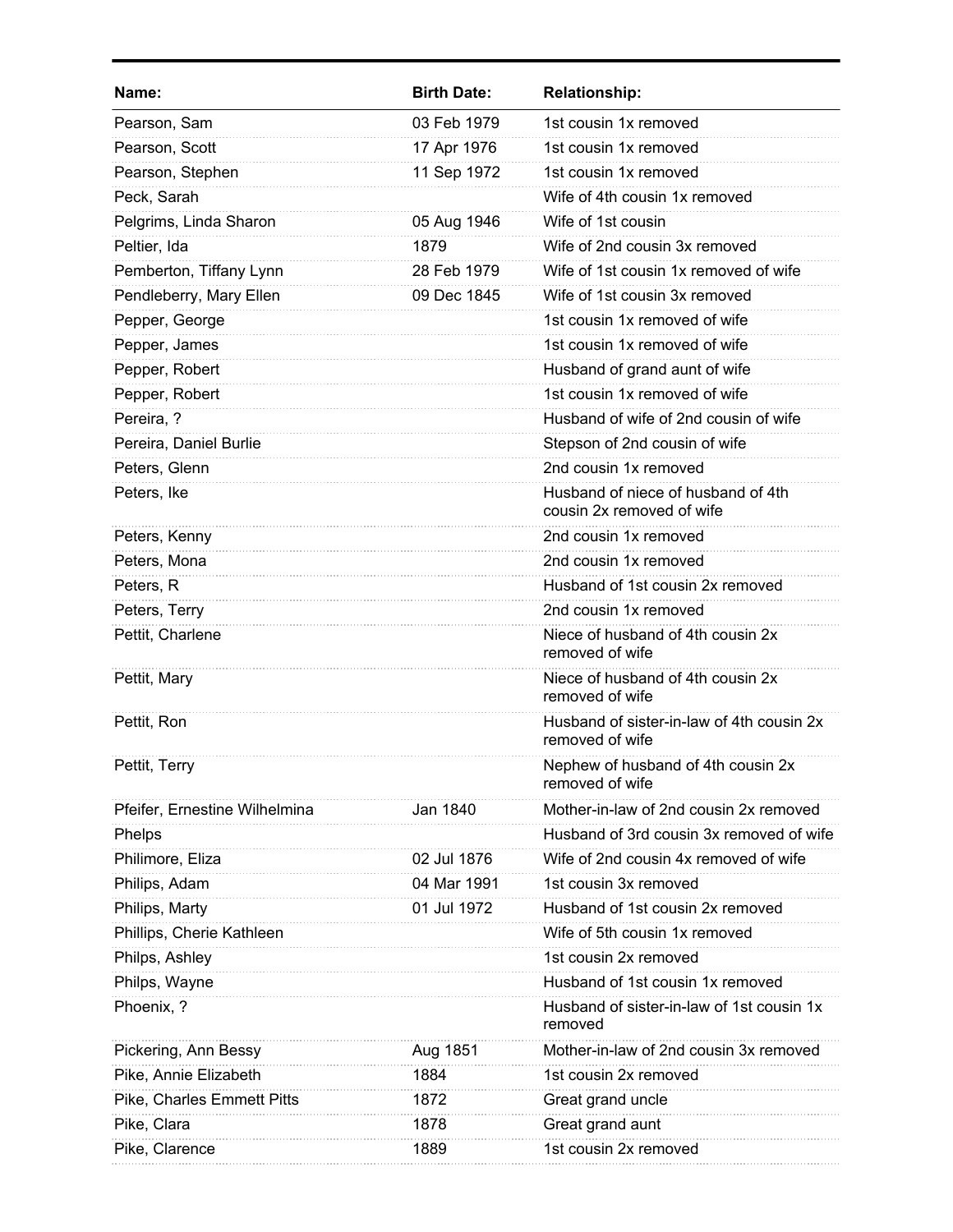| Name: | Birth Date: | Relationship: |
| --- | --- | --- |
| Pearson, Sam | 03 Feb 1979 | 1st cousin 1x removed |
| Pearson, Scott | 17 Apr 1976 | 1st cousin 1x removed |
| Pearson, Stephen | 11 Sep 1972 | 1st cousin 1x removed |
| Peck, Sarah | | Wife of 4th cousin 1x removed |
| Pelgrims, Linda Sharon | 05 Aug 1946 | Wife of 1st cousin |
| Peltier, Ida | 1879 | Wife of 2nd cousin 3x removed |
| Pemberton, Tiffany Lynn | 28 Feb 1979 | Wife of 1st cousin 1x removed of wife |
| Pendleberry, Mary Ellen | 09 Dec 1845 | Wife of 1st cousin 3x removed |
| Pepper, George | | 1st cousin 1x removed of wife |
| Pepper, James | | 1st cousin 1x removed of wife |
| Pepper, Robert | | Husband of grand aunt of wife |
| Pepper, Robert | | 1st cousin 1x removed of wife |
| Pereira, ? | | Husband of wife of 2nd cousin of wife |
| Pereira, Daniel Burlie | | Stepson of 2nd cousin of wife |
| Peters, Glenn | | 2nd cousin 1x removed |
| Peters, Ike | | Husband of niece of husband of 4th cousin 2x removed of wife |
| Peters, Kenny | | 2nd cousin 1x removed |
| Peters, Mona | | 2nd cousin 1x removed |
| Peters, R | | Husband of 1st cousin 2x removed |
| Peters, Terry | | 2nd cousin 1x removed |
| Pettit, Charlene | | Niece of husband of 4th cousin 2x removed of wife |
| Pettit, Mary | | Niece of husband of 4th cousin 2x removed of wife |
| Pettit, Ron | | Husband of sister-in-law of 4th cousin 2x removed of wife |
| Pettit, Terry | | Nephew of husband of 4th cousin 2x removed of wife |
| Pfeifer, Ernestine Wilhelmina | Jan 1840 | Mother-in-law of 2nd cousin 2x removed |
| Phelps | | Husband of 3rd cousin 3x removed of wife |
| Philimore, Eliza | 02 Jul 1876 | Wife of 2nd cousin 4x removed of wife |
| Philips, Adam | 04 Mar 1991 | 1st cousin 3x removed |
| Philips, Marty | 01 Jul 1972 | Husband of 1st cousin 2x removed |
| Phillips, Cherie Kathleen | | Wife of 5th cousin 1x removed |
| Philps, Ashley | | 1st cousin 2x removed |
| Philps, Wayne | | Husband of 1st cousin 1x removed |
| Phoenix, ? | | Husband of sister-in-law of 1st cousin 1x removed |
| Pickering, Ann Bessy | Aug 1851 | Mother-in-law of 2nd cousin 3x removed |
| Pike, Annie Elizabeth | 1884 | 1st cousin 2x removed |
| Pike, Charles Emmett Pitts | 1872 | Great grand uncle |
| Pike, Clara | 1878 | Great grand aunt |
| Pike, Clarence | 1889 | 1st cousin 2x removed |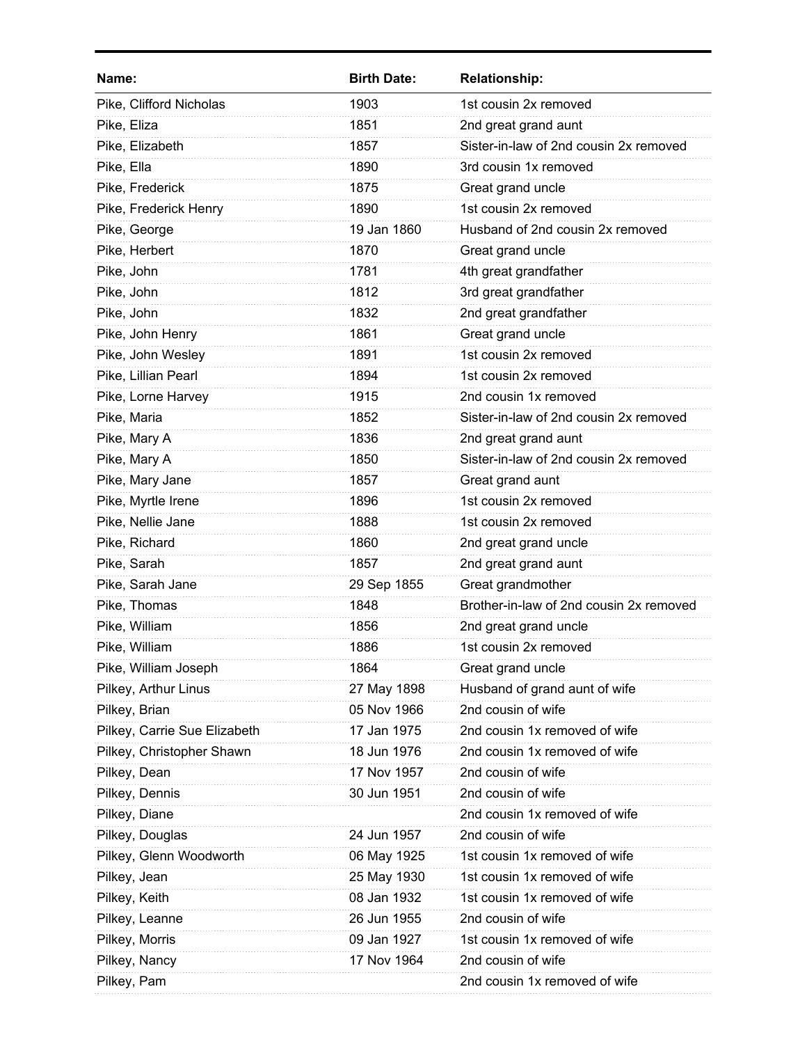| Name: | Birth Date: | Relationship: |
|---|---|---|
| Pike, Clifford Nicholas | 1903 | 1st cousin 2x removed |
| Pike, Eliza | 1851 | 2nd great grand aunt |
| Pike, Elizabeth | 1857 | Sister-in-law of 2nd cousin 2x removed |
| Pike, Ella | 1890 | 3rd cousin 1x removed |
| Pike, Frederick | 1875 | Great grand uncle |
| Pike, Frederick Henry | 1890 | 1st cousin 2x removed |
| Pike, George | 19 Jan 1860 | Husband of 2nd cousin 2x removed |
| Pike, Herbert | 1870 | Great grand uncle |
| Pike, John | 1781 | 4th great grandfather |
| Pike, John | 1812 | 3rd great grandfather |
| Pike, John | 1832 | 2nd great grandfather |
| Pike, John Henry | 1861 | Great grand uncle |
| Pike, John Wesley | 1891 | 1st cousin 2x removed |
| Pike, Lillian Pearl | 1894 | 1st cousin 2x removed |
| Pike, Lorne Harvey | 1915 | 2nd cousin 1x removed |
| Pike, Maria | 1852 | Sister-in-law of 2nd cousin 2x removed |
| Pike, Mary A | 1836 | 2nd great grand aunt |
| Pike, Mary A | 1850 | Sister-in-law of 2nd cousin 2x removed |
| Pike, Mary Jane | 1857 | Great grand aunt |
| Pike, Myrtle Irene | 1896 | 1st cousin 2x removed |
| Pike, Nellie Jane | 1888 | 1st cousin 2x removed |
| Pike, Richard | 1860 | 2nd great grand uncle |
| Pike, Sarah | 1857 | 2nd great grand aunt |
| Pike, Sarah Jane | 29 Sep 1855 | Great grandmother |
| Pike, Thomas | 1848 | Brother-in-law of 2nd cousin 2x removed |
| Pike, William | 1856 | 2nd great grand uncle |
| Pike, William | 1886 | 1st cousin 2x removed |
| Pike, William Joseph | 1864 | Great grand uncle |
| Pilkey, Arthur Linus | 27 May 1898 | Husband of grand aunt of wife |
| Pilkey, Brian | 05 Nov 1966 | 2nd cousin of wife |
| Pilkey, Carrie Sue Elizabeth | 17 Jan 1975 | 2nd cousin 1x removed of wife |
| Pilkey, Christopher Shawn | 18 Jun 1976 | 2nd cousin 1x removed of wife |
| Pilkey, Dean | 17 Nov 1957 | 2nd cousin of wife |
| Pilkey, Dennis | 30 Jun 1951 | 2nd cousin of wife |
| Pilkey, Diane | | 2nd cousin 1x removed of wife |
| Pilkey, Douglas | 24 Jun 1957 | 2nd cousin of wife |
| Pilkey, Glenn Woodworth | 06 May 1925 | 1st cousin 1x removed of wife |
| Pilkey, Jean | 25 May 1930 | 1st cousin 1x removed of wife |
| Pilkey, Keith | 08 Jan 1932 | 1st cousin 1x removed of wife |
| Pilkey, Leanne | 26 Jun 1955 | 2nd cousin of wife |
| Pilkey, Morris | 09 Jan 1927 | 1st cousin 1x removed of wife |
| Pilkey, Nancy | 17 Nov 1964 | 2nd cousin of wife |
| Pilkey, Pam | | 2nd cousin 1x removed of wife |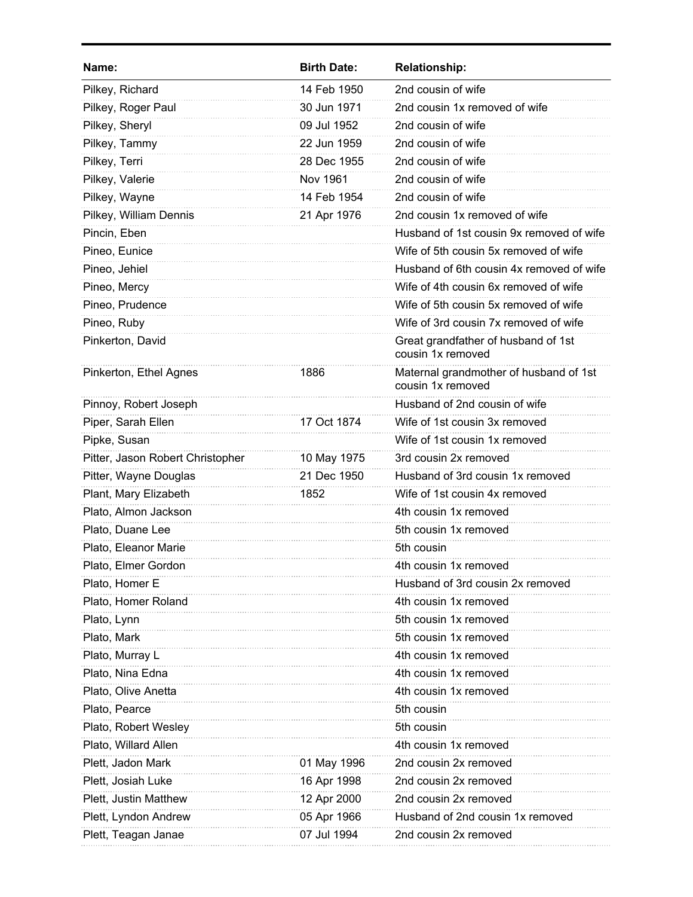| Name: | Birth Date: | Relationship: |
|---|---|---|
| Pilkey, Richard | 14 Feb 1950 | 2nd cousin of wife |
| Pilkey, Roger Paul | 30 Jun 1971 | 2nd cousin 1x removed of wife |
| Pilkey, Sheryl | 09 Jul 1952 | 2nd cousin of wife |
| Pilkey, Tammy | 22 Jun 1959 | 2nd cousin of wife |
| Pilkey, Terri | 28 Dec 1955 | 2nd cousin of wife |
| Pilkey, Valerie | Nov 1961 | 2nd cousin of wife |
| Pilkey, Wayne | 14 Feb 1954 | 2nd cousin of wife |
| Pilkey, William Dennis | 21 Apr 1976 | 2nd cousin 1x removed of wife |
| Pincin, Eben | | Husband of 1st cousin 9x removed of wife |
| Pineo, Eunice | | Wife of 5th cousin 5x removed of wife |
| Pineo, Jehiel | | Husband of 6th cousin 4x removed of wife |
| Pineo, Mercy | | Wife of 4th cousin 6x removed of wife |
| Pineo, Prudence | | Wife of 5th cousin 5x removed of wife |
| Pineo, Ruby | | Wife of 3rd cousin 7x removed of wife |
| Pinkerton, David | | Great grandfather of husband of 1st cousin 1x removed |
| Pinkerton, Ethel Agnes | 1886 | Maternal grandmother of husband of 1st cousin 1x removed |
| Pinnoy, Robert Joseph | | Husband of 2nd cousin of wife |
| Piper, Sarah Ellen | 17 Oct 1874 | Wife of 1st cousin 3x removed |
| Pipke, Susan | | Wife of 1st cousin 1x removed |
| Pitter, Jason Robert Christopher | 10 May 1975 | 3rd cousin 2x removed |
| Pitter, Wayne Douglas | 21 Dec 1950 | Husband of 3rd cousin 1x removed |
| Plant, Mary Elizabeth | 1852 | Wife of 1st cousin 4x removed |
| Plato, Almon Jackson | | 4th cousin 1x removed |
| Plato, Duane Lee | | 5th cousin 1x removed |
| Plato, Eleanor Marie | | 5th cousin |
| Plato, Elmer Gordon | | 4th cousin 1x removed |
| Plato, Homer E | | Husband of 3rd cousin 2x removed |
| Plato, Homer Roland | | 4th cousin 1x removed |
| Plato, Lynn | | 5th cousin 1x removed |
| Plato, Mark | | 5th cousin 1x removed |
| Plato, Murray L | | 4th cousin 1x removed |
| Plato, Nina Edna | | 4th cousin 1x removed |
| Plato, Olive Anetta | | 4th cousin 1x removed |
| Plato, Pearce | | 5th cousin |
| Plato, Robert Wesley | | 5th cousin |
| Plato, Willard Allen | | 4th cousin 1x removed |
| Plett, Jadon Mark | 01 May 1996 | 2nd cousin 2x removed |
| Plett, Josiah Luke | 16 Apr 1998 | 2nd cousin 2x removed |
| Plett, Justin Matthew | 12 Apr 2000 | 2nd cousin 2x removed |
| Plett, Lyndon Andrew | 05 Apr 1966 | Husband of 2nd cousin 1x removed |
| Plett, Teagan Janae | 07 Jul 1994 | 2nd cousin 2x removed |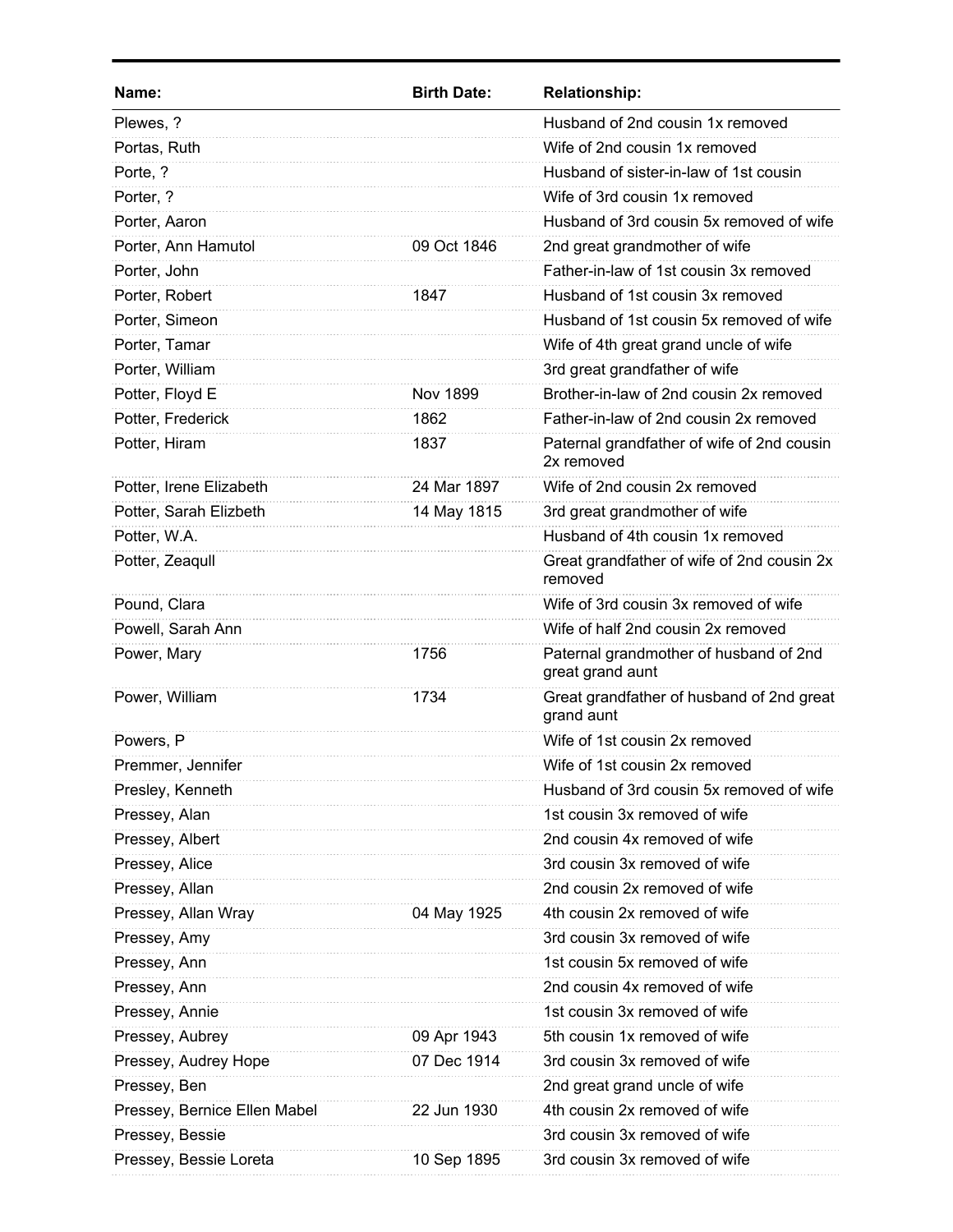| Name: | Birth Date: | Relationship: |
|---|---|---|
| Plewes, ? | | Husband of 2nd cousin 1x removed |
| Portas, Ruth | | Wife of 2nd cousin 1x removed |
| Porte, ? | | Husband of sister-in-law of 1st cousin |
| Porter, ? | | Wife of 3rd cousin 1x removed |
| Porter, Aaron | | Husband of 3rd cousin 5x removed of wife |
| Porter, Ann Hamutol | 09 Oct 1846 | 2nd great grandmother of wife |
| Porter, John | | Father-in-law of 1st cousin 3x removed |
| Porter, Robert | 1847 | Husband of 1st cousin 3x removed |
| Porter, Simeon | | Husband of 1st cousin 5x removed of wife |
| Porter, Tamar | | Wife of 4th great grand uncle of wife |
| Porter, William | | 3rd great grandfather of wife |
| Potter, Floyd E | Nov 1899 | Brother-in-law of 2nd cousin 2x removed |
| Potter, Frederick | 1862 | Father-in-law of 2nd cousin 2x removed |
| Potter, Hiram | 1837 | Paternal grandfather of wife of 2nd cousin 2x removed |
| Potter, Irene Elizabeth | 24 Mar 1897 | Wife of 2nd cousin 2x removed |
| Potter, Sarah Elizbeth | 14 May 1815 | 3rd great grandmother of wife |
| Potter, W.A. | | Husband of 4th cousin 1x removed |
| Potter, Zeaqull | | Great grandfather of wife of 2nd cousin 2x removed |
| Pound, Clara | | Wife of 3rd cousin 3x removed of wife |
| Powell, Sarah Ann | | Wife of half 2nd cousin 2x removed |
| Power, Mary | 1756 | Paternal grandmother of husband of 2nd great grand aunt |
| Power, William | 1734 | Great grandfather of husband of 2nd great grand aunt |
| Powers, P | | Wife of 1st cousin 2x removed |
| Premmer, Jennifer | | Wife of 1st cousin 2x removed |
| Presley, Kenneth | | Husband of 3rd cousin 5x removed of wife |
| Pressey, Alan | | 1st cousin 3x removed of wife |
| Pressey, Albert | | 2nd cousin 4x removed of wife |
| Pressey, Alice | | 3rd cousin 3x removed of wife |
| Pressey, Allan | | 2nd cousin 2x removed of wife |
| Pressey, Allan Wray | 04 May 1925 | 4th cousin 2x removed of wife |
| Pressey, Amy | | 3rd cousin 3x removed of wife |
| Pressey, Ann | | 1st cousin 5x removed of wife |
| Pressey, Ann | | 2nd cousin 4x removed of wife |
| Pressey, Annie | | 1st cousin 3x removed of wife |
| Pressey, Aubrey | 09 Apr 1943 | 5th cousin 1x removed of wife |
| Pressey, Audrey Hope | 07 Dec 1914 | 3rd cousin 3x removed of wife |
| Pressey, Ben | | 2nd great grand uncle of wife |
| Pressey, Bernice Ellen Mabel | 22 Jun 1930 | 4th cousin 2x removed of wife |
| Pressey, Bessie | | 3rd cousin 3x removed of wife |
| Pressey, Bessie Loreta | 10 Sep 1895 | 3rd cousin 3x removed of wife |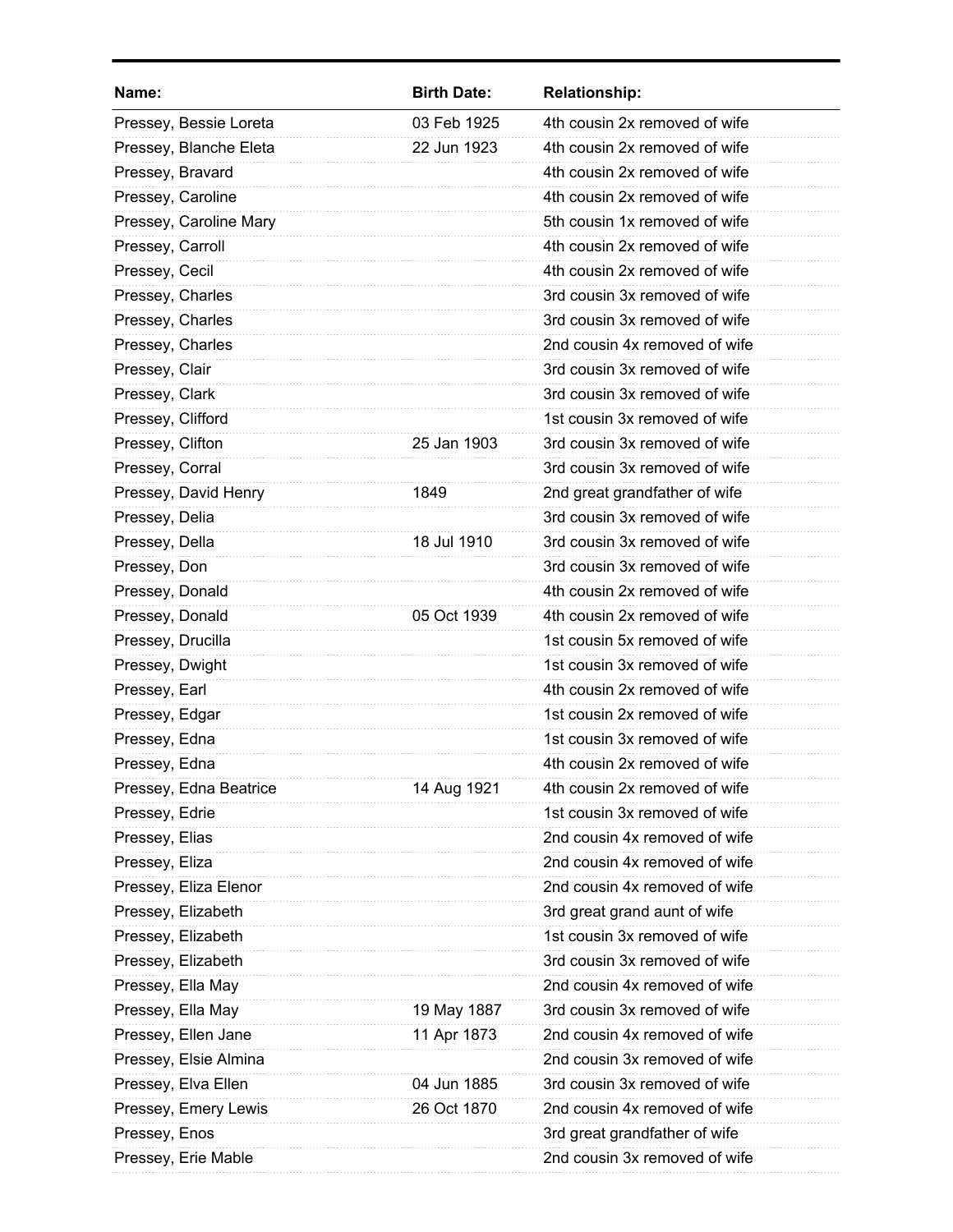| Name: | Birth Date: | Relationship: |
| --- | --- | --- |
| Pressey, Bessie Loreta | 03 Feb 1925 | 4th cousin 2x removed of wife |
| Pressey, Blanche Eleta | 22 Jun 1923 | 4th cousin 2x removed of wife |
| Pressey, Bravard | | 4th cousin 2x removed of wife |
| Pressey, Caroline | | 4th cousin 2x removed of wife |
| Pressey, Caroline Mary | | 5th cousin 1x removed of wife |
| Pressey, Carroll | | 4th cousin 2x removed of wife |
| Pressey, Cecil | | 4th cousin 2x removed of wife |
| Pressey, Charles | | 3rd cousin 3x removed of wife |
| Pressey, Charles | | 3rd cousin 3x removed of wife |
| Pressey, Charles | | 2nd cousin 4x removed of wife |
| Pressey, Clair | | 3rd cousin 3x removed of wife |
| Pressey, Clark | | 3rd cousin 3x removed of wife |
| Pressey, Clifford | | 1st cousin 3x removed of wife |
| Pressey, Clifton | 25 Jan 1903 | 3rd cousin 3x removed of wife |
| Pressey, Corral | | 3rd cousin 3x removed of wife |
| Pressey, David Henry | 1849 | 2nd great grandfather of wife |
| Pressey, Delia | | 3rd cousin 3x removed of wife |
| Pressey, Della | 18 Jul 1910 | 3rd cousin 3x removed of wife |
| Pressey, Don | | 3rd cousin 3x removed of wife |
| Pressey, Donald | | 4th cousin 2x removed of wife |
| Pressey, Donald | 05 Oct 1939 | 4th cousin 2x removed of wife |
| Pressey, Drucilla | | 1st cousin 5x removed of wife |
| Pressey, Dwight | | 1st cousin 3x removed of wife |
| Pressey, Earl | | 4th cousin 2x removed of wife |
| Pressey, Edgar | | 1st cousin 2x removed of wife |
| Pressey, Edna | | 1st cousin 3x removed of wife |
| Pressey, Edna | | 4th cousin 2x removed of wife |
| Pressey, Edna Beatrice | 14 Aug 1921 | 4th cousin 2x removed of wife |
| Pressey, Edrie | | 1st cousin 3x removed of wife |
| Pressey, Elias | | 2nd cousin 4x removed of wife |
| Pressey, Eliza | | 2nd cousin 4x removed of wife |
| Pressey, Eliza Elenor | | 2nd cousin 4x removed of wife |
| Pressey, Elizabeth | | 3rd great grand aunt of wife |
| Pressey, Elizabeth | | 1st cousin 3x removed of wife |
| Pressey, Elizabeth | | 3rd cousin 3x removed of wife |
| Pressey, Ella May | | 2nd cousin 4x removed of wife |
| Pressey, Ella May | 19 May 1887 | 3rd cousin 3x removed of wife |
| Pressey, Ellen Jane | 11 Apr 1873 | 2nd cousin 4x removed of wife |
| Pressey, Elsie Almina | | 2nd cousin 3x removed of wife |
| Pressey, Elva Ellen | 04 Jun 1885 | 3rd cousin 3x removed of wife |
| Pressey, Emery Lewis | 26 Oct 1870 | 2nd cousin 4x removed of wife |
| Pressey, Enos | | 3rd great grandfather of wife |
| Pressey, Erie Mable | | 2nd cousin 3x removed of wife |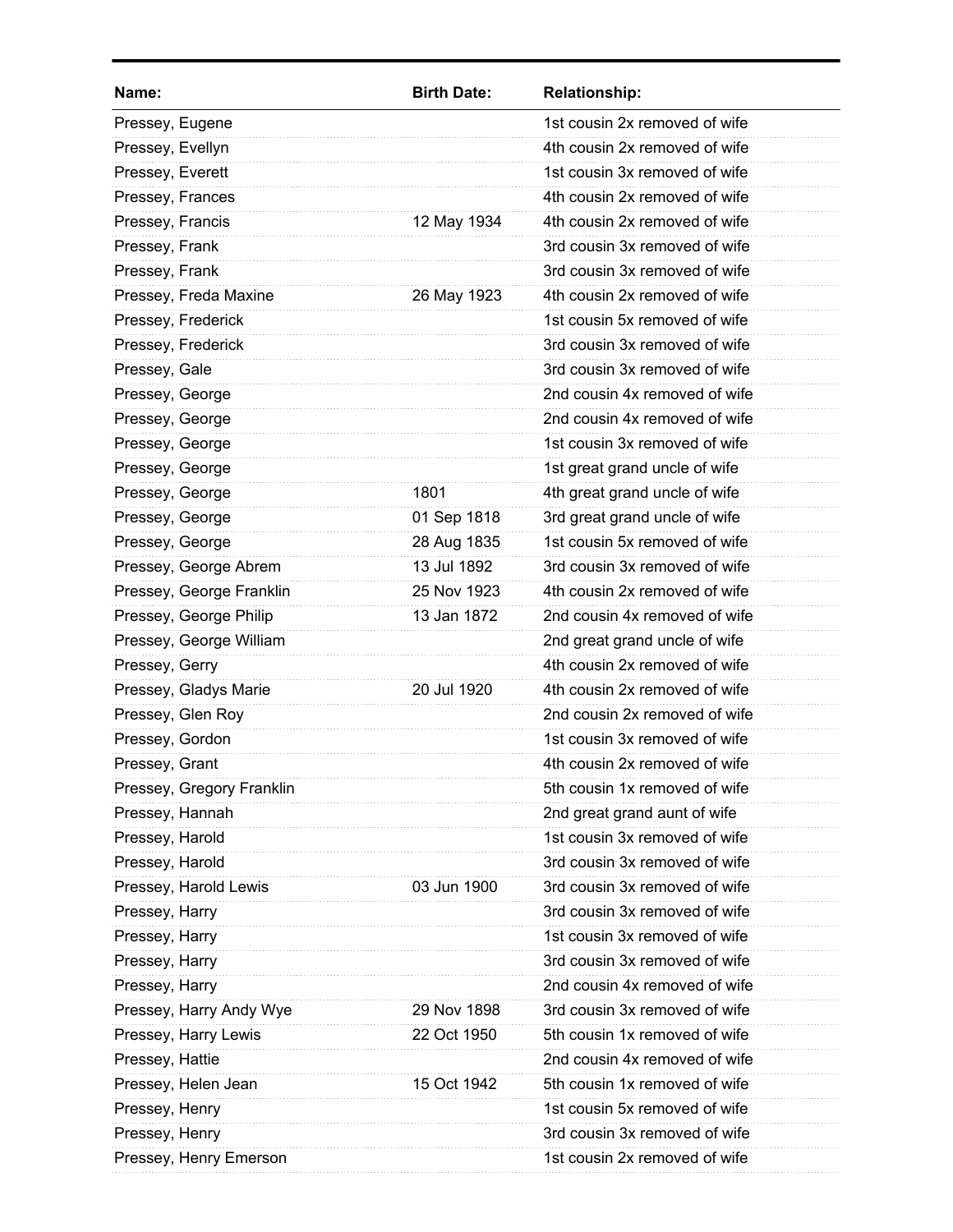| Name: | Birth Date: | Relationship: |
|---|---|---|
| Pressey, Eugene | | 1st cousin 2x removed of wife |
| Pressey, Evellyn | | 4th cousin 2x removed of wife |
| Pressey, Everett | | 1st cousin 3x removed of wife |
| Pressey, Frances | | 4th cousin 2x removed of wife |
| Pressey, Francis | 12 May 1934 | 4th cousin 2x removed of wife |
| Pressey, Frank | | 3rd cousin 3x removed of wife |
| Pressey, Frank | | 3rd cousin 3x removed of wife |
| Pressey, Freda Maxine | 26 May 1923 | 4th cousin 2x removed of wife |
| Pressey, Frederick | | 1st cousin 5x removed of wife |
| Pressey, Frederick | | 3rd cousin 3x removed of wife |
| Pressey, Gale | | 3rd cousin 3x removed of wife |
| Pressey, George | | 2nd cousin 4x removed of wife |
| Pressey, George | | 2nd cousin 4x removed of wife |
| Pressey, George | | 1st cousin 3x removed of wife |
| Pressey, George | | 1st great grand uncle of wife |
| Pressey, George | 1801 | 4th great grand uncle of wife |
| Pressey, George | 01 Sep 1818 | 3rd great grand uncle of wife |
| Pressey, George | 28 Aug 1835 | 1st cousin 5x removed of wife |
| Pressey, George Abrem | 13 Jul 1892 | 3rd cousin 3x removed of wife |
| Pressey, George Franklin | 25 Nov 1923 | 4th cousin 2x removed of wife |
| Pressey, George Philip | 13 Jan 1872 | 2nd cousin 4x removed of wife |
| Pressey, George William | | 2nd great grand uncle of wife |
| Pressey, Gerry | | 4th cousin 2x removed of wife |
| Pressey, Gladys Marie | 20 Jul 1920 | 4th cousin 2x removed of wife |
| Pressey, Glen Roy | | 2nd cousin 2x removed of wife |
| Pressey, Gordon | | 1st cousin 3x removed of wife |
| Pressey, Grant | | 4th cousin 2x removed of wife |
| Pressey, Gregory Franklin | | 5th cousin 1x removed of wife |
| Pressey, Hannah | | 2nd great grand aunt of wife |
| Pressey, Harold | | 1st cousin 3x removed of wife |
| Pressey, Harold | | 3rd cousin 3x removed of wife |
| Pressey, Harold Lewis | 03 Jun 1900 | 3rd cousin 3x removed of wife |
| Pressey, Harry | | 3rd cousin 3x removed of wife |
| Pressey, Harry | | 1st cousin 3x removed of wife |
| Pressey, Harry | | 3rd cousin 3x removed of wife |
| Pressey, Harry | | 2nd cousin 4x removed of wife |
| Pressey, Harry Andy Wye | 29 Nov 1898 | 3rd cousin 3x removed of wife |
| Pressey, Harry Lewis | 22 Oct 1950 | 5th cousin 1x removed of wife |
| Pressey, Hattie | | 2nd cousin 4x removed of wife |
| Pressey, Helen Jean | 15 Oct 1942 | 5th cousin 1x removed of wife |
| Pressey, Henry | | 1st cousin 5x removed of wife |
| Pressey, Henry | | 3rd cousin 3x removed of wife |
| Pressey, Henry Emerson | | 1st cousin 2x removed of wife |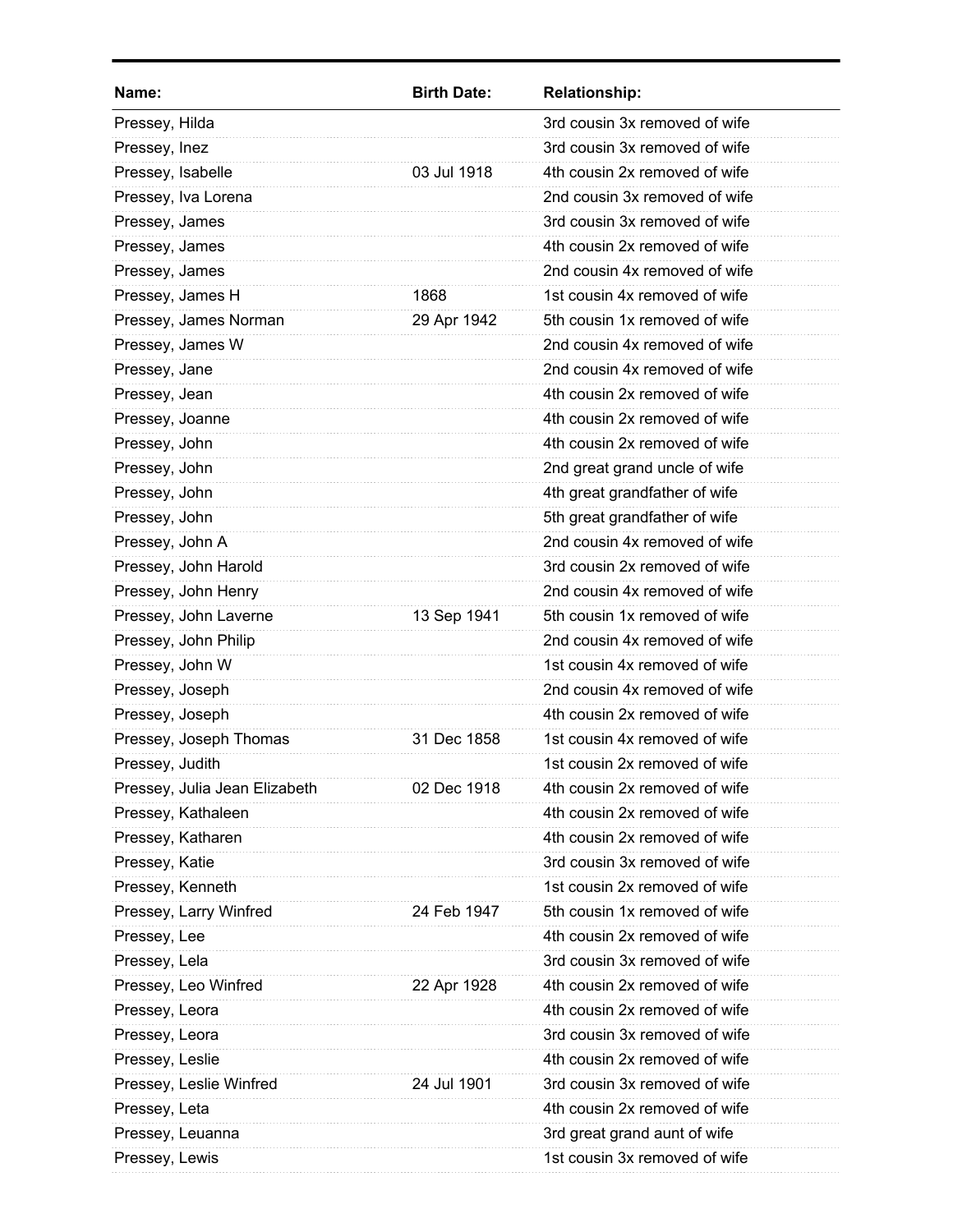| Name: | Birth Date: | Relationship: |
|---|---|---|
| Pressey, Hilda | | 3rd cousin 3x removed of wife |
| Pressey, Inez | | 3rd cousin 3x removed of wife |
| Pressey, Isabelle | 03 Jul 1918 | 4th cousin 2x removed of wife |
| Pressey, Iva Lorena | | 2nd cousin 3x removed of wife |
| Pressey, James | | 3rd cousin 3x removed of wife |
| Pressey, James | | 4th cousin 2x removed of wife |
| Pressey, James | | 2nd cousin 4x removed of wife |
| Pressey, James H | 1868 | 1st cousin 4x removed of wife |
| Pressey, James Norman | 29 Apr 1942 | 5th cousin 1x removed of wife |
| Pressey, James W | | 2nd cousin 4x removed of wife |
| Pressey, Jane | | 2nd cousin 4x removed of wife |
| Pressey, Jean | | 4th cousin 2x removed of wife |
| Pressey, Joanne | | 4th cousin 2x removed of wife |
| Pressey, John | | 4th cousin 2x removed of wife |
| Pressey, John | | 2nd great grand uncle of wife |
| Pressey, John | | 4th great grandfather of wife |
| Pressey, John | | 5th great grandfather of wife |
| Pressey, John A | | 2nd cousin 4x removed of wife |
| Pressey, John Harold | | 3rd cousin 2x removed of wife |
| Pressey, John Henry | | 2nd cousin 4x removed of wife |
| Pressey, John Laverne | 13 Sep 1941 | 5th cousin 1x removed of wife |
| Pressey, John Philip | | 2nd cousin 4x removed of wife |
| Pressey, John W | | 1st cousin 4x removed of wife |
| Pressey, Joseph | | 2nd cousin 4x removed of wife |
| Pressey, Joseph | | 4th cousin 2x removed of wife |
| Pressey, Joseph Thomas | 31 Dec 1858 | 1st cousin 4x removed of wife |
| Pressey, Judith | | 1st cousin 2x removed of wife |
| Pressey, Julia Jean Elizabeth | 02 Dec 1918 | 4th cousin 2x removed of wife |
| Pressey, Kathaleen | | 4th cousin 2x removed of wife |
| Pressey, Katharen | | 4th cousin 2x removed of wife |
| Pressey, Katie | | 3rd cousin 3x removed of wife |
| Pressey, Kenneth | | 1st cousin 2x removed of wife |
| Pressey, Larry Winfred | 24 Feb 1947 | 5th cousin 1x removed of wife |
| Pressey, Lee | | 4th cousin 2x removed of wife |
| Pressey, Lela | | 3rd cousin 3x removed of wife |
| Pressey, Leo Winfred | 22 Apr 1928 | 4th cousin 2x removed of wife |
| Pressey, Leora | | 4th cousin 2x removed of wife |
| Pressey, Leora | | 3rd cousin 3x removed of wife |
| Pressey, Leslie | | 4th cousin 2x removed of wife |
| Pressey, Leslie Winfred | 24 Jul 1901 | 3rd cousin 3x removed of wife |
| Pressey, Leta | | 4th cousin 2x removed of wife |
| Pressey, Leuanna | | 3rd great grand aunt of wife |
| Pressey, Lewis | | 1st cousin 3x removed of wife |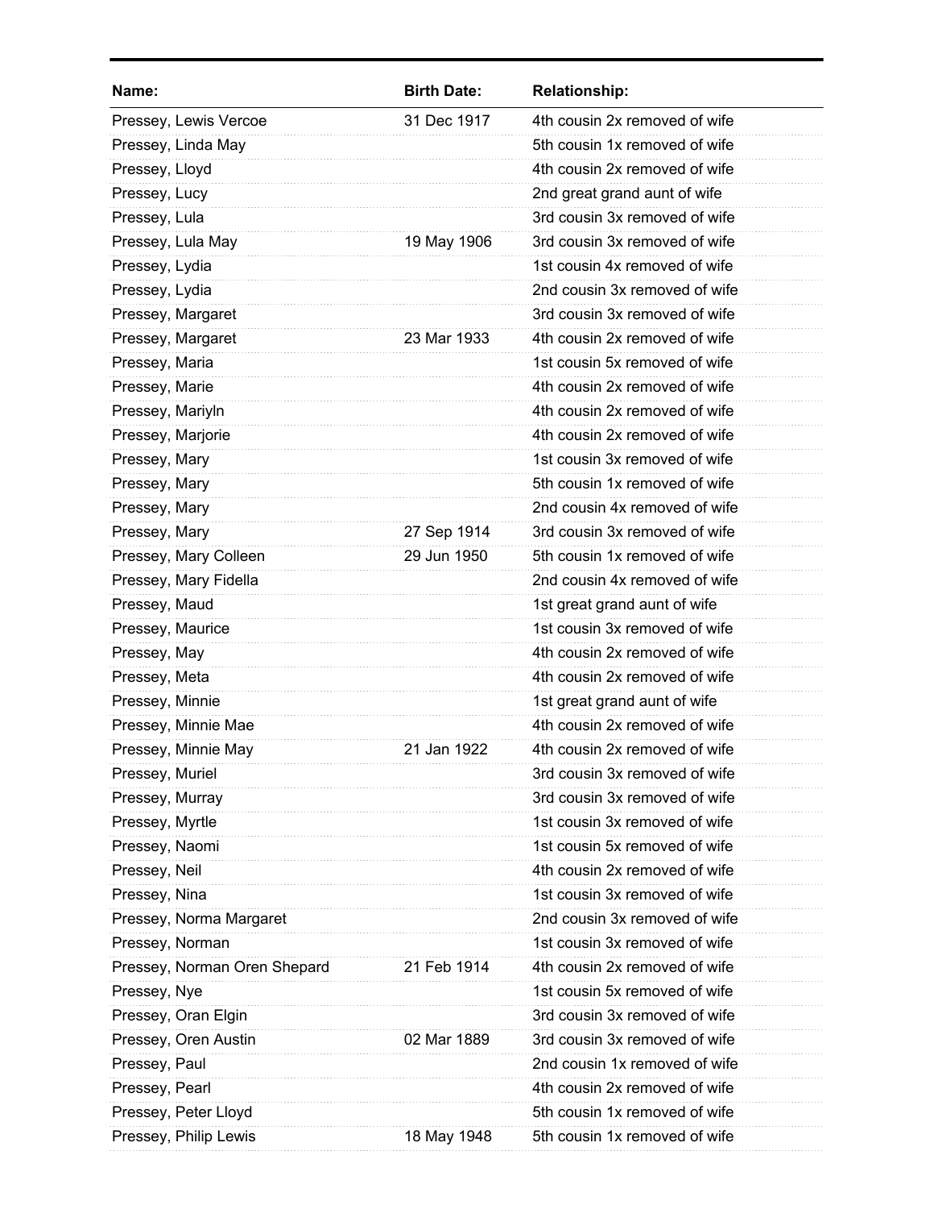| Name: | Birth Date: | Relationship: |
| --- | --- | --- |
| Pressey, Lewis Vercoe | 31 Dec 1917 | 4th cousin 2x removed of wife |
| Pressey, Linda May | | 5th cousin 1x removed of wife |
| Pressey, Lloyd | | 4th cousin 2x removed of wife |
| Pressey, Lucy | | 2nd great grand aunt of wife |
| Pressey, Lula | | 3rd cousin 3x removed of wife |
| Pressey, Lula May | 19 May 1906 | 3rd cousin 3x removed of wife |
| Pressey, Lydia | | 1st cousin 4x removed of wife |
| Pressey, Lydia | | 2nd cousin 3x removed of wife |
| Pressey, Margaret | | 3rd cousin 3x removed of wife |
| Pressey, Margaret | 23 Mar 1933 | 4th cousin 2x removed of wife |
| Pressey, Maria | | 1st cousin 5x removed of wife |
| Pressey, Marie | | 4th cousin 2x removed of wife |
| Pressey, Mariyln | | 4th cousin 2x removed of wife |
| Pressey, Marjorie | | 4th cousin 2x removed of wife |
| Pressey, Mary | | 1st cousin 3x removed of wife |
| Pressey, Mary | | 5th cousin 1x removed of wife |
| Pressey, Mary | | 2nd cousin 4x removed of wife |
| Pressey, Mary | 27 Sep 1914 | 3rd cousin 3x removed of wife |
| Pressey, Mary Colleen | 29 Jun 1950 | 5th cousin 1x removed of wife |
| Pressey, Mary Fidella | | 2nd cousin 4x removed of wife |
| Pressey, Maud | | 1st great grand aunt of wife |
| Pressey, Maurice | | 1st cousin 3x removed of wife |
| Pressey, May | | 4th cousin 2x removed of wife |
| Pressey, Meta | | 4th cousin 2x removed of wife |
| Pressey, Minnie | | 1st great grand aunt of wife |
| Pressey, Minnie Mae | | 4th cousin 2x removed of wife |
| Pressey, Minnie May | 21 Jan 1922 | 4th cousin 2x removed of wife |
| Pressey, Muriel | | 3rd cousin 3x removed of wife |
| Pressey, Murray | | 3rd cousin 3x removed of wife |
| Pressey, Myrtle | | 1st cousin 3x removed of wife |
| Pressey, Naomi | | 1st cousin 5x removed of wife |
| Pressey, Neil | | 4th cousin 2x removed of wife |
| Pressey, Nina | | 1st cousin 3x removed of wife |
| Pressey, Norma Margaret | | 2nd cousin 3x removed of wife |
| Pressey, Norman | | 1st cousin 3x removed of wife |
| Pressey, Norman Oren Shepard | 21 Feb 1914 | 4th cousin 2x removed of wife |
| Pressey, Nye | | 1st cousin 5x removed of wife |
| Pressey, Oran Elgin | | 3rd cousin 3x removed of wife |
| Pressey, Oren Austin | 02 Mar 1889 | 3rd cousin 3x removed of wife |
| Pressey, Paul | | 2nd cousin 1x removed of wife |
| Pressey, Pearl | | 4th cousin 2x removed of wife |
| Pressey, Peter Lloyd | | 5th cousin 1x removed of wife |
| Pressey, Philip Lewis | 18 May 1948 | 5th cousin 1x removed of wife |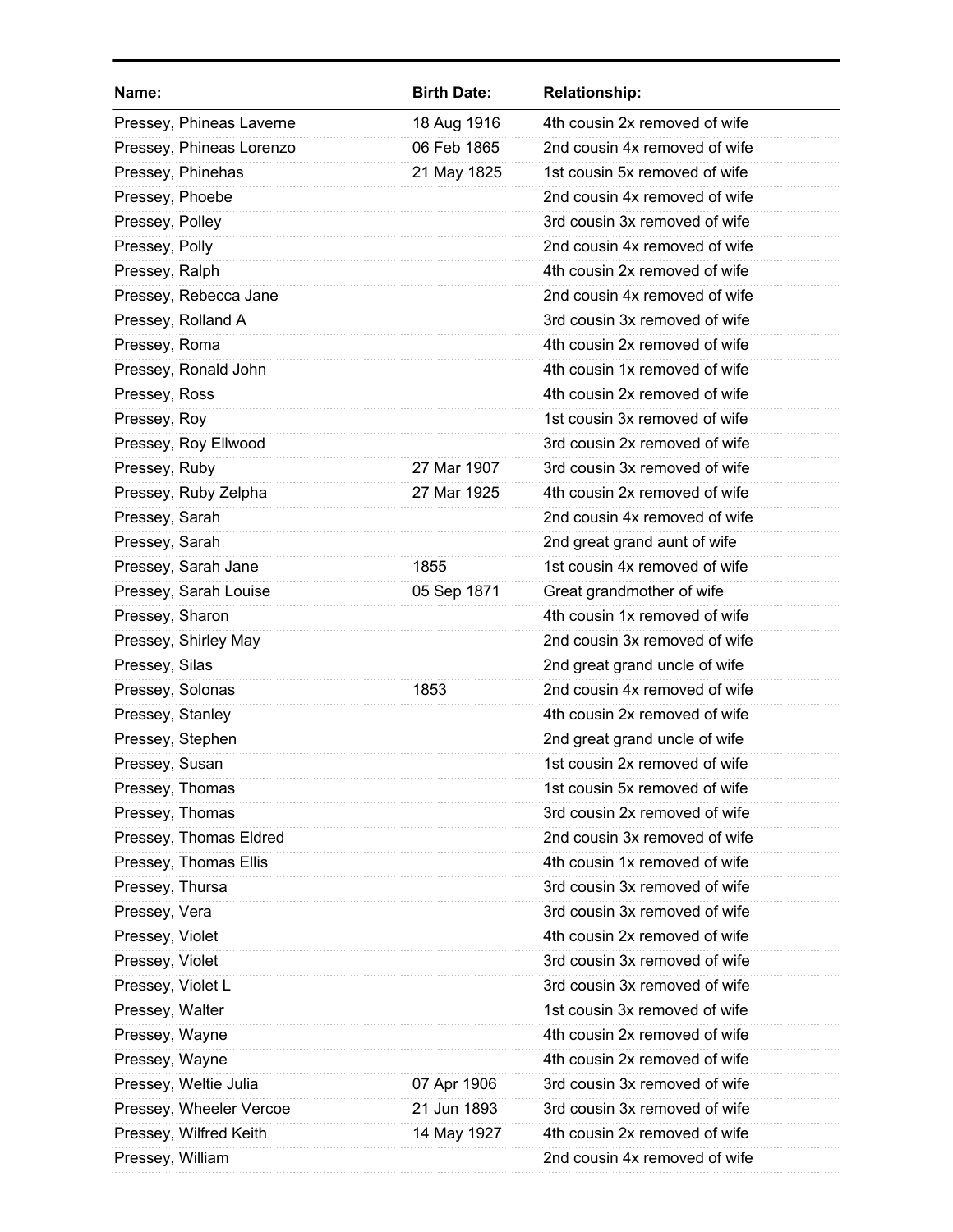| Name: | Birth Date: | Relationship: |
|---|---|---|
| Pressey, Phineas Laverne | 18 Aug 1916 | 4th cousin 2x removed of wife |
| Pressey, Phineas Lorenzo | 06 Feb 1865 | 2nd cousin 4x removed of wife |
| Pressey, Phinehas | 21 May 1825 | 1st cousin 5x removed of wife |
| Pressey, Phoebe | | 2nd cousin 4x removed of wife |
| Pressey, Polley | | 3rd cousin 3x removed of wife |
| Pressey, Polly | | 2nd cousin 4x removed of wife |
| Pressey, Ralph | | 4th cousin 2x removed of wife |
| Pressey, Rebecca Jane | | 2nd cousin 4x removed of wife |
| Pressey, Rolland A | | 3rd cousin 3x removed of wife |
| Pressey, Roma | | 4th cousin 2x removed of wife |
| Pressey, Ronald John | | 4th cousin 1x removed of wife |
| Pressey, Ross | | 4th cousin 2x removed of wife |
| Pressey, Roy | | 1st cousin 3x removed of wife |
| Pressey, Roy Ellwood | | 3rd cousin 2x removed of wife |
| Pressey, Ruby | 27 Mar 1907 | 3rd cousin 3x removed of wife |
| Pressey, Ruby Zelpha | 27 Mar 1925 | 4th cousin 2x removed of wife |
| Pressey, Sarah | | 2nd cousin 4x removed of wife |
| Pressey, Sarah | | 2nd great grand aunt of wife |
| Pressey, Sarah Jane | 1855 | 1st cousin 4x removed of wife |
| Pressey, Sarah Louise | 05 Sep 1871 | Great grandmother of wife |
| Pressey, Sharon | | 4th cousin 1x removed of wife |
| Pressey, Shirley May | | 2nd cousin 3x removed of wife |
| Pressey, Silas | | 2nd great grand uncle of wife |
| Pressey, Solonas | 1853 | 2nd cousin 4x removed of wife |
| Pressey, Stanley | | 4th cousin 2x removed of wife |
| Pressey, Stephen | | 2nd great grand uncle of wife |
| Pressey, Susan | | 1st cousin 2x removed of wife |
| Pressey, Thomas | | 1st cousin 5x removed of wife |
| Pressey, Thomas | | 3rd cousin 2x removed of wife |
| Pressey, Thomas Eldred | | 2nd cousin 3x removed of wife |
| Pressey, Thomas Ellis | | 4th cousin 1x removed of wife |
| Pressey, Thursa | | 3rd cousin 3x removed of wife |
| Pressey, Vera | | 3rd cousin 3x removed of wife |
| Pressey, Violet | | 4th cousin 2x removed of wife |
| Pressey, Violet | | 3rd cousin 3x removed of wife |
| Pressey, Violet L | | 3rd cousin 3x removed of wife |
| Pressey, Walter | | 1st cousin 3x removed of wife |
| Pressey, Wayne | | 4th cousin 2x removed of wife |
| Pressey, Wayne | | 4th cousin 2x removed of wife |
| Pressey, Weltie Julia | 07 Apr 1906 | 3rd cousin 3x removed of wife |
| Pressey, Wheeler Vercoe | 21 Jun 1893 | 3rd cousin 3x removed of wife |
| Pressey, Wilfred Keith | 14 May 1927 | 4th cousin 2x removed of wife |
| Pressey, William | | 2nd cousin 4x removed of wife |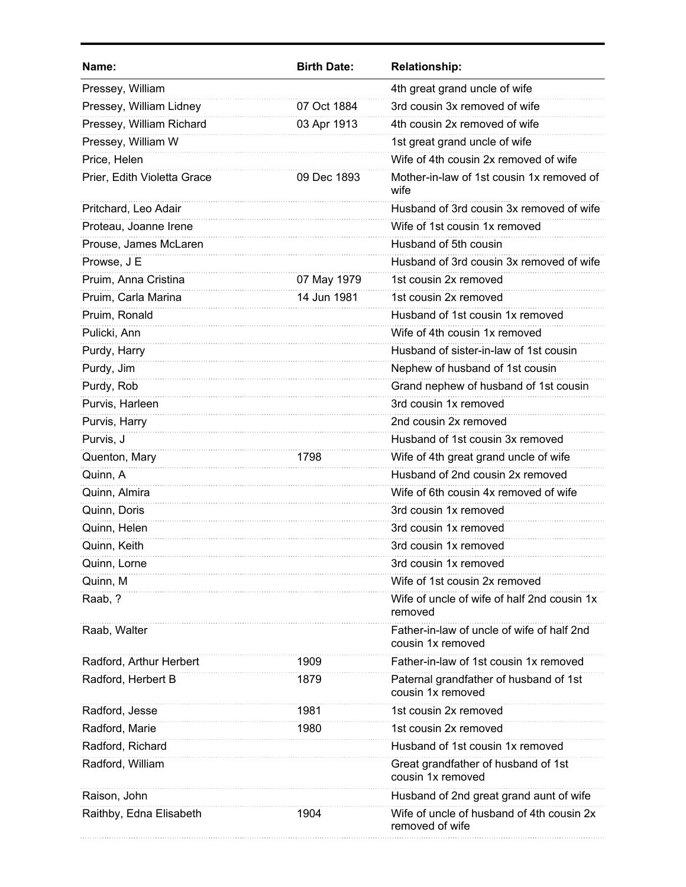| Name: | Birth Date: | Relationship: |
|---|---|---|
| Pressey, William | | 4th great grand uncle of wife |
| Pressey, William Lidney | 07 Oct 1884 | 3rd cousin 3x removed of wife |
| Pressey, William Richard | 03 Apr 1913 | 4th cousin 2x removed of wife |
| Pressey, William W | | 1st great grand uncle of wife |
| Price, Helen | | Wife of 4th cousin 2x removed of wife |
| Prier, Edith Violetta Grace | 09 Dec 1893 | Mother-in-law of 1st cousin 1x removed of wife |
| Pritchard, Leo Adair | | Husband of 3rd cousin 3x removed of wife |
| Proteau, Joanne Irene | | Wife of 1st cousin 1x removed |
| Prouse, James McLaren | | Husband of 5th cousin |
| Prowse, J E | | Husband of 3rd cousin 3x removed of wife |
| Pruim, Anna Cristina | 07 May 1979 | 1st cousin 2x removed |
| Pruim, Carla Marina | 14 Jun 1981 | 1st cousin 2x removed |
| Pruim, Ronald | | Husband of 1st cousin 1x removed |
| Pulicki, Ann | | Wife of 4th cousin 1x removed |
| Purdy, Harry | | Husband of sister-in-law of 1st cousin |
| Purdy, Jim | | Nephew of husband of 1st cousin |
| Purdy, Rob | | Grand nephew of husband of 1st cousin |
| Purvis, Harleen | | 3rd cousin 1x removed |
| Purvis, Harry | | 2nd cousin 2x removed |
| Purvis, J | | Husband of 1st cousin 3x removed |
| Quenton, Mary | 1798 | Wife of 4th great grand uncle of wife |
| Quinn, A | | Husband of 2nd cousin 2x removed |
| Quinn, Almira | | Wife of 6th cousin 4x removed of wife |
| Quinn, Doris | | 3rd cousin 1x removed |
| Quinn, Helen | | 3rd cousin 1x removed |
| Quinn, Keith | | 3rd cousin 1x removed |
| Quinn, Lorne | | 3rd cousin 1x removed |
| Quinn, M | | Wife of 1st cousin 2x removed |
| Raab, ? | | Wife of uncle of wife of half 2nd cousin 1x removed |
| Raab, Walter | | Father-in-law of uncle of wife of half 2nd cousin 1x removed |
| Radford, Arthur Herbert | 1909 | Father-in-law of 1st cousin 1x removed |
| Radford, Herbert B | 1879 | Paternal grandfather of husband of 1st cousin 1x removed |
| Radford, Jesse | 1981 | 1st cousin 2x removed |
| Radford, Marie | 1980 | 1st cousin 2x removed |
| Radford, Richard | | Husband of 1st cousin 1x removed |
| Radford, William | | Great grandfather of husband of 1st cousin 1x removed |
| Raison, John | | Husband of 2nd great grand aunt of wife |
| Raithby, Edna Elisabeth | 1904 | Wife of uncle of husband of 4th cousin 2x removed of wife |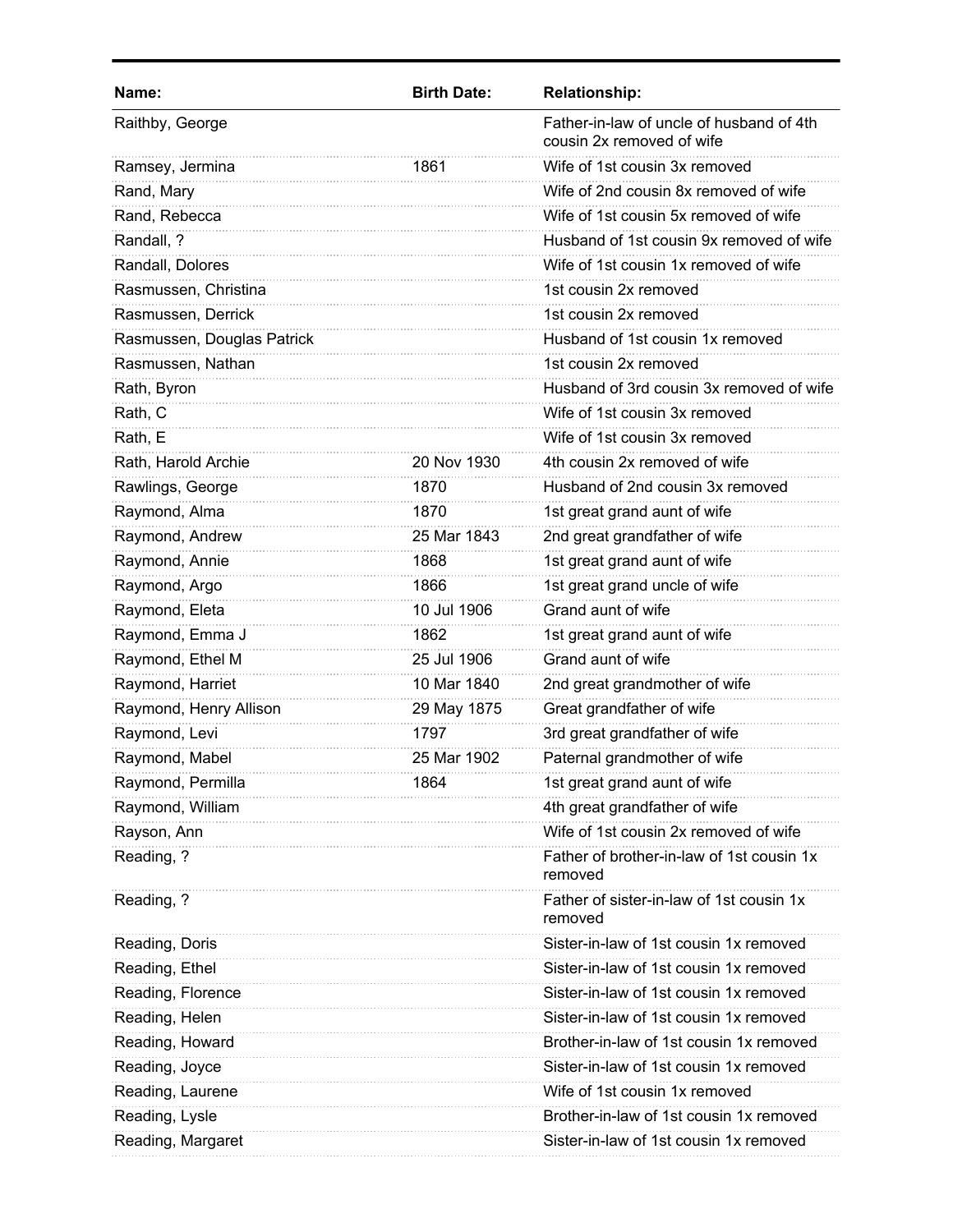| Name: | Birth Date: | Relationship: |
|---|---|---|
| Raithby, George | | Father-in-law of uncle of husband of 4th cousin 2x removed of wife |
| Ramsey, Jermina | 1861 | Wife of 1st cousin 3x removed |
| Rand, Mary | | Wife of 2nd cousin 8x removed of wife |
| Rand, Rebecca | | Wife of 1st cousin 5x removed of wife |
| Randall, ? | | Husband of 1st cousin 9x removed of wife |
| Randall, Dolores | | Wife of 1st cousin 1x removed of wife |
| Rasmussen, Christina | | 1st cousin 2x removed |
| Rasmussen, Derrick | | 1st cousin 2x removed |
| Rasmussen, Douglas Patrick | | Husband of 1st cousin 1x removed |
| Rasmussen, Nathan | | 1st cousin 2x removed |
| Rath, Byron | | Husband of 3rd cousin 3x removed of wife |
| Rath, C | | Wife of 1st cousin 3x removed |
| Rath, E | | Wife of 1st cousin 3x removed |
| Rath, Harold Archie | 20 Nov 1930 | 4th cousin 2x removed of wife |
| Rawlings, George | 1870 | Husband of 2nd cousin 3x removed |
| Raymond, Alma | 1870 | 1st great grand aunt of wife |
| Raymond, Andrew | 25 Mar 1843 | 2nd great grandfather of wife |
| Raymond, Annie | 1868 | 1st great grand aunt of wife |
| Raymond, Argo | 1866 | 1st great grand uncle of wife |
| Raymond, Eleta | 10 Jul 1906 | Grand aunt of wife |
| Raymond, Emma J | 1862 | 1st great grand aunt of wife |
| Raymond, Ethel M | 25 Jul 1906 | Grand aunt of wife |
| Raymond, Harriet | 10 Mar 1840 | 2nd great grandmother of wife |
| Raymond, Henry Allison | 29 May 1875 | Great grandfather of wife |
| Raymond, Levi | 1797 | 3rd great grandfather of wife |
| Raymond, Mabel | 25 Mar 1902 | Paternal grandmother of wife |
| Raymond, Permilla | 1864 | 1st great grand aunt of wife |
| Raymond, William | | 4th great grandfather of wife |
| Rayson, Ann | | Wife of 1st cousin 2x removed of wife |
| Reading, ? | | Father of brother-in-law of 1st cousin 1x removed |
| Reading, ? | | Father of sister-in-law of 1st cousin 1x removed |
| Reading, Doris | | Sister-in-law of 1st cousin 1x removed |
| Reading, Ethel | | Sister-in-law of 1st cousin 1x removed |
| Reading, Florence | | Sister-in-law of 1st cousin 1x removed |
| Reading, Helen | | Sister-in-law of 1st cousin 1x removed |
| Reading, Howard | | Brother-in-law of 1st cousin 1x removed |
| Reading, Joyce | | Sister-in-law of 1st cousin 1x removed |
| Reading, Laurene | | Wife of 1st cousin 1x removed |
| Reading, Lysle | | Brother-in-law of 1st cousin 1x removed |
| Reading, Margaret | | Sister-in-law of 1st cousin 1x removed |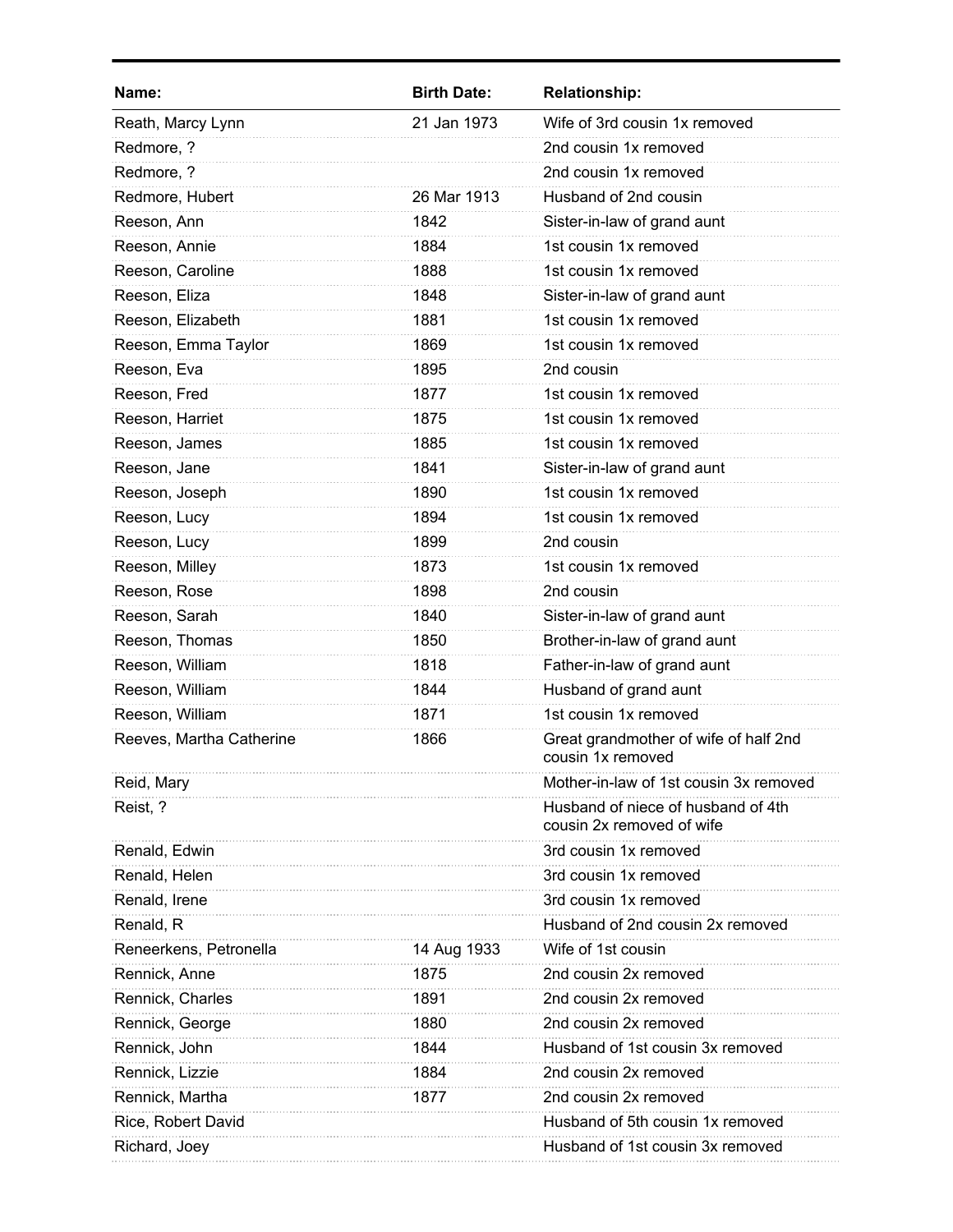| Name: | Birth Date: | Relationship: |
|---|---|---|
| Reath, Marcy Lynn | 21 Jan 1973 | Wife of 3rd cousin 1x removed |
| Redmore, ? | | 2nd cousin 1x removed |
| Redmore, ? | | 2nd cousin 1x removed |
| Redmore, Hubert | 26 Mar 1913 | Husband of 2nd cousin |
| Reeson, Ann | 1842 | Sister-in-law of grand aunt |
| Reeson, Annie | 1884 | 1st cousin 1x removed |
| Reeson, Caroline | 1888 | 1st cousin 1x removed |
| Reeson, Eliza | 1848 | Sister-in-law of grand aunt |
| Reeson, Elizabeth | 1881 | 1st cousin 1x removed |
| Reeson, Emma Taylor | 1869 | 1st cousin 1x removed |
| Reeson, Eva | 1895 | 2nd cousin |
| Reeson, Fred | 1877 | 1st cousin 1x removed |
| Reeson, Harriet | 1875 | 1st cousin 1x removed |
| Reeson, James | 1885 | 1st cousin 1x removed |
| Reeson, Jane | 1841 | Sister-in-law of grand aunt |
| Reeson, Joseph | 1890 | 1st cousin 1x removed |
| Reeson, Lucy | 1894 | 1st cousin 1x removed |
| Reeson, Lucy | 1899 | 2nd cousin |
| Reeson, Milley | 1873 | 1st cousin 1x removed |
| Reeson, Rose | 1898 | 2nd cousin |
| Reeson, Sarah | 1840 | Sister-in-law of grand aunt |
| Reeson, Thomas | 1850 | Brother-in-law of grand aunt |
| Reeson, William | 1818 | Father-in-law of grand aunt |
| Reeson, William | 1844 | Husband of grand aunt |
| Reeson, William | 1871 | 1st cousin 1x removed |
| Reeves, Martha Catherine | 1866 | Great grandmother of wife of half 2nd cousin 1x removed |
| Reid, Mary | | Mother-in-law of 1st cousin 3x removed |
| Reist, ? | | Husband of niece of husband of 4th cousin 2x removed of wife |
| Renald, Edwin | | 3rd cousin 1x removed |
| Renald, Helen | | 3rd cousin 1x removed |
| Renald, Irene | | 3rd cousin 1x removed |
| Renald, R | | Husband of 2nd cousin 2x removed |
| Reneerkens, Petronella | 14 Aug 1933 | Wife of 1st cousin |
| Rennick, Anne | 1875 | 2nd cousin 2x removed |
| Rennick, Charles | 1891 | 2nd cousin 2x removed |
| Rennick, George | 1880 | 2nd cousin 2x removed |
| Rennick, John | 1844 | Husband of 1st cousin 3x removed |
| Rennick, Lizzie | 1884 | 2nd cousin 2x removed |
| Rennick, Martha | 1877 | 2nd cousin 2x removed |
| Rice, Robert David | | Husband of 5th cousin 1x removed |
| Richard, Joey | | Husband of 1st cousin 3x removed |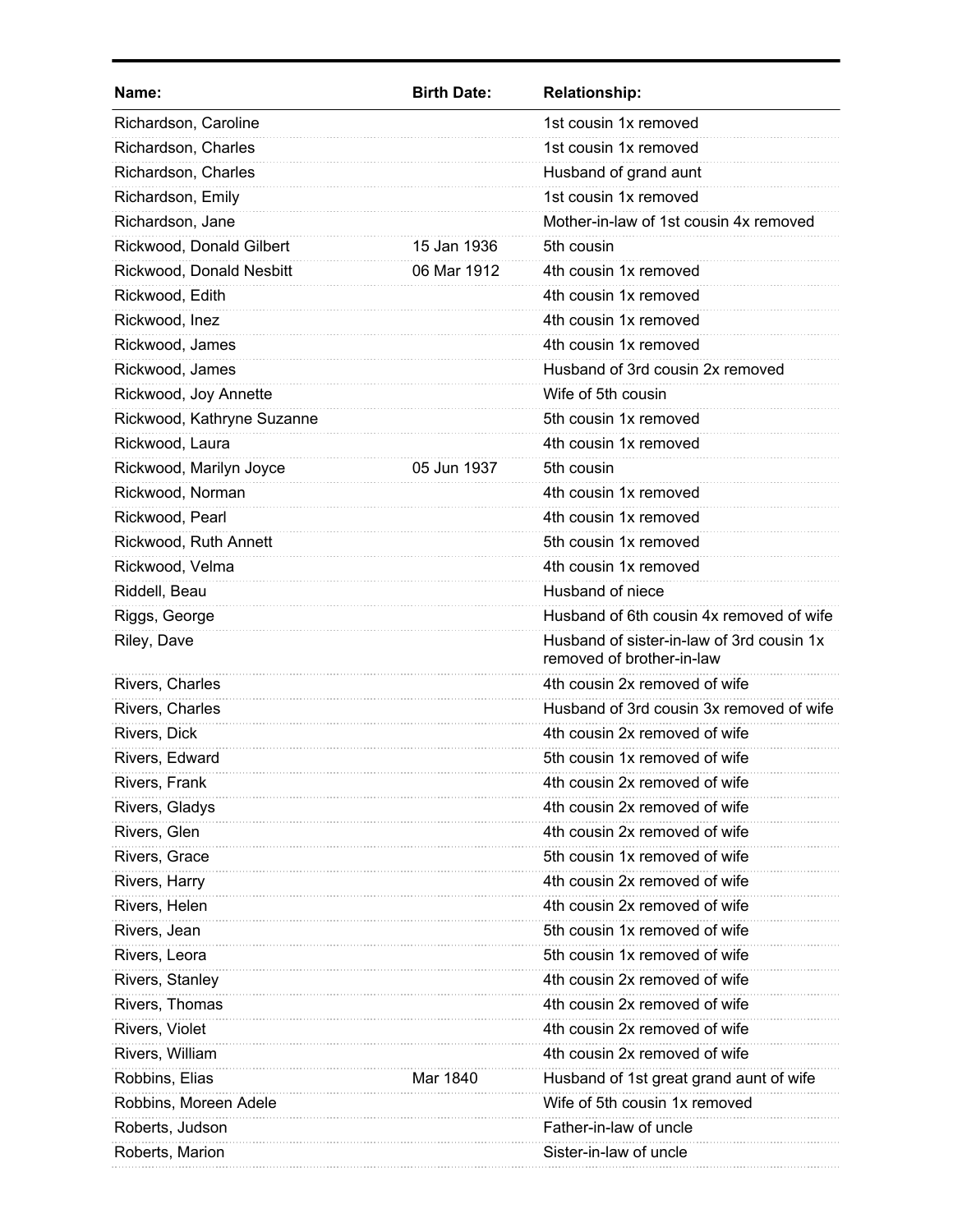| Name: | Birth Date: | Relationship: |
|---|---|---|
| Richardson, Caroline | | 1st cousin 1x removed |
| Richardson, Charles | | 1st cousin 1x removed |
| Richardson, Charles | | Husband of grand aunt |
| Richardson, Emily | | 1st cousin 1x removed |
| Richardson, Jane | | Mother-in-law of 1st cousin 4x removed |
| Rickwood, Donald Gilbert | 15 Jan 1936 | 5th cousin |
| Rickwood, Donald Nesbitt | 06 Mar 1912 | 4th cousin 1x removed |
| Rickwood, Edith | | 4th cousin 1x removed |
| Rickwood, Inez | | 4th cousin 1x removed |
| Rickwood, James | | 4th cousin 1x removed |
| Rickwood, James | | Husband of 3rd cousin 2x removed |
| Rickwood, Joy Annette | | Wife of 5th cousin |
| Rickwood, Kathryne Suzanne | | 5th cousin 1x removed |
| Rickwood, Laura | | 4th cousin 1x removed |
| Rickwood, Marilyn Joyce | 05 Jun 1937 | 5th cousin |
| Rickwood, Norman | | 4th cousin 1x removed |
| Rickwood, Pearl | | 4th cousin 1x removed |
| Rickwood, Ruth Annett | | 5th cousin 1x removed |
| Rickwood, Velma | | 4th cousin 1x removed |
| Riddell, Beau | | Husband of niece |
| Riggs, George | | Husband of 6th cousin 4x removed of wife |
| Riley, Dave | | Husband of sister-in-law of 3rd cousin 1x removed of brother-in-law |
| Rivers, Charles | | 4th cousin 2x removed of wife |
| Rivers, Charles | | Husband of 3rd cousin 3x removed of wife |
| Rivers, Dick | | 4th cousin 2x removed of wife |
| Rivers, Edward | | 5th cousin 1x removed of wife |
| Rivers, Frank | | 4th cousin 2x removed of wife |
| Rivers, Gladys | | 4th cousin 2x removed of wife |
| Rivers, Glen | | 4th cousin 2x removed of wife |
| Rivers, Grace | | 5th cousin 1x removed of wife |
| Rivers, Harry | | 4th cousin 2x removed of wife |
| Rivers, Helen | | 4th cousin 2x removed of wife |
| Rivers, Jean | | 5th cousin 1x removed of wife |
| Rivers, Leora | | 5th cousin 1x removed of wife |
| Rivers, Stanley | | 4th cousin 2x removed of wife |
| Rivers, Thomas | | 4th cousin 2x removed of wife |
| Rivers, Violet | | 4th cousin 2x removed of wife |
| Rivers, William | | 4th cousin 2x removed of wife |
| Robbins, Elias | Mar 1840 | Husband of 1st great grand aunt of wife |
| Robbins, Moreen Adele | | Wife of 5th cousin 1x removed |
| Roberts, Judson | | Father-in-law of uncle |
| Roberts, Marion | | Sister-in-law of uncle |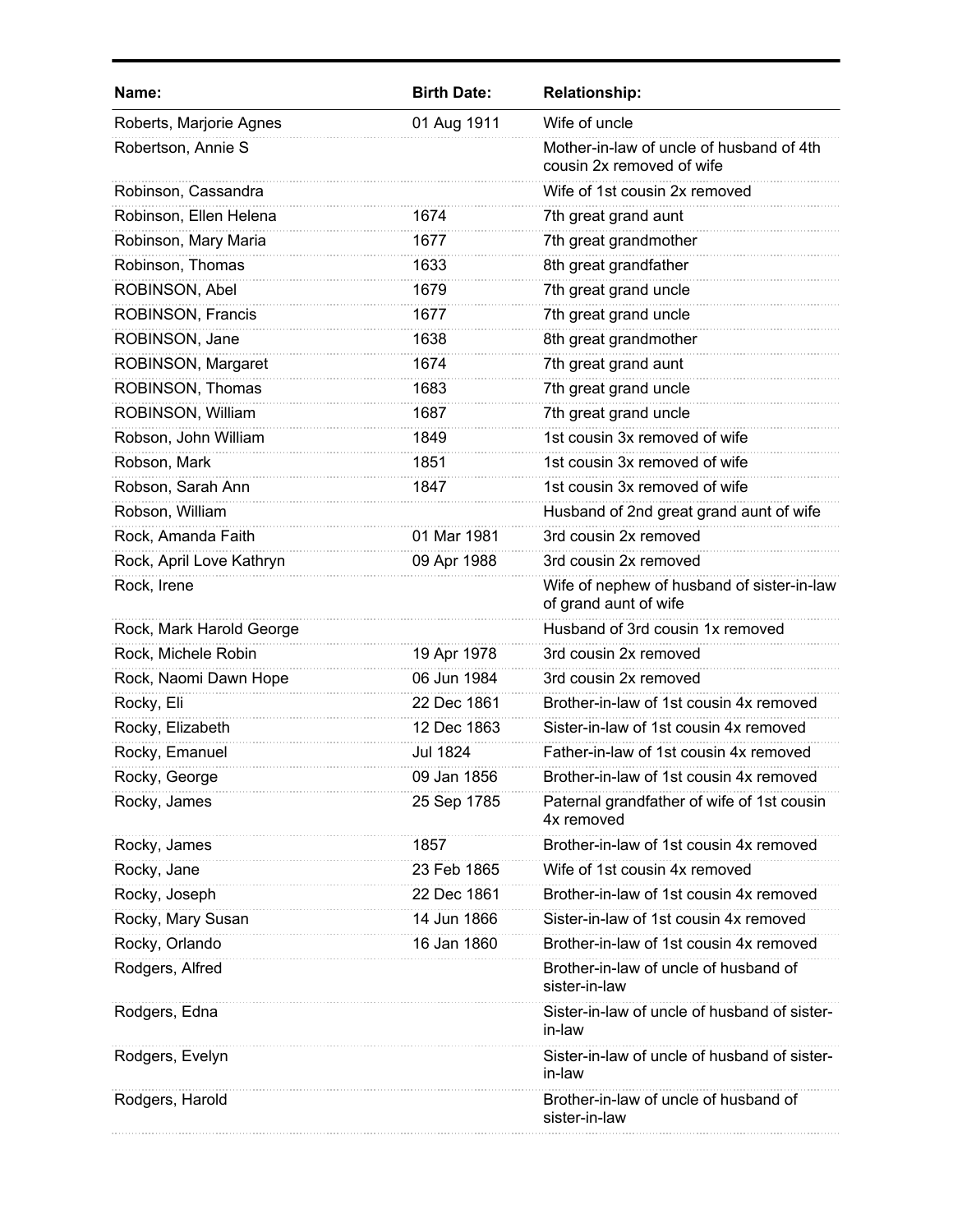| Name: | Birth Date: | Relationship: |
|---|---|---|
| Roberts, Marjorie Agnes | 01 Aug 1911 | Wife of uncle |
| Robertson, Annie S | | Mother-in-law of uncle of husband of 4th cousin 2x removed of wife |
| Robinson, Cassandra | | Wife of 1st cousin 2x removed |
| Robinson, Ellen Helena | 1674 | 7th great grand aunt |
| Robinson, Mary Maria | 1677 | 7th great grandmother |
| Robinson, Thomas | 1633 | 8th great grandfather |
| ROBINSON, Abel | 1679 | 7th great grand uncle |
| ROBINSON, Francis | 1677 | 7th great grand uncle |
| ROBINSON, Jane | 1638 | 8th great grandmother |
| ROBINSON, Margaret | 1674 | 7th great grand aunt |
| ROBINSON, Thomas | 1683 | 7th great grand uncle |
| ROBINSON, William | 1687 | 7th great grand uncle |
| Robson, John William | 1849 | 1st cousin 3x removed of wife |
| Robson, Mark | 1851 | 1st cousin 3x removed of wife |
| Robson, Sarah Ann | 1847 | 1st cousin 3x removed of wife |
| Robson, William | | Husband of 2nd great grand aunt of wife |
| Rock, Amanda Faith | 01 Mar 1981 | 3rd cousin 2x removed |
| Rock, April Love Kathryn | 09 Apr 1988 | 3rd cousin 2x removed |
| Rock, Irene | | Wife of nephew of husband of sister-in-law of grand aunt of wife |
| Rock, Mark Harold George | | Husband of 3rd cousin 1x removed |
| Rock, Michele Robin | 19 Apr 1978 | 3rd cousin 2x removed |
| Rock, Naomi Dawn Hope | 06 Jun 1984 | 3rd cousin 2x removed |
| Rocky, Eli | 22 Dec 1861 | Brother-in-law of 1st cousin 4x removed |
| Rocky, Elizabeth | 12 Dec 1863 | Sister-in-law of 1st cousin 4x removed |
| Rocky, Emanuel | Jul 1824 | Father-in-law of 1st cousin 4x removed |
| Rocky, George | 09 Jan 1856 | Brother-in-law of 1st cousin 4x removed |
| Rocky, James | 25 Sep 1785 | Paternal grandfather of wife of 1st cousin 4x removed |
| Rocky, James | 1857 | Brother-in-law of 1st cousin 4x removed |
| Rocky, Jane | 23 Feb 1865 | Wife of 1st cousin 4x removed |
| Rocky, Joseph | 22 Dec 1861 | Brother-in-law of 1st cousin 4x removed |
| Rocky, Mary Susan | 14 Jun 1866 | Sister-in-law of 1st cousin 4x removed |
| Rocky, Orlando | 16 Jan 1860 | Brother-in-law of 1st cousin 4x removed |
| Rodgers, Alfred | | Brother-in-law of uncle of husband of sister-in-law |
| Rodgers, Edna | | Sister-in-law of uncle of husband of sister-in-law |
| Rodgers, Evelyn | | Sister-in-law of uncle of husband of sister-in-law |
| Rodgers, Harold | | Brother-in-law of uncle of husband of sister-in-law |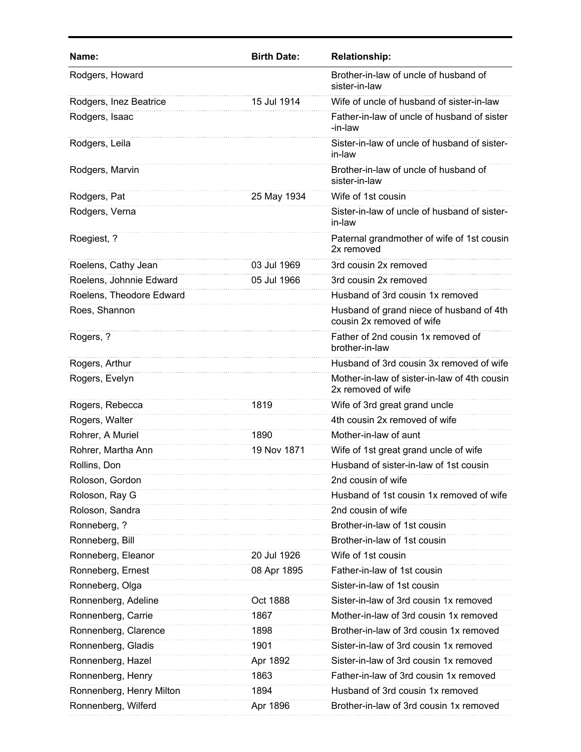| Name: | Birth Date: | Relationship: |
|---|---|---|
| Rodgers, Howard | | Brother-in-law of uncle of husband of sister-in-law |
| Rodgers, Inez Beatrice | 15 Jul 1914 | Wife of uncle of husband of sister-in-law |
| Rodgers, Isaac | | Father-in-law of uncle of husband of sister-in-law |
| Rodgers, Leila | | Sister-in-law of uncle of husband of sister-in-law |
| Rodgers, Marvin | | Brother-in-law of uncle of husband of sister-in-law |
| Rodgers, Pat | 25 May 1934 | Wife of 1st cousin |
| Rodgers, Verna | | Sister-in-law of uncle of husband of sister-in-law |
| Roegiest, ? | | Paternal grandmother of wife of 1st cousin 2x removed |
| Roelens, Cathy Jean | 03 Jul 1969 | 3rd cousin 2x removed |
| Roelens, Johnnie Edward | 05 Jul 1966 | 3rd cousin 2x removed |
| Roelens, Theodore Edward | | Husband of 3rd cousin 1x removed |
| Roes, Shannon | | Husband of grand niece of husband of 4th cousin 2x removed of wife |
| Rogers, ? | | Father of 2nd cousin 1x removed of brother-in-law |
| Rogers, Arthur | | Husband of 3rd cousin 3x removed of wife |
| Rogers, Evelyn | | Mother-in-law of sister-in-law of 4th cousin 2x removed of wife |
| Rogers, Rebecca | 1819 | Wife of 3rd great grand uncle |
| Rogers, Walter | | 4th cousin 2x removed of wife |
| Rohrer, A Muriel | 1890 | Mother-in-law of aunt |
| Rohrer, Martha Ann | 19 Nov 1871 | Wife of 1st great grand uncle of wife |
| Rollins, Don | | Husband of sister-in-law of 1st cousin |
| Roloson, Gordon | | 2nd cousin of wife |
| Roloson, Ray G | | Husband of 1st cousin 1x removed of wife |
| Roloson, Sandra | | 2nd cousin of wife |
| Ronneberg, ? | | Brother-in-law of 1st cousin |
| Ronneberg, Bill | | Brother-in-law of 1st cousin |
| Ronneberg, Eleanor | 20 Jul 1926 | Wife of 1st cousin |
| Ronneberg, Ernest | 08 Apr 1895 | Father-in-law of 1st cousin |
| Ronneberg, Olga | | Sister-in-law of 1st cousin |
| Ronnenberg, Adeline | Oct 1888 | Sister-in-law of 3rd cousin 1x removed |
| Ronnenberg, Carrie | 1867 | Mother-in-law of 3rd cousin 1x removed |
| Ronnenberg, Clarence | 1898 | Brother-in-law of 3rd cousin 1x removed |
| Ronnenberg, Gladis | 1901 | Sister-in-law of 3rd cousin 1x removed |
| Ronnenberg, Hazel | Apr 1892 | Sister-in-law of 3rd cousin 1x removed |
| Ronnenberg, Henry | 1863 | Father-in-law of 3rd cousin 1x removed |
| Ronnenberg, Henry Milton | 1894 | Husband of 3rd cousin 1x removed |
| Ronnenberg, Wilferd | Apr 1896 | Brother-in-law of 3rd cousin 1x removed |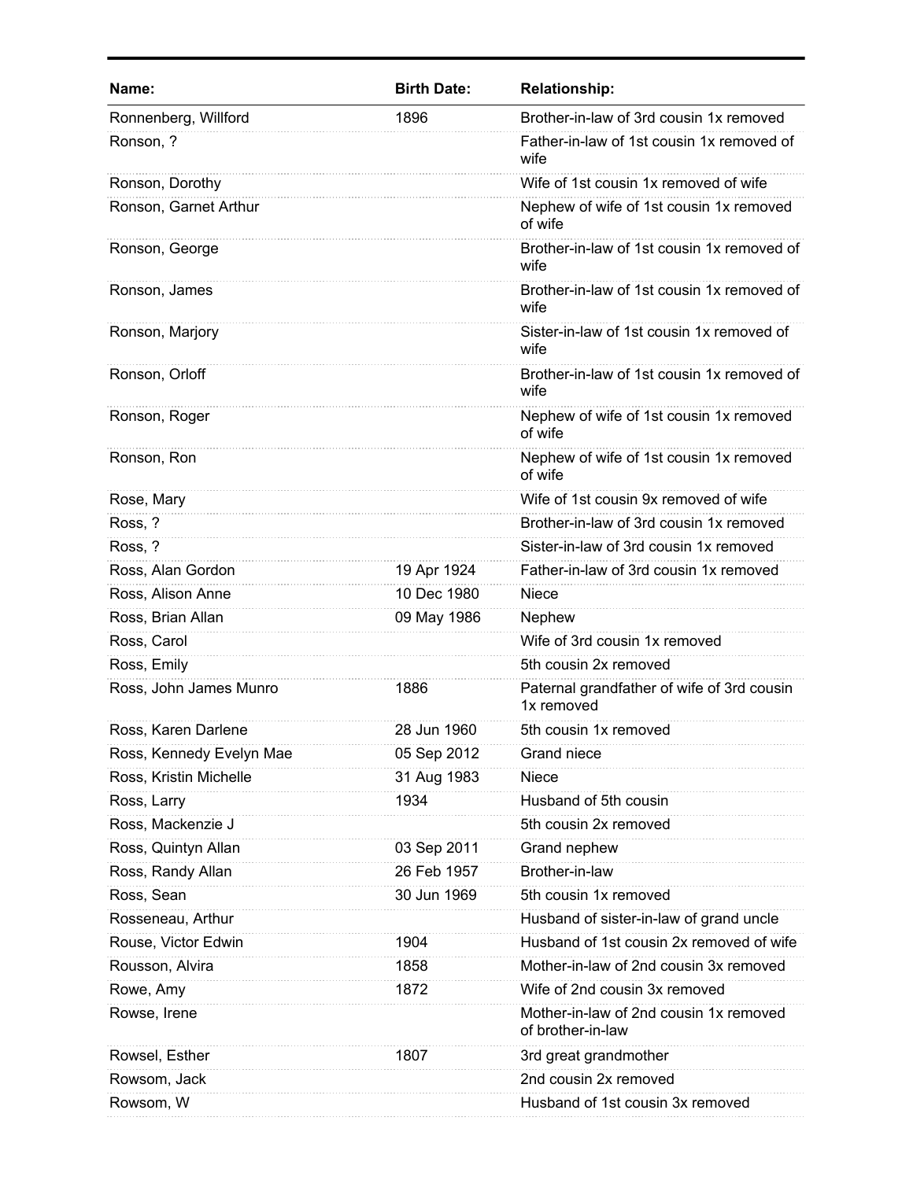| Name: | Birth Date: | Relationship: |
|---|---|---|
| Ronnenberg, Willford | 1896 | Brother-in-law of 3rd cousin 1x removed |
| Ronson, ? | | Father-in-law of 1st cousin 1x removed of wife |
| Ronson, Dorothy | | Wife of 1st cousin 1x removed of wife |
| Ronson, Garnet Arthur | | Nephew of wife of 1st cousin 1x removed of wife |
| Ronson, George | | Brother-in-law of 1st cousin 1x removed of wife |
| Ronson, James | | Brother-in-law of 1st cousin 1x removed of wife |
| Ronson, Marjory | | Sister-in-law of 1st cousin 1x removed of wife |
| Ronson, Orloff | | Brother-in-law of 1st cousin 1x removed of wife |
| Ronson, Roger | | Nephew of wife of 1st cousin 1x removed of wife |
| Ronson, Ron | | Nephew of wife of 1st cousin 1x removed of wife |
| Rose, Mary | | Wife of 1st cousin 9x removed of wife |
| Ross, ? | | Brother-in-law of 3rd cousin 1x removed |
| Ross, ? | | Sister-in-law of 3rd cousin 1x removed |
| Ross, Alan Gordon | 19 Apr 1924 | Father-in-law of 3rd cousin 1x removed |
| Ross, Alison Anne | 10 Dec 1980 | Niece |
| Ross, Brian Allan | 09 May 1986 | Nephew |
| Ross, Carol | | Wife of 3rd cousin 1x removed |
| Ross, Emily | | 5th cousin 2x removed |
| Ross, John James Munro | 1886 | Paternal grandfather of wife of 3rd cousin 1x removed |
| Ross, Karen Darlene | 28 Jun 1960 | 5th cousin 1x removed |
| Ross, Kennedy Evelyn Mae | 05 Sep 2012 | Grand niece |
| Ross, Kristin Michelle | 31 Aug 1983 | Niece |
| Ross, Larry | 1934 | Husband of 5th cousin |
| Ross, Mackenzie J | | 5th cousin 2x removed |
| Ross, Quintyn Allan | 03 Sep 2011 | Grand nephew |
| Ross, Randy Allan | 26 Feb 1957 | Brother-in-law |
| Ross, Sean | 30 Jun 1969 | 5th cousin 1x removed |
| Rosseneau, Arthur | | Husband of sister-in-law of grand uncle |
| Rouse, Victor Edwin | 1904 | Husband of 1st cousin 2x removed of wife |
| Rousson, Alvira | 1858 | Mother-in-law of 2nd cousin 3x removed |
| Rowe, Amy | 1872 | Wife of 2nd cousin 3x removed |
| Rowse, Irene | | Mother-in-law of 2nd cousin 1x removed of brother-in-law |
| Rowsel, Esther | 1807 | 3rd great grandmother |
| Rowsom, Jack | | 2nd cousin 2x removed |
| Rowsom, W | | Husband of 1st cousin 3x removed |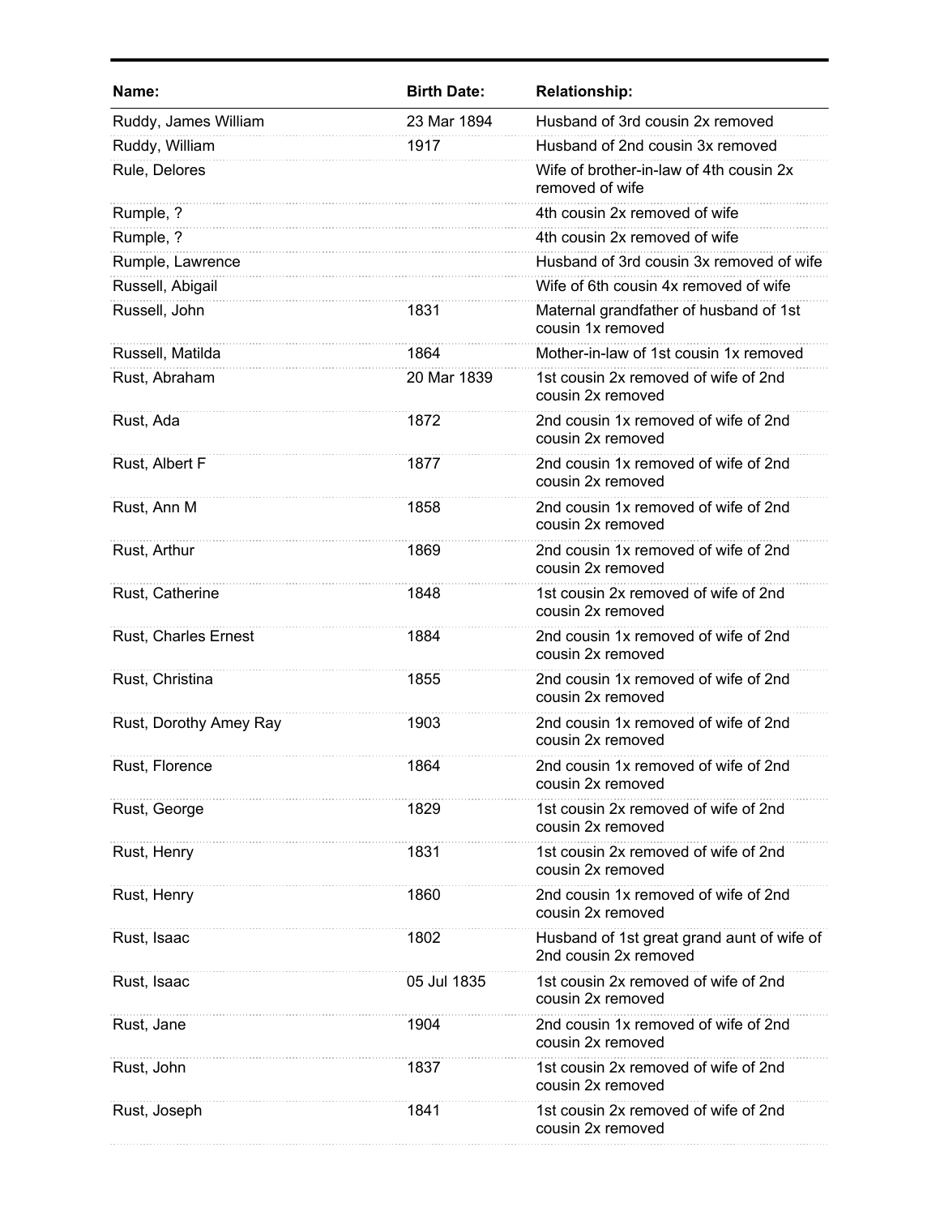| Name: | Birth Date: | Relationship: |
| --- | --- | --- |
| Ruddy, James William | 23 Mar 1894 | Husband of 3rd cousin 2x removed |
| Ruddy, William | 1917 | Husband of 2nd cousin 3x removed |
| Rule, Delores | | Wife of brother-in-law of 4th cousin 2x removed of wife |
| Rumple, ? | | 4th cousin 2x removed of wife |
| Rumple, ? | | 4th cousin 2x removed of wife |
| Rumple, Lawrence | | Husband of 3rd cousin 3x removed of wife |
| Russell, Abigail | | Wife of 6th cousin 4x removed of wife |
| Russell, John | 1831 | Maternal grandfather of husband of 1st cousin 1x removed |
| Russell, Matilda | 1864 | Mother-in-law of 1st cousin 1x removed |
| Rust, Abraham | 20 Mar 1839 | 1st cousin 2x removed of wife of 2nd cousin 2x removed |
| Rust, Ada | 1872 | 2nd cousin 1x removed of wife of 2nd cousin 2x removed |
| Rust, Albert F | 1877 | 2nd cousin 1x removed of wife of 2nd cousin 2x removed |
| Rust, Ann M | 1858 | 2nd cousin 1x removed of wife of 2nd cousin 2x removed |
| Rust, Arthur | 1869 | 2nd cousin 1x removed of wife of 2nd cousin 2x removed |
| Rust, Catherine | 1848 | 1st cousin 2x removed of wife of 2nd cousin 2x removed |
| Rust, Charles Ernest | 1884 | 2nd cousin 1x removed of wife of 2nd cousin 2x removed |
| Rust, Christina | 1855 | 2nd cousin 1x removed of wife of 2nd cousin 2x removed |
| Rust, Dorothy Amey Ray | 1903 | 2nd cousin 1x removed of wife of 2nd cousin 2x removed |
| Rust, Florence | 1864 | 2nd cousin 1x removed of wife of 2nd cousin 2x removed |
| Rust, George | 1829 | 1st cousin 2x removed of wife of 2nd cousin 2x removed |
| Rust, Henry | 1831 | 1st cousin 2x removed of wife of 2nd cousin 2x removed |
| Rust, Henry | 1860 | 2nd cousin 1x removed of wife of 2nd cousin 2x removed |
| Rust, Isaac | 1802 | Husband of 1st great grand aunt of wife of 2nd cousin 2x removed |
| Rust, Isaac | 05 Jul 1835 | 1st cousin 2x removed of wife of 2nd cousin 2x removed |
| Rust, Jane | 1904 | 2nd cousin 1x removed of wife of 2nd cousin 2x removed |
| Rust, John | 1837 | 1st cousin 2x removed of wife of 2nd cousin 2x removed |
| Rust, Joseph | 1841 | 1st cousin 2x removed of wife of 2nd cousin 2x removed |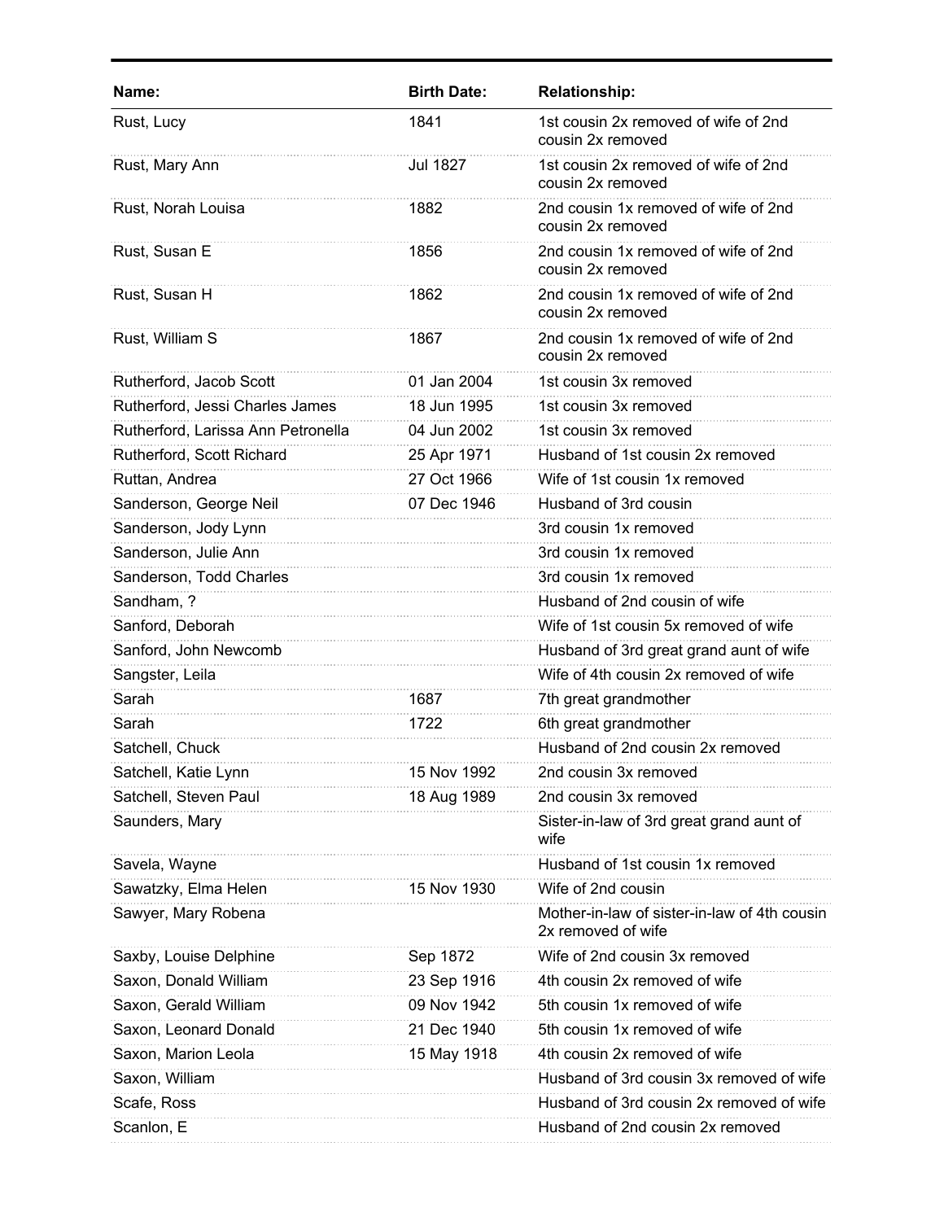| Name: | Birth Date: | Relationship: |
|---|---|---|
| Rust, Lucy | 1841 | 1st cousin 2x removed of wife of 2nd cousin 2x removed |
| Rust, Mary Ann | Jul 1827 | 1st cousin 2x removed of wife of 2nd cousin 2x removed |
| Rust, Norah Louisa | 1882 | 2nd cousin 1x removed of wife of 2nd cousin 2x removed |
| Rust, Susan E | 1856 | 2nd cousin 1x removed of wife of 2nd cousin 2x removed |
| Rust, Susan H | 1862 | 2nd cousin 1x removed of wife of 2nd cousin 2x removed |
| Rust, William S | 1867 | 2nd cousin 1x removed of wife of 2nd cousin 2x removed |
| Rutherford, Jacob Scott | 01 Jan 2004 | 1st cousin 3x removed |
| Rutherford, Jessi Charles James | 18 Jun 1995 | 1st cousin 3x removed |
| Rutherford, Larissa Ann Petronella | 04 Jun 2002 | 1st cousin 3x removed |
| Rutherford, Scott Richard | 25 Apr 1971 | Husband of 1st cousin 2x removed |
| Ruttan, Andrea | 27 Oct 1966 | Wife of 1st cousin 1x removed |
| Sanderson, George Neil | 07 Dec 1946 | Husband of 3rd cousin |
| Sanderson, Jody Lynn | | 3rd cousin 1x removed |
| Sanderson, Julie Ann | | 3rd cousin 1x removed |
| Sanderson, Todd Charles | | 3rd cousin 1x removed |
| Sandham, ? | | Husband of 2nd cousin of wife |
| Sanford, Deborah | | Wife of 1st cousin 5x removed of wife |
| Sanford, John Newcomb | | Husband of 3rd great grand aunt of wife |
| Sangster, Leila | | Wife of 4th cousin 2x removed of wife |
| Sarah | 1687 | 7th great grandmother |
| Sarah | 1722 | 6th great grandmother |
| Satchell, Chuck | | Husband of 2nd cousin 2x removed |
| Satchell, Katie Lynn | 15 Nov 1992 | 2nd cousin 3x removed |
| Satchell, Steven Paul | 18 Aug 1989 | 2nd cousin 3x removed |
| Saunders, Mary | | Sister-in-law of 3rd great grand aunt of wife |
| Savela, Wayne | | Husband of 1st cousin 1x removed |
| Sawatzky, Elma Helen | 15 Nov 1930 | Wife of 2nd cousin |
| Sawyer, Mary Robena | | Mother-in-law of sister-in-law of 4th cousin 2x removed of wife |
| Saxby, Louise Delphine | Sep 1872 | Wife of 2nd cousin 3x removed |
| Saxon, Donald William | 23 Sep 1916 | 4th cousin 2x removed of wife |
| Saxon, Gerald William | 09 Nov 1942 | 5th cousin 1x removed of wife |
| Saxon, Leonard Donald | 21 Dec 1940 | 5th cousin 1x removed of wife |
| Saxon, Marion Leola | 15 May 1918 | 4th cousin 2x removed of wife |
| Saxon, William | | Husband of 3rd cousin 3x removed of wife |
| Scafe, Ross | | Husband of 3rd cousin 2x removed of wife |
| Scanlon, E | | Husband of 2nd cousin 2x removed |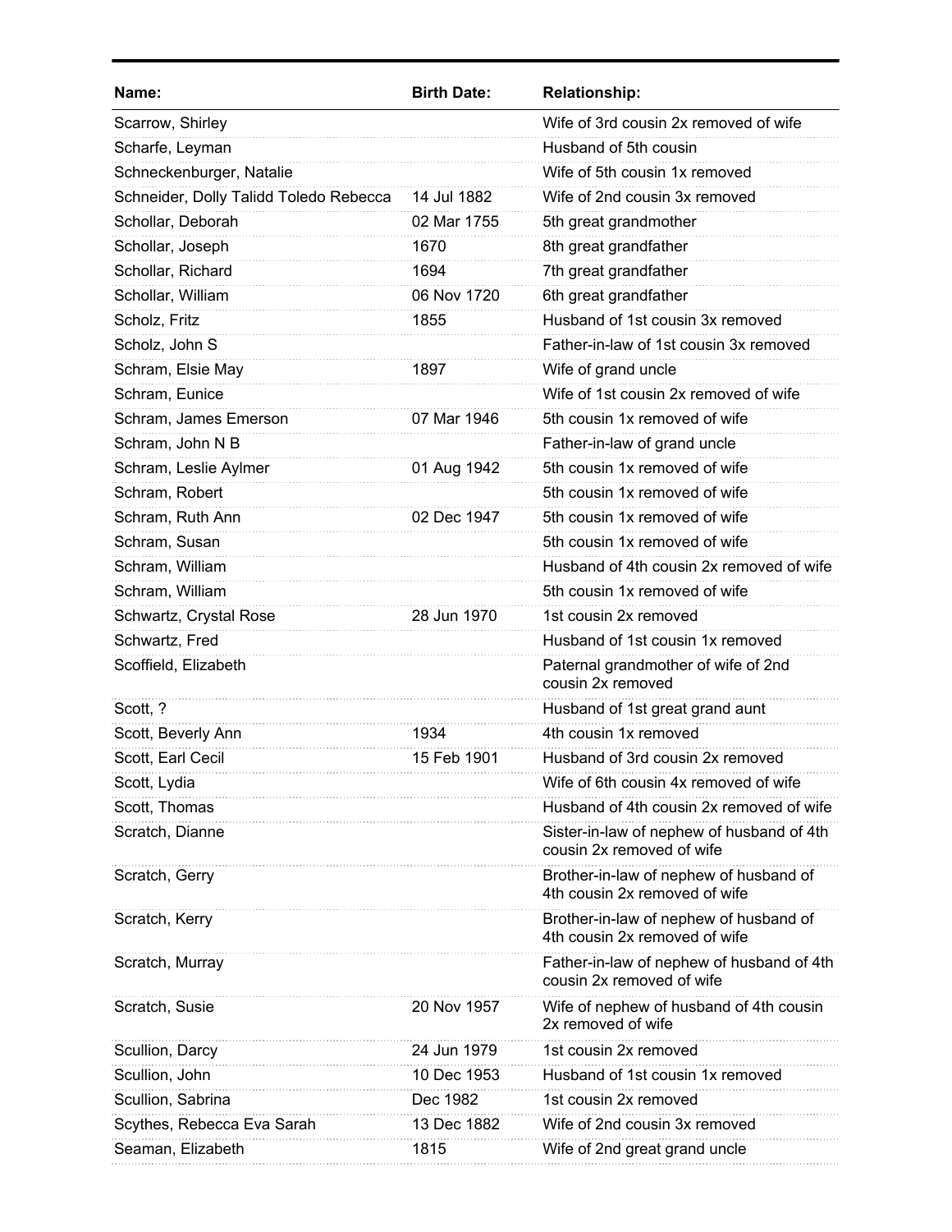| Name: | Birth Date: | Relationship: |
| --- | --- | --- |
| Scarrow, Shirley | | Wife of 3rd cousin 2x removed of wife |
| Scharfe, Leyman | | Husband of 5th cousin |
| Schneckenburger, Natalie | | Wife of 5th cousin 1x removed |
| Schneider, Dolly Talidd Toledo Rebecca | 14 Jul 1882 | Wife of 2nd cousin 3x removed |
| Schollar, Deborah | 02 Mar 1755 | 5th great grandmother |
| Schollar, Joseph | 1670 | 8th great grandfather |
| Schollar, Richard | 1694 | 7th great grandfather |
| Schollar, William | 06 Nov 1720 | 6th great grandfather |
| Scholz, Fritz | 1855 | Husband of 1st cousin 3x removed |
| Scholz, John S | | Father-in-law of 1st cousin 3x removed |
| Schram, Elsie May | 1897 | Wife of grand uncle |
| Schram, Eunice | | Wife of 1st cousin 2x removed of wife |
| Schram, James Emerson | 07 Mar 1946 | 5th cousin 1x removed of wife |
| Schram, John N B | | Father-in-law of grand uncle |
| Schram, Leslie Aylmer | 01 Aug 1942 | 5th cousin 1x removed of wife |
| Schram, Robert | | 5th cousin 1x removed of wife |
| Schram, Ruth Ann | 02 Dec 1947 | 5th cousin 1x removed of wife |
| Schram, Susan | | 5th cousin 1x removed of wife |
| Schram, William | | Husband of 4th cousin 2x removed of wife |
| Schram, William | | 5th cousin 1x removed of wife |
| Schwartz, Crystal Rose | 28 Jun 1970 | 1st cousin 2x removed |
| Schwartz, Fred | | Husband of 1st cousin 1x removed |
| Scoffield, Elizabeth | | Paternal grandmother of wife of 2nd cousin 2x removed |
| Scott, ? | | Husband of 1st great grand aunt |
| Scott, Beverly Ann | 1934 | 4th cousin 1x removed |
| Scott, Earl Cecil | 15 Feb 1901 | Husband of 3rd cousin 2x removed |
| Scott, Lydia | | Wife of 6th cousin 4x removed of wife |
| Scott, Thomas | | Husband of 4th cousin 2x removed of wife |
| Scratch, Dianne | | Sister-in-law of nephew of husband of 4th cousin 2x removed of wife |
| Scratch, Gerry | | Brother-in-law of nephew of husband of 4th cousin 2x removed of wife |
| Scratch, Kerry | | Brother-in-law of nephew of husband of 4th cousin 2x removed of wife |
| Scratch, Murray | | Father-in-law of nephew of husband of 4th cousin 2x removed of wife |
| Scratch, Susie | 20 Nov 1957 | Wife of nephew of husband of 4th cousin 2x removed of wife |
| Scullion, Darcy | 24 Jun 1979 | 1st cousin 2x removed |
| Scullion, John | 10 Dec 1953 | Husband of 1st cousin 1x removed |
| Scullion, Sabrina | Dec 1982 | 1st cousin 2x removed |
| Scythes, Rebecca Eva Sarah | 13 Dec 1882 | Wife of 2nd cousin 3x removed |
| Seaman, Elizabeth | 1815 | Wife of 2nd great grand uncle |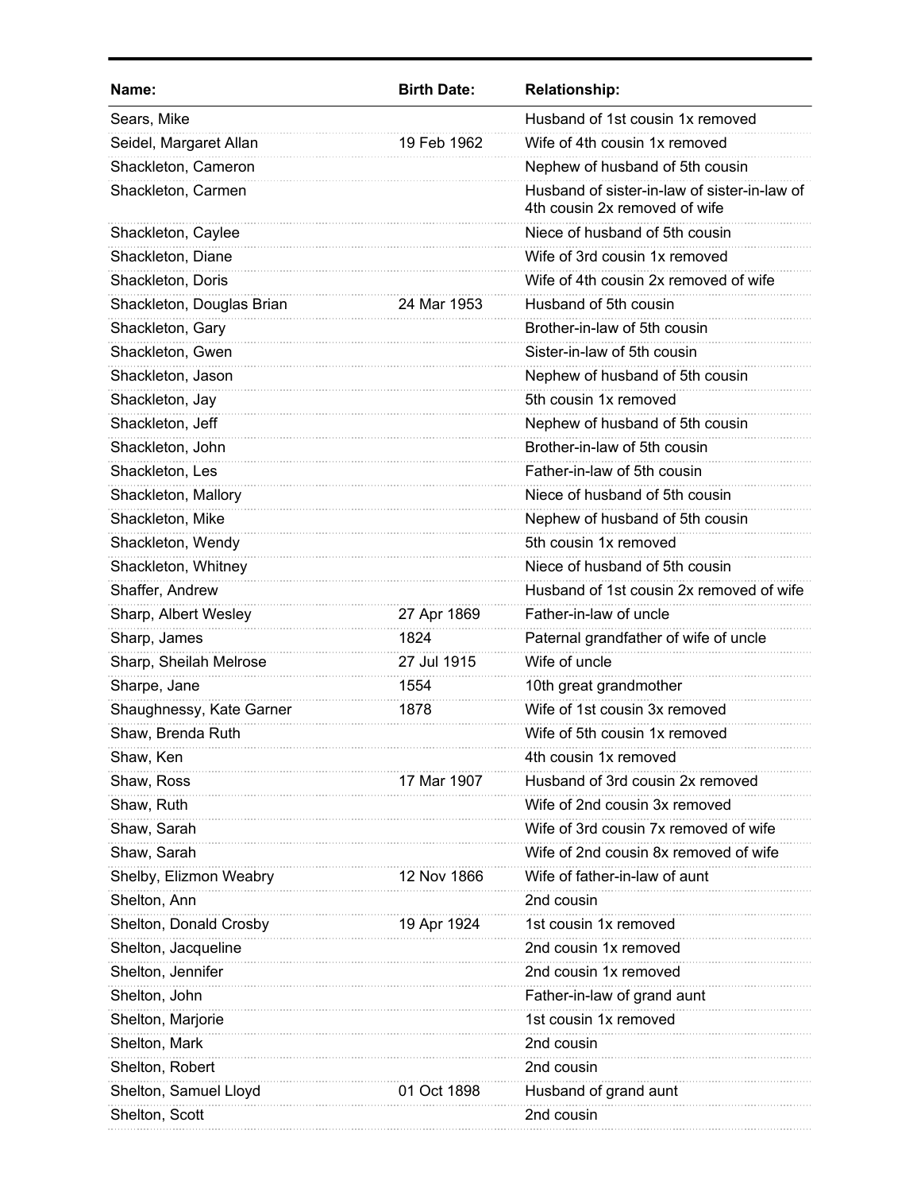| Name: | Birth Date: | Relationship: |
| --- | --- | --- |
| Sears, Mike | | Husband of 1st cousin 1x removed |
| Seidel, Margaret Allan | 19 Feb 1962 | Wife of 4th cousin 1x removed |
| Shackleton, Cameron | | Nephew of husband of 5th cousin |
| Shackleton, Carmen | | Husband of sister-in-law of sister-in-law of 4th cousin 2x removed of wife |
| Shackleton, Caylee | | Niece of husband of 5th cousin |
| Shackleton, Diane | | Wife of 3rd cousin 1x removed |
| Shackleton, Doris | | Wife of 4th cousin 2x removed of wife |
| Shackleton, Douglas Brian | 24 Mar 1953 | Husband of 5th cousin |
| Shackleton, Gary | | Brother-in-law of 5th cousin |
| Shackleton, Gwen | | Sister-in-law of 5th cousin |
| Shackleton, Jason | | Nephew of husband of 5th cousin |
| Shackleton, Jay | | 5th cousin 1x removed |
| Shackleton, Jeff | | Nephew of husband of 5th cousin |
| Shackleton, John | | Brother-in-law of 5th cousin |
| Shackleton, Les | | Father-in-law of 5th cousin |
| Shackleton, Mallory | | Niece of husband of 5th cousin |
| Shackleton, Mike | | Nephew of husband of 5th cousin |
| Shackleton, Wendy | | 5th cousin 1x removed |
| Shackleton, Whitney | | Niece of husband of 5th cousin |
| Shaffer, Andrew | | Husband of 1st cousin 2x removed of wife |
| Sharp, Albert Wesley | 27 Apr 1869 | Father-in-law of uncle |
| Sharp, James | 1824 | Paternal grandfather of wife of uncle |
| Sharp, Sheilah Melrose | 27 Jul 1915 | Wife of uncle |
| Sharpe, Jane | 1554 | 10th great grandmother |
| Shaughnessy, Kate Garner | 1878 | Wife of 1st cousin 3x removed |
| Shaw, Brenda Ruth | | Wife of 5th cousin 1x removed |
| Shaw, Ken | | 4th cousin 1x removed |
| Shaw, Ross | 17 Mar 1907 | Husband of 3rd cousin 2x removed |
| Shaw, Ruth | | Wife of 2nd cousin 3x removed |
| Shaw, Sarah | | Wife of 3rd cousin 7x removed of wife |
| Shaw, Sarah | | Wife of 2nd cousin 8x removed of wife |
| Shelby, Elizmon Weabry | 12 Nov 1866 | Wife of father-in-law of aunt |
| Shelton, Ann | | 2nd cousin |
| Shelton, Donald Crosby | 19 Apr 1924 | 1st cousin 1x removed |
| Shelton, Jacqueline | | 2nd cousin 1x removed |
| Shelton, Jennifer | | 2nd cousin 1x removed |
| Shelton, John | | Father-in-law of grand aunt |
| Shelton, Marjorie | | 1st cousin 1x removed |
| Shelton, Mark | | 2nd cousin |
| Shelton, Robert | | 2nd cousin |
| Shelton, Samuel Lloyd | 01 Oct 1898 | Husband of grand aunt |
| Shelton, Scott | | 2nd cousin |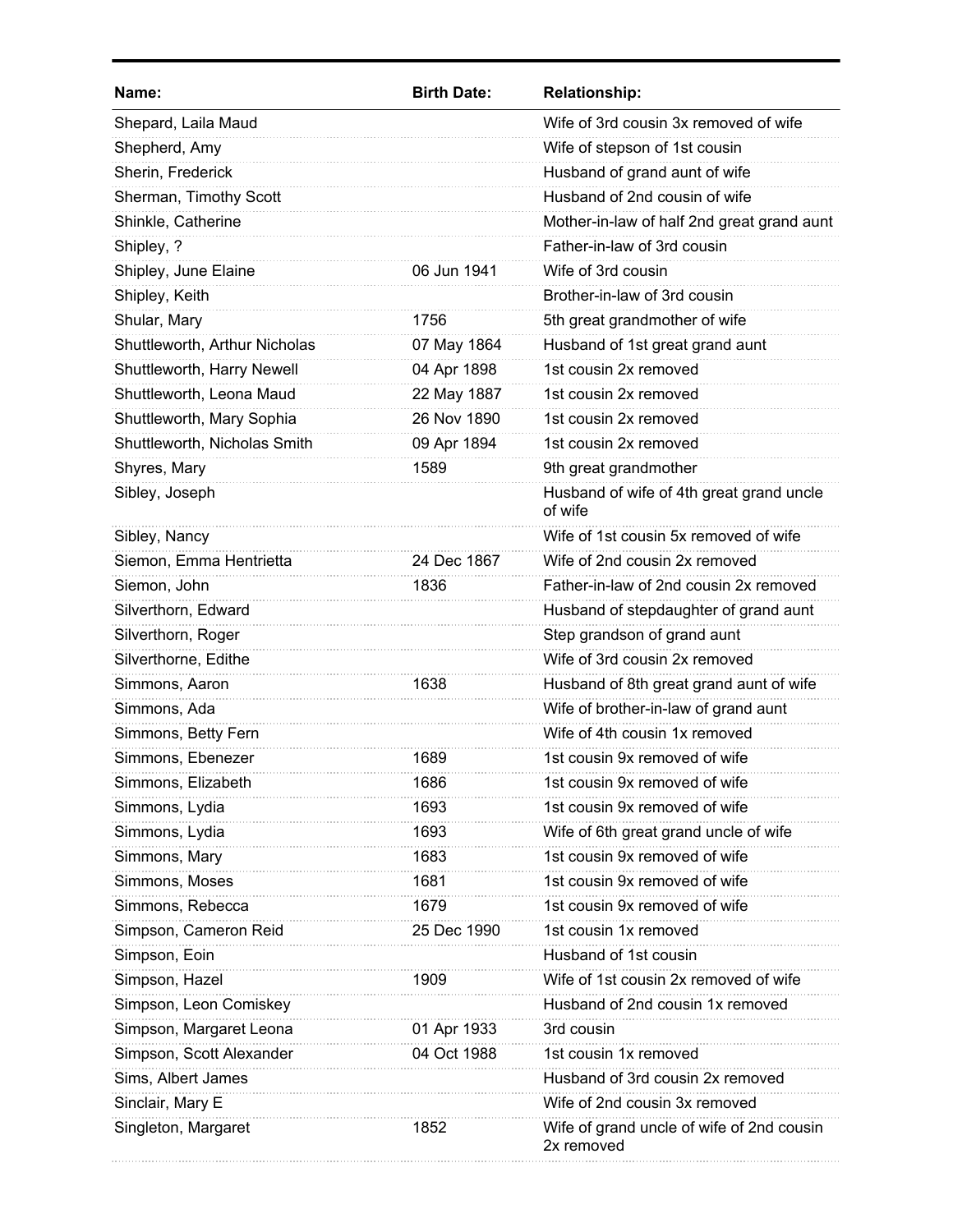| Name: | Birth Date: | Relationship: |
|---|---|---|
| Shepard, Laila Maud | | Wife of 3rd cousin 3x removed of wife |
| Shepherd, Amy | | Wife of stepson of 1st cousin |
| Sherin, Frederick | | Husband of grand aunt of wife |
| Sherman, Timothy Scott | | Husband of 2nd cousin of wife |
| Shinkle, Catherine | | Mother-in-law of half 2nd great grand aunt |
| Shipley, ? | | Father-in-law of 3rd cousin |
| Shipley, June Elaine | 06 Jun 1941 | Wife of 3rd cousin |
| Shipley, Keith | | Brother-in-law of 3rd cousin |
| Shular, Mary | 1756 | 5th great grandmother of wife |
| Shuttleworth, Arthur Nicholas | 07 May 1864 | Husband of 1st great grand aunt |
| Shuttleworth, Harry Newell | 04 Apr 1898 | 1st cousin 2x removed |
| Shuttleworth, Leona Maud | 22 May 1887 | 1st cousin 2x removed |
| Shuttleworth, Mary Sophia | 26 Nov 1890 | 1st cousin 2x removed |
| Shuttleworth, Nicholas Smith | 09 Apr 1894 | 1st cousin 2x removed |
| Shyres, Mary | 1589 | 9th great grandmother |
| Sibley, Joseph | | Husband of wife of 4th great grand uncle of wife |
| Sibley, Nancy | | Wife of 1st cousin 5x removed of wife |
| Siemon, Emma Hentrietta | 24 Dec 1867 | Wife of 2nd cousin 2x removed |
| Siemon, John | 1836 | Father-in-law of 2nd cousin 2x removed |
| Silverthorn, Edward | | Husband of stepdaughter of grand aunt |
| Silverthorn, Roger | | Step grandson of grand aunt |
| Silverthorne, Edithe | | Wife of 3rd cousin 2x removed |
| Simmons, Aaron | 1638 | Husband of 8th great grand aunt of wife |
| Simmons, Ada | | Wife of brother-in-law of grand aunt |
| Simmons, Betty Fern | | Wife of 4th cousin 1x removed |
| Simmons, Ebenezer | 1689 | 1st cousin 9x removed of wife |
| Simmons, Elizabeth | 1686 | 1st cousin 9x removed of wife |
| Simmons, Lydia | 1693 | 1st cousin 9x removed of wife |
| Simmons, Lydia | 1693 | Wife of 6th great grand uncle of wife |
| Simmons, Mary | 1683 | 1st cousin 9x removed of wife |
| Simmons, Moses | 1681 | 1st cousin 9x removed of wife |
| Simmons, Rebecca | 1679 | 1st cousin 9x removed of wife |
| Simpson, Cameron Reid | 25 Dec 1990 | 1st cousin 1x removed |
| Simpson, Eoin | | Husband of 1st cousin |
| Simpson, Hazel | 1909 | Wife of 1st cousin 2x removed of wife |
| Simpson, Leon Comiskey | | Husband of 2nd cousin 1x removed |
| Simpson, Margaret Leona | 01 Apr 1933 | 3rd cousin |
| Simpson, Scott Alexander | 04 Oct 1988 | 1st cousin 1x removed |
| Sims, Albert James | | Husband of 3rd cousin 2x removed |
| Sinclair, Mary E | | Wife of 2nd cousin 3x removed |
| Singleton, Margaret | 1852 | Wife of grand uncle of wife of 2nd cousin 2x removed |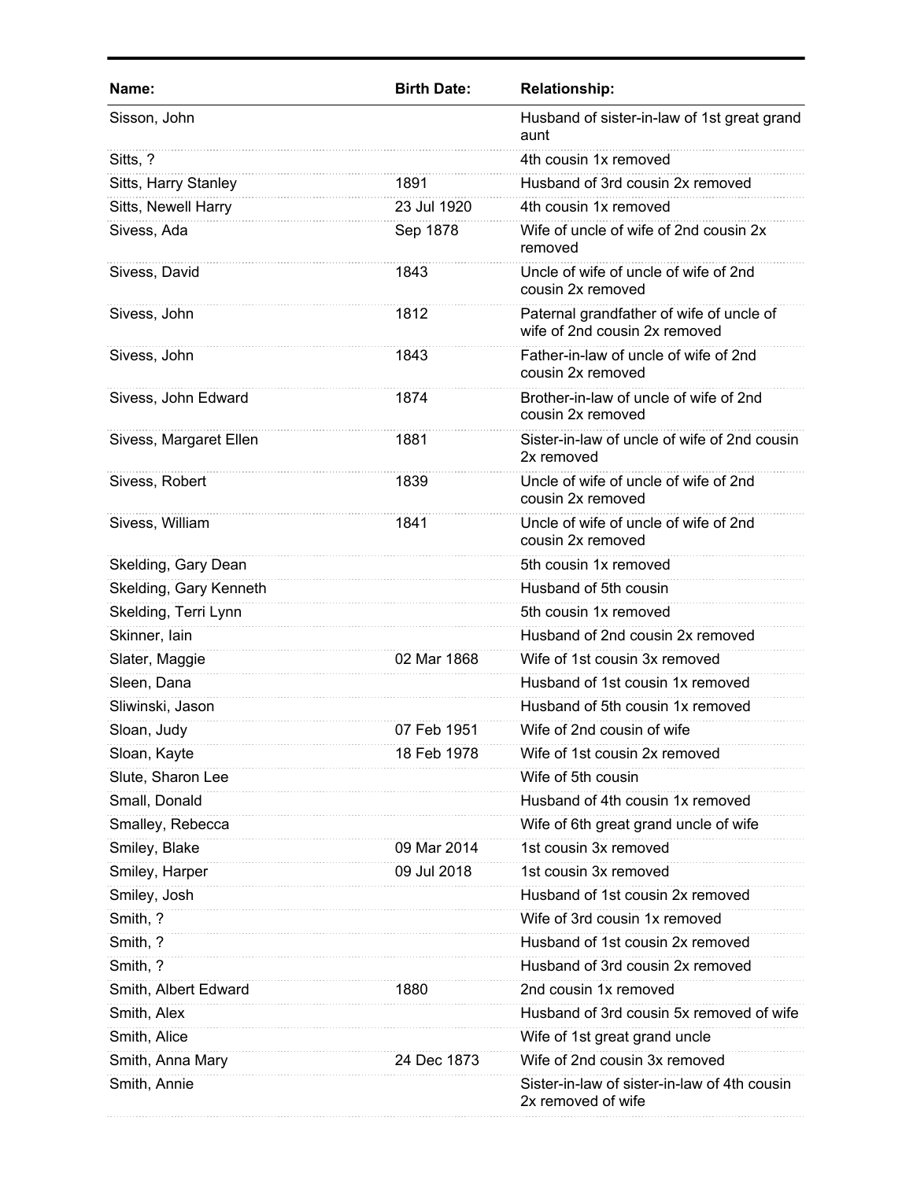| Name: | Birth Date: | Relationship: |
|---|---|---|
| Sisson, John | | Husband of sister-in-law of 1st great grand aunt |
| Sitts, ? | | 4th cousin 1x removed |
| Sitts, Harry Stanley | 1891 | Husband of 3rd cousin 2x removed |
| Sitts, Newell Harry | 23 Jul 1920 | 4th cousin 1x removed |
| Sivess, Ada | Sep 1878 | Wife of uncle of wife of 2nd cousin 2x removed |
| Sivess, David | 1843 | Uncle of wife of uncle of wife of 2nd cousin 2x removed |
| Sivess, John | 1812 | Paternal grandfather of wife of uncle of wife of 2nd cousin 2x removed |
| Sivess, John | 1843 | Father-in-law of uncle of wife of 2nd cousin 2x removed |
| Sivess, John Edward | 1874 | Brother-in-law of uncle of wife of 2nd cousin 2x removed |
| Sivess, Margaret Ellen | 1881 | Sister-in-law of uncle of wife of 2nd cousin 2x removed |
| Sivess, Robert | 1839 | Uncle of wife of uncle of wife of 2nd cousin 2x removed |
| Sivess, William | 1841 | Uncle of wife of uncle of wife of 2nd cousin 2x removed |
| Skelding, Gary Dean | | 5th cousin 1x removed |
| Skelding, Gary Kenneth | | Husband of 5th cousin |
| Skelding, Terri Lynn | | 5th cousin 1x removed |
| Skinner, Iain | | Husband of 2nd cousin 2x removed |
| Slater, Maggie | 02 Mar 1868 | Wife of 1st cousin 3x removed |
| Sleen, Dana | | Husband of 1st cousin 1x removed |
| Sliwinski, Jason | | Husband of 5th cousin 1x removed |
| Sloan, Judy | 07 Feb 1951 | Wife of 2nd cousin of wife |
| Sloan, Kayte | 18 Feb 1978 | Wife of 1st cousin 2x removed |
| Slute, Sharon Lee | | Wife of 5th cousin |
| Small, Donald | | Husband of 4th cousin 1x removed |
| Smalley, Rebecca | | Wife of 6th great grand uncle of wife |
| Smiley, Blake | 09 Mar 2014 | 1st cousin 3x removed |
| Smiley, Harper | 09 Jul 2018 | 1st cousin 3x removed |
| Smiley, Josh | | Husband of 1st cousin 2x removed |
| Smith, ? | | Wife of 3rd cousin 1x removed |
| Smith, ? | | Husband of 1st cousin 2x removed |
| Smith, ? | | Husband of 3rd cousin 2x removed |
| Smith, Albert Edward | 1880 | 2nd cousin 1x removed |
| Smith, Alex | | Husband of 3rd cousin 5x removed of wife |
| Smith, Alice | | Wife of 1st great grand uncle |
| Smith, Anna Mary | 24 Dec 1873 | Wife of 2nd cousin 3x removed |
| Smith, Annie | | Sister-in-law of sister-in-law of 4th cousin 2x removed of wife |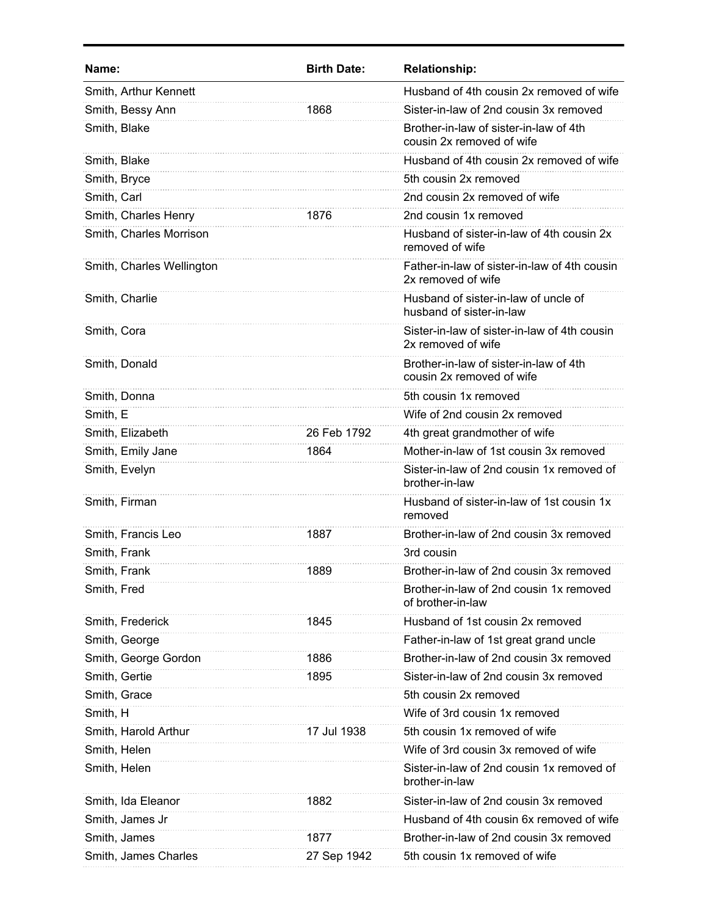| Name: | Birth Date: | Relationship: |
|---|---|---|
| Smith, Arthur Kennett | | Husband of 4th cousin 2x removed of wife |
| Smith, Bessy Ann | 1868 | Sister-in-law of 2nd cousin 3x removed |
| Smith, Blake | | Brother-in-law of sister-in-law of 4th cousin 2x removed of wife |
| Smith, Blake | | Husband of 4th cousin 2x removed of wife |
| Smith, Bryce | | 5th cousin 2x removed |
| Smith, Carl | | 2nd cousin 2x removed of wife |
| Smith, Charles Henry | 1876 | 2nd cousin 1x removed |
| Smith, Charles Morrison | | Husband of sister-in-law of 4th cousin 2x removed of wife |
| Smith, Charles Wellington | | Father-in-law of sister-in-law of 4th cousin 2x removed of wife |
| Smith, Charlie | | Husband of sister-in-law of uncle of husband of sister-in-law |
| Smith, Cora | | Sister-in-law of sister-in-law of 4th cousin 2x removed of wife |
| Smith, Donald | | Brother-in-law of sister-in-law of 4th cousin 2x removed of wife |
| Smith, Donna | | 5th cousin 1x removed |
| Smith, E | | Wife of 2nd cousin 2x removed |
| Smith, Elizabeth | 26 Feb 1792 | 4th great grandmother of wife |
| Smith, Emily Jane | 1864 | Mother-in-law of 1st cousin 3x removed |
| Smith, Evelyn | | Sister-in-law of 2nd cousin 1x removed of brother-in-law |
| Smith, Firman | | Husband of sister-in-law of 1st cousin 1x removed |
| Smith, Francis Leo | 1887 | Brother-in-law of 2nd cousin 3x removed |
| Smith, Frank | | 3rd cousin |
| Smith, Frank | 1889 | Brother-in-law of 2nd cousin 3x removed |
| Smith, Fred | | Brother-in-law of 2nd cousin 1x removed of brother-in-law |
| Smith, Frederick | 1845 | Husband of 1st cousin 2x removed |
| Smith, George | | Father-in-law of 1st great grand uncle |
| Smith, George Gordon | 1886 | Brother-in-law of 2nd cousin 3x removed |
| Smith, Gertie | 1895 | Sister-in-law of 2nd cousin 3x removed |
| Smith, Grace | | 5th cousin 2x removed |
| Smith, H | | Wife of 3rd cousin 1x removed |
| Smith, Harold Arthur | 17 Jul 1938 | 5th cousin 1x removed of wife |
| Smith, Helen | | Wife of 3rd cousin 3x removed of wife |
| Smith, Helen | | Sister-in-law of 2nd cousin 1x removed of brother-in-law |
| Smith, Ida Eleanor | 1882 | Sister-in-law of 2nd cousin 3x removed |
| Smith, James Jr | | Husband of 4th cousin 6x removed of wife |
| Smith, James | 1877 | Brother-in-law of 2nd cousin 3x removed |
| Smith, James Charles | 27 Sep 1942 | 5th cousin 1x removed of wife |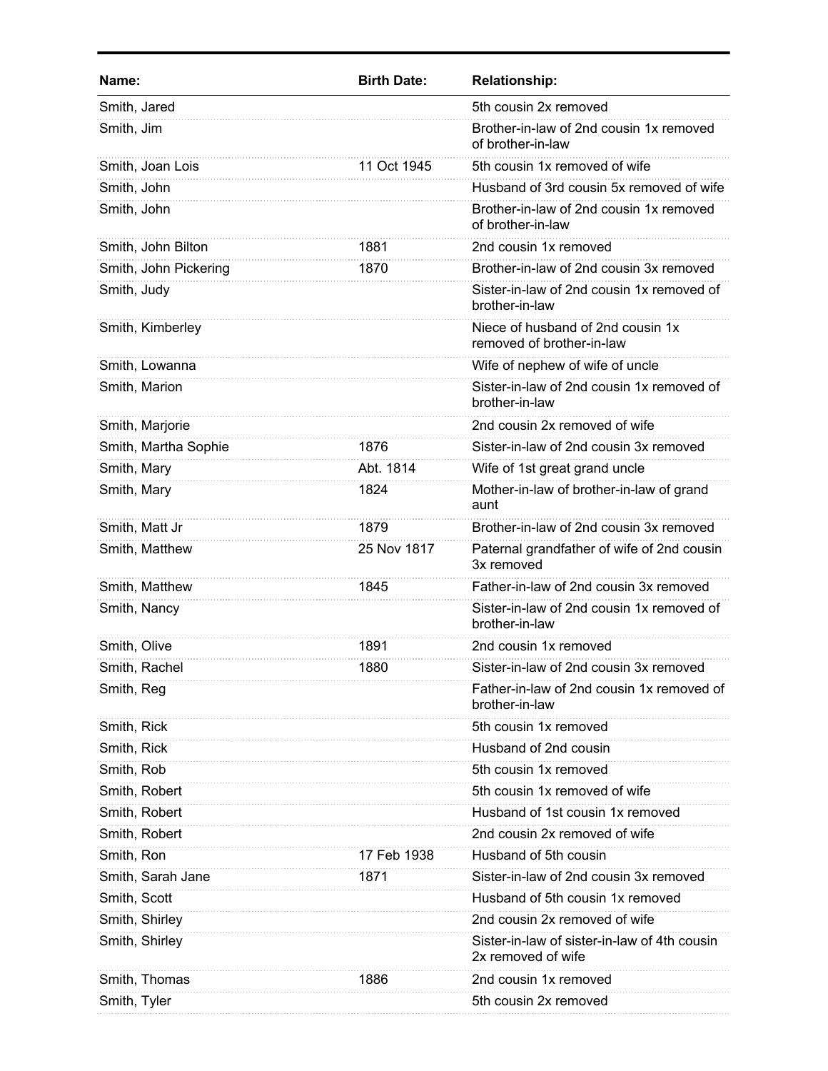| Name: | Birth Date: | Relationship: |
| --- | --- | --- |
| Smith, Jared | | 5th cousin 2x removed |
| Smith, Jim | | Brother-in-law of 2nd cousin 1x removed of brother-in-law |
| Smith, Joan Lois | 11 Oct 1945 | 5th cousin 1x removed of wife |
| Smith, John | | Husband of 3rd cousin 5x removed of wife |
| Smith, John | | Brother-in-law of 2nd cousin 1x removed of brother-in-law |
| Smith, John Bilton | 1881 | 2nd cousin 1x removed |
| Smith, John Pickering | 1870 | Brother-in-law of 2nd cousin 3x removed |
| Smith, Judy | | Sister-in-law of 2nd cousin 1x removed of brother-in-law |
| Smith, Kimberley | | Niece of husband of 2nd cousin 1x removed of brother-in-law |
| Smith, Lowanna | | Wife of nephew of wife of uncle |
| Smith, Marion | | Sister-in-law of 2nd cousin 1x removed of brother-in-law |
| Smith, Marjorie | | 2nd cousin 2x removed of wife |
| Smith, Martha Sophie | 1876 | Sister-in-law of 2nd cousin 3x removed |
| Smith, Mary | Abt. 1814 | Wife of 1st great grand uncle |
| Smith, Mary | 1824 | Mother-in-law of brother-in-law of grand aunt |
| Smith, Matt Jr | 1879 | Brother-in-law of 2nd cousin 3x removed |
| Smith, Matthew | 25 Nov 1817 | Paternal grandfather of wife of 2nd cousin 3x removed |
| Smith, Matthew | 1845 | Father-in-law of 2nd cousin 3x removed |
| Smith, Nancy | | Sister-in-law of 2nd cousin 1x removed of brother-in-law |
| Smith, Olive | 1891 | 2nd cousin 1x removed |
| Smith, Rachel | 1880 | Sister-in-law of 2nd cousin 3x removed |
| Smith, Reg | | Father-in-law of 2nd cousin 1x removed of brother-in-law |
| Smith, Rick | | 5th cousin 1x removed |
| Smith, Rick | | Husband of 2nd cousin |
| Smith, Rob | | 5th cousin 1x removed |
| Smith, Robert | | 5th cousin 1x removed of wife |
| Smith, Robert | | Husband of 1st cousin 1x removed |
| Smith, Robert | | 2nd cousin 2x removed of wife |
| Smith, Ron | 17 Feb 1938 | Husband of 5th cousin |
| Smith, Sarah Jane | 1871 | Sister-in-law of 2nd cousin 3x removed |
| Smith, Scott | | Husband of 5th cousin 1x removed |
| Smith, Shirley | | 2nd cousin 2x removed of wife |
| Smith, Shirley | | Sister-in-law of sister-in-law of 4th cousin 2x removed of wife |
| Smith, Thomas | 1886 | 2nd cousin 1x removed |
| Smith, Tyler | | 5th cousin 2x removed |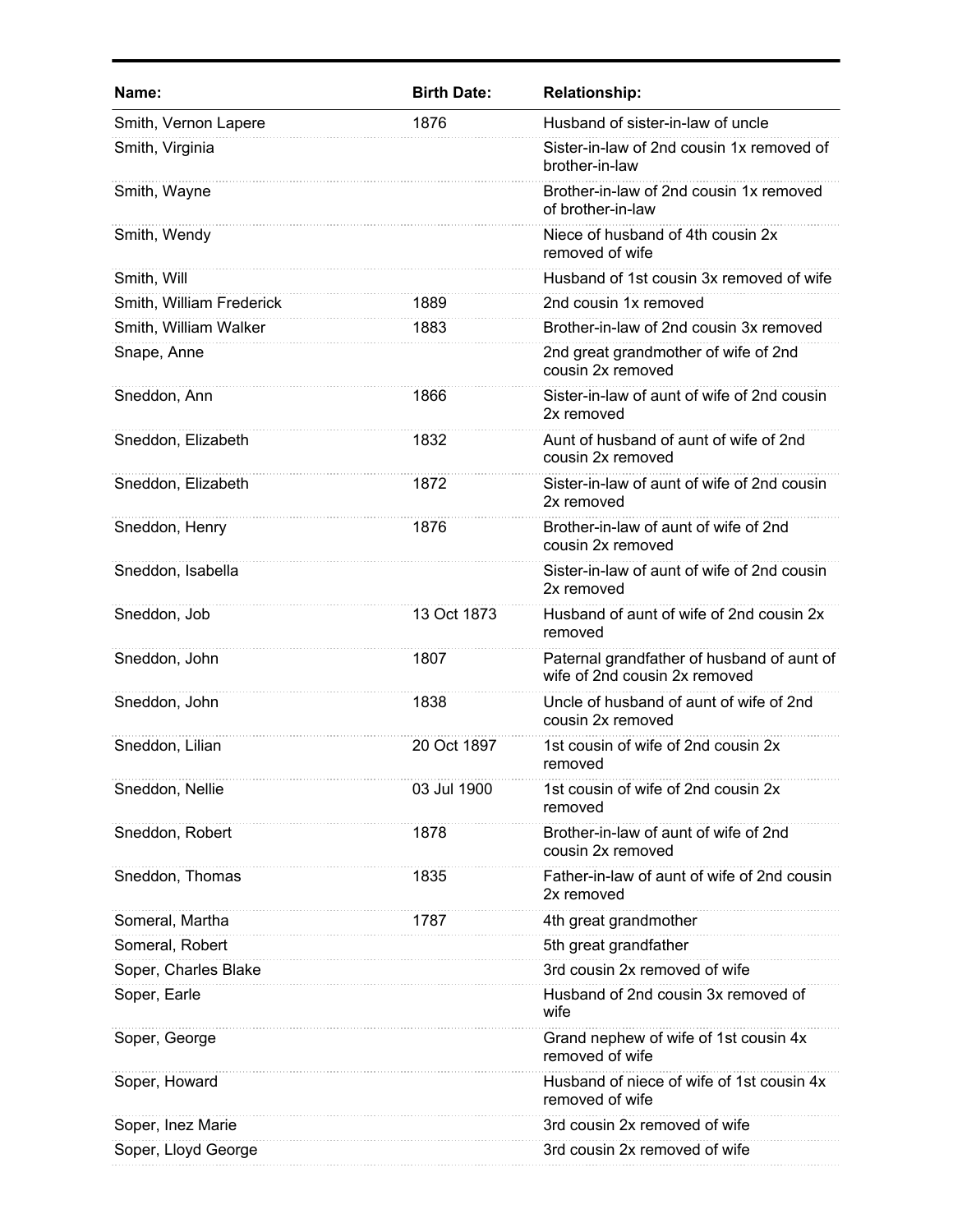| Name: | Birth Date: | Relationship: |
| --- | --- | --- |
| Smith, Vernon Lapere | 1876 | Husband of sister-in-law of uncle |
| Smith, Virginia | | Sister-in-law of 2nd cousin 1x removed of brother-in-law |
| Smith, Wayne | | Brother-in-law of 2nd cousin 1x removed of brother-in-law |
| Smith, Wendy | | Niece of husband of 4th cousin 2x removed of wife |
| Smith, Will | | Husband of 1st cousin 3x removed of wife |
| Smith, William Frederick | 1889 | 2nd cousin 1x removed |
| Smith, William Walker | 1883 | Brother-in-law of 2nd cousin 3x removed |
| Snape, Anne | | 2nd great grandmother of wife of 2nd cousin 2x removed |
| Sneddon, Ann | 1866 | Sister-in-law of aunt of wife of 2nd cousin 2x removed |
| Sneddon, Elizabeth | 1832 | Aunt of husband of aunt of wife of 2nd cousin 2x removed |
| Sneddon, Elizabeth | 1872 | Sister-in-law of aunt of wife of 2nd cousin 2x removed |
| Sneddon, Henry | 1876 | Brother-in-law of aunt of wife of 2nd cousin 2x removed |
| Sneddon, Isabella | | Sister-in-law of aunt of wife of 2nd cousin 2x removed |
| Sneddon, Job | 13 Oct 1873 | Husband of aunt of wife of 2nd cousin 2x removed |
| Sneddon, John | 1807 | Paternal grandfather of husband of aunt of wife of 2nd cousin 2x removed |
| Sneddon, John | 1838 | Uncle of husband of aunt of wife of 2nd cousin 2x removed |
| Sneddon, Lilian | 20 Oct 1897 | 1st cousin of wife of 2nd cousin 2x removed |
| Sneddon, Nellie | 03 Jul 1900 | 1st cousin of wife of 2nd cousin 2x removed |
| Sneddon, Robert | 1878 | Brother-in-law of aunt of wife of 2nd cousin 2x removed |
| Sneddon, Thomas | 1835 | Father-in-law of aunt of wife of 2nd cousin 2x removed |
| Someral, Martha | 1787 | 4th great grandmother |
| Someral, Robert | | 5th great grandfather |
| Soper, Charles Blake | | 3rd cousin 2x removed of wife |
| Soper, Earle | | Husband of 2nd cousin 3x removed of wife |
| Soper, George | | Grand nephew of wife of 1st cousin 4x removed of wife |
| Soper, Howard | | Husband of niece of wife of 1st cousin 4x removed of wife |
| Soper, Inez Marie | | 3rd cousin 2x removed of wife |
| Soper, Lloyd George | | 3rd cousin 2x removed of wife |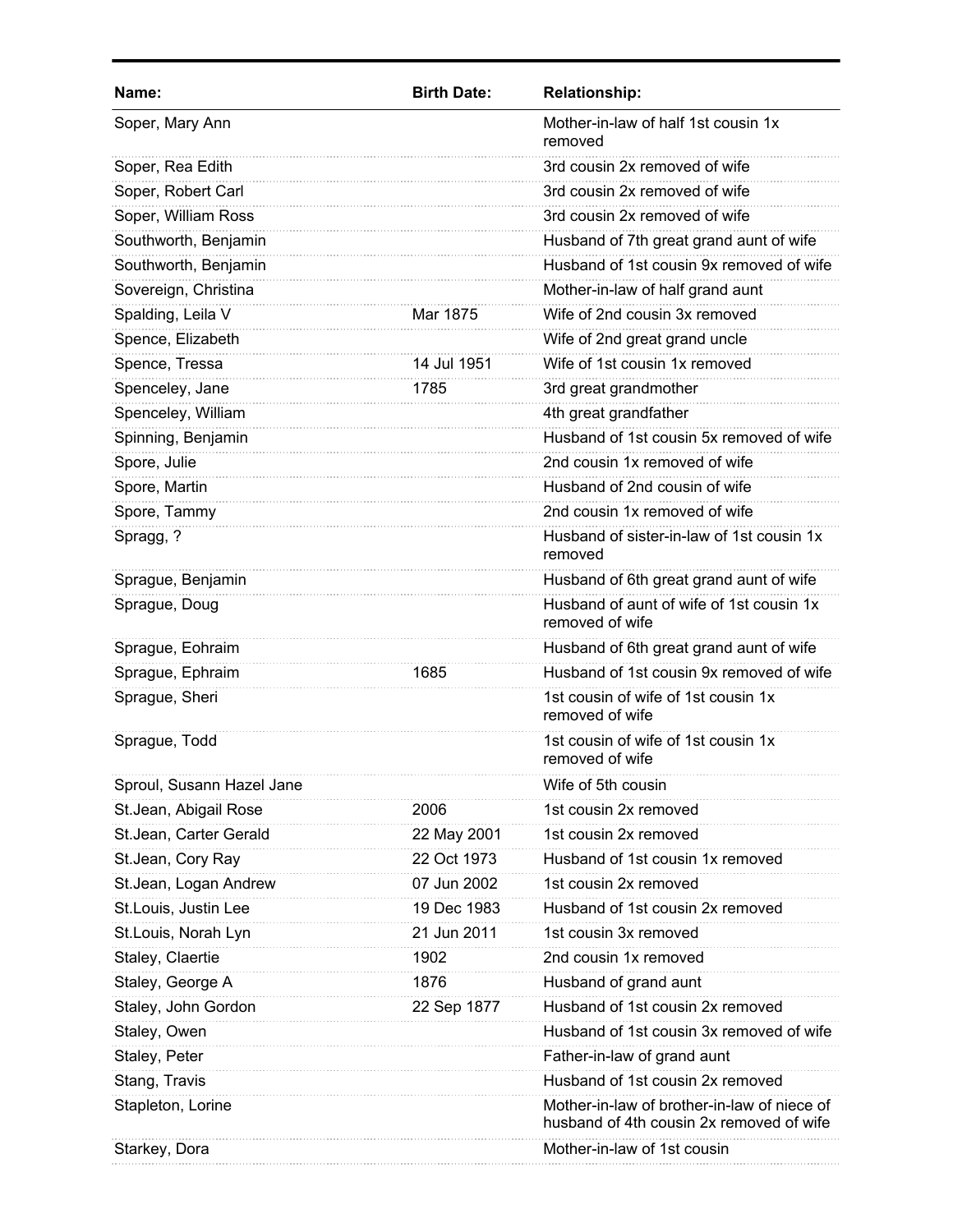| Name: | Birth Date: | Relationship: |
|---|---|---|
| Soper, Mary Ann | | Mother-in-law of half 1st cousin 1x removed |
| Soper, Rea Edith | | 3rd cousin 2x removed of wife |
| Soper, Robert Carl | | 3rd cousin 2x removed of wife |
| Soper, William Ross | | 3rd cousin 2x removed of wife |
| Southworth, Benjamin | | Husband of 7th great grand aunt of wife |
| Southworth, Benjamin | | Husband of 1st cousin 9x removed of wife |
| Sovereign, Christina | | Mother-in-law of half grand aunt |
| Spalding, Leila V | Mar 1875 | Wife of 2nd cousin 3x removed |
| Spence, Elizabeth | | Wife of 2nd great grand uncle |
| Spence, Tressa | 14 Jul 1951 | Wife of 1st cousin 1x removed |
| Spenceley, Jane | 1785 | 3rd great grandmother |
| Spenceley, William | | 4th great grandfather |
| Spinning, Benjamin | | Husband of 1st cousin 5x removed of wife |
| Spore, Julie | | 2nd cousin 1x removed of wife |
| Spore, Martin | | Husband of 2nd cousin of wife |
| Spore, Tammy | | 2nd cousin 1x removed of wife |
| Spragg, ? | | Husband of sister-in-law of 1st cousin 1x removed |
| Sprague, Benjamin | | Husband of 6th great grand aunt of wife |
| Sprague, Doug | | Husband of aunt of wife of 1st cousin 1x removed of wife |
| Sprague, Eohraim | | Husband of 6th great grand aunt of wife |
| Sprague, Ephraim | 1685 | Husband of 1st cousin 9x removed of wife |
| Sprague, Sheri | | 1st cousin of wife of 1st cousin 1x removed of wife |
| Sprague, Todd | | 1st cousin of wife of 1st cousin 1x removed of wife |
| Sproul, Susann Hazel Jane | | Wife of 5th cousin |
| St.Jean, Abigail Rose | 2006 | 1st cousin 2x removed |
| St.Jean, Carter Gerald | 22 May 2001 | 1st cousin 2x removed |
| St.Jean, Cory Ray | 22 Oct 1973 | Husband of 1st cousin 1x removed |
| St.Jean, Logan Andrew | 07 Jun 2002 | 1st cousin 2x removed |
| St.Louis, Justin Lee | 19 Dec 1983 | Husband of 1st cousin 2x removed |
| St.Louis, Norah Lyn | 21 Jun 2011 | 1st cousin 3x removed |
| Staley, Claertie | 1902 | 2nd cousin 1x removed |
| Staley, George A | 1876 | Husband of grand aunt |
| Staley, John Gordon | 22 Sep 1877 | Husband of 1st cousin 2x removed |
| Staley, Owen | | Husband of 1st cousin 3x removed of wife |
| Staley, Peter | | Father-in-law of grand aunt |
| Stang, Travis | | Husband of 1st cousin 2x removed |
| Stapleton, Lorine | | Mother-in-law of brother-in-law of niece of husband of 4th cousin 2x removed of wife |
| Starkey, Dora | | Mother-in-law of 1st cousin |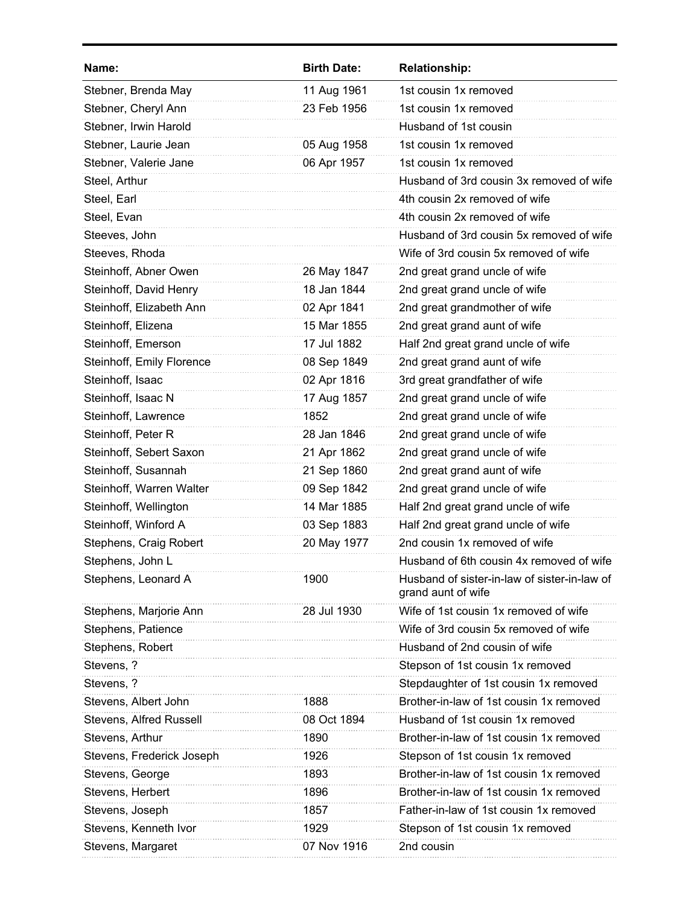| Name: | Birth Date: | Relationship: |
| --- | --- | --- |
| Stebner, Brenda May | 11 Aug 1961 | 1st cousin 1x removed |
| Stebner, Cheryl Ann | 23 Feb 1956 | 1st cousin 1x removed |
| Stebner, Irwin Harold | | Husband of 1st cousin |
| Stebner, Laurie Jean | 05 Aug 1958 | 1st cousin 1x removed |
| Stebner, Valerie Jane | 06 Apr 1957 | 1st cousin 1x removed |
| Steel, Arthur | | Husband of 3rd cousin 3x removed of wife |
| Steel, Earl | | 4th cousin 2x removed of wife |
| Steel, Evan | | 4th cousin 2x removed of wife |
| Steeves, John | | Husband of 3rd cousin 5x removed of wife |
| Steeves, Rhoda | | Wife of 3rd cousin 5x removed of wife |
| Steinhoff, Abner Owen | 26 May 1847 | 2nd great grand uncle of wife |
| Steinhoff, David Henry | 18 Jan 1844 | 2nd great grand uncle of wife |
| Steinhoff, Elizabeth Ann | 02 Apr 1841 | 2nd great grandmother of wife |
| Steinhoff, Elizena | 15 Mar 1855 | 2nd great grand aunt of wife |
| Steinhoff, Emerson | 17 Jul 1882 | Half 2nd great grand uncle of wife |
| Steinhoff, Emily Florence | 08 Sep 1849 | 2nd great grand aunt of wife |
| Steinhoff, Isaac | 02 Apr 1816 | 3rd great grandfather of wife |
| Steinhoff, Isaac N | 17 Aug 1857 | 2nd great grand uncle of wife |
| Steinhoff, Lawrence | 1852 | 2nd great grand uncle of wife |
| Steinhoff, Peter R | 28 Jan 1846 | 2nd great grand uncle of wife |
| Steinhoff, Sebert Saxon | 21 Apr 1862 | 2nd great grand uncle of wife |
| Steinhoff, Susannah | 21 Sep 1860 | 2nd great grand aunt of wife |
| Steinhoff, Warren Walter | 09 Sep 1842 | 2nd great grand uncle of wife |
| Steinhoff, Wellington | 14 Mar 1885 | Half 2nd great grand uncle of wife |
| Steinhoff, Winford A | 03 Sep 1883 | Half 2nd great grand uncle of wife |
| Stephens, Craig Robert | 20 May 1977 | 2nd cousin 1x removed of wife |
| Stephens, John L | | Husband of 6th cousin 4x removed of wife |
| Stephens, Leonard A | 1900 | Husband of sister-in-law of sister-in-law of grand aunt of wife |
| Stephens, Marjorie Ann | 28 Jul 1930 | Wife of 1st cousin 1x removed of wife |
| Stephens, Patience | | Wife of 3rd cousin 5x removed of wife |
| Stephens, Robert | | Husband of 2nd cousin of wife |
| Stevens, ? | | Stepson of 1st cousin 1x removed |
| Stevens, ? | | Stepdaughter of 1st cousin 1x removed |
| Stevens, Albert John | 1888 | Brother-in-law of 1st cousin 1x removed |
| Stevens, Alfred Russell | 08 Oct 1894 | Husband of 1st cousin 1x removed |
| Stevens, Arthur | 1890 | Brother-in-law of 1st cousin 1x removed |
| Stevens, Frederick Joseph | 1926 | Stepson of 1st cousin 1x removed |
| Stevens, George | 1893 | Brother-in-law of 1st cousin 1x removed |
| Stevens, Herbert | 1896 | Brother-in-law of 1st cousin 1x removed |
| Stevens, Joseph | 1857 | Father-in-law of 1st cousin 1x removed |
| Stevens, Kenneth Ivor | 1929 | Stepson of 1st cousin 1x removed |
| Stevens, Margaret | 07 Nov 1916 | 2nd cousin |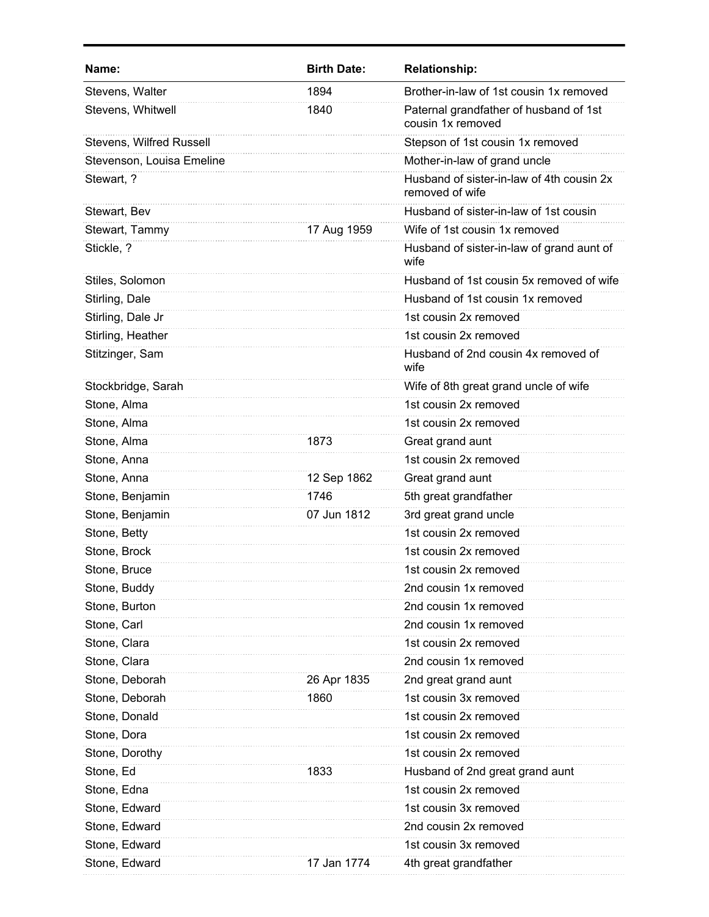| Name: | Birth Date: | Relationship: |
| --- | --- | --- |
| Stevens, Walter | 1894 | Brother-in-law of 1st cousin 1x removed |
| Stevens, Whitwell | 1840 | Paternal grandfather of husband of 1st cousin 1x removed |
| Stevens, Wilfred Russell | | Stepson of 1st cousin 1x removed |
| Stevenson, Louisa Emeline | | Mother-in-law of grand uncle |
| Stewart, ? | | Husband of sister-in-law of 4th cousin 2x removed of wife |
| Stewart, Bev | | Husband of sister-in-law of 1st cousin |
| Stewart, Tammy | 17 Aug 1959 | Wife of 1st cousin 1x removed |
| Stickle, ? | | Husband of sister-in-law of grand aunt of wife |
| Stiles, Solomon | | Husband of 1st cousin 5x removed of wife |
| Stirling, Dale | | Husband of 1st cousin 1x removed |
| Stirling, Dale Jr | | 1st cousin 2x removed |
| Stirling, Heather | | 1st cousin 2x removed |
| Stitzinger, Sam | | Husband of 2nd cousin 4x removed of wife |
| Stockbridge, Sarah | | Wife of 8th great grand uncle of wife |
| Stone, Alma | | 1st cousin 2x removed |
| Stone, Alma | | 1st cousin 2x removed |
| Stone, Alma | 1873 | Great grand aunt |
| Stone, Anna | | 1st cousin 2x removed |
| Stone, Anna | 12 Sep 1862 | Great grand aunt |
| Stone, Benjamin | 1746 | 5th great grandfather |
| Stone, Benjamin | 07 Jun 1812 | 3rd great grand uncle |
| Stone, Betty | | 1st cousin 2x removed |
| Stone, Brock | | 1st cousin 2x removed |
| Stone, Bruce | | 1st cousin 2x removed |
| Stone, Buddy | | 2nd cousin 1x removed |
| Stone, Burton | | 2nd cousin 1x removed |
| Stone, Carl | | 2nd cousin 1x removed |
| Stone, Clara | | 1st cousin 2x removed |
| Stone, Clara | | 2nd cousin 1x removed |
| Stone, Deborah | 26 Apr 1835 | 2nd great grand aunt |
| Stone, Deborah | 1860 | 1st cousin 3x removed |
| Stone, Donald | | 1st cousin 2x removed |
| Stone, Dora | | 1st cousin 2x removed |
| Stone, Dorothy | | 1st cousin 2x removed |
| Stone, Ed | 1833 | Husband of 2nd great grand aunt |
| Stone, Edna | | 1st cousin 2x removed |
| Stone, Edward | | 1st cousin 3x removed |
| Stone, Edward | | 2nd cousin 2x removed |
| Stone, Edward | | 1st cousin 3x removed |
| Stone, Edward | 17 Jan 1774 | 4th great grandfather |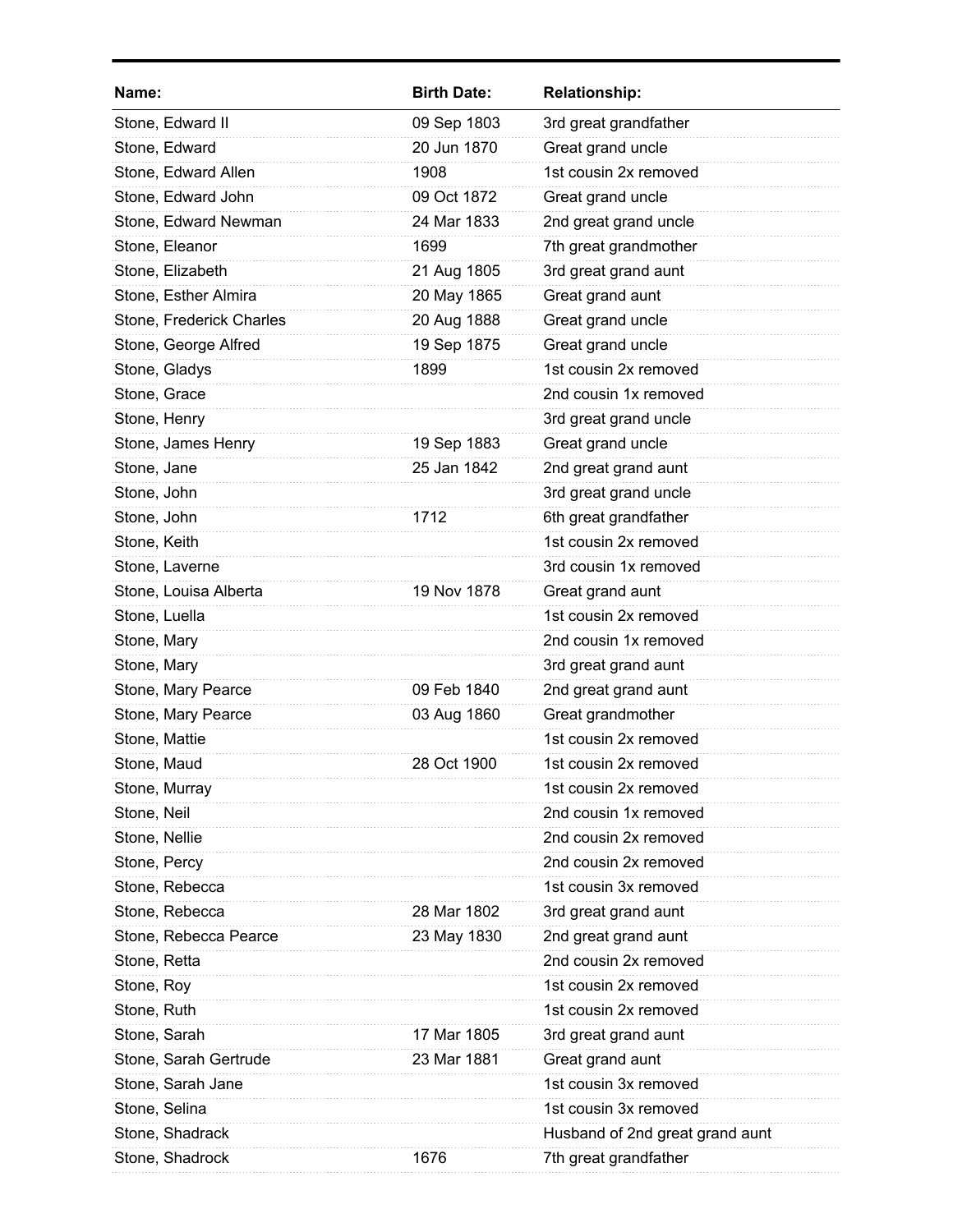| Name: | Birth Date: | Relationship: |
|---|---|---|
| Stone, Edward II | 09 Sep 1803 | 3rd great grandfather |
| Stone, Edward | 20 Jun 1870 | Great grand uncle |
| Stone, Edward Allen | 1908 | 1st cousin 2x removed |
| Stone, Edward John | 09 Oct 1872 | Great grand uncle |
| Stone, Edward Newman | 24 Mar 1833 | 2nd great grand uncle |
| Stone, Eleanor | 1699 | 7th great grandmother |
| Stone, Elizabeth | 21 Aug 1805 | 3rd great grand aunt |
| Stone, Esther Almira | 20 May 1865 | Great grand aunt |
| Stone, Frederick Charles | 20 Aug 1888 | Great grand uncle |
| Stone, George Alfred | 19 Sep 1875 | Great grand uncle |
| Stone, Gladys | 1899 | 1st cousin 2x removed |
| Stone, Grace | | 2nd cousin 1x removed |
| Stone, Henry | | 3rd great grand uncle |
| Stone, James Henry | 19 Sep 1883 | Great grand uncle |
| Stone, Jane | 25 Jan 1842 | 2nd great grand aunt |
| Stone, John | | 3rd great grand uncle |
| Stone, John | 1712 | 6th great grandfather |
| Stone, Keith | | 1st cousin 2x removed |
| Stone, Laverne | | 3rd cousin 1x removed |
| Stone, Louisa Alberta | 19 Nov 1878 | Great grand aunt |
| Stone, Luella | | 1st cousin 2x removed |
| Stone, Mary | | 2nd cousin 1x removed |
| Stone, Mary | | 3rd great grand aunt |
| Stone, Mary Pearce | 09 Feb 1840 | 2nd great grand aunt |
| Stone, Mary Pearce | 03 Aug 1860 | Great grandmother |
| Stone, Mattie | | 1st cousin 2x removed |
| Stone, Maud | 28 Oct 1900 | 1st cousin 2x removed |
| Stone, Murray | | 1st cousin 2x removed |
| Stone, Neil | | 2nd cousin 1x removed |
| Stone, Nellie | | 2nd cousin 2x removed |
| Stone, Percy | | 2nd cousin 2x removed |
| Stone, Rebecca | | 1st cousin 3x removed |
| Stone, Rebecca | 28 Mar 1802 | 3rd great grand aunt |
| Stone, Rebecca Pearce | 23 May 1830 | 2nd great grand aunt |
| Stone, Retta | | 2nd cousin 2x removed |
| Stone, Roy | | 1st cousin 2x removed |
| Stone, Ruth | | 1st cousin 2x removed |
| Stone, Sarah | 17 Mar 1805 | 3rd great grand aunt |
| Stone, Sarah Gertrude | 23 Mar 1881 | Great grand aunt |
| Stone, Sarah Jane | | 1st cousin 3x removed |
| Stone, Selina | | 1st cousin 3x removed |
| Stone, Shadrack | | Husband of 2nd great grand aunt |
| Stone, Shadrock | 1676 | 7th great grandfather |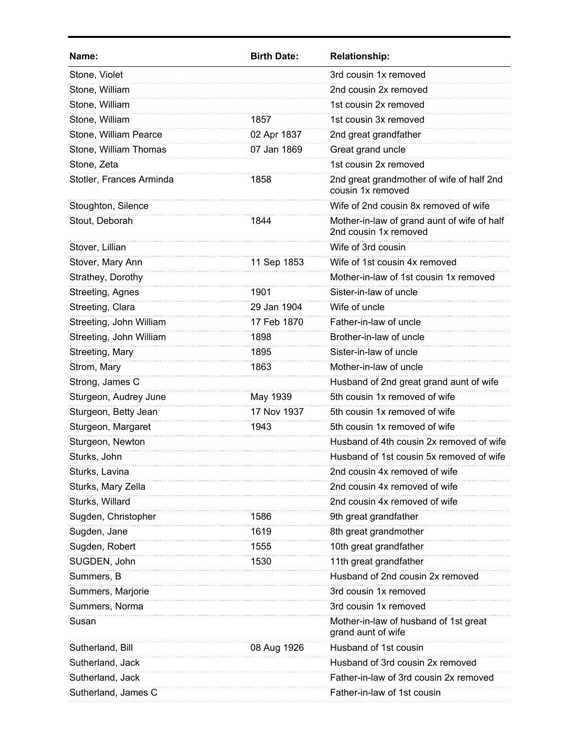| Name: | Birth Date: | Relationship: |
|---|---|---|
| Stone, Violet | | 3rd cousin 1x removed |
| Stone, William | | 2nd cousin 2x removed |
| Stone, William | | 1st cousin 2x removed |
| Stone, William | 1857 | 1st cousin 3x removed |
| Stone, William Pearce | 02 Apr 1837 | 2nd great grandfather |
| Stone, William Thomas | 07 Jan 1869 | Great grand uncle |
| Stone, Zeta | | 1st cousin 2x removed |
| Stotler, Frances Arminda | 1858 | 2nd great grandmother of wife of half 2nd cousin 1x removed |
| Stoughton, Silence | | Wife of 2nd cousin 8x removed of wife |
| Stout, Deborah | 1844 | Mother-in-law of grand aunt of wife of half 2nd cousin 1x removed |
| Stover, Lillian | | Wife of 3rd cousin |
| Stover, Mary Ann | 11 Sep 1853 | Wife of 1st cousin 4x removed |
| Strathey, Dorothy | | Mother-in-law of 1st cousin 1x removed |
| Streeting, Agnes | 1901 | Sister-in-law of uncle |
| Streeting, Clara | 29 Jan 1904 | Wife of uncle |
| Streeting, John William | 17 Feb 1870 | Father-in-law of uncle |
| Streeting, John William | 1898 | Brother-in-law of uncle |
| Streeting, Mary | 1895 | Sister-in-law of uncle |
| Strom, Mary | 1863 | Mother-in-law of uncle |
| Strong, James C | | Husband of 2nd great grand aunt of wife |
| Sturgeon, Audrey June | May 1939 | 5th cousin 1x removed of wife |
| Sturgeon, Betty Jean | 17 Nov 1937 | 5th cousin 1x removed of wife |
| Sturgeon, Margaret | 1943 | 5th cousin 1x removed of wife |
| Sturgeon, Newton | | Husband of 4th cousin 2x removed of wife |
| Sturks, John | | Husband of 1st cousin 5x removed of wife |
| Sturks, Lavina | | 2nd cousin 4x removed of wife |
| Sturks, Mary Zella | | 2nd cousin 4x removed of wife |
| Sturks, Willard | | 2nd cousin 4x removed of wife |
| Sugden, Christopher | 1586 | 9th great grandfather |
| Sugden, Jane | 1619 | 8th great grandmother |
| Sugden, Robert | 1555 | 10th great grandfather |
| SUGDEN, John | 1530 | 11th great grandfather |
| Summers, B | | Husband of 2nd cousin 2x removed |
| Summers, Marjorie | | 3rd cousin 1x removed |
| Summers, Norma | | 3rd cousin 1x removed |
| Susan | | Mother-in-law of husband of 1st great grand aunt of wife |
| Sutherland, Bill | 08 Aug 1926 | Husband of 1st cousin |
| Sutherland, Jack | | Husband of 3rd cousin 2x removed |
| Sutherland, Jack | | Father-in-law of 3rd cousin 2x removed |
| Sutherland, James C | | Father-in-law of 1st cousin |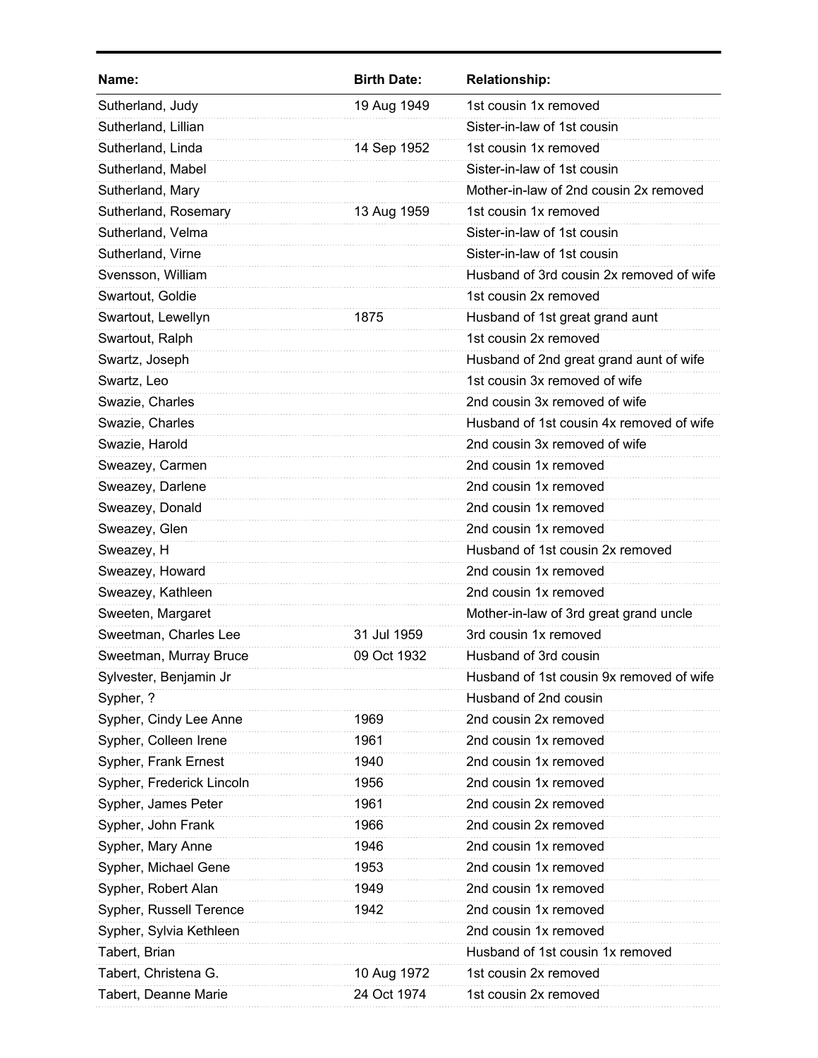| Name: | Birth Date: | Relationship: |
|---|---|---|
| Sutherland, Judy | 19 Aug 1949 | 1st cousin 1x removed |
| Sutherland, Lillian | | Sister-in-law of 1st cousin |
| Sutherland, Linda | 14 Sep 1952 | 1st cousin 1x removed |
| Sutherland, Mabel | | Sister-in-law of 1st cousin |
| Sutherland, Mary | | Mother-in-law of 2nd cousin 2x removed |
| Sutherland, Rosemary | 13 Aug 1959 | 1st cousin 1x removed |
| Sutherland, Velma | | Sister-in-law of 1st cousin |
| Sutherland, Virne | | Sister-in-law of 1st cousin |
| Svensson, William | | Husband of 3rd cousin 2x removed of wife |
| Swartout, Goldie | | 1st cousin 2x removed |
| Swartout, Lewellyn | 1875 | Husband of 1st great grand aunt |
| Swartout, Ralph | | 1st cousin 2x removed |
| Swartz, Joseph | | Husband of 2nd great grand aunt of wife |
| Swartz, Leo | | 1st cousin 3x removed of wife |
| Swazie, Charles | | 2nd cousin 3x removed of wife |
| Swazie, Charles | | Husband of 1st cousin 4x removed of wife |
| Swazie, Harold | | 2nd cousin 3x removed of wife |
| Sweazey, Carmen | | 2nd cousin 1x removed |
| Sweazey, Darlene | | 2nd cousin 1x removed |
| Sweazey, Donald | | 2nd cousin 1x removed |
| Sweazey, Glen | | 2nd cousin 1x removed |
| Sweazey, H | | Husband of 1st cousin 2x removed |
| Sweazey, Howard | | 2nd cousin 1x removed |
| Sweazey, Kathleen | | 2nd cousin 1x removed |
| Sweeten, Margaret | | Mother-in-law of 3rd great grand uncle |
| Sweetman, Charles Lee | 31 Jul 1959 | 3rd cousin 1x removed |
| Sweetman, Murray Bruce | 09 Oct 1932 | Husband of 3rd cousin |
| Sylvester, Benjamin Jr | | Husband of 1st cousin 9x removed of wife |
| Sypher, ? | | Husband of 2nd cousin |
| Sypher, Cindy Lee Anne | 1969 | 2nd cousin 2x removed |
| Sypher, Colleen Irene | 1961 | 2nd cousin 1x removed |
| Sypher, Frank Ernest | 1940 | 2nd cousin 1x removed |
| Sypher, Frederick Lincoln | 1956 | 2nd cousin 1x removed |
| Sypher, James Peter | 1961 | 2nd cousin 2x removed |
| Sypher, John Frank | 1966 | 2nd cousin 2x removed |
| Sypher, Mary Anne | 1946 | 2nd cousin 1x removed |
| Sypher, Michael Gene | 1953 | 2nd cousin 1x removed |
| Sypher, Robert Alan | 1949 | 2nd cousin 1x removed |
| Sypher, Russell Terence | 1942 | 2nd cousin 1x removed |
| Sypher, Sylvia Kethleen | | 2nd cousin 1x removed |
| Tabert, Brian | | Husband of 1st cousin 1x removed |
| Tabert, Christena G. | 10 Aug 1972 | 1st cousin 2x removed |
| Tabert, Deanne Marie | 24 Oct 1974 | 1st cousin 2x removed |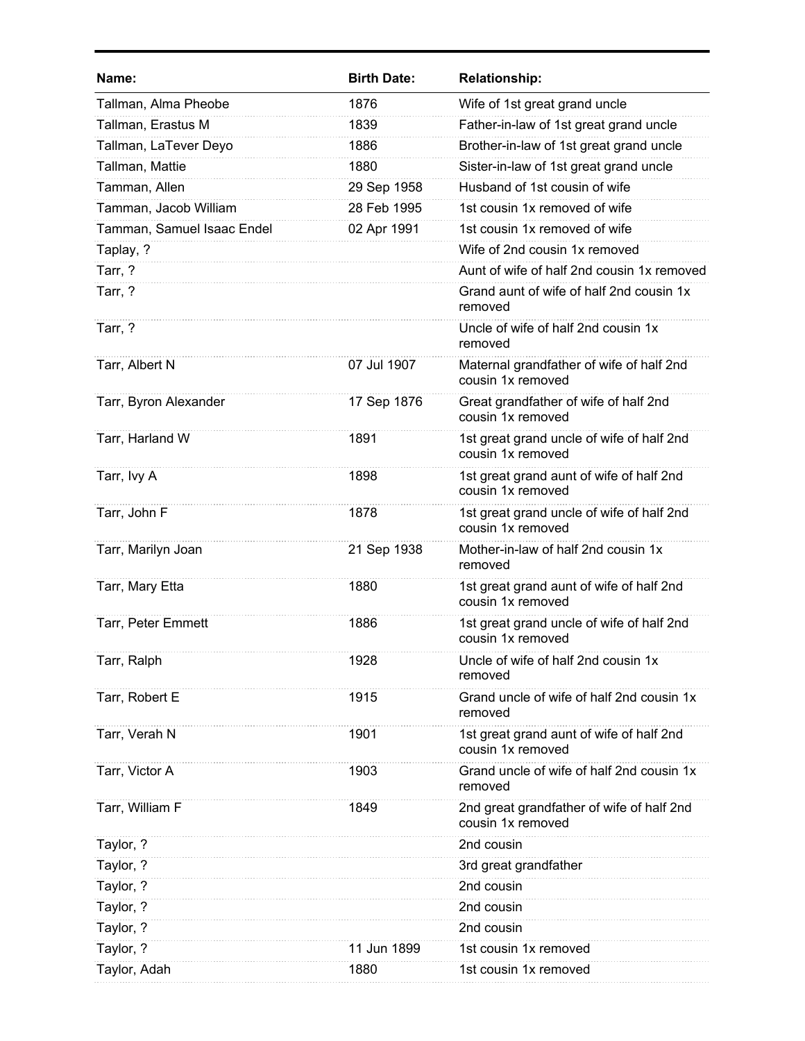| Name: | Birth Date: | Relationship: |
|---|---|---|
| Tallman, Alma Pheobe | 1876 | Wife of 1st great grand uncle |
| Tallman, Erastus M | 1839 | Father-in-law of 1st great grand uncle |
| Tallman, LaTever Deyo | 1886 | Brother-in-law of 1st great grand uncle |
| Tallman, Mattie | 1880 | Sister-in-law of 1st great grand uncle |
| Tamman, Allen | 29 Sep 1958 | Husband of 1st cousin of wife |
| Tamman, Jacob William | 28 Feb 1995 | 1st cousin 1x removed of wife |
| Tamman, Samuel Isaac Endel | 02 Apr 1991 | 1st cousin 1x removed of wife |
| Taplay, ? | | Wife of 2nd cousin 1x removed |
| Tarr, ? | | Aunt of wife of half 2nd cousin 1x removed |
| Tarr, ? | | Grand aunt of wife of half 2nd cousin 1x removed |
| Tarr, ? | | Uncle of wife of half 2nd cousin 1x removed |
| Tarr, Albert N | 07 Jul 1907 | Maternal grandfather of wife of half 2nd cousin 1x removed |
| Tarr, Byron Alexander | 17 Sep 1876 | Great grandfather of wife of half 2nd cousin 1x removed |
| Tarr, Harland W | 1891 | 1st great grand uncle of wife of half 2nd cousin 1x removed |
| Tarr, Ivy A | 1898 | 1st great grand aunt of wife of half 2nd cousin 1x removed |
| Tarr, John F | 1878 | 1st great grand uncle of wife of half 2nd cousin 1x removed |
| Tarr, Marilyn Joan | 21 Sep 1938 | Mother-in-law of half 2nd cousin 1x removed |
| Tarr, Mary Etta | 1880 | 1st great grand aunt of wife of half 2nd cousin 1x removed |
| Tarr, Peter Emmett | 1886 | 1st great grand uncle of wife of half 2nd cousin 1x removed |
| Tarr, Ralph | 1928 | Uncle of wife of half 2nd cousin 1x removed |
| Tarr, Robert E | 1915 | Grand uncle of wife of half 2nd cousin 1x removed |
| Tarr, Verah N | 1901 | 1st great grand aunt of wife of half 2nd cousin 1x removed |
| Tarr, Victor A | 1903 | Grand uncle of wife of half 2nd cousin 1x removed |
| Tarr, William F | 1849 | 2nd great grandfather of wife of half 2nd cousin 1x removed |
| Taylor, ? | | 2nd cousin |
| Taylor, ? | | 3rd great grandfather |
| Taylor, ? | | 2nd cousin |
| Taylor, ? | | 2nd cousin |
| Taylor, ? | | 2nd cousin |
| Taylor, ? | 11 Jun 1899 | 1st cousin 1x removed |
| Taylor, Adah | 1880 | 1st cousin 1x removed |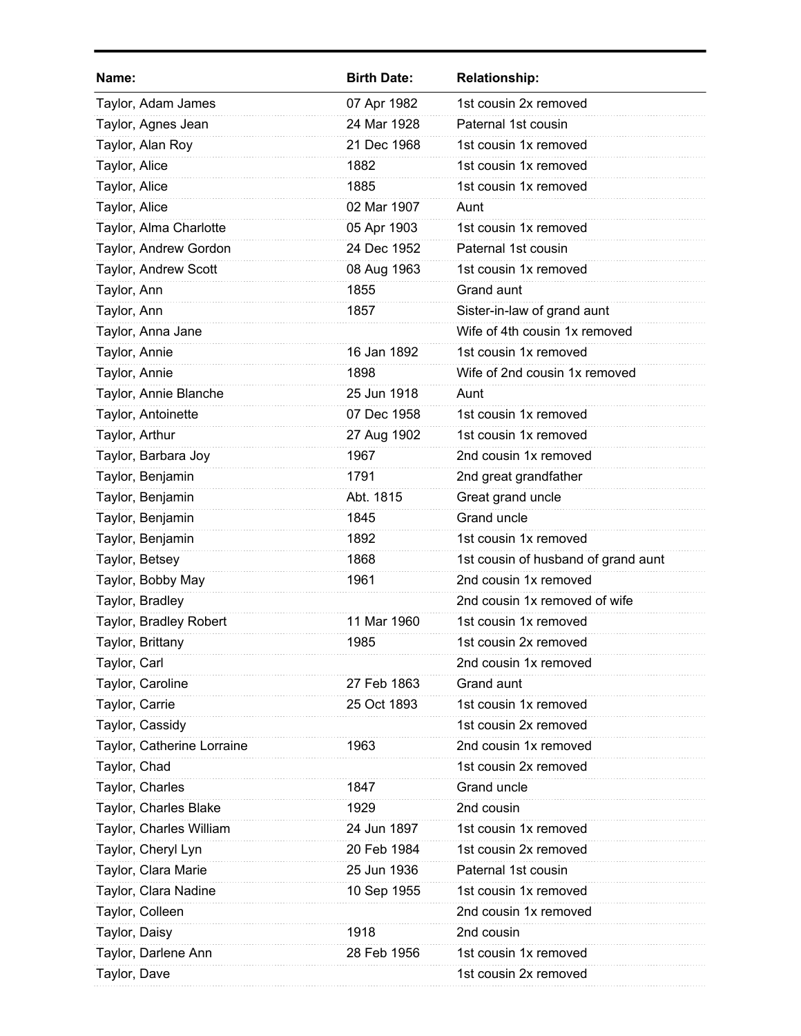| Name: | Birth Date: | Relationship: |
|---|---|---|
| Taylor, Adam James | 07 Apr 1982 | 1st cousin 2x removed |
| Taylor, Agnes Jean | 24 Mar 1928 | Paternal 1st cousin |
| Taylor, Alan Roy | 21 Dec 1968 | 1st cousin 1x removed |
| Taylor, Alice | 1882 | 1st cousin 1x removed |
| Taylor, Alice | 1885 | 1st cousin 1x removed |
| Taylor, Alice | 02 Mar 1907 | Aunt |
| Taylor, Alma Charlotte | 05 Apr 1903 | 1st cousin 1x removed |
| Taylor, Andrew Gordon | 24 Dec 1952 | Paternal 1st cousin |
| Taylor, Andrew Scott | 08 Aug 1963 | 1st cousin 1x removed |
| Taylor, Ann | 1855 | Grand aunt |
| Taylor, Ann | 1857 | Sister-in-law of grand aunt |
| Taylor, Anna Jane | | Wife of 4th cousin 1x removed |
| Taylor, Annie | 16 Jan 1892 | 1st cousin 1x removed |
| Taylor, Annie | 1898 | Wife of 2nd cousin 1x removed |
| Taylor, Annie Blanche | 25 Jun 1918 | Aunt |
| Taylor, Antoinette | 07 Dec 1958 | 1st cousin 1x removed |
| Taylor, Arthur | 27 Aug 1902 | 1st cousin 1x removed |
| Taylor, Barbara Joy | 1967 | 2nd cousin 1x removed |
| Taylor, Benjamin | 1791 | 2nd great grandfather |
| Taylor, Benjamin | Abt. 1815 | Great grand uncle |
| Taylor, Benjamin | 1845 | Grand uncle |
| Taylor, Benjamin | 1892 | 1st cousin 1x removed |
| Taylor, Betsey | 1868 | 1st cousin of husband of grand aunt |
| Taylor, Bobby May | 1961 | 2nd cousin 1x removed |
| Taylor, Bradley | | 2nd cousin 1x removed of wife |
| Taylor, Bradley Robert | 11 Mar 1960 | 1st cousin 1x removed |
| Taylor, Brittany | 1985 | 1st cousin 2x removed |
| Taylor, Carl | | 2nd cousin 1x removed |
| Taylor, Caroline | 27 Feb 1863 | Grand aunt |
| Taylor, Carrie | 25 Oct 1893 | 1st cousin 1x removed |
| Taylor, Cassidy | | 1st cousin 2x removed |
| Taylor, Catherine Lorraine | 1963 | 2nd cousin 1x removed |
| Taylor, Chad | | 1st cousin 2x removed |
| Taylor, Charles | 1847 | Grand uncle |
| Taylor, Charles Blake | 1929 | 2nd cousin |
| Taylor, Charles William | 24 Jun 1897 | 1st cousin 1x removed |
| Taylor, Cheryl Lyn | 20 Feb 1984 | 1st cousin 2x removed |
| Taylor, Clara Marie | 25 Jun 1936 | Paternal 1st cousin |
| Taylor, Clara Nadine | 10 Sep 1955 | 1st cousin 1x removed |
| Taylor, Colleen | | 2nd cousin 1x removed |
| Taylor, Daisy | 1918 | 2nd cousin |
| Taylor, Darlene Ann | 28 Feb 1956 | 1st cousin 1x removed |
| Taylor, Dave | | 1st cousin 2x removed |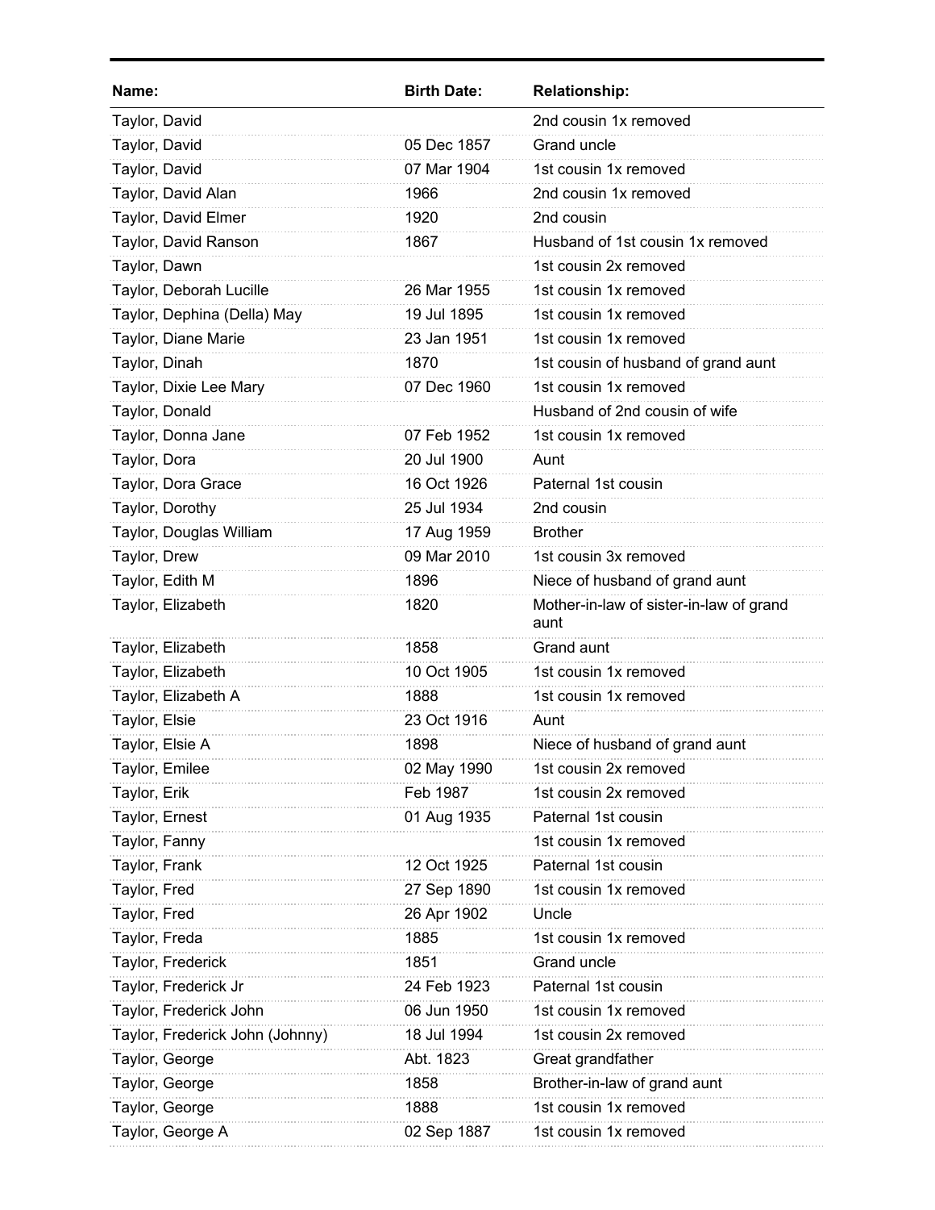| Name: | Birth Date: | Relationship: |
|---|---|---|
| Taylor, David | | 2nd cousin 1x removed |
| Taylor, David | 05 Dec 1857 | Grand uncle |
| Taylor, David | 07 Mar 1904 | 1st cousin 1x removed |
| Taylor, David Alan | 1966 | 2nd cousin 1x removed |
| Taylor, David Elmer | 1920 | 2nd cousin |
| Taylor, David Ranson | 1867 | Husband of 1st cousin 1x removed |
| Taylor, Dawn | | 1st cousin 2x removed |
| Taylor, Deborah Lucille | 26 Mar 1955 | 1st cousin 1x removed |
| Taylor, Dephina (Della) May | 19 Jul 1895 | 1st cousin 1x removed |
| Taylor, Diane Marie | 23 Jan 1951 | 1st cousin 1x removed |
| Taylor, Dinah | 1870 | 1st cousin of husband of grand aunt |
| Taylor, Dixie Lee Mary | 07 Dec 1960 | 1st cousin 1x removed |
| Taylor, Donald | | Husband of 2nd cousin of wife |
| Taylor, Donna Jane | 07 Feb 1952 | 1st cousin 1x removed |
| Taylor, Dora | 20 Jul 1900 | Aunt |
| Taylor, Dora Grace | 16 Oct 1926 | Paternal 1st cousin |
| Taylor, Dorothy | 25 Jul 1934 | 2nd cousin |
| Taylor, Douglas William | 17 Aug 1959 | Brother |
| Taylor, Drew | 09 Mar 2010 | 1st cousin 3x removed |
| Taylor, Edith M | 1896 | Niece of husband of grand aunt |
| Taylor, Elizabeth | 1820 | Mother-in-law of sister-in-law of grand aunt |
| Taylor, Elizabeth | 1858 | Grand aunt |
| Taylor, Elizabeth | 10 Oct 1905 | 1st cousin 1x removed |
| Taylor, Elizabeth A | 1888 | 1st cousin 1x removed |
| Taylor, Elsie | 23 Oct 1916 | Aunt |
| Taylor, Elsie A | 1898 | Niece of husband of grand aunt |
| Taylor, Emilee | 02 May 1990 | 1st cousin 2x removed |
| Taylor, Erik | Feb 1987 | 1st cousin 2x removed |
| Taylor, Ernest | 01 Aug 1935 | Paternal 1st cousin |
| Taylor, Fanny | | 1st cousin 1x removed |
| Taylor, Frank | 12 Oct 1925 | Paternal 1st cousin |
| Taylor, Fred | 27 Sep 1890 | 1st cousin 1x removed |
| Taylor, Fred | 26 Apr 1902 | Uncle |
| Taylor, Freda | 1885 | 1st cousin 1x removed |
| Taylor, Frederick | 1851 | Grand uncle |
| Taylor, Frederick Jr | 24 Feb 1923 | Paternal 1st cousin |
| Taylor, Frederick John | 06 Jun 1950 | 1st cousin 1x removed |
| Taylor, Frederick John (Johnny) | 18 Jul 1994 | 1st cousin 2x removed |
| Taylor, George | Abt. 1823 | Great grandfather |
| Taylor, George | 1858 | Brother-in-law of grand aunt |
| Taylor, George | 1888 | 1st cousin 1x removed |
| Taylor, George A | 02 Sep 1887 | 1st cousin 1x removed |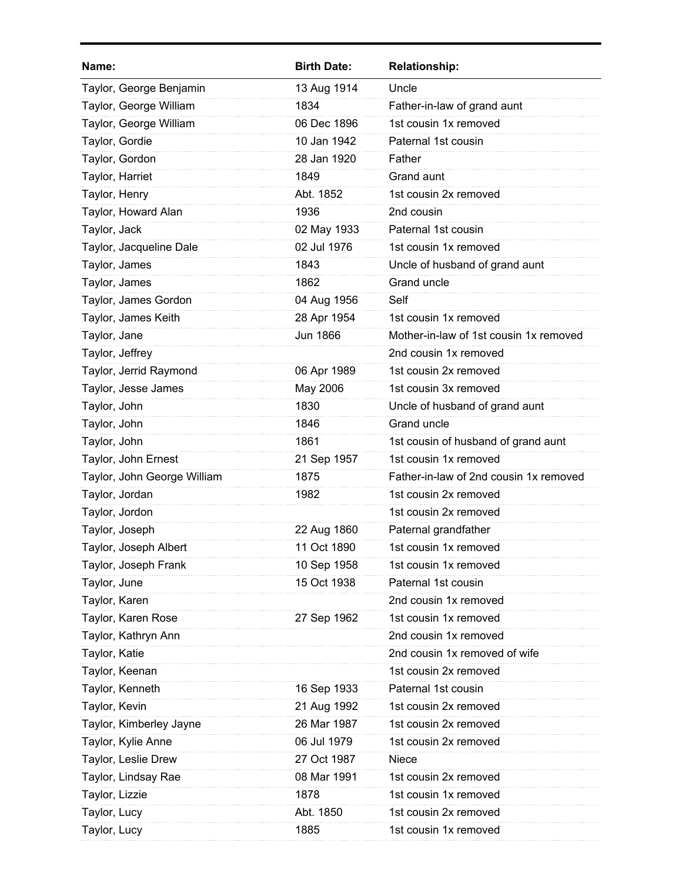| Name: | Birth Date: | Relationship: |
|---|---|---|
| Taylor, George Benjamin | 13 Aug 1914 | Uncle |
| Taylor, George William | 1834 | Father-in-law of grand aunt |
| Taylor, George William | 06 Dec 1896 | 1st cousin 1x removed |
| Taylor, Gordie | 10 Jan 1942 | Paternal 1st cousin |
| Taylor, Gordon | 28 Jan 1920 | Father |
| Taylor, Harriet | 1849 | Grand aunt |
| Taylor, Henry | Abt. 1852 | 1st cousin 2x removed |
| Taylor, Howard Alan | 1936 | 2nd cousin |
| Taylor, Jack | 02 May 1933 | Paternal 1st cousin |
| Taylor, Jacqueline Dale | 02 Jul 1976 | 1st cousin 1x removed |
| Taylor, James | 1843 | Uncle of husband of grand aunt |
| Taylor, James | 1862 | Grand uncle |
| Taylor, James Gordon | 04 Aug 1956 | Self |
| Taylor, James Keith | 28 Apr 1954 | 1st cousin 1x removed |
| Taylor, Jane | Jun 1866 | Mother-in-law of 1st cousin 1x removed |
| Taylor, Jeffrey | | 2nd cousin 1x removed |
| Taylor, Jerrid Raymond | 06 Apr 1989 | 1st cousin 2x removed |
| Taylor, Jesse James | May 2006 | 1st cousin 3x removed |
| Taylor, John | 1830 | Uncle of husband of grand aunt |
| Taylor, John | 1846 | Grand uncle |
| Taylor, John | 1861 | 1st cousin of husband of grand aunt |
| Taylor, John Ernest | 21 Sep 1957 | 1st cousin 1x removed |
| Taylor, John George William | 1875 | Father-in-law of 2nd cousin 1x removed |
| Taylor, Jordan | 1982 | 1st cousin 2x removed |
| Taylor, Jordon | | 1st cousin 2x removed |
| Taylor, Joseph | 22 Aug 1860 | Paternal grandfather |
| Taylor, Joseph Albert | 11 Oct 1890 | 1st cousin 1x removed |
| Taylor, Joseph Frank | 10 Sep 1958 | 1st cousin 1x removed |
| Taylor, June | 15 Oct 1938 | Paternal 1st cousin |
| Taylor, Karen | | 2nd cousin 1x removed |
| Taylor, Karen Rose | 27 Sep 1962 | 1st cousin 1x removed |
| Taylor, Kathryn Ann | | 2nd cousin 1x removed |
| Taylor, Katie | | 2nd cousin 1x removed of wife |
| Taylor, Keenan | | 1st cousin 2x removed |
| Taylor, Kenneth | 16 Sep 1933 | Paternal 1st cousin |
| Taylor, Kevin | 21 Aug 1992 | 1st cousin 2x removed |
| Taylor, Kimberley Jayne | 26 Mar 1987 | 1st cousin 2x removed |
| Taylor, Kylie Anne | 06 Jul 1979 | 1st cousin 2x removed |
| Taylor, Leslie Drew | 27 Oct 1987 | Niece |
| Taylor, Lindsay Rae | 08 Mar 1991 | 1st cousin 2x removed |
| Taylor, Lizzie | 1878 | 1st cousin 1x removed |
| Taylor, Lucy | Abt. 1850 | 1st cousin 2x removed |
| Taylor, Lucy | 1885 | 1st cousin 1x removed |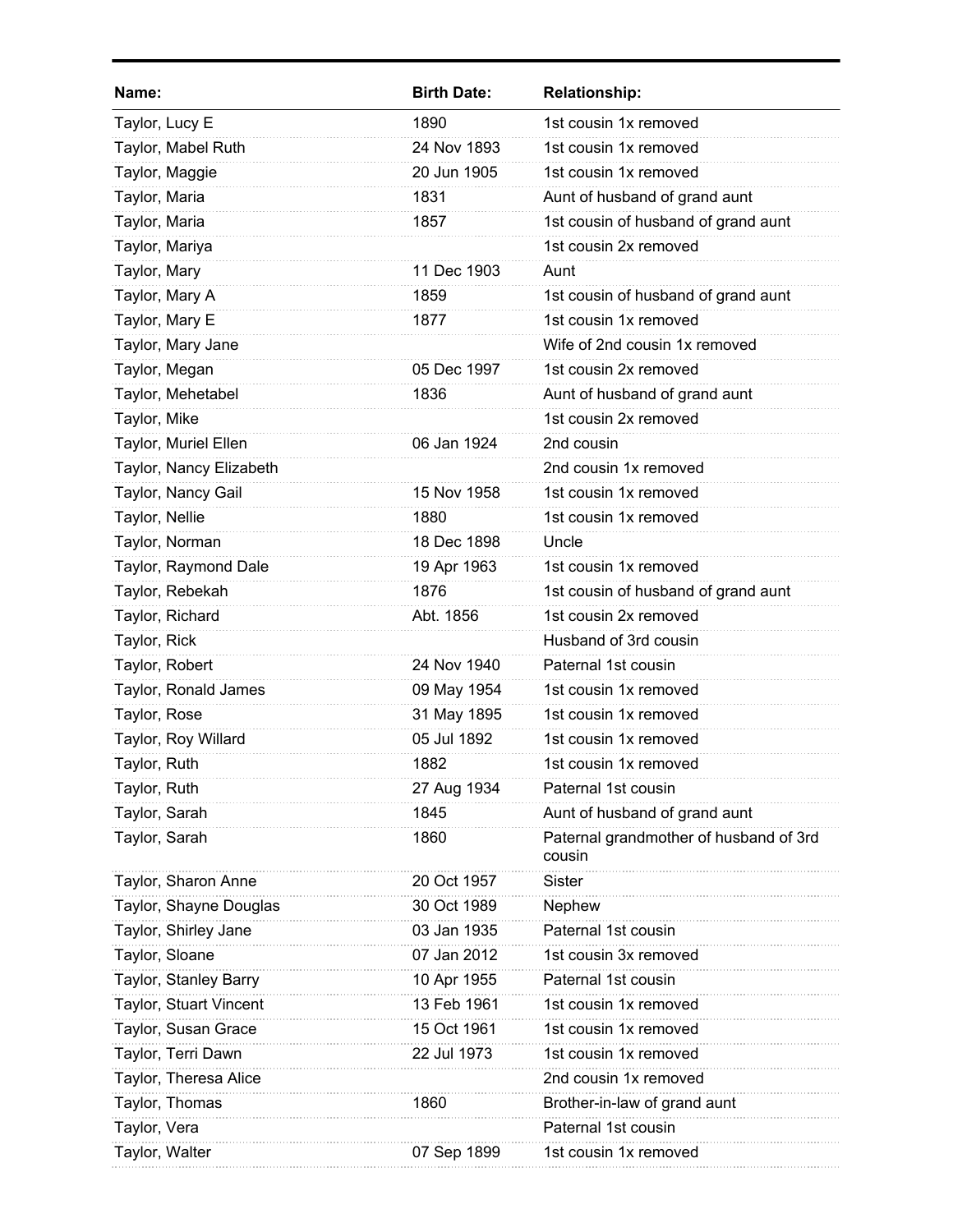| Name: | Birth Date: | Relationship: |
| --- | --- | --- |
| Taylor, Lucy E | 1890 | 1st cousin 1x removed |
| Taylor, Mabel Ruth | 24 Nov 1893 | 1st cousin 1x removed |
| Taylor, Maggie | 20 Jun 1905 | 1st cousin 1x removed |
| Taylor, Maria | 1831 | Aunt of husband of grand aunt |
| Taylor, Maria | 1857 | 1st cousin of husband of grand aunt |
| Taylor, Mariya | | 1st cousin 2x removed |
| Taylor, Mary | 11 Dec 1903 | Aunt |
| Taylor, Mary A | 1859 | 1st cousin of husband of grand aunt |
| Taylor, Mary E | 1877 | 1st cousin 1x removed |
| Taylor, Mary Jane | | Wife of 2nd cousin 1x removed |
| Taylor, Megan | 05 Dec 1997 | 1st cousin 2x removed |
| Taylor, Mehetabel | 1836 | Aunt of husband of grand aunt |
| Taylor, Mike | | 1st cousin 2x removed |
| Taylor, Muriel Ellen | 06 Jan 1924 | 2nd cousin |
| Taylor, Nancy Elizabeth | | 2nd cousin 1x removed |
| Taylor, Nancy Gail | 15 Nov 1958 | 1st cousin 1x removed |
| Taylor, Nellie | 1880 | 1st cousin 1x removed |
| Taylor, Norman | 18 Dec 1898 | Uncle |
| Taylor, Raymond Dale | 19 Apr 1963 | 1st cousin 1x removed |
| Taylor, Rebekah | 1876 | 1st cousin of husband of grand aunt |
| Taylor, Richard | Abt. 1856 | 1st cousin 2x removed |
| Taylor, Rick | | Husband of 3rd cousin |
| Taylor, Robert | 24 Nov 1940 | Paternal 1st cousin |
| Taylor, Ronald James | 09 May 1954 | 1st cousin 1x removed |
| Taylor, Rose | 31 May 1895 | 1st cousin 1x removed |
| Taylor, Roy Willard | 05 Jul 1892 | 1st cousin 1x removed |
| Taylor, Ruth | 1882 | 1st cousin 1x removed |
| Taylor, Ruth | 27 Aug 1934 | Paternal 1st cousin |
| Taylor, Sarah | 1845 | Aunt of husband of grand aunt |
| Taylor, Sarah | 1860 | Paternal grandmother of husband of 3rd cousin |
| Taylor, Sharon Anne | 20 Oct 1957 | Sister |
| Taylor, Shayne Douglas | 30 Oct 1989 | Nephew |
| Taylor, Shirley Jane | 03 Jan 1935 | Paternal 1st cousin |
| Taylor, Sloane | 07 Jan 2012 | 1st cousin 3x removed |
| Taylor, Stanley Barry | 10 Apr 1955 | Paternal 1st cousin |
| Taylor, Stuart Vincent | 13 Feb 1961 | 1st cousin 1x removed |
| Taylor, Susan Grace | 15 Oct 1961 | 1st cousin 1x removed |
| Taylor, Terri Dawn | 22 Jul 1973 | 1st cousin 1x removed |
| Taylor, Theresa Alice | | 2nd cousin 1x removed |
| Taylor, Thomas | 1860 | Brother-in-law of grand aunt |
| Taylor, Vera | | Paternal 1st cousin |
| Taylor, Walter | 07 Sep 1899 | 1st cousin 1x removed |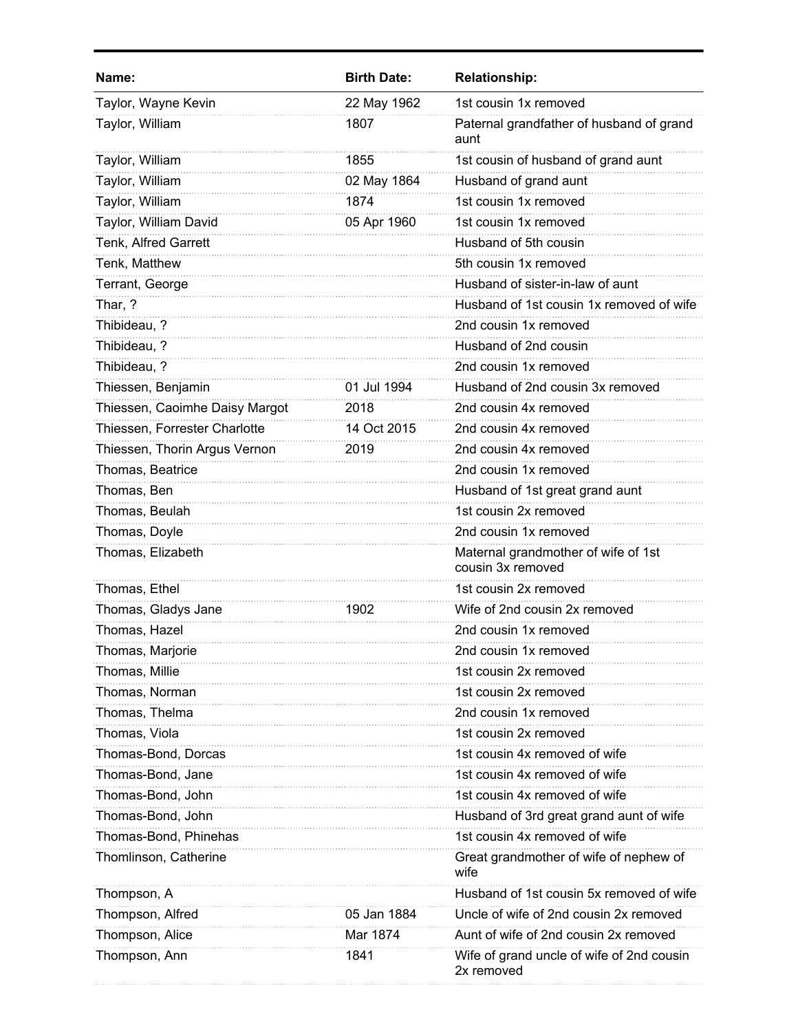| Name: | Birth Date: | Relationship: |
|---|---|---|
| Taylor, Wayne Kevin | 22 May 1962 | 1st cousin 1x removed |
| Taylor, William | 1807 | Paternal grandfather of husband of grand aunt |
| Taylor, William | 1855 | 1st cousin of husband of grand aunt |
| Taylor, William | 02 May 1864 | Husband of grand aunt |
| Taylor, William | 1874 | 1st cousin 1x removed |
| Taylor, William David | 05 Apr 1960 | 1st cousin 1x removed |
| Tenk, Alfred Garrett | | Husband of 5th cousin |
| Tenk, Matthew | | 5th cousin 1x removed |
| Terrant, George | | Husband of sister-in-law of aunt |
| Thar, ? | | Husband of 1st cousin 1x removed of wife |
| Thibideau, ? | | 2nd cousin 1x removed |
| Thibideau, ? | | Husband of 2nd cousin |
| Thibideau, ? | | 2nd cousin 1x removed |
| Thiessen, Benjamin | 01 Jul 1994 | Husband of 2nd cousin 3x removed |
| Thiessen, Caoimhe Daisy Margot | 2018 | 2nd cousin 4x removed |
| Thiessen, Forrester Charlotte | 14 Oct 2015 | 2nd cousin 4x removed |
| Thiessen, Thorin Argus Vernon | 2019 | 2nd cousin 4x removed |
| Thomas, Beatrice | | 2nd cousin 1x removed |
| Thomas, Ben | | Husband of 1st great grand aunt |
| Thomas, Beulah | | 1st cousin 2x removed |
| Thomas, Doyle | | 2nd cousin 1x removed |
| Thomas, Elizabeth | | Maternal grandmother of wife of 1st cousin 3x removed |
| Thomas, Ethel | | 1st cousin 2x removed |
| Thomas, Gladys Jane | 1902 | Wife of 2nd cousin 2x removed |
| Thomas, Hazel | | 2nd cousin 1x removed |
| Thomas, Marjorie | | 2nd cousin 1x removed |
| Thomas, Millie | | 1st cousin 2x removed |
| Thomas, Norman | | 1st cousin 2x removed |
| Thomas, Thelma | | 2nd cousin 1x removed |
| Thomas, Viola | | 1st cousin 2x removed |
| Thomas-Bond, Dorcas | | 1st cousin 4x removed of wife |
| Thomas-Bond, Jane | | 1st cousin 4x removed of wife |
| Thomas-Bond, John | | 1st cousin 4x removed of wife |
| Thomas-Bond, John | | Husband of 3rd great grand aunt of wife |
| Thomas-Bond, Phinehas | | 1st cousin 4x removed of wife |
| Thomlinson, Catherine | | Great grandmother of wife of nephew of wife |
| Thompson, A | | Husband of 1st cousin 5x removed of wife |
| Thompson, Alfred | 05 Jan 1884 | Uncle of wife of 2nd cousin 2x removed |
| Thompson, Alice | Mar 1874 | Aunt of wife of 2nd cousin 2x removed |
| Thompson, Ann | 1841 | Wife of grand uncle of wife of 2nd cousin 2x removed |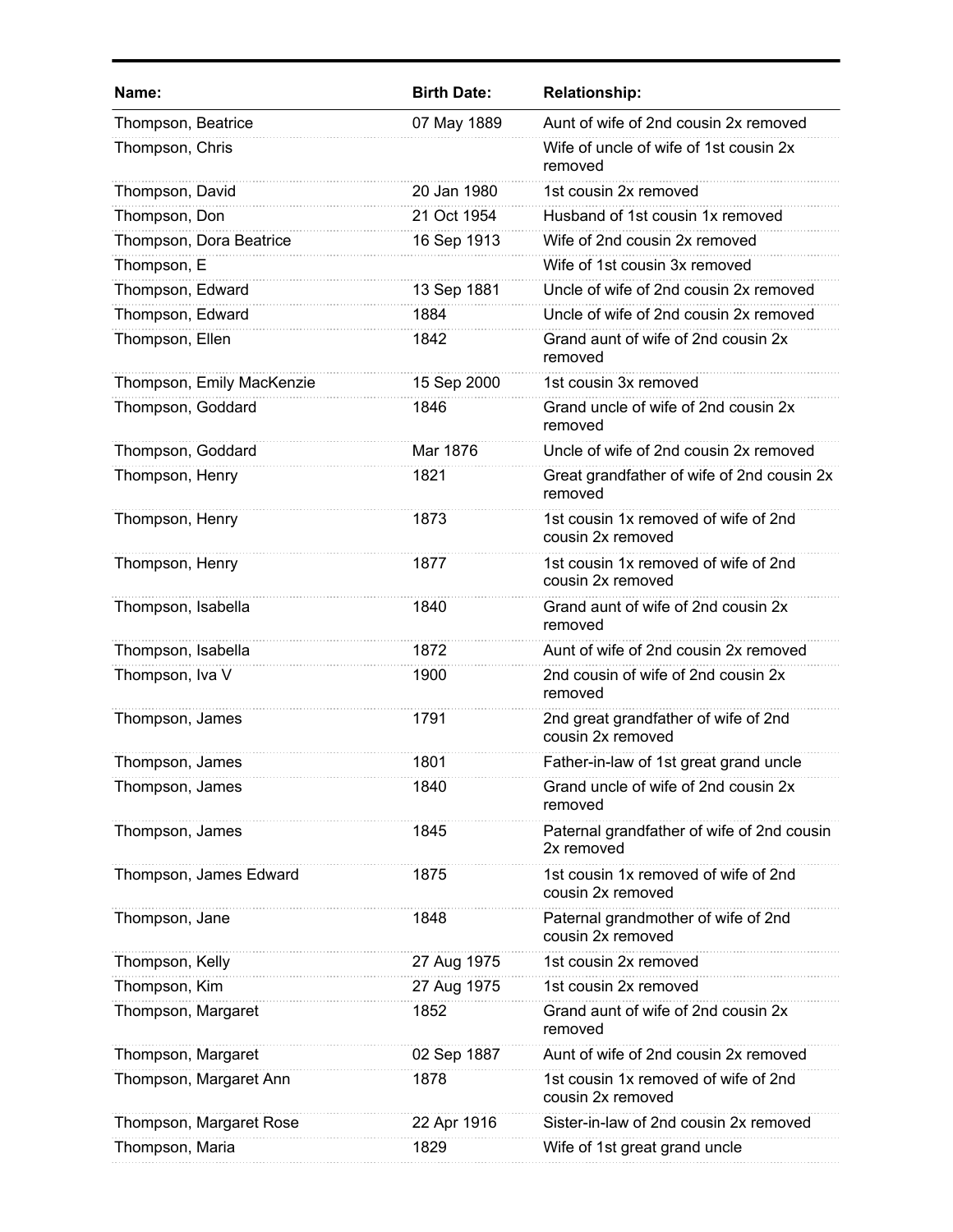| Name: | Birth Date: | Relationship: |
| --- | --- | --- |
| Thompson, Beatrice | 07 May 1889 | Aunt of wife of 2nd cousin 2x removed |
| Thompson, Chris | | Wife of uncle of wife of 1st cousin 2x removed |
| Thompson, David | 20 Jan 1980 | 1st cousin 2x removed |
| Thompson, Don | 21 Oct 1954 | Husband of 1st cousin 1x removed |
| Thompson, Dora Beatrice | 16 Sep 1913 | Wife of 2nd cousin 2x removed |
| Thompson, E | | Wife of 1st cousin 3x removed |
| Thompson, Edward | 13 Sep 1881 | Uncle of wife of 2nd cousin 2x removed |
| Thompson, Edward | 1884 | Uncle of wife of 2nd cousin 2x removed |
| Thompson, Ellen | 1842 | Grand aunt of wife of 2nd cousin 2x removed |
| Thompson, Emily MacKenzie | 15 Sep 2000 | 1st cousin 3x removed |
| Thompson, Goddard | 1846 | Grand uncle of wife of 2nd cousin 2x removed |
| Thompson, Goddard | Mar 1876 | Uncle of wife of 2nd cousin 2x removed |
| Thompson, Henry | 1821 | Great grandfather of wife of 2nd cousin 2x removed |
| Thompson, Henry | 1873 | 1st cousin 1x removed of wife of 2nd cousin 2x removed |
| Thompson, Henry | 1877 | 1st cousin 1x removed of wife of 2nd cousin 2x removed |
| Thompson, Isabella | 1840 | Grand aunt of wife of 2nd cousin 2x removed |
| Thompson, Isabella | 1872 | Aunt of wife of 2nd cousin 2x removed |
| Thompson, Iva V | 1900 | 2nd cousin of wife of 2nd cousin 2x removed |
| Thompson, James | 1791 | 2nd great grandfather of wife of 2nd cousin 2x removed |
| Thompson, James | 1801 | Father-in-law of 1st great grand uncle |
| Thompson, James | 1840 | Grand uncle of wife of 2nd cousin 2x removed |
| Thompson, James | 1845 | Paternal grandfather of wife of 2nd cousin 2x removed |
| Thompson, James Edward | 1875 | 1st cousin 1x removed of wife of 2nd cousin 2x removed |
| Thompson, Jane | 1848 | Paternal grandmother of wife of 2nd cousin 2x removed |
| Thompson, Kelly | 27 Aug 1975 | 1st cousin 2x removed |
| Thompson, Kim | 27 Aug 1975 | 1st cousin 2x removed |
| Thompson, Margaret | 1852 | Grand aunt of wife of 2nd cousin 2x removed |
| Thompson, Margaret | 02 Sep 1887 | Aunt of wife of 2nd cousin 2x removed |
| Thompson, Margaret Ann | 1878 | 1st cousin 1x removed of wife of 2nd cousin 2x removed |
| Thompson, Margaret Rose | 22 Apr 1916 | Sister-in-law of 2nd cousin 2x removed |
| Thompson, Maria | 1829 | Wife of 1st great grand uncle |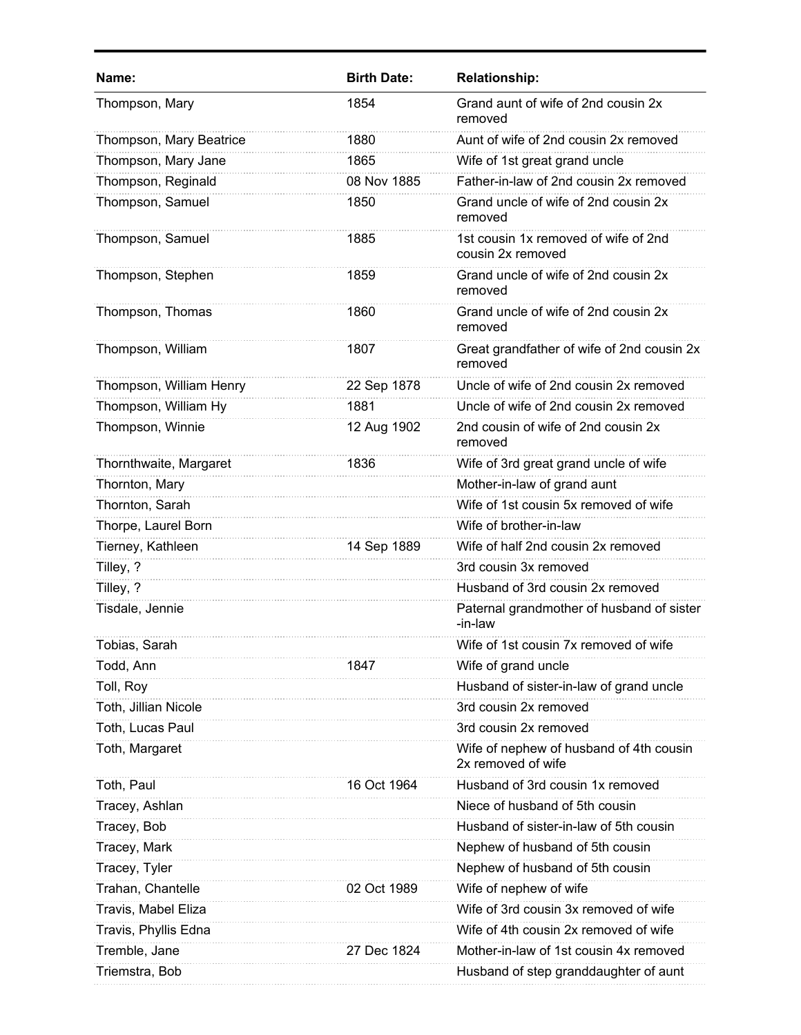| Name: | Birth Date: | Relationship: |
|---|---|---|
| Thompson, Mary | 1854 | Grand aunt of wife of 2nd cousin 2x removed |
| Thompson, Mary Beatrice | 1880 | Aunt of wife of 2nd cousin 2x removed |
| Thompson, Mary Jane | 1865 | Wife of 1st great grand uncle |
| Thompson, Reginald | 08 Nov 1885 | Father-in-law of 2nd cousin 2x removed |
| Thompson, Samuel | 1850 | Grand uncle of wife of 2nd cousin 2x removed |
| Thompson, Samuel | 1885 | 1st cousin 1x removed of wife of 2nd cousin 2x removed |
| Thompson, Stephen | 1859 | Grand uncle of wife of 2nd cousin 2x removed |
| Thompson, Thomas | 1860 | Grand uncle of wife of 2nd cousin 2x removed |
| Thompson, William | 1807 | Great grandfather of wife of 2nd cousin 2x removed |
| Thompson, William Henry | 22 Sep 1878 | Uncle of wife of 2nd cousin 2x removed |
| Thompson, William Hy | 1881 | Uncle of wife of 2nd cousin 2x removed |
| Thompson, Winnie | 12 Aug 1902 | 2nd cousin of wife of 2nd cousin 2x removed |
| Thornthwaite, Margaret | 1836 | Wife of 3rd great grand uncle of wife |
| Thornton, Mary | | Mother-in-law of grand aunt |
| Thornton, Sarah | | Wife of 1st cousin 5x removed of wife |
| Thorpe, Laurel Born | | Wife of brother-in-law |
| Tierney, Kathleen | 14 Sep 1889 | Wife of half 2nd cousin 2x removed |
| Tilley, ? | | 3rd cousin 3x removed |
| Tilley, ? | | Husband of 3rd cousin 2x removed |
| Tisdale, Jennie | | Paternal grandmother of husband of sister-in-law |
| Tobias, Sarah | | Wife of 1st cousin 7x removed of wife |
| Todd, Ann | 1847 | Wife of grand uncle |
| Toll, Roy | | Husband of sister-in-law of grand uncle |
| Toth, Jillian Nicole | | 3rd cousin 2x removed |
| Toth, Lucas Paul | | 3rd cousin 2x removed |
| Toth, Margaret | | Wife of nephew of husband of 4th cousin 2x removed of wife |
| Toth, Paul | 16 Oct 1964 | Husband of 3rd cousin 1x removed |
| Tracey, Ashlan | | Niece of husband of 5th cousin |
| Tracey, Bob | | Husband of sister-in-law of 5th cousin |
| Tracey, Mark | | Nephew of husband of 5th cousin |
| Tracey, Tyler | | Nephew of husband of 5th cousin |
| Trahan, Chantelle | 02 Oct 1989 | Wife of nephew of wife |
| Travis, Mabel Eliza | | Wife of 3rd cousin 3x removed of wife |
| Travis, Phyllis Edna | | Wife of 4th cousin 2x removed of wife |
| Tremble, Jane | 27 Dec 1824 | Mother-in-law of 1st cousin 4x removed |
| Triemstra, Bob | | Husband of step granddaughter of aunt |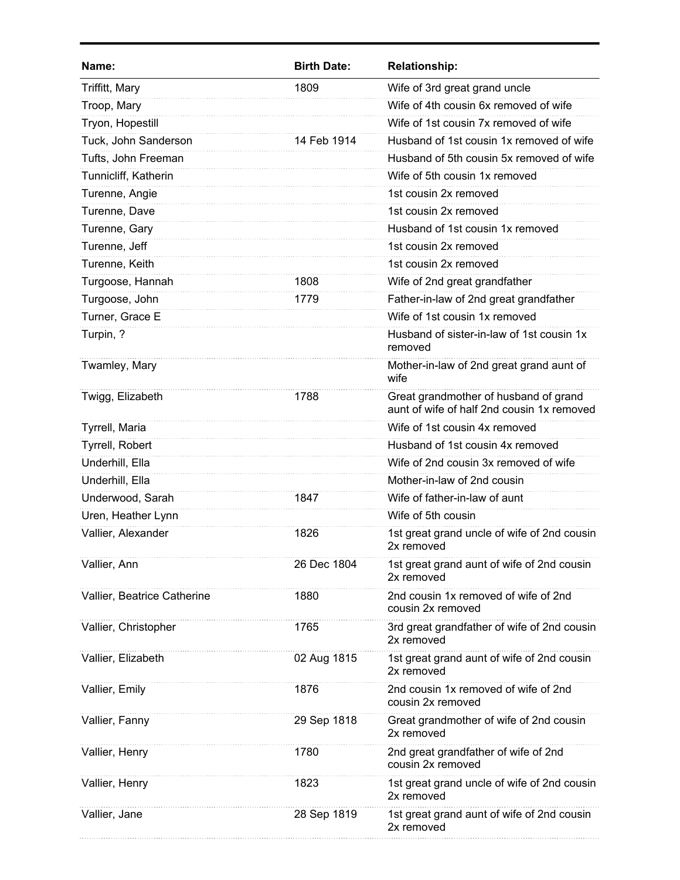| Name: | Birth Date: | Relationship: |
| --- | --- | --- |
| Triffitt, Mary | 1809 | Wife of 3rd great grand uncle |
| Troop, Mary | | Wife of 4th cousin 6x removed of wife |
| Tryon, Hopestill | | Wife of 1st cousin 7x removed of wife |
| Tuck, John Sanderson | 14 Feb 1914 | Husband of 1st cousin 1x removed of wife |
| Tufts, John Freeman | | Husband of 5th cousin 5x removed of wife |
| Tunnicliff, Katherin | | Wife of 5th cousin 1x removed |
| Turenne, Angie | | 1st cousin 2x removed |
| Turenne, Dave | | 1st cousin 2x removed |
| Turenne, Gary | | Husband of 1st cousin 1x removed |
| Turenne, Jeff | | 1st cousin 2x removed |
| Turenne, Keith | | 1st cousin 2x removed |
| Turgoose, Hannah | 1808 | Wife of 2nd great grandfather |
| Turgoose, John | 1779 | Father-in-law of 2nd great grandfather |
| Turner, Grace E | | Wife of 1st cousin 1x removed |
| Turpin, ? | | Husband of sister-in-law of 1st cousin 1x removed |
| Twamley, Mary | | Mother-in-law of 2nd great grand aunt of wife |
| Twigg, Elizabeth | 1788 | Great grandmother of husband of grand aunt of wife of half 2nd cousin 1x removed |
| Tyrrell, Maria | | Wife of 1st cousin 4x removed |
| Tyrrell, Robert | | Husband of 1st cousin 4x removed |
| Underhill, Ella | | Wife of 2nd cousin 3x removed of wife |
| Underhill, Ella | | Mother-in-law of 2nd cousin |
| Underwood, Sarah | 1847 | Wife of father-in-law of aunt |
| Uren, Heather Lynn | | Wife of 5th cousin |
| Vallier, Alexander | 1826 | 1st great grand uncle of wife of 2nd cousin 2x removed |
| Vallier, Ann | 26 Dec 1804 | 1st great grand aunt of wife of 2nd cousin 2x removed |
| Vallier, Beatrice Catherine | 1880 | 2nd cousin 1x removed of wife of 2nd cousin 2x removed |
| Vallier, Christopher | 1765 | 3rd great grandfather of wife of 2nd cousin 2x removed |
| Vallier, Elizabeth | 02 Aug 1815 | 1st great grand aunt of wife of 2nd cousin 2x removed |
| Vallier, Emily | 1876 | 2nd cousin 1x removed of wife of 2nd cousin 2x removed |
| Vallier, Fanny | 29 Sep 1818 | Great grandmother of wife of 2nd cousin 2x removed |
| Vallier, Henry | 1780 | 2nd great grandfather of wife of 2nd cousin 2x removed |
| Vallier, Henry | 1823 | 1st great grand uncle of wife of 2nd cousin 2x removed |
| Vallier, Jane | 28 Sep 1819 | 1st great grand aunt of wife of 2nd cousin 2x removed |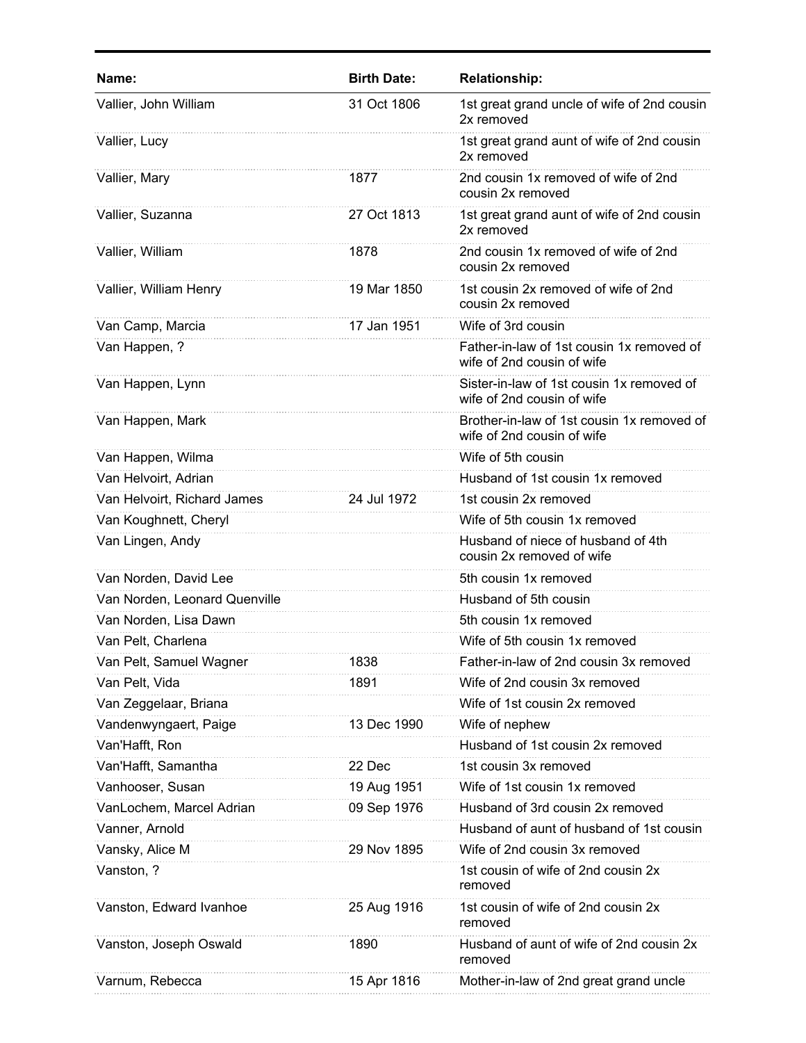| Name: | Birth Date: | Relationship: |
| --- | --- | --- |
| Vallier, John William | 31 Oct 1806 | 1st great grand uncle of wife of 2nd cousin 2x removed |
| Vallier, Lucy | | 1st great grand aunt of wife of 2nd cousin 2x removed |
| Vallier, Mary | 1877 | 2nd cousin 1x removed of wife of 2nd cousin 2x removed |
| Vallier, Suzanna | 27 Oct 1813 | 1st great grand aunt of wife of 2nd cousin 2x removed |
| Vallier, William | 1878 | 2nd cousin 1x removed of wife of 2nd cousin 2x removed |
| Vallier, William Henry | 19 Mar 1850 | 1st cousin 2x removed of wife of 2nd cousin 2x removed |
| Van Camp, Marcia | 17 Jan 1951 | Wife of 3rd cousin |
| Van Happen, ? | | Father-in-law of 1st cousin 1x removed of wife of 2nd cousin of wife |
| Van Happen, Lynn | | Sister-in-law of 1st cousin 1x removed of wife of 2nd cousin of wife |
| Van Happen, Mark | | Brother-in-law of 1st cousin 1x removed of wife of 2nd cousin of wife |
| Van Happen, Wilma | | Wife of 5th cousin |
| Van Helvoirt, Adrian | | Husband of 1st cousin 1x removed |
| Van Helvoirt, Richard James | 24 Jul 1972 | 1st cousin 2x removed |
| Van Koughnett, Cheryl | | Wife of 5th cousin 1x removed |
| Van Lingen, Andy | | Husband of niece of husband of 4th cousin 2x removed of wife |
| Van Norden, David Lee | | 5th cousin 1x removed |
| Van Norden, Leonard Quenville | | Husband of 5th cousin |
| Van Norden, Lisa Dawn | | 5th cousin 1x removed |
| Van Pelt, Charlena | | Wife of 5th cousin 1x removed |
| Van Pelt, Samuel Wagner | 1838 | Father-in-law of 2nd cousin 3x removed |
| Van Pelt, Vida | 1891 | Wife of 2nd cousin 3x removed |
| Van Zeggelaar, Briana | | Wife of 1st cousin 2x removed |
| Vandenwyngaert, Paige | 13 Dec 1990 | Wife of nephew |
| Van'Hafft, Ron | | Husband of 1st cousin 2x removed |
| Van'Hafft, Samantha | 22 Dec | 1st cousin 3x removed |
| Vanhooser, Susan | 19 Aug 1951 | Wife of 1st cousin 1x removed |
| VanLochem, Marcel Adrian | 09 Sep 1976 | Husband of 3rd cousin 2x removed |
| Vanner, Arnold | | Husband of aunt of husband of 1st cousin |
| Vansky, Alice M | 29 Nov 1895 | Wife of 2nd cousin 3x removed |
| Vanston, ? | | 1st cousin of wife of 2nd cousin 2x removed |
| Vanston, Edward Ivanhoe | 25 Aug 1916 | 1st cousin of wife of 2nd cousin 2x removed |
| Vanston, Joseph Oswald | 1890 | Husband of aunt of wife of 2nd cousin 2x removed |
| Varnum, Rebecca | 15 Apr 1816 | Mother-in-law of 2nd great grand uncle |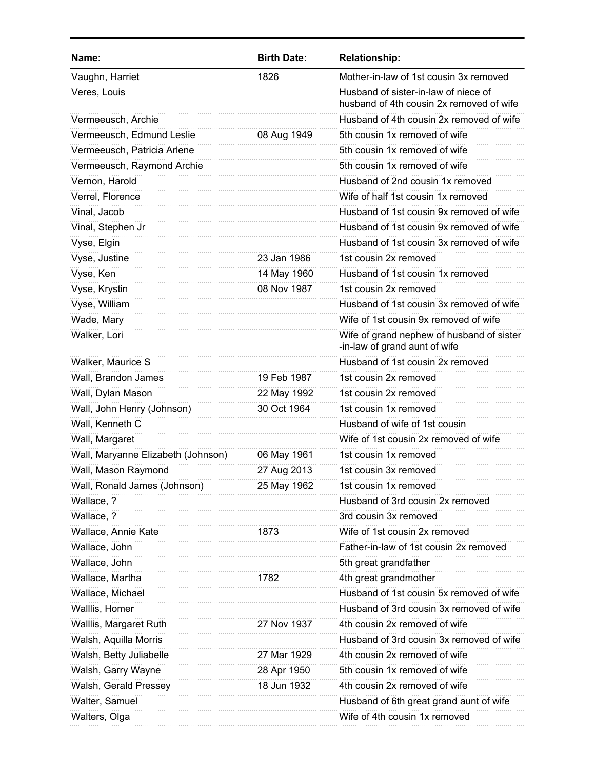| Name: | Birth Date: | Relationship: |
|---|---|---|
| Vaughn, Harriet | 1826 | Mother-in-law of 1st cousin 3x removed |
| Veres, Louis | | Husband of sister-in-law of niece of husband of 4th cousin 2x removed of wife |
| Vermeeusch, Archie | | Husband of 4th cousin 2x removed of wife |
| Vermeeusch, Edmund Leslie | 08 Aug 1949 | 5th cousin 1x removed of wife |
| Vermeeusch, Patricia Arlene | | 5th cousin 1x removed of wife |
| Vermeeusch, Raymond Archie | | 5th cousin 1x removed of wife |
| Vernon, Harold | | Husband of 2nd cousin 1x removed |
| Verrel, Florence | | Wife of half 1st cousin 1x removed |
| Vinal, Jacob | | Husband of 1st cousin 9x removed of wife |
| Vinal, Stephen Jr | | Husband of 1st cousin 9x removed of wife |
| Vyse, Elgin | | Husband of 1st cousin 3x removed of wife |
| Vyse, Justine | 23 Jan 1986 | 1st cousin 2x removed |
| Vyse, Ken | 14 May 1960 | Husband of 1st cousin 1x removed |
| Vyse, Krystin | 08 Nov 1987 | 1st cousin 2x removed |
| Vyse, William | | Husband of 1st cousin 3x removed of wife |
| Wade, Mary | | Wife of 1st cousin 9x removed of wife |
| Walker, Lori | | Wife of grand nephew of husband of sister -in-law of grand aunt of wife |
| Walker, Maurice S | | Husband of 1st cousin 2x removed |
| Wall, Brandon James | 19 Feb 1987 | 1st cousin 2x removed |
| Wall, Dylan Mason | 22 May 1992 | 1st cousin 2x removed |
| Wall, John Henry (Johnson) | 30 Oct 1964 | 1st cousin 1x removed |
| Wall, Kenneth C | | Husband of wife of 1st cousin |
| Wall, Margaret | | Wife of 1st cousin 2x removed of wife |
| Wall, Maryanne Elizabeth (Johnson) | 06 May 1961 | 1st cousin 1x removed |
| Wall, Mason Raymond | 27 Aug 2013 | 1st cousin 3x removed |
| Wall, Ronald James (Johnson) | 25 May 1962 | 1st cousin 1x removed |
| Wallace, ? | | Husband of 3rd cousin 2x removed |
| Wallace, ? | | 3rd cousin 3x removed |
| Wallace, Annie Kate | 1873 | Wife of 1st cousin 2x removed |
| Wallace, John | | Father-in-law of 1st cousin 2x removed |
| Wallace, John | | 5th great grandfather |
| Wallace, Martha | 1782 | 4th great grandmother |
| Wallace, Michael | | Husband of 1st cousin 5x removed of wife |
| Walllis, Homer | | Husband of 3rd cousin 3x removed of wife |
| Walllis, Margaret Ruth | 27 Nov 1937 | 4th cousin 2x removed of wife |
| Walsh, Aquilla Morris | | Husband of 3rd cousin 3x removed of wife |
| Walsh, Betty Juliabelle | 27 Mar 1929 | 4th cousin 2x removed of wife |
| Walsh, Garry Wayne | 28 Apr 1950 | 5th cousin 1x removed of wife |
| Walsh, Gerald Pressey | 18 Jun 1932 | 4th cousin 2x removed of wife |
| Walter, Samuel | | Husband of 6th great grand aunt of wife |
| Walters, Olga | | Wife of 4th cousin 1x removed |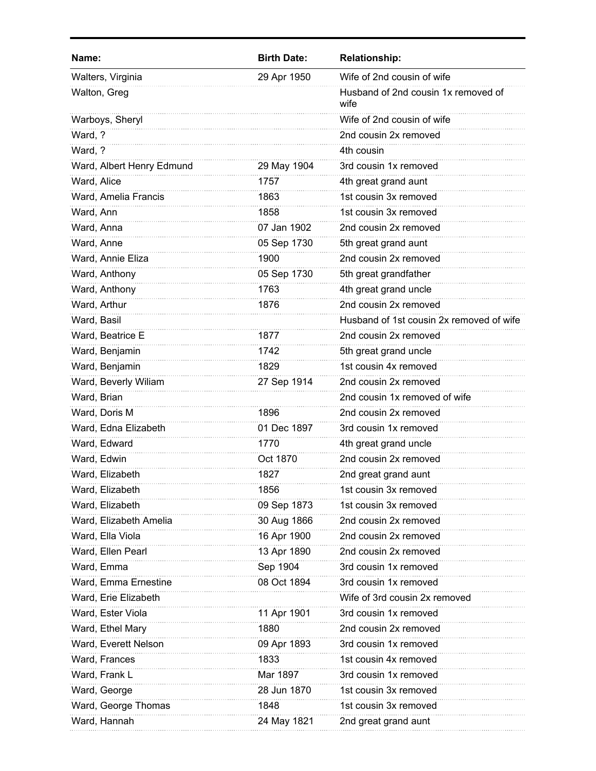| Name: | Birth Date: | Relationship: |
|---|---|---|
| Walters, Virginia | 29 Apr 1950 | Wife of 2nd cousin of wife |
| Walton, Greg | | Husband of 2nd cousin 1x removed of wife |
| Warboys, Sheryl | | Wife of 2nd cousin of wife |
| Ward, ? | | 2nd cousin 2x removed |
| Ward, ? | | 4th cousin |
| Ward, Albert Henry Edmund | 29 May 1904 | 3rd cousin 1x removed |
| Ward, Alice | 1757 | 4th great grand aunt |
| Ward, Amelia Francis | 1863 | 1st cousin 3x removed |
| Ward, Ann | 1858 | 1st cousin 3x removed |
| Ward, Anna | 07 Jan 1902 | 2nd cousin 2x removed |
| Ward, Anne | 05 Sep 1730 | 5th great grand aunt |
| Ward, Annie Eliza | 1900 | 2nd cousin 2x removed |
| Ward, Anthony | 05 Sep 1730 | 5th great grandfather |
| Ward, Anthony | 1763 | 4th great grand uncle |
| Ward, Arthur | 1876 | 2nd cousin 2x removed |
| Ward, Basil | | Husband of 1st cousin 2x removed of wife |
| Ward, Beatrice E | 1877 | 2nd cousin 2x removed |
| Ward, Benjamin | 1742 | 5th great grand uncle |
| Ward, Benjamin | 1829 | 1st cousin 4x removed |
| Ward, Beverly Wiliam | 27 Sep 1914 | 2nd cousin 2x removed |
| Ward, Brian | | 2nd cousin 1x removed of wife |
| Ward, Doris M | 1896 | 2nd cousin 2x removed |
| Ward, Edna Elizabeth | 01 Dec 1897 | 3rd cousin 1x removed |
| Ward, Edward | 1770 | 4th great grand uncle |
| Ward, Edwin | Oct 1870 | 2nd cousin 2x removed |
| Ward, Elizabeth | 1827 | 2nd great grand aunt |
| Ward, Elizabeth | 1856 | 1st cousin 3x removed |
| Ward, Elizabeth | 09 Sep 1873 | 1st cousin 3x removed |
| Ward, Elizabeth Amelia | 30 Aug 1866 | 2nd cousin 2x removed |
| Ward, Ella Viola | 16 Apr 1900 | 2nd cousin 2x removed |
| Ward, Ellen Pearl | 13 Apr 1890 | 2nd cousin 2x removed |
| Ward, Emma | Sep 1904 | 3rd cousin 1x removed |
| Ward, Emma Ernestine | 08 Oct 1894 | 3rd cousin 1x removed |
| Ward, Erie Elizabeth | | Wife of 3rd cousin 2x removed |
| Ward, Ester Viola | 11 Apr 1901 | 3rd cousin 1x removed |
| Ward, Ethel Mary | 1880 | 2nd cousin 2x removed |
| Ward, Everett Nelson | 09 Apr 1893 | 3rd cousin 1x removed |
| Ward, Frances | 1833 | 1st cousin 4x removed |
| Ward, Frank L | Mar 1897 | 3rd cousin 1x removed |
| Ward, George | 28 Jun 1870 | 1st cousin 3x removed |
| Ward, George Thomas | 1848 | 1st cousin 3x removed |
| Ward, Hannah | 24 May 1821 | 2nd great grand aunt |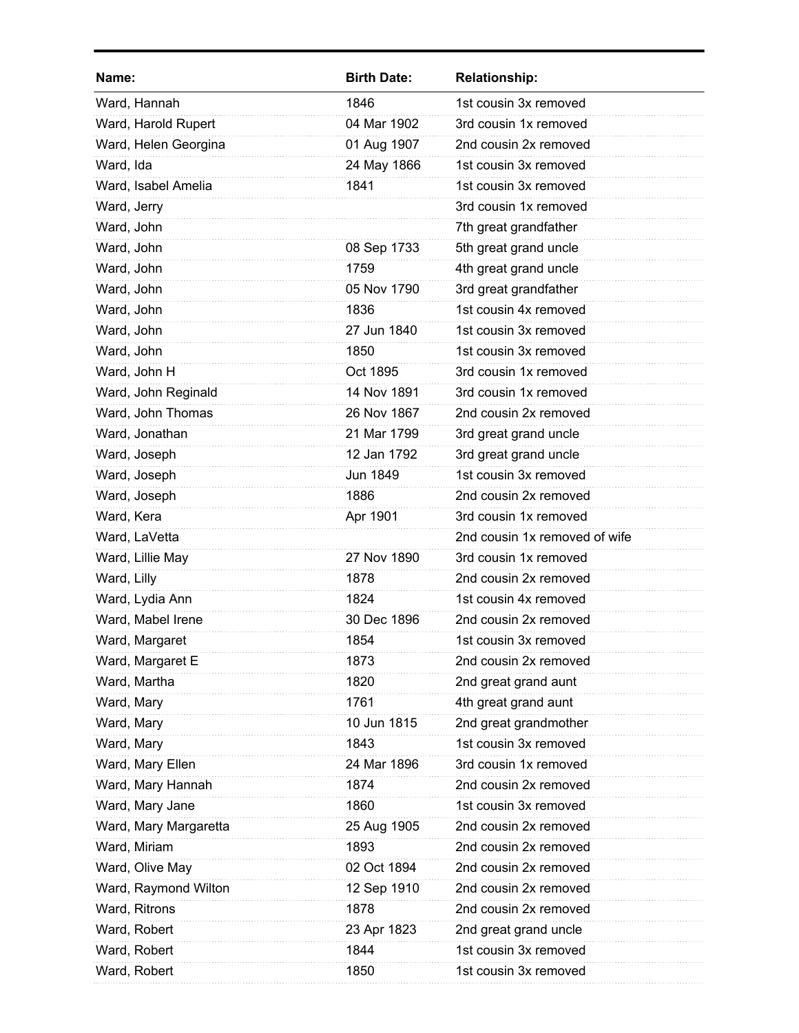| Name: | Birth Date: | Relationship: |
| --- | --- | --- |
| Ward, Hannah | 1846 | 1st cousin 3x removed |
| Ward, Harold Rupert | 04 Mar 1902 | 3rd cousin 1x removed |
| Ward, Helen Georgina | 01 Aug 1907 | 2nd cousin 2x removed |
| Ward, Ida | 24 May 1866 | 1st cousin 3x removed |
| Ward, Isabel Amelia | 1841 | 1st cousin 3x removed |
| Ward, Jerry | | 3rd cousin 1x removed |
| Ward, John | | 7th great grandfather |
| Ward, John | 08 Sep 1733 | 5th great grand uncle |
| Ward, John | 1759 | 4th great grand uncle |
| Ward, John | 05 Nov 1790 | 3rd great grandfather |
| Ward, John | 1836 | 1st cousin 4x removed |
| Ward, John | 27 Jun 1840 | 1st cousin 3x removed |
| Ward, John | 1850 | 1st cousin 3x removed |
| Ward, John H | Oct 1895 | 3rd cousin 1x removed |
| Ward, John Reginald | 14 Nov 1891 | 3rd cousin 1x removed |
| Ward, John Thomas | 26 Nov 1867 | 2nd cousin 2x removed |
| Ward, Jonathan | 21 Mar 1799 | 3rd great grand uncle |
| Ward, Joseph | 12 Jan 1792 | 3rd great grand uncle |
| Ward, Joseph | Jun 1849 | 1st cousin 3x removed |
| Ward, Joseph | 1886 | 2nd cousin 2x removed |
| Ward, Kera | Apr 1901 | 3rd cousin 1x removed |
| Ward, LaVetta | | 2nd cousin 1x removed of wife |
| Ward, Lillie May | 27 Nov 1890 | 3rd cousin 1x removed |
| Ward, Lilly | 1878 | 2nd cousin 2x removed |
| Ward, Lydia Ann | 1824 | 1st cousin 4x removed |
| Ward, Mabel Irene | 30 Dec 1896 | 2nd cousin 2x removed |
| Ward, Margaret | 1854 | 1st cousin 3x removed |
| Ward, Margaret E | 1873 | 2nd cousin 2x removed |
| Ward, Martha | 1820 | 2nd great grand aunt |
| Ward, Mary | 1761 | 4th great grand aunt |
| Ward, Mary | 10 Jun 1815 | 2nd great grandmother |
| Ward, Mary | 1843 | 1st cousin 3x removed |
| Ward, Mary Ellen | 24 Mar 1896 | 3rd cousin 1x removed |
| Ward, Mary Hannah | 1874 | 2nd cousin 2x removed |
| Ward, Mary Jane | 1860 | 1st cousin 3x removed |
| Ward, Mary Margaretta | 25 Aug 1905 | 2nd cousin 2x removed |
| Ward, Miriam | 1893 | 2nd cousin 2x removed |
| Ward, Olive May | 02 Oct 1894 | 2nd cousin 2x removed |
| Ward, Raymond Wilton | 12 Sep 1910 | 2nd cousin 2x removed |
| Ward, Ritrons | 1878 | 2nd cousin 2x removed |
| Ward, Robert | 23 Apr 1823 | 2nd great grand uncle |
| Ward, Robert | 1844 | 1st cousin 3x removed |
| Ward, Robert | 1850 | 1st cousin 3x removed |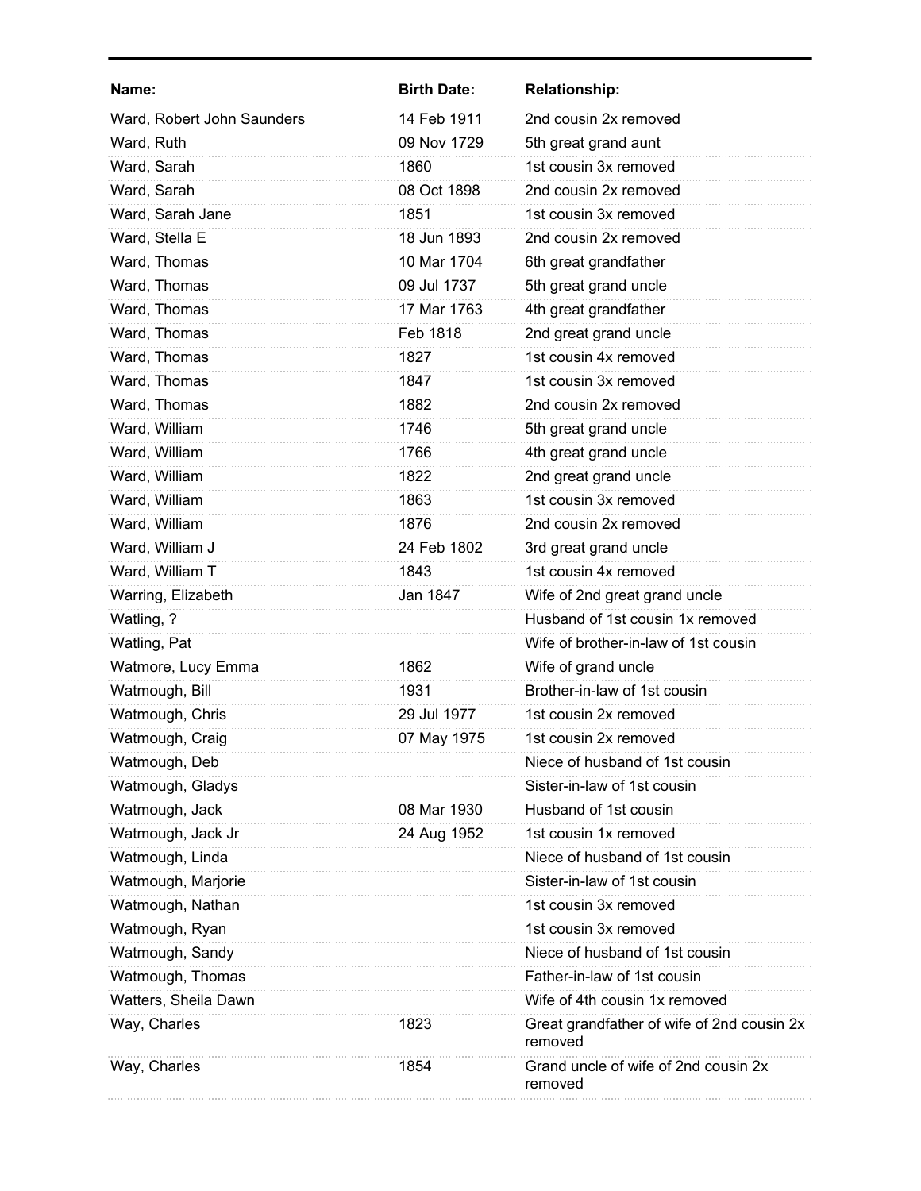| Name: | Birth Date: | Relationship: |
|---|---|---|
| Ward, Robert John Saunders | 14 Feb 1911 | 2nd cousin 2x removed |
| Ward, Ruth | 09 Nov 1729 | 5th great grand aunt |
| Ward, Sarah | 1860 | 1st cousin 3x removed |
| Ward, Sarah | 08 Oct 1898 | 2nd cousin 2x removed |
| Ward, Sarah Jane | 1851 | 1st cousin 3x removed |
| Ward, Stella E | 18 Jun 1893 | 2nd cousin 2x removed |
| Ward, Thomas | 10 Mar 1704 | 6th great grandfather |
| Ward, Thomas | 09 Jul 1737 | 5th great grand uncle |
| Ward, Thomas | 17 Mar 1763 | 4th great grandfather |
| Ward, Thomas | Feb 1818 | 2nd great grand uncle |
| Ward, Thomas | 1827 | 1st cousin 4x removed |
| Ward, Thomas | 1847 | 1st cousin 3x removed |
| Ward, Thomas | 1882 | 2nd cousin 2x removed |
| Ward, William | 1746 | 5th great grand uncle |
| Ward, William | 1766 | 4th great grand uncle |
| Ward, William | 1822 | 2nd great grand uncle |
| Ward, William | 1863 | 1st cousin 3x removed |
| Ward, William | 1876 | 2nd cousin 2x removed |
| Ward, William J | 24 Feb 1802 | 3rd great grand uncle |
| Ward, William T | 1843 | 1st cousin 4x removed |
| Warring, Elizabeth | Jan 1847 | Wife of 2nd great grand uncle |
| Watling, ? | | Husband of 1st cousin 1x removed |
| Watling, Pat | | Wife of brother-in-law of 1st cousin |
| Watmore, Lucy Emma | 1862 | Wife of grand uncle |
| Watmough, Bill | 1931 | Brother-in-law of 1st cousin |
| Watmough, Chris | 29 Jul 1977 | 1st cousin 2x removed |
| Watmough, Craig | 07 May 1975 | 1st cousin 2x removed |
| Watmough, Deb | | Niece of husband of 1st cousin |
| Watmough, Gladys | | Sister-in-law of 1st cousin |
| Watmough, Jack | 08 Mar 1930 | Husband of 1st cousin |
| Watmough, Jack Jr | 24 Aug 1952 | 1st cousin 1x removed |
| Watmough, Linda | | Niece of husband of 1st cousin |
| Watmough, Marjorie | | Sister-in-law of 1st cousin |
| Watmough, Nathan | | 1st cousin 3x removed |
| Watmough, Ryan | | 1st cousin 3x removed |
| Watmough, Sandy | | Niece of husband of 1st cousin |
| Watmough, Thomas | | Father-in-law of 1st cousin |
| Watters, Sheila Dawn | | Wife of 4th cousin 1x removed |
| Way, Charles | 1823 | Great grandfather of wife of 2nd cousin 2x removed |
| Way, Charles | 1854 | Grand uncle of wife of 2nd cousin 2x removed |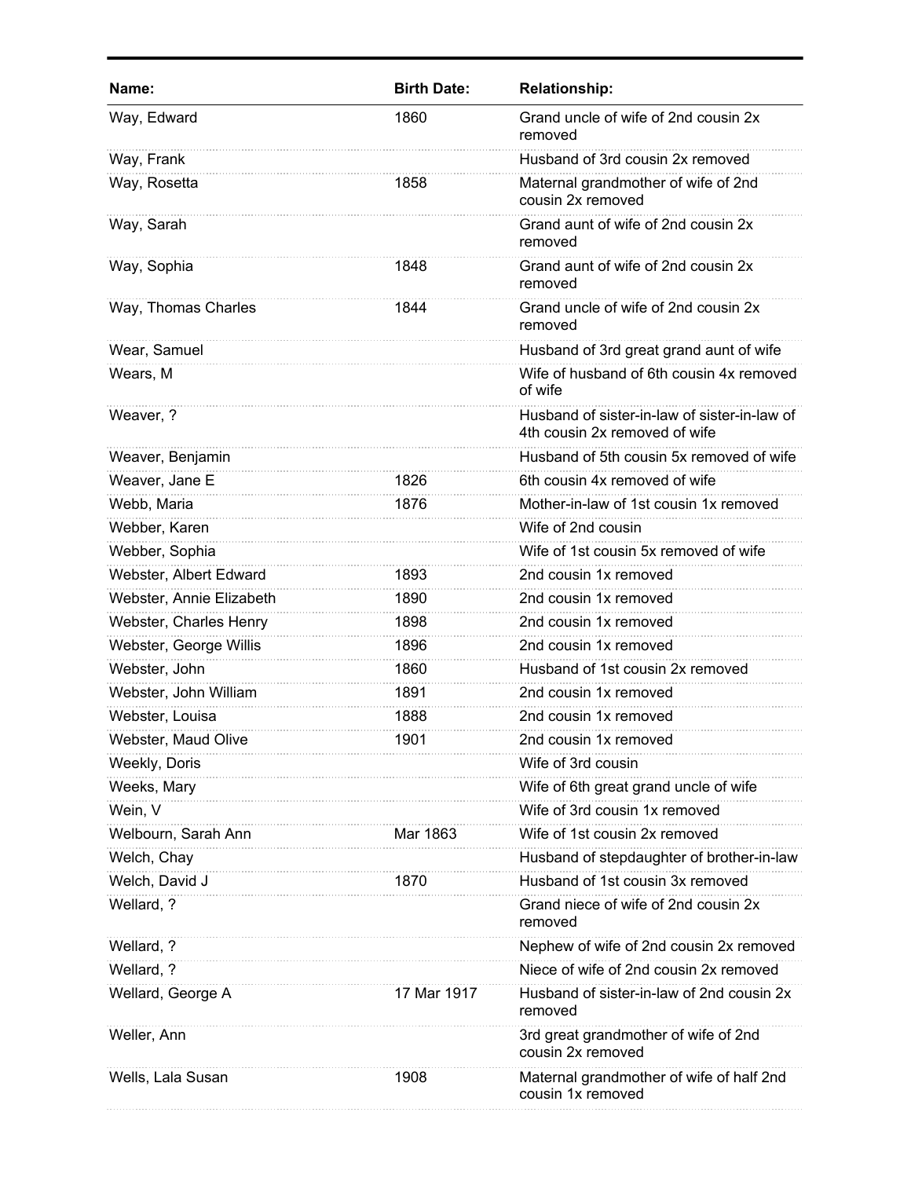| Name: | Birth Date: | Relationship: |
| --- | --- | --- |
| Way, Edward | 1860 | Grand uncle of wife of 2nd cousin 2x removed |
| Way, Frank | | Husband of 3rd cousin 2x removed |
| Way, Rosetta | 1858 | Maternal grandmother of wife of 2nd cousin 2x removed |
| Way, Sarah | | Grand aunt of wife of 2nd cousin 2x removed |
| Way, Sophia | 1848 | Grand aunt of wife of 2nd cousin 2x removed |
| Way, Thomas Charles | 1844 | Grand uncle of wife of 2nd cousin 2x removed |
| Wear, Samuel | | Husband of 3rd great grand aunt of wife |
| Wears, M | | Wife of husband of 6th cousin 4x removed of wife |
| Weaver, ? | | Husband of sister-in-law of sister-in-law of 4th cousin 2x removed of wife |
| Weaver, Benjamin | | Husband of 5th cousin 5x removed of wife |
| Weaver, Jane E | 1826 | 6th cousin 4x removed of wife |
| Webb, Maria | 1876 | Mother-in-law of 1st cousin 1x removed |
| Webber, Karen | | Wife of 2nd cousin |
| Webber, Sophia | | Wife of 1st cousin 5x removed of wife |
| Webster, Albert Edward | 1893 | 2nd cousin 1x removed |
| Webster, Annie Elizabeth | 1890 | 2nd cousin 1x removed |
| Webster, Charles Henry | 1898 | 2nd cousin 1x removed |
| Webster, George Willis | 1896 | 2nd cousin 1x removed |
| Webster, John | 1860 | Husband of 1st cousin 2x removed |
| Webster, John William | 1891 | 2nd cousin 1x removed |
| Webster, Louisa | 1888 | 2nd cousin 1x removed |
| Webster, Maud Olive | 1901 | 2nd cousin 1x removed |
| Weekly, Doris | | Wife of 3rd cousin |
| Weeks, Mary | | Wife of 6th great grand uncle of wife |
| Wein, V | | Wife of 3rd cousin 1x removed |
| Welbourn, Sarah Ann | Mar 1863 | Wife of 1st cousin 2x removed |
| Welch, Chay | | Husband of stepdaughter of brother-in-law |
| Welch, David J | 1870 | Husband of 1st cousin 3x removed |
| Wellard, ? | | Grand niece of wife of 2nd cousin 2x removed |
| Wellard, ? | | Nephew of wife of 2nd cousin 2x removed |
| Wellard, ? | | Niece of wife of 2nd cousin 2x removed |
| Wellard, George A | 17 Mar 1917 | Husband of sister-in-law of 2nd cousin 2x removed |
| Weller, Ann | | 3rd great grandmother of wife of 2nd cousin 2x removed |
| Wells, Lala Susan | 1908 | Maternal grandmother of wife of half 2nd cousin 1x removed |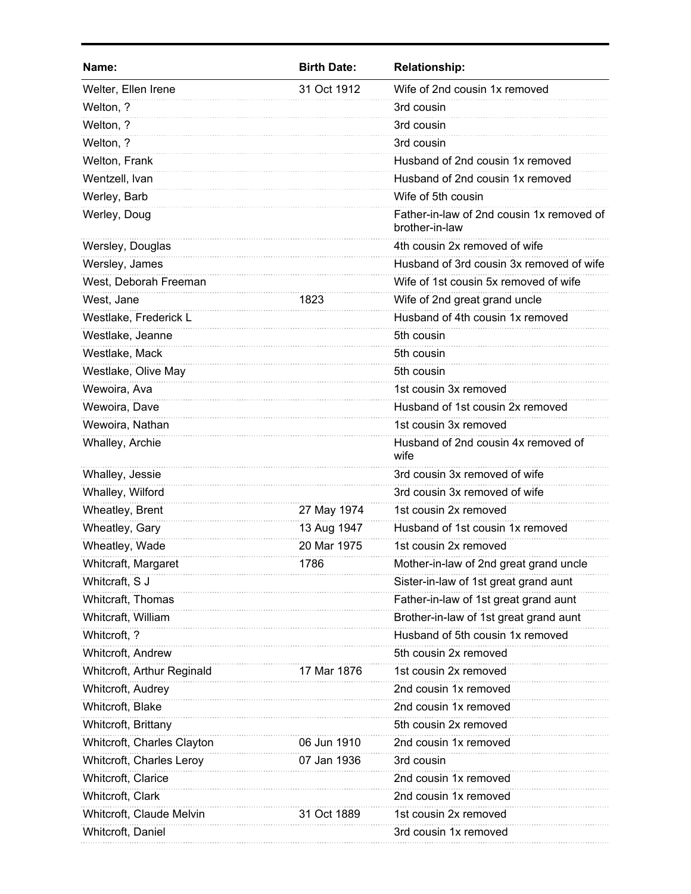| Name: | Birth Date: | Relationship: |
|---|---|---|
| Welter, Ellen Irene | 31 Oct 1912 | Wife of 2nd cousin 1x removed |
| Welton, ? | | 3rd cousin |
| Welton, ? | | 3rd cousin |
| Welton, ? | | 3rd cousin |
| Welton, Frank | | Husband of 2nd cousin 1x removed |
| Wentzell, Ivan | | Husband of 2nd cousin 1x removed |
| Werley, Barb | | Wife of 5th cousin |
| Werley, Doug | | Father-in-law of 2nd cousin 1x removed of brother-in-law |
| Wersley, Douglas | | 4th cousin 2x removed of wife |
| Wersley, James | | Husband of 3rd cousin 3x removed of wife |
| West, Deborah Freeman | | Wife of 1st cousin 5x removed of wife |
| West, Jane | 1823 | Wife of 2nd great grand uncle |
| Westlake, Frederick L | | Husband of 4th cousin 1x removed |
| Westlake, Jeanne | | 5th cousin |
| Westlake, Mack | | 5th cousin |
| Westlake, Olive May | | 5th cousin |
| Wewoira, Ava | | 1st cousin 3x removed |
| Wewoira, Dave | | Husband of 1st cousin 2x removed |
| Wewoira, Nathan | | 1st cousin 3x removed |
| Whalley, Archie | | Husband of 2nd cousin 4x removed of wife |
| Whalley, Jessie | | 3rd cousin 3x removed of wife |
| Whalley, Wilford | | 3rd cousin 3x removed of wife |
| Wheatley, Brent | 27 May 1974 | 1st cousin 2x removed |
| Wheatley, Gary | 13 Aug 1947 | Husband of 1st cousin 1x removed |
| Wheatley, Wade | 20 Mar 1975 | 1st cousin 2x removed |
| Whitcraft, Margaret | 1786 | Mother-in-law of 2nd great grand uncle |
| Whitcraft, S J | | Sister-in-law of 1st great grand aunt |
| Whitcraft, Thomas | | Father-in-law of 1st great grand aunt |
| Whitcraft, William | | Brother-in-law of 1st great grand aunt |
| Whitcroft, ? | | Husband of 5th cousin 1x removed |
| Whitcroft, Andrew | | 5th cousin 2x removed |
| Whitcroft, Arthur Reginald | 17 Mar 1876 | 1st cousin 2x removed |
| Whitcroft, Audrey | | 2nd cousin 1x removed |
| Whitcroft, Blake | | 2nd cousin 1x removed |
| Whitcroft, Brittany | | 5th cousin 2x removed |
| Whitcroft, Charles Clayton | 06 Jun 1910 | 2nd cousin 1x removed |
| Whitcroft, Charles Leroy | 07 Jan 1936 | 3rd cousin |
| Whitcroft, Clarice | | 2nd cousin 1x removed |
| Whitcroft, Clark | | 2nd cousin 1x removed |
| Whitcroft, Claude Melvin | 31 Oct 1889 | 1st cousin 2x removed |
| Whitcroft, Daniel | | 3rd cousin 1x removed |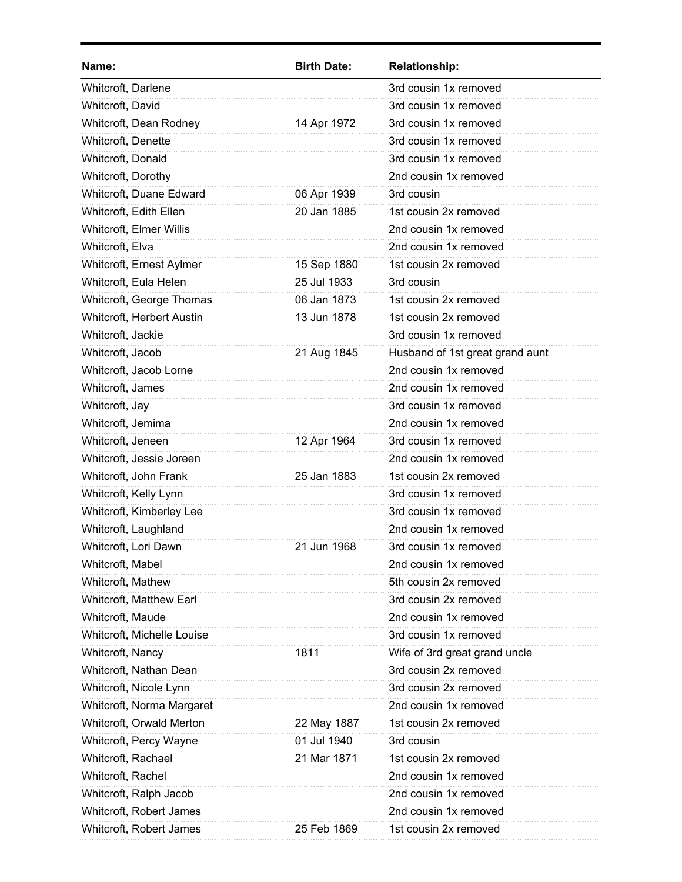| Name: | Birth Date: | Relationship: |
|---|---|---|
| Whitcroft, Darlene | | 3rd cousin 1x removed |
| Whitcroft, David | | 3rd cousin 1x removed |
| Whitcroft, Dean Rodney | 14 Apr 1972 | 3rd cousin 1x removed |
| Whitcroft, Denette | | 3rd cousin 1x removed |
| Whitcroft, Donald | | 3rd cousin 1x removed |
| Whitcroft, Dorothy | | 2nd cousin 1x removed |
| Whitcroft, Duane Edward | 06 Apr 1939 | 3rd cousin |
| Whitcroft, Edith Ellen | 20 Jan 1885 | 1st cousin 2x removed |
| Whitcroft, Elmer Willis | | 2nd cousin 1x removed |
| Whitcroft, Elva | | 2nd cousin 1x removed |
| Whitcroft, Ernest Aylmer | 15 Sep 1880 | 1st cousin 2x removed |
| Whitcroft, Eula Helen | 25 Jul 1933 | 3rd cousin |
| Whitcroft, George Thomas | 06 Jan 1873 | 1st cousin 2x removed |
| Whitcroft, Herbert Austin | 13 Jun 1878 | 1st cousin 2x removed |
| Whitcroft, Jackie | | 3rd cousin 1x removed |
| Whitcroft, Jacob | 21 Aug 1845 | Husband of 1st great grand aunt |
| Whitcroft, Jacob Lorne | | 2nd cousin 1x removed |
| Whitcroft, James | | 2nd cousin 1x removed |
| Whitcroft, Jay | | 3rd cousin 1x removed |
| Whitcroft, Jemima | | 2nd cousin 1x removed |
| Whitcroft, Jeneen | 12 Apr 1964 | 3rd cousin 1x removed |
| Whitcroft, Jessie Joreen | | 2nd cousin 1x removed |
| Whitcroft, John Frank | 25 Jan 1883 | 1st cousin 2x removed |
| Whitcroft, Kelly Lynn | | 3rd cousin 1x removed |
| Whitcroft, Kimberley Lee | | 3rd cousin 1x removed |
| Whitcroft, Laughland | | 2nd cousin 1x removed |
| Whitcroft, Lori Dawn | 21 Jun 1968 | 3rd cousin 1x removed |
| Whitcroft, Mabel | | 2nd cousin 1x removed |
| Whitcroft, Mathew | | 5th cousin 2x removed |
| Whitcroft, Matthew Earl | | 3rd cousin 2x removed |
| Whitcroft, Maude | | 2nd cousin 1x removed |
| Whitcroft, Michelle Louise | | 3rd cousin 1x removed |
| Whitcroft, Nancy | 1811 | Wife of 3rd great grand uncle |
| Whitcroft, Nathan Dean | | 3rd cousin 2x removed |
| Whitcroft, Nicole Lynn | | 3rd cousin 2x removed |
| Whitcroft, Norma Margaret | | 2nd cousin 1x removed |
| Whitcroft, Orwald Merton | 22 May 1887 | 1st cousin 2x removed |
| Whitcroft, Percy Wayne | 01 Jul 1940 | 3rd cousin |
| Whitcroft, Rachael | 21 Mar 1871 | 1st cousin 2x removed |
| Whitcroft, Rachel | | 2nd cousin 1x removed |
| Whitcroft, Ralph Jacob | | 2nd cousin 1x removed |
| Whitcroft, Robert James | | 2nd cousin 1x removed |
| Whitcroft, Robert James | 25 Feb 1869 | 1st cousin 2x removed |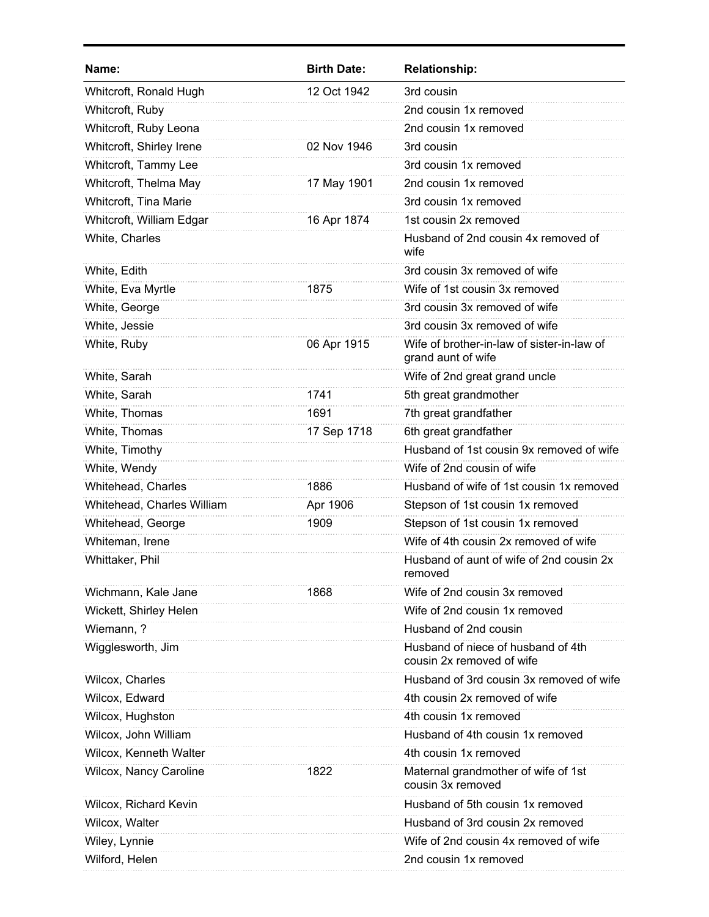| Name: | Birth Date: | Relationship: |
|---|---|---|
| Whitcroft, Ronald Hugh | 12 Oct 1942 | 3rd cousin |
| Whitcroft, Ruby | | 2nd cousin 1x removed |
| Whitcroft, Ruby Leona | | 2nd cousin 1x removed |
| Whitcroft, Shirley Irene | 02 Nov 1946 | 3rd cousin |
| Whitcroft, Tammy Lee | | 3rd cousin 1x removed |
| Whitcroft, Thelma May | 17 May 1901 | 2nd cousin 1x removed |
| Whitcroft, Tina Marie | | 3rd cousin 1x removed |
| Whitcroft, William Edgar | 16 Apr 1874 | 1st cousin 2x removed |
| White, Charles | | Husband of 2nd cousin 4x removed of wife |
| White, Edith | | 3rd cousin 3x removed of wife |
| White, Eva Myrtle | 1875 | Wife of 1st cousin 3x removed |
| White, George | | 3rd cousin 3x removed of wife |
| White, Jessie | | 3rd cousin 3x removed of wife |
| White, Ruby | 06 Apr 1915 | Wife of brother-in-law of sister-in-law of grand aunt of wife |
| White, Sarah | | Wife of 2nd great grand uncle |
| White, Sarah | 1741 | 5th great grandmother |
| White, Thomas | 1691 | 7th great grandfather |
| White, Thomas | 17 Sep 1718 | 6th great grandfather |
| White, Timothy | | Husband of 1st cousin 9x removed of wife |
| White, Wendy | | Wife of 2nd cousin of wife |
| Whitehead, Charles | 1886 | Husband of wife of 1st cousin 1x removed |
| Whitehead, Charles William | Apr 1906 | Stepson of 1st cousin 1x removed |
| Whitehead, George | 1909 | Stepson of 1st cousin 1x removed |
| Whiteman, Irene | | Wife of 4th cousin 2x removed of wife |
| Whittaker, Phil | | Husband of aunt of wife of 2nd cousin 2x removed |
| Wichmann, Kale Jane | 1868 | Wife of 2nd cousin 3x removed |
| Wickett, Shirley Helen | | Wife of 2nd cousin 1x removed |
| Wiemann, ? | | Husband of 2nd cousin |
| Wigglesworth, Jim | | Husband of niece of husband of 4th cousin 2x removed of wife |
| Wilcox, Charles | | Husband of 3rd cousin 3x removed of wife |
| Wilcox, Edward | | 4th cousin 2x removed of wife |
| Wilcox, Hughston | | 4th cousin 1x removed |
| Wilcox, John William | | Husband of 4th cousin 1x removed |
| Wilcox, Kenneth Walter | | 4th cousin 1x removed |
| Wilcox, Nancy Caroline | 1822 | Maternal grandmother of wife of 1st cousin 3x removed |
| Wilcox, Richard Kevin | | Husband of 5th cousin 1x removed |
| Wilcox, Walter | | Husband of 3rd cousin 2x removed |
| Wiley, Lynnie | | Wife of 2nd cousin 4x removed of wife |
| Wilford, Helen | | 2nd cousin 1x removed |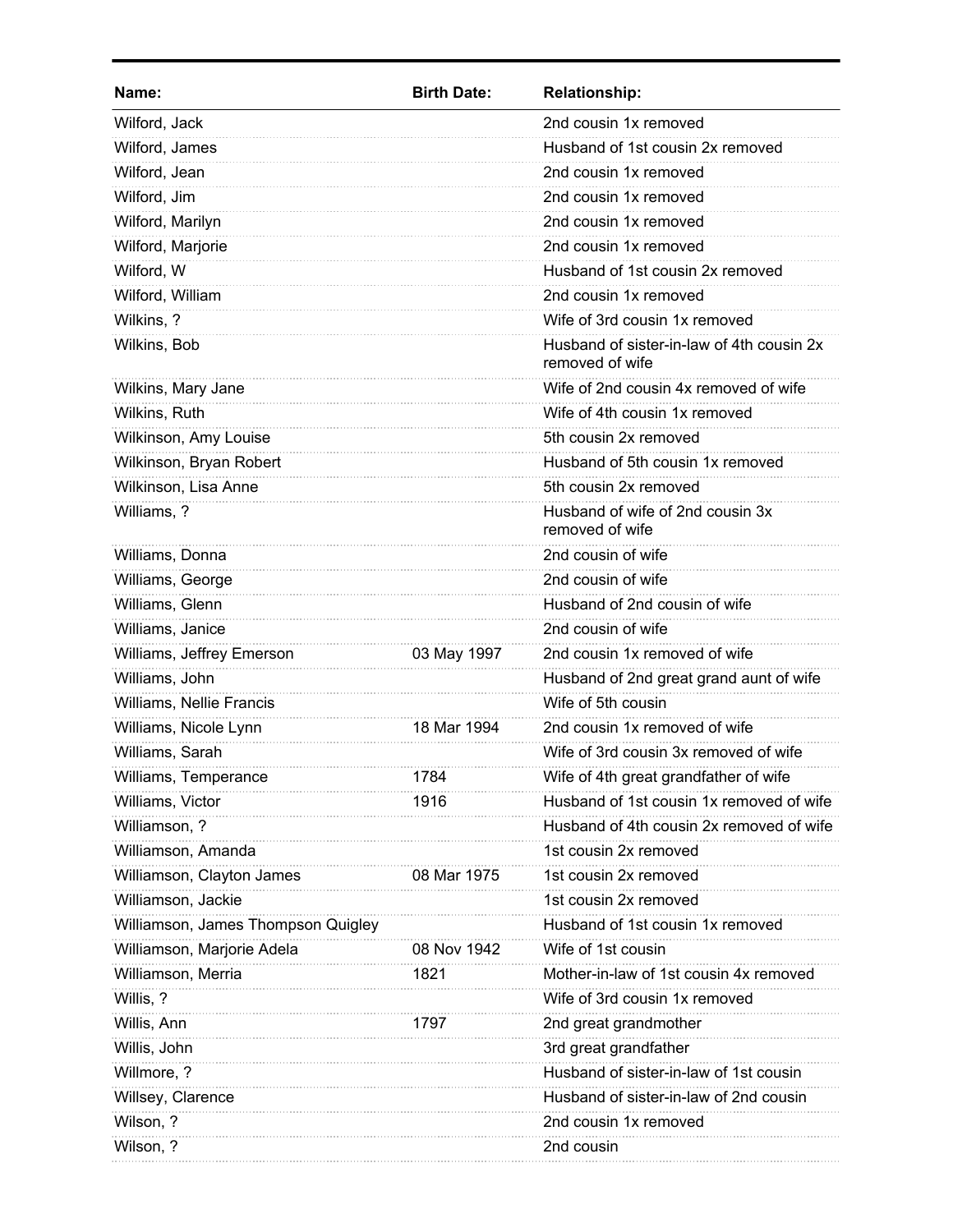| Name: | Birth Date: | Relationship: |
|---|---|---|
| Wilford, Jack | | 2nd cousin 1x removed |
| Wilford, James | | Husband of 1st cousin 2x removed |
| Wilford, Jean | | 2nd cousin 1x removed |
| Wilford, Jim | | 2nd cousin 1x removed |
| Wilford, Marilyn | | 2nd cousin 1x removed |
| Wilford, Marjorie | | 2nd cousin 1x removed |
| Wilford, W | | Husband of 1st cousin 2x removed |
| Wilford, William | | 2nd cousin 1x removed |
| Wilkins, ? | | Wife of 3rd cousin 1x removed |
| Wilkins, Bob | | Husband of sister-in-law of 4th cousin 2x removed of wife |
| Wilkins, Mary Jane | | Wife of 2nd cousin 4x removed of wife |
| Wilkins, Ruth | | Wife of 4th cousin 1x removed |
| Wilkinson, Amy Louise | | 5th cousin 2x removed |
| Wilkinson, Bryan Robert | | Husband of 5th cousin 1x removed |
| Wilkinson, Lisa Anne | | 5th cousin 2x removed |
| Williams, ? | | Husband of wife of 2nd cousin 3x removed of wife |
| Williams, Donna | | 2nd cousin of wife |
| Williams, George | | 2nd cousin of wife |
| Williams, Glenn | | Husband of 2nd cousin of wife |
| Williams, Janice | | 2nd cousin of wife |
| Williams, Jeffrey Emerson | 03 May 1997 | 2nd cousin 1x removed of wife |
| Williams, John | | Husband of 2nd great grand aunt of wife |
| Williams, Nellie Francis | | Wife of 5th cousin |
| Williams, Nicole Lynn | 18 Mar 1994 | 2nd cousin 1x removed of wife |
| Williams, Sarah | | Wife of 3rd cousin 3x removed of wife |
| Williams, Temperance | 1784 | Wife of 4th great grandfather of wife |
| Williams, Victor | 1916 | Husband of 1st cousin 1x removed of wife |
| Williamson, ? | | Husband of 4th cousin 2x removed of wife |
| Williamson, Amanda | | 1st cousin 2x removed |
| Williamson, Clayton James | 08 Mar 1975 | 1st cousin 2x removed |
| Williamson, Jackie | | 1st cousin 2x removed |
| Williamson, James Thompson Quigley | | Husband of 1st cousin 1x removed |
| Williamson, Marjorie Adela | 08 Nov 1942 | Wife of 1st cousin |
| Williamson, Merria | 1821 | Mother-in-law of 1st cousin 4x removed |
| Willis, ? | | Wife of 3rd cousin 1x removed |
| Willis, Ann | 1797 | 2nd great grandmother |
| Willis, John | | 3rd great grandfather |
| Willmore, ? | | Husband of sister-in-law of 1st cousin |
| Willsey, Clarence | | Husband of sister-in-law of 2nd cousin |
| Wilson, ? | | 2nd cousin 1x removed |
| Wilson, ? | | 2nd cousin |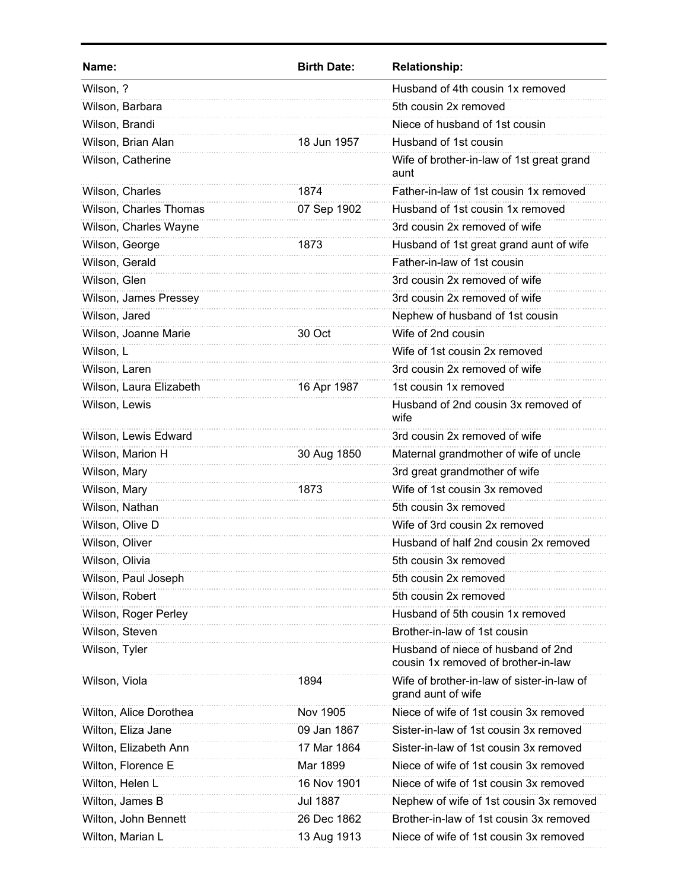| Name: | Birth Date: | Relationship: |
| --- | --- | --- |
| Wilson, ? | | Husband of 4th cousin 1x removed |
| Wilson, Barbara | | 5th cousin 2x removed |
| Wilson, Brandi | | Niece of husband of 1st cousin |
| Wilson, Brian Alan | 18 Jun 1957 | Husband of 1st cousin |
| Wilson, Catherine | | Wife of brother-in-law of 1st great grand aunt |
| Wilson, Charles | 1874 | Father-in-law of 1st cousin 1x removed |
| Wilson, Charles Thomas | 07 Sep 1902 | Husband of 1st cousin 1x removed |
| Wilson, Charles Wayne | | 3rd cousin 2x removed of wife |
| Wilson, George | 1873 | Husband of 1st great grand aunt of wife |
| Wilson, Gerald | | Father-in-law of 1st cousin |
| Wilson, Glen | | 3rd cousin 2x removed of wife |
| Wilson, James Pressey | | 3rd cousin 2x removed of wife |
| Wilson, Jared | | Nephew of husband of 1st cousin |
| Wilson, Joanne Marie | 30 Oct | Wife of 2nd cousin |
| Wilson, L | | Wife of 1st cousin 2x removed |
| Wilson, Laren | | 3rd cousin 2x removed of wife |
| Wilson, Laura Elizabeth | 16 Apr 1987 | 1st cousin 1x removed |
| Wilson, Lewis | | Husband of 2nd cousin 3x removed of wife |
| Wilson, Lewis Edward | | 3rd cousin 2x removed of wife |
| Wilson, Marion H | 30 Aug 1850 | Maternal grandmother of wife of uncle |
| Wilson, Mary | | 3rd great grandmother of wife |
| Wilson, Mary | 1873 | Wife of 1st cousin 3x removed |
| Wilson, Nathan | | 5th cousin 3x removed |
| Wilson, Olive D | | Wife of 3rd cousin 2x removed |
| Wilson, Oliver | | Husband of half 2nd cousin 2x removed |
| Wilson, Olivia | | 5th cousin 3x removed |
| Wilson, Paul Joseph | | 5th cousin 2x removed |
| Wilson, Robert | | 5th cousin 2x removed |
| Wilson, Roger Perley | | Husband of 5th cousin 1x removed |
| Wilson, Steven | | Brother-in-law of 1st cousin |
| Wilson, Tyler | | Husband of niece of husband of 2nd cousin 1x removed of brother-in-law |
| Wilson, Viola | 1894 | Wife of brother-in-law of sister-in-law of grand aunt of wife |
| Wilton, Alice Dorothea | Nov 1905 | Niece of wife of 1st cousin 3x removed |
| Wilton, Eliza Jane | 09 Jan 1867 | Sister-in-law of 1st cousin 3x removed |
| Wilton, Elizabeth Ann | 17 Mar 1864 | Sister-in-law of 1st cousin 3x removed |
| Wilton, Florence E | Mar 1899 | Niece of wife of 1st cousin 3x removed |
| Wilton, Helen L | 16 Nov 1901 | Niece of wife of 1st cousin 3x removed |
| Wilton, James B | Jul 1887 | Nephew of wife of 1st cousin 3x removed |
| Wilton, John Bennett | 26 Dec 1862 | Brother-in-law of 1st cousin 3x removed |
| Wilton, Marian L | 13 Aug 1913 | Niece of wife of 1st cousin 3x removed |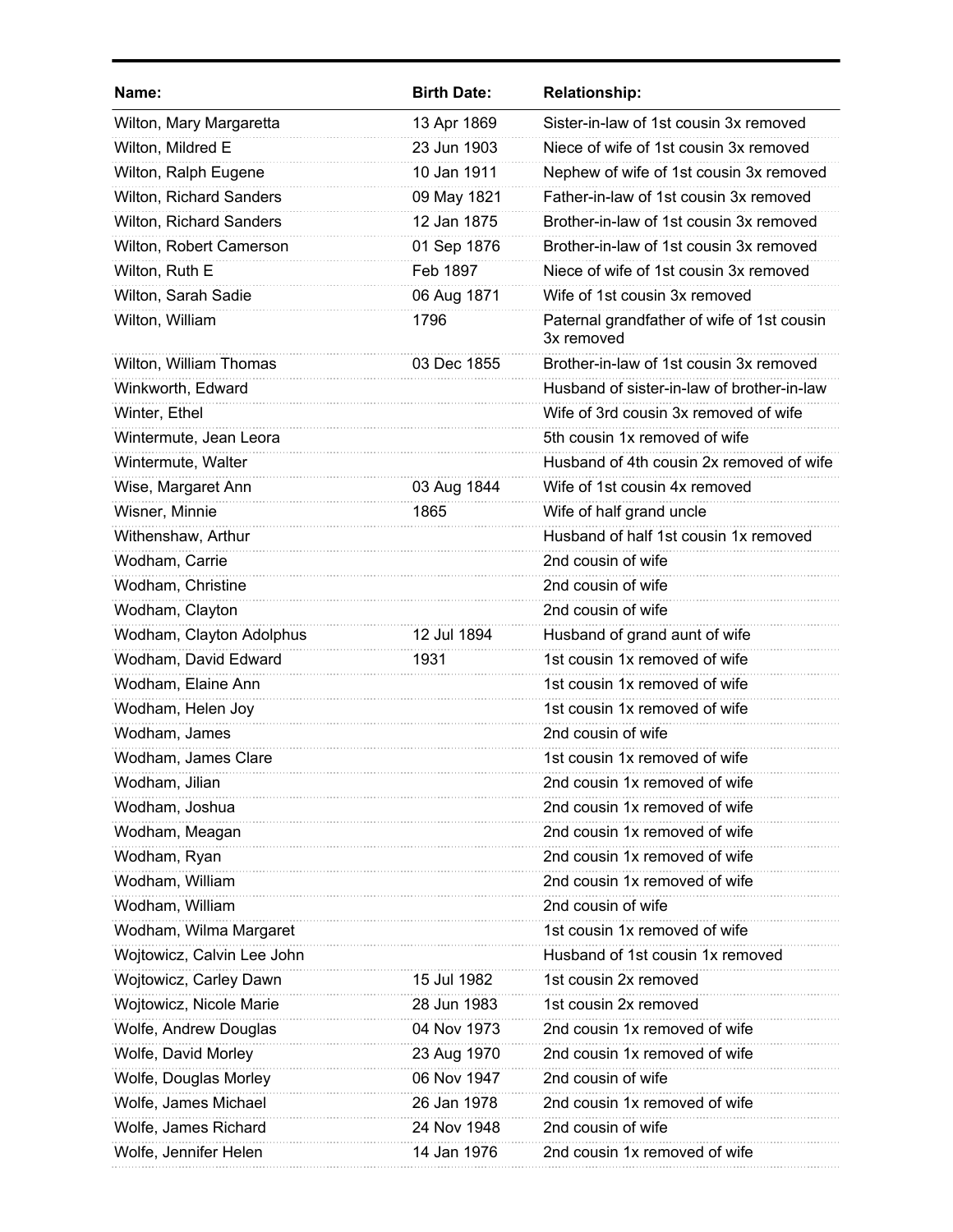| Name: | Birth Date: | Relationship: |
|---|---|---|
| Wilton, Mary Margaretta | 13 Apr 1869 | Sister-in-law of 1st cousin 3x removed |
| Wilton, Mildred E | 23 Jun 1903 | Niece of wife of 1st cousin 3x removed |
| Wilton, Ralph Eugene | 10 Jan 1911 | Nephew of wife of 1st cousin 3x removed |
| Wilton, Richard Sanders | 09 May 1821 | Father-in-law of 1st cousin 3x removed |
| Wilton, Richard Sanders | 12 Jan 1875 | Brother-in-law of 1st cousin 3x removed |
| Wilton, Robert Camerson | 01 Sep 1876 | Brother-in-law of 1st cousin 3x removed |
| Wilton, Ruth E | Feb 1897 | Niece of wife of 1st cousin 3x removed |
| Wilton, Sarah Sadie | 06 Aug 1871 | Wife of 1st cousin 3x removed |
| Wilton, William | 1796 | Paternal grandfather of wife of 1st cousin 3x removed |
| Wilton, William Thomas | 03 Dec 1855 | Brother-in-law of 1st cousin 3x removed |
| Winkworth, Edward | | Husband of sister-in-law of brother-in-law |
| Winter, Ethel | | Wife of 3rd cousin 3x removed of wife |
| Wintermute, Jean Leora | | 5th cousin 1x removed of wife |
| Wintermute, Walter | | Husband of 4th cousin 2x removed of wife |
| Wise, Margaret Ann | 03 Aug 1844 | Wife of 1st cousin 4x removed |
| Wisner, Minnie | 1865 | Wife of half grand uncle |
| Withenshaw, Arthur | | Husband of half 1st cousin 1x removed |
| Wodham, Carrie | | 2nd cousin of wife |
| Wodham, Christine | | 2nd cousin of wife |
| Wodham, Clayton | | 2nd cousin of wife |
| Wodham, Clayton Adolphus | 12 Jul 1894 | Husband of grand aunt of wife |
| Wodham, David Edward | 1931 | 1st cousin 1x removed of wife |
| Wodham, Elaine Ann | | 1st cousin 1x removed of wife |
| Wodham, Helen Joy | | 1st cousin 1x removed of wife |
| Wodham, James | | 2nd cousin of wife |
| Wodham, James Clare | | 1st cousin 1x removed of wife |
| Wodham, Jilian | | 2nd cousin 1x removed of wife |
| Wodham, Joshua | | 2nd cousin 1x removed of wife |
| Wodham, Meagan | | 2nd cousin 1x removed of wife |
| Wodham, Ryan | | 2nd cousin 1x removed of wife |
| Wodham, William | | 2nd cousin 1x removed of wife |
| Wodham, William | | 2nd cousin of wife |
| Wodham, Wilma Margaret | | 1st cousin 1x removed of wife |
| Wojtowicz, Calvin Lee John | | Husband of 1st cousin 1x removed |
| Wojtowicz, Carley Dawn | 15 Jul 1982 | 1st cousin 2x removed |
| Wojtowicz, Nicole Marie | 28 Jun 1983 | 1st cousin 2x removed |
| Wolfe, Andrew Douglas | 04 Nov 1973 | 2nd cousin 1x removed of wife |
| Wolfe, David Morley | 23 Aug 1970 | 2nd cousin 1x removed of wife |
| Wolfe, Douglas Morley | 06 Nov 1947 | 2nd cousin of wife |
| Wolfe, James Michael | 26 Jan 1978 | 2nd cousin 1x removed of wife |
| Wolfe, James Richard | 24 Nov 1948 | 2nd cousin of wife |
| Wolfe, Jennifer Helen | 14 Jan 1976 | 2nd cousin 1x removed of wife |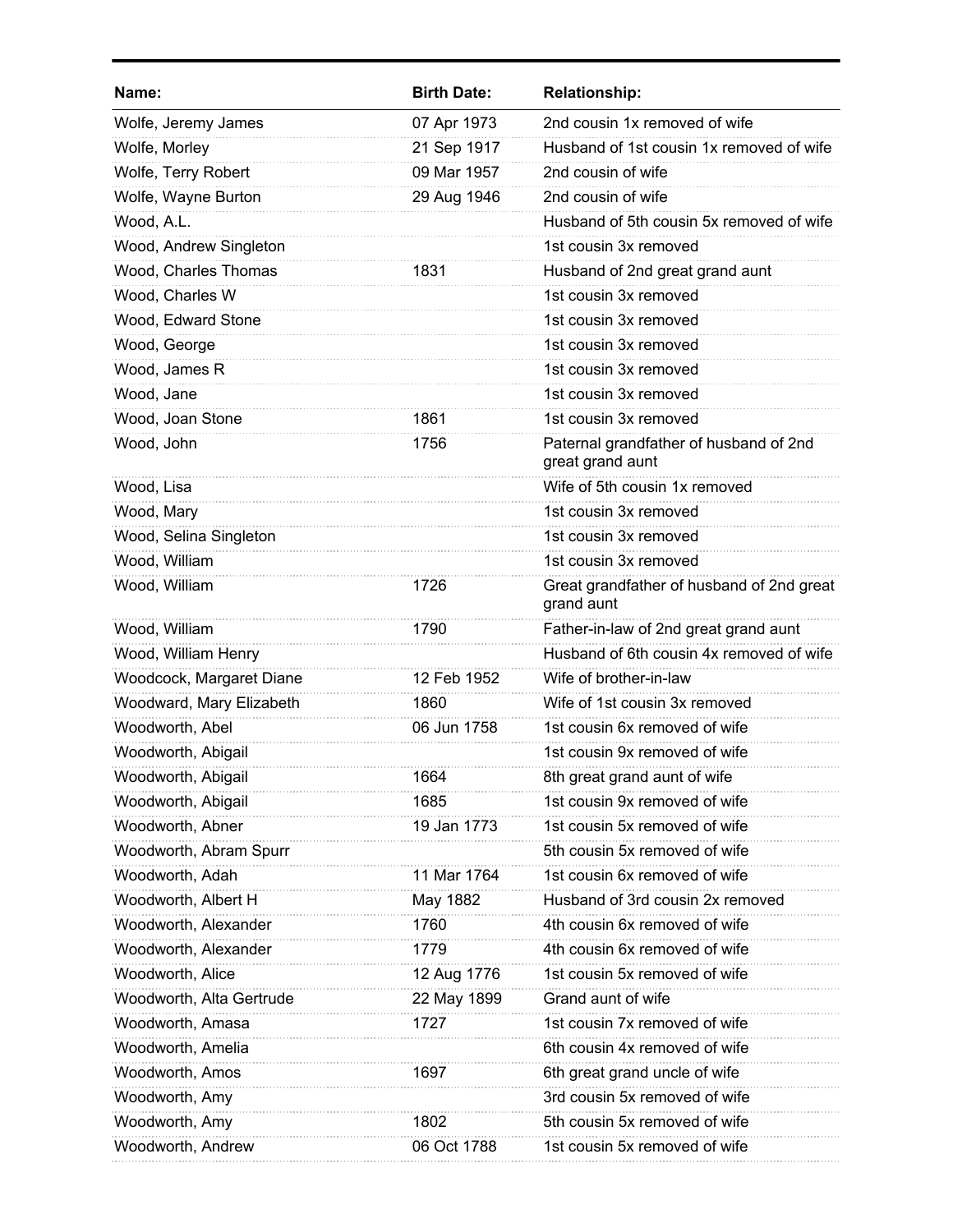| Name: | Birth Date: | Relationship: |
|---|---|---|
| Wolfe, Jeremy James | 07 Apr 1973 | 2nd cousin 1x removed of wife |
| Wolfe, Morley | 21 Sep 1917 | Husband of 1st cousin 1x removed of wife |
| Wolfe, Terry Robert | 09 Mar 1957 | 2nd cousin of wife |
| Wolfe, Wayne Burton | 29 Aug 1946 | 2nd cousin of wife |
| Wood, A.L. | | Husband of 5th cousin 5x removed of wife |
| Wood, Andrew Singleton | | 1st cousin 3x removed |
| Wood, Charles Thomas | 1831 | Husband of 2nd great grand aunt |
| Wood, Charles W | | 1st cousin 3x removed |
| Wood, Edward Stone | | 1st cousin 3x removed |
| Wood, George | | 1st cousin 3x removed |
| Wood, James R | | 1st cousin 3x removed |
| Wood, Jane | | 1st cousin 3x removed |
| Wood, Joan Stone | 1861 | 1st cousin 3x removed |
| Wood, John | 1756 | Paternal grandfather of husband of 2nd great grand aunt |
| Wood, Lisa | | Wife of 5th cousin 1x removed |
| Wood, Mary | | 1st cousin 3x removed |
| Wood, Selina Singleton | | 1st cousin 3x removed |
| Wood, William | | 1st cousin 3x removed |
| Wood, William | 1726 | Great grandfather of husband of 2nd great grand aunt |
| Wood, William | 1790 | Father-in-law of 2nd great grand aunt |
| Wood, William Henry | | Husband of 6th cousin 4x removed of wife |
| Woodcock, Margaret Diane | 12 Feb 1952 | Wife of brother-in-law |
| Woodward, Mary Elizabeth | 1860 | Wife of 1st cousin 3x removed |
| Woodworth, Abel | 06 Jun 1758 | 1st cousin 6x removed of wife |
| Woodworth, Abigail | | 1st cousin 9x removed of wife |
| Woodworth, Abigail | 1664 | 8th great grand aunt of wife |
| Woodworth, Abigail | 1685 | 1st cousin 9x removed of wife |
| Woodworth, Abner | 19 Jan 1773 | 1st cousin 5x removed of wife |
| Woodworth, Abram Spurr | | 5th cousin 5x removed of wife |
| Woodworth, Adah | 11 Mar 1764 | 1st cousin 6x removed of wife |
| Woodworth, Albert H | May 1882 | Husband of 3rd cousin 2x removed |
| Woodworth, Alexander | 1760 | 4th cousin 6x removed of wife |
| Woodworth, Alexander | 1779 | 4th cousin 6x removed of wife |
| Woodworth, Alice | 12 Aug 1776 | 1st cousin 5x removed of wife |
| Woodworth, Alta Gertrude | 22 May 1899 | Grand aunt of wife |
| Woodworth, Amasa | 1727 | 1st cousin 7x removed of wife |
| Woodworth, Amelia | | 6th cousin 4x removed of wife |
| Woodworth, Amos | 1697 | 6th great grand uncle of wife |
| Woodworth, Amy | | 3rd cousin 5x removed of wife |
| Woodworth, Amy | 1802 | 5th cousin 5x removed of wife |
| Woodworth, Andrew | 06 Oct 1788 | 1st cousin 5x removed of wife |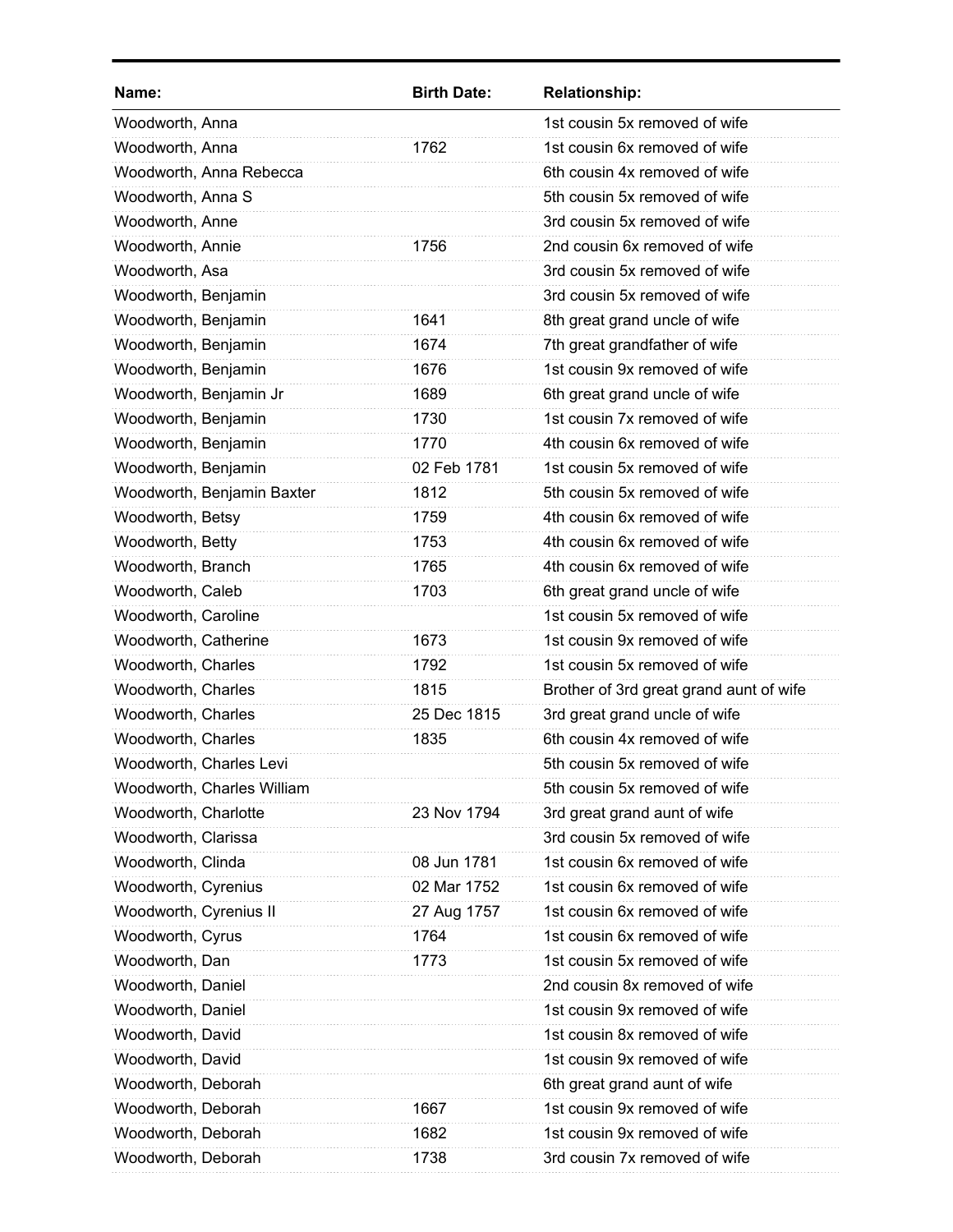| Name: | Birth Date: | Relationship: |
|---|---|---|
| Woodworth, Anna | | 1st cousin 5x removed of wife |
| Woodworth, Anna | 1762 | 1st cousin 6x removed of wife |
| Woodworth, Anna Rebecca | | 6th cousin 4x removed of wife |
| Woodworth, Anna S | | 5th cousin 5x removed of wife |
| Woodworth, Anne | | 3rd cousin 5x removed of wife |
| Woodworth, Annie | 1756 | 2nd cousin 6x removed of wife |
| Woodworth, Asa | | 3rd cousin 5x removed of wife |
| Woodworth, Benjamin | | 3rd cousin 5x removed of wife |
| Woodworth, Benjamin | 1641 | 8th great grand uncle of wife |
| Woodworth, Benjamin | 1674 | 7th great grandfather of wife |
| Woodworth, Benjamin | 1676 | 1st cousin 9x removed of wife |
| Woodworth, Benjamin Jr | 1689 | 6th great grand uncle of wife |
| Woodworth, Benjamin | 1730 | 1st cousin 7x removed of wife |
| Woodworth, Benjamin | 1770 | 4th cousin 6x removed of wife |
| Woodworth, Benjamin | 02 Feb 1781 | 1st cousin 5x removed of wife |
| Woodworth, Benjamin Baxter | 1812 | 5th cousin 5x removed of wife |
| Woodworth, Betsy | 1759 | 4th cousin 6x removed of wife |
| Woodworth, Betty | 1753 | 4th cousin 6x removed of wife |
| Woodworth, Branch | 1765 | 4th cousin 6x removed of wife |
| Woodworth, Caleb | 1703 | 6th great grand uncle of wife |
| Woodworth, Caroline | | 1st cousin 5x removed of wife |
| Woodworth, Catherine | 1673 | 1st cousin 9x removed of wife |
| Woodworth, Charles | 1792 | 1st cousin 5x removed of wife |
| Woodworth, Charles | 1815 | Brother of 3rd great grand aunt of wife |
| Woodworth, Charles | 25 Dec 1815 | 3rd great grand uncle of wife |
| Woodworth, Charles | 1835 | 6th cousin 4x removed of wife |
| Woodworth, Charles Levi | | 5th cousin 5x removed of wife |
| Woodworth, Charles William | | 5th cousin 5x removed of wife |
| Woodworth, Charlotte | 23 Nov 1794 | 3rd great grand aunt of wife |
| Woodworth, Clarissa | | 3rd cousin 5x removed of wife |
| Woodworth, Clinda | 08 Jun 1781 | 1st cousin 6x removed of wife |
| Woodworth, Cyrenius | 02 Mar 1752 | 1st cousin 6x removed of wife |
| Woodworth, Cyrenius II | 27 Aug 1757 | 1st cousin 6x removed of wife |
| Woodworth, Cyrus | 1764 | 1st cousin 6x removed of wife |
| Woodworth, Dan | 1773 | 1st cousin 5x removed of wife |
| Woodworth, Daniel | | 2nd cousin 8x removed of wife |
| Woodworth, Daniel | | 1st cousin 9x removed of wife |
| Woodworth, David | | 1st cousin 8x removed of wife |
| Woodworth, David | | 1st cousin 9x removed of wife |
| Woodworth, Deborah | | 6th great grand aunt of wife |
| Woodworth, Deborah | 1667 | 1st cousin 9x removed of wife |
| Woodworth, Deborah | 1682 | 1st cousin 9x removed of wife |
| Woodworth, Deborah | 1738 | 3rd cousin 7x removed of wife |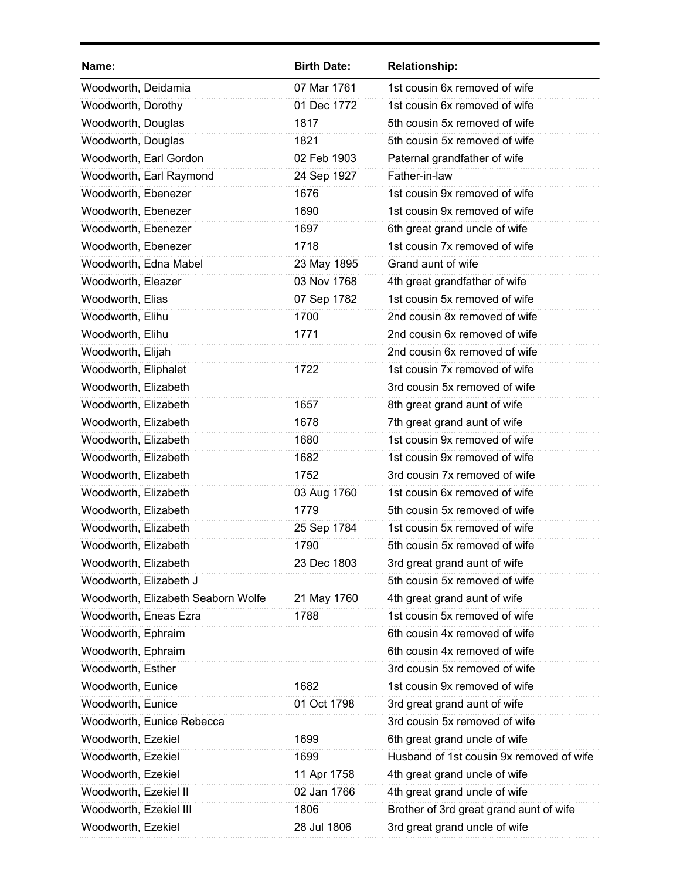| Name: | Birth Date: | Relationship: |
| --- | --- | --- |
| Woodworth, Deidamia | 07 Mar 1761 | 1st cousin 6x removed of wife |
| Woodworth, Dorothy | 01 Dec 1772 | 1st cousin 6x removed of wife |
| Woodworth, Douglas | 1817 | 5th cousin 5x removed of wife |
| Woodworth, Douglas | 1821 | 5th cousin 5x removed of wife |
| Woodworth, Earl Gordon | 02 Feb 1903 | Paternal grandfather of wife |
| Woodworth, Earl Raymond | 24 Sep 1927 | Father-in-law |
| Woodworth, Ebenezer | 1676 | 1st cousin 9x removed of wife |
| Woodworth, Ebenezer | 1690 | 1st cousin 9x removed of wife |
| Woodworth, Ebenezer | 1697 | 6th great grand uncle of wife |
| Woodworth, Ebenezer | 1718 | 1st cousin 7x removed of wife |
| Woodworth, Edna Mabel | 23 May 1895 | Grand aunt of wife |
| Woodworth, Eleazer | 03 Nov 1768 | 4th great grandfather of wife |
| Woodworth, Elias | 07 Sep 1782 | 1st cousin 5x removed of wife |
| Woodworth, Elihu | 1700 | 2nd cousin 8x removed of wife |
| Woodworth, Elihu | 1771 | 2nd cousin 6x removed of wife |
| Woodworth, Elijah | | 2nd cousin 6x removed of wife |
| Woodworth, Eliphalet | 1722 | 1st cousin 7x removed of wife |
| Woodworth, Elizabeth | | 3rd cousin 5x removed of wife |
| Woodworth, Elizabeth | 1657 | 8th great grand aunt of wife |
| Woodworth, Elizabeth | 1678 | 7th great grand aunt of wife |
| Woodworth, Elizabeth | 1680 | 1st cousin 9x removed of wife |
| Woodworth, Elizabeth | 1682 | 1st cousin 9x removed of wife |
| Woodworth, Elizabeth | 1752 | 3rd cousin 7x removed of wife |
| Woodworth, Elizabeth | 03 Aug 1760 | 1st cousin 6x removed of wife |
| Woodworth, Elizabeth | 1779 | 5th cousin 5x removed of wife |
| Woodworth, Elizabeth | 25 Sep 1784 | 1st cousin 5x removed of wife |
| Woodworth, Elizabeth | 1790 | 5th cousin 5x removed of wife |
| Woodworth, Elizabeth | 23 Dec 1803 | 3rd great grand aunt of wife |
| Woodworth, Elizabeth J | | 5th cousin 5x removed of wife |
| Woodworth, Elizabeth Seaborn Wolfe | 21 May 1760 | 4th great grand aunt of wife |
| Woodworth, Eneas Ezra | 1788 | 1st cousin 5x removed of wife |
| Woodworth, Ephraim | | 6th cousin 4x removed of wife |
| Woodworth, Ephraim | | 6th cousin 4x removed of wife |
| Woodworth, Esther | | 3rd cousin 5x removed of wife |
| Woodworth, Eunice | 1682 | 1st cousin 9x removed of wife |
| Woodworth, Eunice | 01 Oct 1798 | 3rd great grand aunt of wife |
| Woodworth, Eunice Rebecca | | 3rd cousin 5x removed of wife |
| Woodworth, Ezekiel | 1699 | 6th great grand uncle of wife |
| Woodworth, Ezekiel | 1699 | Husband of 1st cousin 9x removed of wife |
| Woodworth, Ezekiel | 11 Apr 1758 | 4th great grand uncle of wife |
| Woodworth, Ezekiel II | 02 Jan 1766 | 4th great grand uncle of wife |
| Woodworth, Ezekiel III | 1806 | Brother of 3rd great grand aunt of wife |
| Woodworth, Ezekiel | 28 Jul 1806 | 3rd great grand uncle of wife |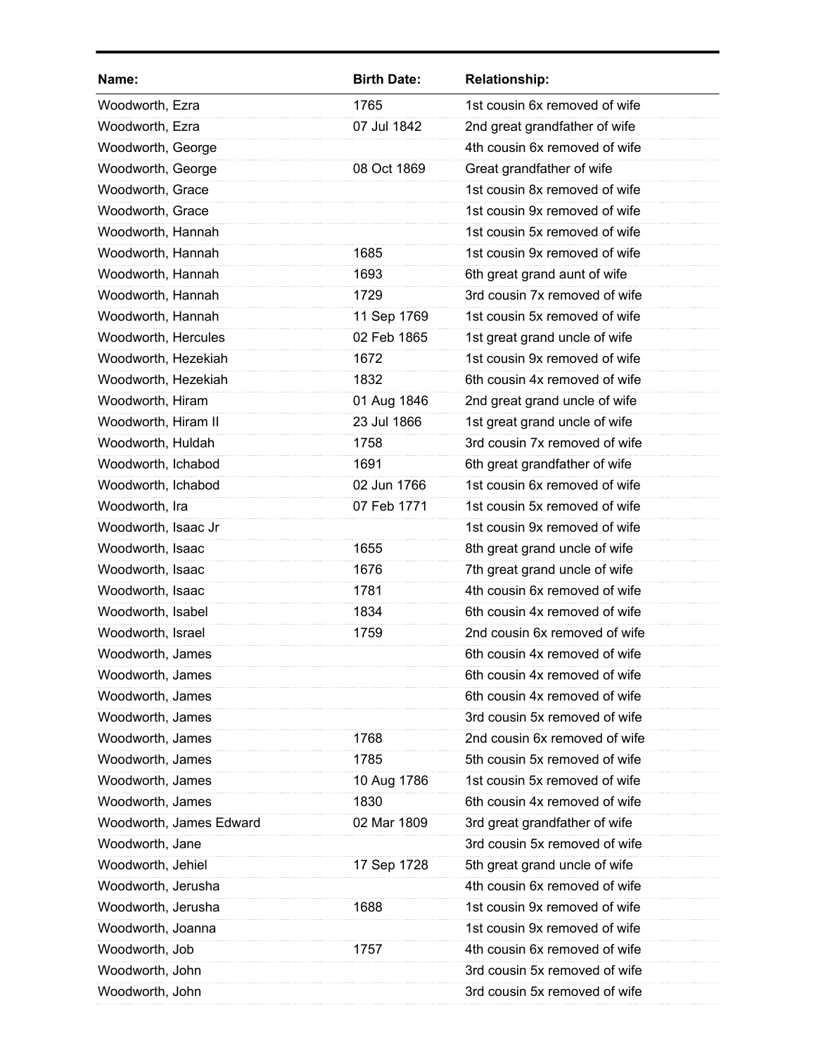| Name: | Birth Date: | Relationship: |
|---|---|---|
| Woodworth, Ezra | 1765 | 1st cousin 6x removed of wife |
| Woodworth, Ezra | 07 Jul 1842 | 2nd great grandfather of wife |
| Woodworth, George | | 4th cousin 6x removed of wife |
| Woodworth, George | 08 Oct 1869 | Great grandfather of wife |
| Woodworth, Grace | | 1st cousin 8x removed of wife |
| Woodworth, Grace | | 1st cousin 9x removed of wife |
| Woodworth, Hannah | | 1st cousin 5x removed of wife |
| Woodworth, Hannah | 1685 | 1st cousin 9x removed of wife |
| Woodworth, Hannah | 1693 | 6th great grand aunt of wife |
| Woodworth, Hannah | 1729 | 3rd cousin 7x removed of wife |
| Woodworth, Hannah | 11 Sep 1769 | 1st cousin 5x removed of wife |
| Woodworth, Hercules | 02 Feb 1865 | 1st great grand uncle of wife |
| Woodworth, Hezekiah | 1672 | 1st cousin 9x removed of wife |
| Woodworth, Hezekiah | 1832 | 6th cousin 4x removed of wife |
| Woodworth, Hiram | 01 Aug 1846 | 2nd great grand uncle of wife |
| Woodworth, Hiram II | 23 Jul 1866 | 1st great grand uncle of wife |
| Woodworth, Huldah | 1758 | 3rd cousin 7x removed of wife |
| Woodworth, Ichabod | 1691 | 6th great grandfather of wife |
| Woodworth, Ichabod | 02 Jun 1766 | 1st cousin 6x removed of wife |
| Woodworth, Ira | 07 Feb 1771 | 1st cousin 5x removed of wife |
| Woodworth, Isaac Jr | | 1st cousin 9x removed of wife |
| Woodworth, Isaac | 1655 | 8th great grand uncle of wife |
| Woodworth, Isaac | 1676 | 7th great grand uncle of wife |
| Woodworth, Isaac | 1781 | 4th cousin 6x removed of wife |
| Woodworth, Isabel | 1834 | 6th cousin 4x removed of wife |
| Woodworth, Israel | 1759 | 2nd cousin 6x removed of wife |
| Woodworth, James | | 6th cousin 4x removed of wife |
| Woodworth, James | | 6th cousin 4x removed of wife |
| Woodworth, James | | 6th cousin 4x removed of wife |
| Woodworth, James | | 3rd cousin 5x removed of wife |
| Woodworth, James | 1768 | 2nd cousin 6x removed of wife |
| Woodworth, James | 1785 | 5th cousin 5x removed of wife |
| Woodworth, James | 10 Aug 1786 | 1st cousin 5x removed of wife |
| Woodworth, James | 1830 | 6th cousin 4x removed of wife |
| Woodworth, James Edward | 02 Mar 1809 | 3rd great grandfather of wife |
| Woodworth, Jane | | 3rd cousin 5x removed of wife |
| Woodworth, Jehiel | 17 Sep 1728 | 5th great grand uncle of wife |
| Woodworth, Jerusha | | 4th cousin 6x removed of wife |
| Woodworth, Jerusha | 1688 | 1st cousin 9x removed of wife |
| Woodworth, Joanna | | 1st cousin 9x removed of wife |
| Woodworth, Job | 1757 | 4th cousin 6x removed of wife |
| Woodworth, John | | 3rd cousin 5x removed of wife |
| Woodworth, John | | 3rd cousin 5x removed of wife |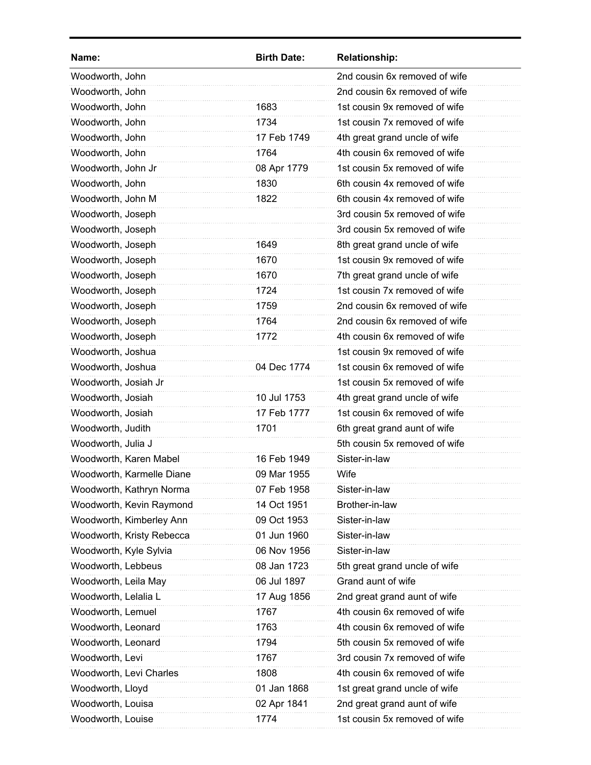| Name: | Birth Date: | Relationship: |
|---|---|---|
| Woodworth, John | | 2nd cousin 6x removed of wife |
| Woodworth, John | | 2nd cousin 6x removed of wife |
| Woodworth, John | 1683 | 1st cousin 9x removed of wife |
| Woodworth, John | 1734 | 1st cousin 7x removed of wife |
| Woodworth, John | 17 Feb 1749 | 4th great grand uncle of wife |
| Woodworth, John | 1764 | 4th cousin 6x removed of wife |
| Woodworth, John Jr | 08 Apr 1779 | 1st cousin 5x removed of wife |
| Woodworth, John | 1830 | 6th cousin 4x removed of wife |
| Woodworth, John M | 1822 | 6th cousin 4x removed of wife |
| Woodworth, Joseph | | 3rd cousin 5x removed of wife |
| Woodworth, Joseph | | 3rd cousin 5x removed of wife |
| Woodworth, Joseph | 1649 | 8th great grand uncle of wife |
| Woodworth, Joseph | 1670 | 1st cousin 9x removed of wife |
| Woodworth, Joseph | 1670 | 7th great grand uncle of wife |
| Woodworth, Joseph | 1724 | 1st cousin 7x removed of wife |
| Woodworth, Joseph | 1759 | 2nd cousin 6x removed of wife |
| Woodworth, Joseph | 1764 | 2nd cousin 6x removed of wife |
| Woodworth, Joseph | 1772 | 4th cousin 6x removed of wife |
| Woodworth, Joshua | | 1st cousin 9x removed of wife |
| Woodworth, Joshua | 04 Dec 1774 | 1st cousin 6x removed of wife |
| Woodworth, Josiah Jr | | 1st cousin 5x removed of wife |
| Woodworth, Josiah | 10 Jul 1753 | 4th great grand uncle of wife |
| Woodworth, Josiah | 17 Feb 1777 | 1st cousin 6x removed of wife |
| Woodworth, Judith | 1701 | 6th great grand aunt of wife |
| Woodworth, Julia J | | 5th cousin 5x removed of wife |
| Woodworth, Karen Mabel | 16 Feb 1949 | Sister-in-law |
| Woodworth, Karmelle Diane | 09 Mar 1955 | Wife |
| Woodworth, Kathryn Norma | 07 Feb 1958 | Sister-in-law |
| Woodworth, Kevin Raymond | 14 Oct 1951 | Brother-in-law |
| Woodworth, Kimberley Ann | 09 Oct 1953 | Sister-in-law |
| Woodworth, Kristy Rebecca | 01 Jun 1960 | Sister-in-law |
| Woodworth, Kyle Sylvia | 06 Nov 1956 | Sister-in-law |
| Woodworth, Lebbeus | 08 Jan 1723 | 5th great grand uncle of wife |
| Woodworth, Leila May | 06 Jul 1897 | Grand aunt of wife |
| Woodworth, Lelalia L | 17 Aug 1856 | 2nd great grand aunt of wife |
| Woodworth, Lemuel | 1767 | 4th cousin 6x removed of wife |
| Woodworth, Leonard | 1763 | 4th cousin 6x removed of wife |
| Woodworth, Leonard | 1794 | 5th cousin 5x removed of wife |
| Woodworth, Levi | 1767 | 3rd cousin 7x removed of wife |
| Woodworth, Levi Charles | 1808 | 4th cousin 6x removed of wife |
| Woodworth, Lloyd | 01 Jan 1868 | 1st great grand uncle of wife |
| Woodworth, Louisa | 02 Apr 1841 | 2nd great grand aunt of wife |
| Woodworth, Louise | 1774 | 1st cousin 5x removed of wife |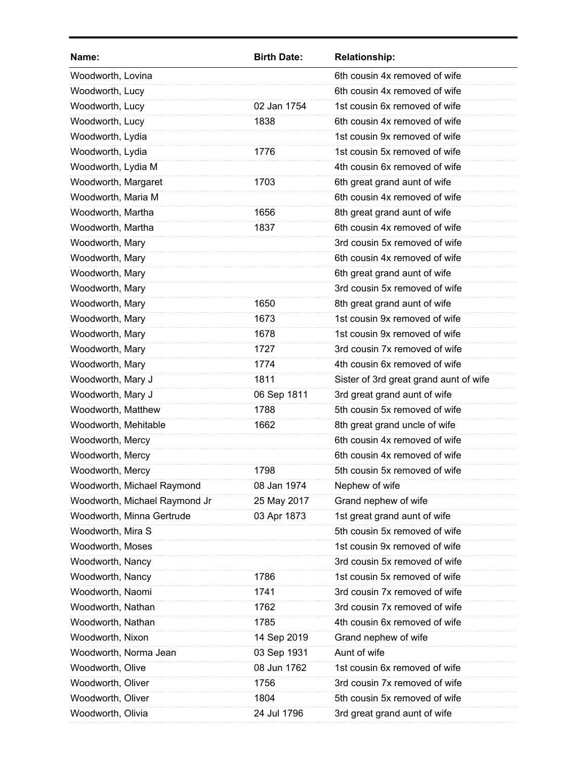| Name: | Birth Date: | Relationship: |
|---|---|---|
| Woodworth, Lovina | | 6th cousin 4x removed of wife |
| Woodworth, Lucy | | 6th cousin 4x removed of wife |
| Woodworth, Lucy | 02 Jan 1754 | 1st cousin 6x removed of wife |
| Woodworth, Lucy | 1838 | 6th cousin 4x removed of wife |
| Woodworth, Lydia | | 1st cousin 9x removed of wife |
| Woodworth, Lydia | 1776 | 1st cousin 5x removed of wife |
| Woodworth, Lydia M | | 4th cousin 6x removed of wife |
| Woodworth, Margaret | 1703 | 6th great grand aunt of wife |
| Woodworth, Maria M | | 6th cousin 4x removed of wife |
| Woodworth, Martha | 1656 | 8th great grand aunt of wife |
| Woodworth, Martha | 1837 | 6th cousin 4x removed of wife |
| Woodworth, Mary | | 3rd cousin 5x removed of wife |
| Woodworth, Mary | | 6th cousin 4x removed of wife |
| Woodworth, Mary | | 6th great grand aunt of wife |
| Woodworth, Mary | | 3rd cousin 5x removed of wife |
| Woodworth, Mary | 1650 | 8th great grand aunt of wife |
| Woodworth, Mary | 1673 | 1st cousin 9x removed of wife |
| Woodworth, Mary | 1678 | 1st cousin 9x removed of wife |
| Woodworth, Mary | 1727 | 3rd cousin 7x removed of wife |
| Woodworth, Mary | 1774 | 4th cousin 6x removed of wife |
| Woodworth, Mary J | 1811 | Sister of 3rd great grand aunt of wife |
| Woodworth, Mary J | 06 Sep 1811 | 3rd great grand aunt of wife |
| Woodworth, Matthew | 1788 | 5th cousin 5x removed of wife |
| Woodworth, Mehitable | 1662 | 8th great grand uncle of wife |
| Woodworth, Mercy | | 6th cousin 4x removed of wife |
| Woodworth, Mercy | | 6th cousin 4x removed of wife |
| Woodworth, Mercy | 1798 | 5th cousin 5x removed of wife |
| Woodworth, Michael Raymond | 08 Jan 1974 | Nephew of wife |
| Woodworth, Michael Raymond Jr | 25 May 2017 | Grand nephew of wife |
| Woodworth, Minna Gertrude | 03 Apr 1873 | 1st great grand aunt of wife |
| Woodworth, Mira S | | 5th cousin 5x removed of wife |
| Woodworth, Moses | | 1st cousin 9x removed of wife |
| Woodworth, Nancy | | 3rd cousin 5x removed of wife |
| Woodworth, Nancy | 1786 | 1st cousin 5x removed of wife |
| Woodworth, Naomi | 1741 | 3rd cousin 7x removed of wife |
| Woodworth, Nathan | 1762 | 3rd cousin 7x removed of wife |
| Woodworth, Nathan | 1785 | 4th cousin 6x removed of wife |
| Woodworth, Nixon | 14 Sep 2019 | Grand nephew of wife |
| Woodworth, Norma Jean | 03 Sep 1931 | Aunt of wife |
| Woodworth, Olive | 08 Jun 1762 | 1st cousin 6x removed of wife |
| Woodworth, Oliver | 1756 | 3rd cousin 7x removed of wife |
| Woodworth, Oliver | 1804 | 5th cousin 5x removed of wife |
| Woodworth, Olivia | 24 Jul 1796 | 3rd great grand aunt of wife |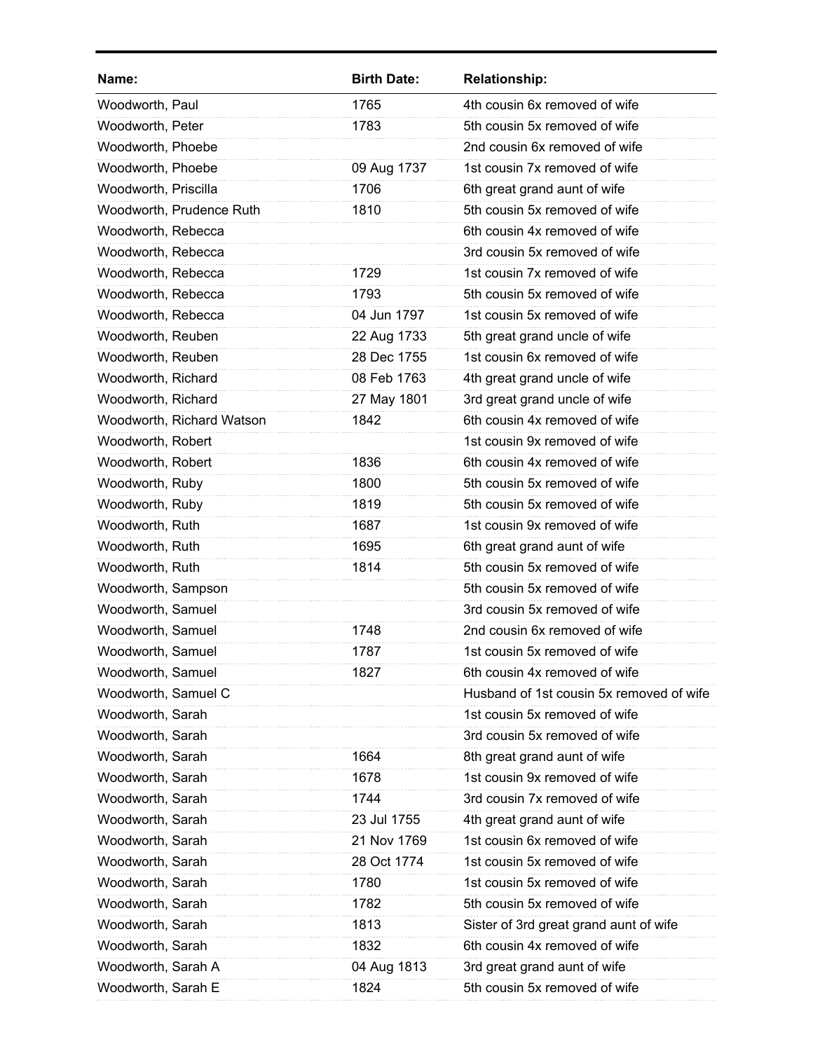| Name: | Birth Date: | Relationship: |
|---|---|---|
| Woodworth, Paul | 1765 | 4th cousin 6x removed of wife |
| Woodworth, Peter | 1783 | 5th cousin 5x removed of wife |
| Woodworth, Phoebe | | 2nd cousin 6x removed of wife |
| Woodworth, Phoebe | 09 Aug 1737 | 1st cousin 7x removed of wife |
| Woodworth, Priscilla | 1706 | 6th great grand aunt of wife |
| Woodworth, Prudence Ruth | 1810 | 5th cousin 5x removed of wife |
| Woodworth, Rebecca | | 6th cousin 4x removed of wife |
| Woodworth, Rebecca | | 3rd cousin 5x removed of wife |
| Woodworth, Rebecca | 1729 | 1st cousin 7x removed of wife |
| Woodworth, Rebecca | 1793 | 5th cousin 5x removed of wife |
| Woodworth, Rebecca | 04 Jun 1797 | 1st cousin 5x removed of wife |
| Woodworth, Reuben | 22 Aug 1733 | 5th great grand uncle of wife |
| Woodworth, Reuben | 28 Dec 1755 | 1st cousin 6x removed of wife |
| Woodworth, Richard | 08 Feb 1763 | 4th great grand uncle of wife |
| Woodworth, Richard | 27 May 1801 | 3rd great grand uncle of wife |
| Woodworth, Richard Watson | 1842 | 6th cousin 4x removed of wife |
| Woodworth, Robert | | 1st cousin 9x removed of wife |
| Woodworth, Robert | 1836 | 6th cousin 4x removed of wife |
| Woodworth, Ruby | 1800 | 5th cousin 5x removed of wife |
| Woodworth, Ruby | 1819 | 5th cousin 5x removed of wife |
| Woodworth, Ruth | 1687 | 1st cousin 9x removed of wife |
| Woodworth, Ruth | 1695 | 6th great grand aunt of wife |
| Woodworth, Ruth | 1814 | 5th cousin 5x removed of wife |
| Woodworth, Sampson | | 5th cousin 5x removed of wife |
| Woodworth, Samuel | | 3rd cousin 5x removed of wife |
| Woodworth, Samuel | 1748 | 2nd cousin 6x removed of wife |
| Woodworth, Samuel | 1787 | 1st cousin 5x removed of wife |
| Woodworth, Samuel | 1827 | 6th cousin 4x removed of wife |
| Woodworth, Samuel C | | Husband of 1st cousin 5x removed of wife |
| Woodworth, Sarah | | 1st cousin 5x removed of wife |
| Woodworth, Sarah | | 3rd cousin 5x removed of wife |
| Woodworth, Sarah | 1664 | 8th great grand aunt of wife |
| Woodworth, Sarah | 1678 | 1st cousin 9x removed of wife |
| Woodworth, Sarah | 1744 | 3rd cousin 7x removed of wife |
| Woodworth, Sarah | 23 Jul 1755 | 4th great grand aunt of wife |
| Woodworth, Sarah | 21 Nov 1769 | 1st cousin 6x removed of wife |
| Woodworth, Sarah | 28 Oct 1774 | 1st cousin 5x removed of wife |
| Woodworth, Sarah | 1780 | 1st cousin 5x removed of wife |
| Woodworth, Sarah | 1782 | 5th cousin 5x removed of wife |
| Woodworth, Sarah | 1813 | Sister of 3rd great grand aunt of wife |
| Woodworth, Sarah | 1832 | 6th cousin 4x removed of wife |
| Woodworth, Sarah A | 04 Aug 1813 | 3rd great grand aunt of wife |
| Woodworth, Sarah E | 1824 | 5th cousin 5x removed of wife |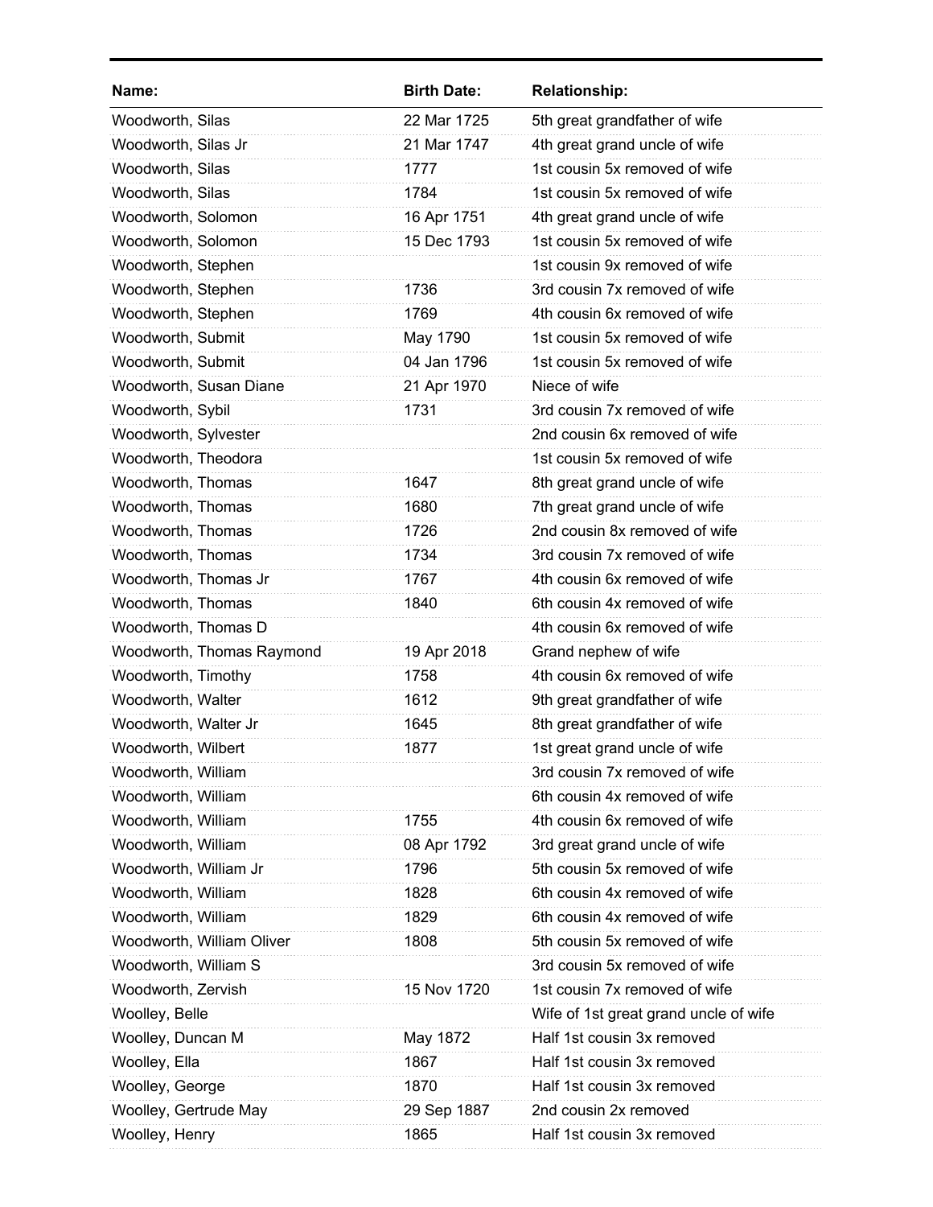| Name: | Birth Date: | Relationship: |
|---|---|---|
| Woodworth, Silas | 22 Mar 1725 | 5th great grandfather of wife |
| Woodworth, Silas Jr | 21 Mar 1747 | 4th great grand uncle of wife |
| Woodworth, Silas | 1777 | 1st cousin 5x removed of wife |
| Woodworth, Silas | 1784 | 1st cousin 5x removed of wife |
| Woodworth, Solomon | 16 Apr 1751 | 4th great grand uncle of wife |
| Woodworth, Solomon | 15 Dec 1793 | 1st cousin 5x removed of wife |
| Woodworth, Stephen | | 1st cousin 9x removed of wife |
| Woodworth, Stephen | 1736 | 3rd cousin 7x removed of wife |
| Woodworth, Stephen | 1769 | 4th cousin 6x removed of wife |
| Woodworth, Submit | May 1790 | 1st cousin 5x removed of wife |
| Woodworth, Submit | 04 Jan 1796 | 1st cousin 5x removed of wife |
| Woodworth, Susan Diane | 21 Apr 1970 | Niece of wife |
| Woodworth, Sybil | 1731 | 3rd cousin 7x removed of wife |
| Woodworth, Sylvester | | 2nd cousin 6x removed of wife |
| Woodworth, Theodora | | 1st cousin 5x removed of wife |
| Woodworth, Thomas | 1647 | 8th great grand uncle of wife |
| Woodworth, Thomas | 1680 | 7th great grand uncle of wife |
| Woodworth, Thomas | 1726 | 2nd cousin 8x removed of wife |
| Woodworth, Thomas | 1734 | 3rd cousin 7x removed of wife |
| Woodworth, Thomas Jr | 1767 | 4th cousin 6x removed of wife |
| Woodworth, Thomas | 1840 | 6th cousin 4x removed of wife |
| Woodworth, Thomas D | | 4th cousin 6x removed of wife |
| Woodworth, Thomas Raymond | 19 Apr 2018 | Grand nephew of wife |
| Woodworth, Timothy | 1758 | 4th cousin 6x removed of wife |
| Woodworth, Walter | 1612 | 9th great grandfather of wife |
| Woodworth, Walter Jr | 1645 | 8th great grandfather of wife |
| Woodworth, Wilbert | 1877 | 1st great grand uncle of wife |
| Woodworth, William | | 3rd cousin 7x removed of wife |
| Woodworth, William | | 6th cousin 4x removed of wife |
| Woodworth, William | 1755 | 4th cousin 6x removed of wife |
| Woodworth, William | 08 Apr 1792 | 3rd great grand uncle of wife |
| Woodworth, William Jr | 1796 | 5th cousin 5x removed of wife |
| Woodworth, William | 1828 | 6th cousin 4x removed of wife |
| Woodworth, William | 1829 | 6th cousin 4x removed of wife |
| Woodworth, William Oliver | 1808 | 5th cousin 5x removed of wife |
| Woodworth, William S | | 3rd cousin 5x removed of wife |
| Woodworth, Zervish | 15 Nov 1720 | 1st cousin 7x removed of wife |
| Woolley, Belle | | Wife of 1st great grand uncle of wife |
| Woolley, Duncan M | May 1872 | Half 1st cousin 3x removed |
| Woolley, Ella | 1867 | Half 1st cousin 3x removed |
| Woolley, George | 1870 | Half 1st cousin 3x removed |
| Woolley, Gertrude May | 29 Sep 1887 | 2nd cousin 2x removed |
| Woolley, Henry | 1865 | Half 1st cousin 3x removed |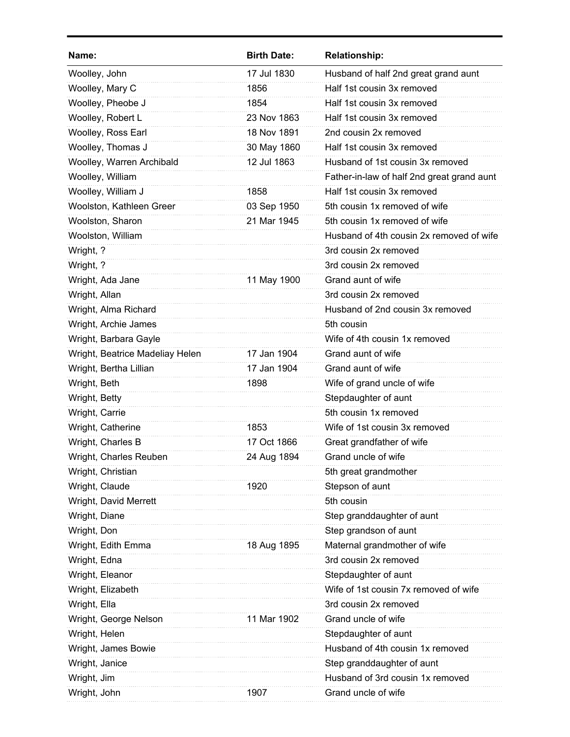| Name: | Birth Date: | Relationship: |
|---|---|---|
| Woolley, John | 17 Jul 1830 | Husband of half 2nd great grand aunt |
| Woolley, Mary C | 1856 | Half 1st cousin 3x removed |
| Woolley, Pheobe J | 1854 | Half 1st cousin 3x removed |
| Woolley, Robert L | 23 Nov 1863 | Half 1st cousin 3x removed |
| Woolley, Ross Earl | 18 Nov 1891 | 2nd cousin 2x removed |
| Woolley, Thomas J | 30 May 1860 | Half 1st cousin 3x removed |
| Woolley, Warren Archibald | 12 Jul 1863 | Husband of 1st cousin 3x removed |
| Woolley, William | | Father-in-law of half 2nd great grand aunt |
| Woolley, William J | 1858 | Half 1st cousin 3x removed |
| Woolston, Kathleen Greer | 03 Sep 1950 | 5th cousin 1x removed of wife |
| Woolston, Sharon | 21 Mar 1945 | 5th cousin 1x removed of wife |
| Woolston, William | | Husband of 4th cousin 2x removed of wife |
| Wright, ? | | 3rd cousin 2x removed |
| Wright, ? | | 3rd cousin 2x removed |
| Wright, Ada Jane | 11 May 1900 | Grand aunt of wife |
| Wright, Allan | | 3rd cousin 2x removed |
| Wright, Alma Richard | | Husband of 2nd cousin 3x removed |
| Wright, Archie James | | 5th cousin |
| Wright, Barbara Gayle | | Wife of 4th cousin 1x removed |
| Wright, Beatrice Madeliay Helen | 17 Jan 1904 | Grand aunt of wife |
| Wright, Bertha Lillian | 17 Jan 1904 | Grand aunt of wife |
| Wright, Beth | 1898 | Wife of grand uncle of wife |
| Wright, Betty | | Stepdaughter of aunt |
| Wright, Carrie | | 5th cousin 1x removed |
| Wright, Catherine | 1853 | Wife of 1st cousin 3x removed |
| Wright, Charles B | 17 Oct 1866 | Great grandfather of wife |
| Wright, Charles Reuben | 24 Aug 1894 | Grand uncle of wife |
| Wright, Christian | | 5th great grandmother |
| Wright, Claude | 1920 | Stepson of aunt |
| Wright, David Merrett | | 5th cousin |
| Wright, Diane | | Step granddaughter of aunt |
| Wright, Don | | Step grandson of aunt |
| Wright, Edith Emma | 18 Aug 1895 | Maternal grandmother of wife |
| Wright, Edna | | 3rd cousin 2x removed |
| Wright, Eleanor | | Stepdaughter of aunt |
| Wright, Elizabeth | | Wife of 1st cousin 7x removed of wife |
| Wright, Ella | | 3rd cousin 2x removed |
| Wright, George Nelson | 11 Mar 1902 | Grand uncle of wife |
| Wright, Helen | | Stepdaughter of aunt |
| Wright, James Bowie | | Husband of 4th cousin 1x removed |
| Wright, Janice | | Step granddaughter of aunt |
| Wright, Jim | | Husband of 3rd cousin 1x removed |
| Wright, John | 1907 | Grand uncle of wife |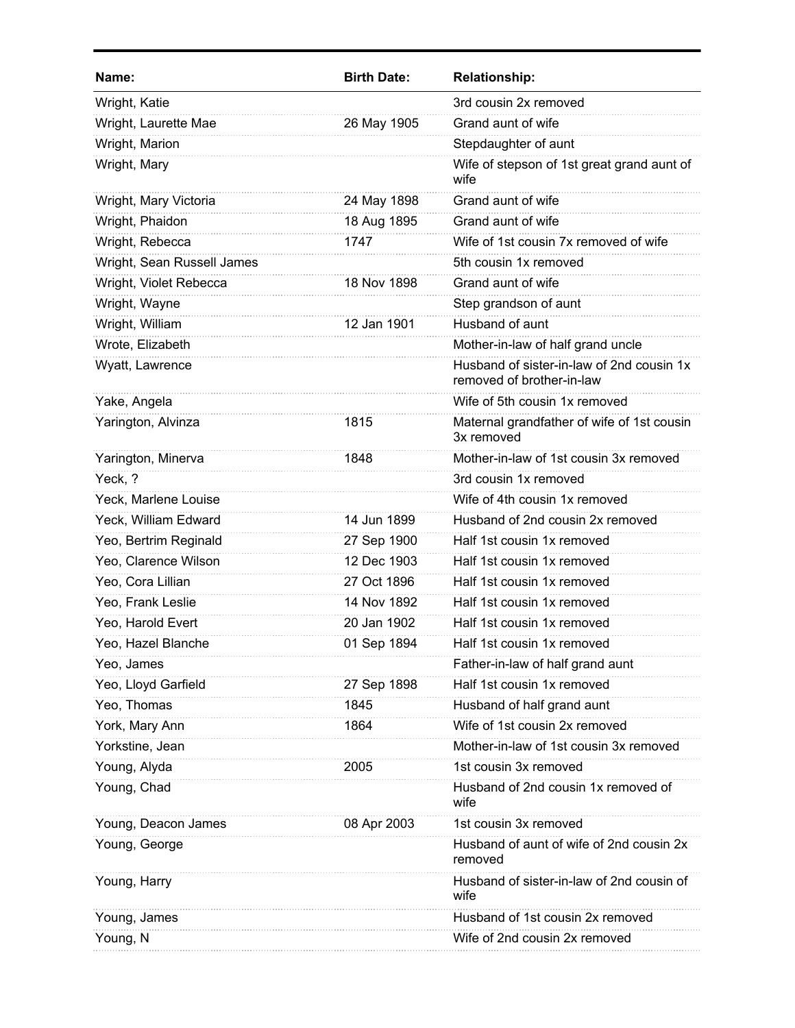| Name: | Birth Date: | Relationship: |
|---|---|---|
| Wright, Katie | | 3rd cousin 2x removed |
| Wright, Laurette Mae | 26 May 1905 | Grand aunt of wife |
| Wright, Marion | | Stepdaughter of aunt |
| Wright, Mary | | Wife of stepson of 1st great grand aunt of wife |
| Wright, Mary Victoria | 24 May 1898 | Grand aunt of wife |
| Wright, Phaidon | 18 Aug 1895 | Grand aunt of wife |
| Wright, Rebecca | 1747 | Wife of 1st cousin 7x removed of wife |
| Wright, Sean Russell James | | 5th cousin 1x removed |
| Wright, Violet Rebecca | 18 Nov 1898 | Grand aunt of wife |
| Wright, Wayne | | Step grandson of aunt |
| Wright, William | 12 Jan 1901 | Husband of aunt |
| Wrote, Elizabeth | | Mother-in-law of half grand uncle |
| Wyatt, Lawrence | | Husband of sister-in-law of 2nd cousin 1x removed of brother-in-law |
| Yake, Angela | | Wife of 5th cousin 1x removed |
| Yarington, Alvinza | 1815 | Maternal grandfather of wife of 1st cousin 3x removed |
| Yarington, Minerva | 1848 | Mother-in-law of 1st cousin 3x removed |
| Yeck, ? | | 3rd cousin 1x removed |
| Yeck, Marlene Louise | | Wife of 4th cousin 1x removed |
| Yeck, William Edward | 14 Jun 1899 | Husband of 2nd cousin 2x removed |
| Yeo, Bertrim Reginald | 27 Sep 1900 | Half 1st cousin 1x removed |
| Yeo, Clarence Wilson | 12 Dec 1903 | Half 1st cousin 1x removed |
| Yeo, Cora Lillian | 27 Oct 1896 | Half 1st cousin 1x removed |
| Yeo, Frank Leslie | 14 Nov 1892 | Half 1st cousin 1x removed |
| Yeo, Harold Evert | 20 Jan 1902 | Half 1st cousin 1x removed |
| Yeo, Hazel Blanche | 01 Sep 1894 | Half 1st cousin 1x removed |
| Yeo, James | | Father-in-law of half grand aunt |
| Yeo, Lloyd Garfield | 27 Sep 1898 | Half 1st cousin 1x removed |
| Yeo, Thomas | 1845 | Husband of half grand aunt |
| York, Mary Ann | 1864 | Wife of 1st cousin 2x removed |
| Yorkstine, Jean | | Mother-in-law of 1st cousin 3x removed |
| Young, Alyda | 2005 | 1st cousin 3x removed |
| Young, Chad | | Husband of 2nd cousin 1x removed of wife |
| Young, Deacon James | 08 Apr 2003 | 1st cousin 3x removed |
| Young, George | | Husband of aunt of wife of 2nd cousin 2x removed |
| Young, Harry | | Husband of sister-in-law of 2nd cousin of wife |
| Young, James | | Husband of 1st cousin 2x removed |
| Young, N | | Wife of 2nd cousin 2x removed |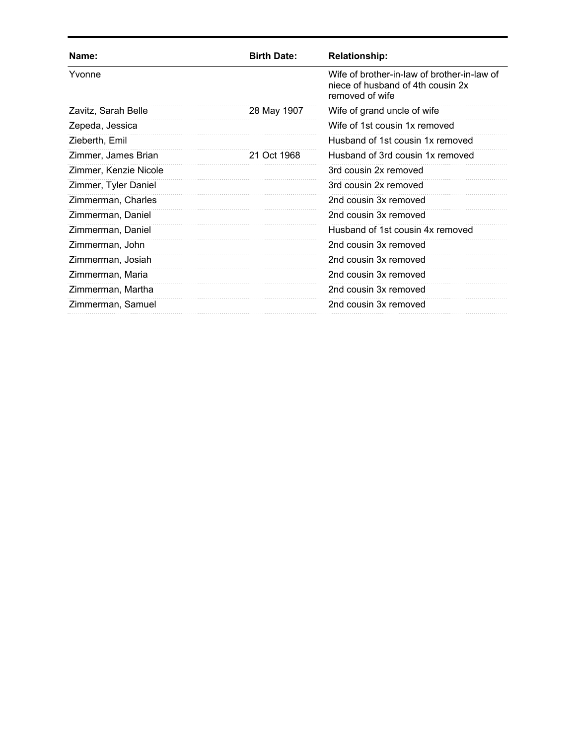| Name: | Birth Date: | Relationship: |
| --- | --- | --- |
| Yvonne | | Wife of brother-in-law of brother-in-law of niece of husband of 4th cousin 2x removed of wife |
| Zavitz, Sarah Belle | 28 May 1907 | Wife of grand uncle of wife |
| Zepeda, Jessica | | Wife of 1st cousin 1x removed |
| Zieberth, Emil | | Husband of 1st cousin 1x removed |
| Zimmer, James Brian | 21 Oct 1968 | Husband of 3rd cousin 1x removed |
| Zimmer, Kenzie Nicole | | 3rd cousin 2x removed |
| Zimmer, Tyler Daniel | | 3rd cousin 2x removed |
| Zimmerman, Charles | | 2nd cousin 3x removed |
| Zimmerman, Daniel | | 2nd cousin 3x removed |
| Zimmerman, Daniel | | Husband of 1st cousin 4x removed |
| Zimmerman, John | | 2nd cousin 3x removed |
| Zimmerman, Josiah | | 2nd cousin 3x removed |
| Zimmerman, Maria | | 2nd cousin 3x removed |
| Zimmerman, Martha | | 2nd cousin 3x removed |
| Zimmerman, Samuel | | 2nd cousin 3x removed |